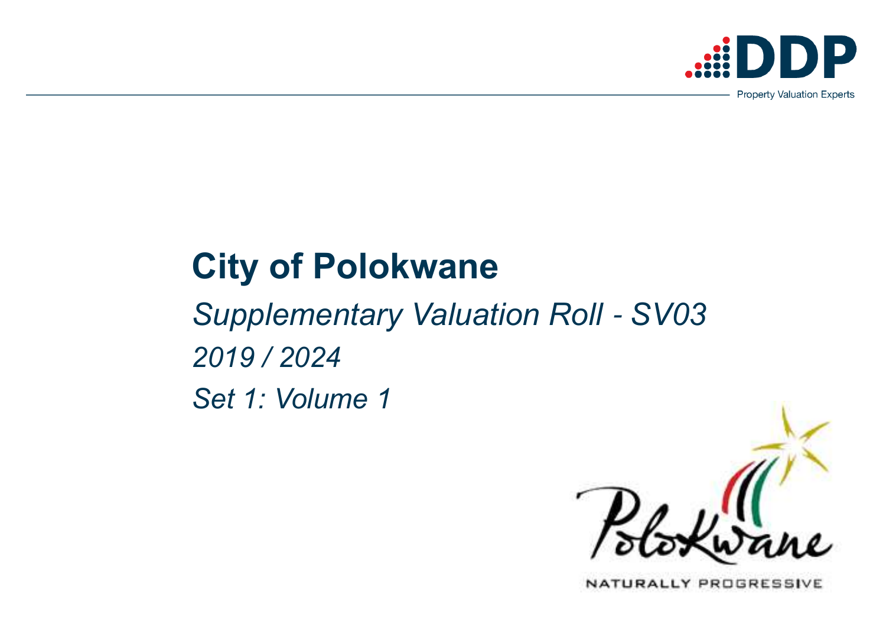DDP

Property Valuation Experts

# City of Polokwane

*Supplementary Valuation Roll - SV03*

*2019 / 2024*

*Set 1: Volume 1*

Polokwane

NATURALLY PROGRESSIVE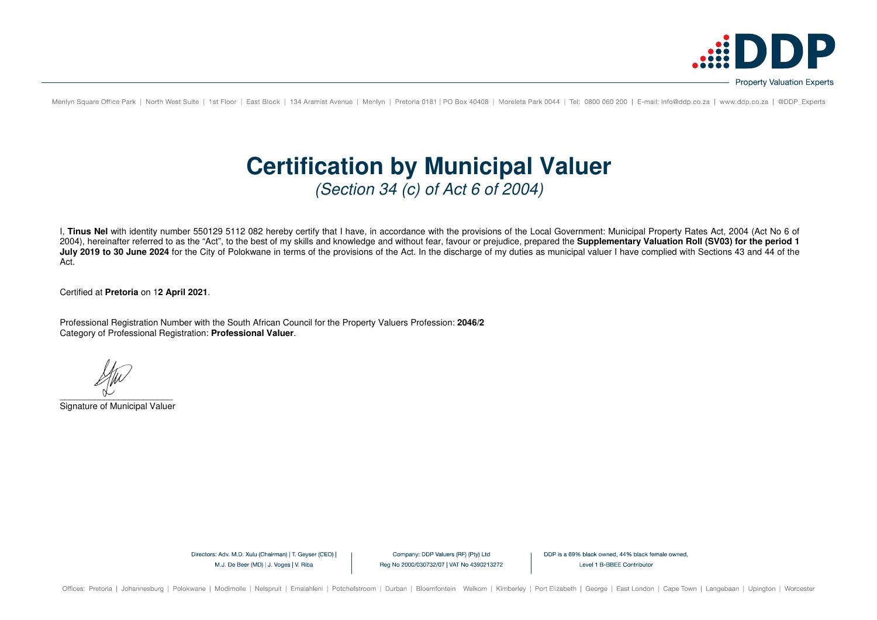# Certification by Municipal Valuer

*(Section 34 (c) of Act 6 of 2004)*

I, **Tinus Nel** with identity number 550129 5112 082 hereby certify that I have, in accordance with the provisions of the Local Government: Municipal Property Rates Act, 2004 (Act No 6 of 2004), hereinafter referred to as the "Act", to the best of my skills and knowledge and without fear, favour or prejudice, prepared the **Supplementary Valuation Roll (SV03) for the period 1 July 2019 to 30 June 2024** for the City of Polokwane in terms of the provisions of the Act. In the discharge of my duties as municipal valuer I have complied with Sections 43 and 44 of the Act.

Certified at **Pretoria** on 1**2 April 2021**.

Professional Registration Number with the South African Council for the Property Valuers Profession: **2046/2**
Category of Professional Registration: **Professional Valuer**.

_______________________
Signature of Municipal Valuer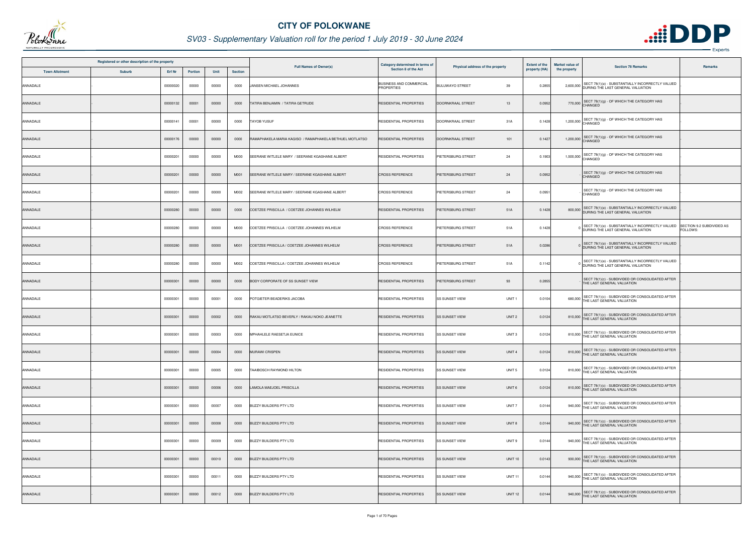# CITY OF POLOKWANE

## SV03 - Supplementary Valuation roll for the period 1 July 2019 - 30 June 2024

| Registered or other description of the property | | | | | | Full Names of Owner(s) | Category determined in terms of Section 8 of the Act | Physical address of the property | | Extent of the property (HA) | Market value of the property | Section 78 Remarks | Remarks |
|---|---|---|---|---|---|---|---|---|---|---|---|---|---|
| Town Allotment | Suburb | Erf Nr | Portion | Unit | Section | | | | | | | | |
| ANNADALE | - | 00000020 | 00000 | 00000 | 0000 | JANSEN MICHAEL JOHANNES | BUSINESS AND COMMERCIAL PROPERTIES | BULUWAYO STREET | 39 | 0.2855 | 2,600,000 | SECT 78(1)(e) - SUBSTANTIALLY INCORRECTLY VALUED DURING THE LAST GENERAL VALUATION | - |
| ANNADALE | - | 00000132 | 00001 | 00000 | 0000 | TATIRA BENJAMIN / TATIRA GETRUDE | RESIDENTIAL PROPERTIES | DOORNKRAAL STREET | 13 | 0.0952 | 770,000 | SECT 78(1)(g) - OF WHICH THE CATEGORY HAS CHANGED | - |
| ANNADALE | - | 00000141 | 00001 | 00000 | 0000 | TAYOB YUSUF | RESIDENTIAL PROPERTIES | DOORNKRAAL STREET | 31A | 0.1428 | 1,200,000 | SECT 78(1)(g) - OF WHICH THE CATEGORY HAS CHANGED | - |
| ANNADALE | - | 00000176 | 00000 | 00000 | 0000 | RAMAPHAKELA MARIA KAGISO / RAMAPHAKELA BETHUEL MOTLATSO | RESIDENTIAL PROPERTIES | DOORNKRAAL STREET | 101 | 0.1427 | 1,200,000 | SECT 78(1)(g) - OF WHICH THE CATEGORY HAS CHANGED | - |
| ANNADALE | - | 00000201 | 00000 | 00000 | M000 | SEERANE WITLELE MARY / SEERANE KGASHANE ALBERT | RESIDENTIAL PROPERTIES | PIETERSBURG STREET | 24 | 0.1903 | 1,500,000 | SECT 78(1)(g) - OF WHICH THE CATEGORY HAS CHANGED | - |
| ANNADALE | - | 00000201 | 00000 | 00000 | M001 | SEERANE WITLELE MARY / SEERANE KGASHANE ALBERT | CROSS REFERENCE | PIETERSBURG STREET | 24 | 0.0952 | - | SECT 78(1)(g) - OF WHICH THE CATEGORY HAS CHANGED | - |
| ANNADALE | - | 00000201 | 00000 | 00000 | M002 | SEERANE WITLELE MARY / SEERANE KGASHANE ALBERT | CROSS REFERENCE | PIETERSBURG STREET | 24 | 0.0951 | - | SECT 78(1)(g) - OF WHICH THE CATEGORY HAS CHANGED | - |
| ANNADALE | - | 00000280 | 00000 | 00000 | 0000 | COETZEE PRISCILLA / COETZEE JOHANNES WILHELM | RESIDENTIAL PROPERTIES | PIETERSBURG STREET | 51A | 0.1428 | 800,000 | SECT 78(1)(e) - SUBSTANTIALLY INCORRECTLY VALUED DURING THE LAST GENERAL VALUATION | - |
| ANNADALE | - | 00000280 | 00000 | 00000 | M000 | COETZEE PRISCILLA / COETZEE JOHANNES WILHELM | CROSS REFERENCE | PIETERSBURG STREET | 51A | 0.1428 | 0 | SECT 78(1)(e) - SUBSTANTIALLY INCORRECTLY VALUED DURING THE LAST GENERAL VALUATION | SECTION 9.2 SUBDIVIDED AS FOLLOWS: |
| ANNADALE | - | 00000280 | 00000 | 00000 | M001 | COETZEE PRISCILLA / COETZEE JOHANNES WILHELM | CROSS REFERENCE | PIETERSBURG STREET | 51A | 0.0286 | 0 | SECT 78(1)(e) - SUBSTANTIALLY INCORRECTLY VALUED DURING THE LAST GENERAL VALUATION | - |
| ANNADALE | - | 00000280 | 00000 | 00000 | M002 | COETZEE PRISCILLA / COETZEE JOHANNES WILHELM | CROSS REFERENCE | PIETERSBURG STREET | 51A | 0.1142 | 0 | SECT 78(1)(e) - SUBSTANTIALLY INCORRECTLY VALUED DURING THE LAST GENERAL VALUATION | - |
| ANNADALE | - | 00000301 | 00000 | 00000 | 0000 | BODY CORPORATE OF SS SUNSET VIEW | RESIDENTIAL PROPERTIES | PIETERSBURG STREET | 93 | 0.2855 | - | SECT 78(1)(c) - SUBDIVIDED OR CONSOLIDATED AFTER THE LAST GENERAL VALUATION | - |
| ANNADALE | - | 00000301 | 00000 | 00001 | 0000 | POTGIETER BEADERIKS JACOBA | RESIDENTIAL PROPERTIES | SS SUNSET VIEW | UNIT 1 | 0.0104 | 680,000 | SECT 78(1)(c) - SUBDIVIDED OR CONSOLIDATED AFTER THE LAST GENERAL VALUATION | - |
| ANNADALE | - | 00000301 | 00000 | 00002 | 0000 | RAKAU MOTLATSO BEVERLY / RAKAU NOKO JEANETTE | RESIDENTIAL PROPERTIES | SS SUNSET VIEW | UNIT 2 | 0.0124 | 810,000 | SECT 78(1)(c) - SUBDIVIDED OR CONSOLIDATED AFTER THE LAST GENERAL VALUATION | - |
| ANNADALE | - | 00000301 | 00000 | 00003 | 0000 | MPHAHLELE RAESETJA EUNICE | RESIDENTIAL PROPERTIES | SS SUNSET VIEW | UNIT 3 | 0.0124 | 810,000 | SECT 78(1)(c) - SUBDIVIDED OR CONSOLIDATED AFTER THE LAST GENERAL VALUATION | - |
| ANNADALE | - | 00000301 | 00000 | 00004 | 0000 | MURAWI CRISPEN | RESIDENTIAL PROPERTIES | SS SUNSET VIEW | UNIT 4 | 0.0124 | 810,000 | SECT 78(1)(c) - SUBDIVIDED OR CONSOLIDATED AFTER THE LAST GENERAL VALUATION | - |
| ANNADALE | - | 00000301 | 00000 | 00005 | 0000 | TAAIBOSCH RAYMOND HILTON | RESIDENTIAL PROPERTIES | SS SUNSET VIEW | UNIT 5 | 0.0124 | 810,000 | SECT 78(1)(c) - SUBDIVIDED OR CONSOLIDATED AFTER THE LAST GENERAL VALUATION | - |
| ANNADALE | - | 00000301 | 00000 | 00006 | 0000 | LAMOLA MAEJOEL PRISCILLA | RESIDENTIAL PROPERTIES | SS SUNSET VIEW | UNIT 6 | 0.0124 | 810,000 | SECT 78(1)(c) - SUBDIVIDED OR CONSOLIDATED AFTER THE LAST GENERAL VALUATION | - |
| ANNADALE | - | 00000301 | 00000 | 00007 | 0000 | BUZZY BUILDERS PTY LTD | RESIDENTIAL PROPERTIES | SS SUNSET VIEW | UNIT 7 | 0.0144 | 940,000 | SECT 78(1)(c) - SUBDIVIDED OR CONSOLIDATED AFTER THE LAST GENERAL VALUATION | - |
| ANNADALE | - | 00000301 | 00000 | 00008 | 0000 | BUZZY BUILDERS PTY LTD | RESIDENTIAL PROPERTIES | SS SUNSET VIEW | UNIT 8 | 0.0144 | 940,000 | SECT 78(1)(c) - SUBDIVIDED OR CONSOLIDATED AFTER THE LAST GENERAL VALUATION | - |
| ANNADALE | - | 00000301 | 00000 | 00009 | 0000 | BUZZY BUILDERS PTY LTD | RESIDENTIAL PROPERTIES | SS SUNSET VIEW | UNIT 9 | 0.0144 | 940,000 | SECT 78(1)(c) - SUBDIVIDED OR CONSOLIDATED AFTER THE LAST GENERAL VALUATION | - |
| ANNADALE | - | 00000301 | 00000 | 00010 | 0000 | BUZZY BUILDERS PTY LTD | RESIDENTIAL PROPERTIES | SS SUNSET VIEW | UNIT 10 | 0.0143 | 930,000 | SECT 78(1)(c) - SUBDIVIDED OR CONSOLIDATED AFTER THE LAST GENERAL VALUATION | - |
| ANNADALE | - | 00000301 | 00000 | 00011 | 0000 | BUZZY BUILDERS PTY LTD | RESIDENTIAL PROPERTIES | SS SUNSET VIEW | UNIT 11 | 0.0144 | 940,000 | SECT 78(1)(c) - SUBDIVIDED OR CONSOLIDATED AFTER THE LAST GENERAL VALUATION | - |
| ANNADALE | - | 00000301 | 00000 | 00012 | 0000 | BUZZY BUILDERS PTY LTD | RESIDENTIAL PROPERTIES | SS SUNSET VIEW | UNIT 12 | 0.0144 | 940,000 | SECT 78(1)(c) - SUBDIVIDED OR CONSOLIDATED AFTER THE LAST GENERAL VALUATION | - |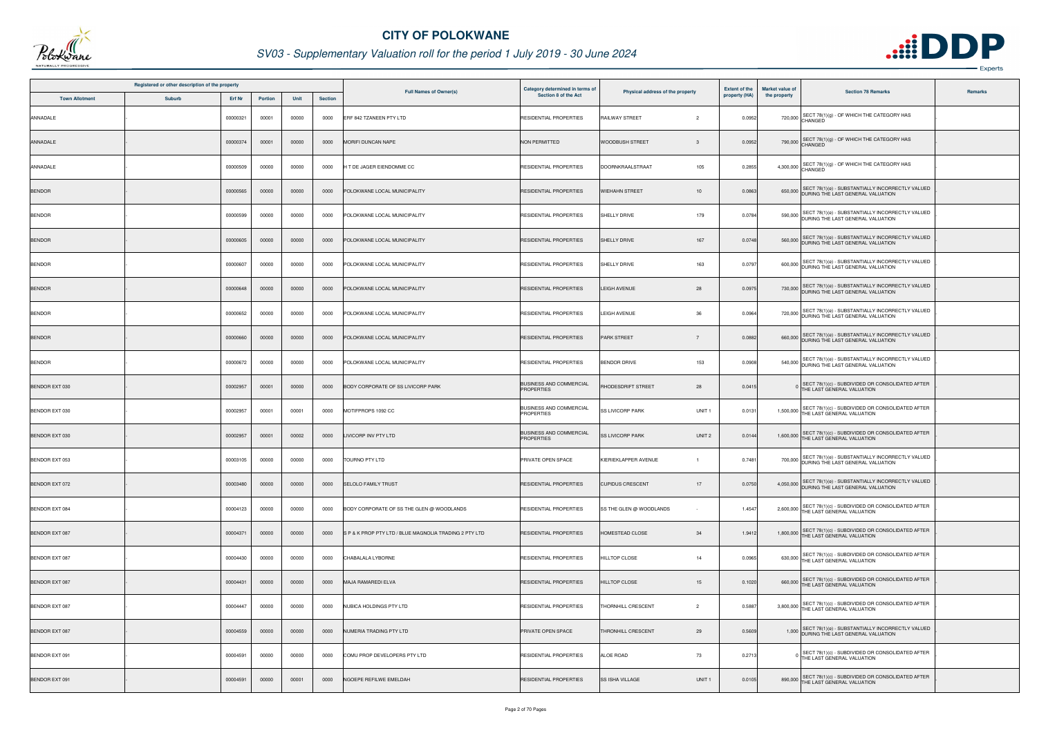# CITY OF POLOKWANE

## SV03 - Supplementary Valuation roll for the period 1 July 2019 - 30 June 2024

| Registered or other description of the property | | | | | | Full Names of Owner(s) | Category determined in terms of Section 8 of the Act | Physical address of the property | | Extent of the property (HA) | Market value of the property | Section 78 Remarks | Remarks |
|---|---|---|---|---|---|---|---|---|---|---|---|---|---|
| Town Allotment | Suburb | Erf Nr | Portion | Unit | Section | | | | | | | | |
| ANNADALE | - | 00000321 | 00001 | 00000 | 0000 | ERF 842 TZANEEN PTY LTD | RESIDENTIAL PROPERTIES | RAILWAY STREET | 2 | 0.0952 | 720,000 | SECT 78(1)(g) - OF WHICH THE CATEGORY HAS CHANGED | - |
| ANNADALE | - | 00000374 | 00001 | 00000 | 0000 | MORIFI DUNCAN NAPE | NON PERMITTED | WOODBUSH STREET | 3 | 0.0952 | 790,000 | SECT 78(1)(g) - OF WHICH THE CATEGORY HAS CHANGED | - |
| ANNADALE | - | 00000509 | 00000 | 00000 | 0000 | H T DE JAGER EIENDOMME CC | RESIDENTIAL PROPERTIES | DOORNKRAALSTRAAT | 105 | 0.2855 | 4,300,000 | SECT 78(1)(g) - OF WHICH THE CATEGORY HAS CHANGED | - |
| BENDOR | - | 00000565 | 00000 | 00000 | 0000 | POLOKWANE LOCAL MUNICIPALITY | RESIDENTIAL PROPERTIES | WIEHAHN STREET | 10 | 0.0863 | 650,000 | SECT 78(1)(e) - SUBSTANTIALLY INCORRECTLY VALUED DURING THE LAST GENERAL VALUATION | - |
| BENDOR | - | 00000599 | 00000 | 00000 | 0000 | POLOKWANE LOCAL MUNICIPALITY | RESIDENTIAL PROPERTIES | SHELLY DRIVE | 179 | 0.0784 | 590,000 | SECT 78(1)(e) - SUBSTANTIALLY INCORRECTLY VALUED DURING THE LAST GENERAL VALUATION | - |
| BENDOR | - | 00000605 | 00000 | 00000 | 0000 | POLOKWANE LOCAL MUNICIPALITY | RESIDENTIAL PROPERTIES | SHELLY DRIVE | 167 | 0.0748 | 560,000 | SECT 78(1)(e) - SUBSTANTIALLY INCORRECTLY VALUED DURING THE LAST GENERAL VALUATION | - |
| BENDOR | - | 00000607 | 00000 | 00000 | 0000 | POLOKWANE LOCAL MUNICIPALITY | RESIDENTIAL PROPERTIES | SHELLY DRIVE | 163 | 0.0797 | 600,000 | SECT 78(1)(e) - SUBSTANTIALLY INCORRECTLY VALUED DURING THE LAST GENERAL VALUATION | - |
| BENDOR | - | 00000648 | 00000 | 00000 | 0000 | POLOKWANE LOCAL MUNICIPALITY | RESIDENTIAL PROPERTIES | LEIGH AVENUE | 28 | 0.0975 | 730,000 | SECT 78(1)(e) - SUBSTANTIALLY INCORRECTLY VALUED DURING THE LAST GENERAL VALUATION | - |
| BENDOR | - | 00000652 | 00000 | 00000 | 0000 | POLOKWANE LOCAL MUNICIPALITY | RESIDENTIAL PROPERTIES | LEIGH AVENUE | 36 | 0.0964 | 720,000 | SECT 78(1)(e) - SUBSTANTIALLY INCORRECTLY VALUED DURING THE LAST GENERAL VALUATION | - |
| BENDOR | - | 00000660 | 00000 | 00000 | 0000 | POLOKWANE LOCAL MUNICIPALITY | RESIDENTIAL PROPERTIES | PARK STREET | 7 | 0.0882 | 660,000 | SECT 78(1)(e) - SUBSTANTIALLY INCORRECTLY VALUED DURING THE LAST GENERAL VALUATION | - |
| BENDOR | - | 00000672 | 00000 | 00000 | 0000 | POLOKWANE LOCAL MUNICIPALITY | RESIDENTIAL PROPERTIES | BENDOR DRIVE | 153 | 0.0908 | 540,000 | SECT 78(1)(e) - SUBSTANTIALLY INCORRECTLY VALUED DURING THE LAST GENERAL VALUATION | - |
| BENDOR EXT 030 | - | 00002957 | 00001 | 00000 | 0000 | BODY CORPORATE OF SS LIVICORP PARK | BUSINESS AND COMMERCIAL PROPERTIES | RHODESDRIFT STREET | 28 | 0.0415 | 0 | SECT 78(1)(c) - SUBDIVIDED OR CONSOLIDATED AFTER THE LAST GENERAL VALUATION | - |
| BENDOR EXT 030 | - | 00002957 | 00001 | 00001 | 0000 | MOTIFPROPS 1092 CC | BUSINESS AND COMMERCIAL PROPERTIES | SS LIVICORP PARK | UNIT 1 | 0.0131 | 1,500,000 | SECT 78(1)(c) - SUBDIVIDED OR CONSOLIDATED AFTER THE LAST GENERAL VALUATION | - |
| BENDOR EXT 030 | - | 00002957 | 00001 | 00002 | 0000 | LIVICORP INV PTY LTD | BUSINESS AND COMMERCIAL PROPERTIES | SS LIVICORP PARK | UNIT 2 | 0.0144 | 1,600,000 | SECT 78(1)(c) - SUBDIVIDED OR CONSOLIDATED AFTER THE LAST GENERAL VALUATION | - |
| BENDOR EXT 053 | - | 00003105 | 00000 | 00000 | 0000 | TOURNO PTY LTD | PRIVATE OPEN SPACE | KIERIEKLAPPER AVENUE | 1 | 0.7481 | 700,000 | SECT 78(1)(e) - SUBSTANTIALLY INCORRECTLY VALUED DURING THE LAST GENERAL VALUATION | - |
| BENDOR EXT 072 | - | 00003480 | 00000 | 00000 | 0000 | SELOLO FAMILY TRUST | RESIDENTIAL PROPERTIES | CUPIDUS CRESCENT | 17 | 0.0750 | 4,050,000 | SECT 78(1)(e) - SUBSTANTIALLY INCORRECTLY VALUED DURING THE LAST GENERAL VALUATION | - |
| BENDOR EXT 084 | - | 00004123 | 00000 | 00000 | 0000 | BODY CORPORATE OF SS THE GLEN @ WOODLANDS | RESIDENTIAL PROPERTIES | SS THE GLEN @ WOODLANDS | - | 1.4547 | 2,600,000 | SECT 78(1)(c) - SUBDIVIDED OR CONSOLIDATED AFTER THE LAST GENERAL VALUATION | - |
| BENDOR EXT 087 | - | 00004371 | 00000 | 00000 | 0000 | S P & K PROP PTY LTD / BLUE MAGNOLIA TRADING 2 PTY LTD | RESIDENTIAL PROPERTIES | HOMESTEAD CLOSE | 34 | 1.9412 | 1,800,000 | SECT 78(1)(c) - SUBDIVIDED OR CONSOLIDATED AFTER THE LAST GENERAL VALUATION | - |
| BENDOR EXT 087 | - | 00004430 | 00000 | 00000 | 0000 | CHABALALA LYBORNE | RESIDENTIAL PROPERTIES | HILLTOP CLOSE | 14 | 0.0965 | 630,000 | SECT 78(1)(c) - SUBDIVIDED OR CONSOLIDATED AFTER THE LAST GENERAL VALUATION | - |
| BENDOR EXT 087 | - | 00004431 | 00000 | 00000 | 0000 | MAJA RAMAREDI ELVA | RESIDENTIAL PROPERTIES | HILLTOP CLOSE | 15 | 0.1020 | 660,000 | SECT 78(1)(c) - SUBDIVIDED OR CONSOLIDATED AFTER THE LAST GENERAL VALUATION | - |
| BENDOR EXT 087 | - | 00004447 | 00000 | 00000 | 0000 | NUBICA HOLDINGS PTY LTD | RESIDENTIAL PROPERTIES | THORNHILL CRESCENT | 2 | 0.5887 | 3,800,000 | SECT 78(1)(c) - SUBDIVIDED OR CONSOLIDATED AFTER THE LAST GENERAL VALUATION | - |
| BENDOR EXT 087 | - | 00004559 | 00000 | 00000 | 0000 | NUMERIA TRADING PTY LTD | PRIVATE OPEN SPACE | THRONHILL CRESCENT | 29 | 0.5609 | 1,000 | SECT 78(1)(e) - SUBSTANTIALLY INCORRECTLY VALUED DURING THE LAST GENERAL VALUATION | - |
| BENDOR EXT 091 | - | 00004591 | 00000 | 00000 | 0000 | COMU PROP DEVELOPERS PTY LTD | RESIDENTIAL PROPERTIES | ALOE ROAD | 73 | 0.2713 | 0 | SECT 78(1)(c) - SUBDIVIDED OR CONSOLIDATED AFTER THE LAST GENERAL VALUATION | - |
| BENDOR EXT 091 | - | 00004591 | 00000 | 00001 | 0000 | NGOEPE REFILWE EMELDAH | RESIDENTIAL PROPERTIES | SS ISHA VILLAGE | UNIT 1 | 0.0105 | 890,000 | SECT 78(1)(c) - SUBDIVIDED OR CONSOLIDATED AFTER THE LAST GENERAL VALUATION | - |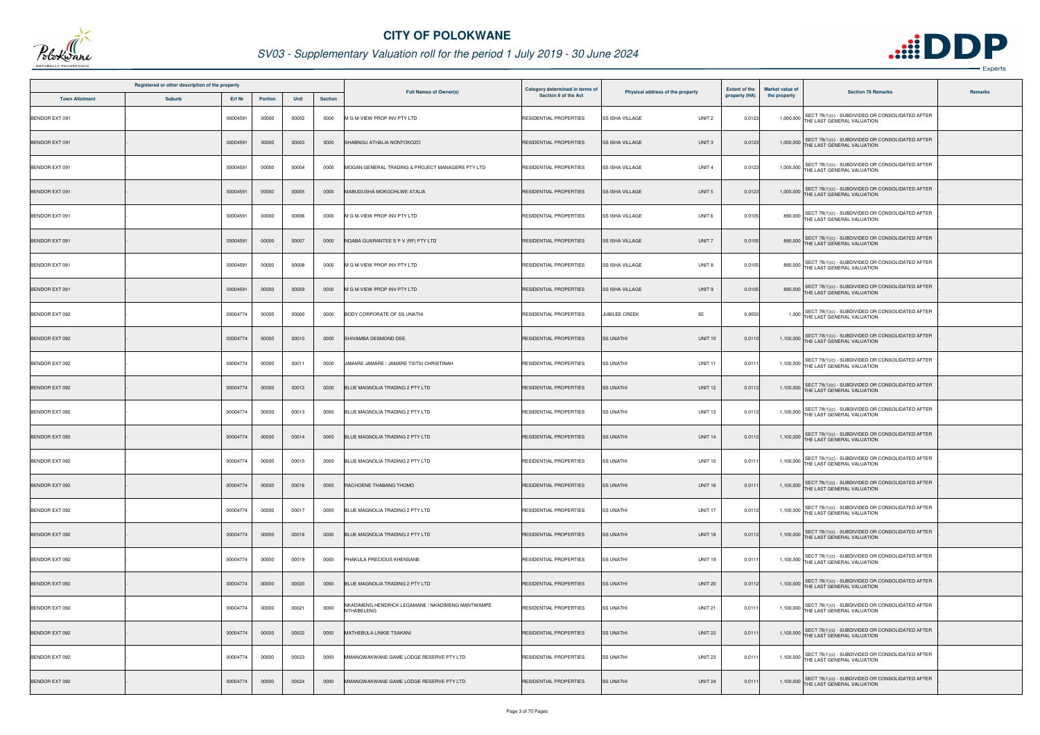# CITY OF POLOKWANE

## SV03 - Supplementary Valuation roll for the period 1 July 2019 - 30 June 2024

| Registered or other description of the property | | | | | | Full Names of Owner(s) | Category determined in terms of Section 8 of the Act | Physical address of the property | | Extent of the property (HA) | Market value of the property | Section 78 Remarks | Remarks |
|---|---|---|---|---|---|---|---|---|---|---|---|---|---|
| Town Allotment | Suburb | Erf Nr | Portion | Unit | Section | | | | | | | | |
| BENDOR EXT 091 | - | 00004591 | 00000 | 00002 | 0000 | M G M-VIEW PROP INV PTY LTD | RESIDENTIAL PROPERTIES | SS ISHA VILLAGE | UNIT 2 | 0.0123 | 1,000,000 | SECT 78(1)(c) - SUBDIVIDED OR CONSOLIDATED AFTER THE LAST GENERAL VALUATION | . |
| BENDOR EXT 091 | - | 00004591 | 00000 | 00003 | 0000 | SHABNGU ATHALIA NONTOKOZO | RESIDENTIAL PROPERTIES | SS ISHA VILLAGE | UNIT 3 | 0.0123 | 1,000,000 | SECT 78(1)(c) - SUBDIVIDED OR CONSOLIDATED AFTER THE LAST GENERAL VALUATION | . |
| BENDOR EXT 091 | - | 00004591 | 00000 | 00004 | 0000 | MOGAN GENERAL TRADING & PROJECT MANAGERS PTY LTD | RESIDENTIAL PROPERTIES | SS ISHA VILLAGE | UNIT 4 | 0.0123 | 1,000,000 | SECT 78(1)(c) - SUBDIVIDED OR CONSOLIDATED AFTER THE LAST GENERAL VALUATION | . |
| BENDOR EXT 091 | - | 00004591 | 00000 | 00005 | 0000 | MABUDUSHA MOKGOHLWE ATALIA | RESIDENTIAL PROPERTIES | SS ISHA VILLAGE | UNIT 5 | 0.0123 | 1,000,000 | SECT 78(1)(c) - SUBDIVIDED OR CONSOLIDATED AFTER THE LAST GENERAL VALUATION | . |
| BENDOR EXT 091 | - | 00004591 | 00000 | 00006 | 0000 | M G M-VIEW PROP INV PTY LTD | RESIDENTIAL PROPERTIES | SS ISHA VILLAGE | UNIT 6 | 0.0105 | 890,000 | SECT 78(1)(c) - SUBDIVIDED OR CONSOLIDATED AFTER THE LAST GENERAL VALUATION | . |
| BENDOR EXT 091 | - | 00004591 | 00000 | 00007 | 0000 | NQABA GUARANTEE S P V (RF) PTY LTD | RESIDENTIAL PROPERTIES | SS ISHA VILLAGE | UNIT 7 | 0.0105 | 890,000 | SECT 78(1)(c) - SUBDIVIDED OR CONSOLIDATED AFTER THE LAST GENERAL VALUATION | . |
| BENDOR EXT 091 | - | 00004591 | 00000 | 00008 | 0000 | M G M-VIEW PROP INV PTY LTD | RESIDENTIAL PROPERTIES | SS ISHA VILLAGE | UNIT 8 | 0.0105 | 890,000 | SECT 78(1)(c) - SUBDIVIDED OR CONSOLIDATED AFTER THE LAST GENERAL VALUATION | . |
| BENDOR EXT 091 | - | 00004591 | 00000 | 00009 | 0000 | M G M-VIEW PROP INV PTY LTD | RESIDENTIAL PROPERTIES | SS ISHA VILLAGE | UNIT 9 | 0.0105 | 890,000 | SECT 78(1)(c) - SUBDIVIDED OR CONSOLIDATED AFTER THE LAST GENERAL VALUATION | . |
| BENDOR EXT 092 | - | 00004774 | 00000 | 00000 | 0000 | BODY CORPORATE OF SS UNATHI | RESIDENTIAL PROPERTIES | JUBILEE CREEK | 82 | 0.9550 | 1,000 | SECT 78(1)(c) - SUBDIVIDED OR CONSOLIDATED AFTER THE LAST GENERAL VALUATION | . |
| BENDOR EXT 092 | - | 00004774 | 00000 | 00010 | 0000 | SHIVAMBA DESMOND DEE | RESIDENTIAL PROPERTIES | SS UNATHI | UNIT 10 | 0.0110 | 1,100,000 | SECT 78(1)(c) - SUBDIVIDED OR CONSOLIDATED AFTER THE LAST GENERAL VALUATION | . |
| BENDOR EXT 092 | - | 00004774 | 00000 | 00011 | 0000 | JAMARE JAMARE / JAMARE TSITSI CHRISTINAH | RESIDENTIAL PROPERTIES | SS UNATHI | UNIT 11 | 0.0111 | 1,100,000 | SECT 78(1)(c) - SUBDIVIDED OR CONSOLIDATED AFTER THE LAST GENERAL VALUATION | . |
| BENDOR EXT 092 | - | 00004774 | 00000 | 00012 | 0000 | BLUE MAGNOLIA TRADING 2 PTY LTD | RESIDENTIAL PROPERTIES | SS UNATHI | UNIT 12 | 0.0112 | 1,100,000 | SECT 78(1)(c) - SUBDIVIDED OR CONSOLIDATED AFTER THE LAST GENERAL VALUATION | . |
| BENDOR EXT 092 | - | 00004774 | 00000 | 00013 | 0000 | BLUE MAGNOLIA TRADING 2 PTY LTD | RESIDENTIAL PROPERTIES | SS UNATHI | UNIT 13 | 0.0112 | 1,100,000 | SECT 78(1)(c) - SUBDIVIDED OR CONSOLIDATED AFTER THE LAST GENERAL VALUATION | . |
| BENDOR EXT 092 | - | 00004774 | 00000 | 00014 | 0000 | BLUE MAGNOLIA TRADING 2 PTY LTD | RESIDENTIAL PROPERTIES | SS UNATHI | UNIT 14 | 0.0112 | 1,100,000 | SECT 78(1)(c) - SUBDIVIDED OR CONSOLIDATED AFTER THE LAST GENERAL VALUATION | . |
| BENDOR EXT 092 | - | 00004774 | 00000 | 00015 | 0000 | BLUE MAGNOLIA TRADING 2 PTY LTD | RESIDENTIAL PROPERTIES | SS UNATHI | UNIT 15 | 0.0111 | 1,100,000 | SECT 78(1)(c) - SUBDIVIDED OR CONSOLIDATED AFTER THE LAST GENERAL VALUATION | . |
| BENDOR EXT 092 | - | 00004774 | 00000 | 00016 | 0000 | RACHOENE THABANG THOMO | RESIDENTIAL PROPERTIES | SS UNATHI | UNIT 16 | 0.0111 | 1,100,000 | SECT 78(1)(c) - SUBDIVIDED OR CONSOLIDATED AFTER THE LAST GENERAL VALUATION | . |
| BENDOR EXT 092 | - | 00004774 | 00000 | 00017 | 0000 | BLUE MAGNOLIA TRADING 2 PTY LTD | RESIDENTIAL PROPERTIES | SS UNATHI | UNIT 17 | 0.0112 | 1,100,000 | SECT 78(1)(c) - SUBDIVIDED OR CONSOLIDATED AFTER THE LAST GENERAL VALUATION | . |
| BENDOR EXT 092 | - | 00004774 | 00000 | 00018 | 0000 | BLUE MAGNOLIA TRADING 2 PTY LTD | RESIDENTIAL PROPERTIES | SS UNATHI | UNIT 18 | 0.0112 | 1,100,000 | SECT 78(1)(c) - SUBDIVIDED OR CONSOLIDATED AFTER THE LAST GENERAL VALUATION | . |
| BENDOR EXT 092 | - | 00004774 | 00000 | 00019 | 0000 | PHAKULA PRECIOUS KHENSANE | RESIDENTIAL PROPERTIES | SS UNATHI | UNIT 19 | 0.0111 | 1,100,000 | SECT 78(1)(c) - SUBDIVIDED OR CONSOLIDATED AFTER THE LAST GENERAL VALUATION | . |
| BENDOR EXT 092 | - | 00004774 | 00000 | 00020 | 0000 | BLUE MAGNOLIA TRADING 2 PTY LTD | RESIDENTIAL PROPERTIES | SS UNATHI | UNIT 20 | 0.0112 | 1,100,000 | SECT 78(1)(c) - SUBDIVIDED OR CONSOLIDATED AFTER THE LAST GENERAL VALUATION | . |
| BENDOR EXT 092 | - | 00004774 | 00000 | 00021 | 0000 | NKADIMENG HENDRICK LEGAMANE / NKADIMENG MANTWAMPE NTHABELENG | RESIDENTIAL PROPERTIES | SS UNATHI | UNIT 21 | 0.0111 | 1,100,000 | SECT 78(1)(c) - SUBDIVIDED OR CONSOLIDATED AFTER THE LAST GENERAL VALUATION | . |
| BENDOR EXT 092 | - | 00004774 | 00000 | 00022 | 0000 | MATHEBULA LINKIE TSAKANI | RESIDENTIAL PROPERTIES | SS UNATHI | UNIT 22 | 0.0111 | 1,100,000 | SECT 78(1)(c) - SUBDIVIDED OR CONSOLIDATED AFTER THE LAST GENERAL VALUATION | . |
| BENDOR EXT 092 | - | 00004774 | 00000 | 00023 | 0000 | MMANGWAKWANE GAME LODGE RESERVE PTY LTD | RESIDENTIAL PROPERTIES | SS UNATHI | UNIT 23 | 0.0111 | 1,100,000 | SECT 78(1)(c) - SUBDIVIDED OR CONSOLIDATED AFTER THE LAST GENERAL VALUATION | . |
| BENDOR EXT 092 | - | 00004774 | 00000 | 00024 | 0000 | MMANGWAKWANE GAME LODGE RESERVE PTY LTD | RESIDENTIAL PROPERTIES | SS UNATHI | UNIT 24 | 0.0111 | 1,100,000 | SECT 78(1)(c) - SUBDIVIDED OR CONSOLIDATED AFTER THE LAST GENERAL VALUATION | . |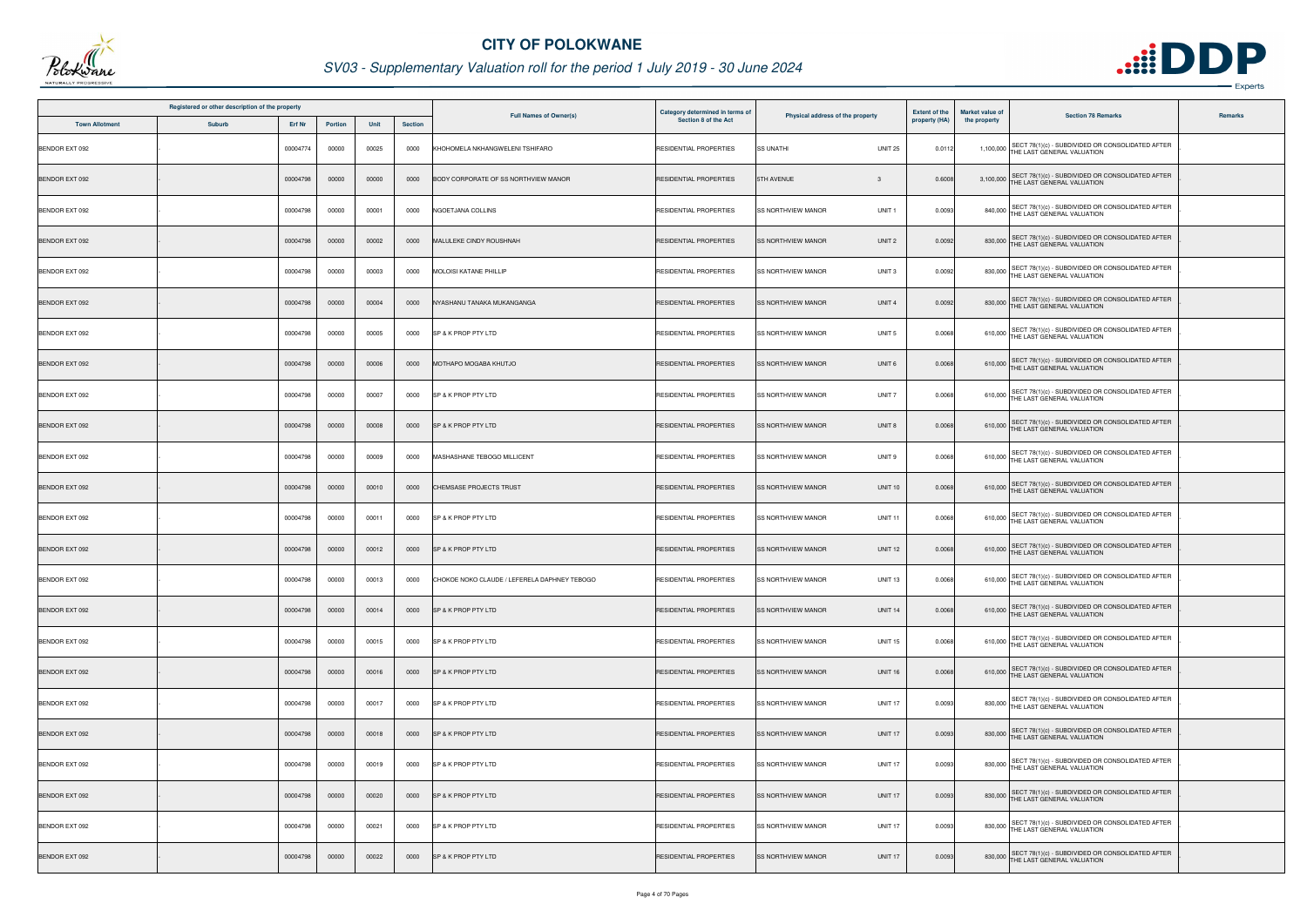# CITY OF POLOKWANE

## SV03 - Supplementary Valuation roll for the period 1 July 2019 - 30 June 2024

| Registered or other description of the property | | | | | | Full Names of Owner(s) | Category determined in terms of Section 8 of the Act | Physical address of the property | Extent of the property (HA) | Market value of the property | Section 78 Remarks | Remarks |
|---|---|---|---|---|---|---|---|---|---|---|---|---|
| Town Allotment | Suburb | Erf Nr | Portion | Unit | Section | | | | | | | |
| BENDOR EXT 092 | - | 00004774 | 00000 | 00025 | 0000 | KHOHOMELA NKHANGWELENI TSHIFARO | RESIDENTIAL PROPERTIES | SS UNATHI UNIT 25 | 0.0112 | 1,100,000 | SECT 78(1)(c) - SUBDIVIDED OR CONSOLIDATED AFTER THE LAST GENERAL VALUATION | . |
| BENDOR EXT 092 | - | 00004798 | 00000 | 00000 | 0000 | BODY CORPORATE OF SS NORTHVIEW MANOR | RESIDENTIAL PROPERTIES | 5TH AVENUE 3 | 0.6008 | 3,100,000 | SECT 78(1)(c) - SUBDIVIDED OR CONSOLIDATED AFTER THE LAST GENERAL VALUATION | . |
| BENDOR EXT 092 | - | 00004798 | 00000 | 00001 | 0000 | NGOETJANA COLLINS | RESIDENTIAL PROPERTIES | SS NORTHVIEW MANOR UNIT 1 | 0.0093 | 840,000 | SECT 78(1)(c) - SUBDIVIDED OR CONSOLIDATED AFTER THE LAST GENERAL VALUATION | . |
| BENDOR EXT 092 | - | 00004798 | 00000 | 00002 | 0000 | MALULEKE CINDY ROUSHNAH | RESIDENTIAL PROPERTIES | SS NORTHVIEW MANOR UNIT 2 | 0.0092 | 830,000 | SECT 78(1)(c) - SUBDIVIDED OR CONSOLIDATED AFTER THE LAST GENERAL VALUATION | . |
| BENDOR EXT 092 | - | 00004798 | 00000 | 00003 | 0000 | MOLOISI KATANE PHILLIP | RESIDENTIAL PROPERTIES | SS NORTHVIEW MANOR UNIT 3 | 0.0092 | 830,000 | SECT 78(1)(c) - SUBDIVIDED OR CONSOLIDATED AFTER THE LAST GENERAL VALUATION | . |
| BENDOR EXT 092 | - | 00004798 | 00000 | 00004 | 0000 | NYASHANU TANAKA MUKANGANGA | RESIDENTIAL PROPERTIES | SS NORTHVIEW MANOR UNIT 4 | 0.0092 | 830,000 | SECT 78(1)(c) - SUBDIVIDED OR CONSOLIDATED AFTER THE LAST GENERAL VALUATION | . |
| BENDOR EXT 092 | - | 00004798 | 00000 | 00005 | 0000 | SP & K PROP PTY LTD | RESIDENTIAL PROPERTIES | SS NORTHVIEW MANOR UNIT 5 | 0.0068 | 610,000 | SECT 78(1)(c) - SUBDIVIDED OR CONSOLIDATED AFTER THE LAST GENERAL VALUATION | . |
| BENDOR EXT 092 | - | 00004798 | 00000 | 00006 | 0000 | MOTHAPO MOGABA KHUTJO | RESIDENTIAL PROPERTIES | SS NORTHVIEW MANOR UNIT 6 | 0.0068 | 610,000 | SECT 78(1)(c) - SUBDIVIDED OR CONSOLIDATED AFTER THE LAST GENERAL VALUATION | . |
| BENDOR EXT 092 | - | 00004798 | 00000 | 00007 | 0000 | SP & K PROP PTY LTD | RESIDENTIAL PROPERTIES | SS NORTHVIEW MANOR UNIT 7 | 0.0068 | 610,000 | SECT 78(1)(c) - SUBDIVIDED OR CONSOLIDATED AFTER THE LAST GENERAL VALUATION | . |
| BENDOR EXT 092 | - | 00004798 | 00000 | 00008 | 0000 | SP & K PROP PTY LTD | RESIDENTIAL PROPERTIES | SS NORTHVIEW MANOR UNIT 8 | 0.0068 | 610,000 | SECT 78(1)(c) - SUBDIVIDED OR CONSOLIDATED AFTER THE LAST GENERAL VALUATION | . |
| BENDOR EXT 092 | - | 00004798 | 00000 | 00009 | 0000 | MASHASHANE TEBOGO MILLICENT | RESIDENTIAL PROPERTIES | SS NORTHVIEW MANOR UNIT 9 | 0.0068 | 610,000 | SECT 78(1)(c) - SUBDIVIDED OR CONSOLIDATED AFTER THE LAST GENERAL VALUATION | . |
| BENDOR EXT 092 | - | 00004798 | 00000 | 00010 | 0000 | CHEMSASE PROJECTS TRUST | RESIDENTIAL PROPERTIES | SS NORTHVIEW MANOR UNIT 10 | 0.0068 | 610,000 | SECT 78(1)(c) - SUBDIVIDED OR CONSOLIDATED AFTER THE LAST GENERAL VALUATION | . |
| BENDOR EXT 092 | - | 00004798 | 00000 | 00011 | 0000 | SP & K PROP PTY LTD | RESIDENTIAL PROPERTIES | SS NORTHVIEW MANOR UNIT 11 | 0.0068 | 610,000 | SECT 78(1)(c) - SUBDIVIDED OR CONSOLIDATED AFTER THE LAST GENERAL VALUATION | . |
| BENDOR EXT 092 | - | 00004798 | 00000 | 00012 | 0000 | SP & K PROP PTY LTD | RESIDENTIAL PROPERTIES | SS NORTHVIEW MANOR UNIT 12 | 0.0068 | 610,000 | SECT 78(1)(c) - SUBDIVIDED OR CONSOLIDATED AFTER THE LAST GENERAL VALUATION | . |
| BENDOR EXT 092 | - | 00004798 | 00000 | 00013 | 0000 | CHOKOE NOKO CLAUDE / LEFERELA DAPHNEY TEBOGO | RESIDENTIAL PROPERTIES | SS NORTHVIEW MANOR UNIT 13 | 0.0068 | 610,000 | SECT 78(1)(c) - SUBDIVIDED OR CONSOLIDATED AFTER THE LAST GENERAL VALUATION | . |
| BENDOR EXT 092 | - | 00004798 | 00000 | 00014 | 0000 | SP & K PROP PTY LTD | RESIDENTIAL PROPERTIES | SS NORTHVIEW MANOR UNIT 14 | 0.0068 | 610,000 | SECT 78(1)(c) - SUBDIVIDED OR CONSOLIDATED AFTER THE LAST GENERAL VALUATION | . |
| BENDOR EXT 092 | - | 00004798 | 00000 | 00015 | 0000 | SP & K PROP PTY LTD | RESIDENTIAL PROPERTIES | SS NORTHVIEW MANOR UNIT 15 | 0.0068 | 610,000 | SECT 78(1)(c) - SUBDIVIDED OR CONSOLIDATED AFTER THE LAST GENERAL VALUATION | . |
| BENDOR EXT 092 | - | 00004798 | 00000 | 00016 | 0000 | SP & K PROP PTY LTD | RESIDENTIAL PROPERTIES | SS NORTHVIEW MANOR UNIT 16 | 0.0068 | 610,000 | SECT 78(1)(c) - SUBDIVIDED OR CONSOLIDATED AFTER THE LAST GENERAL VALUATION | . |
| BENDOR EXT 092 | - | 00004798 | 00000 | 00017 | 0000 | SP & K PROP PTY LTD | RESIDENTIAL PROPERTIES | SS NORTHVIEW MANOR UNIT 17 | 0.0093 | 830,000 | SECT 78(1)(c) - SUBDIVIDED OR CONSOLIDATED AFTER THE LAST GENERAL VALUATION | . |
| BENDOR EXT 092 | - | 00004798 | 00000 | 00018 | 0000 | SP & K PROP PTY LTD | RESIDENTIAL PROPERTIES | SS NORTHVIEW MANOR UNIT 17 | 0.0093 | 830,000 | SECT 78(1)(c) - SUBDIVIDED OR CONSOLIDATED AFTER THE LAST GENERAL VALUATION | . |
| BENDOR EXT 092 | - | 00004798 | 00000 | 00019 | 0000 | SP & K PROP PTY LTD | RESIDENTIAL PROPERTIES | SS NORTHVIEW MANOR UNIT 17 | 0.0093 | 830,000 | SECT 78(1)(c) - SUBDIVIDED OR CONSOLIDATED AFTER THE LAST GENERAL VALUATION | . |
| BENDOR EXT 092 | - | 00004798 | 00000 | 00020 | 0000 | SP & K PROP PTY LTD | RESIDENTIAL PROPERTIES | SS NORTHVIEW MANOR UNIT 17 | 0.0093 | 830,000 | SECT 78(1)(c) - SUBDIVIDED OR CONSOLIDATED AFTER THE LAST GENERAL VALUATION | . |
| BENDOR EXT 092 | - | 00004798 | 00000 | 00021 | 0000 | SP & K PROP PTY LTD | RESIDENTIAL PROPERTIES | SS NORTHVIEW MANOR UNIT 17 | 0.0093 | 830,000 | SECT 78(1)(c) - SUBDIVIDED OR CONSOLIDATED AFTER THE LAST GENERAL VALUATION | . |
| BENDOR EXT 092 | - | 00004798 | 00000 | 00022 | 0000 | SP & K PROP PTY LTD | RESIDENTIAL PROPERTIES | SS NORTHVIEW MANOR UNIT 17 | 0.0093 | 830,000 | SECT 78(1)(c) - SUBDIVIDED OR CONSOLIDATED AFTER THE LAST GENERAL VALUATION | . |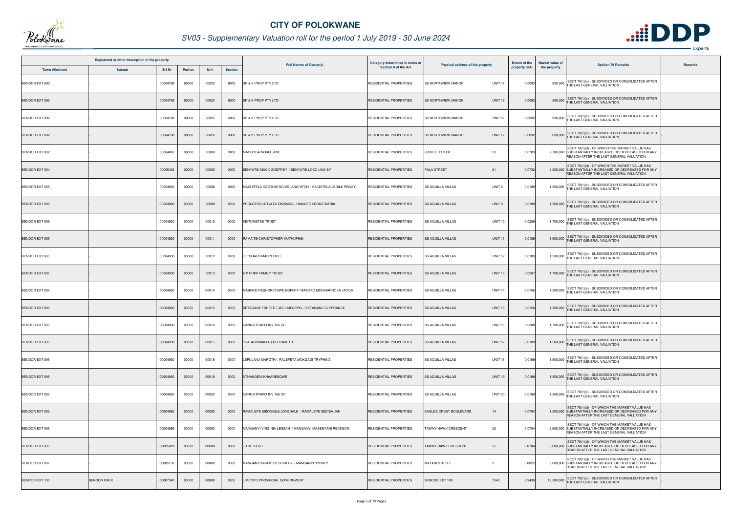# CITY OF POLOKWANE

## SV03 - Supplementary Valuation roll for the period 1 July 2019 - 30 June 2024

| Registered or other description of the property | | | | | | Full Names of Owner(s) | Category determined in terms of Section 8 of the Act | Physical address of the property | | Extent of the property (HA) | Market value of the property | Section 78 Remarks | Remarks |
|---|---|---|---|---|---|---|---|---|---|---|---|---|---|
| Town Allotment | Suburb | Erf Nr | Portion | Unit | Section | | | | | | | | |
| BENDOR EXT 092 | - | 00004798 | 00000 | 00023 | 0000 | SP & K PROP PTY LTD | RESIDENTIAL PROPERTIES | SS NORTHVIEW MANOR | UNIT 17 | 0.0093 | 830,000 | SECT 78(1)(c) - SUBDIVIDED OR CONSOLIDATED AFTER THE LAST GENERAL VALUATION | - |
| BENDOR EXT 092 | - | 00004798 | 00000 | 00024 | 0000 | SP & K PROP PTY LTD | RESIDENTIAL PROPERTIES | SS NORTHVIEW MANOR | UNIT 17 | 0.0093 | 830,000 | SECT 78(1)(c) - SUBDIVIDED OR CONSOLIDATED AFTER THE LAST GENERAL VALUATION | - |
| BENDOR EXT 092 | - | 00004798 | 00000 | 00025 | 0000 | SP & K PROP PTY LTD | RESIDENTIAL PROPERTIES | SS NORTHVIEW MANOR | UNIT 17 | 0.0092 | 830,000 | SECT 78(1)(c) - SUBDIVIDED OR CONSOLIDATED AFTER THE LAST GENERAL VALUATION | - |
| BENDOR EXT 092 | - | 00004798 | 00000 | 00026 | 0000 | SP & K PROP PTY LTD | RESIDENTIAL PROPERTIES | SS NORTHVIEW MANOR | UNIT 17 | 0.0092 | 830,000 | SECT 78(1)(c) - SUBDIVIDED OR CONSOLIDATED AFTER THE LAST GENERAL VALUATION | - |
| BENDOR EXT 092 | - | 00004862 | 00000 | 00000 | 0000 | MACHOGA NOKO JANE | RESIDENTIAL PROPERTIES | JUBILEE CREEK | 53 | 0.0783 | 2,700,000 | SECT 78(1)(d) - OF WHICH THE MARKET VALUE HAS SUBSTANTIALLY INCREASED OR DECREASED FOR ANY REASON AFTER THE LAST GENERAL VALUATION | - |
| BENDOR EXT 094 | - | 00005463 | 00000 | 00000 | 0000 | SENYATSI MACK GODFREY / SENYATSI LOSO LINA EY | RESIDENTIAL PROPERTIES | PALA STREET | 81 | 0.0732 | 2,500,000 | SECT 78(1)(d) - OF WHICH THE MARKET VALUE HAS SUBSTANTIALLY INCREASED OR DECREASED FOR ANY REASON AFTER THE LAST GENERAL VALUATION | - |
| BENDOR EXT 095 | - | 00004930 | 00000 | 00008 | 0000 | MACHITELA KGOTHATSO MELANCHITON / MACHITELA LEDILE PEGGY | RESIDENTIAL PROPERTIES | SS AQUILLA VILLAS | UNIT 8 | 0.0189 | 1,500,000 | SECT 78(1)(c) - SUBDIVIDED OR CONSOLIDATED AFTER THE LAST GENERAL VALUATION | - |
| BENDOR EXT 095 | - | 00004930 | 00000 | 00009 | 0000 | PHOLOTHO LETJATJI ONISMUS / RAMAIFO LEDILE MARIA | RESIDENTIAL PROPERTIES | SS AQUILLA VILLAS | UNIT 9 | 0.0189 | 1,500,000 | SECT 78(1)(c) - SUBDIVIDED OR CONSOLIDATED AFTER THE LAST GENERAL VALUATION | - |
| BENDOR EXT 095 | - | 00004930 | 00000 | 00010 | 0000 | KEITUMETSE TRUST | RESIDENTIAL PROPERTIES | SS AQUILLA VILLAS | UNIT 10 | 0.0209 | 1,700,000 | SECT 78(1)(c) - SUBDIVIDED OR CONSOLIDATED AFTER THE LAST GENERAL VALUATION | - |
| BENDOR EXT 095 | - | 00004930 | 00000 | 00011 | 0000 | RAMAITE CHRISTOPHER MUTHUPHEI | RESIDENTIAL PROPERTIES | SS AQUILLA VILLAS | UNIT 11 | 0.0189 | 1,500,000 | SECT 78(1)(c) - SUBDIVIDED OR CONSOLIDATED AFTER THE LAST GENERAL VALUATION | - |
| BENDOR EXT 095 | - | 00004930 | 00000 | 00012 | 0000 | LETSOALO MAUPI ERIC | RESIDENTIAL PROPERTIES | SS AQUILLA VILLAS | UNIT 12 | 0.0189 | 1,500,000 | SECT 78(1)(c) - SUBDIVIDED OR CONSOLIDATED AFTER THE LAST GENERAL VALUATION | - |
| BENDOR EXT 095 | - | 00004930 | 00000 | 00013 | 0000 | K P PHIRI FAMILY TRUST | RESIDENTIAL PROPERTIES | SS AQUILLA VILLAS | UNIT 13 | 0.0207 | 1,700,000 | SECT 78(1)(c) - SUBDIVIDED OR CONSOLIDATED AFTER THE LAST GENERAL VALUATION | - |
| BENDOR EXT 095 | - | 00004930 | 00000 | 00014 | 0000 | MABOKO RESHOKETSWE BOKOTI / MABOKO MOISHAPHOKA JACOB | RESIDENTIAL PROPERTIES | SS AQUILLA VILLAS | UNIT 14 | 0.0156 | 1,200,000 | SECT 78(1)(c) - SUBDIVIDED OR CONSOLIDATED AFTER THE LAST GENERAL VALUATION | - |
| BENDOR EXT 095 | - | 00004930 | 00000 | 00015 | 0000 | SETAGANE TSHETE TJATJI MOLEPO- / SETAGANE CLERRANCE | RESIDENTIAL PROPERTIES | SS AQUILLA VILLAS | UNIT 15 | 0.0156 | 1,200,000 | SECT 78(1)(c) - SUBDIVIDED OR CONSOLIDATED AFTER THE LAST GENERAL VALUATION | - |
| BENDOR EXT 095 | - | 00004930 | 00000 | 00016 | 0000 | CANNISTRARO INV 166 CC | RESIDENTIAL PROPERTIES | SS AQUILLA VILLAS | UNIT 16 | 0.0208 | 1,700,000 | SECT 78(1)(c) - SUBDIVIDED OR CONSOLIDATED AFTER THE LAST GENERAL VALUATION | - |
| BENDOR EXT 095 | - | 00004930 | 00000 | 00017 | 0000 | THABA DIMAKATJO ELIZABETH | RESIDENTIAL PROPERTIES | SS AQUILLA VILLAS | UNIT 17 | 0.0189 | 1,500,000 | SECT 78(1)(c) - SUBDIVIDED OR CONSOLIDATED AFTER THE LAST GENERAL VALUATION | - |
| BENDOR EXT 095 | - | 00004930 | 00000 | 00018 | 0000 | LEPULANA MAROTHI / RALEFETA MOKGADI TRYPHINA | RESIDENTIAL PROPERTIES | SS AQUILLA VILLAS | UNIT 18 | 0.0189 | 1,500,000 | SECT 78(1)(c) - SUBDIVIDED OR CONSOLIDATED AFTER THE LAST GENERAL VALUATION | - |
| BENDOR EXT 095 | - | 00004930 | 00000 | 00019 | 0000 | NTHANGENI KHAARENDWE | RESIDENTIAL PROPERTIES | SS AQUILLA VILLAS | UNIT 19 | 0.0189 | 1,500,000 | SECT 78(1)(c) - SUBDIVIDED OR CONSOLIDATED AFTER THE LAST GENERAL VALUATION | - |
| BENDOR EXT 095 | - | 00004930 | 00000 | 00020 | 0000 | CANNISTRARO INV 166 CC | RESIDENTIAL PROPERTIES | SS AQUILLA VILLAS | UNIT 20 | 0.0189 | 1,500,000 | SECT 78(1)(c) - SUBDIVIDED OR CONSOLIDATED AFTER THE LAST GENERAL VALUATION | - |
| BENDOR EXT 095 | - | 00004985 | 00000 | 00000 | 0000 | RAMALEPE SIBONGILE LOVEDALE / RAMALEPE SEDIBA JAN | RESIDENTIAL PROPERTIES | EAGLES CREST BOULEVARD | 14 | 0.0704 | 1,500,000 | SECT 78(1)(d) - OF WHICH THE MARKET VALUE HAS SUBSTANTIALLY INCREASED OR DECREASED FOR ANY REASON AFTER THE LAST GENERAL VALUATION | - |
| BENDOR EXT 095 | - | 00004995 | 00000 | 00000 | 0000 | MANGANYI VIRGINIA LESSAH / MANGANYI MASENYANI RECKSON | RESIDENTIAL PROPERTIES | TAWNY HAWK CRESCENT | 23 | 0.0704 | 2,600,000 | SECT 78(1)(d) - OF WHICH THE MARKET VALUE HAS SUBSTANTIALLY INCREASED OR DECREASED FOR ANY REASON AFTER THE LAST GENERAL VALUATION | - |
| BENDOR EXT 095 | - | 00005028 | 00000 | 00000 | 0000 | J T M TRUST | RESIDENTIAL PROPERTIES | TAWNY HAWK CRESCENT | 55 | 0.0704 | 3,000,000 | SECT 78(1)(d) - OF WHICH THE MARKET VALUE HAS SUBSTANTIALLY INCREASED OR DECREASED FOR ANY REASON AFTER THE LAST GENERAL VALUATION | - |
| BENDOR EXT 097 | - | 00005156 | 00000 | 00000 | 0000 | MANGANYI NKATEKO SHIRLEY / MANGANYI SYDNEY | RESIDENTIAL PROPERTIES | MATADI STREET | 3 | 0.0825 | 2,800,000 | SECT 78(1)(d) - OF WHICH THE MARKET VALUE HAS SUBSTANTIALLY INCREASED OR DECREASED FOR ANY REASON AFTER THE LAST GENERAL VALUATION | - |
| BENDOR EXT 100 | BENDOR PARK | 00007340 | 00000 | 00000 | 0000 | LIMPOPO PROVINCIAL GOVERNMENT | RESIDENTIAL PROPERTIES | BENDOR EXT 100 | 7340 | 2.5430 | 15,300,000 | SECT 78(1)(c) - SUBDIVIDED OR CONSOLIDATED AFTER THE LAST GENERAL VALUATION | - |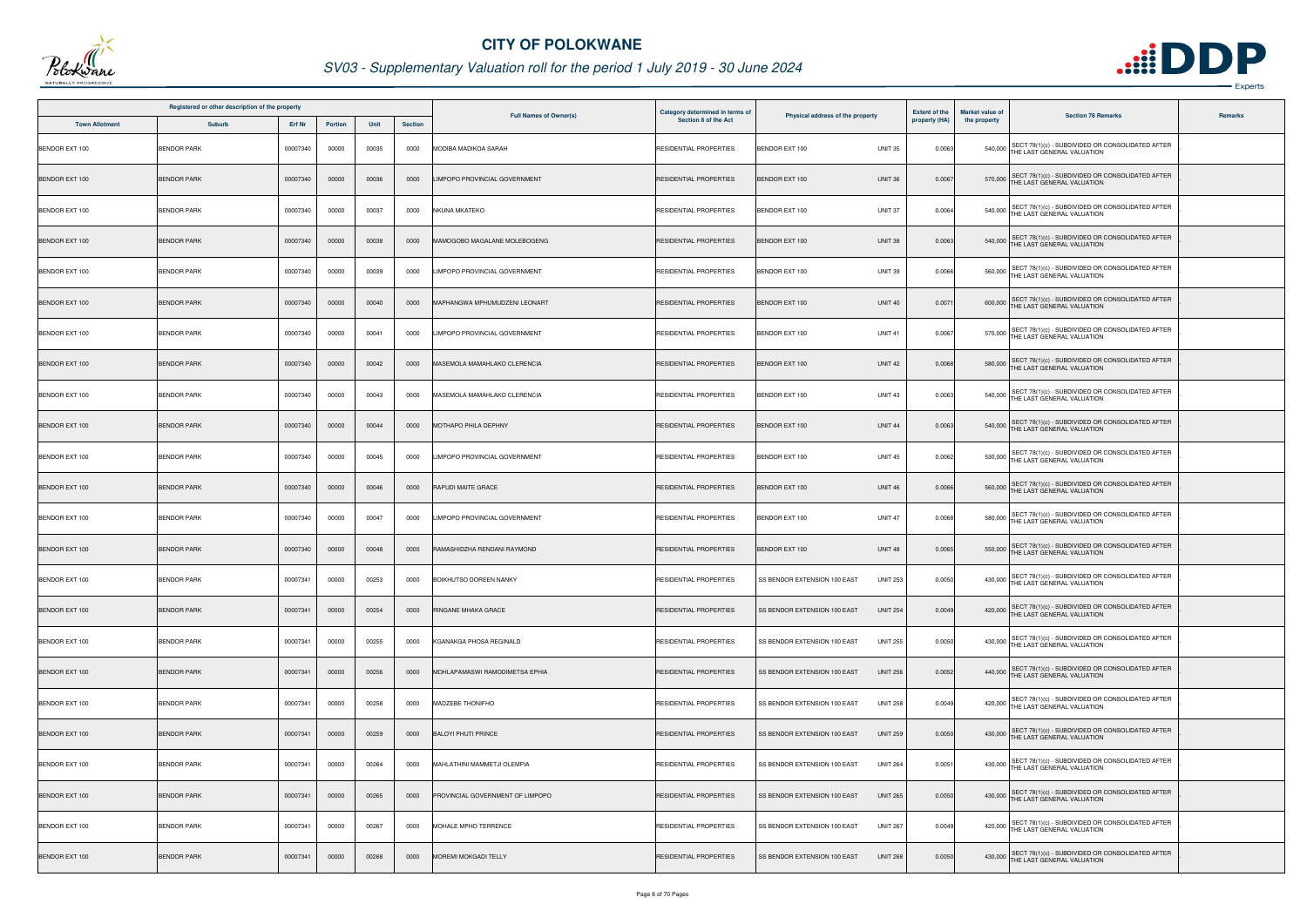# CITY OF POLOKWANE

## SV03 - Supplementary Valuation roll for the period 1 July 2019 - 30 June 2024

| Registered or other description of the property | | | | | | Full Names of Owner(s) | Category determined in terms of Section 8 of the Act | Physical address of the property | Extent of the property (HA) | Market value of the property | Section 78 Remarks | Remarks |
|---|---|---|---|---|---|---|---|---|---|---|---|---|
| Town Allotment | Suburb | Erf Nr | Portion | Unit | Section | | | | | | | |
| BENDOR EXT 100 | BENDOR PARK | 00007340 | 00000 | 00035 | 0000 | MODIBA MADIKOA SARAH | RESIDENTIAL PROPERTIES | BENDOR EXT 100 UNIT 35 | 0.0063 | 540,000 | SECT 78(1)(c) - SUBDIVIDED OR CONSOLIDATED AFTER THE LAST GENERAL VALUATION | . |
| BENDOR EXT 100 | BENDOR PARK | 00007340 | 00000 | 00036 | 0000 | LIMPOPO PROVINCIAL GOVERNMENT | RESIDENTIAL PROPERTIES | BENDOR EXT 100 UNIT 36 | 0.0067 | 570,000 | SECT 78(1)(c) - SUBDIVIDED OR CONSOLIDATED AFTER THE LAST GENERAL VALUATION | . |
| BENDOR EXT 100 | BENDOR PARK | 00007340 | 00000 | 00037 | 0000 | NKUNA MKATEKO | RESIDENTIAL PROPERTIES | BENDOR EXT 100 UNIT 37 | 0.0064 | 540,000 | SECT 78(1)(c) - SUBDIVIDED OR CONSOLIDATED AFTER THE LAST GENERAL VALUATION | . |
| BENDOR EXT 100 | BENDOR PARK | 00007340 | 00000 | 00038 | 0000 | MAMOGOBO MAGALANE MOLEBOGENG | RESIDENTIAL PROPERTIES | BENDOR EXT 100 UNIT 38 | 0.0063 | 540,000 | SECT 78(1)(c) - SUBDIVIDED OR CONSOLIDATED AFTER THE LAST GENERAL VALUATION | . |
| BENDOR EXT 100 | BENDOR PARK | 00007340 | 00000 | 00039 | 0000 | LIMPOPO PROVINCIAL GOVERNMENT | RESIDENTIAL PROPERTIES | BENDOR EXT 100 UNIT 39 | 0.0066 | 560,000 | SECT 78(1)(c) - SUBDIVIDED OR CONSOLIDATED AFTER THE LAST GENERAL VALUATION | . |
| BENDOR EXT 100 | BENDOR PARK | 00007340 | 00000 | 00040 | 0000 | MAPHANGWA MPHUMUDZENI LEONART | RESIDENTIAL PROPERTIES | BENDOR EXT 100 UNIT 40 | 0.0071 | 600,000 | SECT 78(1)(c) - SUBDIVIDED OR CONSOLIDATED AFTER THE LAST GENERAL VALUATION | . |
| BENDOR EXT 100 | BENDOR PARK | 00007340 | 00000 | 00041 | 0000 | LIMPOPO PROVINCIAL GOVERNMENT | RESIDENTIAL PROPERTIES | BENDOR EXT 100 UNIT 41 | 0.0067 | 570,000 | SECT 78(1)(c) - SUBDIVIDED OR CONSOLIDATED AFTER THE LAST GENERAL VALUATION | . |
| BENDOR EXT 100 | BENDOR PARK | 00007340 | 00000 | 00042 | 0000 | MASEMOLA MAMAHLAKO CLERENCIA | RESIDENTIAL PROPERTIES | BENDOR EXT 100 UNIT 42 | 0.0068 | 580,000 | SECT 78(1)(c) - SUBDIVIDED OR CONSOLIDATED AFTER THE LAST GENERAL VALUATION | . |
| BENDOR EXT 100 | BENDOR PARK | 00007340 | 00000 | 00043 | 0000 | MASEMOLA MAMAHLAKO CLERENCIA | RESIDENTIAL PROPERTIES | BENDOR EXT 100 UNIT 43 | 0.0063 | 540,000 | SECT 78(1)(c) - SUBDIVIDED OR CONSOLIDATED AFTER THE LAST GENERAL VALUATION | . |
| BENDOR EXT 100 | BENDOR PARK | 00007340 | 00000 | 00044 | 0000 | MOTHAPO PHILA DEPHNY | RESIDENTIAL PROPERTIES | BENDOR EXT 100 UNIT 44 | 0.0063 | 540,000 | SECT 78(1)(c) - SUBDIVIDED OR CONSOLIDATED AFTER THE LAST GENERAL VALUATION | . |
| BENDOR EXT 100 | BENDOR PARK | 00007340 | 00000 | 00045 | 0000 | LIMPOPO PROVINCIAL GOVERNMENT | RESIDENTIAL PROPERTIES | BENDOR EXT 100 UNIT 45 | 0.0062 | 530,000 | SECT 78(1)(c) - SUBDIVIDED OR CONSOLIDATED AFTER THE LAST GENERAL VALUATION | . |
| BENDOR EXT 100 | BENDOR PARK | 00007340 | 00000 | 00046 | 0000 | RAPUDI MAITE GRACE | RESIDENTIAL PROPERTIES | BENDOR EXT 100 UNIT 46 | 0.0066 | 560,000 | SECT 78(1)(c) - SUBDIVIDED OR CONSOLIDATED AFTER THE LAST GENERAL VALUATION | . |
| BENDOR EXT 100 | BENDOR PARK | 00007340 | 00000 | 00047 | 0000 | LIMPOPO PROVINCIAL GOVERNMENT | RESIDENTIAL PROPERTIES | BENDOR EXT 100 UNIT 47 | 0.0068 | 580,000 | SECT 78(1)(c) - SUBDIVIDED OR CONSOLIDATED AFTER THE LAST GENERAL VALUATION | . |
| BENDOR EXT 100 | BENDOR PARK | 00007340 | 00000 | 00048 | 0000 | RAMASHIDZHA RENDANI RAYMOND | RESIDENTIAL PROPERTIES | BENDOR EXT 100 UNIT 48 | 0.0065 | 550,000 | SECT 78(1)(c) - SUBDIVIDED OR CONSOLIDATED AFTER THE LAST GENERAL VALUATION | . |
| BENDOR EXT 100 | BENDOR PARK | 00007341 | 00000 | 00253 | 0000 | BOIKHUTSO DOREEN NANKY | RESIDENTIAL PROPERTIES | SS BENDOR EXTENSION 100 EAST UNIT 253 | 0.0050 | 430,000 | SECT 78(1)(c) - SUBDIVIDED OR CONSOLIDATED AFTER THE LAST GENERAL VALUATION | . |
| BENDOR EXT 100 | BENDOR PARK | 00007341 | 00000 | 00254 | 0000 | RINGANE MHAKA GRACE | RESIDENTIAL PROPERTIES | SS BENDOR EXTENSION 100 EAST UNIT 254 | 0.0049 | 420,000 | SECT 78(1)(c) - SUBDIVIDED OR CONSOLIDATED AFTER THE LAST GENERAL VALUATION | . |
| BENDOR EXT 100 | BENDOR PARK | 00007341 | 00000 | 00255 | 0000 | KGANAKGA PHOSA REGINALD | RESIDENTIAL PROPERTIES | SS BENDOR EXTENSION 100 EAST UNIT 255 | 0.0050 | 430,000 | SECT 78(1)(c) - SUBDIVIDED OR CONSOLIDATED AFTER THE LAST GENERAL VALUATION | . |
| BENDOR EXT 100 | BENDOR PARK | 00007341 | 00000 | 00256 | 0000 | MOHLAPAMASWI RAMODIMETSA EPHIA | RESIDENTIAL PROPERTIES | SS BENDOR EXTENSION 100 EAST UNIT 256 | 0.0052 | 440,000 | SECT 78(1)(c) - SUBDIVIDED OR CONSOLIDATED AFTER THE LAST GENERAL VALUATION | . |
| BENDOR EXT 100 | BENDOR PARK | 00007341 | 00000 | 00258 | 0000 | MADZEBE THONIFHO | RESIDENTIAL PROPERTIES | SS BENDOR EXTENSION 100 EAST UNIT 258 | 0.0049 | 420,000 | SECT 78(1)(c) - SUBDIVIDED OR CONSOLIDATED AFTER THE LAST GENERAL VALUATION | . |
| BENDOR EXT 100 | BENDOR PARK | 00007341 | 00000 | 00259 | 0000 | BALOYI PHUTI PRINCE | RESIDENTIAL PROPERTIES | SS BENDOR EXTENSION 100 EAST UNIT 259 | 0.0050 | 430,000 | SECT 78(1)(c) - SUBDIVIDED OR CONSOLIDATED AFTER THE LAST GENERAL VALUATION | . |
| BENDOR EXT 100 | BENDOR PARK | 00007341 | 00000 | 00264 | 0000 | MAHLATHINI MAMMETJI OLEMPIA | RESIDENTIAL PROPERTIES | SS BENDOR EXTENSION 100 EAST UNIT 264 | 0.0051 | 430,000 | SECT 78(1)(c) - SUBDIVIDED OR CONSOLIDATED AFTER THE LAST GENERAL VALUATION | . |
| BENDOR EXT 100 | BENDOR PARK | 00007341 | 00000 | 00265 | 0000 | PROVINCIAL GOVERNMENT OF LIMPOPO | RESIDENTIAL PROPERTIES | SS BENDOR EXTENSION 100 EAST UNIT 265 | 0.0050 | 430,000 | SECT 78(1)(c) - SUBDIVIDED OR CONSOLIDATED AFTER THE LAST GENERAL VALUATION | . |
| BENDOR EXT 100 | BENDOR PARK | 00007341 | 00000 | 00267 | 0000 | MOHALE MPHO TERRENCE | RESIDENTIAL PROPERTIES | SS BENDOR EXTENSION 100 EAST UNIT 267 | 0.0049 | 420,000 | SECT 78(1)(c) - SUBDIVIDED OR CONSOLIDATED AFTER THE LAST GENERAL VALUATION | . |
| BENDOR EXT 100 | BENDOR PARK | 00007341 | 00000 | 00268 | 0000 | MOREMI MOKGADI TELLY | RESIDENTIAL PROPERTIES | SS BENDOR EXTENSION 100 EAST UNIT 268 | 0.0050 | 430,000 | SECT 78(1)(c) - SUBDIVIDED OR CONSOLIDATED AFTER THE LAST GENERAL VALUATION | . |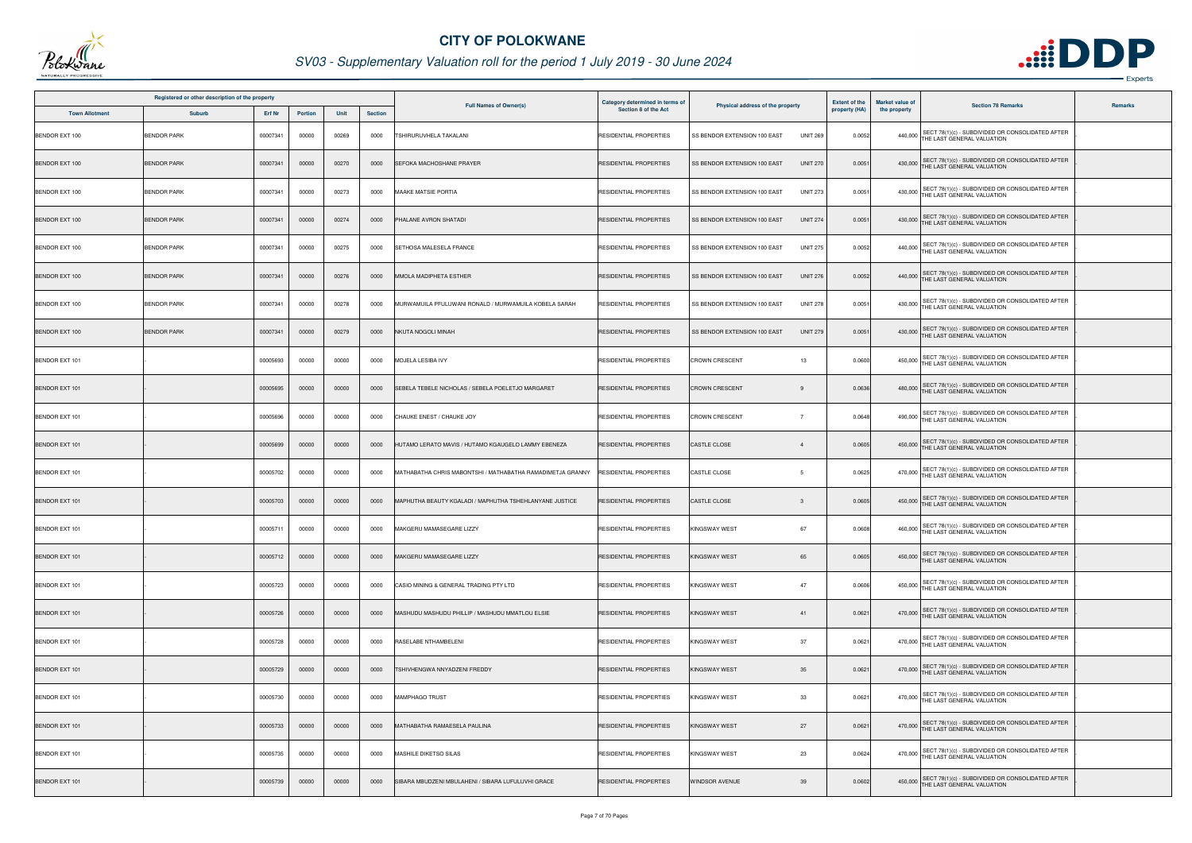# CITY OF POLOKWANE

## SV03 - Supplementary Valuation roll for the period 1 July 2019 - 30 June 2024

| Registered or other description of the property | | | | | | Full Names of Owner(s) | Category determined in terms of Section 8 of the Act | Physical address of the property | Extent of the property (HA) | Market value of the property | Section 78 Remarks | Remarks |
|---|---|---|---|---|---|---|---|---|---|---|---|---|
| Town Allotment | Suburb | Erf Nr | Portion | Unit | Section | | | | | | | |
| BENDOR EXT 100 | BENDOR PARK | 00007341 | 00000 | 00269 | 0000 | TSHIRURUVHELA TAKALANI | RESIDENTIAL PROPERTIES | SS BENDOR EXTENSION 100 EAST UNIT 269 | 0.0052 | 440,000 | SECT 78(1)(c) - SUBDIVIDED OR CONSOLIDATED AFTER THE LAST GENERAL VALUATION | . |
| BENDOR EXT 100 | BENDOR PARK | 00007341 | 00000 | 00270 | 0000 | SEFOKA MACHOSHANE PRAYER | RESIDENTIAL PROPERTIES | SS BENDOR EXTENSION 100 EAST UNIT 270 | 0.0051 | 430,000 | SECT 78(1)(c) - SUBDIVIDED OR CONSOLIDATED AFTER THE LAST GENERAL VALUATION | . |
| BENDOR EXT 100 | BENDOR PARK | 00007341 | 00000 | 00273 | 0000 | MAAKE MATSIE PORTIA | RESIDENTIAL PROPERTIES | SS BENDOR EXTENSION 100 EAST UNIT 273 | 0.0051 | 430,000 | SECT 78(1)(c) - SUBDIVIDED OR CONSOLIDATED AFTER THE LAST GENERAL VALUATION | . |
| BENDOR EXT 100 | BENDOR PARK | 00007341 | 00000 | 00274 | 0000 | PHALANE AVRON SHATADI | RESIDENTIAL PROPERTIES | SS BENDOR EXTENSION 100 EAST UNIT 274 | 0.0051 | 430,000 | SECT 78(1)(c) - SUBDIVIDED OR CONSOLIDATED AFTER THE LAST GENERAL VALUATION | . |
| BENDOR EXT 100 | BENDOR PARK | 00007341 | 00000 | 00275 | 0000 | SETHOSA MALESELA FRANCE | RESIDENTIAL PROPERTIES | SS BENDOR EXTENSION 100 EAST UNIT 275 | 0.0052 | 440,000 | SECT 78(1)(c) - SUBDIVIDED OR CONSOLIDATED AFTER THE LAST GENERAL VALUATION | . |
| BENDOR EXT 100 | BENDOR PARK | 00007341 | 00000 | 00276 | 0000 | MMOLA MADIPHETA ESTHER | RESIDENTIAL PROPERTIES | SS BENDOR EXTENSION 100 EAST UNIT 276 | 0.0052 | 440,000 | SECT 78(1)(c) - SUBDIVIDED OR CONSOLIDATED AFTER THE LAST GENERAL VALUATION | . |
| BENDOR EXT 100 | BENDOR PARK | 00007341 | 00000 | 00278 | 0000 | MURWAMUILA PFULUWANI RONALD / MURWAMUILA KOBELA SARAH | RESIDENTIAL PROPERTIES | SS BENDOR EXTENSION 100 EAST UNIT 278 | 0.0051 | 430,000 | SECT 78(1)(c) - SUBDIVIDED OR CONSOLIDATED AFTER THE LAST GENERAL VALUATION | . |
| BENDOR EXT 100 | BENDOR PARK | 00007341 | 00000 | 00279 | 0000 | NKUTA NOGOLI MINAH | RESIDENTIAL PROPERTIES | SS BENDOR EXTENSION 100 EAST UNIT 279 | 0.0051 | 430,000 | SECT 78(1)(c) - SUBDIVIDED OR CONSOLIDATED AFTER THE LAST GENERAL VALUATION | . |
| BENDOR EXT 101 | - | 00005693 | 00000 | 00000 | 0000 | MOJELA LESIBA IVY | RESIDENTIAL PROPERTIES | CROWN CRESCENT 13 | 0.0600 | 450,000 | SECT 78(1)(c) - SUBDIVIDED OR CONSOLIDATED AFTER THE LAST GENERAL VALUATION | . |
| BENDOR EXT 101 | - | 00005695 | 00000 | 00000 | 0000 | SEBELA TEBELE NICHOLAS / SEBELA POELETJO MARGARET | RESIDENTIAL PROPERTIES | CROWN CRESCENT 9 | 0.0636 | 480,000 | SECT 78(1)(c) - SUBDIVIDED OR CONSOLIDATED AFTER THE LAST GENERAL VALUATION | . |
| BENDOR EXT 101 | - | 00005696 | 00000 | 00000 | 0000 | CHAUKE ENEST / CHAUKE JOY | RESIDENTIAL PROPERTIES | CROWN CRESCENT 7 | 0.0648 | 490,000 | SECT 78(1)(c) - SUBDIVIDED OR CONSOLIDATED AFTER THE LAST GENERAL VALUATION | . |
| BENDOR EXT 101 | - | 00005699 | 00000 | 00000 | 0000 | HUTAMO LERATO MAVIS / HUTAMO KGAUGELO LAMMY EBENEZA | RESIDENTIAL PROPERTIES | CASTLE CLOSE 4 | 0.0605 | 450,000 | SECT 78(1)(c) - SUBDIVIDED OR CONSOLIDATED AFTER THE LAST GENERAL VALUATION | . |
| BENDOR EXT 101 | - | 00005702 | 00000 | 00000 | 0000 | MATHABATHA CHRIS MABONTSHI / MATHABATHA RAMADIMETJA GRANNY | RESIDENTIAL PROPERTIES | CASTLE CLOSE 5 | 0.0625 | 470,000 | SECT 78(1)(c) - SUBDIVIDED OR CONSOLIDATED AFTER THE LAST GENERAL VALUATION | . |
| BENDOR EXT 101 | - | 00005703 | 00000 | 00000 | 0000 | MAPHUTHA BEAUTY KGALADI / MAPHUTHA TSHEHLANYANE JUSTICE | RESIDENTIAL PROPERTIES | CASTLE CLOSE 3 | 0.0605 | 450,000 | SECT 78(1)(c) - SUBDIVIDED OR CONSOLIDATED AFTER THE LAST GENERAL VALUATION | . |
| BENDOR EXT 101 | - | 00005711 | 00000 | 00000 | 0000 | MAKGERU MAMASEGARE LIZZY | RESIDENTIAL PROPERTIES | KINGSWAY WEST 67 | 0.0608 | 460,000 | SECT 78(1)(c) - SUBDIVIDED OR CONSOLIDATED AFTER THE LAST GENERAL VALUATION | . |
| BENDOR EXT 101 | - | 00005712 | 00000 | 00000 | 0000 | MAKGERU MAMASEGARE LIZZY | RESIDENTIAL PROPERTIES | KINGSWAY WEST 65 | 0.0605 | 450,000 | SECT 78(1)(c) - SUBDIVIDED OR CONSOLIDATED AFTER THE LAST GENERAL VALUATION | . |
| BENDOR EXT 101 | - | 00005723 | 00000 | 00000 | 0000 | CASIO MINING & GENERAL TRADING PTY LTD | RESIDENTIAL PROPERTIES | KINGSWAY WEST 47 | 0.0606 | 450,000 | SECT 78(1)(c) - SUBDIVIDED OR CONSOLIDATED AFTER THE LAST GENERAL VALUATION | . |
| BENDOR EXT 101 | - | 00005726 | 00000 | 00000 | 0000 | MASHUDU MASHUDU PHILLIP / MASHUDU MMATLOU ELSIE | RESIDENTIAL PROPERTIES | KINGSWAY WEST 41 | 0.0621 | 470,000 | SECT 78(1)(c) - SUBDIVIDED OR CONSOLIDATED AFTER THE LAST GENERAL VALUATION | . |
| BENDOR EXT 101 | - | 00005728 | 00000 | 00000 | 0000 | RASELABE NTHAMBELENI | RESIDENTIAL PROPERTIES | KINGSWAY WEST 37 | 0.0621 | 470,000 | SECT 78(1)(c) - SUBDIVIDED OR CONSOLIDATED AFTER THE LAST GENERAL VALUATION | . |
| BENDOR EXT 101 | - | 00005729 | 00000 | 00000 | 0000 | TSHIVHENGWA NNYADZENI FREDDY | RESIDENTIAL PROPERTIES | KINGSWAY WEST 35 | 0.0621 | 470,000 | SECT 78(1)(c) - SUBDIVIDED OR CONSOLIDATED AFTER THE LAST GENERAL VALUATION | . |
| BENDOR EXT 101 | - | 00005730 | 00000 | 00000 | 0000 | MAMPHAGO TRUST | RESIDENTIAL PROPERTIES | KINGSWAY WEST 33 | 0.0621 | 470,000 | SECT 78(1)(c) - SUBDIVIDED OR CONSOLIDATED AFTER THE LAST GENERAL VALUATION | . |
| BENDOR EXT 101 | - | 00005733 | 00000 | 00000 | 0000 | MATHABATHA RAMAESELA PAULINA | RESIDENTIAL PROPERTIES | KINGSWAY WEST 27 | 0.0621 | 470,000 | SECT 78(1)(c) - SUBDIVIDED OR CONSOLIDATED AFTER THE LAST GENERAL VALUATION | . |
| BENDOR EXT 101 | - | 00005735 | 00000 | 00000 | 0000 | MASHILE DIKETSO SILAS | RESIDENTIAL PROPERTIES | KINGSWAY WEST 23 | 0.0624 | 470,000 | SECT 78(1)(c) - SUBDIVIDED OR CONSOLIDATED AFTER THE LAST GENERAL VALUATION | . |
| BENDOR EXT 101 | - | 00005739 | 00000 | 00000 | 0000 | SIBARA MBUDZENI MBULAHENI / SIBARA LUFULUVHI GRACE | RESIDENTIAL PROPERTIES | WINDSOR AVENUE 39 | 0.0602 | 450,000 | SECT 78(1)(c) - SUBDIVIDED OR CONSOLIDATED AFTER THE LAST GENERAL VALUATION | . |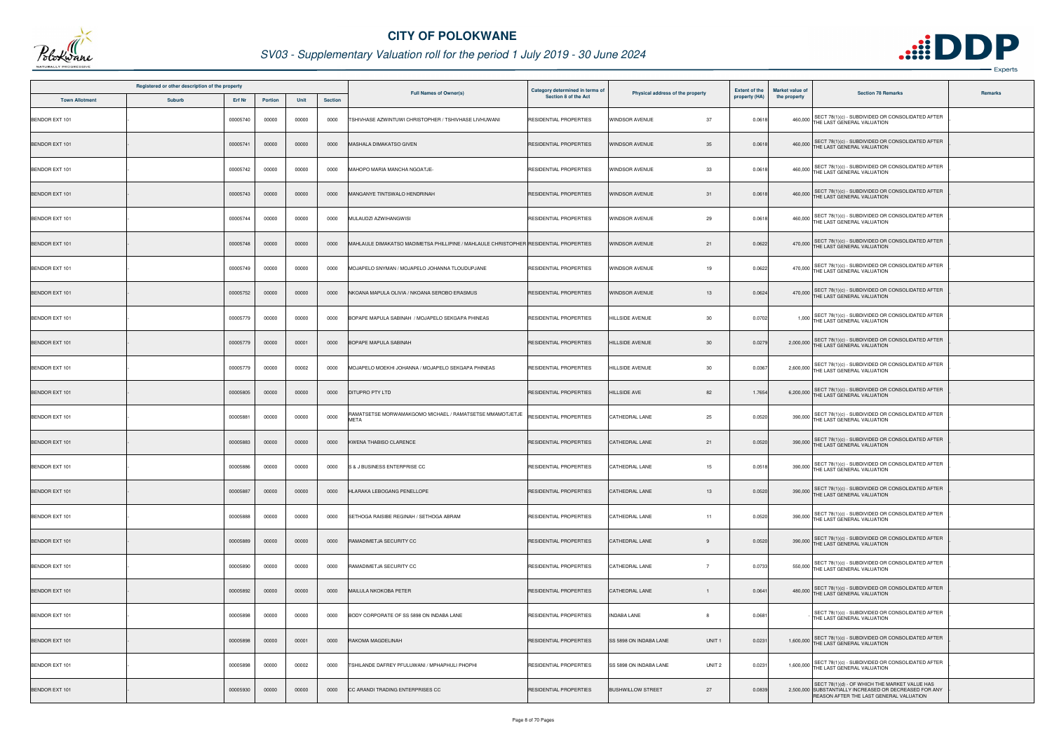# CITY OF POLOKWANE

## SV03 - Supplementary Valuation roll for the period 1 July 2019 - 30 June 2024

| Registered or other description of the property | | | | | | Full Names of Owner(s) | Category determined in terms of Section 8 of the Act | Physical address of the property | | Extent of the property (HA) | Market value of the property | Section 78 Remarks | Remarks |
|---|---|---|---|---|---|---|---|---|---|---|---|---|---|
| Town Allotment | Suburb | Erf Nr | Portion | Unit | Section | | | | | | | | |
| BENDOR EXT 101 | - | 00005740 | 00000 | 00000 | 0000 | TSHIVHASE AZWINTUWI CHRISTOPHER / TSHIVHASE LIVHUWANI | RESIDENTIAL PROPERTIES | WINDSOR AVENUE | 37 | 0.0618 | 460,000 | SECT 78(1)(c) - SUBDIVIDED OR CONSOLIDATED AFTER THE LAST GENERAL VALUATION | - |
| BENDOR EXT 101 | - | 00005741 | 00000 | 00000 | 0000 | MASHALA DIMAKATSO GIVEN | RESIDENTIAL PROPERTIES | WINDSOR AVENUE | 35 | 0.0618 | 460,000 | SECT 78(1)(c) - SUBDIVIDED OR CONSOLIDATED AFTER THE LAST GENERAL VALUATION | - |
| BENDOR EXT 101 | - | 00005742 | 00000 | 00000 | 0000 | MAHOPO MARIA MANCHA NGOATJE- | RESIDENTIAL PROPERTIES | WINDSOR AVENUE | 33 | 0.0618 | 460,000 | SECT 78(1)(c) - SUBDIVIDED OR CONSOLIDATED AFTER THE LAST GENERAL VALUATION | - |
| BENDOR EXT 101 | - | 00005743 | 00000 | 00000 | 0000 | MANGANYE TINTSWALO HENDRINAH | RESIDENTIAL PROPERTIES | WINDSOR AVENUE | 31 | 0.0618 | 460,000 | SECT 78(1)(c) - SUBDIVIDED OR CONSOLIDATED AFTER THE LAST GENERAL VALUATION | - |
| BENDOR EXT 101 | - | 00005744 | 00000 | 00000 | 0000 | MULAUDZI AZWIHANGWISI | RESIDENTIAL PROPERTIES | WINDSOR AVENUE | 29 | 0.0618 | 460,000 | SECT 78(1)(c) - SUBDIVIDED OR CONSOLIDATED AFTER THE LAST GENERAL VALUATION | - |
| BENDOR EXT 101 | - | 00005748 | 00000 | 00000 | 0000 | MAHLAULE DIMAKATSO MADIMETSA PHILLIPINE / MAHLAULE CHRISTOPHER | RESIDENTIAL PROPERTIES | WINDSOR AVENUE | 21 | 0.0622 | 470,000 | SECT 78(1)(c) - SUBDIVIDED OR CONSOLIDATED AFTER THE LAST GENERAL VALUATION | - |
| BENDOR EXT 101 | - | 00005749 | 00000 | 00000 | 0000 | MOJAPELO SNYMAN / MOJAPELO JOHANNA TLOUDUPJANE | RESIDENTIAL PROPERTIES | WINDSOR AVENUE | 19 | 0.0622 | 470,000 | SECT 78(1)(c) - SUBDIVIDED OR CONSOLIDATED AFTER THE LAST GENERAL VALUATION | - |
| BENDOR EXT 101 | - | 00005752 | 00000 | 00000 | 0000 | NKOANA MAPULA OLIVIA / NKOANA SEROBO ERASMUS | RESIDENTIAL PROPERTIES | WINDSOR AVENUE | 13 | 0.0624 | 470,000 | SECT 78(1)(c) - SUBDIVIDED OR CONSOLIDATED AFTER THE LAST GENERAL VALUATION | - |
| BENDOR EXT 101 | - | 00005779 | 00000 | 00000 | 0000 | BOPAPE MAPULA SABINAH / MOJAPELO SEKGAPA PHINEAS | RESIDENTIAL PROPERTIES | HILLSIDE AVENUE | 30 | 0.0702 | 1,000 | SECT 78(1)(c) - SUBDIVIDED OR CONSOLIDATED AFTER THE LAST GENERAL VALUATION | - |
| BENDOR EXT 101 | - | 00005779 | 00000 | 00001 | 0000 | BOPAPE MAPULA SABINAH | RESIDENTIAL PROPERTIES | HILLSIDE AVENUE | 30 | 0.0279 | 2,000,000 | SECT 78(1)(c) - SUBDIVIDED OR CONSOLIDATED AFTER THE LAST GENERAL VALUATION | - |
| BENDOR EXT 101 | - | 00005779 | 00000 | 00002 | 0000 | MOJAPELO MOEKHI JOHANNA / MOJAPELO SEKGAPA PHINEAS | RESIDENTIAL PROPERTIES | HILLSIDE AVENUE | 30 | 0.0367 | 2,600,000 | SECT 78(1)(c) - SUBDIVIDED OR CONSOLIDATED AFTER THE LAST GENERAL VALUATION | - |
| BENDOR EXT 101 | - | 00005805 | 00000 | 00000 | 0000 | DITUPRO PTY LTD | RESIDENTIAL PROPERTIES | HILLSIDE AVE | 82 | 1.7654 | 6,200,000 | SECT 78(1)(c) - SUBDIVIDED OR CONSOLIDATED AFTER THE LAST GENERAL VALUATION | - |
| BENDOR EXT 101 | - | 00005881 | 00000 | 00000 | 0000 | RAMATSETSE MORWAMAKGOMO MICHAEL / RAMATSETSE MMAMOTJETJE META | RESIDENTIAL PROPERTIES | CATHEDRAL LANE | 25 | 0.0520 | 390,000 | SECT 78(1)(c) - SUBDIVIDED OR CONSOLIDATED AFTER THE LAST GENERAL VALUATION | - |
| BENDOR EXT 101 | - | 00005883 | 00000 | 00000 | 0000 | KWENA THABISO CLARENCE | RESIDENTIAL PROPERTIES | CATHEDRAL LANE | 21 | 0.0520 | 390,000 | SECT 78(1)(c) - SUBDIVIDED OR CONSOLIDATED AFTER THE LAST GENERAL VALUATION | - |
| BENDOR EXT 101 | - | 00005886 | 00000 | 00000 | 0000 | S & J BUSINESS ENTERPRISE CC | RESIDENTIAL PROPERTIES | CATHEDRAL LANE | 15 | 0.0518 | 390,000 | SECT 78(1)(c) - SUBDIVIDED OR CONSOLIDATED AFTER THE LAST GENERAL VALUATION | - |
| BENDOR EXT 101 | - | 00005887 | 00000 | 00000 | 0000 | HLARAKA LEBOGANG PENELLOPE | RESIDENTIAL PROPERTIES | CATHEDRAL LANE | 13 | 0.0520 | 390,000 | SECT 78(1)(c) - SUBDIVIDED OR CONSOLIDATED AFTER THE LAST GENERAL VALUATION | - |
| BENDOR EXT 101 | - | 00005888 | 00000 | 00000 | 0000 | SETHOGA RAISIBE REGINAH / SETHOGA ABRAM | RESIDENTIAL PROPERTIES | CATHEDRAL LANE | 11 | 0.0520 | 390,000 | SECT 78(1)(c) - SUBDIVIDED OR CONSOLIDATED AFTER THE LAST GENERAL VALUATION | - |
| BENDOR EXT 101 | - | 00005889 | 00000 | 00000 | 0000 | RAMADIMETJA SECURITY CC | RESIDENTIAL PROPERTIES | CATHEDRAL LANE | 9 | 0.0520 | 390,000 | SECT 78(1)(c) - SUBDIVIDED OR CONSOLIDATED AFTER THE LAST GENERAL VALUATION | - |
| BENDOR EXT 101 | - | 00005890 | 00000 | 00000 | 0000 | RAMADIMETJA SECURITY CC | RESIDENTIAL PROPERTIES | CATHEDRAL LANE | 7 | 0.0733 | 550,000 | SECT 78(1)(c) - SUBDIVIDED OR CONSOLIDATED AFTER THE LAST GENERAL VALUATION | - |
| BENDOR EXT 101 | - | 00005892 | 00000 | 00000 | 0000 | MAILULA NKOKOBA PETER | RESIDENTIAL PROPERTIES | CATHEDRAL LANE | 1 | 0.0641 | 480,000 | SECT 78(1)(c) - SUBDIVIDED OR CONSOLIDATED AFTER THE LAST GENERAL VALUATION | - |
| BENDOR EXT 101 | - | 00005898 | 00000 | 00000 | 0000 | BODY CORPORATE OF SS 5898 ON INDABA LANE | RESIDENTIAL PROPERTIES | INDABA LANE | 8 | 0.0681 | | SECT 78(1)(c) - SUBDIVIDED OR CONSOLIDATED AFTER THE LAST GENERAL VALUATION | - |
| BENDOR EXT 101 | - | 00005898 | 00000 | 00001 | 0000 | RAKOMA MAGDELINAH | RESIDENTIAL PROPERTIES | SS 5898 ON INDABA LANE | UNIT 1 | 0.0231 | 1,600,000 | SECT 78(1)(c) - SUBDIVIDED OR CONSOLIDATED AFTER THE LAST GENERAL VALUATION | - |
| BENDOR EXT 101 | - | 00005898 | 00000 | 00002 | 0000 | TSHILANDE DAFREY PFULUWANI / MPHAPHULI PHOPHI | RESIDENTIAL PROPERTIES | SS 5898 ON INDABA LANE | UNIT 2 | 0.0231 | 1,600,000 | SECT 78(1)(c) - SUBDIVIDED OR CONSOLIDATED AFTER THE LAST GENERAL VALUATION | - |
| BENDOR EXT 101 | - | 00005930 | 00000 | 00000 | 0000 | CC ARANDI TRADING ENTERPRISES CC | RESIDENTIAL PROPERTIES | BUSHWILLOW STREET | 27 | 0.0839 | 2,500,000 | SECT 78(1)(d) - OF WHICH THE MARKET VALUE HAS SUBSTANTIALLY INCREASED OR DECREASED FOR ANY REASON AFTER THE LAST GENERAL VALUATION | - |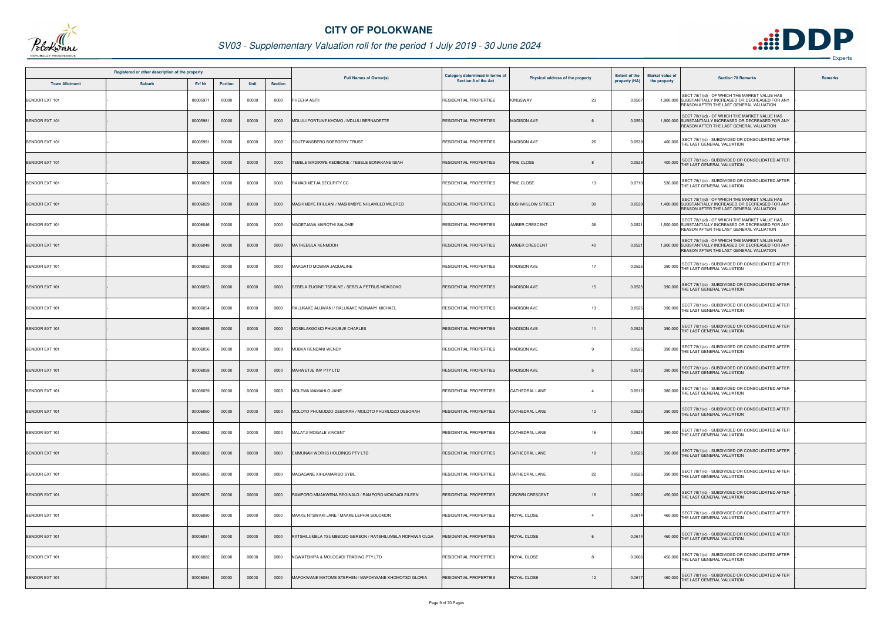# CITY OF POLOKWANE

## SV03 - Supplementary Valuation roll for the period 1 July 2019 - 30 June 2024

| Registered or other description of the property | | | | | | Full Names of Owner(s) | Category determined in terms of Section 8 of the Act | Physical address of the property | | Extent of the property (HA) | Market value of the property | Section 78 Remarks | Remarks |
|---|---|---|---|---|---|---|---|---|---|---|---|---|---|
| Town Allotment | Suburb | Erf Nr | Portion | Unit | Section | | | | | | | | |
| BENDOR EXT 101 | - | 00005971 | 00000 | 00000 | 0000 | PHEEHA ASITI | RESIDENTIAL PROPERTIES | KINGSWAY | 23 | 0.0507 | 1,900,000 | SECT 78(1)(d) - OF WHICH THE MARKET VALUE HAS SUBSTANTIALLY INCREASED OR DECREASED FOR ANY REASON AFTER THE LAST GENERAL VALUATION | . |
| BENDOR EXT 101 | - | 00005981 | 00000 | 00000 | 0000 | MDLULI FORTUNE KHOMO / MDLULI BERNADETTE | RESIDENTIAL PROPERTIES | MADISON AVE | 6 | 0.0550 | 1,900,000 | SECT 78(1)(d) - OF WHICH THE MARKET VALUE HAS SUBSTANTIALLY INCREASED OR DECREASED FOR ANY REASON AFTER THE LAST GENERAL VALUATION | . |
| BENDOR EXT 101 | - | 00005991 | 00000 | 00000 | 0000 | SOUTPANSBERG BOERDERY TRUST | RESIDENTIAL PROPERTIES | MADISON AVE | 26 | 0.0539 | 400,000 | SECT 78(1)(c) - SUBDIVIDED OR CONSOLIDATED AFTER THE LAST GENERAL VALUATION | . |
| BENDOR EXT 101 | - | 00006005 | 00000 | 00000 | 0000 | TEBELE MADIKWE KEDIBONE / TEBELE BONAKANE ISIAH | RESIDENTIAL PROPERTIES | PINE CLOSE | 8 | 0.0539 | 400,000 | SECT 78(1)(c) - SUBDIVIDED OR CONSOLIDATED AFTER THE LAST GENERAL VALUATION | . |
| BENDOR EXT 101 | - | 00006009 | 00000 | 00000 | 0000 | RAMADIMETJA SECURITY CC | RESIDENTIAL PROPERTIES | PINE CLOSE | 13 | 0.0710 | 530,000 | SECT 78(1)(c) - SUBDIVIDED OR CONSOLIDATED AFTER THE LAST GENERAL VALUATION | . |
| BENDOR EXT 101 | - | 00006029 | 00000 | 00000 | 0000 | MASHIMBYE RHULANI / MASHIMBYE NHLAMULO MILDRED | RESIDENTIAL PROPERTIES | BUSHWILLOW STREET | 38 | 0.0539 | 1,400,000 | SECT 78(1)(d) - OF WHICH THE MARKET VALUE HAS SUBSTANTIALLY INCREASED OR DECREASED FOR ANY REASON AFTER THE LAST GENERAL VALUATION | . |
| BENDOR EXT 101 | - | 00006046 | 00000 | 00000 | 0000 | NGOETJANA MAROTHI SALOME | RESIDENTIAL PROPERTIES | AMBER CRESCENT | 36 | 0.0521 | 1,500,000 | SECT 78(1)(d) - OF WHICH THE MARKET VALUE HAS SUBSTANTIALLY INCREASED OR DECREASED FOR ANY REASON AFTER THE LAST GENERAL VALUATION | . |
| BENDOR EXT 101 | - | 00006048 | 00000 | 00000 | 0000 | MATHEBULA KENMOOH | RESIDENTIAL PROPERTIES | AMBER CRESCENT | 40 | 0.0521 | 1,900,000 | SECT 78(1)(d) - OF WHICH THE MARKET VALUE HAS SUBSTANTIALLY INCREASED OR DECREASED FOR ANY REASON AFTER THE LAST GENERAL VALUATION | . |
| BENDOR EXT 101 | - | 00006052 | 00000 | 00000 | 0000 | MAKGATO MOSIMA JAQUALINE | RESIDENTIAL PROPERTIES | MADISON AVE | 17 | 0.0525 | 390,000 | SECT 78(1)(c) - SUBDIVIDED OR CONSOLIDATED AFTER THE LAST GENERAL VALUATION | . |
| BENDOR EXT 101 | - | 00006053 | 00000 | 00000 | 0000 | SEBELA EUGINE TSEALNE / SEBELA PETRUS MOKGOKO | RESIDENTIAL PROPERTIES | MADISON AVE | 15 | 0.0525 | 390,000 | SECT 78(1)(c) - SUBDIVIDED OR CONSOLIDATED AFTER THE LAST GENERAL VALUATION | . |
| BENDOR EXT 101 | - | 00006054 | 00000 | 00000 | 0000 | RALUKAKE ALUWANI / RALUKAKE NDINANYI MICHAEL | RESIDENTIAL PROPERTIES | MADISON AVE | 13 | 0.0525 | 390,000 | SECT 78(1)(c) - SUBDIVIDED OR CONSOLIDATED AFTER THE LAST GENERAL VALUATION | . |
| BENDOR EXT 101 | - | 00006055 | 00000 | 00000 | 0000 | MOSELAKGOMO PHUKUBJE CHARLES | RESIDENTIAL PROPERTIES | MADISON AVE | 11 | 0.0525 | 390,000 | SECT 78(1)(c) - SUBDIVIDED OR CONSOLIDATED AFTER THE LAST GENERAL VALUATION | . |
| BENDOR EXT 101 | - | 00006056 | 00000 | 00000 | 0000 | MUBVA RENDANI WENDY | RESIDENTIAL PROPERTIES | MADISON AVE | 9 | 0.0525 | 390,000 | SECT 78(1)(c) - SUBDIVIDED OR CONSOLIDATED AFTER THE LAST GENERAL VALUATION | . |
| BENDOR EXT 101 | - | 00006058 | 00000 | 00000 | 0000 | MAHWETJE INV PTY LTD | RESIDENTIAL PROPERTIES | MADISON AVE | 5 | 0.0512 | 380,000 | SECT 78(1)(c) - SUBDIVIDED OR CONSOLIDATED AFTER THE LAST GENERAL VALUATION | . |
| BENDOR EXT 101 | - | 00006059 | 00000 | 00000 | 0000 | MOLEMA MAMAHLO JANE | RESIDENTIAL PROPERTIES | CATHEDRAL LANE | 4 | 0.0512 | 380,000 | SECT 78(1)(c) - SUBDIVIDED OR CONSOLIDATED AFTER THE LAST GENERAL VALUATION | . |
| BENDOR EXT 101 | - | 00006060 | 00000 | 00000 | 0000 | MOLOTO PHUMUDZO DEBORAH / MOLOTO PHUMUDZO DEBORAH | RESIDENTIAL PROPERTIES | CATHEDRAL LANE | 12 | 0.0525 | 390,000 | SECT 78(1)(c) - SUBDIVIDED OR CONSOLIDATED AFTER THE LAST GENERAL VALUATION | . |
| BENDOR EXT 101 | - | 00006062 | 00000 | 00000 | 0000 | MALATJI MOGALE VINCENT | RESIDENTIAL PROPERTIES | CATHEDRAL LANE | 16 | 0.0525 | 390,000 | SECT 78(1)(c) - SUBDIVIDED OR CONSOLIDATED AFTER THE LAST GENERAL VALUATION | . |
| BENDOR EXT 101 | - | 00006063 | 00000 | 00000 | 0000 | EMMUNAH WORKS HOLDINGS PTY LTD | RESIDENTIAL PROPERTIES | CATHEDRAL LANE | 18 | 0.0525 | 390,000 | SECT 78(1)(c) - SUBDIVIDED OR CONSOLIDATED AFTER THE LAST GENERAL VALUATION | . |
| BENDOR EXT 101 | - | 00006065 | 00000 | 00000 | 0000 | MAGAGANE XIHLAMARISO SYBIL | RESIDENTIAL PROPERTIES | CATHEDRAL LANE | 22 | 0.0525 | 390,000 | SECT 78(1)(c) - SUBDIVIDED OR CONSOLIDATED AFTER THE LAST GENERAL VALUATION | . |
| BENDOR EXT 101 | - | 00006075 | 00000 | 00000 | 0000 | RAMPORO MMAKWENA REGINALD / RAMPORO MOKGADI EILEEN | RESIDENTIAL PROPERTIES | CROWN CRESCENT | 16 | 0.0602 | 450,000 | SECT 78(1)(c) - SUBDIVIDED OR CONSOLIDATED AFTER THE LAST GENERAL VALUATION | . |
| BENDOR EXT 101 | - | 00006080 | 00000 | 00000 | 0000 | MAAKE NTSWAKI JANE / MAAKE LEPHAI SOLOMON | RESIDENTIAL PROPERTIES | ROYAL CLOSE | 4 | 0.0614 | 460,000 | SECT 78(1)(c) - SUBDIVIDED OR CONSOLIDATED AFTER THE LAST GENERAL VALUATION | . |
| BENDOR EXT 101 | - | 00006081 | 00000 | 00000 | 0000 | RATSHILUMELA TSUMBEDZO GERSON / RATSHILUMELA ROFHIWA OLGA | RESIDENTIAL PROPERTIES | ROYAL CLOSE | 6 | 0.0614 | 460,000 | SECT 78(1)(c) - SUBDIVIDED OR CONSOLIDATED AFTER THE LAST GENERAL VALUATION | . |
| BENDOR EXT 101 | - | 00006082 | 00000 | 00000 | 0000 | NGWATSHIPA & MOLOGADI TRADING PTY LTD | RESIDENTIAL PROPERTIES | ROYAL CLOSE | 8 | 0.0606 | 450,000 | SECT 78(1)(c) - SUBDIVIDED OR CONSOLIDATED AFTER THE LAST GENERAL VALUATION | . |
| BENDOR EXT 101 | - | 00006084 | 00000 | 00000 | 0000 | MAFOKWANE MATOME STEPHEN / MAFOKWANE KHOMOTSO GLORIA | RESIDENTIAL PROPERTIES | ROYAL CLOSE | 12 | 0.0617 | 460,000 | SECT 78(1)(c) - SUBDIVIDED OR CONSOLIDATED AFTER THE LAST GENERAL VALUATION | . |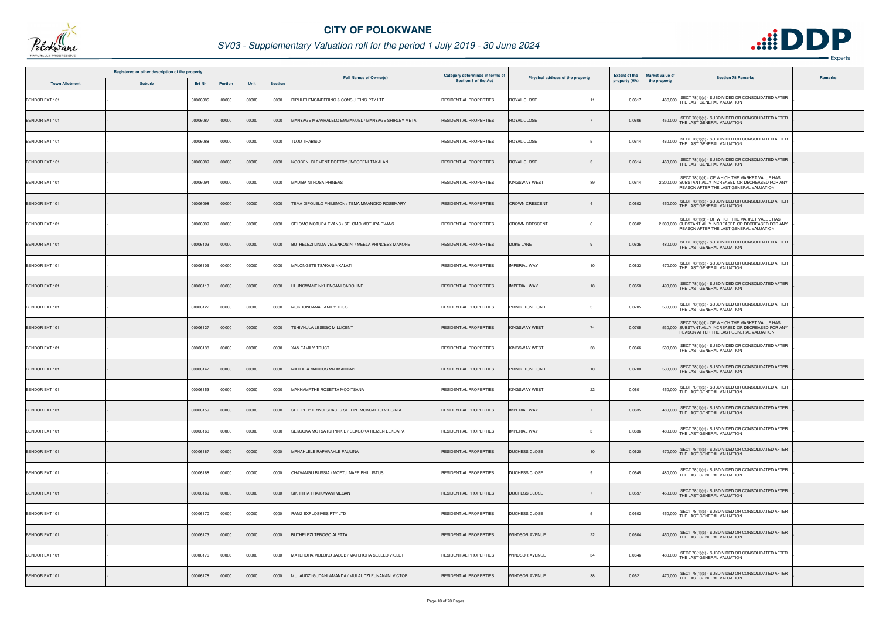# CITY OF POLOKWANE

## SV03 - Supplementary Valuation roll for the period 1 July 2019 - 30 June 2024

| Registered or other description of the property | | | | | | Full Names of Owner(s) | Category determined in terms of Section 8 of the Act | Physical address of the property | | Extent of the property (HA) | Market value of the property | Section 78 Remarks | Remarks |
|---|---|---|---|---|---|---|---|---|---|---|---|---|---|
| Town Allotment | Suburb | Erf Nr | Portion | Unit | Section | | | | | | | | |
| BENDOR EXT 101 | - | 00006085 | 00000 | 00000 | 0000 | DIPHUTI ENGINEERING & CONSULTING PTY LTD | RESIDENTIAL PROPERTIES | ROYAL CLOSE | 11 | 0.0617 | 460,000 | SECT 78(1)(c) - SUBDIVIDED OR CONSOLIDATED AFTER THE LAST GENERAL VALUATION | - |
| BENDOR EXT 101 | - | 00006087 | 00000 | 00000 | 0000 | MANYAGE MBAVHALELO EMMANUEL / MANYAGE SHIRLEY META | RESIDENTIAL PROPERTIES | ROYAL CLOSE | 7 | 0.0606 | 450,000 | SECT 78(1)(c) - SUBDIVIDED OR CONSOLIDATED AFTER THE LAST GENERAL VALUATION | - |
| BENDOR EXT 101 | - | 00006088 | 00000 | 00000 | 0000 | TLOU THABISO | RESIDENTIAL PROPERTIES | ROYAL CLOSE | 5 | 0.0614 | 460,000 | SECT 78(1)(c) - SUBDIVIDED OR CONSOLIDATED AFTER THE LAST GENERAL VALUATION | - |
| BENDOR EXT 101 | - | 00006089 | 00000 | 00000 | 0000 | NGOBENI CLEMENT POETRY / NGOBENI TAKALANI | RESIDENTIAL PROPERTIES | ROYAL CLOSE | 3 | 0.0614 | 460,000 | SECT 78(1)(c) - SUBDIVIDED OR CONSOLIDATED AFTER THE LAST GENERAL VALUATION | - |
| BENDOR EXT 101 | - | 00006094 | 00000 | 00000 | 0000 | MADIBA NTHOSA PHINEAS | RESIDENTIAL PROPERTIES | KINGSWAY WEST | 89 | 0.0614 | 2,200,000 | SECT 78(1)(d) - OF WHICH THE MARKET VALUE HAS SUBSTANTIALLY INCREASED OR DECREASED FOR ANY REASON AFTER THE LAST GENERAL VALUATION | - |
| BENDOR EXT 101 | - | 00006098 | 00000 | 00000 | 0000 | TEMA DIPOLELO PHILEMON / TEMA MMANOKO ROSEMARY | RESIDENTIAL PROPERTIES | CROWN CRESCENT | 4 | 0.0602 | 450,000 | SECT 78(1)(c) - SUBDIVIDED OR CONSOLIDATED AFTER THE LAST GENERAL VALUATION | - |
| BENDOR EXT 101 | - | 00006099 | 00000 | 00000 | 0000 | SELOMO MOTUPA EVANS / SELOMO MOTUPA EVANS | RESIDENTIAL PROPERTIES | CROWN CRESCENT | 6 | 0.0602 | 2,300,000 | SECT 78(1)(d) - OF WHICH THE MARKET VALUE HAS SUBSTANTIALLY INCREASED OR DECREASED FOR ANY REASON AFTER THE LAST GENERAL VALUATION | - |
| BENDOR EXT 101 | - | 00006103 | 00000 | 00000 | 0000 | BUTHELEZI LINDA VELENKOSINI / MEELA PRINCESS MAKONE | RESIDENTIAL PROPERTIES | DUKE LANE | 9 | 0.0635 | 480,000 | SECT 78(1)(c) - SUBDIVIDED OR CONSOLIDATED AFTER THE LAST GENERAL VALUATION | - |
| BENDOR EXT 101 | - | 00006109 | 00000 | 00000 | 0000 | MALONGETE TSAKANI NXALATI | RESIDENTIAL PROPERTIES | IMPERIAL WAY | 10 | 0.0633 | 470,000 | SECT 78(1)(c) - SUBDIVIDED OR CONSOLIDATED AFTER THE LAST GENERAL VALUATION | - |
| BENDOR EXT 101 | - | 00006113 | 00000 | 00000 | 0000 | HLUNGWANE NKHENSANI CAROLINE | RESIDENTIAL PROPERTIES | IMPERIAL WAY | 18 | 0.0650 | 490,000 | SECT 78(1)(c) - SUBDIVIDED OR CONSOLIDATED AFTER THE LAST GENERAL VALUATION | - |
| BENDOR EXT 101 | - | 00006122 | 00000 | 00000 | 0000 | MOKHONOANA FAMILY TRUST | RESIDENTIAL PROPERTIES | PRINCETON ROAD | 5 | 0.0705 | 530,000 | SECT 78(1)(c) - SUBDIVIDED OR CONSOLIDATED AFTER THE LAST GENERAL VALUATION | - |
| BENDOR EXT 101 | - | 00006127 | 00000 | 00000 | 0000 | TSHIVHULA LESEGO MILLICENT | RESIDENTIAL PROPERTIES | KINGSWAY WEST | 74 | 0.0705 | 530,000 | SECT 78(1)(d) - OF WHICH THE MARKET VALUE HAS SUBSTANTIALLY INCREASED OR DECREASED FOR ANY REASON AFTER THE LAST GENERAL VALUATION | - |
| BENDOR EXT 101 | - | 00006138 | 00000 | 00000 | 0000 | XAN FAMILY TRUST | RESIDENTIAL PROPERTIES | KINGSWAY WEST | 38 | 0.0666 | 500,000 | SECT 78(1)(c) - SUBDIVIDED OR CONSOLIDATED AFTER THE LAST GENERAL VALUATION | - |
| BENDOR EXT 101 | - | 00006147 | 00000 | 00000 | 0000 | MATLALA MARCUS MMAKADIKWE | RESIDENTIAL PROPERTIES | PRINCETON ROAD | 10 | 0.0700 | 530,000 | SECT 78(1)(c) - SUBDIVIDED OR CONSOLIDATED AFTER THE LAST GENERAL VALUATION | - |
| BENDOR EXT 101 | - | 00006153 | 00000 | 00000 | 0000 | MAKHAMATHE ROSETTA MODITSANA | RESIDENTIAL PROPERTIES | KINGSWAY WEST | 22 | 0.0601 | 450,000 | SECT 78(1)(c) - SUBDIVIDED OR CONSOLIDATED AFTER THE LAST GENERAL VALUATION | - |
| BENDOR EXT 101 | - | 00006159 | 00000 | 00000 | 0000 | SELEPE PHENYO GRACE / SELEPE MOKGAETJI VIRGINIA | RESIDENTIAL PROPERTIES | IMPERIAL WAY | 7 | 0.0635 | 480,000 | SECT 78(1)(c) - SUBDIVIDED OR CONSOLIDATED AFTER THE LAST GENERAL VALUATION | - |
| BENDOR EXT 101 | - | 00006160 | 00000 | 00000 | 0000 | SEKGOKA MOTSATSI PINKIE / SEKGOKA HEIZEN LEKOAPA | RESIDENTIAL PROPERTIES | IMPERIAL WAY | 3 | 0.0636 | 480,000 | SECT 78(1)(c) - SUBDIVIDED OR CONSOLIDATED AFTER THE LAST GENERAL VALUATION | - |
| BENDOR EXT 101 | - | 00006167 | 00000 | 00000 | 0000 | MPHAHLELE RAPHAAHLE PAULINA | RESIDENTIAL PROPERTIES | DUCHESS CLOSE | 10 | 0.0620 | 470,000 | SECT 78(1)(c) - SUBDIVIDED OR CONSOLIDATED AFTER THE LAST GENERAL VALUATION | - |
| BENDOR EXT 101 | - | 00006168 | 00000 | 00000 | 0000 | CHAVANGU RUSSIA / MOETJI NAPE PHILLISTUS | RESIDENTIAL PROPERTIES | DUCHESS CLOSE | 9 | 0.0645 | 480,000 | SECT 78(1)(c) - SUBDIVIDED OR CONSOLIDATED AFTER THE LAST GENERAL VALUATION | - |
| BENDOR EXT 101 | - | 00006169 | 00000 | 00000 | 0000 | SIKHITHA FHATUWANI MEGAN | RESIDENTIAL PROPERTIES | DUCHESS CLOSE | 7 | 0.0597 | 450,000 | SECT 78(1)(c) - SUBDIVIDED OR CONSOLIDATED AFTER THE LAST GENERAL VALUATION | - |
| BENDOR EXT 101 | - | 00006170 | 00000 | 00000 | 0000 | RAMZ EXPLOSIVES PTY LTD | RESIDENTIAL PROPERTIES | DUCHESS CLOSE | 5 | 0.0602 | 450,000 | SECT 78(1)(c) - SUBDIVIDED OR CONSOLIDATED AFTER THE LAST GENERAL VALUATION | - |
| BENDOR EXT 101 | - | 00006173 | 00000 | 00000 | 0000 | BUTHELEZI TEBOGO ALETTA | RESIDENTIAL PROPERTIES | WINDSOR AVENUE | 22 | 0.0604 | 450,000 | SECT 78(1)(c) - SUBDIVIDED OR CONSOLIDATED AFTER THE LAST GENERAL VALUATION | - |
| BENDOR EXT 101 | - | 00006176 | 00000 | 00000 | 0000 | MATLHOHA MOLOKO JACOB / MATLHOHA SELELO VIOLET | RESIDENTIAL PROPERTIES | WINDSOR AVENUE | 34 | 0.0646 | 480,000 | SECT 78(1)(c) - SUBDIVIDED OR CONSOLIDATED AFTER THE LAST GENERAL VALUATION | - |
| BENDOR EXT 101 | - | 00006178 | 00000 | 00000 | 0000 | MULAUDZI GUDANI AMANDA / MULAUDZI FUNANANI VICTOR | RESIDENTIAL PROPERTIES | WINDSOR AVENUE | 38 | 0.0621 | 470,000 | SECT 78(1)(c) - SUBDIVIDED OR CONSOLIDATED AFTER THE LAST GENERAL VALUATION | - |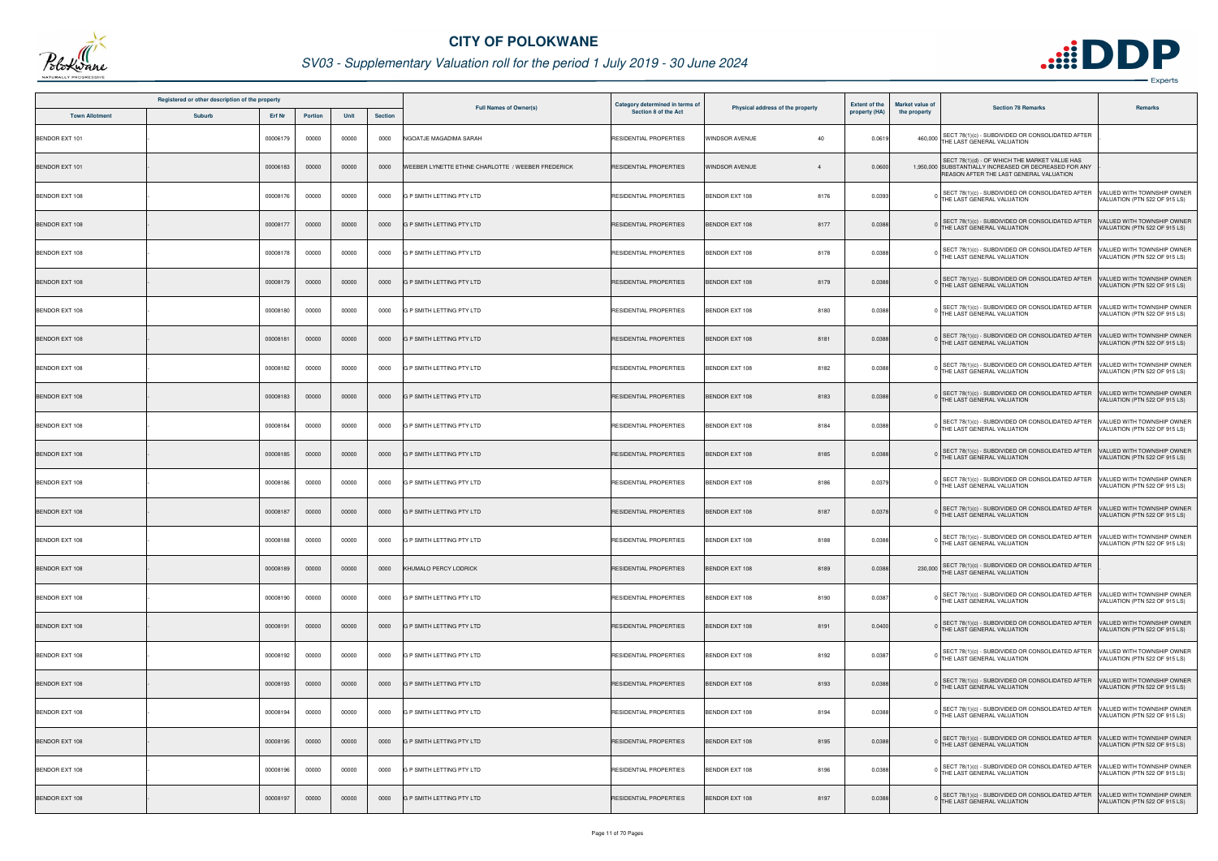# CITY OF POLOKWANE

## SV03 - Supplementary Valuation roll for the period 1 July 2019 - 30 June 2024

| Registered or other description of the property | | | | | | Full Names of Owner(s) | Category determined in terms of Section 8 of the Act | Physical address of the property | | Extent of the property (HA) | Market value of the property | Section 78 Remarks | Remarks |
|---|---|---|---|---|---|---|---|---|---|---|---|---|---|
| Town Allotment | Suburb | Erf Nr | Portion | Unit | Section | | | | | | | | |
| BENDOR EXT 101 | - | 00006179 | 00000 | 00000 | 0000 | NGOATJE MAGADIMA SARAH | RESIDENTIAL PROPERTIES | WINDSOR AVENUE | 40 | 0.0619 | 460,000 | SECT 78(1)(c) - SUBDIVIDED OR CONSOLIDATED AFTER THE LAST GENERAL VALUATION | |
| BENDOR EXT 101 | - | 00006183 | 00000 | 00000 | 0000 | WEEBER LYNETTE ETHNE CHARLOTTE / WEEBER FREDERICK | RESIDENTIAL PROPERTIES | WINDSOR AVENUE | 4 | 0.0600 | 1,950,000 | SECT 78(1)(d) - OF WHICH THE MARKET VALUE HAS SUBSTANTIALLY INCREASED OR DECREASED FOR ANY REASON AFTER THE LAST GENERAL VALUATION | |
| BENDOR EXT 108 | - | 00008176 | 00000 | 00000 | 0000 | G P SMITH LETTING PTY LTD | RESIDENTIAL PROPERTIES | BENDOR EXT 108 | 8176 | 0.0393 | 0 | SECT 78(1)(c) - SUBDIVIDED OR CONSOLIDATED AFTER THE LAST GENERAL VALUATION | VALUED WITH TOWNSHIP OWNER VALUATION (PTN 522 OF 915 LS) |
| BENDOR EXT 108 | - | 00008177 | 00000 | 00000 | 0000 | G P SMITH LETTING PTY LTD | RESIDENTIAL PROPERTIES | BENDOR EXT 108 | 8177 | 0.0388 | 0 | SECT 78(1)(c) - SUBDIVIDED OR CONSOLIDATED AFTER THE LAST GENERAL VALUATION | VALUED WITH TOWNSHIP OWNER VALUATION (PTN 522 OF 915 LS) |
| BENDOR EXT 108 | - | 00008178 | 00000 | 00000 | 0000 | G P SMITH LETTING PTY LTD | RESIDENTIAL PROPERTIES | BENDOR EXT 108 | 8178 | 0.0388 | 0 | SECT 78(1)(c) - SUBDIVIDED OR CONSOLIDATED AFTER THE LAST GENERAL VALUATION | VALUED WITH TOWNSHIP OWNER VALUATION (PTN 522 OF 915 LS) |
| BENDOR EXT 108 | - | 00008179 | 00000 | 00000 | 0000 | G P SMITH LETTING PTY LTD | RESIDENTIAL PROPERTIES | BENDOR EXT 108 | 8179 | 0.0388 | 0 | SECT 78(1)(c) - SUBDIVIDED OR CONSOLIDATED AFTER THE LAST GENERAL VALUATION | VALUED WITH TOWNSHIP OWNER VALUATION (PTN 522 OF 915 LS) |
| BENDOR EXT 108 | - | 00008180 | 00000 | 00000 | 0000 | G P SMITH LETTING PTY LTD | RESIDENTIAL PROPERTIES | BENDOR EXT 108 | 8180 | 0.0388 | 0 | SECT 78(1)(c) - SUBDIVIDED OR CONSOLIDATED AFTER THE LAST GENERAL VALUATION | VALUED WITH TOWNSHIP OWNER VALUATION (PTN 522 OF 915 LS) |
| BENDOR EXT 108 | - | 00008181 | 00000 | 00000 | 0000 | G P SMITH LETTING PTY LTD | RESIDENTIAL PROPERTIES | BENDOR EXT 108 | 8181 | 0.0388 | 0 | SECT 78(1)(c) - SUBDIVIDED OR CONSOLIDATED AFTER THE LAST GENERAL VALUATION | VALUED WITH TOWNSHIP OWNER VALUATION (PTN 522 OF 915 LS) |
| BENDOR EXT 108 | - | 00008182 | 00000 | 00000 | 0000 | G P SMITH LETTING PTY LTD | RESIDENTIAL PROPERTIES | BENDOR EXT 108 | 8182 | 0.0388 | 0 | SECT 78(1)(c) - SUBDIVIDED OR CONSOLIDATED AFTER THE LAST GENERAL VALUATION | VALUED WITH TOWNSHIP OWNER VALUATION (PTN 522 OF 915 LS) |
| BENDOR EXT 108 | - | 00008183 | 00000 | 00000 | 0000 | G P SMITH LETTING PTY LTD | RESIDENTIAL PROPERTIES | BENDOR EXT 108 | 8183 | 0.0388 | 0 | SECT 78(1)(c) - SUBDIVIDED OR CONSOLIDATED AFTER THE LAST GENERAL VALUATION | VALUED WITH TOWNSHIP OWNER VALUATION (PTN 522 OF 915 LS) |
| BENDOR EXT 108 | - | 00008184 | 00000 | 00000 | 0000 | G P SMITH LETTING PTY LTD | RESIDENTIAL PROPERTIES | BENDOR EXT 108 | 8184 | 0.0388 | 0 | SECT 78(1)(c) - SUBDIVIDED OR CONSOLIDATED AFTER THE LAST GENERAL VALUATION | VALUED WITH TOWNSHIP OWNER VALUATION (PTN 522 OF 915 LS) |
| BENDOR EXT 108 | - | 00008185 | 00000 | 00000 | 0000 | G P SMITH LETTING PTY LTD | RESIDENTIAL PROPERTIES | BENDOR EXT 108 | 8185 | 0.0388 | 0 | SECT 78(1)(c) - SUBDIVIDED OR CONSOLIDATED AFTER THE LAST GENERAL VALUATION | VALUED WITH TOWNSHIP OWNER VALUATION (PTN 522 OF 915 LS) |
| BENDOR EXT 108 | - | 00008186 | 00000 | 00000 | 0000 | G P SMITH LETTING PTY LTD | RESIDENTIAL PROPERTIES | BENDOR EXT 108 | 8186 | 0.0379 | 0 | SECT 78(1)(c) - SUBDIVIDED OR CONSOLIDATED AFTER THE LAST GENERAL VALUATION | VALUED WITH TOWNSHIP OWNER VALUATION (PTN 522 OF 915 LS) |
| BENDOR EXT 108 | - | 00008187 | 00000 | 00000 | 0000 | G P SMITH LETTING PTY LTD | RESIDENTIAL PROPERTIES | BENDOR EXT 108 | 8187 | 0.0378 | 0 | SECT 78(1)(c) - SUBDIVIDED OR CONSOLIDATED AFTER THE LAST GENERAL VALUATION | VALUED WITH TOWNSHIP OWNER VALUATION (PTN 522 OF 915 LS) |
| BENDOR EXT 108 | - | 00008188 | 00000 | 00000 | 0000 | G P SMITH LETTING PTY LTD | RESIDENTIAL PROPERTIES | BENDOR EXT 108 | 8188 | 0.0388 | 0 | SECT 78(1)(c) - SUBDIVIDED OR CONSOLIDATED AFTER THE LAST GENERAL VALUATION | VALUED WITH TOWNSHIP OWNER VALUATION (PTN 522 OF 915 LS) |
| BENDOR EXT 108 | - | 00008189 | 00000 | 00000 | 0000 | KHUMALO PERCY LODRICK | RESIDENTIAL PROPERTIES | BENDOR EXT 108 | 8189 | 0.0388 | 230,000 | SECT 78(1)(c) - SUBDIVIDED OR CONSOLIDATED AFTER THE LAST GENERAL VALUATION | |
| BENDOR EXT 108 | - | 00008190 | 00000 | 00000 | 0000 | G P SMITH LETTING PTY LTD | RESIDENTIAL PROPERTIES | BENDOR EXT 108 | 8190 | 0.0387 | 0 | SECT 78(1)(c) - SUBDIVIDED OR CONSOLIDATED AFTER THE LAST GENERAL VALUATION | VALUED WITH TOWNSHIP OWNER VALUATION (PTN 522 OF 915 LS) |
| BENDOR EXT 108 | - | 00008191 | 00000 | 00000 | 0000 | G P SMITH LETTING PTY LTD | RESIDENTIAL PROPERTIES | BENDOR EXT 108 | 8191 | 0.0400 | 0 | SECT 78(1)(c) - SUBDIVIDED OR CONSOLIDATED AFTER THE LAST GENERAL VALUATION | VALUED WITH TOWNSHIP OWNER VALUATION (PTN 522 OF 915 LS) |
| BENDOR EXT 108 | - | 00008192 | 00000 | 00000 | 0000 | G P SMITH LETTING PTY LTD | RESIDENTIAL PROPERTIES | BENDOR EXT 108 | 8192 | 0.0387 | 0 | SECT 78(1)(c) - SUBDIVIDED OR CONSOLIDATED AFTER THE LAST GENERAL VALUATION | VALUED WITH TOWNSHIP OWNER VALUATION (PTN 522 OF 915 LS) |
| BENDOR EXT 108 | - | 00008193 | 00000 | 00000 | 0000 | G P SMITH LETTING PTY LTD | RESIDENTIAL PROPERTIES | BENDOR EXT 108 | 8193 | 0.0388 | 0 | SECT 78(1)(c) - SUBDIVIDED OR CONSOLIDATED AFTER THE LAST GENERAL VALUATION | VALUED WITH TOWNSHIP OWNER VALUATION (PTN 522 OF 915 LS) |
| BENDOR EXT 108 | - | 00008194 | 00000 | 00000 | 0000 | G P SMITH LETTING PTY LTD | RESIDENTIAL PROPERTIES | BENDOR EXT 108 | 8194 | 0.0388 | 0 | SECT 78(1)(c) - SUBDIVIDED OR CONSOLIDATED AFTER THE LAST GENERAL VALUATION | VALUED WITH TOWNSHIP OWNER VALUATION (PTN 522 OF 915 LS) |
| BENDOR EXT 108 | - | 00008195 | 00000 | 00000 | 0000 | G P SMITH LETTING PTY LTD | RESIDENTIAL PROPERTIES | BENDOR EXT 108 | 8195 | 0.0388 | 0 | SECT 78(1)(c) - SUBDIVIDED OR CONSOLIDATED AFTER THE LAST GENERAL VALUATION | VALUED WITH TOWNSHIP OWNER VALUATION (PTN 522 OF 915 LS) |
| BENDOR EXT 108 | - | 00008196 | 00000 | 00000 | 0000 | G P SMITH LETTING PTY LTD | RESIDENTIAL PROPERTIES | BENDOR EXT 108 | 8196 | 0.0388 | 0 | SECT 78(1)(c) - SUBDIVIDED OR CONSOLIDATED AFTER THE LAST GENERAL VALUATION | VALUED WITH TOWNSHIP OWNER VALUATION (PTN 522 OF 915 LS) |
| BENDOR EXT 108 | - | 00008197 | 00000 | 00000 | 0000 | G P SMITH LETTING PTY LTD | RESIDENTIAL PROPERTIES | BENDOR EXT 108 | 8197 | 0.0388 | 0 | SECT 78(1)(c) - SUBDIVIDED OR CONSOLIDATED AFTER THE LAST GENERAL VALUATION | VALUED WITH TOWNSHIP OWNER VALUATION (PTN 522 OF 915 LS) |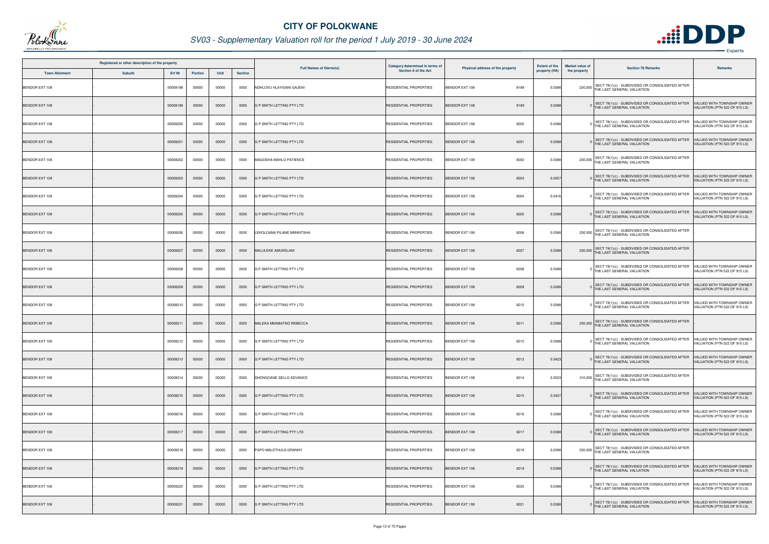# CITY OF POLOKWANE

## SV03 - Supplementary Valuation roll for the period 1 July 2019 - 30 June 2024

| Registered or other description of the property | | | | | | Full Names of Owner(s) | Category determined in terms of Section 8 of the Act | Physical address of the property | | Extent of the property (HA) | Market value of the property | Section 78 Remarks | Remarks |
|---|---|---|---|---|---|---|---|---|---|---|---|---|---|
| Town Allotment | Suburb | Erf Nr | Portion | Unit | Section | | | | | | | | |
| BENDOR EXT 108 | - | 00008198 | 00000 | 00000 | 0000 | NDHLOVU HLAYISANI GAJENI | RESIDENTIAL PROPERTIES | BENDOR EXT 108 | 8198 | 0.0388 | 230,000 | SECT 78(1)(c) - SUBDIVIDED OR CONSOLIDATED AFTER THE LAST GENERAL VALUATION | |
| BENDOR EXT 108 | - | 00008199 | 00000 | 00000 | 0000 | G P SMITH LETTING PTY LTD | RESIDENTIAL PROPERTIES | BENDOR EXT 108 | 8199 | 0.0388 | 0 | SECT 78(1)(c) - SUBDIVIDED OR CONSOLIDATED AFTER THE LAST GENERAL VALUATION | VALUED WITH TOWNSHIP OWNER VALUATION (PTN 522 OF 915 LS) |
| BENDOR EXT 108 | - | 00008200 | 00000 | 00000 | 0000 | G P SMITH LETTING PTY LTD | RESIDENTIAL PROPERTIES | BENDOR EXT 108 | 8200 | 0.0388 | 0 | SECT 78(1)(c) - SUBDIVIDED OR CONSOLIDATED AFTER THE LAST GENERAL VALUATION | VALUED WITH TOWNSHIP OWNER VALUATION (PTN 522 OF 915 LS) |
| BENDOR EXT 108 | - | 00008201 | 00000 | 00000 | 0000 | G P SMITH LETTING PTY LTD | RESIDENTIAL PROPERTIES | BENDOR EXT 108 | 8201 | 0.0388 | 0 | SECT 78(1)(c) - SUBDIVIDED OR CONSOLIDATED AFTER THE LAST GENERAL VALUATION | VALUED WITH TOWNSHIP OWNER VALUATION (PTN 522 OF 915 LS) |
| BENDOR EXT 108 | - | 00008202 | 00000 | 00000 | 0000 | MAGOSHA MAHLO PATIENCE | RESIDENTIAL PROPERTIES | BENDOR EXT 108 | 8202 | 0.0388 | 230,000 | SECT 78(1)(c) - SUBDIVIDED OR CONSOLIDATED AFTER THE LAST GENERAL VALUATION | |
| BENDOR EXT 108 | - | 00008203 | 00000 | 00000 | 0000 | G P SMITH LETTING PTY LTD | RESIDENTIAL PROPERTIES | BENDOR EXT 108 | 8203 | 0.0357 | 0 | SECT 78(1)(c) - SUBDIVIDED OR CONSOLIDATED AFTER THE LAST GENERAL VALUATION | VALUED WITH TOWNSHIP OWNER VALUATION (PTN 522 OF 915 LS) |
| BENDOR EXT 108 | - | 00008204 | 00000 | 00000 | 0000 | G P SMITH LETTING PTY LTD | RESIDENTIAL PROPERTIES | BENDOR EXT 108 | 8204 | 0.0416 | 0 | SECT 78(1)(c) - SUBDIVIDED OR CONSOLIDATED AFTER THE LAST GENERAL VALUATION | VALUED WITH TOWNSHIP OWNER VALUATION (PTN 522 OF 915 LS) |
| BENDOR EXT 108 | - | 00008205 | 00000 | 00000 | 0000 | G P SMITH LETTING PTY LTD | RESIDENTIAL PROPERTIES | BENDOR EXT 108 | 8205 | 0.0388 | 0 | SECT 78(1)(c) - SUBDIVIDED OR CONSOLIDATED AFTER THE LAST GENERAL VALUATION | VALUED WITH TOWNSHIP OWNER VALUATION (PTN 522 OF 915 LS) |
| BENDOR EXT 108 | - | 00008206 | 00000 | 00000 | 0000 | LEKOLOANA PILANE MMANTSHA | RESIDENTIAL PROPERTIES | BENDOR EXT 108 | 8206 | 0.0388 | 230,000 | SECT 78(1)(c) - SUBDIVIDED OR CONSOLIDATED AFTER THE LAST GENERAL VALUATION | |
| BENDOR EXT 108 | - | 00008207 | 00000 | 00000 | 0000 | MALULEKE AMUKELANI | RESIDENTIAL PROPERTIES | BENDOR EXT 108 | 8207 | 0.0388 | 230,000 | SECT 78(1)(c) - SUBDIVIDED OR CONSOLIDATED AFTER THE LAST GENERAL VALUATION | |
| BENDOR EXT 108 | - | 00008208 | 00000 | 00000 | 0000 | G P SMITH LETTING PTY LTD | RESIDENTIAL PROPERTIES | BENDOR EXT 108 | 8208 | 0.0388 | 0 | SECT 78(1)(c) - SUBDIVIDED OR CONSOLIDATED AFTER THE LAST GENERAL VALUATION | VALUED WITH TOWNSHIP OWNER VALUATION (PTN 522 OF 915 LS) |
| BENDOR EXT 108 | - | 00008209 | 00000 | 00000 | 0000 | G P SMITH LETTING PTY LTD | RESIDENTIAL PROPERTIES | BENDOR EXT 108 | 8209 | 0.0388 | 0 | SECT 78(1)(c) - SUBDIVIDED OR CONSOLIDATED AFTER THE LAST GENERAL VALUATION | VALUED WITH TOWNSHIP OWNER VALUATION (PTN 522 OF 915 LS) |
| BENDOR EXT 108 | - | 00008210 | 00000 | 00000 | 0000 | G P SMITH LETTING PTY LTD | RESIDENTIAL PROPERTIES | BENDOR EXT 108 | 8210 | 0.0388 | 0 | SECT 78(1)(c) - SUBDIVIDED OR CONSOLIDATED AFTER THE LAST GENERAL VALUATION | VALUED WITH TOWNSHIP OWNER VALUATION (PTN 522 OF 915 LS) |
| BENDOR EXT 108 | - | 00008211 | 00000 | 00000 | 0000 | MALEKA MMABATNO REBECCA | RESIDENTIAL PROPERTIES | BENDOR EXT 108 | 8211 | 0.0388 | 230,000 | SECT 78(1)(c) - SUBDIVIDED OR CONSOLIDATED AFTER THE LAST GENERAL VALUATION | |
| BENDOR EXT 108 | - | 00008212 | 00000 | 00000 | 0000 | G P SMITH LETTING PTY LTD | RESIDENTIAL PROPERTIES | BENDOR EXT 108 | 8212 | 0.0388 | 0 | SECT 78(1)(c) - SUBDIVIDED OR CONSOLIDATED AFTER THE LAST GENERAL VALUATION | VALUED WITH TOWNSHIP OWNER VALUATION (PTN 522 OF 915 LS) |
| BENDOR EXT 108 | - | 00008213 | 00000 | 00000 | 0000 | G P SMITH LETTING PTY LTD | RESIDENTIAL PROPERTIES | BENDOR EXT 108 | 8213 | 0.0423 | 0 | SECT 78(1)(c) - SUBDIVIDED OR CONSOLIDATED AFTER THE LAST GENERAL VALUATION | VALUED WITH TOWNSHIP OWNER VALUATION (PTN 522 OF 915 LS) |
| BENDOR EXT 108 | - | 00008214 | 00000 | 00000 | 0000 | SHONGOANE SELLO ADVANCE | RESIDENTIAL PROPERTIES | BENDOR EXT 108 | 8214 | 0.0523 | 310,000 | SECT 78(1)(c) - SUBDIVIDED OR CONSOLIDATED AFTER THE LAST GENERAL VALUATION | |
| BENDOR EXT 108 | - | 00008215 | 00000 | 00000 | 0000 | G P SMITH LETTING PTY LTD | RESIDENTIAL PROPERTIES | BENDOR EXT 108 | 8215 | 0.0427 | 0 | SECT 78(1)(c) - SUBDIVIDED OR CONSOLIDATED AFTER THE LAST GENERAL VALUATION | VALUED WITH TOWNSHIP OWNER VALUATION (PTN 522 OF 915 LS) |
| BENDOR EXT 108 | - | 00008216 | 00000 | 00000 | 0000 | G P SMITH LETTING PTY LTD | RESIDENTIAL PROPERTIES | BENDOR EXT 108 | 8216 | 0.0388 | 0 | SECT 78(1)(c) - SUBDIVIDED OR CONSOLIDATED AFTER THE LAST GENERAL VALUATION | VALUED WITH TOWNSHIP OWNER VALUATION (PTN 522 OF 915 LS) |
| BENDOR EXT 108 | - | 00008217 | 00000 | 00000 | 0000 | G P SMITH LETTING PTY LTD | RESIDENTIAL PROPERTIES | BENDOR EXT 108 | 8217 | 0.0388 | 0 | SECT 78(1)(c) - SUBDIVIDED OR CONSOLIDATED AFTER THE LAST GENERAL VALUATION | VALUED WITH TOWNSHIP OWNER VALUATION (PTN 522 OF 915 LS) |
| BENDOR EXT 108 | - | 00008218 | 00000 | 00000 | 0000 | PAPO MALETHULA GRANNY | RESIDENTIAL PROPERTIES | BENDOR EXT 108 | 8218 | 0.0388 | 230,000 | SECT 78(1)(c) - SUBDIVIDED OR CONSOLIDATED AFTER THE LAST GENERAL VALUATION | |
| BENDOR EXT 108 | - | 00008219 | 00000 | 00000 | 0000 | G P SMITH LETTING PTY LTD | RESIDENTIAL PROPERTIES | BENDOR EXT 108 | 8219 | 0.0388 | 0 | SECT 78(1)(c) - SUBDIVIDED OR CONSOLIDATED AFTER THE LAST GENERAL VALUATION | VALUED WITH TOWNSHIP OWNER VALUATION (PTN 522 OF 915 LS) |
| BENDOR EXT 108 | - | 00008220 | 00000 | 00000 | 0000 | G P SMITH LETTING PTY LTD | RESIDENTIAL PROPERTIES | BENDOR EXT 108 | 8220 | 0.0388 | 0 | SECT 78(1)(c) - SUBDIVIDED OR CONSOLIDATED AFTER THE LAST GENERAL VALUATION | VALUED WITH TOWNSHIP OWNER VALUATION (PTN 522 OF 915 LS) |
| BENDOR EXT 108 | - | 00008221 | 00000 | 00000 | 0000 | G P SMITH LETTING PTY LTD | RESIDENTIAL PROPERTIES | BENDOR EXT 108 | 8221 | 0.0388 | 0 | SECT 78(1)(c) - SUBDIVIDED OR CONSOLIDATED AFTER THE LAST GENERAL VALUATION | VALUED WITH TOWNSHIP OWNER VALUATION (PTN 522 OF 915 LS) |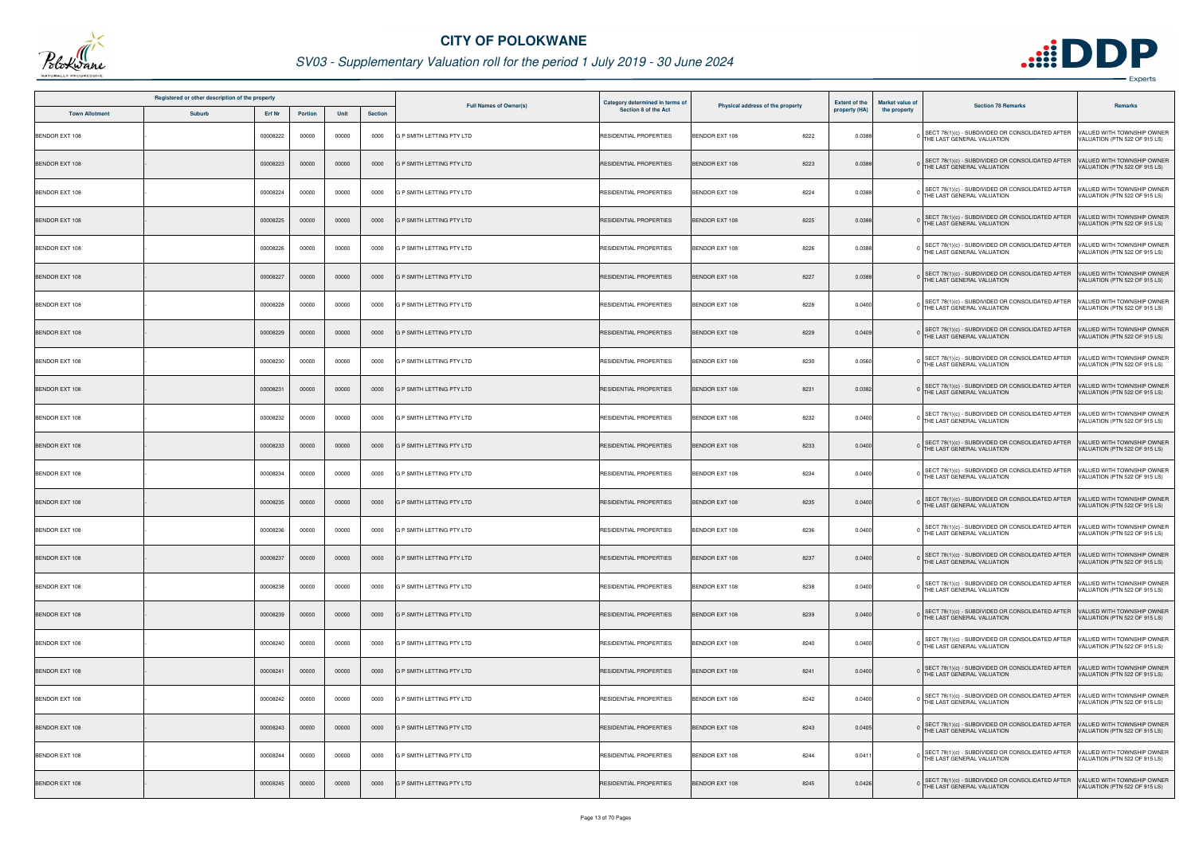# CITY OF POLOKWANE

## SV03 - Supplementary Valuation roll for the period 1 July 2019 - 30 June 2024

| Registered or other description of the property | | | | | | Full Names of Owner(s) | Category determined in terms of Section 8 of the Act | Physical address of the property | Extent of the property (HA) | Market value of the property | Section 78 Remarks | Remarks |
|---|---|---|---|---|---|---|---|---|---|---|---|---|
| Town Allotment | Suburb | Erf Nr | Portion | Unit | Section | | | | | | | |
| BENDOR EXT 108 | - | 00008222 | 00000 | 00000 | 0000 | G P SMITH LETTING PTY LTD | RESIDENTIAL PROPERTIES | BENDOR EXT 108 8222 | 0.0388 | 0 | SECT 78(1)(c) - SUBDIVIDED OR CONSOLIDATED AFTER THE LAST GENERAL VALUATION | VALUED WITH TOWNSHIP OWNER VALUATION (PTN 522 OF 915 LS) |
| BENDOR EXT 108 | - | 00008223 | 00000 | 00000 | 0000 | G P SMITH LETTING PTY LTD | RESIDENTIAL PROPERTIES | BENDOR EXT 108 8223 | 0.0388 | 0 | SECT 78(1)(c) - SUBDIVIDED OR CONSOLIDATED AFTER THE LAST GENERAL VALUATION | VALUED WITH TOWNSHIP OWNER VALUATION (PTN 522 OF 915 LS) |
| BENDOR EXT 108 | - | 00008224 | 00000 | 00000 | 0000 | G P SMITH LETTING PTY LTD | RESIDENTIAL PROPERTIES | BENDOR EXT 108 8224 | 0.0388 | 0 | SECT 78(1)(c) - SUBDIVIDED OR CONSOLIDATED AFTER THE LAST GENERAL VALUATION | VALUED WITH TOWNSHIP OWNER VALUATION (PTN 522 OF 915 LS) |
| BENDOR EXT 108 | - | 00008225 | 00000 | 00000 | 0000 | G P SMITH LETTING PTY LTD | RESIDENTIAL PROPERTIES | BENDOR EXT 108 8225 | 0.0388 | 0 | SECT 78(1)(c) - SUBDIVIDED OR CONSOLIDATED AFTER THE LAST GENERAL VALUATION | VALUED WITH TOWNSHIP OWNER VALUATION (PTN 522 OF 915 LS) |
| BENDOR EXT 108 | - | 00008226 | 00000 | 00000 | 0000 | G P SMITH LETTING PTY LTD | RESIDENTIAL PROPERTIES | BENDOR EXT 108 8226 | 0.0388 | 0 | SECT 78(1)(c) - SUBDIVIDED OR CONSOLIDATED AFTER THE LAST GENERAL VALUATION | VALUED WITH TOWNSHIP OWNER VALUATION (PTN 522 OF 915 LS) |
| BENDOR EXT 108 | - | 00008227 | 00000 | 00000 | 0000 | G P SMITH LETTING PTY LTD | RESIDENTIAL PROPERTIES | BENDOR EXT 108 8227 | 0.0388 | 0 | SECT 78(1)(c) - SUBDIVIDED OR CONSOLIDATED AFTER THE LAST GENERAL VALUATION | VALUED WITH TOWNSHIP OWNER VALUATION (PTN 522 OF 915 LS) |
| BENDOR EXT 108 | - | 00008228 | 00000 | 00000 | 0000 | G P SMITH LETTING PTY LTD | RESIDENTIAL PROPERTIES | BENDOR EXT 108 8228 | 0.0400 | 0 | SECT 78(1)(c) - SUBDIVIDED OR CONSOLIDATED AFTER THE LAST GENERAL VALUATION | VALUED WITH TOWNSHIP OWNER VALUATION (PTN 522 OF 915 LS) |
| BENDOR EXT 108 | - | 00008229 | 00000 | 00000 | 0000 | G P SMITH LETTING PTY LTD | RESIDENTIAL PROPERTIES | BENDOR EXT 108 8229 | 0.0409 | 0 | SECT 78(1)(c) - SUBDIVIDED OR CONSOLIDATED AFTER THE LAST GENERAL VALUATION | VALUED WITH TOWNSHIP OWNER VALUATION (PTN 522 OF 915 LS) |
| BENDOR EXT 108 | - | 00008230 | 00000 | 00000 | 0000 | G P SMITH LETTING PTY LTD | RESIDENTIAL PROPERTIES | BENDOR EXT 108 8230 | 0.0560 | 0 | SECT 78(1)(c) - SUBDIVIDED OR CONSOLIDATED AFTER THE LAST GENERAL VALUATION | VALUED WITH TOWNSHIP OWNER VALUATION (PTN 522 OF 915 LS) |
| BENDOR EXT 108 | - | 00008231 | 00000 | 00000 | 0000 | G P SMITH LETTING PTY LTD | RESIDENTIAL PROPERTIES | BENDOR EXT 108 8231 | 0.0382 | 0 | SECT 78(1)(c) - SUBDIVIDED OR CONSOLIDATED AFTER THE LAST GENERAL VALUATION | VALUED WITH TOWNSHIP OWNER VALUATION (PTN 522 OF 915 LS) |
| BENDOR EXT 108 | - | 00008232 | 00000 | 00000 | 0000 | G P SMITH LETTING PTY LTD | RESIDENTIAL PROPERTIES | BENDOR EXT 108 8232 | 0.0400 | 0 | SECT 78(1)(c) - SUBDIVIDED OR CONSOLIDATED AFTER THE LAST GENERAL VALUATION | VALUED WITH TOWNSHIP OWNER VALUATION (PTN 522 OF 915 LS) |
| BENDOR EXT 108 | - | 00008233 | 00000 | 00000 | 0000 | G P SMITH LETTING PTY LTD | RESIDENTIAL PROPERTIES | BENDOR EXT 108 8233 | 0.0400 | 0 | SECT 78(1)(c) - SUBDIVIDED OR CONSOLIDATED AFTER THE LAST GENERAL VALUATION | VALUED WITH TOWNSHIP OWNER VALUATION (PTN 522 OF 915 LS) |
| BENDOR EXT 108 | - | 00008234 | 00000 | 00000 | 0000 | G P SMITH LETTING PTY LTD | RESIDENTIAL PROPERTIES | BENDOR EXT 108 8234 | 0.0400 | 0 | SECT 78(1)(c) - SUBDIVIDED OR CONSOLIDATED AFTER THE LAST GENERAL VALUATION | VALUED WITH TOWNSHIP OWNER VALUATION (PTN 522 OF 915 LS) |
| BENDOR EXT 108 | - | 00008235 | 00000 | 00000 | 0000 | G P SMITH LETTING PTY LTD | RESIDENTIAL PROPERTIES | BENDOR EXT 108 8235 | 0.0400 | 0 | SECT 78(1)(c) - SUBDIVIDED OR CONSOLIDATED AFTER THE LAST GENERAL VALUATION | VALUED WITH TOWNSHIP OWNER VALUATION (PTN 522 OF 915 LS) |
| BENDOR EXT 108 | - | 00008236 | 00000 | 00000 | 0000 | G P SMITH LETTING PTY LTD | RESIDENTIAL PROPERTIES | BENDOR EXT 108 8236 | 0.0400 | 0 | SECT 78(1)(c) - SUBDIVIDED OR CONSOLIDATED AFTER THE LAST GENERAL VALUATION | VALUED WITH TOWNSHIP OWNER VALUATION (PTN 522 OF 915 LS) |
| BENDOR EXT 108 | - | 00008237 | 00000 | 00000 | 0000 | G P SMITH LETTING PTY LTD | RESIDENTIAL PROPERTIES | BENDOR EXT 108 8237 | 0.0400 | 0 | SECT 78(1)(c) - SUBDIVIDED OR CONSOLIDATED AFTER THE LAST GENERAL VALUATION | VALUED WITH TOWNSHIP OWNER VALUATION (PTN 522 OF 915 LS) |
| BENDOR EXT 108 | - | 00008238 | 00000 | 00000 | 0000 | G P SMITH LETTING PTY LTD | RESIDENTIAL PROPERTIES | BENDOR EXT 108 8238 | 0.0400 | 0 | SECT 78(1)(c) - SUBDIVIDED OR CONSOLIDATED AFTER THE LAST GENERAL VALUATION | VALUED WITH TOWNSHIP OWNER VALUATION (PTN 522 OF 915 LS) |
| BENDOR EXT 108 | - | 00008239 | 00000 | 00000 | 0000 | G P SMITH LETTING PTY LTD | RESIDENTIAL PROPERTIES | BENDOR EXT 108 8239 | 0.0400 | 0 | SECT 78(1)(c) - SUBDIVIDED OR CONSOLIDATED AFTER THE LAST GENERAL VALUATION | VALUED WITH TOWNSHIP OWNER VALUATION (PTN 522 OF 915 LS) |
| BENDOR EXT 108 | - | 00008240 | 00000 | 00000 | 0000 | G P SMITH LETTING PTY LTD | RESIDENTIAL PROPERTIES | BENDOR EXT 108 8240 | 0.0400 | 0 | SECT 78(1)(c) - SUBDIVIDED OR CONSOLIDATED AFTER THE LAST GENERAL VALUATION | VALUED WITH TOWNSHIP OWNER VALUATION (PTN 522 OF 915 LS) |
| BENDOR EXT 108 | - | 00008241 | 00000 | 00000 | 0000 | G P SMITH LETTING PTY LTD | RESIDENTIAL PROPERTIES | BENDOR EXT 108 8241 | 0.0400 | 0 | SECT 78(1)(c) - SUBDIVIDED OR CONSOLIDATED AFTER THE LAST GENERAL VALUATION | VALUED WITH TOWNSHIP OWNER VALUATION (PTN 522 OF 915 LS) |
| BENDOR EXT 108 | - | 00008242 | 00000 | 00000 | 0000 | G P SMITH LETTING PTY LTD | RESIDENTIAL PROPERTIES | BENDOR EXT 108 8242 | 0.0400 | 0 | SECT 78(1)(c) - SUBDIVIDED OR CONSOLIDATED AFTER THE LAST GENERAL VALUATION | VALUED WITH TOWNSHIP OWNER VALUATION (PTN 522 OF 915 LS) |
| BENDOR EXT 108 | - | 00008243 | 00000 | 00000 | 0000 | G P SMITH LETTING PTY LTD | RESIDENTIAL PROPERTIES | BENDOR EXT 108 8243 | 0.0405 | 0 | SECT 78(1)(c) - SUBDIVIDED OR CONSOLIDATED AFTER THE LAST GENERAL VALUATION | VALUED WITH TOWNSHIP OWNER VALUATION (PTN 522 OF 915 LS) |
| BENDOR EXT 108 | - | 00008244 | 00000 | 00000 | 0000 | G P SMITH LETTING PTY LTD | RESIDENTIAL PROPERTIES | BENDOR EXT 108 8244 | 0.0411 | 0 | SECT 78(1)(c) - SUBDIVIDED OR CONSOLIDATED AFTER THE LAST GENERAL VALUATION | VALUED WITH TOWNSHIP OWNER VALUATION (PTN 522 OF 915 LS) |
| BENDOR EXT 108 | - | 00008245 | 00000 | 00000 | 0000 | G P SMITH LETTING PTY LTD | RESIDENTIAL PROPERTIES | BENDOR EXT 108 8245 | 0.0426 | 0 | SECT 78(1)(c) - SUBDIVIDED OR CONSOLIDATED AFTER THE LAST GENERAL VALUATION | VALUED WITH TOWNSHIP OWNER VALUATION (PTN 522 OF 915 LS) |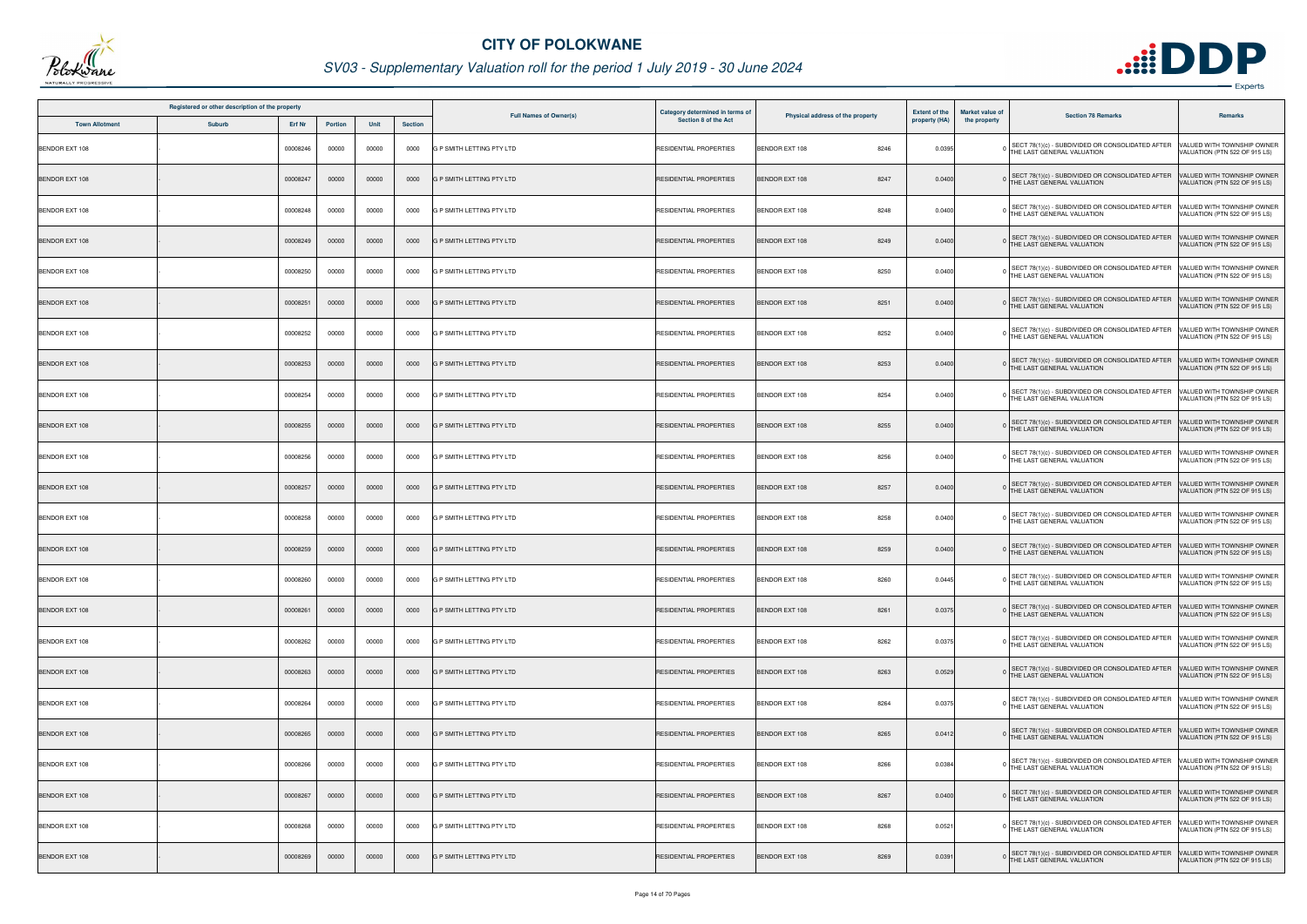# CITY OF POLOKWANE

## SV03 - Supplementary Valuation roll for the period 1 July 2019 - 30 June 2024

| Registered or other description of the property | | | | | | Full Names of Owner(s) | Category determined in terms of Section 8 of the Act | Physical address of the property | Extent of the property (HA) | Market value of the property | Section 78 Remarks | Remarks |
|---|---|---|---|---|---|---|---|---|---|---|---|---|
| Town Allotment | Suburb | Erf Nr | Portion | Unit | Section | | | | | | | |
| BENDOR EXT 108 | - | 00008246 | 00000 | 00000 | 0000 | G P SMITH LETTING PTY LTD | RESIDENTIAL PROPERTIES | BENDOR EXT 108 8246 | 0.0395 | 0 | SECT 78(1)(c) - SUBDIVIDED OR CONSOLIDATED AFTER THE LAST GENERAL VALUATION | VALUED WITH TOWNSHIP OWNER VALUATION (PTN 522 OF 915 LS) |
| BENDOR EXT 108 | - | 00008247 | 00000 | 00000 | 0000 | G P SMITH LETTING PTY LTD | RESIDENTIAL PROPERTIES | BENDOR EXT 108 8247 | 0.0400 | 0 | SECT 78(1)(c) - SUBDIVIDED OR CONSOLIDATED AFTER THE LAST GENERAL VALUATION | VALUED WITH TOWNSHIP OWNER VALUATION (PTN 522 OF 915 LS) |
| BENDOR EXT 108 | - | 00008248 | 00000 | 00000 | 0000 | G P SMITH LETTING PTY LTD | RESIDENTIAL PROPERTIES | BENDOR EXT 108 8248 | 0.0400 | 0 | SECT 78(1)(c) - SUBDIVIDED OR CONSOLIDATED AFTER THE LAST GENERAL VALUATION | VALUED WITH TOWNSHIP OWNER VALUATION (PTN 522 OF 915 LS) |
| BENDOR EXT 108 | - | 00008249 | 00000 | 00000 | 0000 | G P SMITH LETTING PTY LTD | RESIDENTIAL PROPERTIES | BENDOR EXT 108 8249 | 0.0400 | 0 | SECT 78(1)(c) - SUBDIVIDED OR CONSOLIDATED AFTER THE LAST GENERAL VALUATION | VALUED WITH TOWNSHIP OWNER VALUATION (PTN 522 OF 915 LS) |
| BENDOR EXT 108 | - | 00008250 | 00000 | 00000 | 0000 | G P SMITH LETTING PTY LTD | RESIDENTIAL PROPERTIES | BENDOR EXT 108 8250 | 0.0400 | 0 | SECT 78(1)(c) - SUBDIVIDED OR CONSOLIDATED AFTER THE LAST GENERAL VALUATION | VALUED WITH TOWNSHIP OWNER VALUATION (PTN 522 OF 915 LS) |
| BENDOR EXT 108 | - | 00008251 | 00000 | 00000 | 0000 | G P SMITH LETTING PTY LTD | RESIDENTIAL PROPERTIES | BENDOR EXT 108 8251 | 0.0400 | 0 | SECT 78(1)(c) - SUBDIVIDED OR CONSOLIDATED AFTER THE LAST GENERAL VALUATION | VALUED WITH TOWNSHIP OWNER VALUATION (PTN 522 OF 915 LS) |
| BENDOR EXT 108 | - | 00008252 | 00000 | 00000 | 0000 | G P SMITH LETTING PTY LTD | RESIDENTIAL PROPERTIES | BENDOR EXT 108 8252 | 0.0400 | 0 | SECT 78(1)(c) - SUBDIVIDED OR CONSOLIDATED AFTER THE LAST GENERAL VALUATION | VALUED WITH TOWNSHIP OWNER VALUATION (PTN 522 OF 915 LS) |
| BENDOR EXT 108 | - | 00008253 | 00000 | 00000 | 0000 | G P SMITH LETTING PTY LTD | RESIDENTIAL PROPERTIES | BENDOR EXT 108 8253 | 0.0400 | 0 | SECT 78(1)(c) - SUBDIVIDED OR CONSOLIDATED AFTER THE LAST GENERAL VALUATION | VALUED WITH TOWNSHIP OWNER VALUATION (PTN 522 OF 915 LS) |
| BENDOR EXT 108 | - | 00008254 | 00000 | 00000 | 0000 | G P SMITH LETTING PTY LTD | RESIDENTIAL PROPERTIES | BENDOR EXT 108 8254 | 0.0400 | 0 | SECT 78(1)(c) - SUBDIVIDED OR CONSOLIDATED AFTER THE LAST GENERAL VALUATION | VALUED WITH TOWNSHIP OWNER VALUATION (PTN 522 OF 915 LS) |
| BENDOR EXT 108 | - | 00008255 | 00000 | 00000 | 0000 | G P SMITH LETTING PTY LTD | RESIDENTIAL PROPERTIES | BENDOR EXT 108 8255 | 0.0400 | 0 | SECT 78(1)(c) - SUBDIVIDED OR CONSOLIDATED AFTER THE LAST GENERAL VALUATION | VALUED WITH TOWNSHIP OWNER VALUATION (PTN 522 OF 915 LS) |
| BENDOR EXT 108 | - | 00008256 | 00000 | 00000 | 0000 | G P SMITH LETTING PTY LTD | RESIDENTIAL PROPERTIES | BENDOR EXT 108 8256 | 0.0400 | 0 | SECT 78(1)(c) - SUBDIVIDED OR CONSOLIDATED AFTER THE LAST GENERAL VALUATION | VALUED WITH TOWNSHIP OWNER VALUATION (PTN 522 OF 915 LS) |
| BENDOR EXT 108 | - | 00008257 | 00000 | 00000 | 0000 | G P SMITH LETTING PTY LTD | RESIDENTIAL PROPERTIES | BENDOR EXT 108 8257 | 0.0400 | 0 | SECT 78(1)(c) - SUBDIVIDED OR CONSOLIDATED AFTER THE LAST GENERAL VALUATION | VALUED WITH TOWNSHIP OWNER VALUATION (PTN 522 OF 915 LS) |
| BENDOR EXT 108 | - | 00008258 | 00000 | 00000 | 0000 | G P SMITH LETTING PTY LTD | RESIDENTIAL PROPERTIES | BENDOR EXT 108 8258 | 0.0400 | 0 | SECT 78(1)(c) - SUBDIVIDED OR CONSOLIDATED AFTER THE LAST GENERAL VALUATION | VALUED WITH TOWNSHIP OWNER VALUATION (PTN 522 OF 915 LS) |
| BENDOR EXT 108 | - | 00008259 | 00000 | 00000 | 0000 | G P SMITH LETTING PTY LTD | RESIDENTIAL PROPERTIES | BENDOR EXT 108 8259 | 0.0400 | 0 | SECT 78(1)(c) - SUBDIVIDED OR CONSOLIDATED AFTER THE LAST GENERAL VALUATION | VALUED WITH TOWNSHIP OWNER VALUATION (PTN 522 OF 915 LS) |
| BENDOR EXT 108 | - | 00008260 | 00000 | 00000 | 0000 | G P SMITH LETTING PTY LTD | RESIDENTIAL PROPERTIES | BENDOR EXT 108 8260 | 0.0445 | 0 | SECT 78(1)(c) - SUBDIVIDED OR CONSOLIDATED AFTER THE LAST GENERAL VALUATION | VALUED WITH TOWNSHIP OWNER VALUATION (PTN 522 OF 915 LS) |
| BENDOR EXT 108 | - | 00008261 | 00000 | 00000 | 0000 | G P SMITH LETTING PTY LTD | RESIDENTIAL PROPERTIES | BENDOR EXT 108 8261 | 0.0375 | 0 | SECT 78(1)(c) - SUBDIVIDED OR CONSOLIDATED AFTER THE LAST GENERAL VALUATION | VALUED WITH TOWNSHIP OWNER VALUATION (PTN 522 OF 915 LS) |
| BENDOR EXT 108 | - | 00008262 | 00000 | 00000 | 0000 | G P SMITH LETTING PTY LTD | RESIDENTIAL PROPERTIES | BENDOR EXT 108 8262 | 0.0375 | 0 | SECT 78(1)(c) - SUBDIVIDED OR CONSOLIDATED AFTER THE LAST GENERAL VALUATION | VALUED WITH TOWNSHIP OWNER VALUATION (PTN 522 OF 915 LS) |
| BENDOR EXT 108 | - | 00008263 | 00000 | 00000 | 0000 | G P SMITH LETTING PTY LTD | RESIDENTIAL PROPERTIES | BENDOR EXT 108 8263 | 0.0529 | 0 | SECT 78(1)(c) - SUBDIVIDED OR CONSOLIDATED AFTER THE LAST GENERAL VALUATION | VALUED WITH TOWNSHIP OWNER VALUATION (PTN 522 OF 915 LS) |
| BENDOR EXT 108 | - | 00008264 | 00000 | 00000 | 0000 | G P SMITH LETTING PTY LTD | RESIDENTIAL PROPERTIES | BENDOR EXT 108 8264 | 0.0375 | 0 | SECT 78(1)(c) - SUBDIVIDED OR CONSOLIDATED AFTER THE LAST GENERAL VALUATION | VALUED WITH TOWNSHIP OWNER VALUATION (PTN 522 OF 915 LS) |
| BENDOR EXT 108 | - | 00008265 | 00000 | 00000 | 0000 | G P SMITH LETTING PTY LTD | RESIDENTIAL PROPERTIES | BENDOR EXT 108 8265 | 0.0412 | 0 | SECT 78(1)(c) - SUBDIVIDED OR CONSOLIDATED AFTER THE LAST GENERAL VALUATION | VALUED WITH TOWNSHIP OWNER VALUATION (PTN 522 OF 915 LS) |
| BENDOR EXT 108 | - | 00008266 | 00000 | 00000 | 0000 | G P SMITH LETTING PTY LTD | RESIDENTIAL PROPERTIES | BENDOR EXT 108 8266 | 0.0384 | 0 | SECT 78(1)(c) - SUBDIVIDED OR CONSOLIDATED AFTER THE LAST GENERAL VALUATION | VALUED WITH TOWNSHIP OWNER VALUATION (PTN 522 OF 915 LS) |
| BENDOR EXT 108 | - | 00008267 | 00000 | 00000 | 0000 | G P SMITH LETTING PTY LTD | RESIDENTIAL PROPERTIES | BENDOR EXT 108 8267 | 0.0400 | 0 | SECT 78(1)(c) - SUBDIVIDED OR CONSOLIDATED AFTER THE LAST GENERAL VALUATION | VALUED WITH TOWNSHIP OWNER VALUATION (PTN 522 OF 915 LS) |
| BENDOR EXT 108 | - | 00008268 | 00000 | 00000 | 0000 | G P SMITH LETTING PTY LTD | RESIDENTIAL PROPERTIES | BENDOR EXT 108 8268 | 0.0521 | 0 | SECT 78(1)(c) - SUBDIVIDED OR CONSOLIDATED AFTER THE LAST GENERAL VALUATION | VALUED WITH TOWNSHIP OWNER VALUATION (PTN 522 OF 915 LS) |
| BENDOR EXT 108 | - | 00008269 | 00000 | 00000 | 0000 | G P SMITH LETTING PTY LTD | RESIDENTIAL PROPERTIES | BENDOR EXT 108 8269 | 0.0391 | 0 | SECT 78(1)(c) - SUBDIVIDED OR CONSOLIDATED AFTER THE LAST GENERAL VALUATION | VALUED WITH TOWNSHIP OWNER VALUATION (PTN 522 OF 915 LS) |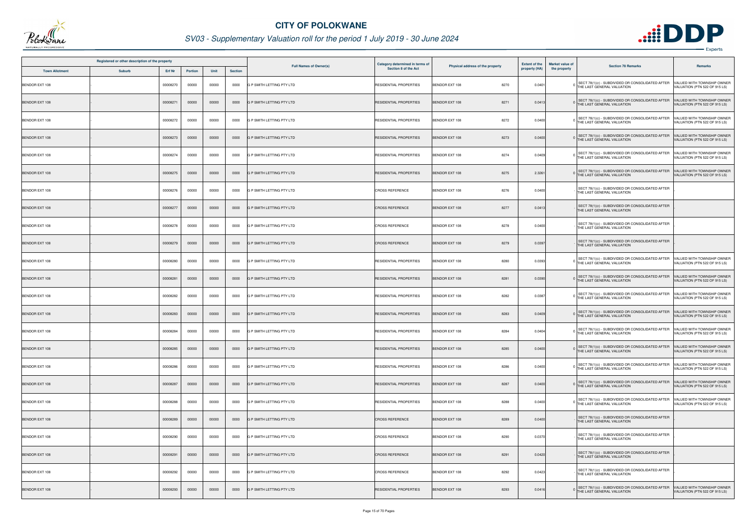# CITY OF POLOKWANE

## SV03 - Supplementary Valuation roll for the period 1 July 2019 - 30 June 2024

| Registered or other description of the property | | | | | | Full Names of Owner(s) | Category determined in terms of Section 8 of the Act | Physical address of the property | | Extent of the property (HA) | Market value of the property | Section 78 Remarks | Remarks |
|---|---|---|---|---|---|---|---|---|---|---|---|---|---|
| Town Allotment | Suburb | Erf Nr | Portion | Unit | Section | | | | | | | | |
| BENDOR EXT 108 | - | 00008270 | 00000 | 00000 | 0000 | G P SMITH LETTING PTY LTD | RESIDENTIAL PROPERTIES | BENDOR EXT 108 | 8270 | 0.0401 | 0 | SECT 78(1)(c) - SUBDIVIDED OR CONSOLIDATED AFTER THE LAST GENERAL VALUATION | VALUED WITH TOWNSHIP OWNER VALUATION (PTN 522 OF 915 LS) |
| BENDOR EXT 108 | - | 00008271 | 00000 | 00000 | 0000 | G P SMITH LETTING PTY LTD | RESIDENTIAL PROPERTIES | BENDOR EXT 108 | 8271 | 0.0413 | 0 | SECT 78(1)(c) - SUBDIVIDED OR CONSOLIDATED AFTER THE LAST GENERAL VALUATION | VALUED WITH TOWNSHIP OWNER VALUATION (PTN 522 OF 915 LS) |
| BENDOR EXT 108 | - | 00008272 | 00000 | 00000 | 0000 | G P SMITH LETTING PTY LTD | RESIDENTIAL PROPERTIES | BENDOR EXT 108 | 8272 | 0.0400 | 0 | SECT 78(1)(c) - SUBDIVIDED OR CONSOLIDATED AFTER THE LAST GENERAL VALUATION | VALUED WITH TOWNSHIP OWNER VALUATION (PTN 522 OF 915 LS) |
| BENDOR EXT 108 | - | 00008273 | 00000 | 00000 | 0000 | G P SMITH LETTING PTY LTD | RESIDENTIAL PROPERTIES | BENDOR EXT 108 | 8273 | 0.0400 | 0 | SECT 78(1)(c) - SUBDIVIDED OR CONSOLIDATED AFTER THE LAST GENERAL VALUATION | VALUED WITH TOWNSHIP OWNER VALUATION (PTN 522 OF 915 LS) |
| BENDOR EXT 108 | - | 00008274 | 00000 | 00000 | 0000 | G P SMITH LETTING PTY LTD | RESIDENTIAL PROPERTIES | BENDOR EXT 108 | 8274 | 0.0409 | 0 | SECT 78(1)(c) - SUBDIVIDED OR CONSOLIDATED AFTER THE LAST GENERAL VALUATION | VALUED WITH TOWNSHIP OWNER VALUATION (PTN 522 OF 915 LS) |
| BENDOR EXT 108 | - | 00008275 | 00000 | 00000 | 0000 | G P SMITH LETTING PTY LTD | RESIDENTIAL PROPERTIES | BENDOR EXT 108 | 8275 | 2.3261 | 0 | SECT 78(1)(c) - SUBDIVIDED OR CONSOLIDATED AFTER THE LAST GENERAL VALUATION | VALUED WITH TOWNSHIP OWNER VALUATION (PTN 522 OF 915 LS) |
| BENDOR EXT 108 | - | 00008276 | 00000 | 00000 | 0000 | G P SMITH LETTING PTY LTD | CROSS REFERENCE | BENDOR EXT 108 | 8276 | 0.0400 | - | SECT 78(1)(c) - SUBDIVIDED OR CONSOLIDATED AFTER THE LAST GENERAL VALUATION | - |
| BENDOR EXT 108 | - | 00008277 | 00000 | 00000 | 0000 | G P SMITH LETTING PTY LTD | CROSS REFERENCE | BENDOR EXT 108 | 8277 | 0.0413 | - | SECT 78(1)(c) - SUBDIVIDED OR CONSOLIDATED AFTER THE LAST GENERAL VALUATION | - |
| BENDOR EXT 108 | - | 00008278 | 00000 | 00000 | 0000 | G P SMITH LETTING PTY LTD | CROSS REFERENCE | BENDOR EXT 108 | 8278 | 0.0400 | - | SECT 78(1)(c) - SUBDIVIDED OR CONSOLIDATED AFTER THE LAST GENERAL VALUATION | - |
| BENDOR EXT 108 | - | 00008279 | 00000 | 00000 | 0000 | G P SMITH LETTING PTY LTD | CROSS REFERENCE | BENDOR EXT 108 | 8279 | 0.0397 | - | SECT 78(1)(c) - SUBDIVIDED OR CONSOLIDATED AFTER THE LAST GENERAL VALUATION | - |
| BENDOR EXT 108 | - | 00008280 | 00000 | 00000 | 0000 | G P SMITH LETTING PTY LTD | RESIDENTIAL PROPERTIES | BENDOR EXT 108 | 8280 | 0.0393 | 0 | SECT 78(1)(c) - SUBDIVIDED OR CONSOLIDATED AFTER THE LAST GENERAL VALUATION | VALUED WITH TOWNSHIP OWNER VALUATION (PTN 522 OF 915 LS) |
| BENDOR EXT 108 | - | 00008281 | 00000 | 00000 | 0000 | G P SMITH LETTING PTY LTD | RESIDENTIAL PROPERTIES | BENDOR EXT 108 | 8281 | 0.0390 | 0 | SECT 78(1)(c) - SUBDIVIDED OR CONSOLIDATED AFTER THE LAST GENERAL VALUATION | VALUED WITH TOWNSHIP OWNER VALUATION (PTN 522 OF 915 LS) |
| BENDOR EXT 108 | - | 00008282 | 00000 | 00000 | 0000 | G P SMITH LETTING PTY LTD | RESIDENTIAL PROPERTIES | BENDOR EXT 108 | 8282 | 0.0387 | 0 | SECT 78(1)(c) - SUBDIVIDED OR CONSOLIDATED AFTER THE LAST GENERAL VALUATION | VALUED WITH TOWNSHIP OWNER VALUATION (PTN 522 OF 915 LS) |
| BENDOR EXT 108 | - | 00008283 | 00000 | 00000 | 0000 | G P SMITH LETTING PTY LTD | RESIDENTIAL PROPERTIES | BENDOR EXT 108 | 8283 | 0.0409 | 0 | SECT 78(1)(c) - SUBDIVIDED OR CONSOLIDATED AFTER THE LAST GENERAL VALUATION | VALUED WITH TOWNSHIP OWNER VALUATION (PTN 522 OF 915 LS) |
| BENDOR EXT 108 | - | 00008284 | 00000 | 00000 | 0000 | G P SMITH LETTING PTY LTD | RESIDENTIAL PROPERTIES | BENDOR EXT 108 | 8284 | 0.0404 | 0 | SECT 78(1)(c) - SUBDIVIDED OR CONSOLIDATED AFTER THE LAST GENERAL VALUATION | VALUED WITH TOWNSHIP OWNER VALUATION (PTN 522 OF 915 LS) |
| BENDOR EXT 108 | - | 00008285 | 00000 | 00000 | 0000 | G P SMITH LETTING PTY LTD | RESIDENTIAL PROPERTIES | BENDOR EXT 108 | 8285 | 0.0400 | 0 | SECT 78(1)(c) - SUBDIVIDED OR CONSOLIDATED AFTER THE LAST GENERAL VALUATION | VALUED WITH TOWNSHIP OWNER VALUATION (PTN 522 OF 915 LS) |
| BENDOR EXT 108 | - | 00008286 | 00000 | 00000 | 0000 | G P SMITH LETTING PTY LTD | RESIDENTIAL PROPERTIES | BENDOR EXT 108 | 8286 | 0.0400 | 0 | SECT 78(1)(c) - SUBDIVIDED OR CONSOLIDATED AFTER THE LAST GENERAL VALUATION | VALUED WITH TOWNSHIP OWNER VALUATION (PTN 522 OF 915 LS) |
| BENDOR EXT 108 | - | 00008287 | 00000 | 00000 | 0000 | G P SMITH LETTING PTY LTD | RESIDENTIAL PROPERTIES | BENDOR EXT 108 | 8287 | 0.0400 | 0 | SECT 78(1)(c) - SUBDIVIDED OR CONSOLIDATED AFTER THE LAST GENERAL VALUATION | VALUED WITH TOWNSHIP OWNER VALUATION (PTN 522 OF 915 LS) |
| BENDOR EXT 108 | - | 00008288 | 00000 | 00000 | 0000 | G P SMITH LETTING PTY LTD | RESIDENTIAL PROPERTIES | BENDOR EXT 108 | 8288 | 0.0400 | 0 | SECT 78(1)(c) - SUBDIVIDED OR CONSOLIDATED AFTER THE LAST GENERAL VALUATION | VALUED WITH TOWNSHIP OWNER VALUATION (PTN 522 OF 915 LS) |
| BENDOR EXT 108 | - | 00008289 | 00000 | 00000 | 0000 | G P SMITH LETTING PTY LTD | CROSS REFERENCE | BENDOR EXT 108 | 8289 | 0.0400 | - | SECT 78(1)(c) - SUBDIVIDED OR CONSOLIDATED AFTER THE LAST GENERAL VALUATION | - |
| BENDOR EXT 108 | - | 00008290 | 00000 | 00000 | 0000 | G P SMITH LETTING PTY LTD | CROSS REFERENCE | BENDOR EXT 108 | 8290 | 0.0370 | - | SECT 78(1)(c) - SUBDIVIDED OR CONSOLIDATED AFTER THE LAST GENERAL VALUATION | - |
| BENDOR EXT 108 | - | 00008291 | 00000 | 00000 | 0000 | G P SMITH LETTING PTY LTD | CROSS REFERENCE | BENDOR EXT 108 | 8291 | 0.0420 | - | SECT 78(1)(c) - SUBDIVIDED OR CONSOLIDATED AFTER THE LAST GENERAL VALUATION | - |
| BENDOR EXT 108 | - | 00008292 | 00000 | 00000 | 0000 | G P SMITH LETTING PTY LTD | CROSS REFERENCE | BENDOR EXT 108 | 8292 | 0.0423 | - | SECT 78(1)(c) - SUBDIVIDED OR CONSOLIDATED AFTER THE LAST GENERAL VALUATION | - |
| BENDOR EXT 108 | - | 00008293 | 00000 | 00000 | 0000 | G P SMITH LETTING PTY LTD | RESIDENTIAL PROPERTIES | BENDOR EXT 108 | 8293 | 0.0416 | 0 | SECT 78(1)(c) - SUBDIVIDED OR CONSOLIDATED AFTER THE LAST GENERAL VALUATION | VALUED WITH TOWNSHIP OWNER VALUATION (PTN 522 OF 915 LS) |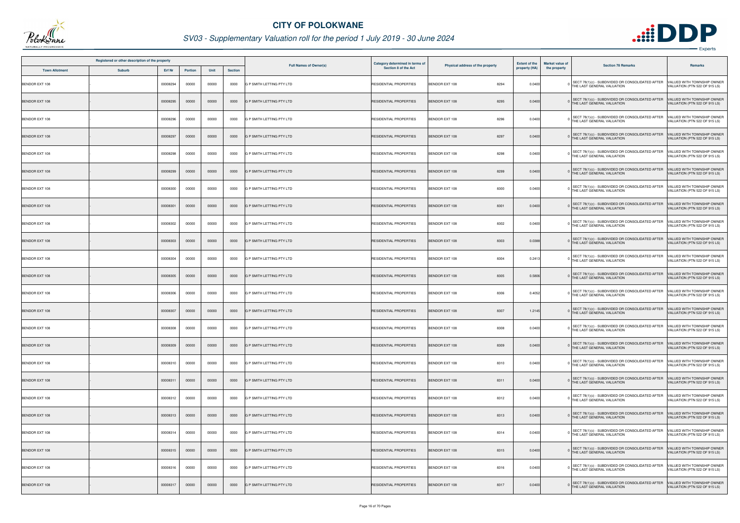# CITY OF POLOKWANE

## SV03 - Supplementary Valuation roll for the period 1 July 2019 - 30 June 2024

| Registered or other description of the property | | | | | | Full Names of Owner(s) | Category determined in terms of Section 8 of the Act | Physical address of the property | | Extent of the property (HA) | Market value of the property | Section 78 Remarks | Remarks |
|---|---|---|---|---|---|---|---|---|---|---|---|---|---|
| Town Allotment | Suburb | Erf Nr | Portion | Unit | Section | | | | | | | | |
| BENDOR EXT 108 | - | 00008294 | 00000 | 00000 | 0000 | G P SMITH LETTING PTY LTD | RESIDENTIAL PROPERTIES | BENDOR EXT 108 | 8294 | 0.0400 | 0 | SECT 78(1)(c) - SUBDIVIDED OR CONSOLIDATED AFTER THE LAST GENERAL VALUATION | VALUED WITH TOWNSHIP OWNER VALUATION (PTN 522 OF 915 LS) |
| BENDOR EXT 108 | - | 00008295 | 00000 | 00000 | 0000 | G P SMITH LETTING PTY LTD | RESIDENTIAL PROPERTIES | BENDOR EXT 108 | 8295 | 0.0400 | 0 | SECT 78(1)(c) - SUBDIVIDED OR CONSOLIDATED AFTER THE LAST GENERAL VALUATION | VALUED WITH TOWNSHIP OWNER VALUATION (PTN 522 OF 915 LS) |
| BENDOR EXT 108 | - | 00008296 | 00000 | 00000 | 0000 | G P SMITH LETTING PTY LTD | RESIDENTIAL PROPERTIES | BENDOR EXT 108 | 8296 | 0.0400 | 0 | SECT 78(1)(c) - SUBDIVIDED OR CONSOLIDATED AFTER THE LAST GENERAL VALUATION | VALUED WITH TOWNSHIP OWNER VALUATION (PTN 522 OF 915 LS) |
| BENDOR EXT 108 | - | 00008297 | 00000 | 00000 | 0000 | G P SMITH LETTING PTY LTD | RESIDENTIAL PROPERTIES | BENDOR EXT 108 | 8297 | 0.0400 | 0 | SECT 78(1)(c) - SUBDIVIDED OR CONSOLIDATED AFTER THE LAST GENERAL VALUATION | VALUED WITH TOWNSHIP OWNER VALUATION (PTN 522 OF 915 LS) |
| BENDOR EXT 108 | - | 00008298 | 00000 | 00000 | 0000 | G P SMITH LETTING PTY LTD | RESIDENTIAL PROPERTIES | BENDOR EXT 108 | 8298 | 0.0400 | 0 | SECT 78(1)(c) - SUBDIVIDED OR CONSOLIDATED AFTER THE LAST GENERAL VALUATION | VALUED WITH TOWNSHIP OWNER VALUATION (PTN 522 OF 915 LS) |
| BENDOR EXT 108 | - | 00008299 | 00000 | 00000 | 0000 | G P SMITH LETTING PTY LTD | RESIDENTIAL PROPERTIES | BENDOR EXT 108 | 8299 | 0.0400 | 0 | SECT 78(1)(c) - SUBDIVIDED OR CONSOLIDATED AFTER THE LAST GENERAL VALUATION | VALUED WITH TOWNSHIP OWNER VALUATION (PTN 522 OF 915 LS) |
| BENDOR EXT 108 | - | 00008300 | 00000 | 00000 | 0000 | G P SMITH LETTING PTY LTD | RESIDENTIAL PROPERTIES | BENDOR EXT 108 | 8300 | 0.0400 | 0 | SECT 78(1)(c) - SUBDIVIDED OR CONSOLIDATED AFTER THE LAST GENERAL VALUATION | VALUED WITH TOWNSHIP OWNER VALUATION (PTN 522 OF 915 LS) |
| BENDOR EXT 108 | - | 00008301 | 00000 | 00000 | 0000 | G P SMITH LETTING PTY LTD | RESIDENTIAL PROPERTIES | BENDOR EXT 108 | 8301 | 0.0400 | 0 | SECT 78(1)(c) - SUBDIVIDED OR CONSOLIDATED AFTER THE LAST GENERAL VALUATION | VALUED WITH TOWNSHIP OWNER VALUATION (PTN 522 OF 915 LS) |
| BENDOR EXT 108 | - | 00008302 | 00000 | 00000 | 0000 | G P SMITH LETTING PTY LTD | RESIDENTIAL PROPERTIES | BENDOR EXT 108 | 8302 | 0.0400 | 0 | SECT 78(1)(c) - SUBDIVIDED OR CONSOLIDATED AFTER THE LAST GENERAL VALUATION | VALUED WITH TOWNSHIP OWNER VALUATION (PTN 522 OF 915 LS) |
| BENDOR EXT 108 | - | 00008303 | 00000 | 00000 | 0000 | G P SMITH LETTING PTY LTD | RESIDENTIAL PROPERTIES | BENDOR EXT 108 | 8303 | 0.0388 | 0 | SECT 78(1)(c) - SUBDIVIDED OR CONSOLIDATED AFTER THE LAST GENERAL VALUATION | VALUED WITH TOWNSHIP OWNER VALUATION (PTN 522 OF 915 LS) |
| BENDOR EXT 108 | - | 00008304 | 00000 | 00000 | 0000 | G P SMITH LETTING PTY LTD | RESIDENTIAL PROPERTIES | BENDOR EXT 108 | 8304 | 0.2413 | 0 | SECT 78(1)(c) - SUBDIVIDED OR CONSOLIDATED AFTER THE LAST GENERAL VALUATION | VALUED WITH TOWNSHIP OWNER VALUATION (PTN 522 OF 915 LS) |
| BENDOR EXT 108 | - | 00008305 | 00000 | 00000 | 0000 | G P SMITH LETTING PTY LTD | RESIDENTIAL PROPERTIES | BENDOR EXT 108 | 8305 | 0.5806 | 0 | SECT 78(1)(c) - SUBDIVIDED OR CONSOLIDATED AFTER THE LAST GENERAL VALUATION | VALUED WITH TOWNSHIP OWNER VALUATION (PTN 522 OF 915 LS) |
| BENDOR EXT 108 | - | 00008306 | 00000 | 00000 | 0000 | G P SMITH LETTING PTY LTD | RESIDENTIAL PROPERTIES | BENDOR EXT 108 | 8306 | 0.4052 | 0 | SECT 78(1)(c) - SUBDIVIDED OR CONSOLIDATED AFTER THE LAST GENERAL VALUATION | VALUED WITH TOWNSHIP OWNER VALUATION (PTN 522 OF 915 LS) |
| BENDOR EXT 108 | - | 00008307 | 00000 | 00000 | 0000 | G P SMITH LETTING PTY LTD | RESIDENTIAL PROPERTIES | BENDOR EXT 108 | 8307 | 1.2145 | 0 | SECT 78(1)(c) - SUBDIVIDED OR CONSOLIDATED AFTER THE LAST GENERAL VALUATION | VALUED WITH TOWNSHIP OWNER VALUATION (PTN 522 OF 915 LS) |
| BENDOR EXT 108 | - | 00008308 | 00000 | 00000 | 0000 | G P SMITH LETTING PTY LTD | RESIDENTIAL PROPERTIES | BENDOR EXT 108 | 8308 | 0.0400 | 0 | SECT 78(1)(c) - SUBDIVIDED OR CONSOLIDATED AFTER THE LAST GENERAL VALUATION | VALUED WITH TOWNSHIP OWNER VALUATION (PTN 522 OF 915 LS) |
| BENDOR EXT 108 | - | 00008309 | 00000 | 00000 | 0000 | G P SMITH LETTING PTY LTD | RESIDENTIAL PROPERTIES | BENDOR EXT 108 | 8309 | 0.0400 | 0 | SECT 78(1)(c) - SUBDIVIDED OR CONSOLIDATED AFTER THE LAST GENERAL VALUATION | VALUED WITH TOWNSHIP OWNER VALUATION (PTN 522 OF 915 LS) |
| BENDOR EXT 108 | - | 00008310 | 00000 | 00000 | 0000 | G P SMITH LETTING PTY LTD | RESIDENTIAL PROPERTIES | BENDOR EXT 108 | 8310 | 0.0400 | 0 | SECT 78(1)(c) - SUBDIVIDED OR CONSOLIDATED AFTER THE LAST GENERAL VALUATION | VALUED WITH TOWNSHIP OWNER VALUATION (PTN 522 OF 915 LS) |
| BENDOR EXT 108 | - | 00008311 | 00000 | 00000 | 0000 | G P SMITH LETTING PTY LTD | RESIDENTIAL PROPERTIES | BENDOR EXT 108 | 8311 | 0.0400 | 0 | SECT 78(1)(c) - SUBDIVIDED OR CONSOLIDATED AFTER THE LAST GENERAL VALUATION | VALUED WITH TOWNSHIP OWNER VALUATION (PTN 522 OF 915 LS) |
| BENDOR EXT 108 | - | 00008312 | 00000 | 00000 | 0000 | G P SMITH LETTING PTY LTD | RESIDENTIAL PROPERTIES | BENDOR EXT 108 | 8312 | 0.0400 | 0 | SECT 78(1)(c) - SUBDIVIDED OR CONSOLIDATED AFTER THE LAST GENERAL VALUATION | VALUED WITH TOWNSHIP OWNER VALUATION (PTN 522 OF 915 LS) |
| BENDOR EXT 108 | - | 00008313 | 00000 | 00000 | 0000 | G P SMITH LETTING PTY LTD | RESIDENTIAL PROPERTIES | BENDOR EXT 108 | 8313 | 0.0400 | 0 | SECT 78(1)(c) - SUBDIVIDED OR CONSOLIDATED AFTER THE LAST GENERAL VALUATION | VALUED WITH TOWNSHIP OWNER VALUATION (PTN 522 OF 915 LS) |
| BENDOR EXT 108 | - | 00008314 | 00000 | 00000 | 0000 | G P SMITH LETTING PTY LTD | RESIDENTIAL PROPERTIES | BENDOR EXT 108 | 8314 | 0.0400 | 0 | SECT 78(1)(c) - SUBDIVIDED OR CONSOLIDATED AFTER THE LAST GENERAL VALUATION | VALUED WITH TOWNSHIP OWNER VALUATION (PTN 522 OF 915 LS) |
| BENDOR EXT 108 | - | 00008315 | 00000 | 00000 | 0000 | G P SMITH LETTING PTY LTD | RESIDENTIAL PROPERTIES | BENDOR EXT 108 | 8315 | 0.0400 | 0 | SECT 78(1)(c) - SUBDIVIDED OR CONSOLIDATED AFTER THE LAST GENERAL VALUATION | VALUED WITH TOWNSHIP OWNER VALUATION (PTN 522 OF 915 LS) |
| BENDOR EXT 108 | - | 00008316 | 00000 | 00000 | 0000 | G P SMITH LETTING PTY LTD | RESIDENTIAL PROPERTIES | BENDOR EXT 108 | 8316 | 0.0400 | 0 | SECT 78(1)(c) - SUBDIVIDED OR CONSOLIDATED AFTER THE LAST GENERAL VALUATION | VALUED WITH TOWNSHIP OWNER VALUATION (PTN 522 OF 915 LS) |
| BENDOR EXT 108 | - | 00008317 | 00000 | 00000 | 0000 | G P SMITH LETTING PTY LTD | RESIDENTIAL PROPERTIES | BENDOR EXT 108 | 8317 | 0.0400 | 0 | SECT 78(1)(c) - SUBDIVIDED OR CONSOLIDATED AFTER THE LAST GENERAL VALUATION | VALUED WITH TOWNSHIP OWNER VALUATION (PTN 522 OF 915 LS) |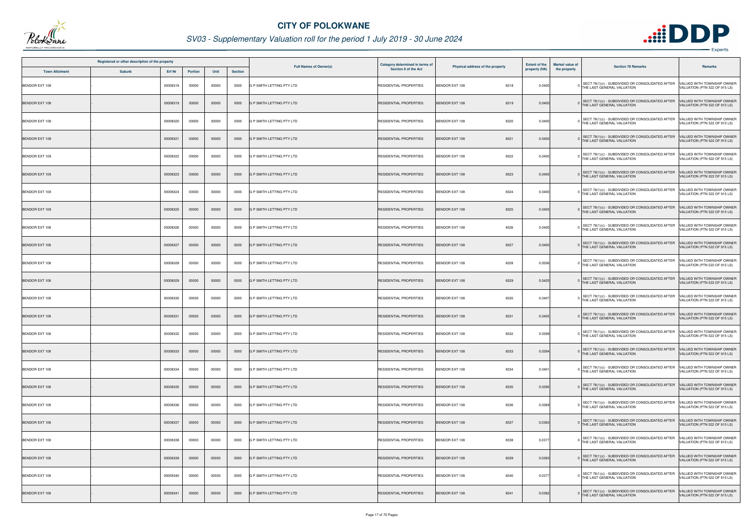# CITY OF POLOKWANE

## SV03 - Supplementary Valuation roll for the period 1 July 2019 - 30 June 2024

| Registered or other description of the property | | | | | | Full Names of Owner(s) | Category determined in terms of Section 8 of the Act | Physical address of the property | | Extent of the property (HA) | Market value of the property | Section 78 Remarks | Remarks |
|---|---|---|---|---|---|---|---|---|---|---|---|---|---|
| Town Allotment | Suburb | Erf Nr | Portion | Unit | Section | | | | | | | | |
| BENDOR EXT 108 | - | 00008318 | 00000 | 00000 | 0000 | G P SMITH LETTING PTY LTD | RESIDENTIAL PROPERTIES | BENDOR EXT 108 | 8318 | 0.0400 | 0 | SECT 78(1)(c) - SUBDIVIDED OR CONSOLIDATED AFTER THE LAST GENERAL VALUATION | VALUED WITH TOWNSHIP OWNER VALUATION (PTN 522 OF 915 LS) |
| BENDOR EXT 108 | - | 00008319 | 00000 | 00000 | 0000 | G P SMITH LETTING PTY LTD | RESIDENTIAL PROPERTIES | BENDOR EXT 108 | 8319 | 0.0400 | 0 | SECT 78(1)(c) - SUBDIVIDED OR CONSOLIDATED AFTER THE LAST GENERAL VALUATION | VALUED WITH TOWNSHIP OWNER VALUATION (PTN 522 OF 915 LS) |
| BENDOR EXT 108 | - | 00008320 | 00000 | 00000 | 0000 | G P SMITH LETTING PTY LTD | RESIDENTIAL PROPERTIES | BENDOR EXT 108 | 8320 | 0.0400 | 0 | SECT 78(1)(c) - SUBDIVIDED OR CONSOLIDATED AFTER THE LAST GENERAL VALUATION | VALUED WITH TOWNSHIP OWNER VALUATION (PTN 522 OF 915 LS) |
| BENDOR EXT 108 | - | 00008321 | 00000 | 00000 | 0000 | G P SMITH LETTING PTY LTD | RESIDENTIAL PROPERTIES | BENDOR EXT 108 | 8321 | 0.0400 | 0 | SECT 78(1)(c) - SUBDIVIDED OR CONSOLIDATED AFTER THE LAST GENERAL VALUATION | VALUED WITH TOWNSHIP OWNER VALUATION (PTN 522 OF 915 LS) |
| BENDOR EXT 108 | - | 00008322 | 00000 | 00000 | 0000 | G P SMITH LETTING PTY LTD | RESIDENTIAL PROPERTIES | BENDOR EXT 108 | 8322 | 0.0400 | 0 | SECT 78(1)(c) - SUBDIVIDED OR CONSOLIDATED AFTER THE LAST GENERAL VALUATION | VALUED WITH TOWNSHIP OWNER VALUATION (PTN 522 OF 915 LS) |
| BENDOR EXT 108 | - | 00008323 | 00000 | 00000 | 0000 | G P SMITH LETTING PTY LTD | RESIDENTIAL PROPERTIES | BENDOR EXT 108 | 8323 | 0.0400 | 0 | SECT 78(1)(c) - SUBDIVIDED OR CONSOLIDATED AFTER THE LAST GENERAL VALUATION | VALUED WITH TOWNSHIP OWNER VALUATION (PTN 522 OF 915 LS) |
| BENDOR EXT 108 | - | 00008324 | 00000 | 00000 | 0000 | G P SMITH LETTING PTY LTD | RESIDENTIAL PROPERTIES | BENDOR EXT 108 | 8324 | 0.0400 | 0 | SECT 78(1)(c) - SUBDIVIDED OR CONSOLIDATED AFTER THE LAST GENERAL VALUATION | VALUED WITH TOWNSHIP OWNER VALUATION (PTN 522 OF 915 LS) |
| BENDOR EXT 108 | - | 00008325 | 00000 | 00000 | 0000 | G P SMITH LETTING PTY LTD | RESIDENTIAL PROPERTIES | BENDOR EXT 108 | 8325 | 0.0400 | 0 | SECT 78(1)(c) - SUBDIVIDED OR CONSOLIDATED AFTER THE LAST GENERAL VALUATION | VALUED WITH TOWNSHIP OWNER VALUATION (PTN 522 OF 915 LS) |
| BENDOR EXT 108 | - | 00008326 | 00000 | 00000 | 0000 | G P SMITH LETTING PTY LTD | RESIDENTIAL PROPERTIES | BENDOR EXT 108 | 8326 | 0.0400 | 0 | SECT 78(1)(c) - SUBDIVIDED OR CONSOLIDATED AFTER THE LAST GENERAL VALUATION | VALUED WITH TOWNSHIP OWNER VALUATION (PTN 522 OF 915 LS) |
| BENDOR EXT 108 | - | 00008327 | 00000 | 00000 | 0000 | G P SMITH LETTING PTY LTD | RESIDENTIAL PROPERTIES | BENDOR EXT 108 | 8327 | 0.0400 | 0 | SECT 78(1)(c) - SUBDIVIDED OR CONSOLIDATED AFTER THE LAST GENERAL VALUATION | VALUED WITH TOWNSHIP OWNER VALUATION (PTN 522 OF 915 LS) |
| BENDOR EXT 108 | - | 00008328 | 00000 | 00000 | 0000 | G P SMITH LETTING PTY LTD | RESIDENTIAL PROPERTIES | BENDOR EXT 108 | 8328 | 0.0506 | 0 | SECT 78(1)(c) - SUBDIVIDED OR CONSOLIDATED AFTER THE LAST GENERAL VALUATION | VALUED WITH TOWNSHIP OWNER VALUATION (PTN 522 OF 915 LS) |
| BENDOR EXT 108 | - | 00008329 | 00000 | 00000 | 0000 | G P SMITH LETTING PTY LTD | RESIDENTIAL PROPERTIES | BENDOR EXT 108 | 8329 | 0.0420 | 0 | SECT 78(1)(c) - SUBDIVIDED OR CONSOLIDATED AFTER THE LAST GENERAL VALUATION | VALUED WITH TOWNSHIP OWNER VALUATION (PTN 522 OF 915 LS) |
| BENDOR EXT 108 | - | 00008330 | 00000 | 00000 | 0000 | G P SMITH LETTING PTY LTD | RESIDENTIAL PROPERTIES | BENDOR EXT 108 | 8330 | 0.0407 | 0 | SECT 78(1)(c) - SUBDIVIDED OR CONSOLIDATED AFTER THE LAST GENERAL VALUATION | VALUED WITH TOWNSHIP OWNER VALUATION (PTN 522 OF 915 LS) |
| BENDOR EXT 108 | - | 00008331 | 00000 | 00000 | 0000 | G P SMITH LETTING PTY LTD | RESIDENTIAL PROPERTIES | BENDOR EXT 108 | 8331 | 0.0405 | 0 | SECT 78(1)(c) - SUBDIVIDED OR CONSOLIDATED AFTER THE LAST GENERAL VALUATION | VALUED WITH TOWNSHIP OWNER VALUATION (PTN 522 OF 915 LS) |
| BENDOR EXT 108 | - | 00008332 | 00000 | 00000 | 0000 | G P SMITH LETTING PTY LTD | RESIDENTIAL PROPERTIES | BENDOR EXT 108 | 8332 | 0.0399 | 0 | SECT 78(1)(c) - SUBDIVIDED OR CONSOLIDATED AFTER THE LAST GENERAL VALUATION | VALUED WITH TOWNSHIP OWNER VALUATION (PTN 522 OF 915 LS) |
| BENDOR EXT 108 | - | 00008333 | 00000 | 00000 | 0000 | G P SMITH LETTING PTY LTD | RESIDENTIAL PROPERTIES | BENDOR EXT 108 | 8333 | 0.0394 | 0 | SECT 78(1)(c) - SUBDIVIDED OR CONSOLIDATED AFTER THE LAST GENERAL VALUATION | VALUED WITH TOWNSHIP OWNER VALUATION (PTN 522 OF 915 LS) |
| BENDOR EXT 108 | - | 00008334 | 00000 | 00000 | 0000 | G P SMITH LETTING PTY LTD | RESIDENTIAL PROPERTIES | BENDOR EXT 108 | 8334 | 0.0401 | 0 | SECT 78(1)(c) - SUBDIVIDED OR CONSOLIDATED AFTER THE LAST GENERAL VALUATION | VALUED WITH TOWNSHIP OWNER VALUATION (PTN 522 OF 915 LS) |
| BENDOR EXT 108 | - | 00008335 | 00000 | 00000 | 0000 | G P SMITH LETTING PTY LTD | RESIDENTIAL PROPERTIES | BENDOR EXT 108 | 8335 | 0.0395 | 0 | SECT 78(1)(c) - SUBDIVIDED OR CONSOLIDATED AFTER THE LAST GENERAL VALUATION | VALUED WITH TOWNSHIP OWNER VALUATION (PTN 522 OF 915 LS) |
| BENDOR EXT 108 | - | 00008336 | 00000 | 00000 | 0000 | G P SMITH LETTING PTY LTD | RESIDENTIAL PROPERTIES | BENDOR EXT 108 | 8336 | 0.0389 | 0 | SECT 78(1)(c) - SUBDIVIDED OR CONSOLIDATED AFTER THE LAST GENERAL VALUATION | VALUED WITH TOWNSHIP OWNER VALUATION (PTN 522 OF 915 LS) |
| BENDOR EXT 108 | - | 00008337 | 00000 | 00000 | 0000 | G P SMITH LETTING PTY LTD | RESIDENTIAL PROPERTIES | BENDOR EXT 108 | 8337 | 0.0383 | 0 | SECT 78(1)(c) - SUBDIVIDED OR CONSOLIDATED AFTER THE LAST GENERAL VALUATION | VALUED WITH TOWNSHIP OWNER VALUATION (PTN 522 OF 915 LS) |
| BENDOR EXT 108 | - | 00008338 | 00000 | 00000 | 0000 | G P SMITH LETTING PTY LTD | RESIDENTIAL PROPERTIES | BENDOR EXT 108 | 8338 | 0.0377 | 0 | SECT 78(1)(c) - SUBDIVIDED OR CONSOLIDATED AFTER THE LAST GENERAL VALUATION | VALUED WITH TOWNSHIP OWNER VALUATION (PTN 522 OF 915 LS) |
| BENDOR EXT 108 | - | 00008339 | 00000 | 00000 | 0000 | G P SMITH LETTING PTY LTD | RESIDENTIAL PROPERTIES | BENDOR EXT 108 | 8339 | 0.0383 | 0 | SECT 78(1)(c) - SUBDIVIDED OR CONSOLIDATED AFTER THE LAST GENERAL VALUATION | VALUED WITH TOWNSHIP OWNER VALUATION (PTN 522 OF 915 LS) |
| BENDOR EXT 108 | - | 00008340 | 00000 | 00000 | 0000 | G P SMITH LETTING PTY LTD | RESIDENTIAL PROPERTIES | BENDOR EXT 108 | 8340 | 0.0377 | 0 | SECT 78(1)(c) - SUBDIVIDED OR CONSOLIDATED AFTER THE LAST GENERAL VALUATION | VALUED WITH TOWNSHIP OWNER VALUATION (PTN 522 OF 915 LS) |
| BENDOR EXT 108 | - | 00008341 | 00000 | 00000 | 0000 | G P SMITH LETTING PTY LTD | RESIDENTIAL PROPERTIES | BENDOR EXT 108 | 8341 | 0.0382 | 0 | SECT 78(1)(c) - SUBDIVIDED OR CONSOLIDATED AFTER THE LAST GENERAL VALUATION | VALUED WITH TOWNSHIP OWNER VALUATION (PTN 522 OF 915 LS) |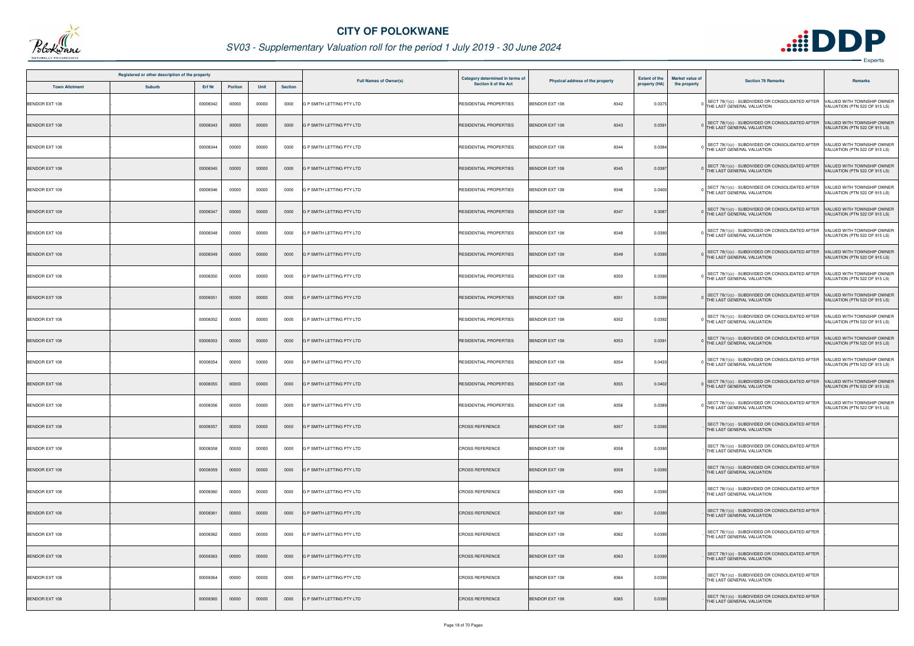# CITY OF POLOKWANE

## SV03 - Supplementary Valuation roll for the period 1 July 2019 - 30 June 2024

| Registered or other description of the property | | | | | | Full Names of Owner(s) | Category determined in terms of Section 8 of the Act | Physical address of the property | Extent of the property (HA) | Market value of the property | Section 78 Remarks | Remarks |
|---|---|---|---|---|---|---|---|---|---|---|---|---|
| Town Allotment | Suburb | Erf Nr | Portion | Unit | Section | | | | | | | |
| BENDOR EXT 108 | - | 00008342 | 00000 | 00000 | 0000 | G P SMITH LETTING PTY LTD | RESIDENTIAL PROPERTIES | BENDOR EXT 108 8342 | 0.0375 | 0 | SECT 78(1)(c) - SUBDIVIDED OR CONSOLIDATED AFTER THE LAST GENERAL VALUATION | VALUED WITH TOWNSHIP OWNER VALUATION (PTN 522 OF 915 LS) |
| BENDOR EXT 108 | - | 00008343 | 00000 | 00000 | 0000 | G P SMITH LETTING PTY LTD | RESIDENTIAL PROPERTIES | BENDOR EXT 108 8343 | 0.0391 | 0 | SECT 78(1)(c) - SUBDIVIDED OR CONSOLIDATED AFTER THE LAST GENERAL VALUATION | VALUED WITH TOWNSHIP OWNER VALUATION (PTN 522 OF 915 LS) |
| BENDOR EXT 108 | - | 00008344 | 00000 | 00000 | 0000 | G P SMITH LETTING PTY LTD | RESIDENTIAL PROPERTIES | BENDOR EXT 108 8344 | 0.0384 | 0 | SECT 78(1)(c) - SUBDIVIDED OR CONSOLIDATED AFTER THE LAST GENERAL VALUATION | VALUED WITH TOWNSHIP OWNER VALUATION (PTN 522 OF 915 LS) |
| BENDOR EXT 108 | - | 00008345 | 00000 | 00000 | 0000 | G P SMITH LETTING PTY LTD | RESIDENTIAL PROPERTIES | BENDOR EXT 108 8345 | 0.0397 | 0 | SECT 78(1)(c) - SUBDIVIDED OR CONSOLIDATED AFTER THE LAST GENERAL VALUATION | VALUED WITH TOWNSHIP OWNER VALUATION (PTN 522 OF 915 LS) |
| BENDOR EXT 108 | - | 00008346 | 00000 | 00000 | 0000 | G P SMITH LETTING PTY LTD | RESIDENTIAL PROPERTIES | BENDOR EXT 108 8346 | 0.0400 | 0 | SECT 78(1)(c) - SUBDIVIDED OR CONSOLIDATED AFTER THE LAST GENERAL VALUATION | VALUED WITH TOWNSHIP OWNER VALUATION (PTN 522 OF 915 LS) |
| BENDOR EXT 108 | - | 00008347 | 00000 | 00000 | 0000 | G P SMITH LETTING PTY LTD | RESIDENTIAL PROPERTIES | BENDOR EXT 108 8347 | 0.3087 | 0 | SECT 78(1)(c) - SUBDIVIDED OR CONSOLIDATED AFTER THE LAST GENERAL VALUATION | VALUED WITH TOWNSHIP OWNER VALUATION (PTN 522 OF 915 LS) |
| BENDOR EXT 108 | - | 00008348 | 00000 | 00000 | 0000 | G P SMITH LETTING PTY LTD | RESIDENTIAL PROPERTIES | BENDOR EXT 108 8348 | 0.0390 | 0 | SECT 78(1)(c) - SUBDIVIDED OR CONSOLIDATED AFTER THE LAST GENERAL VALUATION | VALUED WITH TOWNSHIP OWNER VALUATION (PTN 522 OF 915 LS) |
| BENDOR EXT 108 | - | 00008349 | 00000 | 00000 | 0000 | G P SMITH LETTING PTY LTD | RESIDENTIAL PROPERTIES | BENDOR EXT 108 8349 | 0.0390 | 0 | SECT 78(1)(c) - SUBDIVIDED OR CONSOLIDATED AFTER THE LAST GENERAL VALUATION | VALUED WITH TOWNSHIP OWNER VALUATION (PTN 522 OF 915 LS) |
| BENDOR EXT 108 | - | 00008350 | 00000 | 00000 | 0000 | G P SMITH LETTING PTY LTD | RESIDENTIAL PROPERTIES | BENDOR EXT 108 8350 | 0.0390 | 0 | SECT 78(1)(c) - SUBDIVIDED OR CONSOLIDATED AFTER THE LAST GENERAL VALUATION | VALUED WITH TOWNSHIP OWNER VALUATION (PTN 522 OF 915 LS) |
| BENDOR EXT 108 | - | 00008351 | 00000 | 00000 | 0000 | G P SMITH LETTING PTY LTD | RESIDENTIAL PROPERTIES | BENDOR EXT 108 8351 | 0.0390 | 0 | SECT 78(1)(c) - SUBDIVIDED OR CONSOLIDATED AFTER THE LAST GENERAL VALUATION | VALUED WITH TOWNSHIP OWNER VALUATION (PTN 522 OF 915 LS) |
| BENDOR EXT 108 | - | 00008352 | 00000 | 00000 | 0000 | G P SMITH LETTING PTY LTD | RESIDENTIAL PROPERTIES | BENDOR EXT 108 8352 | 0.0392 | 0 | SECT 78(1)(c) - SUBDIVIDED OR CONSOLIDATED AFTER THE LAST GENERAL VALUATION | VALUED WITH TOWNSHIP OWNER VALUATION (PTN 522 OF 915 LS) |
| BENDOR EXT 108 | - | 00008353 | 00000 | 00000 | 0000 | G P SMITH LETTING PTY LTD | RESIDENTIAL PROPERTIES | BENDOR EXT 108 8353 | 0.0391 | 0 | SECT 78(1)(c) - SUBDIVIDED OR CONSOLIDATED AFTER THE LAST GENERAL VALUATION | VALUED WITH TOWNSHIP OWNER VALUATION (PTN 522 OF 915 LS) |
| BENDOR EXT 108 | - | 00008354 | 00000 | 00000 | 0000 | G P SMITH LETTING PTY LTD | RESIDENTIAL PROPERTIES | BENDOR EXT 108 8354 | 0.0433 | 0 | SECT 78(1)(c) - SUBDIVIDED OR CONSOLIDATED AFTER THE LAST GENERAL VALUATION | VALUED WITH TOWNSHIP OWNER VALUATION (PTN 522 OF 915 LS) |
| BENDOR EXT 108 | - | 00008355 | 00000 | 00000 | 0000 | G P SMITH LETTING PTY LTD | RESIDENTIAL PROPERTIES | BENDOR EXT 108 8355 | 0.0402 | 0 | SECT 78(1)(c) - SUBDIVIDED OR CONSOLIDATED AFTER THE LAST GENERAL VALUATION | VALUED WITH TOWNSHIP OWNER VALUATION (PTN 522 OF 915 LS) |
| BENDOR EXT 108 | - | 00008356 | 00000 | 00000 | 0000 | G P SMITH LETTING PTY LTD | RESIDENTIAL PROPERTIES | BENDOR EXT 108 8356 | 0.0389 | 0 | SECT 78(1)(c) - SUBDIVIDED OR CONSOLIDATED AFTER THE LAST GENERAL VALUATION | VALUED WITH TOWNSHIP OWNER VALUATION (PTN 522 OF 915 LS) |
| BENDOR EXT 108 | - | 00008357 | 00000 | 00000 | 0000 | G P SMITH LETTING PTY LTD | CROSS REFERENCE | BENDOR EXT 108 8357 | 0.0390 | - | SECT 78(1)(c) - SUBDIVIDED OR CONSOLIDATED AFTER THE LAST GENERAL VALUATION | - |
| BENDOR EXT 108 | - | 00008358 | 00000 | 00000 | 0000 | G P SMITH LETTING PTY LTD | CROSS REFERENCE | BENDOR EXT 108 8358 | 0.0390 | - | SECT 78(1)(c) - SUBDIVIDED OR CONSOLIDATED AFTER THE LAST GENERAL VALUATION | - |
| BENDOR EXT 108 | - | 00008359 | 00000 | 00000 | 0000 | G P SMITH LETTING PTY LTD | CROSS REFERENCE | BENDOR EXT 108 8359 | 0.0390 | - | SECT 78(1)(c) - SUBDIVIDED OR CONSOLIDATED AFTER THE LAST GENERAL VALUATION | - |
| BENDOR EXT 108 | - | 00008360 | 00000 | 00000 | 0000 | G P SMITH LETTING PTY LTD | CROSS REFERENCE | BENDOR EXT 108 8360 | 0.0390 | - | SECT 78(1)(c) - SUBDIVIDED OR CONSOLIDATED AFTER THE LAST GENERAL VALUATION | - |
| BENDOR EXT 108 | - | 00008361 | 00000 | 00000 | 0000 | G P SMITH LETTING PTY LTD | CROSS REFERENCE | BENDOR EXT 108 8361 | 0.0390 | - | SECT 78(1)(c) - SUBDIVIDED OR CONSOLIDATED AFTER THE LAST GENERAL VALUATION | - |
| BENDOR EXT 108 | - | 00008362 | 00000 | 00000 | 0000 | G P SMITH LETTING PTY LTD | CROSS REFERENCE | BENDOR EXT 108 8362 | 0.0390 | - | SECT 78(1)(c) - SUBDIVIDED OR CONSOLIDATED AFTER THE LAST GENERAL VALUATION | - |
| BENDOR EXT 108 | - | 00008363 | 00000 | 00000 | 0000 | G P SMITH LETTING PTY LTD | CROSS REFERENCE | BENDOR EXT 108 8363 | 0.0390 | - | SECT 78(1)(c) - SUBDIVIDED OR CONSOLIDATED AFTER THE LAST GENERAL VALUATION | - |
| BENDOR EXT 108 | - | 00008364 | 00000 | 00000 | 0000 | G P SMITH LETTING PTY LTD | CROSS REFERENCE | BENDOR EXT 108 8364 | 0.0390 | - | SECT 78(1)(c) - SUBDIVIDED OR CONSOLIDATED AFTER THE LAST GENERAL VALUATION | - |
| BENDOR EXT 108 | - | 00008365 | 00000 | 00000 | 0000 | G P SMITH LETTING PTY LTD | CROSS REFERENCE | BENDOR EXT 108 8365 | 0.0390 | - | SECT 78(1)(c) - SUBDIVIDED OR CONSOLIDATED AFTER THE LAST GENERAL VALUATION | - |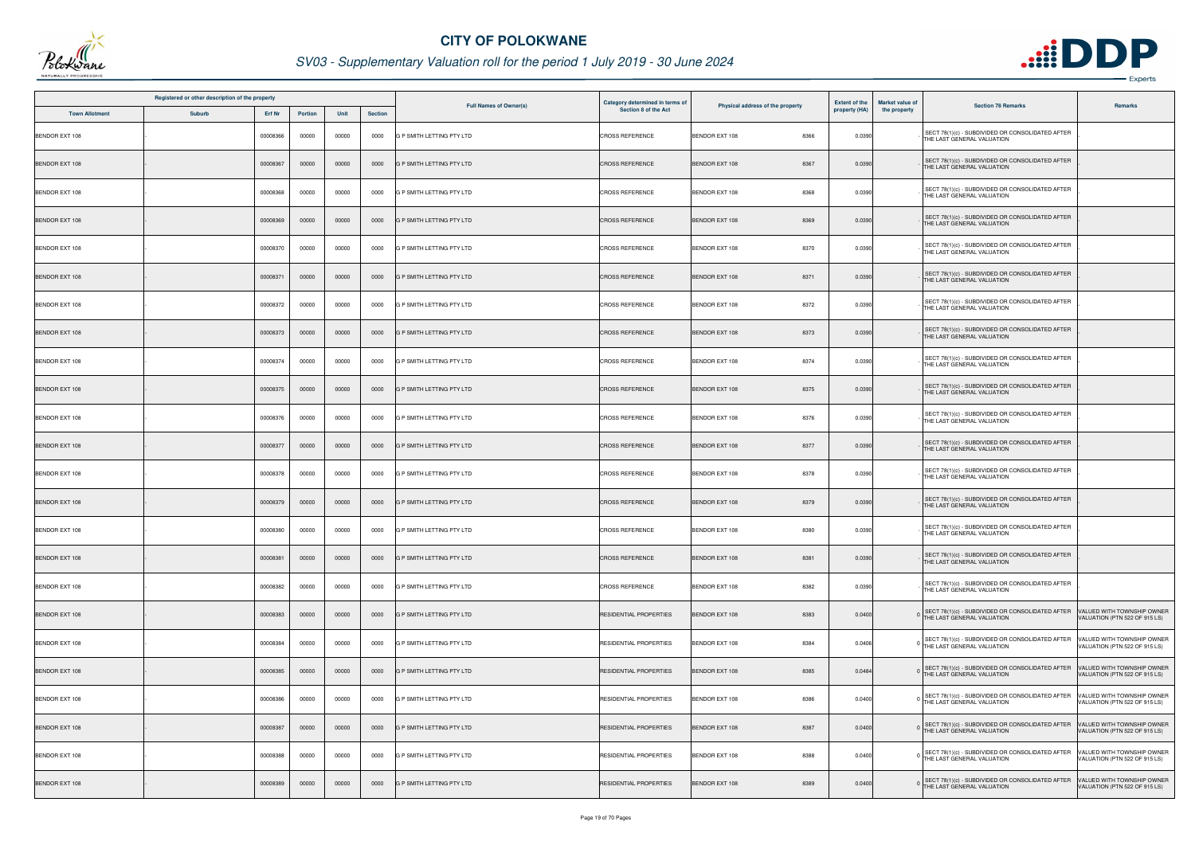# CITY OF POLOKWANE

## SV03 - Supplementary Valuation roll for the period 1 July 2019 - 30 June 2024

| Registered or other description of the property | | | | | | Full Names of Owner(s) | Category determined in terms of Section 8 of the Act | Physical address of the property | Extent of the property (HA) | Market value of the property | Section 78 Remarks | Remarks |
|---|---|---|---|---|---|---|---|---|---|---|---|---|
| Town Allotment | Suburb | Erf Nr | Portion | Unit | Section | | | | | | | |
| BENDOR EXT 108 | - | 00008366 | 00000 | 00000 | 0000 | G P SMITH LETTING PTY LTD | CROSS REFERENCE | BENDOR EXT 108 8366 | 0.0390 | - | SECT 78(1)(c) - SUBDIVIDED OR CONSOLIDATED AFTER THE LAST GENERAL VALUATION | - |
| BENDOR EXT 108 | - | 00008367 | 00000 | 00000 | 0000 | G P SMITH LETTING PTY LTD | CROSS REFERENCE | BENDOR EXT 108 8367 | 0.0390 | - | SECT 78(1)(c) - SUBDIVIDED OR CONSOLIDATED AFTER THE LAST GENERAL VALUATION | - |
| BENDOR EXT 108 | - | 00008368 | 00000 | 00000 | 0000 | G P SMITH LETTING PTY LTD | CROSS REFERENCE | BENDOR EXT 108 8368 | 0.0390 | - | SECT 78(1)(c) - SUBDIVIDED OR CONSOLIDATED AFTER THE LAST GENERAL VALUATION | - |
| BENDOR EXT 108 | - | 00008369 | 00000 | 00000 | 0000 | G P SMITH LETTING PTY LTD | CROSS REFERENCE | BENDOR EXT 108 8369 | 0.0390 | - | SECT 78(1)(c) - SUBDIVIDED OR CONSOLIDATED AFTER THE LAST GENERAL VALUATION | - |
| BENDOR EXT 108 | - | 00008370 | 00000 | 00000 | 0000 | G P SMITH LETTING PTY LTD | CROSS REFERENCE | BENDOR EXT 108 8370 | 0.0390 | - | SECT 78(1)(c) - SUBDIVIDED OR CONSOLIDATED AFTER THE LAST GENERAL VALUATION | - |
| BENDOR EXT 108 | - | 00008371 | 00000 | 00000 | 0000 | G P SMITH LETTING PTY LTD | CROSS REFERENCE | BENDOR EXT 108 8371 | 0.0390 | - | SECT 78(1)(c) - SUBDIVIDED OR CONSOLIDATED AFTER THE LAST GENERAL VALUATION | - |
| BENDOR EXT 108 | - | 00008372 | 00000 | 00000 | 0000 | G P SMITH LETTING PTY LTD | CROSS REFERENCE | BENDOR EXT 108 8372 | 0.0390 | - | SECT 78(1)(c) - SUBDIVIDED OR CONSOLIDATED AFTER THE LAST GENERAL VALUATION | - |
| BENDOR EXT 108 | - | 00008373 | 00000 | 00000 | 0000 | G P SMITH LETTING PTY LTD | CROSS REFERENCE | BENDOR EXT 108 8373 | 0.0390 | - | SECT 78(1)(c) - SUBDIVIDED OR CONSOLIDATED AFTER THE LAST GENERAL VALUATION | - |
| BENDOR EXT 108 | - | 00008374 | 00000 | 00000 | 0000 | G P SMITH LETTING PTY LTD | CROSS REFERENCE | BENDOR EXT 108 8374 | 0.0390 | - | SECT 78(1)(c) - SUBDIVIDED OR CONSOLIDATED AFTER THE LAST GENERAL VALUATION | - |
| BENDOR EXT 108 | - | 00008375 | 00000 | 00000 | 0000 | G P SMITH LETTING PTY LTD | CROSS REFERENCE | BENDOR EXT 108 8375 | 0.0390 | - | SECT 78(1)(c) - SUBDIVIDED OR CONSOLIDATED AFTER THE LAST GENERAL VALUATION | - |
| BENDOR EXT 108 | - | 00008376 | 00000 | 00000 | 0000 | G P SMITH LETTING PTY LTD | CROSS REFERENCE | BENDOR EXT 108 8376 | 0.0390 | - | SECT 78(1)(c) - SUBDIVIDED OR CONSOLIDATED AFTER THE LAST GENERAL VALUATION | - |
| BENDOR EXT 108 | - | 00008377 | 00000 | 00000 | 0000 | G P SMITH LETTING PTY LTD | CROSS REFERENCE | BENDOR EXT 108 8377 | 0.0390 | - | SECT 78(1)(c) - SUBDIVIDED OR CONSOLIDATED AFTER THE LAST GENERAL VALUATION | - |
| BENDOR EXT 108 | - | 00008378 | 00000 | 00000 | 0000 | G P SMITH LETTING PTY LTD | CROSS REFERENCE | BENDOR EXT 108 8378 | 0.0390 | - | SECT 78(1)(c) - SUBDIVIDED OR CONSOLIDATED AFTER THE LAST GENERAL VALUATION | - |
| BENDOR EXT 108 | - | 00008379 | 00000 | 00000 | 0000 | G P SMITH LETTING PTY LTD | CROSS REFERENCE | BENDOR EXT 108 8379 | 0.0390 | - | SECT 78(1)(c) - SUBDIVIDED OR CONSOLIDATED AFTER THE LAST GENERAL VALUATION | - |
| BENDOR EXT 108 | - | 00008380 | 00000 | 00000 | 0000 | G P SMITH LETTING PTY LTD | CROSS REFERENCE | BENDOR EXT 108 8380 | 0.0390 | - | SECT 78(1)(c) - SUBDIVIDED OR CONSOLIDATED AFTER THE LAST GENERAL VALUATION | - |
| BENDOR EXT 108 | - | 00008381 | 00000 | 00000 | 0000 | G P SMITH LETTING PTY LTD | CROSS REFERENCE | BENDOR EXT 108 8381 | 0.0390 | - | SECT 78(1)(c) - SUBDIVIDED OR CONSOLIDATED AFTER THE LAST GENERAL VALUATION | - |
| BENDOR EXT 108 | - | 00008382 | 00000 | 00000 | 0000 | G P SMITH LETTING PTY LTD | CROSS REFERENCE | BENDOR EXT 108 8382 | 0.0390 | - | SECT 78(1)(c) - SUBDIVIDED OR CONSOLIDATED AFTER THE LAST GENERAL VALUATION | - |
| BENDOR EXT 108 | - | 00008383 | 00000 | 00000 | 0000 | G P SMITH LETTING PTY LTD | RESIDENTIAL PROPERTIES | BENDOR EXT 108 8383 | 0.0400 | 0 | SECT 78(1)(c) - SUBDIVIDED OR CONSOLIDATED AFTER THE LAST GENERAL VALUATION | VALUED WITH TOWNSHIP OWNER VALUATION (PTN 522 OF 915 LS) |
| BENDOR EXT 108 | - | 00008384 | 00000 | 00000 | 0000 | G P SMITH LETTING PTY LTD | RESIDENTIAL PROPERTIES | BENDOR EXT 108 8384 | 0.0406 | 0 | SECT 78(1)(c) - SUBDIVIDED OR CONSOLIDATED AFTER THE LAST GENERAL VALUATION | VALUED WITH TOWNSHIP OWNER VALUATION (PTN 522 OF 915 LS) |
| BENDOR EXT 108 | - | 00008385 | 00000 | 00000 | 0000 | G P SMITH LETTING PTY LTD | RESIDENTIAL PROPERTIES | BENDOR EXT 108 8385 | 0.0484 | 0 | SECT 78(1)(c) - SUBDIVIDED OR CONSOLIDATED AFTER THE LAST GENERAL VALUATION | VALUED WITH TOWNSHIP OWNER VALUATION (PTN 522 OF 915 LS) |
| BENDOR EXT 108 | - | 00008386 | 00000 | 00000 | 0000 | G P SMITH LETTING PTY LTD | RESIDENTIAL PROPERTIES | BENDOR EXT 108 8386 | 0.0400 | 0 | SECT 78(1)(c) - SUBDIVIDED OR CONSOLIDATED AFTER THE LAST GENERAL VALUATION | VALUED WITH TOWNSHIP OWNER VALUATION (PTN 522 OF 915 LS) |
| BENDOR EXT 108 | - | 00008387 | 00000 | 00000 | 0000 | G P SMITH LETTING PTY LTD | RESIDENTIAL PROPERTIES | BENDOR EXT 108 8387 | 0.0400 | 0 | SECT 78(1)(c) - SUBDIVIDED OR CONSOLIDATED AFTER THE LAST GENERAL VALUATION | VALUED WITH TOWNSHIP OWNER VALUATION (PTN 522 OF 915 LS) |
| BENDOR EXT 108 | - | 00008388 | 00000 | 00000 | 0000 | G P SMITH LETTING PTY LTD | RESIDENTIAL PROPERTIES | BENDOR EXT 108 8388 | 0.0400 | 0 | SECT 78(1)(c) - SUBDIVIDED OR CONSOLIDATED AFTER THE LAST GENERAL VALUATION | VALUED WITH TOWNSHIP OWNER VALUATION (PTN 522 OF 915 LS) |
| BENDOR EXT 108 | - | 00008389 | 00000 | 00000 | 0000 | G P SMITH LETTING PTY LTD | RESIDENTIAL PROPERTIES | BENDOR EXT 108 8389 | 0.0400 | 0 | SECT 78(1)(c) - SUBDIVIDED OR CONSOLIDATED AFTER THE LAST GENERAL VALUATION | VALUED WITH TOWNSHIP OWNER VALUATION (PTN 522 OF 915 LS) |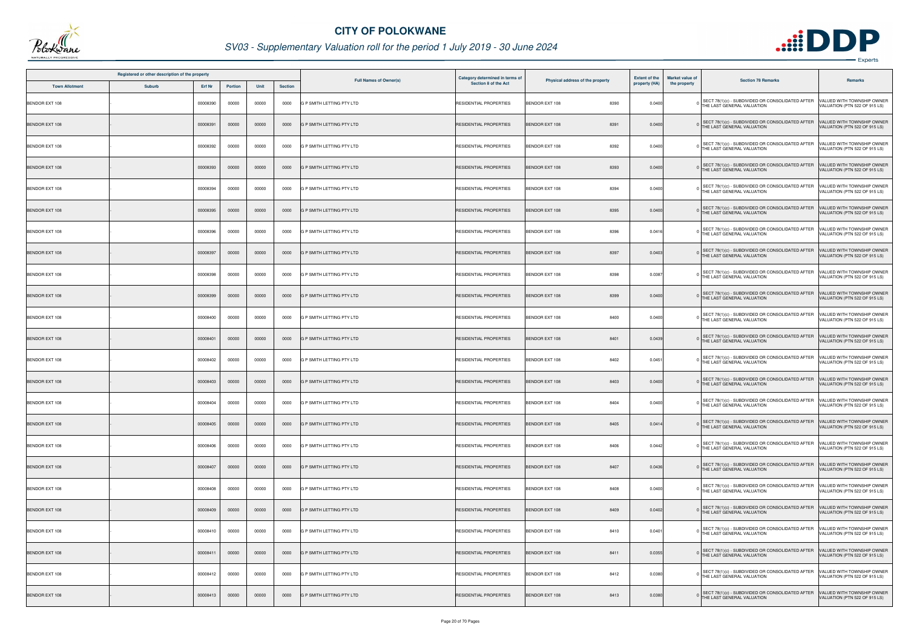# CITY OF POLOKWANE

## SV03 - Supplementary Valuation roll for the period 1 July 2019 - 30 June 2024

| Registered or other description of the property | | | | | | Full Names of Owner(s) | Category determined in terms of Section 8 of the Act | Physical address of the property | | Extent of the property (HA) | Market value of the property | Section 78 Remarks | Remarks |
|---|---|---|---|---|---|---|---|---|---|---|---|---|---|
| Town Allotment | Suburb | Erf Nr | Portion | Unit | Section | | | | | | | | |
| BENDOR EXT 108 | - | 00008390 | 00000 | 00000 | 0000 | G P SMITH LETTING PTY LTD | RESIDENTIAL PROPERTIES | BENDOR EXT 108 | 8390 | 0.0400 | 0 | SECT 78(1)(c) - SUBDIVIDED OR CONSOLIDATED AFTER THE LAST GENERAL VALUATION | VALUED WITH TOWNSHIP OWNER VALUATION (PTN 522 OF 915 LS) |
| BENDOR EXT 108 | - | 00008391 | 00000 | 00000 | 0000 | G P SMITH LETTING PTY LTD | RESIDENTIAL PROPERTIES | BENDOR EXT 108 | 8391 | 0.0400 | 0 | SECT 78(1)(c) - SUBDIVIDED OR CONSOLIDATED AFTER THE LAST GENERAL VALUATION | VALUED WITH TOWNSHIP OWNER VALUATION (PTN 522 OF 915 LS) |
| BENDOR EXT 108 | - | 00008392 | 00000 | 00000 | 0000 | G P SMITH LETTING PTY LTD | RESIDENTIAL PROPERTIES | BENDOR EXT 108 | 8392 | 0.0400 | 0 | SECT 78(1)(c) - SUBDIVIDED OR CONSOLIDATED AFTER THE LAST GENERAL VALUATION | VALUED WITH TOWNSHIP OWNER VALUATION (PTN 522 OF 915 LS) |
| BENDOR EXT 108 | - | 00008393 | 00000 | 00000 | 0000 | G P SMITH LETTING PTY LTD | RESIDENTIAL PROPERTIES | BENDOR EXT 108 | 8393 | 0.0400 | 0 | SECT 78(1)(c) - SUBDIVIDED OR CONSOLIDATED AFTER THE LAST GENERAL VALUATION | VALUED WITH TOWNSHIP OWNER VALUATION (PTN 522 OF 915 LS) |
| BENDOR EXT 108 | - | 00008394 | 00000 | 00000 | 0000 | G P SMITH LETTING PTY LTD | RESIDENTIAL PROPERTIES | BENDOR EXT 108 | 8394 | 0.0400 | 0 | SECT 78(1)(c) - SUBDIVIDED OR CONSOLIDATED AFTER THE LAST GENERAL VALUATION | VALUED WITH TOWNSHIP OWNER VALUATION (PTN 522 OF 915 LS) |
| BENDOR EXT 108 | - | 00008395 | 00000 | 00000 | 0000 | G P SMITH LETTING PTY LTD | RESIDENTIAL PROPERTIES | BENDOR EXT 108 | 8395 | 0.0400 | 0 | SECT 78(1)(c) - SUBDIVIDED OR CONSOLIDATED AFTER THE LAST GENERAL VALUATION | VALUED WITH TOWNSHIP OWNER VALUATION (PTN 522 OF 915 LS) |
| BENDOR EXT 108 | - | 00008396 | 00000 | 00000 | 0000 | G P SMITH LETTING PTY LTD | RESIDENTIAL PROPERTIES | BENDOR EXT 108 | 8396 | 0.0416 | 0 | SECT 78(1)(c) - SUBDIVIDED OR CONSOLIDATED AFTER THE LAST GENERAL VALUATION | VALUED WITH TOWNSHIP OWNER VALUATION (PTN 522 OF 915 LS) |
| BENDOR EXT 108 | - | 00008397 | 00000 | 00000 | 0000 | G P SMITH LETTING PTY LTD | RESIDENTIAL PROPERTIES | BENDOR EXT 108 | 8397 | 0.0403 | 0 | SECT 78(1)(c) - SUBDIVIDED OR CONSOLIDATED AFTER THE LAST GENERAL VALUATION | VALUED WITH TOWNSHIP OWNER VALUATION (PTN 522 OF 915 LS) |
| BENDOR EXT 108 | - | 00008398 | 00000 | 00000 | 0000 | G P SMITH LETTING PTY LTD | RESIDENTIAL PROPERTIES | BENDOR EXT 108 | 8398 | 0.0387 | 0 | SECT 78(1)(c) - SUBDIVIDED OR CONSOLIDATED AFTER THE LAST GENERAL VALUATION | VALUED WITH TOWNSHIP OWNER VALUATION (PTN 522 OF 915 LS) |
| BENDOR EXT 108 | - | 00008399 | 00000 | 00000 | 0000 | G P SMITH LETTING PTY LTD | RESIDENTIAL PROPERTIES | BENDOR EXT 108 | 8399 | 0.0400 | 0 | SECT 78(1)(c) - SUBDIVIDED OR CONSOLIDATED AFTER THE LAST GENERAL VALUATION | VALUED WITH TOWNSHIP OWNER VALUATION (PTN 522 OF 915 LS) |
| BENDOR EXT 108 | - | 00008400 | 00000 | 00000 | 0000 | G P SMITH LETTING PTY LTD | RESIDENTIAL PROPERTIES | BENDOR EXT 108 | 8400 | 0.0400 | 0 | SECT 78(1)(c) - SUBDIVIDED OR CONSOLIDATED AFTER THE LAST GENERAL VALUATION | VALUED WITH TOWNSHIP OWNER VALUATION (PTN 522 OF 915 LS) |
| BENDOR EXT 108 | - | 00008401 | 00000 | 00000 | 0000 | G P SMITH LETTING PTY LTD | RESIDENTIAL PROPERTIES | BENDOR EXT 108 | 8401 | 0.0439 | 0 | SECT 78(1)(c) - SUBDIVIDED OR CONSOLIDATED AFTER THE LAST GENERAL VALUATION | VALUED WITH TOWNSHIP OWNER VALUATION (PTN 522 OF 915 LS) |
| BENDOR EXT 108 | - | 00008402 | 00000 | 00000 | 0000 | G P SMITH LETTING PTY LTD | RESIDENTIAL PROPERTIES | BENDOR EXT 108 | 8402 | 0.0451 | 0 | SECT 78(1)(c) - SUBDIVIDED OR CONSOLIDATED AFTER THE LAST GENERAL VALUATION | VALUED WITH TOWNSHIP OWNER VALUATION (PTN 522 OF 915 LS) |
| BENDOR EXT 108 | - | 00008403 | 00000 | 00000 | 0000 | G P SMITH LETTING PTY LTD | RESIDENTIAL PROPERTIES | BENDOR EXT 108 | 8403 | 0.0400 | 0 | SECT 78(1)(c) - SUBDIVIDED OR CONSOLIDATED AFTER THE LAST GENERAL VALUATION | VALUED WITH TOWNSHIP OWNER VALUATION (PTN 522 OF 915 LS) |
| BENDOR EXT 108 | - | 00008404 | 00000 | 00000 | 0000 | G P SMITH LETTING PTY LTD | RESIDENTIAL PROPERTIES | BENDOR EXT 108 | 8404 | 0.0400 | 0 | SECT 78(1)(c) - SUBDIVIDED OR CONSOLIDATED AFTER THE LAST GENERAL VALUATION | VALUED WITH TOWNSHIP OWNER VALUATION (PTN 522 OF 915 LS) |
| BENDOR EXT 108 | - | 00008405 | 00000 | 00000 | 0000 | G P SMITH LETTING PTY LTD | RESIDENTIAL PROPERTIES | BENDOR EXT 108 | 8405 | 0.0414 | 0 | SECT 78(1)(c) - SUBDIVIDED OR CONSOLIDATED AFTER THE LAST GENERAL VALUATION | VALUED WITH TOWNSHIP OWNER VALUATION (PTN 522 OF 915 LS) |
| BENDOR EXT 108 | - | 00008406 | 00000 | 00000 | 0000 | G P SMITH LETTING PTY LTD | RESIDENTIAL PROPERTIES | BENDOR EXT 108 | 8406 | 0.0442 | 0 | SECT 78(1)(c) - SUBDIVIDED OR CONSOLIDATED AFTER THE LAST GENERAL VALUATION | VALUED WITH TOWNSHIP OWNER VALUATION (PTN 522 OF 915 LS) |
| BENDOR EXT 108 | - | 00008407 | 00000 | 00000 | 0000 | G P SMITH LETTING PTY LTD | RESIDENTIAL PROPERTIES | BENDOR EXT 108 | 8407 | 0.0436 | 0 | SECT 78(1)(c) - SUBDIVIDED OR CONSOLIDATED AFTER THE LAST GENERAL VALUATION | VALUED WITH TOWNSHIP OWNER VALUATION (PTN 522 OF 915 LS) |
| BENDOR EXT 108 | - | 00008408 | 00000 | 00000 | 0000 | G P SMITH LETTING PTY LTD | RESIDENTIAL PROPERTIES | BENDOR EXT 108 | 8408 | 0.0400 | 0 | SECT 78(1)(c) - SUBDIVIDED OR CONSOLIDATED AFTER THE LAST GENERAL VALUATION | VALUED WITH TOWNSHIP OWNER VALUATION (PTN 522 OF 915 LS) |
| BENDOR EXT 108 | - | 00008409 | 00000 | 00000 | 0000 | G P SMITH LETTING PTY LTD | RESIDENTIAL PROPERTIES | BENDOR EXT 108 | 8409 | 0.0402 | 0 | SECT 78(1)(c) - SUBDIVIDED OR CONSOLIDATED AFTER THE LAST GENERAL VALUATION | VALUED WITH TOWNSHIP OWNER VALUATION (PTN 522 OF 915 LS) |
| BENDOR EXT 108 | - | 00008410 | 00000 | 00000 | 0000 | G P SMITH LETTING PTY LTD | RESIDENTIAL PROPERTIES | BENDOR EXT 108 | 8410 | 0.0401 | 0 | SECT 78(1)(c) - SUBDIVIDED OR CONSOLIDATED AFTER THE LAST GENERAL VALUATION | VALUED WITH TOWNSHIP OWNER VALUATION (PTN 522 OF 915 LS) |
| BENDOR EXT 108 | - | 00008411 | 00000 | 00000 | 0000 | G P SMITH LETTING PTY LTD | RESIDENTIAL PROPERTIES | BENDOR EXT 108 | 8411 | 0.0355 | 0 | SECT 78(1)(c) - SUBDIVIDED OR CONSOLIDATED AFTER THE LAST GENERAL VALUATION | VALUED WITH TOWNSHIP OWNER VALUATION (PTN 522 OF 915 LS) |
| BENDOR EXT 108 | - | 00008412 | 00000 | 00000 | 0000 | G P SMITH LETTING PTY LTD | RESIDENTIAL PROPERTIES | BENDOR EXT 108 | 8412 | 0.0380 | 0 | SECT 78(1)(c) - SUBDIVIDED OR CONSOLIDATED AFTER THE LAST GENERAL VALUATION | VALUED WITH TOWNSHIP OWNER VALUATION (PTN 522 OF 915 LS) |
| BENDOR EXT 108 | - | 00008413 | 00000 | 00000 | 0000 | G P SMITH LETTING PTY LTD | RESIDENTIAL PROPERTIES | BENDOR EXT 108 | 8413 | 0.0380 | 0 | SECT 78(1)(c) - SUBDIVIDED OR CONSOLIDATED AFTER THE LAST GENERAL VALUATION | VALUED WITH TOWNSHIP OWNER VALUATION (PTN 522 OF 915 LS) |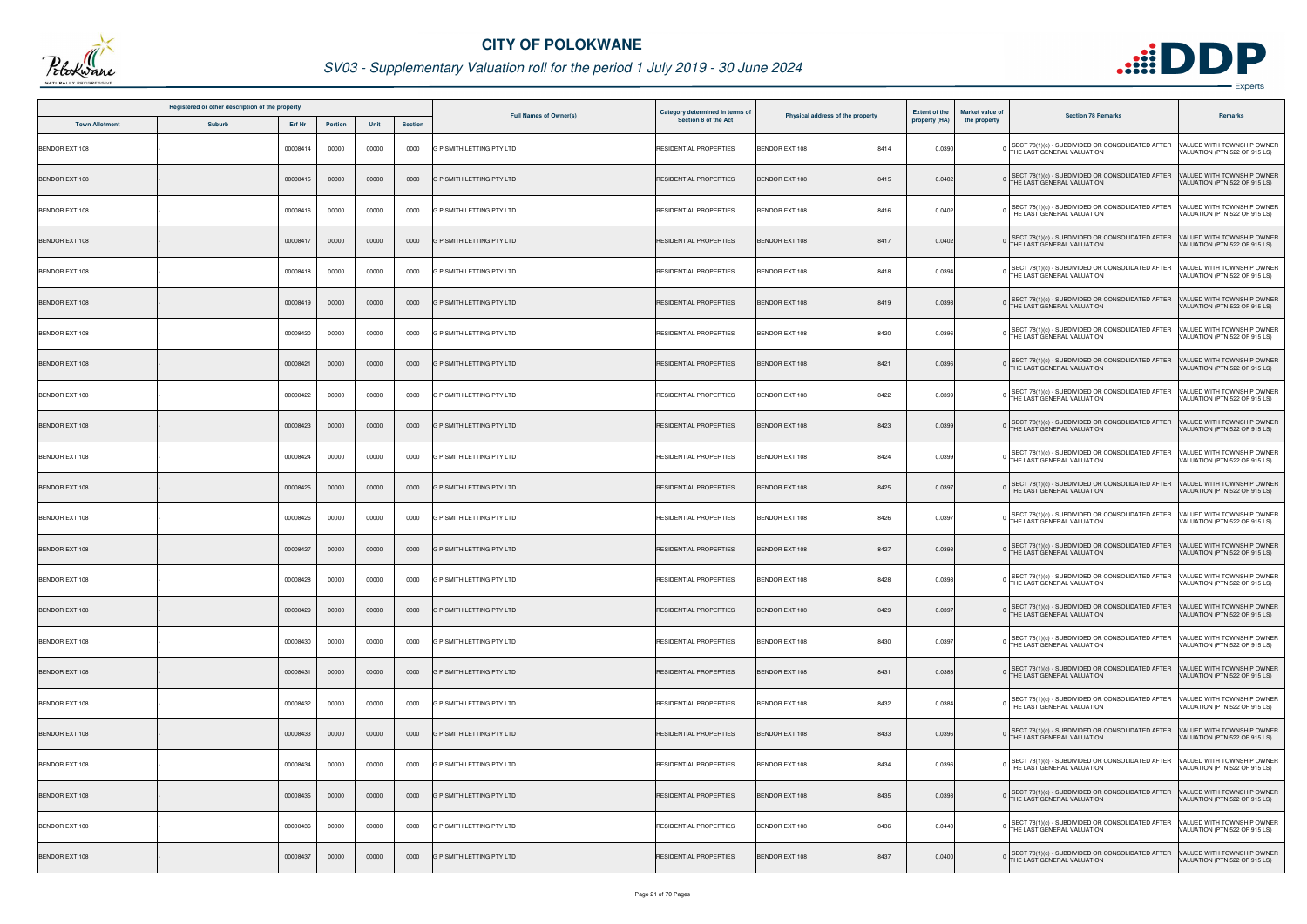# CITY OF POLOKWANE

## SV03 - Supplementary Valuation roll for the period 1 July 2019 - 30 June 2024

| Registered or other description of the property | | | | | | Full Names of Owner(s) | Category determined in terms of Section 8 of the Act | Physical address of the property | | Extent of the property (HA) | Market value of the property | Section 78 Remarks | Remarks |
|---|---|---|---|---|---|---|---|---|---|---|---|---|---|
| Town Allotment | Suburb | Erf Nr | Portion | Unit | Section | | | | | | | | |
| BENDOR EXT 108 | - | 00008414 | 00000 | 00000 | 0000 | G P SMITH LETTING PTY LTD | RESIDENTIAL PROPERTIES | BENDOR EXT 108 | 8414 | 0.0390 | 0 | SECT 78(1)(c) - SUBDIVIDED OR CONSOLIDATED AFTER THE LAST GENERAL VALUATION | VALUED WITH TOWNSHIP OWNER VALUATION (PTN 522 OF 915 LS) |
| BENDOR EXT 108 | - | 00008415 | 00000 | 00000 | 0000 | G P SMITH LETTING PTY LTD | RESIDENTIAL PROPERTIES | BENDOR EXT 108 | 8415 | 0.0402 | 0 | SECT 78(1)(c) - SUBDIVIDED OR CONSOLIDATED AFTER THE LAST GENERAL VALUATION | VALUED WITH TOWNSHIP OWNER VALUATION (PTN 522 OF 915 LS) |
| BENDOR EXT 108 | - | 00008416 | 00000 | 00000 | 0000 | G P SMITH LETTING PTY LTD | RESIDENTIAL PROPERTIES | BENDOR EXT 108 | 8416 | 0.0402 | 0 | SECT 78(1)(c) - SUBDIVIDED OR CONSOLIDATED AFTER THE LAST GENERAL VALUATION | VALUED WITH TOWNSHIP OWNER VALUATION (PTN 522 OF 915 LS) |
| BENDOR EXT 108 | - | 00008417 | 00000 | 00000 | 0000 | G P SMITH LETTING PTY LTD | RESIDENTIAL PROPERTIES | BENDOR EXT 108 | 8417 | 0.0402 | 0 | SECT 78(1)(c) - SUBDIVIDED OR CONSOLIDATED AFTER THE LAST GENERAL VALUATION | VALUED WITH TOWNSHIP OWNER VALUATION (PTN 522 OF 915 LS) |
| BENDOR EXT 108 | - | 00008418 | 00000 | 00000 | 0000 | G P SMITH LETTING PTY LTD | RESIDENTIAL PROPERTIES | BENDOR EXT 108 | 8418 | 0.0394 | 0 | SECT 78(1)(c) - SUBDIVIDED OR CONSOLIDATED AFTER THE LAST GENERAL VALUATION | VALUED WITH TOWNSHIP OWNER VALUATION (PTN 522 OF 915 LS) |
| BENDOR EXT 108 | - | 00008419 | 00000 | 00000 | 0000 | G P SMITH LETTING PTY LTD | RESIDENTIAL PROPERTIES | BENDOR EXT 108 | 8419 | 0.0398 | 0 | SECT 78(1)(c) - SUBDIVIDED OR CONSOLIDATED AFTER THE LAST GENERAL VALUATION | VALUED WITH TOWNSHIP OWNER VALUATION (PTN 522 OF 915 LS) |
| BENDOR EXT 108 | - | 00008420 | 00000 | 00000 | 0000 | G P SMITH LETTING PTY LTD | RESIDENTIAL PROPERTIES | BENDOR EXT 108 | 8420 | 0.0396 | 0 | SECT 78(1)(c) - SUBDIVIDED OR CONSOLIDATED AFTER THE LAST GENERAL VALUATION | VALUED WITH TOWNSHIP OWNER VALUATION (PTN 522 OF 915 LS) |
| BENDOR EXT 108 | - | 00008421 | 00000 | 00000 | 0000 | G P SMITH LETTING PTY LTD | RESIDENTIAL PROPERTIES | BENDOR EXT 108 | 8421 | 0.0396 | 0 | SECT 78(1)(c) - SUBDIVIDED OR CONSOLIDATED AFTER THE LAST GENERAL VALUATION | VALUED WITH TOWNSHIP OWNER VALUATION (PTN 522 OF 915 LS) |
| BENDOR EXT 108 | - | 00008422 | 00000 | 00000 | 0000 | G P SMITH LETTING PTY LTD | RESIDENTIAL PROPERTIES | BENDOR EXT 108 | 8422 | 0.0399 | 0 | SECT 78(1)(c) - SUBDIVIDED OR CONSOLIDATED AFTER THE LAST GENERAL VALUATION | VALUED WITH TOWNSHIP OWNER VALUATION (PTN 522 OF 915 LS) |
| BENDOR EXT 108 | - | 00008423 | 00000 | 00000 | 0000 | G P SMITH LETTING PTY LTD | RESIDENTIAL PROPERTIES | BENDOR EXT 108 | 8423 | 0.0399 | 0 | SECT 78(1)(c) - SUBDIVIDED OR CONSOLIDATED AFTER THE LAST GENERAL VALUATION | VALUED WITH TOWNSHIP OWNER VALUATION (PTN 522 OF 915 LS) |
| BENDOR EXT 108 | - | 00008424 | 00000 | 00000 | 0000 | G P SMITH LETTING PTY LTD | RESIDENTIAL PROPERTIES | BENDOR EXT 108 | 8424 | 0.0399 | 0 | SECT 78(1)(c) - SUBDIVIDED OR CONSOLIDATED AFTER THE LAST GENERAL VALUATION | VALUED WITH TOWNSHIP OWNER VALUATION (PTN 522 OF 915 LS) |
| BENDOR EXT 108 | - | 00008425 | 00000 | 00000 | 0000 | G P SMITH LETTING PTY LTD | RESIDENTIAL PROPERTIES | BENDOR EXT 108 | 8425 | 0.0397 | 0 | SECT 78(1)(c) - SUBDIVIDED OR CONSOLIDATED AFTER THE LAST GENERAL VALUATION | VALUED WITH TOWNSHIP OWNER VALUATION (PTN 522 OF 915 LS) |
| BENDOR EXT 108 | - | 00008426 | 00000 | 00000 | 0000 | G P SMITH LETTING PTY LTD | RESIDENTIAL PROPERTIES | BENDOR EXT 108 | 8426 | 0.0397 | 0 | SECT 78(1)(c) - SUBDIVIDED OR CONSOLIDATED AFTER THE LAST GENERAL VALUATION | VALUED WITH TOWNSHIP OWNER VALUATION (PTN 522 OF 915 LS) |
| BENDOR EXT 108 | - | 00008427 | 00000 | 00000 | 0000 | G P SMITH LETTING PTY LTD | RESIDENTIAL PROPERTIES | BENDOR EXT 108 | 8427 | 0.0398 | 0 | SECT 78(1)(c) - SUBDIVIDED OR CONSOLIDATED AFTER THE LAST GENERAL VALUATION | VALUED WITH TOWNSHIP OWNER VALUATION (PTN 522 OF 915 LS) |
| BENDOR EXT 108 | - | 00008428 | 00000 | 00000 | 0000 | G P SMITH LETTING PTY LTD | RESIDENTIAL PROPERTIES | BENDOR EXT 108 | 8428 | 0.0398 | 0 | SECT 78(1)(c) - SUBDIVIDED OR CONSOLIDATED AFTER THE LAST GENERAL VALUATION | VALUED WITH TOWNSHIP OWNER VALUATION (PTN 522 OF 915 LS) |
| BENDOR EXT 108 | - | 00008429 | 00000 | 00000 | 0000 | G P SMITH LETTING PTY LTD | RESIDENTIAL PROPERTIES | BENDOR EXT 108 | 8429 | 0.0397 | 0 | SECT 78(1)(c) - SUBDIVIDED OR CONSOLIDATED AFTER THE LAST GENERAL VALUATION | VALUED WITH TOWNSHIP OWNER VALUATION (PTN 522 OF 915 LS) |
| BENDOR EXT 108 | - | 00008430 | 00000 | 00000 | 0000 | G P SMITH LETTING PTY LTD | RESIDENTIAL PROPERTIES | BENDOR EXT 108 | 8430 | 0.0397 | 0 | SECT 78(1)(c) - SUBDIVIDED OR CONSOLIDATED AFTER THE LAST GENERAL VALUATION | VALUED WITH TOWNSHIP OWNER VALUATION (PTN 522 OF 915 LS) |
| BENDOR EXT 108 | - | 00008431 | 00000 | 00000 | 0000 | G P SMITH LETTING PTY LTD | RESIDENTIAL PROPERTIES | BENDOR EXT 108 | 8431 | 0.0383 | 0 | SECT 78(1)(c) - SUBDIVIDED OR CONSOLIDATED AFTER THE LAST GENERAL VALUATION | VALUED WITH TOWNSHIP OWNER VALUATION (PTN 522 OF 915 LS) |
| BENDOR EXT 108 | - | 00008432 | 00000 | 00000 | 0000 | G P SMITH LETTING PTY LTD | RESIDENTIAL PROPERTIES | BENDOR EXT 108 | 8432 | 0.0384 | 0 | SECT 78(1)(c) - SUBDIVIDED OR CONSOLIDATED AFTER THE LAST GENERAL VALUATION | VALUED WITH TOWNSHIP OWNER VALUATION (PTN 522 OF 915 LS) |
| BENDOR EXT 108 | - | 00008433 | 00000 | 00000 | 0000 | G P SMITH LETTING PTY LTD | RESIDENTIAL PROPERTIES | BENDOR EXT 108 | 8433 | 0.0396 | 0 | SECT 78(1)(c) - SUBDIVIDED OR CONSOLIDATED AFTER THE LAST GENERAL VALUATION | VALUED WITH TOWNSHIP OWNER VALUATION (PTN 522 OF 915 LS) |
| BENDOR EXT 108 | - | 00008434 | 00000 | 00000 | 0000 | G P SMITH LETTING PTY LTD | RESIDENTIAL PROPERTIES | BENDOR EXT 108 | 8434 | 0.0396 | 0 | SECT 78(1)(c) - SUBDIVIDED OR CONSOLIDATED AFTER THE LAST GENERAL VALUATION | VALUED WITH TOWNSHIP OWNER VALUATION (PTN 522 OF 915 LS) |
| BENDOR EXT 108 | - | 00008435 | 00000 | 00000 | 0000 | G P SMITH LETTING PTY LTD | RESIDENTIAL PROPERTIES | BENDOR EXT 108 | 8435 | 0.0398 | 0 | SECT 78(1)(c) - SUBDIVIDED OR CONSOLIDATED AFTER THE LAST GENERAL VALUATION | VALUED WITH TOWNSHIP OWNER VALUATION (PTN 522 OF 915 LS) |
| BENDOR EXT 108 | - | 00008436 | 00000 | 00000 | 0000 | G P SMITH LETTING PTY LTD | RESIDENTIAL PROPERTIES | BENDOR EXT 108 | 8436 | 0.0440 | 0 | SECT 78(1)(c) - SUBDIVIDED OR CONSOLIDATED AFTER THE LAST GENERAL VALUATION | VALUED WITH TOWNSHIP OWNER VALUATION (PTN 522 OF 915 LS) |
| BENDOR EXT 108 | - | 00008437 | 00000 | 00000 | 0000 | G P SMITH LETTING PTY LTD | RESIDENTIAL PROPERTIES | BENDOR EXT 108 | 8437 | 0.0400 | 0 | SECT 78(1)(c) - SUBDIVIDED OR CONSOLIDATED AFTER THE LAST GENERAL VALUATION | VALUED WITH TOWNSHIP OWNER VALUATION (PTN 522 OF 915 LS) |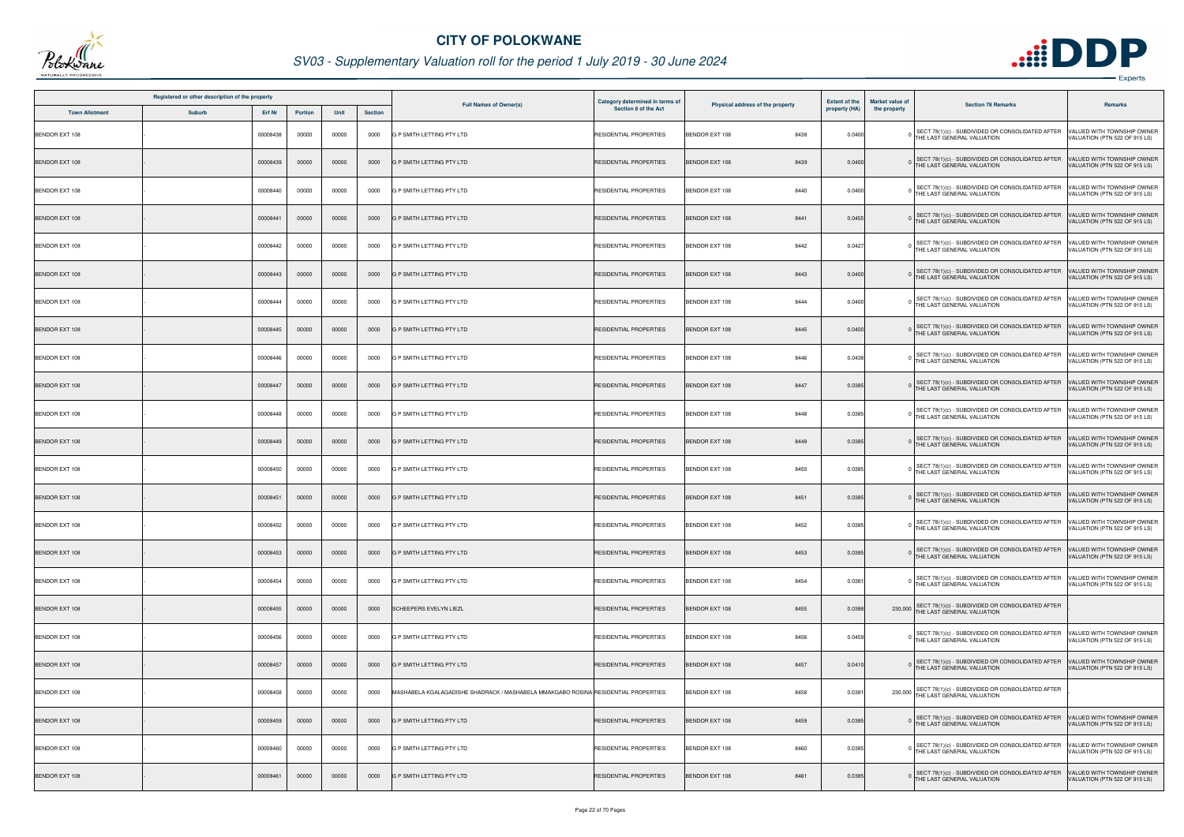# CITY OF POLOKWANE

## SV03 - Supplementary Valuation roll for the period 1 July 2019 - 30 June 2024

| Registered or other description of the property | | | | | | Full Names of Owner(s) | Category determined in terms of Section 8 of the Act | Physical address of the property | Extent of the property (HA) | Market value of the property | Section 78 Remarks | Remarks |
|---|---|---|---|---|---|---|---|---|---|---|---|---|
| Town Allotment | Suburb | Erf Nr | Portion | Unit | Section | | | | | | | |
| BENDOR EXT 108 | - | 00008438 | 00000 | 00000 | 0000 | G P SMITH LETTING PTY LTD | RESIDENTIAL PROPERTIES | BENDOR EXT 108 8438 | 0.0400 | 0 | SECT 78(1)(c) - SUBDIVIDED OR CONSOLIDATED AFTER THE LAST GENERAL VALUATION | VALUED WITH TOWNSHIP OWNER VALUATION (PTN 522 OF 915 LS) |
| BENDOR EXT 108 | - | 00008439 | 00000 | 00000 | 0000 | G P SMITH LETTING PTY LTD | RESIDENTIAL PROPERTIES | BENDOR EXT 108 8439 | 0.0400 | 0 | SECT 78(1)(c) - SUBDIVIDED OR CONSOLIDATED AFTER THE LAST GENERAL VALUATION | VALUED WITH TOWNSHIP OWNER VALUATION (PTN 522 OF 915 LS) |
| BENDOR EXT 108 | - | 00008440 | 00000 | 00000 | 0000 | G P SMITH LETTING PTY LTD | RESIDENTIAL PROPERTIES | BENDOR EXT 108 8440 | 0.0400 | 0 | SECT 78(1)(c) - SUBDIVIDED OR CONSOLIDATED AFTER THE LAST GENERAL VALUATION | VALUED WITH TOWNSHIP OWNER VALUATION (PTN 522 OF 915 LS) |
| BENDOR EXT 108 | - | 00008441 | 00000 | 00000 | 0000 | G P SMITH LETTING PTY LTD | RESIDENTIAL PROPERTIES | BENDOR EXT 108 8441 | 0.0455 | 0 | SECT 78(1)(c) - SUBDIVIDED OR CONSOLIDATED AFTER THE LAST GENERAL VALUATION | VALUED WITH TOWNSHIP OWNER VALUATION (PTN 522 OF 915 LS) |
| BENDOR EXT 108 | - | 00008442 | 00000 | 00000 | 0000 | G P SMITH LETTING PTY LTD | RESIDENTIAL PROPERTIES | BENDOR EXT 108 8442 | 0.0427 | 0 | SECT 78(1)(c) - SUBDIVIDED OR CONSOLIDATED AFTER THE LAST GENERAL VALUATION | VALUED WITH TOWNSHIP OWNER VALUATION (PTN 522 OF 915 LS) |
| BENDOR EXT 108 | - | 00008443 | 00000 | 00000 | 0000 | G P SMITH LETTING PTY LTD | RESIDENTIAL PROPERTIES | BENDOR EXT 108 8443 | 0.0400 | 0 | SECT 78(1)(c) - SUBDIVIDED OR CONSOLIDATED AFTER THE LAST GENERAL VALUATION | VALUED WITH TOWNSHIP OWNER VALUATION (PTN 522 OF 915 LS) |
| BENDOR EXT 108 | - | 00008444 | 00000 | 00000 | 0000 | G P SMITH LETTING PTY LTD | RESIDENTIAL PROPERTIES | BENDOR EXT 108 8444 | 0.0400 | 0 | SECT 78(1)(c) - SUBDIVIDED OR CONSOLIDATED AFTER THE LAST GENERAL VALUATION | VALUED WITH TOWNSHIP OWNER VALUATION (PTN 522 OF 915 LS) |
| BENDOR EXT 108 | - | 00008445 | 00000 | 00000 | 0000 | G P SMITH LETTING PTY LTD | RESIDENTIAL PROPERTIES | BENDOR EXT 108 8445 | 0.0400 | 0 | SECT 78(1)(c) - SUBDIVIDED OR CONSOLIDATED AFTER THE LAST GENERAL VALUATION | VALUED WITH TOWNSHIP OWNER VALUATION (PTN 522 OF 915 LS) |
| BENDOR EXT 108 | - | 00008446 | 00000 | 00000 | 0000 | G P SMITH LETTING PTY LTD | RESIDENTIAL PROPERTIES | BENDOR EXT 108 8446 | 0.0438 | 0 | SECT 78(1)(c) - SUBDIVIDED OR CONSOLIDATED AFTER THE LAST GENERAL VALUATION | VALUED WITH TOWNSHIP OWNER VALUATION (PTN 522 OF 915 LS) |
| BENDOR EXT 108 | - | 00008447 | 00000 | 00000 | 0000 | G P SMITH LETTING PTY LTD | RESIDENTIAL PROPERTIES | BENDOR EXT 108 8447 | 0.0385 | 0 | SECT 78(1)(c) - SUBDIVIDED OR CONSOLIDATED AFTER THE LAST GENERAL VALUATION | VALUED WITH TOWNSHIP OWNER VALUATION (PTN 522 OF 915 LS) |
| BENDOR EXT 108 | - | 00008448 | 00000 | 00000 | 0000 | G P SMITH LETTING PTY LTD | RESIDENTIAL PROPERTIES | BENDOR EXT 108 8448 | 0.0385 | 0 | SECT 78(1)(c) - SUBDIVIDED OR CONSOLIDATED AFTER THE LAST GENERAL VALUATION | VALUED WITH TOWNSHIP OWNER VALUATION (PTN 522 OF 915 LS) |
| BENDOR EXT 108 | - | 00008449 | 00000 | 00000 | 0000 | G P SMITH LETTING PTY LTD | RESIDENTIAL PROPERTIES | BENDOR EXT 108 8449 | 0.0385 | 0 | SECT 78(1)(c) - SUBDIVIDED OR CONSOLIDATED AFTER THE LAST GENERAL VALUATION | VALUED WITH TOWNSHIP OWNER VALUATION (PTN 522 OF 915 LS) |
| BENDOR EXT 108 | - | 00008450 | 00000 | 00000 | 0000 | G P SMITH LETTING PTY LTD | RESIDENTIAL PROPERTIES | BENDOR EXT 108 8450 | 0.0385 | 0 | SECT 78(1)(c) - SUBDIVIDED OR CONSOLIDATED AFTER THE LAST GENERAL VALUATION | VALUED WITH TOWNSHIP OWNER VALUATION (PTN 522 OF 915 LS) |
| BENDOR EXT 108 | - | 00008451 | 00000 | 00000 | 0000 | G P SMITH LETTING PTY LTD | RESIDENTIAL PROPERTIES | BENDOR EXT 108 8451 | 0.0385 | 0 | SECT 78(1)(c) - SUBDIVIDED OR CONSOLIDATED AFTER THE LAST GENERAL VALUATION | VALUED WITH TOWNSHIP OWNER VALUATION (PTN 522 OF 915 LS) |
| BENDOR EXT 108 | - | 00008452 | 00000 | 00000 | 0000 | G P SMITH LETTING PTY LTD | RESIDENTIAL PROPERTIES | BENDOR EXT 108 8452 | 0.0385 | 0 | SECT 78(1)(c) - SUBDIVIDED OR CONSOLIDATED AFTER THE LAST GENERAL VALUATION | VALUED WITH TOWNSHIP OWNER VALUATION (PTN 522 OF 915 LS) |
| BENDOR EXT 108 | - | 00008453 | 00000 | 00000 | 0000 | G P SMITH LETTING PTY LTD | RESIDENTIAL PROPERTIES | BENDOR EXT 108 8453 | 0.0385 | 0 | SECT 78(1)(c) - SUBDIVIDED OR CONSOLIDATED AFTER THE LAST GENERAL VALUATION | VALUED WITH TOWNSHIP OWNER VALUATION (PTN 522 OF 915 LS) |
| BENDOR EXT 108 | - | 00008454 | 00000 | 00000 | 0000 | G P SMITH LETTING PTY LTD | RESIDENTIAL PROPERTIES | BENDOR EXT 108 8454 | 0.0381 | 0 | SECT 78(1)(c) - SUBDIVIDED OR CONSOLIDATED AFTER THE LAST GENERAL VALUATION | VALUED WITH TOWNSHIP OWNER VALUATION (PTN 522 OF 915 LS) |
| BENDOR EXT 108 | - | 00008455 | 00000 | 00000 | 0000 | SCHEEPERS EVELYN LIEZL | RESIDENTIAL PROPERTIES | BENDOR EXT 108 8455 | 0.0388 | 230,000 | SECT 78(1)(c) - SUBDIVIDED OR CONSOLIDATED AFTER THE LAST GENERAL VALUATION | - |
| BENDOR EXT 108 | - | 00008456 | 00000 | 00000 | 0000 | G P SMITH LETTING PTY LTD | RESIDENTIAL PROPERTIES | BENDOR EXT 108 8456 | 0.0459 | 0 | SECT 78(1)(c) - SUBDIVIDED OR CONSOLIDATED AFTER THE LAST GENERAL VALUATION | VALUED WITH TOWNSHIP OWNER VALUATION (PTN 522 OF 915 LS) |
| BENDOR EXT 108 | - | 00008457 | 00000 | 00000 | 0000 | G P SMITH LETTING PTY LTD | RESIDENTIAL PROPERTIES | BENDOR EXT 108 8457 | 0.0410 | 0 | SECT 78(1)(c) - SUBDIVIDED OR CONSOLIDATED AFTER THE LAST GENERAL VALUATION | VALUED WITH TOWNSHIP OWNER VALUATION (PTN 522 OF 915 LS) |
| BENDOR EXT 108 | - | 00008458 | 00000 | 00000 | 0000 | MASHABELA KGALAGADISHE SHADRACK / MASHABELA MMAKGABO ROSINA | RESIDENTIAL PROPERTIES | BENDOR EXT 108 8458 | 0.0381 | 230,000 | SECT 78(1)(c) - SUBDIVIDED OR CONSOLIDATED AFTER THE LAST GENERAL VALUATION | - |
| BENDOR EXT 108 | - | 00008459 | 00000 | 00000 | 0000 | G P SMITH LETTING PTY LTD | RESIDENTIAL PROPERTIES | BENDOR EXT 108 8459 | 0.0385 | 0 | SECT 78(1)(c) - SUBDIVIDED OR CONSOLIDATED AFTER THE LAST GENERAL VALUATION | VALUED WITH TOWNSHIP OWNER VALUATION (PTN 522 OF 915 LS) |
| BENDOR EXT 108 | - | 00008460 | 00000 | 00000 | 0000 | G P SMITH LETTING PTY LTD | RESIDENTIAL PROPERTIES | BENDOR EXT 108 8460 | 0.0385 | 0 | SECT 78(1)(c) - SUBDIVIDED OR CONSOLIDATED AFTER THE LAST GENERAL VALUATION | VALUED WITH TOWNSHIP OWNER VALUATION (PTN 522 OF 915 LS) |
| BENDOR EXT 108 | - | 00008461 | 00000 | 00000 | 0000 | G P SMITH LETTING PTY LTD | RESIDENTIAL PROPERTIES | BENDOR EXT 108 8461 | 0.0385 | 0 | SECT 78(1)(c) - SUBDIVIDED OR CONSOLIDATED AFTER THE LAST GENERAL VALUATION | VALUED WITH TOWNSHIP OWNER VALUATION (PTN 522 OF 915 LS) |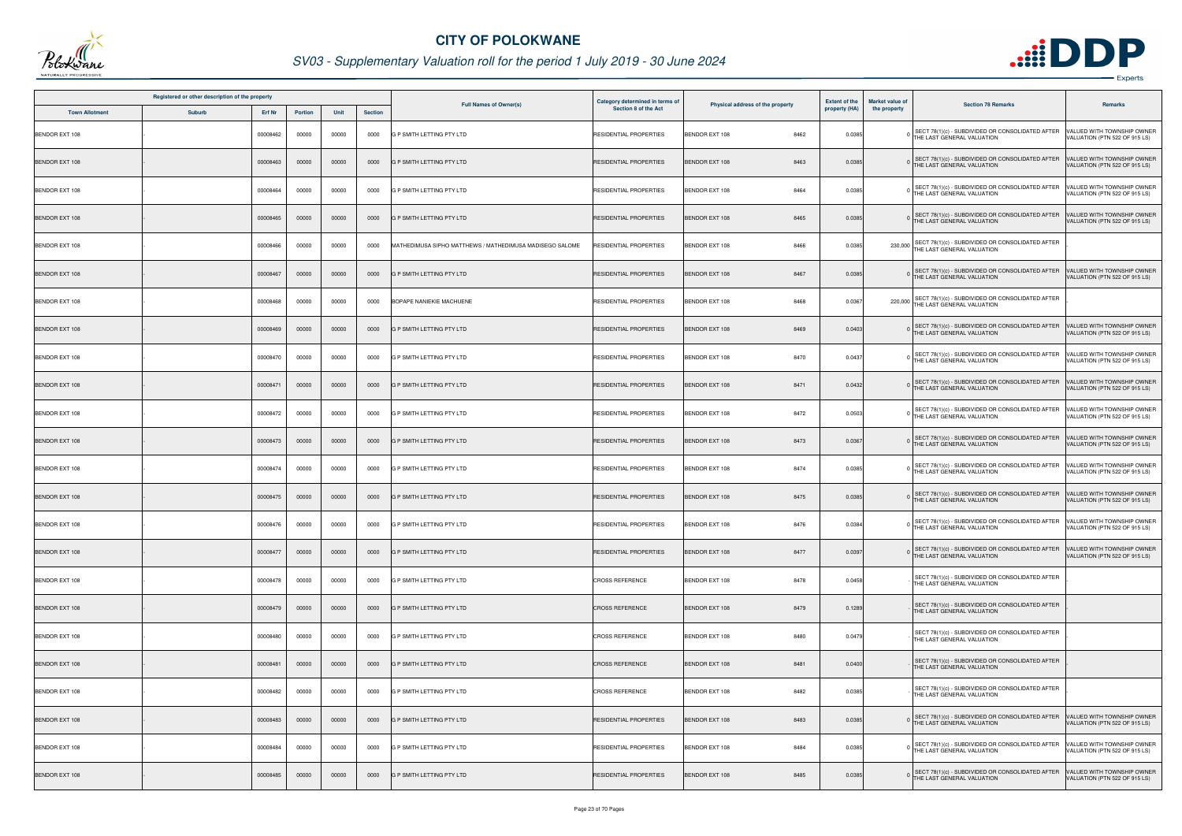# CITY OF POLOKWANE

## SV03 - Supplementary Valuation roll for the period 1 July 2019 - 30 June 2024

| Registered or other description of the property | | | | | | Full Names of Owner(s) | Category determined in terms of Section 8 of the Act | Physical address of the property | | Extent of the property (HA) | Market value of the property | Section 78 Remarks | Remarks |
|---|---|---|---|---|---|---|---|---|---|---|---|---|---|
| Town Allotment | Suburb | Erf Nr | Portion | Unit | Section | | | | | | | | |
| BENDOR EXT 108 | - | 00008462 | 00000 | 00000 | 0000 | G P SMITH LETTING PTY LTD | RESIDENTIAL PROPERTIES | BENDOR EXT 108 | 8462 | 0.0385 | 0 | SECT 78(1)(c) - SUBDIVIDED OR CONSOLIDATED AFTER THE LAST GENERAL VALUATION | VALUED WITH TOWNSHIP OWNER VALUATION (PTN 522 OF 915 LS) |
| BENDOR EXT 108 | - | 00008463 | 00000 | 00000 | 0000 | G P SMITH LETTING PTY LTD | RESIDENTIAL PROPERTIES | BENDOR EXT 108 | 8463 | 0.0385 | 0 | SECT 78(1)(c) - SUBDIVIDED OR CONSOLIDATED AFTER THE LAST GENERAL VALUATION | VALUED WITH TOWNSHIP OWNER VALUATION (PTN 522 OF 915 LS) |
| BENDOR EXT 108 | - | 00008464 | 00000 | 00000 | 0000 | G P SMITH LETTING PTY LTD | RESIDENTIAL PROPERTIES | BENDOR EXT 108 | 8464 | 0.0385 | 0 | SECT 78(1)(c) - SUBDIVIDED OR CONSOLIDATED AFTER THE LAST GENERAL VALUATION | VALUED WITH TOWNSHIP OWNER VALUATION (PTN 522 OF 915 LS) |
| BENDOR EXT 108 | - | 00008465 | 00000 | 00000 | 0000 | G P SMITH LETTING PTY LTD | RESIDENTIAL PROPERTIES | BENDOR EXT 108 | 8465 | 0.0385 | 0 | SECT 78(1)(c) - SUBDIVIDED OR CONSOLIDATED AFTER THE LAST GENERAL VALUATION | VALUED WITH TOWNSHIP OWNER VALUATION (PTN 522 OF 915 LS) |
| BENDOR EXT 108 | - | 00008466 | 00000 | 00000 | 0000 | MATHEDIMUSA SIPHO MATTHEWS / MATHEDIMUSA MADISEGO SALOME | RESIDENTIAL PROPERTIES | BENDOR EXT 108 | 8466 | 0.0385 | 230,000 | SECT 78(1)(c) - SUBDIVIDED OR CONSOLIDATED AFTER THE LAST GENERAL VALUATION | |
| BENDOR EXT 108 | - | 00008467 | 00000 | 00000 | 0000 | G P SMITH LETTING PTY LTD | RESIDENTIAL PROPERTIES | BENDOR EXT 108 | 8467 | 0.0385 | 0 | SECT 78(1)(c) - SUBDIVIDED OR CONSOLIDATED AFTER THE LAST GENERAL VALUATION | VALUED WITH TOWNSHIP OWNER VALUATION (PTN 522 OF 915 LS) |
| BENDOR EXT 108 | - | 00008468 | 00000 | 00000 | 0000 | BOPAPE NANIEKIE MACHUENE | RESIDENTIAL PROPERTIES | BENDOR EXT 108 | 8468 | 0.0367 | 220,000 | SECT 78(1)(c) - SUBDIVIDED OR CONSOLIDATED AFTER THE LAST GENERAL VALUATION | |
| BENDOR EXT 108 | - | 00008469 | 00000 | 00000 | 0000 | G P SMITH LETTING PTY LTD | RESIDENTIAL PROPERTIES | BENDOR EXT 108 | 8469 | 0.0403 | 0 | SECT 78(1)(c) - SUBDIVIDED OR CONSOLIDATED AFTER THE LAST GENERAL VALUATION | VALUED WITH TOWNSHIP OWNER VALUATION (PTN 522 OF 915 LS) |
| BENDOR EXT 108 | - | 00008470 | 00000 | 00000 | 0000 | G P SMITH LETTING PTY LTD | RESIDENTIAL PROPERTIES | BENDOR EXT 108 | 8470 | 0.0437 | 0 | SECT 78(1)(c) - SUBDIVIDED OR CONSOLIDATED AFTER THE LAST GENERAL VALUATION | VALUED WITH TOWNSHIP OWNER VALUATION (PTN 522 OF 915 LS) |
| BENDOR EXT 108 | - | 00008471 | 00000 | 00000 | 0000 | G P SMITH LETTING PTY LTD | RESIDENTIAL PROPERTIES | BENDOR EXT 108 | 8471 | 0.0432 | 0 | SECT 78(1)(c) - SUBDIVIDED OR CONSOLIDATED AFTER THE LAST GENERAL VALUATION | VALUED WITH TOWNSHIP OWNER VALUATION (PTN 522 OF 915 LS) |
| BENDOR EXT 108 | - | 00008472 | 00000 | 00000 | 0000 | G P SMITH LETTING PTY LTD | RESIDENTIAL PROPERTIES | BENDOR EXT 108 | 8472 | 0.0503 | 0 | SECT 78(1)(c) - SUBDIVIDED OR CONSOLIDATED AFTER THE LAST GENERAL VALUATION | VALUED WITH TOWNSHIP OWNER VALUATION (PTN 522 OF 915 LS) |
| BENDOR EXT 108 | - | 00008473 | 00000 | 00000 | 0000 | G P SMITH LETTING PTY LTD | RESIDENTIAL PROPERTIES | BENDOR EXT 108 | 8473 | 0.0367 | 0 | SECT 78(1)(c) - SUBDIVIDED OR CONSOLIDATED AFTER THE LAST GENERAL VALUATION | VALUED WITH TOWNSHIP OWNER VALUATION (PTN 522 OF 915 LS) |
| BENDOR EXT 108 | - | 00008474 | 00000 | 00000 | 0000 | G P SMITH LETTING PTY LTD | RESIDENTIAL PROPERTIES | BENDOR EXT 108 | 8474 | 0.0385 | 0 | SECT 78(1)(c) - SUBDIVIDED OR CONSOLIDATED AFTER THE LAST GENERAL VALUATION | VALUED WITH TOWNSHIP OWNER VALUATION (PTN 522 OF 915 LS) |
| BENDOR EXT 108 | - | 00008475 | 00000 | 00000 | 0000 | G P SMITH LETTING PTY LTD | RESIDENTIAL PROPERTIES | BENDOR EXT 108 | 8475 | 0.0385 | 0 | SECT 78(1)(c) - SUBDIVIDED OR CONSOLIDATED AFTER THE LAST GENERAL VALUATION | VALUED WITH TOWNSHIP OWNER VALUATION (PTN 522 OF 915 LS) |
| BENDOR EXT 108 | - | 00008476 | 00000 | 00000 | 0000 | G P SMITH LETTING PTY LTD | RESIDENTIAL PROPERTIES | BENDOR EXT 108 | 8476 | 0.0384 | 0 | SECT 78(1)(c) - SUBDIVIDED OR CONSOLIDATED AFTER THE LAST GENERAL VALUATION | VALUED WITH TOWNSHIP OWNER VALUATION (PTN 522 OF 915 LS) |
| BENDOR EXT 108 | - | 00008477 | 00000 | 00000 | 0000 | G P SMITH LETTING PTY LTD | RESIDENTIAL PROPERTIES | BENDOR EXT 108 | 8477 | 0.0397 | 0 | SECT 78(1)(c) - SUBDIVIDED OR CONSOLIDATED AFTER THE LAST GENERAL VALUATION | VALUED WITH TOWNSHIP OWNER VALUATION (PTN 522 OF 915 LS) |
| BENDOR EXT 108 | - | 00008478 | 00000 | 00000 | 0000 | G P SMITH LETTING PTY LTD | CROSS REFERENCE | BENDOR EXT 108 | 8478 | 0.0458 | - | SECT 78(1)(c) - SUBDIVIDED OR CONSOLIDATED AFTER THE LAST GENERAL VALUATION | |
| BENDOR EXT 108 | - | 00008479 | 00000 | 00000 | 0000 | G P SMITH LETTING PTY LTD | CROSS REFERENCE | BENDOR EXT 108 | 8479 | 0.1289 | - | SECT 78(1)(c) - SUBDIVIDED OR CONSOLIDATED AFTER THE LAST GENERAL VALUATION | |
| BENDOR EXT 108 | - | 00008480 | 00000 | 00000 | 0000 | G P SMITH LETTING PTY LTD | CROSS REFERENCE | BENDOR EXT 108 | 8480 | 0.0479 | - | SECT 78(1)(c) - SUBDIVIDED OR CONSOLIDATED AFTER THE LAST GENERAL VALUATION | |
| BENDOR EXT 108 | - | 00008481 | 00000 | 00000 | 0000 | G P SMITH LETTING PTY LTD | CROSS REFERENCE | BENDOR EXT 108 | 8481 | 0.0400 | - | SECT 78(1)(c) - SUBDIVIDED OR CONSOLIDATED AFTER THE LAST GENERAL VALUATION | |
| BENDOR EXT 108 | - | 00008482 | 00000 | 00000 | 0000 | G P SMITH LETTING PTY LTD | CROSS REFERENCE | BENDOR EXT 108 | 8482 | 0.0385 | - | SECT 78(1)(c) - SUBDIVIDED OR CONSOLIDATED AFTER THE LAST GENERAL VALUATION | |
| BENDOR EXT 108 | - | 00008483 | 00000 | 00000 | 0000 | G P SMITH LETTING PTY LTD | RESIDENTIAL PROPERTIES | BENDOR EXT 108 | 8483 | 0.0385 | 0 | SECT 78(1)(c) - SUBDIVIDED OR CONSOLIDATED AFTER THE LAST GENERAL VALUATION | VALUED WITH TOWNSHIP OWNER VALUATION (PTN 522 OF 915 LS) |
| BENDOR EXT 108 | - | 00008484 | 00000 | 00000 | 0000 | G P SMITH LETTING PTY LTD | RESIDENTIAL PROPERTIES | BENDOR EXT 108 | 8484 | 0.0385 | 0 | SECT 78(1)(c) - SUBDIVIDED OR CONSOLIDATED AFTER THE LAST GENERAL VALUATION | VALUED WITH TOWNSHIP OWNER VALUATION (PTN 522 OF 915 LS) |
| BENDOR EXT 108 | - | 00008485 | 00000 | 00000 | 0000 | G P SMITH LETTING PTY LTD | RESIDENTIAL PROPERTIES | BENDOR EXT 108 | 8485 | 0.0385 | 0 | SECT 78(1)(c) - SUBDIVIDED OR CONSOLIDATED AFTER THE LAST GENERAL VALUATION | VALUED WITH TOWNSHIP OWNER VALUATION (PTN 522 OF 915 LS) |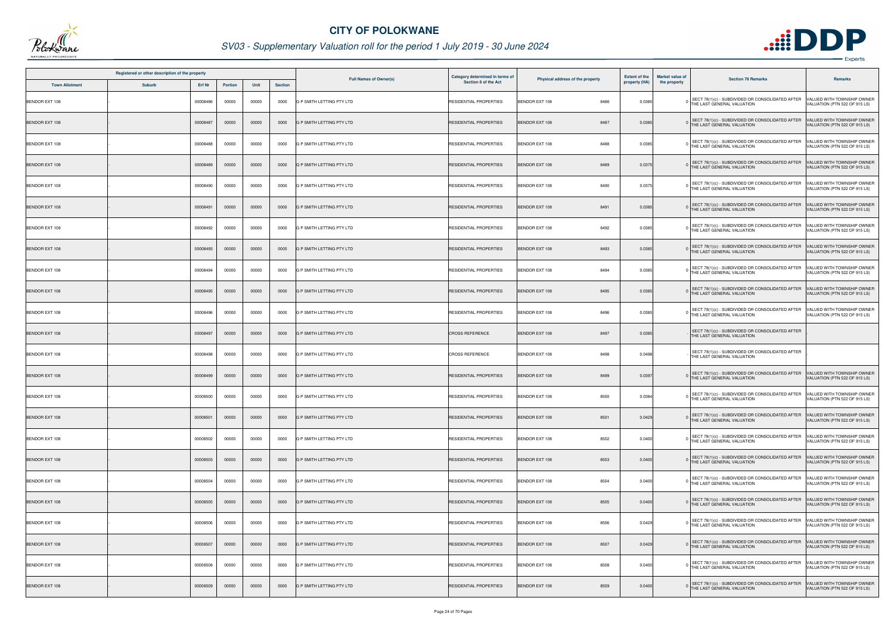# CITY OF POLOKWANE

## SV03 - Supplementary Valuation roll for the period 1 July 2019 - 30 June 2024

| Registered or other description of the property | | | | | | Full Names of Owner(s) | Category determined in terms of Section 8 of the Act | Physical address of the property | Extent of the property (HA) | Market value of the property | Section 78 Remarks | Remarks |
|---|---|---|---|---|---|---|---|---|---|---|---|---|
| Town Allotment | Suburb | Erf Nr | Portion | Unit | Section | | | | | | | |
| BENDOR EXT 108 | - | 00008486 | 00000 | 00000 | 0000 | G P SMITH LETTING PTY LTD | RESIDENTIAL PROPERTIES | BENDOR EXT 108 8486 | 0.0385 | 0 | SECT 78(1)(c) - SUBDIVIDED OR CONSOLIDATED AFTER THE LAST GENERAL VALUATION | VALUED WITH TOWNSHIP OWNER VALUATION (PTN 522 OF 915 LS) |
| BENDOR EXT 108 | - | 00008487 | 00000 | 00000 | 0000 | G P SMITH LETTING PTY LTD | RESIDENTIAL PROPERTIES | BENDOR EXT 108 8487 | 0.0385 | 0 | SECT 78(1)(c) - SUBDIVIDED OR CONSOLIDATED AFTER THE LAST GENERAL VALUATION | VALUED WITH TOWNSHIP OWNER VALUATION (PTN 522 OF 915 LS) |
| BENDOR EXT 108 | - | 00008488 | 00000 | 00000 | 0000 | G P SMITH LETTING PTY LTD | RESIDENTIAL PROPERTIES | BENDOR EXT 108 8488 | 0.0385 | 0 | SECT 78(1)(c) - SUBDIVIDED OR CONSOLIDATED AFTER THE LAST GENERAL VALUATION | VALUED WITH TOWNSHIP OWNER VALUATION (PTN 522 OF 915 LS) |
| BENDOR EXT 108 | - | 00008489 | 00000 | 00000 | 0000 | G P SMITH LETTING PTY LTD | RESIDENTIAL PROPERTIES | BENDOR EXT 108 8489 | 0.0375 | 0 | SECT 78(1)(c) - SUBDIVIDED OR CONSOLIDATED AFTER THE LAST GENERAL VALUATION | VALUED WITH TOWNSHIP OWNER VALUATION (PTN 522 OF 915 LS) |
| BENDOR EXT 108 | - | 00008490 | 00000 | 00000 | 0000 | G P SMITH LETTING PTY LTD | RESIDENTIAL PROPERTIES | BENDOR EXT 108 8490 | 0.0375 | 0 | SECT 78(1)(c) - SUBDIVIDED OR CONSOLIDATED AFTER THE LAST GENERAL VALUATION | VALUED WITH TOWNSHIP OWNER VALUATION (PTN 522 OF 915 LS) |
| BENDOR EXT 108 | - | 00008491 | 00000 | 00000 | 0000 | G P SMITH LETTING PTY LTD | RESIDENTIAL PROPERTIES | BENDOR EXT 108 8491 | 0.0385 | 0 | SECT 78(1)(c) - SUBDIVIDED OR CONSOLIDATED AFTER THE LAST GENERAL VALUATION | VALUED WITH TOWNSHIP OWNER VALUATION (PTN 522 OF 915 LS) |
| BENDOR EXT 108 | - | 00008492 | 00000 | 00000 | 0000 | G P SMITH LETTING PTY LTD | RESIDENTIAL PROPERTIES | BENDOR EXT 108 8492 | 0.0385 | 0 | SECT 78(1)(c) - SUBDIVIDED OR CONSOLIDATED AFTER THE LAST GENERAL VALUATION | VALUED WITH TOWNSHIP OWNER VALUATION (PTN 522 OF 915 LS) |
| BENDOR EXT 108 | - | 00008493 | 00000 | 00000 | 0000 | G P SMITH LETTING PTY LTD | RESIDENTIAL PROPERTIES | BENDOR EXT 108 8493 | 0.0385 | 0 | SECT 78(1)(c) - SUBDIVIDED OR CONSOLIDATED AFTER THE LAST GENERAL VALUATION | VALUED WITH TOWNSHIP OWNER VALUATION (PTN 522 OF 915 LS) |
| BENDOR EXT 108 | - | 00008494 | 00000 | 00000 | 0000 | G P SMITH LETTING PTY LTD | RESIDENTIAL PROPERTIES | BENDOR EXT 108 8494 | 0.0385 | 0 | SECT 78(1)(c) - SUBDIVIDED OR CONSOLIDATED AFTER THE LAST GENERAL VALUATION | VALUED WITH TOWNSHIP OWNER VALUATION (PTN 522 OF 915 LS) |
| BENDOR EXT 108 | - | 00008495 | 00000 | 00000 | 0000 | G P SMITH LETTING PTY LTD | RESIDENTIAL PROPERTIES | BENDOR EXT 108 8495 | 0.0385 | 0 | SECT 78(1)(c) - SUBDIVIDED OR CONSOLIDATED AFTER THE LAST GENERAL VALUATION | VALUED WITH TOWNSHIP OWNER VALUATION (PTN 522 OF 915 LS) |
| BENDOR EXT 108 | - | 00008496 | 00000 | 00000 | 0000 | G P SMITH LETTING PTY LTD | RESIDENTIAL PROPERTIES | BENDOR EXT 108 8496 | 0.0385 | 0 | SECT 78(1)(c) - SUBDIVIDED OR CONSOLIDATED AFTER THE LAST GENERAL VALUATION | VALUED WITH TOWNSHIP OWNER VALUATION (PTN 522 OF 915 LS) |
| BENDOR EXT 108 | - | 00008497 | 00000 | 00000 | 0000 | G P SMITH LETTING PTY LTD | CROSS REFERENCE | BENDOR EXT 108 8497 | 0.0385 | | SECT 78(1)(c) - SUBDIVIDED OR CONSOLIDATED AFTER THE LAST GENERAL VALUATION | - |
| BENDOR EXT 108 | - | 00008498 | 00000 | 00000 | 0000 | G P SMITH LETTING PTY LTD | CROSS REFERENCE | BENDOR EXT 108 8498 | 0.0498 | | SECT 78(1)(c) - SUBDIVIDED OR CONSOLIDATED AFTER THE LAST GENERAL VALUATION | - |
| BENDOR EXT 108 | - | 00008499 | 00000 | 00000 | 0000 | G P SMITH LETTING PTY LTD | RESIDENTIAL PROPERTIES | BENDOR EXT 108 8499 | 0.0397 | 0 | SECT 78(1)(c) - SUBDIVIDED OR CONSOLIDATED AFTER THE LAST GENERAL VALUATION | VALUED WITH TOWNSHIP OWNER VALUATION (PTN 522 OF 915 LS) |
| BENDOR EXT 108 | - | 00008500 | 00000 | 00000 | 0000 | G P SMITH LETTING PTY LTD | RESIDENTIAL PROPERTIES | BENDOR EXT 108 8500 | 0.0384 | 0 | SECT 78(1)(c) - SUBDIVIDED OR CONSOLIDATED AFTER THE LAST GENERAL VALUATION | VALUED WITH TOWNSHIP OWNER VALUATION (PTN 522 OF 915 LS) |
| BENDOR EXT 108 | - | 00008501 | 00000 | 00000 | 0000 | G P SMITH LETTING PTY LTD | RESIDENTIAL PROPERTIES | BENDOR EXT 108 8501 | 0.0429 | 0 | SECT 78(1)(c) - SUBDIVIDED OR CONSOLIDATED AFTER THE LAST GENERAL VALUATION | VALUED WITH TOWNSHIP OWNER VALUATION (PTN 522 OF 915 LS) |
| BENDOR EXT 108 | - | 00008502 | 00000 | 00000 | 0000 | G P SMITH LETTING PTY LTD | RESIDENTIAL PROPERTIES | BENDOR EXT 108 8502 | 0.0400 | 0 | SECT 78(1)(c) - SUBDIVIDED OR CONSOLIDATED AFTER THE LAST GENERAL VALUATION | VALUED WITH TOWNSHIP OWNER VALUATION (PTN 522 OF 915 LS) |
| BENDOR EXT 108 | - | 00008503 | 00000 | 00000 | 0000 | G P SMITH LETTING PTY LTD | RESIDENTIAL PROPERTIES | BENDOR EXT 108 8503 | 0.0400 | 0 | SECT 78(1)(c) - SUBDIVIDED OR CONSOLIDATED AFTER THE LAST GENERAL VALUATION | VALUED WITH TOWNSHIP OWNER VALUATION (PTN 522 OF 915 LS) |
| BENDOR EXT 108 | - | 00008504 | 00000 | 00000 | 0000 | G P SMITH LETTING PTY LTD | RESIDENTIAL PROPERTIES | BENDOR EXT 108 8504 | 0.0400 | 0 | SECT 78(1)(c) - SUBDIVIDED OR CONSOLIDATED AFTER THE LAST GENERAL VALUATION | VALUED WITH TOWNSHIP OWNER VALUATION (PTN 522 OF 915 LS) |
| BENDOR EXT 108 | - | 00008505 | 00000 | 00000 | 0000 | G P SMITH LETTING PTY LTD | RESIDENTIAL PROPERTIES | BENDOR EXT 108 8505 | 0.0400 | 0 | SECT 78(1)(c) - SUBDIVIDED OR CONSOLIDATED AFTER THE LAST GENERAL VALUATION | VALUED WITH TOWNSHIP OWNER VALUATION (PTN 522 OF 915 LS) |
| BENDOR EXT 108 | - | 00008506 | 00000 | 00000 | 0000 | G P SMITH LETTING PTY LTD | RESIDENTIAL PROPERTIES | BENDOR EXT 108 8506 | 0.0429 | 0 | SECT 78(1)(c) - SUBDIVIDED OR CONSOLIDATED AFTER THE LAST GENERAL VALUATION | VALUED WITH TOWNSHIP OWNER VALUATION (PTN 522 OF 915 LS) |
| BENDOR EXT 108 | - | 00008507 | 00000 | 00000 | 0000 | G P SMITH LETTING PTY LTD | RESIDENTIAL PROPERTIES | BENDOR EXT 108 8507 | 0.0429 | 0 | SECT 78(1)(c) - SUBDIVIDED OR CONSOLIDATED AFTER THE LAST GENERAL VALUATION | VALUED WITH TOWNSHIP OWNER VALUATION (PTN 522 OF 915 LS) |
| BENDOR EXT 108 | - | 00008508 | 00000 | 00000 | 0000 | G P SMITH LETTING PTY LTD | RESIDENTIAL PROPERTIES | BENDOR EXT 108 8508 | 0.0400 | 0 | SECT 78(1)(c) - SUBDIVIDED OR CONSOLIDATED AFTER THE LAST GENERAL VALUATION | VALUED WITH TOWNSHIP OWNER VALUATION (PTN 522 OF 915 LS) |
| BENDOR EXT 108 | - | 00008509 | 00000 | 00000 | 0000 | G P SMITH LETTING PTY LTD | RESIDENTIAL PROPERTIES | BENDOR EXT 108 8509 | 0.0400 | 0 | SECT 78(1)(c) - SUBDIVIDED OR CONSOLIDATED AFTER THE LAST GENERAL VALUATION | VALUED WITH TOWNSHIP OWNER VALUATION (PTN 522 OF 915 LS) |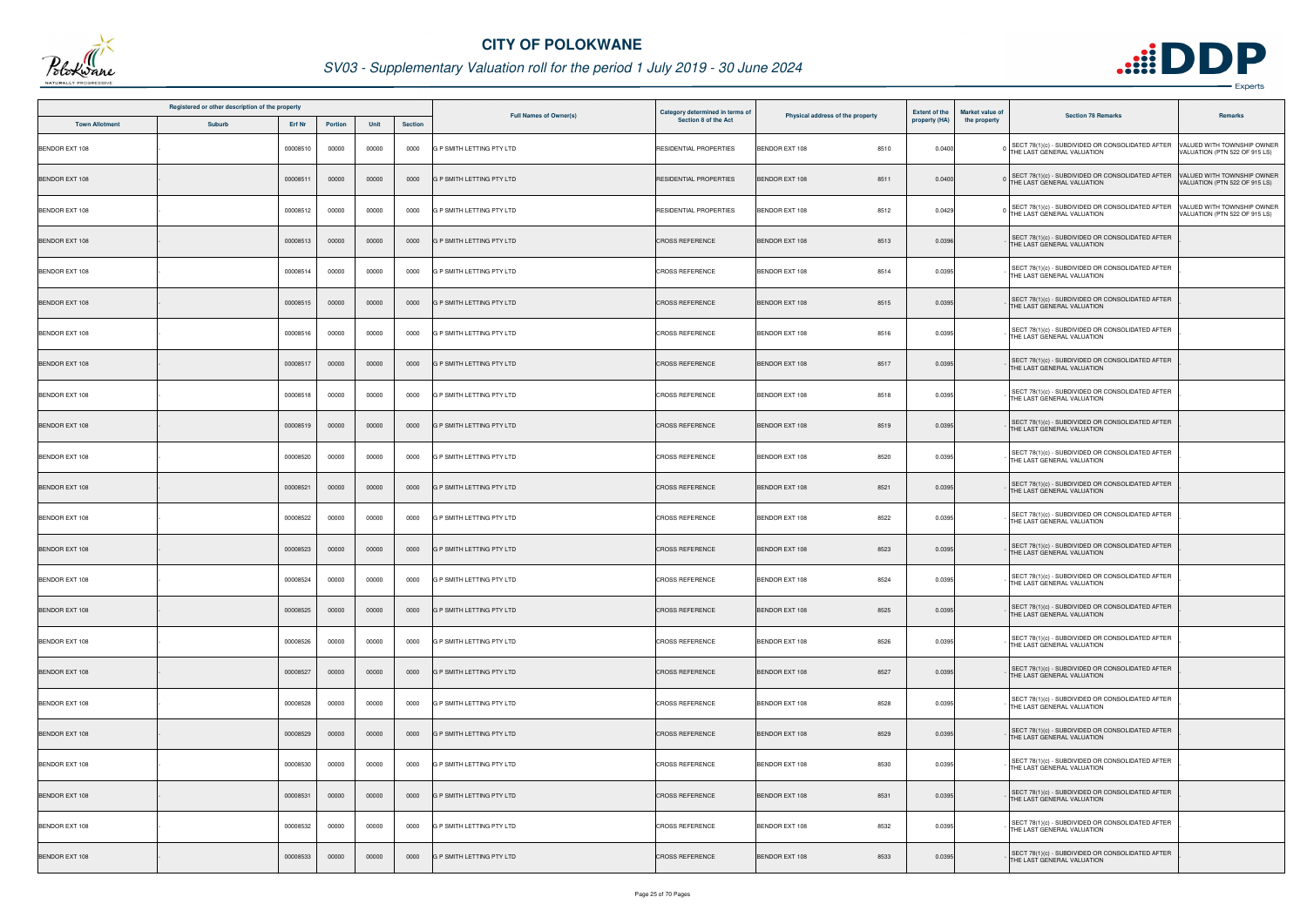# CITY OF POLOKWANE

## SV03 - Supplementary Valuation roll for the period 1 July 2019 - 30 June 2024

| Registered or other description of the property | | | | | | Full Names of Owner(s) | Category determined in terms of Section 8 of the Act | Physical address of the property | Extent of the property (HA) | Market value of the property | Section 78 Remarks | Remarks |
|---|---|---|---|---|---|---|---|---|---|---|---|---|
| Town Allotment | Suburb | Erf Nr | Portion | Unit | Section | | | | | | | |
| BENDOR EXT 108 | - | 00008510 | 00000 | 00000 | 0000 | G P SMITH LETTING PTY LTD | RESIDENTIAL PROPERTIES | BENDOR EXT 108 8510 | 0.0400 | 0 | SECT 78(1)(c) - SUBDIVIDED OR CONSOLIDATED AFTER THE LAST GENERAL VALUATION | VALUED WITH TOWNSHIP OWNER VALUATION (PTN 522 OF 915 LS) |
| BENDOR EXT 108 | - | 00008511 | 00000 | 00000 | 0000 | G P SMITH LETTING PTY LTD | RESIDENTIAL PROPERTIES | BENDOR EXT 108 8511 | 0.0400 | 0 | SECT 78(1)(c) - SUBDIVIDED OR CONSOLIDATED AFTER THE LAST GENERAL VALUATION | VALUED WITH TOWNSHIP OWNER VALUATION (PTN 522 OF 915 LS) |
| BENDOR EXT 108 | - | 00008512 | 00000 | 00000 | 0000 | G P SMITH LETTING PTY LTD | RESIDENTIAL PROPERTIES | BENDOR EXT 108 8512 | 0.0429 | 0 | SECT 78(1)(c) - SUBDIVIDED OR CONSOLIDATED AFTER THE LAST GENERAL VALUATION | VALUED WITH TOWNSHIP OWNER VALUATION (PTN 522 OF 915 LS) |
| BENDOR EXT 108 | - | 00008513 | 00000 | 00000 | 0000 | G P SMITH LETTING PTY LTD | CROSS REFERENCE | BENDOR EXT 108 8513 | 0.0396 | - | SECT 78(1)(c) - SUBDIVIDED OR CONSOLIDATED AFTER THE LAST GENERAL VALUATION | - |
| BENDOR EXT 108 | - | 00008514 | 00000 | 00000 | 0000 | G P SMITH LETTING PTY LTD | CROSS REFERENCE | BENDOR EXT 108 8514 | 0.0395 | - | SECT 78(1)(c) - SUBDIVIDED OR CONSOLIDATED AFTER THE LAST GENERAL VALUATION | - |
| BENDOR EXT 108 | - | 00008515 | 00000 | 00000 | 0000 | G P SMITH LETTING PTY LTD | CROSS REFERENCE | BENDOR EXT 108 8515 | 0.0395 | - | SECT 78(1)(c) - SUBDIVIDED OR CONSOLIDATED AFTER THE LAST GENERAL VALUATION | - |
| BENDOR EXT 108 | - | 00008516 | 00000 | 00000 | 0000 | G P SMITH LETTING PTY LTD | CROSS REFERENCE | BENDOR EXT 108 8516 | 0.0395 | - | SECT 78(1)(c) - SUBDIVIDED OR CONSOLIDATED AFTER THE LAST GENERAL VALUATION | - |
| BENDOR EXT 108 | - | 00008517 | 00000 | 00000 | 0000 | G P SMITH LETTING PTY LTD | CROSS REFERENCE | BENDOR EXT 108 8517 | 0.0395 | - | SECT 78(1)(c) - SUBDIVIDED OR CONSOLIDATED AFTER THE LAST GENERAL VALUATION | - |
| BENDOR EXT 108 | - | 00008518 | 00000 | 00000 | 0000 | G P SMITH LETTING PTY LTD | CROSS REFERENCE | BENDOR EXT 108 8518 | 0.0395 | - | SECT 78(1)(c) - SUBDIVIDED OR CONSOLIDATED AFTER THE LAST GENERAL VALUATION | - |
| BENDOR EXT 108 | - | 00008519 | 00000 | 00000 | 0000 | G P SMITH LETTING PTY LTD | CROSS REFERENCE | BENDOR EXT 108 8519 | 0.0395 | - | SECT 78(1)(c) - SUBDIVIDED OR CONSOLIDATED AFTER THE LAST GENERAL VALUATION | - |
| BENDOR EXT 108 | - | 00008520 | 00000 | 00000 | 0000 | G P SMITH LETTING PTY LTD | CROSS REFERENCE | BENDOR EXT 108 8520 | 0.0395 | - | SECT 78(1)(c) - SUBDIVIDED OR CONSOLIDATED AFTER THE LAST GENERAL VALUATION | - |
| BENDOR EXT 108 | - | 00008521 | 00000 | 00000 | 0000 | G P SMITH LETTING PTY LTD | CROSS REFERENCE | BENDOR EXT 108 8521 | 0.0395 | - | SECT 78(1)(c) - SUBDIVIDED OR CONSOLIDATED AFTER THE LAST GENERAL VALUATION | - |
| BENDOR EXT 108 | - | 00008522 | 00000 | 00000 | 0000 | G P SMITH LETTING PTY LTD | CROSS REFERENCE | BENDOR EXT 108 8522 | 0.0395 | - | SECT 78(1)(c) - SUBDIVIDED OR CONSOLIDATED AFTER THE LAST GENERAL VALUATION | - |
| BENDOR EXT 108 | - | 00008523 | 00000 | 00000 | 0000 | G P SMITH LETTING PTY LTD | CROSS REFERENCE | BENDOR EXT 108 8523 | 0.0395 | - | SECT 78(1)(c) - SUBDIVIDED OR CONSOLIDATED AFTER THE LAST GENERAL VALUATION | - |
| BENDOR EXT 108 | - | 00008524 | 00000 | 00000 | 0000 | G P SMITH LETTING PTY LTD | CROSS REFERENCE | BENDOR EXT 108 8524 | 0.0395 | - | SECT 78(1)(c) - SUBDIVIDED OR CONSOLIDATED AFTER THE LAST GENERAL VALUATION | - |
| BENDOR EXT 108 | - | 00008525 | 00000 | 00000 | 0000 | G P SMITH LETTING PTY LTD | CROSS REFERENCE | BENDOR EXT 108 8525 | 0.0395 | - | SECT 78(1)(c) - SUBDIVIDED OR CONSOLIDATED AFTER THE LAST GENERAL VALUATION | - |
| BENDOR EXT 108 | - | 00008526 | 00000 | 00000 | 0000 | G P SMITH LETTING PTY LTD | CROSS REFERENCE | BENDOR EXT 108 8526 | 0.0395 | - | SECT 78(1)(c) - SUBDIVIDED OR CONSOLIDATED AFTER THE LAST GENERAL VALUATION | - |
| BENDOR EXT 108 | - | 00008527 | 00000 | 00000 | 0000 | G P SMITH LETTING PTY LTD | CROSS REFERENCE | BENDOR EXT 108 8527 | 0.0395 | - | SECT 78(1)(c) - SUBDIVIDED OR CONSOLIDATED AFTER THE LAST GENERAL VALUATION | - |
| BENDOR EXT 108 | - | 00008528 | 00000 | 00000 | 0000 | G P SMITH LETTING PTY LTD | CROSS REFERENCE | BENDOR EXT 108 8528 | 0.0395 | - | SECT 78(1)(c) - SUBDIVIDED OR CONSOLIDATED AFTER THE LAST GENERAL VALUATION | - |
| BENDOR EXT 108 | - | 00008529 | 00000 | 00000 | 0000 | G P SMITH LETTING PTY LTD | CROSS REFERENCE | BENDOR EXT 108 8529 | 0.0395 | - | SECT 78(1)(c) - SUBDIVIDED OR CONSOLIDATED AFTER THE LAST GENERAL VALUATION | - |
| BENDOR EXT 108 | - | 00008530 | 00000 | 00000 | 0000 | G P SMITH LETTING PTY LTD | CROSS REFERENCE | BENDOR EXT 108 8530 | 0.0395 | - | SECT 78(1)(c) - SUBDIVIDED OR CONSOLIDATED AFTER THE LAST GENERAL VALUATION | - |
| BENDOR EXT 108 | - | 00008531 | 00000 | 00000 | 0000 | G P SMITH LETTING PTY LTD | CROSS REFERENCE | BENDOR EXT 108 8531 | 0.0395 | - | SECT 78(1)(c) - SUBDIVIDED OR CONSOLIDATED AFTER THE LAST GENERAL VALUATION | - |
| BENDOR EXT 108 | - | 00008532 | 00000 | 00000 | 0000 | G P SMITH LETTING PTY LTD | CROSS REFERENCE | BENDOR EXT 108 8532 | 0.0395 | - | SECT 78(1)(c) - SUBDIVIDED OR CONSOLIDATED AFTER THE LAST GENERAL VALUATION | - |
| BENDOR EXT 108 | - | 00008533 | 00000 | 00000 | 0000 | G P SMITH LETTING PTY LTD | CROSS REFERENCE | BENDOR EXT 108 8533 | 0.0395 | - | SECT 78(1)(c) - SUBDIVIDED OR CONSOLIDATED AFTER THE LAST GENERAL VALUATION | - |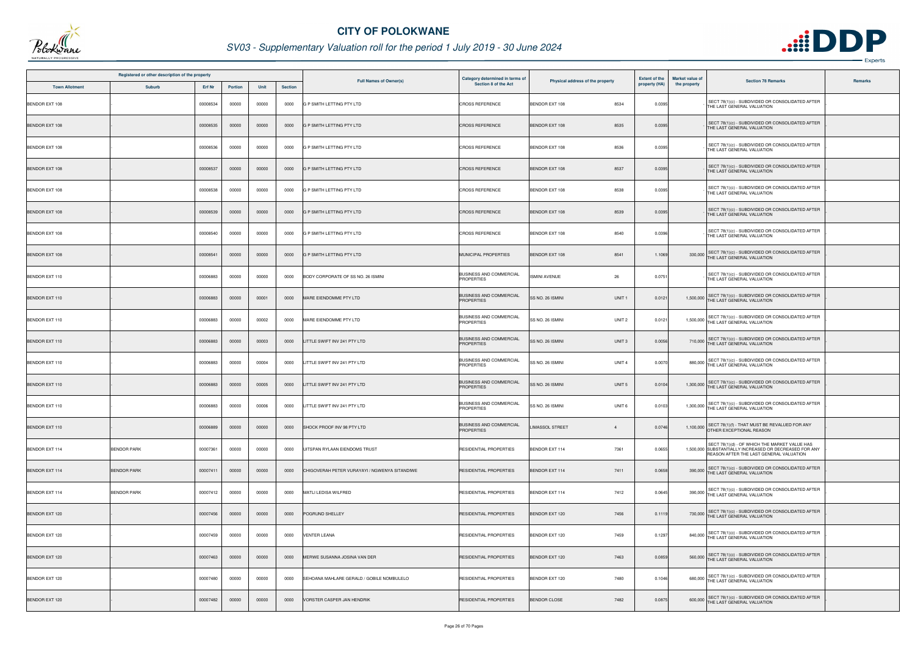# CITY OF POLOKWANE

## SV03 - Supplementary Valuation roll for the period 1 July 2019 - 30 June 2024

| Registered or other description of the property | | | | | | Full Names of Owner(s) | Category determined in terms of Section 8 of the Act | Physical address of the property | | Extent of the property (HA) | Market value of the property | Section 78 Remarks | Remarks |
|---|---|---|---|---|---|---|---|---|---|---|---|---|---|
| Town Allotment | Suburb | Erf Nr | Portion | Unit | Section | | | | | | | | |
| BENDOR EXT 108 | - | 00008534 | 00000 | 00000 | 0000 | G P SMITH LETTING PTY LTD | CROSS REFERENCE | BENDOR EXT 108 | 8534 | 0.0395 | - | SECT 78(1)(c) - SUBDIVIDED OR CONSOLIDATED AFTER THE LAST GENERAL VALUATION | - |
| BENDOR EXT 108 | - | 00008535 | 00000 | 00000 | 0000 | G P SMITH LETTING PTY LTD | CROSS REFERENCE | BENDOR EXT 108 | 8535 | 0.0395 | - | SECT 78(1)(c) - SUBDIVIDED OR CONSOLIDATED AFTER THE LAST GENERAL VALUATION | - |
| BENDOR EXT 108 | - | 00008536 | 00000 | 00000 | 0000 | G P SMITH LETTING PTY LTD | CROSS REFERENCE | BENDOR EXT 108 | 8536 | 0.0395 | - | SECT 78(1)(c) - SUBDIVIDED OR CONSOLIDATED AFTER THE LAST GENERAL VALUATION | - |
| BENDOR EXT 108 | - | 00008537 | 00000 | 00000 | 0000 | G P SMITH LETTING PTY LTD | CROSS REFERENCE | BENDOR EXT 108 | 8537 | 0.0395 | - | SECT 78(1)(c) - SUBDIVIDED OR CONSOLIDATED AFTER THE LAST GENERAL VALUATION | - |
| BENDOR EXT 108 | - | 00008538 | 00000 | 00000 | 0000 | G P SMITH LETTING PTY LTD | CROSS REFERENCE | BENDOR EXT 108 | 8538 | 0.0395 | - | SECT 78(1)(c) - SUBDIVIDED OR CONSOLIDATED AFTER THE LAST GENERAL VALUATION | - |
| BENDOR EXT 108 | - | 00008539 | 00000 | 00000 | 0000 | G P SMITH LETTING PTY LTD | CROSS REFERENCE | BENDOR EXT 108 | 8539 | 0.0395 | - | SECT 78(1)(c) - SUBDIVIDED OR CONSOLIDATED AFTER THE LAST GENERAL VALUATION | - |
| BENDOR EXT 108 | - | 00008540 | 00000 | 00000 | 0000 | G P SMITH LETTING PTY LTD | CROSS REFERENCE | BENDOR EXT 108 | 8540 | 0.0396 | - | SECT 78(1)(c) - SUBDIVIDED OR CONSOLIDATED AFTER THE LAST GENERAL VALUATION | - |
| BENDOR EXT 108 | - | 00008541 | 00000 | 00000 | 0000 | G P SMITH LETTING PTY LTD | MUNICIPAL PROPERTIES | BENDOR EXT 108 | 8541 | 1.1069 | 330,000 | SECT 78(1)(c) - SUBDIVIDED OR CONSOLIDATED AFTER THE LAST GENERAL VALUATION | - |
| BENDOR EXT 110 | - | 00006883 | 00000 | 00000 | 0000 | BODY CORPORATE OF SS NO. 26 ISMINI | BUSINESS AND COMMERCIAL PROPERTIES | ISMINI AVENUE | 26 | 0.0751 | - | SECT 78(1)(c) - SUBDIVIDED OR CONSOLIDATED AFTER THE LAST GENERAL VALUATION | - |
| BENDOR EXT 110 | - | 00006883 | 00000 | 00001 | 0000 | MARE EIENDOMME PTY LTD | BUSINESS AND COMMERCIAL PROPERTIES | SS NO. 26 ISMINI | UNIT 1 | 0.0121 | 1,500,000 | SECT 78(1)(c) - SUBDIVIDED OR CONSOLIDATED AFTER THE LAST GENERAL VALUATION | - |
| BENDOR EXT 110 | - | 00006883 | 00000 | 00002 | 0000 | MARE EIENDOMME PTY LTD | BUSINESS AND COMMERCIAL PROPERTIES | SS NO. 26 ISMINI | UNIT 2 | 0.0121 | 1,500,000 | SECT 78(1)(c) - SUBDIVIDED OR CONSOLIDATED AFTER THE LAST GENERAL VALUATION | - |
| BENDOR EXT 110 | - | 00006883 | 00000 | 00003 | 0000 | LITTLE SWIFT INV 241 PTY LTD | BUSINESS AND COMMERCIAL PROPERTIES | SS NO. 26 ISMINI | UNIT 3 | 0.0056 | 710,000 | SECT 78(1)(c) - SUBDIVIDED OR CONSOLIDATED AFTER THE LAST GENERAL VALUATION | - |
| BENDOR EXT 110 | - | 00006883 | 00000 | 00004 | 0000 | LITTLE SWIFT INV 241 PTY LTD | BUSINESS AND COMMERCIAL PROPERTIES | SS NO. 26 ISMINI | UNIT 4 | 0.0070 | 880,000 | SECT 78(1)(c) - SUBDIVIDED OR CONSOLIDATED AFTER THE LAST GENERAL VALUATION | - |
| BENDOR EXT 110 | - | 00006883 | 00000 | 00005 | 0000 | LITTLE SWIFT INV 241 PTY LTD | BUSINESS AND COMMERCIAL PROPERTIES | SS NO. 26 ISMINI | UNIT 5 | 0.0104 | 1,300,000 | SECT 78(1)(c) - SUBDIVIDED OR CONSOLIDATED AFTER THE LAST GENERAL VALUATION | - |
| BENDOR EXT 110 | - | 00006883 | 00000 | 00006 | 0000 | LITTLE SWIFT INV 241 PTY LTD | BUSINESS AND COMMERCIAL PROPERTIES | SS NO. 26 ISMINI | UNIT 6 | 0.0103 | 1,300,000 | SECT 78(1)(c) - SUBDIVIDED OR CONSOLIDATED AFTER THE LAST GENERAL VALUATION | - |
| BENDOR EXT 110 | - | 00006889 | 00000 | 00000 | 0000 | SHOCK PROOF INV 98 PTY LTD | BUSINESS AND COMMERCIAL PROPERTIES | LIMASSOL STREET | 4 | 0.0746 | 1,100,000 | SECT 78(1)(f) - THAT MUST BE REVALUED FOR ANY OTHER EXCEPTIONAL REASON | - |
| BENDOR EXT 114 | BENDOR PARK | 00007361 | 00000 | 00000 | 0000 | UITSPAN RYLAAN EIENDOMS TRUST | RESIDENTIAL PROPERTIES | BENDOR EXT 114 | 7361 | 0.0655 | 1,500,000 | SECT 78(1)(d) - OF WHICH THE MARKET VALUE HAS SUBSTANTIALLY INCREASED OR DECREASED FOR ANY REASON AFTER THE LAST GENERAL VALUATION | - |
| BENDOR EXT 114 | BENDOR PARK | 00007411 | 00000 | 00000 | 0000 | CHIGOVERAH PETER VURAYAYI / NGWENYA SITANDIWE | RESIDENTIAL PROPERTIES | BENDOR EXT 114 | 7411 | 0.0658 | 390,000 | SECT 78(1)(c) - SUBDIVIDED OR CONSOLIDATED AFTER THE LAST GENERAL VALUATION | - |
| BENDOR EXT 114 | BENDOR PARK | 00007412 | 00000 | 00000 | 0000 | MATLI LEDISA WILFRED | RESIDENTIAL PROPERTIES | BENDOR EXT 114 | 7412 | 0.0645 | 390,000 | SECT 78(1)(c) - SUBDIVIDED OR CONSOLIDATED AFTER THE LAST GENERAL VALUATION | - |
| BENDOR EXT 120 | - | 00007456 | 00000 | 00000 | 0000 | POGRUND SHELLEY | RESIDENTIAL PROPERTIES | BENDOR EXT 120 | 7456 | 0.1119 | 730,000 | SECT 78(1)(c) - SUBDIVIDED OR CONSOLIDATED AFTER THE LAST GENERAL VALUATION | - |
| BENDOR EXT 120 | - | 00007459 | 00000 | 00000 | 0000 | VENTER LEANA | RESIDENTIAL PROPERTIES | BENDOR EXT 120 | 7459 | 0.1297 | 840,000 | SECT 78(1)(c) - SUBDIVIDED OR CONSOLIDATED AFTER THE LAST GENERAL VALUATION | - |
| BENDOR EXT 120 | - | 00007463 | 00000 | 00000 | 0000 | MERWE SUSANNA JOSINA VAN DER | RESIDENTIAL PROPERTIES | BENDOR EXT 120 | 7463 | 0.0859 | 560,000 | SECT 78(1)(c) - SUBDIVIDED OR CONSOLIDATED AFTER THE LAST GENERAL VALUATION | - |
| BENDOR EXT 120 | - | 00007480 | 00000 | 00000 | 0000 | SEHOANA MAHLARE GERALD / GOBILE NOMBULELO | RESIDENTIAL PROPERTIES | BENDOR EXT 120 | 7480 | 0.1046 | 680,000 | SECT 78(1)(c) - SUBDIVIDED OR CONSOLIDATED AFTER THE LAST GENERAL VALUATION | - |
| BENDOR EXT 120 | - | 00007482 | 00000 | 00000 | 0000 | VORSTER CASPER JAN HENDRIK | RESIDENTIAL PROPERTIES | BENDOR CLOSE | 7482 | 0.0875 | 600,000 | SECT 78(1)(c) - SUBDIVIDED OR CONSOLIDATED AFTER THE LAST GENERAL VALUATION | - |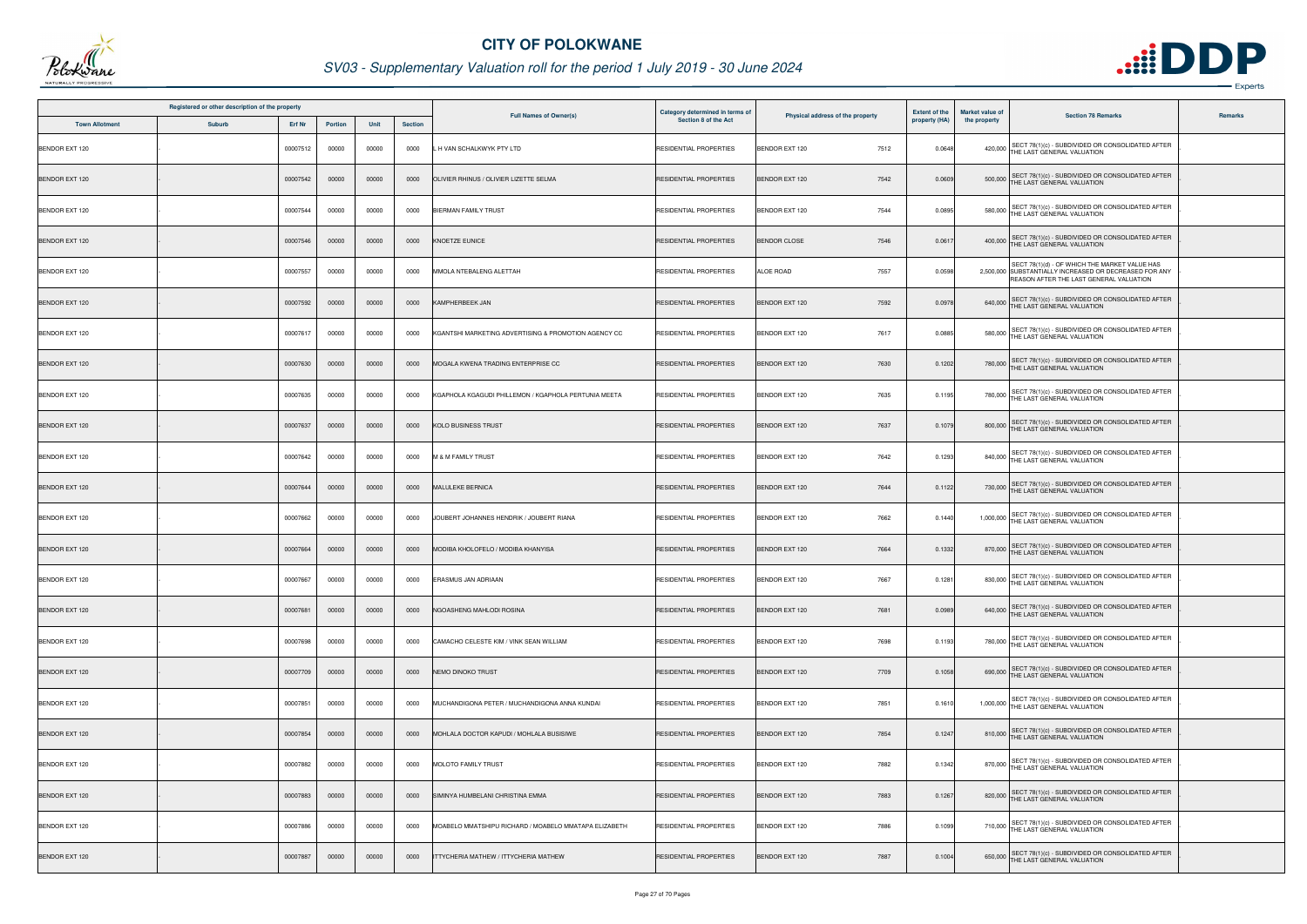# CITY OF POLOKWANE

## SV03 - Supplementary Valuation roll for the period 1 July 2019 - 30 June 2024

| Registered or other description of the property | | | | | | Full Names of Owner(s) | Category determined in terms of Section 8 of the Act | Physical address of the property | | Extent of the property (HA) | Market value of the property | Section 78 Remarks | Remarks |
|---|---|---|---|---|---|---|---|---|---|---|---|---|---|
| Town Allotment | Suburb | Erf Nr | Portion | Unit | Section | | | | | | | | |
| BENDOR EXT 120 | - | 00007512 | 00000 | 00000 | 0000 | L H VAN SCHALKWYK PTY LTD | RESIDENTIAL PROPERTIES | BENDOR EXT 120 | 7512 | 0.0648 | 420,000 | SECT 78(1)(c) - SUBDIVIDED OR CONSOLIDATED AFTER THE LAST GENERAL VALUATION | . |
| BENDOR EXT 120 | - | 00007542 | 00000 | 00000 | 0000 | OLIVIER RHINUS / OLIVIER LIZETTE SELMA | RESIDENTIAL PROPERTIES | BENDOR EXT 120 | 7542 | 0.0609 | 500,000 | SECT 78(1)(c) - SUBDIVIDED OR CONSOLIDATED AFTER THE LAST GENERAL VALUATION | . |
| BENDOR EXT 120 | - | 00007544 | 00000 | 00000 | 0000 | BIERMAN FAMILY TRUST | RESIDENTIAL PROPERTIES | BENDOR EXT 120 | 7544 | 0.0895 | 580,000 | SECT 78(1)(c) - SUBDIVIDED OR CONSOLIDATED AFTER THE LAST GENERAL VALUATION | . |
| BENDOR EXT 120 | - | 00007546 | 00000 | 00000 | 0000 | KNOETZE EUNICE | RESIDENTIAL PROPERTIES | BENDOR CLOSE | 7546 | 0.0617 | 400,000 | SECT 78(1)(c) - SUBDIVIDED OR CONSOLIDATED AFTER THE LAST GENERAL VALUATION | . |
| BENDOR EXT 120 | - | 00007557 | 00000 | 00000 | 0000 | MMOLA NTEBALENG ALETTAH | RESIDENTIAL PROPERTIES | ALOE ROAD | 7557 | 0.0598 | 2,500,000 | SECT 78(1)(d) - OF WHICH THE MARKET VALUE HAS SUBSTANTIALLY INCREASED OR DECREASED FOR ANY REASON AFTER THE LAST GENERAL VALUATION | . |
| BENDOR EXT 120 | - | 00007592 | 00000 | 00000 | 0000 | KAMPHERBEEK JAN | RESIDENTIAL PROPERTIES | BENDOR EXT 120 | 7592 | 0.0978 | 640,000 | SECT 78(1)(c) - SUBDIVIDED OR CONSOLIDATED AFTER THE LAST GENERAL VALUATION | . |
| BENDOR EXT 120 | - | 00007617 | 00000 | 00000 | 0000 | KGANTSHI MARKETING ADVERTISING & PROMOTION AGENCY CC | RESIDENTIAL PROPERTIES | BENDOR EXT 120 | 7617 | 0.0885 | 580,000 | SECT 78(1)(c) - SUBDIVIDED OR CONSOLIDATED AFTER THE LAST GENERAL VALUATION | . |
| BENDOR EXT 120 | - | 00007630 | 00000 | 00000 | 0000 | MOGALA KWENA TRADING ENTERPRISE CC | RESIDENTIAL PROPERTIES | BENDOR EXT 120 | 7630 | 0.1202 | 780,000 | SECT 78(1)(c) - SUBDIVIDED OR CONSOLIDATED AFTER THE LAST GENERAL VALUATION | . |
| BENDOR EXT 120 | - | 00007635 | 00000 | 00000 | 0000 | KGAPHOLA KGAGUDI PHILLEMON / KGAPHOLA PERTUNIA MEETA | RESIDENTIAL PROPERTIES | BENDOR EXT 120 | 7635 | 0.1195 | 780,000 | SECT 78(1)(c) - SUBDIVIDED OR CONSOLIDATED AFTER THE LAST GENERAL VALUATION | . |
| BENDOR EXT 120 | - | 00007637 | 00000 | 00000 | 0000 | KOLO BUSINESS TRUST | RESIDENTIAL PROPERTIES | BENDOR EXT 120 | 7637 | 0.1079 | 800,000 | SECT 78(1)(c) - SUBDIVIDED OR CONSOLIDATED AFTER THE LAST GENERAL VALUATION | . |
| BENDOR EXT 120 | - | 00007642 | 00000 | 00000 | 0000 | M & M FAMILY TRUST | RESIDENTIAL PROPERTIES | BENDOR EXT 120 | 7642 | 0.1293 | 840,000 | SECT 78(1)(c) - SUBDIVIDED OR CONSOLIDATED AFTER THE LAST GENERAL VALUATION | . |
| BENDOR EXT 120 | - | 00007644 | 00000 | 00000 | 0000 | MALULEKE BERNICA | RESIDENTIAL PROPERTIES | BENDOR EXT 120 | 7644 | 0.1122 | 730,000 | SECT 78(1)(c) - SUBDIVIDED OR CONSOLIDATED AFTER THE LAST GENERAL VALUATION | . |
| BENDOR EXT 120 | - | 00007662 | 00000 | 00000 | 0000 | JOUBERT JOHANNES HENDRIK / JOUBERT RIANA | RESIDENTIAL PROPERTIES | BENDOR EXT 120 | 7662 | 0.1440 | 1,000,000 | SECT 78(1)(c) - SUBDIVIDED OR CONSOLIDATED AFTER THE LAST GENERAL VALUATION | . |
| BENDOR EXT 120 | - | 00007664 | 00000 | 00000 | 0000 | MODIBA KHOLOFELO / MODIBA KHANYISA | RESIDENTIAL PROPERTIES | BENDOR EXT 120 | 7664 | 0.1332 | 870,000 | SECT 78(1)(c) - SUBDIVIDED OR CONSOLIDATED AFTER THE LAST GENERAL VALUATION | . |
| BENDOR EXT 120 | - | 00007667 | 00000 | 00000 | 0000 | ERASMUS JAN ADRIAAN | RESIDENTIAL PROPERTIES | BENDOR EXT 120 | 7667 | 0.1281 | 830,000 | SECT 78(1)(c) - SUBDIVIDED OR CONSOLIDATED AFTER THE LAST GENERAL VALUATION | . |
| BENDOR EXT 120 | - | 00007681 | 00000 | 00000 | 0000 | NGOASHENG MAHLODI ROSINA | RESIDENTIAL PROPERTIES | BENDOR EXT 120 | 7681 | 0.0989 | 640,000 | SECT 78(1)(c) - SUBDIVIDED OR CONSOLIDATED AFTER THE LAST GENERAL VALUATION | . |
| BENDOR EXT 120 | - | 00007698 | 00000 | 00000 | 0000 | CAMACHO CELESTE KIM / VINK SEAN WILLIAM | RESIDENTIAL PROPERTIES | BENDOR EXT 120 | 7698 | 0.1193 | 780,000 | SECT 78(1)(c) - SUBDIVIDED OR CONSOLIDATED AFTER THE LAST GENERAL VALUATION | . |
| BENDOR EXT 120 | - | 00007709 | 00000 | 00000 | 0000 | NEMO DINOKO TRUST | RESIDENTIAL PROPERTIES | BENDOR EXT 120 | 7709 | 0.1058 | 690,000 | SECT 78(1)(c) - SUBDIVIDED OR CONSOLIDATED AFTER THE LAST GENERAL VALUATION | . |
| BENDOR EXT 120 | - | 00007851 | 00000 | 00000 | 0000 | MUCHANDIGONA PETER / MUCHANDIGONA ANNA KUNDAI | RESIDENTIAL PROPERTIES | BENDOR EXT 120 | 7851 | 0.1610 | 1,000,000 | SECT 78(1)(c) - SUBDIVIDED OR CONSOLIDATED AFTER THE LAST GENERAL VALUATION | . |
| BENDOR EXT 120 | - | 00007854 | 00000 | 00000 | 0000 | MOHLALA DOCTOR KAPUDI / MOHLALA BUSISIWE | RESIDENTIAL PROPERTIES | BENDOR EXT 120 | 7854 | 0.1247 | 810,000 | SECT 78(1)(c) - SUBDIVIDED OR CONSOLIDATED AFTER THE LAST GENERAL VALUATION | . |
| BENDOR EXT 120 | - | 00007882 | 00000 | 00000 | 0000 | MOLOTO FAMILY TRUST | RESIDENTIAL PROPERTIES | BENDOR EXT 120 | 7882 | 0.1342 | 870,000 | SECT 78(1)(c) - SUBDIVIDED OR CONSOLIDATED AFTER THE LAST GENERAL VALUATION | . |
| BENDOR EXT 120 | - | 00007883 | 00000 | 00000 | 0000 | SIMINYA HUMBELANI CHRISTINA EMMA | RESIDENTIAL PROPERTIES | BENDOR EXT 120 | 7883 | 0.1267 | 820,000 | SECT 78(1)(c) - SUBDIVIDED OR CONSOLIDATED AFTER THE LAST GENERAL VALUATION | . |
| BENDOR EXT 120 | - | 00007886 | 00000 | 00000 | 0000 | MOABELO MMATSHIPU RICHARD / MOABELO MMATAPA ELIZABETH | RESIDENTIAL PROPERTIES | BENDOR EXT 120 | 7886 | 0.1099 | 710,000 | SECT 78(1)(c) - SUBDIVIDED OR CONSOLIDATED AFTER THE LAST GENERAL VALUATION | . |
| BENDOR EXT 120 | - | 00007887 | 00000 | 00000 | 0000 | ITTYCHERIA MATHEW / ITTYCHERIA MATHEW | RESIDENTIAL PROPERTIES | BENDOR EXT 120 | 7887 | 0.1004 | 650,000 | SECT 78(1)(c) - SUBDIVIDED OR CONSOLIDATED AFTER THE LAST GENERAL VALUATION | . |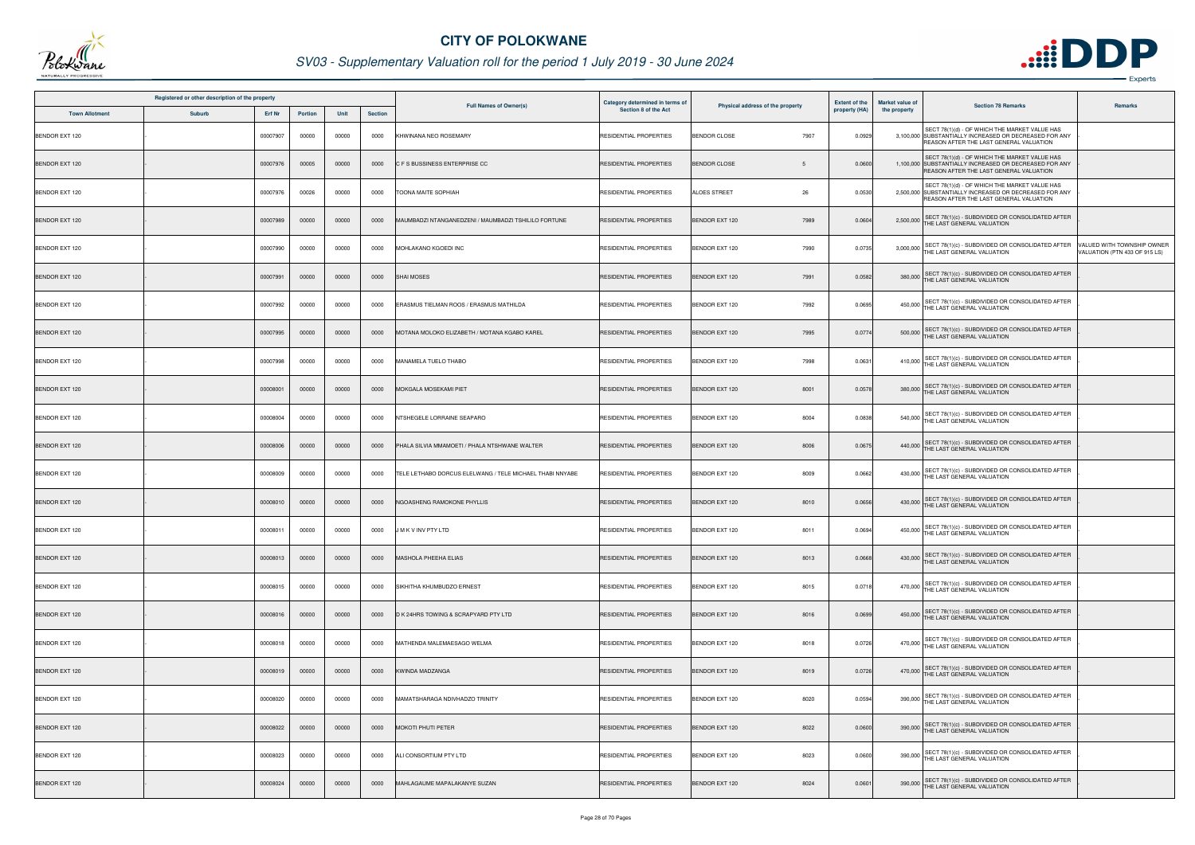# CITY OF POLOKWANE

## SV03 - Supplementary Valuation roll for the period 1 July 2019 - 30 June 2024

| Registered or other description of the property | | | | | | Full Names of Owner(s) | Category determined in terms of Section 8 of the Act | Physical address of the property | Extent of the property (HA) | Market value of the property | Section 78 Remarks | Remarks |
|---|---|---|---|---|---|---|---|---|---|---|---|---|
| Town Allotment | Suburb | Erf Nr | Portion | Unit | Section | | | | | | | |
| BENDOR EXT 120 | - | 00007907 | 00000 | 00000 | 0000 | KHWINANA NEO ROSEMARY | RESIDENTIAL PROPERTIES | BENDOR CLOSE 7907 | 0.0929 | 3,100,000 | SECT 78(1)(d) - OF WHICH THE MARKET VALUE HAS SUBSTANTIALLY INCREASED OR DECREASED FOR ANY REASON AFTER THE LAST GENERAL VALUATION | - |
| BENDOR EXT 120 | - | 00007976 | 00005 | 00000 | 0000 | C F S BUSSINESS ENTERPRISE CC | RESIDENTIAL PROPERTIES | BENDOR CLOSE 5 | 0.0600 | 1,100,000 | SECT 78(1)(d) - OF WHICH THE MARKET VALUE HAS SUBSTANTIALLY INCREASED OR DECREASED FOR ANY REASON AFTER THE LAST GENERAL VALUATION | - |
| BENDOR EXT 120 | - | 00007976 | 00026 | 00000 | 0000 | TOONA MAITE SOPHIAH | RESIDENTIAL PROPERTIES | ALOES STREET 26 | 0.0530 | 2,500,000 | SECT 78(1)(d) - OF WHICH THE MARKET VALUE HAS SUBSTANTIALLY INCREASED OR DECREASED FOR ANY REASON AFTER THE LAST GENERAL VALUATION | - |
| BENDOR EXT 120 | - | 00007989 | 00000 | 00000 | 0000 | MAUMBADZI NTANGANEDZENI / MAUMBADZI TSHILILO FORTUNE | RESIDENTIAL PROPERTIES | BENDOR EXT 120 7989 | 0.0604 | 2,500,000 | SECT 78(1)(c) - SUBDIVIDED OR CONSOLIDATED AFTER THE LAST GENERAL VALUATION | - |
| BENDOR EXT 120 | - | 00007990 | 00000 | 00000 | 0000 | MOHLAKANO KGOEDI INC | RESIDENTIAL PROPERTIES | BENDOR EXT 120 7990 | 0.0735 | 3,000,000 | SECT 78(1)(c) - SUBDIVIDED OR CONSOLIDATED AFTER THE LAST GENERAL VALUATION | VALUED WITH TOWNSHIP OWNER VALUATION (PTN 433 OF 915 LS) |
| BENDOR EXT 120 | - | 00007991 | 00000 | 00000 | 0000 | SHAI MOSES | RESIDENTIAL PROPERTIES | BENDOR EXT 120 7991 | 0.0582 | 380,000 | SECT 78(1)(c) - SUBDIVIDED OR CONSOLIDATED AFTER THE LAST GENERAL VALUATION | - |
| BENDOR EXT 120 | - | 00007992 | 00000 | 00000 | 0000 | ERASMUS TIELMAN ROOS / ERASMUS MATHILDA | RESIDENTIAL PROPERTIES | BENDOR EXT 120 7992 | 0.0695 | 450,000 | SECT 78(1)(c) - SUBDIVIDED OR CONSOLIDATED AFTER THE LAST GENERAL VALUATION | - |
| BENDOR EXT 120 | - | 00007995 | 00000 | 00000 | 0000 | MOTANA MOLOKO ELIZABETH / MOTANA KGABO KAREL | RESIDENTIAL PROPERTIES | BENDOR EXT 120 7995 | 0.0774 | 500,000 | SECT 78(1)(c) - SUBDIVIDED OR CONSOLIDATED AFTER THE LAST GENERAL VALUATION | - |
| BENDOR EXT 120 | - | 00007998 | 00000 | 00000 | 0000 | MANAMELA TUELO THABO | RESIDENTIAL PROPERTIES | BENDOR EXT 120 7998 | 0.0631 | 410,000 | SECT 78(1)(c) - SUBDIVIDED OR CONSOLIDATED AFTER THE LAST GENERAL VALUATION | - |
| BENDOR EXT 120 | - | 00008001 | 00000 | 00000 | 0000 | MOKGALA MOSEKAMI PIET | RESIDENTIAL PROPERTIES | BENDOR EXT 120 8001 | 0.0578 | 380,000 | SECT 78(1)(c) - SUBDIVIDED OR CONSOLIDATED AFTER THE LAST GENERAL VALUATION | - |
| BENDOR EXT 120 | - | 00008004 | 00000 | 00000 | 0000 | NTSHEGELE LORRAINE SEAPARO | RESIDENTIAL PROPERTIES | BENDOR EXT 120 8004 | 0.0838 | 540,000 | SECT 78(1)(c) - SUBDIVIDED OR CONSOLIDATED AFTER THE LAST GENERAL VALUATION | - |
| BENDOR EXT 120 | - | 00008006 | 00000 | 00000 | 0000 | PHALA SILVIA MMAMOETI / PHALA NTSHWANE WALTER | RESIDENTIAL PROPERTIES | BENDOR EXT 120 8006 | 0.0675 | 440,000 | SECT 78(1)(c) - SUBDIVIDED OR CONSOLIDATED AFTER THE LAST GENERAL VALUATION | - |
| BENDOR EXT 120 | - | 00008009 | 00000 | 00000 | 0000 | TELE LETHABO DORCUS ELELWANG / TELE MICHAEL THABI NNYABE | RESIDENTIAL PROPERTIES | BENDOR EXT 120 8009 | 0.0662 | 430,000 | SECT 78(1)(c) - SUBDIVIDED OR CONSOLIDATED AFTER THE LAST GENERAL VALUATION | - |
| BENDOR EXT 120 | - | 00008010 | 00000 | 00000 | 0000 | NGOASHENG RAMOKONE PHYLLIS | RESIDENTIAL PROPERTIES | BENDOR EXT 120 8010 | 0.0656 | 430,000 | SECT 78(1)(c) - SUBDIVIDED OR CONSOLIDATED AFTER THE LAST GENERAL VALUATION | - |
| BENDOR EXT 120 | - | 00008011 | 00000 | 00000 | 0000 | J M K V INV PTY LTD | RESIDENTIAL PROPERTIES | BENDOR EXT 120 8011 | 0.0694 | 450,000 | SECT 78(1)(c) - SUBDIVIDED OR CONSOLIDATED AFTER THE LAST GENERAL VALUATION | - |
| BENDOR EXT 120 | - | 00008013 | 00000 | 00000 | 0000 | MASHOLA PHEEHA ELIAS | RESIDENTIAL PROPERTIES | BENDOR EXT 120 8013 | 0.0668 | 430,000 | SECT 78(1)(c) - SUBDIVIDED OR CONSOLIDATED AFTER THE LAST GENERAL VALUATION | - |
| BENDOR EXT 120 | - | 00008015 | 00000 | 00000 | 0000 | SIKHITHA KHUMBUDZO ERNEST | RESIDENTIAL PROPERTIES | BENDOR EXT 120 8015 | 0.0718 | 470,000 | SECT 78(1)(c) - SUBDIVIDED OR CONSOLIDATED AFTER THE LAST GENERAL VALUATION | - |
| BENDOR EXT 120 | - | 00008016 | 00000 | 00000 | 0000 | D K 24HRS TOWING & SCRAPYARD PTY LTD | RESIDENTIAL PROPERTIES | BENDOR EXT 120 8016 | 0.0699 | 450,000 | SECT 78(1)(c) - SUBDIVIDED OR CONSOLIDATED AFTER THE LAST GENERAL VALUATION | - |
| BENDOR EXT 120 | - | 00008018 | 00000 | 00000 | 0000 | MATHENDA MALEMAESAGO WELMA | RESIDENTIAL PROPERTIES | BENDOR EXT 120 8018 | 0.0726 | 470,000 | SECT 78(1)(c) - SUBDIVIDED OR CONSOLIDATED AFTER THE LAST GENERAL VALUATION | - |
| BENDOR EXT 120 | - | 00008019 | 00000 | 00000 | 0000 | KWINDA MADZANGA | RESIDENTIAL PROPERTIES | BENDOR EXT 120 8019 | 0.0726 | 470,000 | SECT 78(1)(c) - SUBDIVIDED OR CONSOLIDATED AFTER THE LAST GENERAL VALUATION | - |
| BENDOR EXT 120 | - | 00008020 | 00000 | 00000 | 0000 | MAMATSHARAGA NDIVHADZO TRINITY | RESIDENTIAL PROPERTIES | BENDOR EXT 120 8020 | 0.0594 | 390,000 | SECT 78(1)(c) - SUBDIVIDED OR CONSOLIDATED AFTER THE LAST GENERAL VALUATION | - |
| BENDOR EXT 120 | - | 00008022 | 00000 | 00000 | 0000 | MOKOTI PHUTI PETER | RESIDENTIAL PROPERTIES | BENDOR EXT 120 8022 | 0.0600 | 390,000 | SECT 78(1)(c) - SUBDIVIDED OR CONSOLIDATED AFTER THE LAST GENERAL VALUATION | - |
| BENDOR EXT 120 | - | 00008023 | 00000 | 00000 | 0000 | ALI CONSORTIUM PTY LTD | RESIDENTIAL PROPERTIES | BENDOR EXT 120 8023 | 0.0600 | 390,000 | SECT 78(1)(c) - SUBDIVIDED OR CONSOLIDATED AFTER THE LAST GENERAL VALUATION | - |
| BENDOR EXT 120 | - | 00008024 | 00000 | 00000 | 0000 | MAHLAGAUME MAPALAKANYE SUZAN | RESIDENTIAL PROPERTIES | BENDOR EXT 120 8024 | 0.0601 | 390,000 | SECT 78(1)(c) - SUBDIVIDED OR CONSOLIDATED AFTER THE LAST GENERAL VALUATION | - |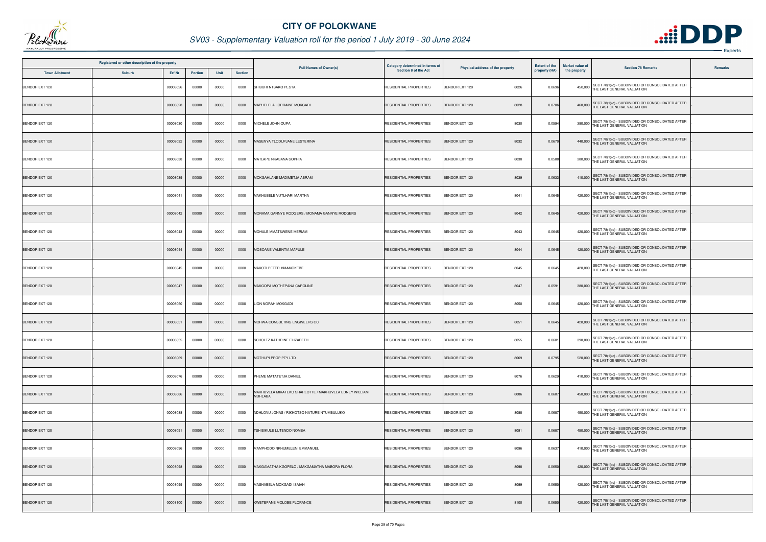# CITY OF POLOKWANE

## SV03 - Supplementary Valuation roll for the period 1 July 2019 - 30 June 2024

| Registered or other description of the property | | | | | | Full Names of Owner(s) | Category determined in terms of Section 8 of the Act | Physical address of the property | | Extent of the property (HA) | Market value of the property | Section 78 Remarks | Remarks |
|---|---|---|---|---|---|---|---|---|---|---|---|---|---|
| Town Allotment | Suburb | Erf Nr | Portion | Unit | Section | | | | | | | | |
| BENDOR EXT 120 | - | 00008026 | 00000 | 00000 | 0000 | SHIBURI NTSAKO PESTA | RESIDENTIAL PROPERTIES | BENDOR EXT 120 | 8026 | 0.0696 | 450,000 | SECT 78(1)(c) - SUBDIVIDED OR CONSOLIDATED AFTER THE LAST GENERAL VALUATION | . |
| BENDOR EXT 120 | - | 00008028 | 00000 | 00000 | 0000 | MAPHELELA LORRAINE MOKGADI | RESIDENTIAL PROPERTIES | BENDOR EXT 120 | 8028 | 0.0706 | 460,000 | SECT 78(1)(c) - SUBDIVIDED OR CONSOLIDATED AFTER THE LAST GENERAL VALUATION | . |
| BENDOR EXT 120 | - | 00008030 | 00000 | 00000 | 0000 | MICHELE JOHN OUPA | RESIDENTIAL PROPERTIES | BENDOR EXT 120 | 8030 | 0.0594 | 390,000 | SECT 78(1)(c) - SUBDIVIDED OR CONSOLIDATED AFTER THE LAST GENERAL VALUATION | . |
| BENDOR EXT 120 | - | 00008032 | 00000 | 00000 | 0000 | MASENYA TLODUPJANE LESTERINA | RESIDENTIAL PROPERTIES | BENDOR EXT 120 | 8032 | 0.0670 | 440,000 | SECT 78(1)(c) - SUBDIVIDED OR CONSOLIDATED AFTER THE LAST GENERAL VALUATION | . |
| BENDOR EXT 120 | - | 00008038 | 00000 | 00000 | 0000 | MATLAPU NKASANA SOPHIA | RESIDENTIAL PROPERTIES | BENDOR EXT 120 | 8038 | 0.0588 | 380,000 | SECT 78(1)(c) - SUBDIVIDED OR CONSOLIDATED AFTER THE LAST GENERAL VALUATION | . |
| BENDOR EXT 120 | - | 00008039 | 00000 | 00000 | 0000 | MOKGAHLANE MADIMETJA ABRAM | RESIDENTIAL PROPERTIES | BENDOR EXT 120 | 8039 | 0.0633 | 410,000 | SECT 78(1)(c) - SUBDIVIDED OR CONSOLIDATED AFTER THE LAST GENERAL VALUATION | . |
| BENDOR EXT 120 | - | 00008041 | 00000 | 00000 | 0000 | MAKHUBELE VUTLHARI MARTHA | RESIDENTIAL PROPERTIES | BENDOR EXT 120 | 8041 | 0.0645 | 420,000 | SECT 78(1)(c) - SUBDIVIDED OR CONSOLIDATED AFTER THE LAST GENERAL VALUATION | . |
| BENDOR EXT 120 | - | 00008042 | 00000 | 00000 | 0000 | MONAMA GANNYE RODGERS / MONAMA GANNYE RODGERS | RESIDENTIAL PROPERTIES | BENDOR EXT 120 | 8042 | 0.0645 | 420,000 | SECT 78(1)(c) - SUBDIVIDED OR CONSOLIDATED AFTER THE LAST GENERAL VALUATION | . |
| BENDOR EXT 120 | - | 00008043 | 00000 | 00000 | 0000 | MOHALE MMATSWENE MERIAM | RESIDENTIAL PROPERTIES | BENDOR EXT 120 | 8043 | 0.0645 | 420,000 | SECT 78(1)(c) - SUBDIVIDED OR CONSOLIDATED AFTER THE LAST GENERAL VALUATION | . |
| BENDOR EXT 120 | - | 00008044 | 00000 | 00000 | 0000 | MOSOANE VALENTIA MAPULE | RESIDENTIAL PROPERTIES | BENDOR EXT 120 | 8044 | 0.0645 | 420,000 | SECT 78(1)(c) - SUBDIVIDED OR CONSOLIDATED AFTER THE LAST GENERAL VALUATION | . |
| BENDOR EXT 120 | - | 00008045 | 00000 | 00000 | 0000 | MAKOTI PETER MMAMOKEBE | RESIDENTIAL PROPERTIES | BENDOR EXT 120 | 8045 | 0.0645 | 420,000 | SECT 78(1)(c) - SUBDIVIDED OR CONSOLIDATED AFTER THE LAST GENERAL VALUATION | . |
| BENDOR EXT 120 | - | 00008047 | 00000 | 00000 | 0000 | MAKGOPA MOTHEPANA CAROLINE | RESIDENTIAL PROPERTIES | BENDOR EXT 120 | 8047 | 0.0591 | 380,000 | SECT 78(1)(c) - SUBDIVIDED OR CONSOLIDATED AFTER THE LAST GENERAL VALUATION | . |
| BENDOR EXT 120 | - | 00008050 | 00000 | 00000 | 0000 | LION NORAH MOKGADI | RESIDENTIAL PROPERTIES | BENDOR EXT 120 | 8050 | 0.0645 | 420,000 | SECT 78(1)(c) - SUBDIVIDED OR CONSOLIDATED AFTER THE LAST GENERAL VALUATION | . |
| BENDOR EXT 120 | - | 00008051 | 00000 | 00000 | 0000 | MORWA CONSULTING ENGINEERS CC | RESIDENTIAL PROPERTIES | BENDOR EXT 120 | 8051 | 0.0645 | 420,000 | SECT 78(1)(c) - SUBDIVIDED OR CONSOLIDATED AFTER THE LAST GENERAL VALUATION | . |
| BENDOR EXT 120 | - | 00008055 | 00000 | 00000 | 0000 | SCHOLTZ KATHRINE ELIZABETH | RESIDENTIAL PROPERTIES | BENDOR EXT 120 | 8055 | 0.0601 | 390,000 | SECT 78(1)(c) - SUBDIVIDED OR CONSOLIDATED AFTER THE LAST GENERAL VALUATION | . |
| BENDOR EXT 120 | - | 00008069 | 00000 | 00000 | 0000 | MOTHUPI PROP PTY LTD | RESIDENTIAL PROPERTIES | BENDOR EXT 120 | 8069 | 0.0795 | 520,000 | SECT 78(1)(c) - SUBDIVIDED OR CONSOLIDATED AFTER THE LAST GENERAL VALUATION | . |
| BENDOR EXT 120 | - | 00008076 | 00000 | 00000 | 0000 | PHEME MATATETJA DANIEL | RESIDENTIAL PROPERTIES | BENDOR EXT 120 | 8076 | 0.0629 | 410,000 | SECT 78(1)(c) - SUBDIVIDED OR CONSOLIDATED AFTER THE LAST GENERAL VALUATION | . |
| BENDOR EXT 120 | - | 00008086 | 00000 | 00000 | 0000 | MAKHUVELA MIKATEKO SHARLOTTE / MAKHUVELA EDNEY WILLIAM MUHLABA | RESIDENTIAL PROPERTIES | BENDOR EXT 120 | 8086 | 0.0687 | 450,000 | SECT 78(1)(c) - SUBDIVIDED OR CONSOLIDATED AFTER THE LAST GENERAL VALUATION | . |
| BENDOR EXT 120 | - | 00008088 | 00000 | 00000 | 0000 | NDHLOVU JONAS / RIKHOTSO NATURE NTUMBULUKO | RESIDENTIAL PROPERTIES | BENDOR EXT 120 | 8088 | 0.0687 | 450,000 | SECT 78(1)(c) - SUBDIVIDED OR CONSOLIDATED AFTER THE LAST GENERAL VALUATION | . |
| BENDOR EXT 120 | - | 00008091 | 00000 | 00000 | 0000 | TSHISIKULE LUTENDO NOMSA | RESIDENTIAL PROPERTIES | BENDOR EXT 120 | 8091 | 0.0687 | 450,000 | SECT 78(1)(c) - SUBDIVIDED OR CONSOLIDATED AFTER THE LAST GENERAL VALUATION | . |
| BENDOR EXT 120 | - | 00008096 | 00000 | 00000 | 0000 | MAMPHODO NKHUMELENI EMMANUEL | RESIDENTIAL PROPERTIES | BENDOR EXT 120 | 8096 | 0.0637 | 410,000 | SECT 78(1)(c) - SUBDIVIDED OR CONSOLIDATED AFTER THE LAST GENERAL VALUATION | . |
| BENDOR EXT 120 | - | 00008098 | 00000 | 00000 | 0000 | MAKGAMATHA KGOPELO / MAKGAMATHA MABORA FLORA | RESIDENTIAL PROPERTIES | BENDOR EXT 120 | 8098 | 0.0650 | 420,000 | SECT 78(1)(c) - SUBDIVIDED OR CONSOLIDATED AFTER THE LAST GENERAL VALUATION | . |
| BENDOR EXT 120 | - | 00008099 | 00000 | 00000 | 0000 | MASHABELA MOKGADI ISAIAH | RESIDENTIAL PROPERTIES | BENDOR EXT 120 | 8099 | 0.0650 | 420,000 | SECT 78(1)(c) - SUBDIVIDED OR CONSOLIDATED AFTER THE LAST GENERAL VALUATION | . |
| BENDOR EXT 120 | - | 00008100 | 00000 | 00000 | 0000 | KWETEPANE MOLOBE FLORANCE | RESIDENTIAL PROPERTIES | BENDOR EXT 120 | 8100 | 0.0650 | 420,000 | SECT 78(1)(c) - SUBDIVIDED OR CONSOLIDATED AFTER THE LAST GENERAL VALUATION | . |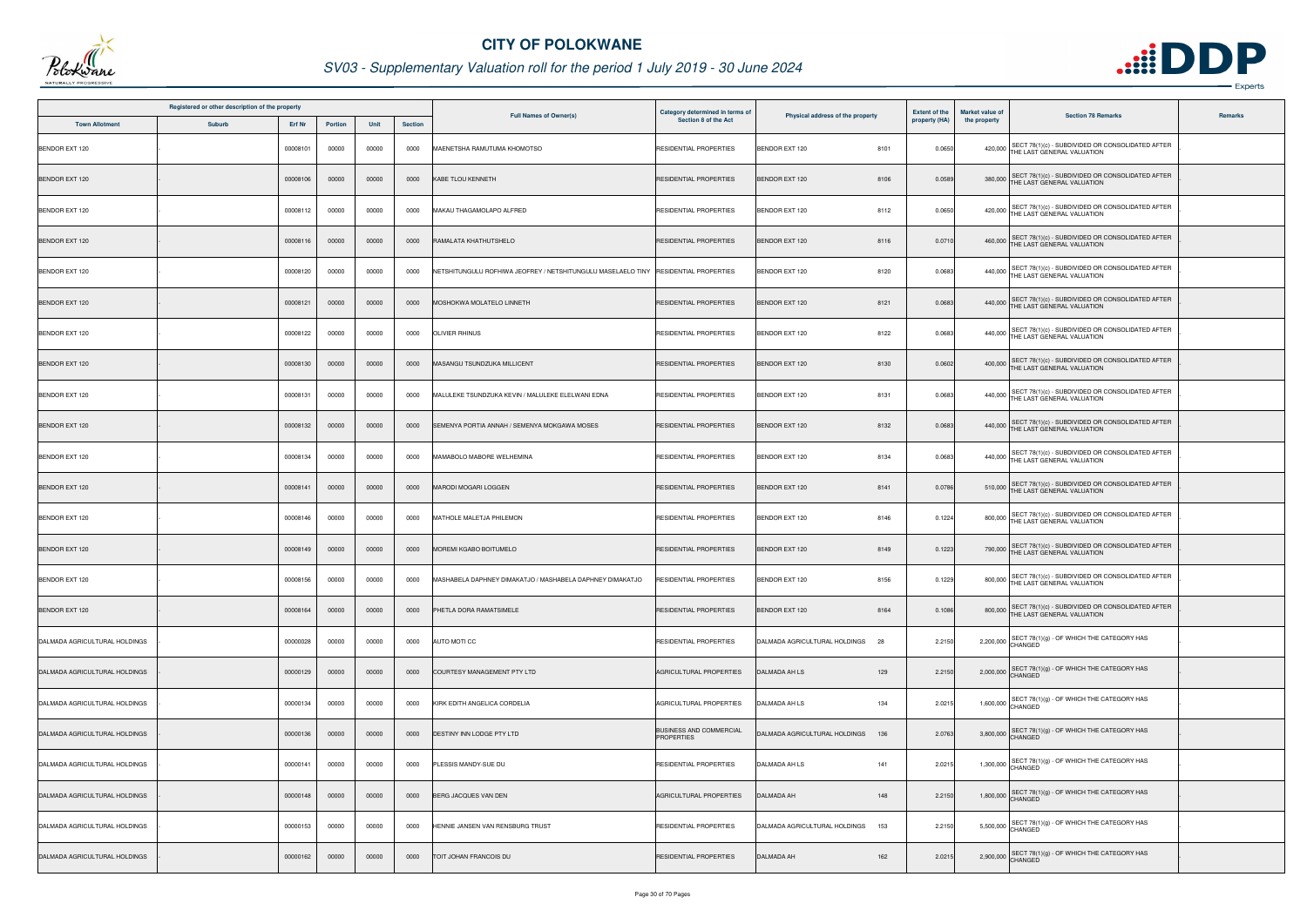# CITY OF POLOKWANE

## SV03 - Supplementary Valuation roll for the period 1 July 2019 - 30 June 2024

| Registered or other description of the property | | | | | | Full Names of Owner(s) | Category determined in terms of Section 8 of the Act | Physical address of the property | Extent of the property (HA) | Market value of the property | Section 78 Remarks | Remarks |
|---|---|---|---|---|---|---|---|---|---|---|---|---|
| Town Allotment | Suburb | Erf Nr | Portion | Unit | Section | | | | | | | |
| BENDOR EXT 120 | - | 00008101 | 00000 | 00000 | 0000 | MAENETSHA RAMUTUMA KHOMOTSO | RESIDENTIAL PROPERTIES | BENDOR EXT 120 8101 | 0.0650 | 420,000 | SECT 78(1)(c) - SUBDIVIDED OR CONSOLIDATED AFTER THE LAST GENERAL VALUATION | - |
| BENDOR EXT 120 | - | 00008106 | 00000 | 00000 | 0000 | KABE TLOU KENNETH | RESIDENTIAL PROPERTIES | BENDOR EXT 120 8106 | 0.0589 | 380,000 | SECT 78(1)(c) - SUBDIVIDED OR CONSOLIDATED AFTER THE LAST GENERAL VALUATION | - |
| BENDOR EXT 120 | - | 00008112 | 00000 | 00000 | 0000 | MAKAU THAGAMOLAPO ALFRED | RESIDENTIAL PROPERTIES | BENDOR EXT 120 8112 | 0.0650 | 420,000 | SECT 78(1)(c) - SUBDIVIDED OR CONSOLIDATED AFTER THE LAST GENERAL VALUATION | - |
| BENDOR EXT 120 | - | 00008116 | 00000 | 00000 | 0000 | RAMALATA KHATHUTSHELO | RESIDENTIAL PROPERTIES | BENDOR EXT 120 8116 | 0.0710 | 460,000 | SECT 78(1)(c) - SUBDIVIDED OR CONSOLIDATED AFTER THE LAST GENERAL VALUATION | - |
| BENDOR EXT 120 | - | 00008120 | 00000 | 00000 | 0000 | NETSHITUNGULU ROFHIWA JEOFREY / NETSHITUNGULU MASELAELO TINY | RESIDENTIAL PROPERTIES | BENDOR EXT 120 8120 | 0.0683 | 440,000 | SECT 78(1)(c) - SUBDIVIDED OR CONSOLIDATED AFTER THE LAST GENERAL VALUATION | - |
| BENDOR EXT 120 | - | 00008121 | 00000 | 00000 | 0000 | MOSHOKWA MOLATELO LINNETH | RESIDENTIAL PROPERTIES | BENDOR EXT 120 8121 | 0.0683 | 440,000 | SECT 78(1)(c) - SUBDIVIDED OR CONSOLIDATED AFTER THE LAST GENERAL VALUATION | - |
| BENDOR EXT 120 | - | 00008122 | 00000 | 00000 | 0000 | OLIVIER RHINUS | RESIDENTIAL PROPERTIES | BENDOR EXT 120 8122 | 0.0683 | 440,000 | SECT 78(1)(c) - SUBDIVIDED OR CONSOLIDATED AFTER THE LAST GENERAL VALUATION | - |
| BENDOR EXT 120 | - | 00008130 | 00000 | 00000 | 0000 | MASANGU TSUNDZUKA MILLICENT | RESIDENTIAL PROPERTIES | BENDOR EXT 120 8130 | 0.0602 | 400,000 | SECT 78(1)(c) - SUBDIVIDED OR CONSOLIDATED AFTER THE LAST GENERAL VALUATION | - |
| BENDOR EXT 120 | - | 00008131 | 00000 | 00000 | 0000 | MALULEKE TSUNDZUKA KEVIN / MALULEKE ELELWANI EDNA | RESIDENTIAL PROPERTIES | BENDOR EXT 120 8131 | 0.0683 | 440,000 | SECT 78(1)(c) - SUBDIVIDED OR CONSOLIDATED AFTER THE LAST GENERAL VALUATION | - |
| BENDOR EXT 120 | - | 00008132 | 00000 | 00000 | 0000 | SEMENYA PORTIA ANNAH / SEMENYA MOKGAWA MOSES | RESIDENTIAL PROPERTIES | BENDOR EXT 120 8132 | 0.0683 | 440,000 | SECT 78(1)(c) - SUBDIVIDED OR CONSOLIDATED AFTER THE LAST GENERAL VALUATION | - |
| BENDOR EXT 120 | - | 00008134 | 00000 | 00000 | 0000 | MAMABOLO MABORE WELHEMINA | RESIDENTIAL PROPERTIES | BENDOR EXT 120 8134 | 0.0683 | 440,000 | SECT 78(1)(c) - SUBDIVIDED OR CONSOLIDATED AFTER THE LAST GENERAL VALUATION | - |
| BENDOR EXT 120 | - | 00008141 | 00000 | 00000 | 0000 | MARODI MOGARI LOGGEN | RESIDENTIAL PROPERTIES | BENDOR EXT 120 8141 | 0.0786 | 510,000 | SECT 78(1)(c) - SUBDIVIDED OR CONSOLIDATED AFTER THE LAST GENERAL VALUATION | - |
| BENDOR EXT 120 | - | 00008146 | 00000 | 00000 | 0000 | MATHOLE MALETJA PHILEMON | RESIDENTIAL PROPERTIES | BENDOR EXT 120 8146 | 0.1224 | 800,000 | SECT 78(1)(c) - SUBDIVIDED OR CONSOLIDATED AFTER THE LAST GENERAL VALUATION | - |
| BENDOR EXT 120 | - | 00008149 | 00000 | 00000 | 0000 | MOREMI KGABO BOITUMELO | RESIDENTIAL PROPERTIES | BENDOR EXT 120 8149 | 0.1223 | 790,000 | SECT 78(1)(c) - SUBDIVIDED OR CONSOLIDATED AFTER THE LAST GENERAL VALUATION | - |
| BENDOR EXT 120 | - | 00008156 | 00000 | 00000 | 0000 | MASHABELA DAPHNEY DIMAKATJO / MASHABELA DAPHNEY DIMAKATJO | RESIDENTIAL PROPERTIES | BENDOR EXT 120 8156 | 0.1229 | 800,000 | SECT 78(1)(c) - SUBDIVIDED OR CONSOLIDATED AFTER THE LAST GENERAL VALUATION | - |
| BENDOR EXT 120 | - | 00008164 | 00000 | 00000 | 0000 | PHETLA DORA RAMATSIMELE | RESIDENTIAL PROPERTIES | BENDOR EXT 120 8164 | 0.1086 | 800,000 | SECT 78(1)(c) - SUBDIVIDED OR CONSOLIDATED AFTER THE LAST GENERAL VALUATION | - |
| DALMADA AGRICULTURAL HOLDINGS | - | 00000028 | 00000 | 00000 | 0000 | AUTO MOTI CC | RESIDENTIAL PROPERTIES | DALMADA AGRICULTURAL HOLDINGS 28 | 2.2150 | 2,200,000 | SECT 78(1)(g) - OF WHICH THE CATEGORY HAS CHANGED | - |
| DALMADA AGRICULTURAL HOLDINGS | - | 00000129 | 00000 | 00000 | 0000 | COURTESY MANAGEMENT PTY LTD | AGRICULTURAL PROPERTIES | DALMADA AH LS 129 | 2.2150 | 2,000,000 | SECT 78(1)(g) - OF WHICH THE CATEGORY HAS CHANGED | - |
| DALMADA AGRICULTURAL HOLDINGS | - | 00000134 | 00000 | 00000 | 0000 | KIRK EDITH ANGELICA CORDELIA | AGRICULTURAL PROPERTIES | DALMADA AH LS 134 | 2.0215 | 1,600,000 | SECT 78(1)(g) - OF WHICH THE CATEGORY HAS CHANGED | - |
| DALMADA AGRICULTURAL HOLDINGS | - | 00000136 | 00000 | 00000 | 0000 | DESTINY INN LODGE PTY LTD | BUSINESS AND COMMERCIAL PROPERTIES | DALMADA AGRICULTURAL HOLDINGS 136 | 2.0763 | 3,800,000 | SECT 78(1)(g) - OF WHICH THE CATEGORY HAS CHANGED | - |
| DALMADA AGRICULTURAL HOLDINGS | - | 00000141 | 00000 | 00000 | 0000 | PLESSIS MANDY-SUE DU | RESIDENTIAL PROPERTIES | DALMADA AH LS 141 | 2.0215 | 1,300,000 | SECT 78(1)(g) - OF WHICH THE CATEGORY HAS CHANGED | - |
| DALMADA AGRICULTURAL HOLDINGS | - | 00000148 | 00000 | 00000 | 0000 | BERG JACQUES VAN DEN | AGRICULTURAL PROPERTIES | DALMADA AH 148 | 2.2150 | 1,800,000 | SECT 78(1)(g) - OF WHICH THE CATEGORY HAS CHANGED | - |
| DALMADA AGRICULTURAL HOLDINGS | - | 00000153 | 00000 | 00000 | 0000 | HENNIE JANSEN VAN RENSBURG TRUST | RESIDENTIAL PROPERTIES | DALMADA AGRICULTURAL HOLDINGS 153 | 2.2150 | 5,500,000 | SECT 78(1)(g) - OF WHICH THE CATEGORY HAS CHANGED | - |
| DALMADA AGRICULTURAL HOLDINGS | - | 00000162 | 00000 | 00000 | 0000 | TOIT JOHAN FRANCOIS DU | RESIDENTIAL PROPERTIES | DALMADA AH 162 | 2.0215 | 2,900,000 | SECT 78(1)(g) - OF WHICH THE CATEGORY HAS CHANGED | - |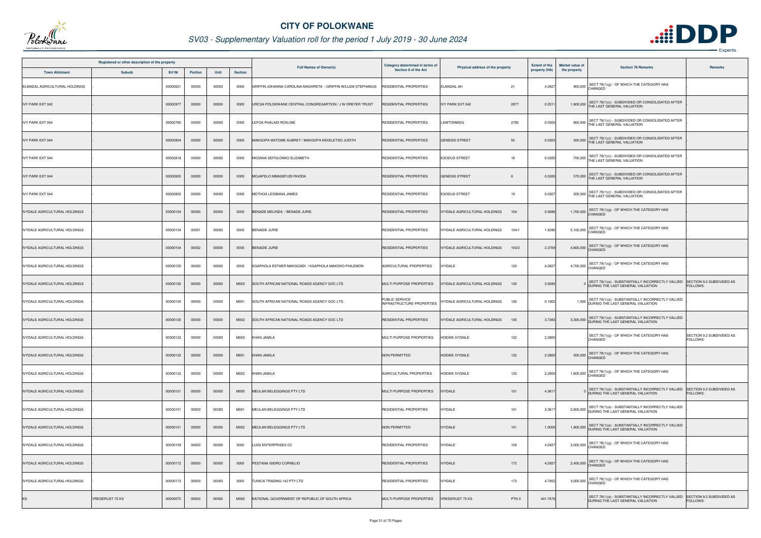# CITY OF POLOKWANE

## SV03 - Supplementary Valuation roll for the period 1 July 2019 - 30 June 2024

| Registered or other description of the property | | | | | | Full Names of Owner(s) | Category determined in terms of Section 8 of the Act | Physical address of the property | | Extent of the property (HA) | Market value of the property | Section 78 Remarks | Remarks |
|---|---|---|---|---|---|---|---|---|---|---|---|---|---|
| Town Allotment | Suburb | Erf Nr | Portion | Unit | Section | | | | | | | | |
| ELMADAL AGRICULTURAL HOLDINGS | - | 00000021 | 00000 | 00000 | 0000 | GRIFFIN JOHANNA CAROLINA MAGHRETA / GRIFFIN WILLEM STEPHANUS | RESIDENTIAL PROPERTIES | ELMADAL AH | 21 | 4.2827 | 900,000 | SECT 78(1)(g) - OF WHICH THE CATEGORY HAS CHANGED | - |
| IVY PARK EXT 042 | - | 00002977 | 00000 | 00000 | 0000 | URCSA POLOKWANE CENTRAL CONGREGARTION / J W DREYER TRUST | RESIDENTIAL PROPERTIES | IVY PARK EXT 042 | 2977 | 0.2511 | 1,900,000 | SECT 78(1)(c) - SUBDIVIDED OR CONSOLIDATED AFTER THE LAST GENERAL VALUATION | - |
| IVY PARK EXT 044 | - | 00002785 | 00000 | 00000 | 0000 | LEFOA PHALADI ROSLINE | RESIDENTIAL PROPERTIES | LAWTONWEG | 2785 | 0.0300 | 860,000 | SECT 78(1)(c) - SUBDIVIDED OR CONSOLIDATED AFTER THE LAST GENERAL VALUATION | - |
| IVY PARK EXT 044 | - | 00002804 | 00000 | 00000 | 0000 | MAKGOPA MATOME AUBREY / MAKGOPA KEKELETSO JUDITH | RESIDENTIAL PROPERTIES | GENESIS STREET | 55 | 0.0303 | 200,000 | SECT 78(1)(c) - SUBDIVIDED OR CONSOLIDATED AFTER THE LAST GENERAL VALUATION | - |
| IVY PARK EXT 044 | - | 00002818 | 00000 | 00000 | 0000 | NKOANA SEPOLONKO ELIZABETH | RESIDENTIAL PROPERTIES | EXODUS STREET | 18 | 0.0300 | 700,000 | SECT 78(1)(c) - SUBDIVIDED OR CONSOLIDATED AFTER THE LAST GENERAL VALUATION | - |
| IVY PARK EXT 044 | - | 00002825 | 00000 | 00000 | 0000 | MOJAPELO MMASEFUDI RHODA | RESIDENTIAL PROPERTIES | GENESIS STREET | 8 | 0.0300 | 570,000 | SECT 78(1)(c) - SUBDIVIDED OR CONSOLIDATED AFTER THE LAST GENERAL VALUATION | - |
| IVY PARK EXT 044 | - | 00002835 | 00000 | 00000 | 0000 | MOTHOA LESIBANA JAMES | RESIDENTIAL PROPERTIES | EXODUS STREET | 19 | 0.0307 | 200,000 | SECT 78(1)(c) - SUBDIVIDED OR CONSOLIDATED AFTER THE LAST GENERAL VALUATION | - |
| IVYDALE AGRICULTURAL HOLDINGS | - | 00000104 | 00000 | 00000 | 0000 | BENADE MELINDA / BENADE JURIE | RESIDENTIAL PROPERTIES | IVYDALE AGRICULTURAL HOLDINGS | 104 | 0.5686 | 1,700,000 | SECT 78(1)(g) - OF WHICH THE CATEGORY HAS CHANGED | - |
| IVYDALE AGRICULTURAL HOLDINGS | - | 00000104 | 00001 | 00000 | 0000 | BENADIE JURIE | RESIDENTIAL PROPERTIES | IVYDALE AGRICULTURAL HOLDINGS | 104/1 | 1.8390 | 5,100,000 | SECT 78(1)(g) - OF WHICH THE CATEGORY HAS CHANGED | - |
| IVYDALE AGRICULTURAL HOLDINGS | - | 00000104 | 00002 | 00000 | 0000 | BENADIE JURIE | RESIDENTIAL PROPERTIES | IVYDALE AGRICULTURAL HOLDINGS | 104/2 | 2.3769 | 4,800,000 | SECT 78(1)(g) - OF WHICH THE CATEGORY HAS CHANGED | - |
| IVYDALE AGRICULTURAL HOLDINGS | - | 00000120 | 00000 | 00000 | 0000 | KGAPHOLA ESTHER MAKGOADI / KGAPHOLA MAKOKO PHILEMON | AGRICULTURAL PROPERTIES | IVYDALE | 120 | 4.2827 | 4,700,000 | SECT 78(1)(g) - OF WHICH THE CATEGORY HAS CHANGED | - |
| IVYDALE AGRICULTURAL HOLDINGS | - | 00000130 | 00000 | 00000 | M000 | SOUTH AFRICAN NATIONAL ROADS AGENCY SOC LTD | MULTI PURPOSE PROPERTIES | IVYDALE AGRICULTURAL HOLDINGS | 130 | 3.9285 | 0 | SECT 78(1)(e) - SUBSTANTIALLY INCORRECTLY VALUED DURING THE LAST GENERAL VALUATION | SECTION 9.2 SUBDIVIDED AS FOLLOWS: |
| IVYDALE AGRICULTURAL HOLDINGS | - | 00000130 | 00000 | 00000 | M001 | SOUTH AFRICAN NATIONAL ROADS AGENCY SOC LTD | PUBLIC SERVICE INFRASTRUCTURE PROPERTIES | IVYDALE AGRICULTURAL HOLDINGS | 130 | 0.1902 | 1,000 | SECT 78(1)(e) - SUBSTANTIALLY INCORRECTLY VALUED DURING THE LAST GENERAL VALUATION | - |
| IVYDALE AGRICULTURAL HOLDINGS | - | 00000130 | 00000 | 00000 | M002 | SOUTH AFRICAN NATIONAL ROADS AGENCY SOC LTD | RESIDENTIAL PROPERTIES | IVYDALE AGRICULTURAL HOLDINGS | 130 | 3.7383 | 3,300,000 | SECT 78(1)(e) - SUBSTANTIALLY INCORRECTLY VALUED DURING THE LAST GENERAL VALUATION | - |
| IVYDALE AGRICULTURAL HOLDINGS | - | 00000132 | 00000 | 00000 | M000 | KHAN JAMILA | MULTI PURPOSE PROPERTIES | HOEWE IVYDALE | 132 | 2.2800 | | SECT 78(1)(g) - OF WHICH THE CATEGORY HAS CHANGED | SECTION 9.2 SUBDIVIDED AS FOLLOWS: |
| IVYDALE AGRICULTURAL HOLDINGS | - | 00000132 | 00000 | 00000 | M001 | KHAN JAMILA | NON PERMITTED | HOEWE IVYDALE | 132 | 2.2800 | 500,000 | SECT 78(1)(g) - OF WHICH THE CATEGORY HAS CHANGED | - |
| IVYDALE AGRICULTURAL HOLDINGS | - | 00000132 | 00000 | 00000 | M002 | KHAN JAMILA | AGRICULTURAL PROPERTIES | HOEWE IVYDALE | 132 | 2.2800 | 1,800,000 | SECT 78(1)(g) - OF WHICH THE CATEGORY HAS CHANGED | - |
| IVYDALE AGRICULTURAL HOLDINGS | - | 00000151 | 00000 | 00000 | M000 | MEULAN BELEGGINGS PTY LTD | MULTI PURPOSE PROPERTIES | IVYDALE | 151 | 4.3617 | 0 | SECT 78(1)(e) - SUBSTANTIALLY INCORRECTLY VALUED DURING THE LAST GENERAL VALUATION | SECTION 9.2 SUBDIVIDED AS FOLLOWS: |
| IVYDALE AGRICULTURAL HOLDINGS | - | 00000151 | 00000 | 00000 | M001 | MEULAN BELEGGINGS PTY LTD | RESIDENTIAL PROPERTIES | IVYDALE | 151 | 3.3617 | 2,800,000 | SECT 78(1)(e) - SUBSTANTIALLY INCORRECTLY VALUED DURING THE LAST GENERAL VALUATION | - |
| IVYDALE AGRICULTURAL HOLDINGS | - | 00000151 | 00000 | 00000 | M002 | MEULAN BELEGGINGS PTY LTD | NON PERMITTED | IVYDALE | 151 | 1.0000 | 1,900,000 | SECT 78(1)(e) - SUBSTANTIALLY INCORRECTLY VALUED DURING THE LAST GENERAL VALUATION | - |
| IVYDALE AGRICULTURAL HOLDINGS | - | 00000159 | 00000 | 00000 | 0000 | LUIGI ENTERPRISES CC | RESIDENTIAL PROPERTIES | IVYDALE | 159 | 4.2827 | 3,000,000 | SECT 78(1)(g) - OF WHICH THE CATEGORY HAS CHANGED | - |
| IVYDALE AGRICULTURAL HOLDINGS | - | 00000172 | 00000 | 00000 | 0000 | PESTANA ISIDRO CORNELIO | RESIDENTIAL PROPERTIES | IVYDALE | 172 | 4.2827 | 2,400,000 | SECT 78(1)(g) - OF WHICH THE CATEGORY HAS CHANGED | - |
| IVYDALE AGRICULTURAL HOLDINGS | - | 00000173 | 00000 | 00000 | 0000 | TUNICA TRADING 142 PTY LTD | RESIDENTIAL PROPERTIES | IVYDALE | 173 | 4.7852 | 3,000,000 | SECT 78(1)(g) - OF WHICH THE CATEGORY HAS CHANGED | - |
| KS | VREDERUST 75 KS | 00000075 | 00000 | 00000 | M000 | NATIONAL GOVERNMENT OF REPUBLIC OF SOUTH AFRICA | MULTI PURPOSE PROPERTIES | VREDERUST 75 KS | PTN 0 | 441.7678 | | SECT 78(1)(e) - SUBSTANTIALLY INCORRECTLY VALUED DURING THE LAST GENERAL VALUATION | SECTION 9.2 SUBDIVIDED AS FOLLOWS: |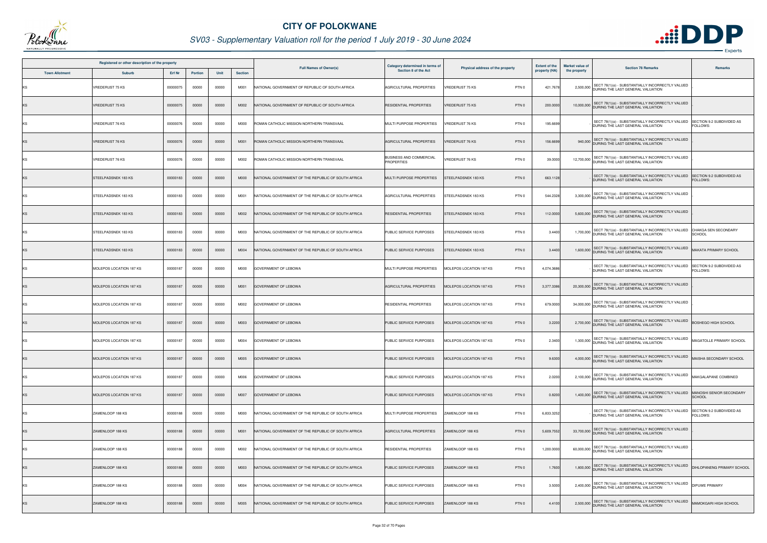# CITY OF POLOKWANE

## SV03 - Supplementary Valuation roll for the period 1 July 2019 - 30 June 2024

| Registered or other description of the property | | | | | | Full Names of Owner(s) | Category determined in terms of Section 8 of the Act | Physical address of the property | Extent of the property (HA) | Market value of the property | Section 78 Remarks | Remarks |
|---|---|---|---|---|---|---|---|---|---|---|---|---|
| Town Allotment | Suburb | Erf Nr | Portion | Unit | Section | | | | | | | |
| KS | VREDERUST 75 KS | 00000075 | 00000 | 00000 | M001 | NATIONAL GOVERNMENT OF REPUBLIC OF SOUTH AFRICA | AGRICULTURAL PROPERTIES | VREDERUST 75 KS PTN 0 | 421.7678 | 2,500,000 | SECT 78(1)(e) - SUBSTANTIALLY INCORRECTLY VALUED DURING THE LAST GENERAL VALUATION | - |
| KS | VREDERUST 75 KS | 00000075 | 00000 | 00000 | M002 | NATIONAL GOVERNMENT OF REPUBLIC OF SOUTH AFRICA | RESIDENTIAL PROPERTIES | VREDERUST 75 KS PTN 0 | 200.0000 | 10,000,000 | SECT 78(1)(e) - SUBSTANTIALLY INCORRECTLY VALUED DURING THE LAST GENERAL VALUATION | - |
| KS | VREDERUST 76 KS | 00000076 | 00000 | 00000 | M000 | ROMAN CATHOLIC MISSION-NORTHERN TRANSVAAL | MULTI PURPOSE PROPERTIES | VREDERUST 76 KS PTN 0 | 195.6699 | - | SECT 78(1)(e) - SUBSTANTIALLY INCORRECTLY VALUED DURING THE LAST GENERAL VALUATION | SECTION 9.2 SUBDIVIDED AS FOLLOWS: |
| KS | VREDERUST 76 KS | 00000076 | 00000 | 00000 | M001 | ROMAN CATHOLIC MISSION-NORTHERN TRANSVAAL | AGRICULTURAL PROPERTIES | VREDERUST 76 KS PTN 0 | 156.6699 | 940,000 | SECT 78(1)(e) - SUBSTANTIALLY INCORRECTLY VALUED DURING THE LAST GENERAL VALUATION | - |
| KS | VREDERUST 76 KS | 00000076 | 00000 | 00000 | M002 | ROMAN CATHOLIC MISSION-NORTHERN TRANSVAAL | BUSINESS AND COMMERCIAL PROPERTIES | VREDERUST 76 KS PTN 0 | 39.0000 | 12,700,000 | SECT 78(1)(e) - SUBSTANTIALLY INCORRECTLY VALUED DURING THE LAST GENERAL VALUATION | - |
| KS | STEELPADSNEK 183 KS | 00000183 | 00000 | 00000 | M000 | NATIONAL GOVERNMENT OF THE REPUBLIC OF SOUTH AFRICA | MULTI PURPOSE PROPERTIES | STEELPADSNEK 183 KS PTN 0 | 663.1128 | - | SECT 78(1)(e) - SUBSTANTIALLY INCORRECTLY VALUED DURING THE LAST GENERAL VALUATION | SECTION 9.2 SUBDIVIDED AS FOLLOWS: |
| KS | STEELPADSNEK 183 KS | 00000183 | 00000 | 00000 | M001 | NATIONAL GOVERNMENT OF THE REPUBLIC OF SOUTH AFRICA | AGRICULTURAL PROPERTIES | STEELPADSNEK 183 KS PTN 0 | 544.2328 | 3,300,000 | SECT 78(1)(e) - SUBSTANTIALLY INCORRECTLY VALUED DURING THE LAST GENERAL VALUATION | - |
| KS | STEELPADSNEK 183 KS | 00000183 | 00000 | 00000 | M002 | NATIONAL GOVERNMENT OF THE REPUBLIC OF SOUTH AFRICA | RESIDENTIAL PROPERTIES | STEELPADSNEK 183 KS PTN 0 | 112.0000 | 5,600,000 | SECT 78(1)(e) - SUBSTANTIALLY INCORRECTLY VALUED DURING THE LAST GENERAL VALUATION | - |
| KS | STEELPADSNEK 183 KS | 00000183 | 00000 | 00000 | M003 | NATIONAL GOVERNMENT OF THE REPUBLIC OF SOUTH AFRICA | PUBLIC SERVICE PURPOSES | STEELPADSNEK 183 KS PTN 0 | 3.4400 | 1,700,000 | SECT 78(1)(e) - SUBSTANTIALLY INCORRECTLY VALUED DURING THE LAST GENERAL VALUATION | CHAKGA SEN SECONDARY SCHOOL |
| KS | STEELPADSNEK 183 KS | 00000183 | 00000 | 00000 | M004 | NATIONAL GOVERNMENT OF THE REPUBLIC OF SOUTH AFRICA | PUBLIC SERVICE PURPOSES | STEELPADSNEK 183 KS PTN 0 | 3.4400 | 1,600,000 | SECT 78(1)(e) - SUBSTANTIALLY INCORRECTLY VALUED DURING THE LAST GENERAL VALUATION | MAKATA PRIMARY SCHOOL |
| KS | MOLEPOS LOCATION 187 KS | 00000187 | 00000 | 00000 | M000 | GOVERNMENT OF LEBOWA | MULTI PURPOSE PROPERTIES | MOLEPOS LOCATION 187 KS PTN 0 | 4,074.3686 | - | SECT 78(1)(e) - SUBSTANTIALLY INCORRECTLY VALUED DURING THE LAST GENERAL VALUATION | SECTION 9.2 SUBDIVIDED AS FOLLOWS: |
| KS | MOLEPOS LOCATION 187 KS | 00000187 | 00000 | 00000 | M001 | GOVERNMENT OF LEBOWA | AGRICULTURAL PROPERTIES | MOLEPOS LOCATION 187 KS PTN 0 | 3,377.3386 | 20,300,000 | SECT 78(1)(e) - SUBSTANTIALLY INCORRECTLY VALUED DURING THE LAST GENERAL VALUATION | - |
| KS | MOLEPOS LOCATION 187 KS | 00000187 | 00000 | 00000 | M002 | GOVERNMENT OF LEBOWA | RESIDENTIAL PROPERTIES | MOLEPOS LOCATION 187 KS PTN 0 | 679.0000 | 34,000,000 | SECT 78(1)(e) - SUBSTANTIALLY INCORRECTLY VALUED DURING THE LAST GENERAL VALUATION | - |
| KS | MOLEPOS LOCATION 187 KS | 00000187 | 00000 | 00000 | M003 | GOVERNMENT OF LEBOWA | PUBLIC SERVICE PURPOSES | MOLEPOS LOCATION 187 KS PTN 0 | 3.2200 | 2,700,000 | SECT 78(1)(e) - SUBSTANTIALLY INCORRECTLY VALUED DURING THE LAST GENERAL VALUATION | BOSHEGO HIGH SCHOOL |
| KS | MOLEPOS LOCATION 187 KS | 00000187 | 00000 | 00000 | M004 | GOVERNMENT OF LEBOWA | PUBLIC SERVICE PURPOSES | MOLEPOS LOCATION 187 KS PTN 0 | 2.3400 | 1,300,000 | SECT 78(1)(e) - SUBSTANTIALLY INCORRECTLY VALUED DURING THE LAST GENERAL VALUATION | MAGATOLLE PRIMARY SCHOOL |
| KS | MOLEPOS LOCATION 187 KS | 00000187 | 00000 | 00000 | M005 | GOVERNMENT OF LEBOWA | PUBLIC SERVICE PURPOSES | MOLEPOS LOCATION 187 KS PTN 0 | 9.6300 | 4,000,000 | SECT 78(1)(e) - SUBSTANTIALLY INCORRECTLY VALUED DURING THE LAST GENERAL VALUATION | MAISHA SECONDARY SCHOOL |
| KS | MOLEPOS LOCATION 187 KS | 00000187 | 00000 | 00000 | M006 | GOVERNMENT OF LEBOWA | PUBLIC SERVICE PURPOSES | MOLEPOS LOCATION 187 KS PTN 0 | 2.0200 | 2,100,000 | SECT 78(1)(e) - SUBSTANTIALLY INCORRECTLY VALUED DURING THE LAST GENERAL VALUATION | MAKGALAPANE COMBINED |
| KS | MOLEPOS LOCATION 187 KS | 00000187 | 00000 | 00000 | M007 | GOVERNMENT OF LEBOWA | PUBLIC SERVICE PURPOSES | MOLEPOS LOCATION 187 KS PTN 0 | 0.8200 | 1,400,000 | SECT 78(1)(e) - SUBSTANTIALLY INCORRECTLY VALUED DURING THE LAST GENERAL VALUATION | MANOSHI SENIOR SECONDARY SCHOOL |
| KS | ZAMENLOOP 188 KS | 00000188 | 00000 | 00000 | M000 | NATIONAL GOVERNMENT OF THE REPUBLIC OF SOUTH AFRICA | MULTI PURPOSE PROPERTIES | ZAMENLOOP 188 KS PTN 0 | 6,833.3252 | - | SECT 78(1)(e) - SUBSTANTIALLY INCORRECTLY VALUED DURING THE LAST GENERAL VALUATION | SECTION 9.2 SUBDIVIDED AS FOLLOWS: |
| KS | ZAMENLOOP 188 KS | 00000188 | 00000 | 00000 | M001 | NATIONAL GOVERNMENT OF THE REPUBLIC OF SOUTH AFRICA | AGRICULTURAL PROPERTIES | ZAMENLOOP 188 KS PTN 0 | 5,609.7552 | 33,700,000 | SECT 78(1)(e) - SUBSTANTIALLY INCORRECTLY VALUED DURING THE LAST GENERAL VALUATION | - |
| KS | ZAMENLOOP 188 KS | 00000188 | 00000 | 00000 | M002 | NATIONAL GOVERNMENT OF THE REPUBLIC OF SOUTH AFRICA | RESIDENTIAL PROPERTIES | ZAMENLOOP 188 KS PTN 0 | 1,200.0000 | 60,000,000 | SECT 78(1)(e) - SUBSTANTIALLY INCORRECTLY VALUED DURING THE LAST GENERAL VALUATION | - |
| KS | ZAMENLOOP 188 KS | 00000188 | 00000 | 00000 | M003 | NATIONAL GOVERNMENT OF THE REPUBLIC OF SOUTH AFRICA | PUBLIC SERVICE PURPOSES | ZAMENLOOP 188 KS PTN 0 | 1.7600 | 1,800,000 | SECT 78(1)(e) - SUBSTANTIALLY INCORRECTLY VALUED DURING THE LAST GENERAL VALUATION | DIHLOPANENG PRIMARY SCHOOL |
| KS | ZAMENLOOP 188 KS | 00000188 | 00000 | 00000 | M004 | NATIONAL GOVERNMENT OF THE REPUBLIC OF SOUTH AFRICA | PUBLIC SERVICE PURPOSES | ZAMENLOOP 188 KS PTN 0 | 3.5000 | 2,400,000 | SECT 78(1)(e) - SUBSTANTIALLY INCORRECTLY VALUED DURING THE LAST GENERAL VALUATION | DIPUWE PRIMARY |
| KS | ZAMENLOOP 188 KS | 00000188 | 00000 | 00000 | M005 | NATIONAL GOVERNMENT OF THE REPUBLIC OF SOUTH AFRICA | PUBLIC SERVICE PURPOSES | ZAMENLOOP 188 KS PTN 0 | 4.4100 | 2,500,000 | SECT 78(1)(e) - SUBSTANTIALLY INCORRECTLY VALUED DURING THE LAST GENERAL VALUATION | MAMOKGARI HIGH SCHOOL |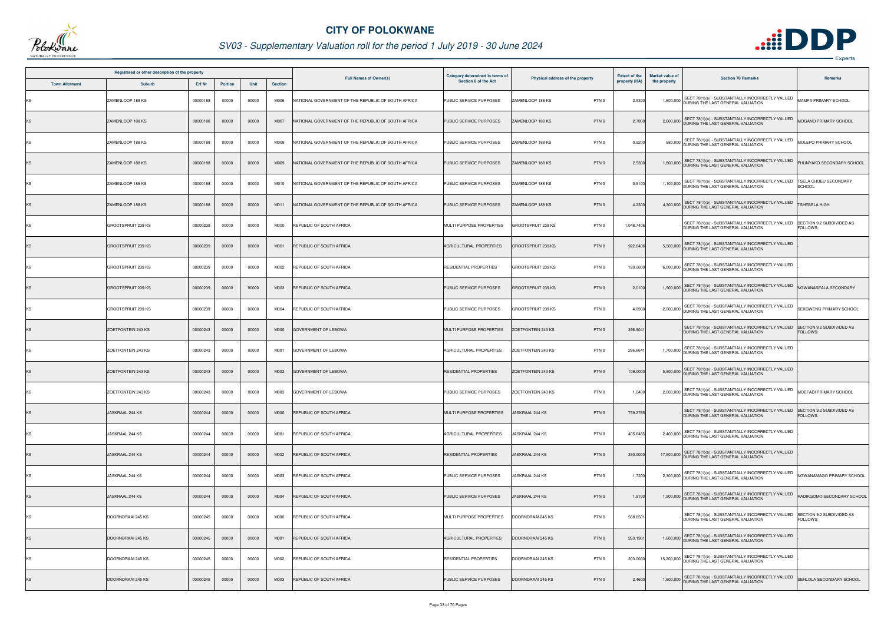# CITY OF POLOKWANE

## SV03 - Supplementary Valuation roll for the period 1 July 2019 - 30 June 2024

| Registered or other description of the property | | | | | | Full Names of Owner(s) | Category determined in terms of Section 8 of the Act | Physical address of the property | Extent of the property (HA) | Market value of the property | Section 78 Remarks | Remarks |
|---|---|---|---|---|---|---|---|---|---|---|---|---|
| Town Allotment | Suburb | Erf Nr | Portion | Unit | Section | | | | | | | |
| KS | ZAMENLOOP 188 KS | 00000188 | 00000 | 00000 | M006 | NATIONAL GOVERNMENT OF THE REPUBLIC OF SOUTH AFRICA | PUBLIC SERVICE PURPOSES | ZAMENLOOP 188 KS PTN 0 | 2.5300 | 1,600,000 | SECT 78(1)(e) - SUBSTANTIALLY INCORRECTLY VALUED DURING THE LAST GENERAL VALUATION | MAMPA PRIMARY SCHOOL |
| KS | ZAMENLOOP 188 KS | 00000188 | 00000 | 00000 | M007 | NATIONAL GOVERNMENT OF THE REPUBLIC OF SOUTH AFRICA | PUBLIC SERVICE PURPOSES | ZAMENLOOP 188 KS PTN 0 | 2.7800 | 2,600,000 | SECT 78(1)(e) - SUBSTANTIALLY INCORRECTLY VALUED DURING THE LAST GENERAL VALUATION | MOGANO PRIMARY SCHOOL |
| KS | ZAMENLOOP 188 KS | 00000188 | 00000 | 00000 | M008 | NATIONAL GOVERNMENT OF THE REPUBLIC OF SOUTH AFRICA | PUBLIC SERVICE PURPOSES | ZAMENLOOP 188 KS PTN 0 | 0.9200 | 580,000 | SECT 78(1)(e) - SUBSTANTIALLY INCORRECTLY VALUED DURING THE LAST GENERAL VALUATION | MOLEPO PRIMARY SCHOOL |
| KS | ZAMENLOOP 188 KS | 00000188 | 00000 | 00000 | M009 | NATIONAL GOVERNMENT OF THE REPUBLIC OF SOUTH AFRICA | PUBLIC SERVICE PURPOSES | ZAMENLOOP 188 KS PTN 0 | 2.5300 | 1,800,000 | SECT 78(1)(e) - SUBSTANTIALLY INCORRECTLY VALUED DURING THE LAST GENERAL VALUATION | PHUNYAKO SECONDARY SCHOOL |
| KS | ZAMENLOOP 188 KS | 00000188 | 00000 | 00000 | M010 | NATIONAL GOVERNMENT OF THE REPUBLIC OF SOUTH AFRICA | PUBLIC SERVICE PURPOSES | ZAMENLOOP 188 KS PTN 0 | 0.9100 | 1,100,000 | SECT 78(1)(e) - SUBSTANTIALLY INCORRECTLY VALUED DURING THE LAST GENERAL VALUATION | TSELA CHUEU SECONDARY SCHOOL |
| KS | ZAMENLOOP 188 KS | 00000188 | 00000 | 00000 | M011 | NATIONAL GOVERNMENT OF THE REPUBLIC OF SOUTH AFRICA | PUBLIC SERVICE PURPOSES | ZAMENLOOP 188 KS PTN 0 | 4.2300 | 4,300,000 | SECT 78(1)(e) - SUBSTANTIALLY INCORRECTLY VALUED DURING THE LAST GENERAL VALUATION | TSHEBELA HIGH |
| KS | GROOTSPRUIT 239 KS | 00000239 | 00000 | 00000 | M000 | REPUBLIC OF SOUTH AFRICA | MULTI PURPOSE PROPERTIES | GROOTSPRUIT 239 KS PTN 0 | 1,048.7406 | | SECT 78(1)(e) - SUBSTANTIALLY INCORRECTLY VALUED DURING THE LAST GENERAL VALUATION | SECTION 9.2 SUBDIVIDED AS FOLLOWS: |
| KS | GROOTSPRUIT 239 KS | 00000239 | 00000 | 00000 | M001 | REPUBLIC OF SOUTH AFRICA | AGRICULTURAL PROPERTIES | GROOTSPRUIT 239 KS PTN 0 | 922.6406 | 5,500,000 | SECT 78(1)(e) - SUBSTANTIALLY INCORRECTLY VALUED DURING THE LAST GENERAL VALUATION | |
| KS | GROOTSPRUIT 239 KS | 00000239 | 00000 | 00000 | M002 | REPUBLIC OF SOUTH AFRICA | RESIDENTIAL PROPERTIES | GROOTSPRUIT 239 KS PTN 0 | 120.0000 | 6,000,000 | SECT 78(1)(e) - SUBSTANTIALLY INCORRECTLY VALUED DURING THE LAST GENERAL VALUATION | |
| KS | GROOTSPRUIT 239 KS | 00000239 | 00000 | 00000 | M003 | REPUBLIC OF SOUTH AFRICA | PUBLIC SERVICE PURPOSES | GROOTSPRUIT 239 KS PTN 0 | 2.0100 | 1,900,000 | SECT 78(1)(e) - SUBSTANTIALLY INCORRECTLY VALUED DURING THE LAST GENERAL VALUATION | NGWANASEALA SECONDARY |
| KS | GROOTSPRUIT 239 KS | 00000239 | 00000 | 00000 | M004 | REPUBLIC OF SOUTH AFRICA | PUBLIC SERVICE PURPOSES | GROOTSPRUIT 239 KS PTN 0 | 4.0900 | 2,000,000 | SECT 78(1)(e) - SUBSTANTIALLY INCORRECTLY VALUED DURING THE LAST GENERAL VALUATION | SEKGWENG PRIMARY SCHOOL |
| KS | ZOETFONTEIN 243 KS | 00000243 | 00000 | 00000 | M000 | GOVERNMENT OF LEBOWA | MULTI PURPOSE PROPERTIES | ZOETFONTEIN 243 KS PTN 0 | 396.9041 | | SECT 78(1)(e) - SUBSTANTIALLY INCORRECTLY VALUED DURING THE LAST GENERAL VALUATION | SECTION 9.2 SUBDIVIDED AS FOLLOWS: |
| KS | ZOETFONTEIN 243 KS | 00000243 | 00000 | 00000 | M001 | GOVERNMENT OF LEBOWA | AGRICULTURAL PROPERTIES | ZOETFONTEIN 243 KS PTN 0 | 286.6641 | 1,700,000 | SECT 78(1)(e) - SUBSTANTIALLY INCORRECTLY VALUED DURING THE LAST GENERAL VALUATION | |
| KS | ZOETFONTEIN 243 KS | 00000243 | 00000 | 00000 | M002 | GOVERNMENT OF LEBOWA | RESIDENTIAL PROPERTIES | ZOETFONTEIN 243 KS PTN 0 | 109.0000 | 5,500,000 | SECT 78(1)(e) - SUBSTANTIALLY INCORRECTLY VALUED DURING THE LAST GENERAL VALUATION | |
| KS | ZOETFONTEIN 243 KS | 00000243 | 00000 | 00000 | M003 | GOVERNMENT OF LEBOWA | PUBLIC SERVICE PURPOSES | ZOETFONTEIN 243 KS PTN 0 | 1.2400 | 2,000,000 | SECT 78(1)(e) - SUBSTANTIALLY INCORRECTLY VALUED DURING THE LAST GENERAL VALUATION | MOEFADI PRIMARY SCHOOL |
| KS | JASKRAAL 244 KS | 00000244 | 00000 | 00000 | M000 | REPUBLIC OF SOUTH AFRICA | MULTI PURPOSE PROPERTIES | JASKRAAL 244 KS PTN 0 | 759.2785 | | SECT 78(1)(e) - SUBSTANTIALLY INCORRECTLY VALUED DURING THE LAST GENERAL VALUATION | SECTION 9.2 SUBDIVIDED AS FOLLOWS: |
| KS | JASKRAAL 244 KS | 00000244 | 00000 | 00000 | M001 | REPUBLIC OF SOUTH AFRICA | AGRICULTURAL PROPERTIES | JASKRAAL 244 KS PTN 0 | 405.6485 | 2,400,000 | SECT 78(1)(e) - SUBSTANTIALLY INCORRECTLY VALUED DURING THE LAST GENERAL VALUATION | |
| KS | JASKRAAL 244 KS | 00000244 | 00000 | 00000 | M002 | REPUBLIC OF SOUTH AFRICA | RESIDENTIAL PROPERTIES | JASKRAAL 244 KS PTN 0 | 350.0000 | 17,500,000 | SECT 78(1)(e) - SUBSTANTIALLY INCORRECTLY VALUED DURING THE LAST GENERAL VALUATION | |
| KS | JASKRAAL 244 KS | 00000244 | 00000 | 00000 | M003 | REPUBLIC OF SOUTH AFRICA | PUBLIC SERVICE PURPOSES | JASKRAAL 244 KS PTN 0 | 1.7200 | 2,300,000 | SECT 78(1)(e) - SUBSTANTIALLY INCORRECTLY VALUED DURING THE LAST GENERAL VALUATION | NGWANAMAGO PRIMARY SCHOOL |
| KS | JASKRAAL 244 KS | 00000244 | 00000 | 00000 | M004 | REPUBLIC OF SOUTH AFRICA | PUBLIC SERVICE PURPOSES | JASKRAAL 244 KS PTN 0 | 1.9100 | 1,900,000 | SECT 78(1)(e) - SUBSTANTIALLY INCORRECTLY VALUED DURING THE LAST GENERAL VALUATION | RADIKGOMO SECONDARY SCHOOL |
| KS | DOORNDRAAI 245 KS | 00000245 | 00000 | 00000 | M000 | REPUBLIC OF SOUTH AFRICA | MULTI PURPOSE PROPERTIES | DOORNDRAAI 245 KS PTN 0 | 568.6501 | | SECT 78(1)(e) - SUBSTANTIALLY INCORRECTLY VALUED DURING THE LAST GENERAL VALUATION | SECTION 9.2 SUBDIVIDED AS FOLLOWS: |
| KS | DOORNDRAAI 245 KS | 00000245 | 00000 | 00000 | M001 | REPUBLIC OF SOUTH AFRICA | AGRICULTURAL PROPERTIES | DOORNDRAAI 245 KS PTN 0 | 263.1901 | 1,600,000 | SECT 78(1)(e) - SUBSTANTIALLY INCORRECTLY VALUED DURING THE LAST GENERAL VALUATION | |
| KS | DOORNDRAAI 245 KS | 00000245 | 00000 | 00000 | M002 | REPUBLIC OF SOUTH AFRICA | RESIDENTIAL PROPERTIES | DOORNDRAAI 245 KS PTN 0 | 303.0000 | 15,200,000 | SECT 78(1)(e) - SUBSTANTIALLY INCORRECTLY VALUED DURING THE LAST GENERAL VALUATION | |
| KS | DOORNDRAAI 245 KS | 00000245 | 00000 | 00000 | M003 | REPUBLIC OF SOUTH AFRICA | PUBLIC SERVICE PURPOSES | DOORNDRAAI 245 KS PTN 0 | 2.4600 | 1,600,000 | SECT 78(1)(e) - SUBSTANTIALLY INCORRECTLY VALUED DURING THE LAST GENERAL VALUATION | SEHLOLA SECONDARY SCHOOL |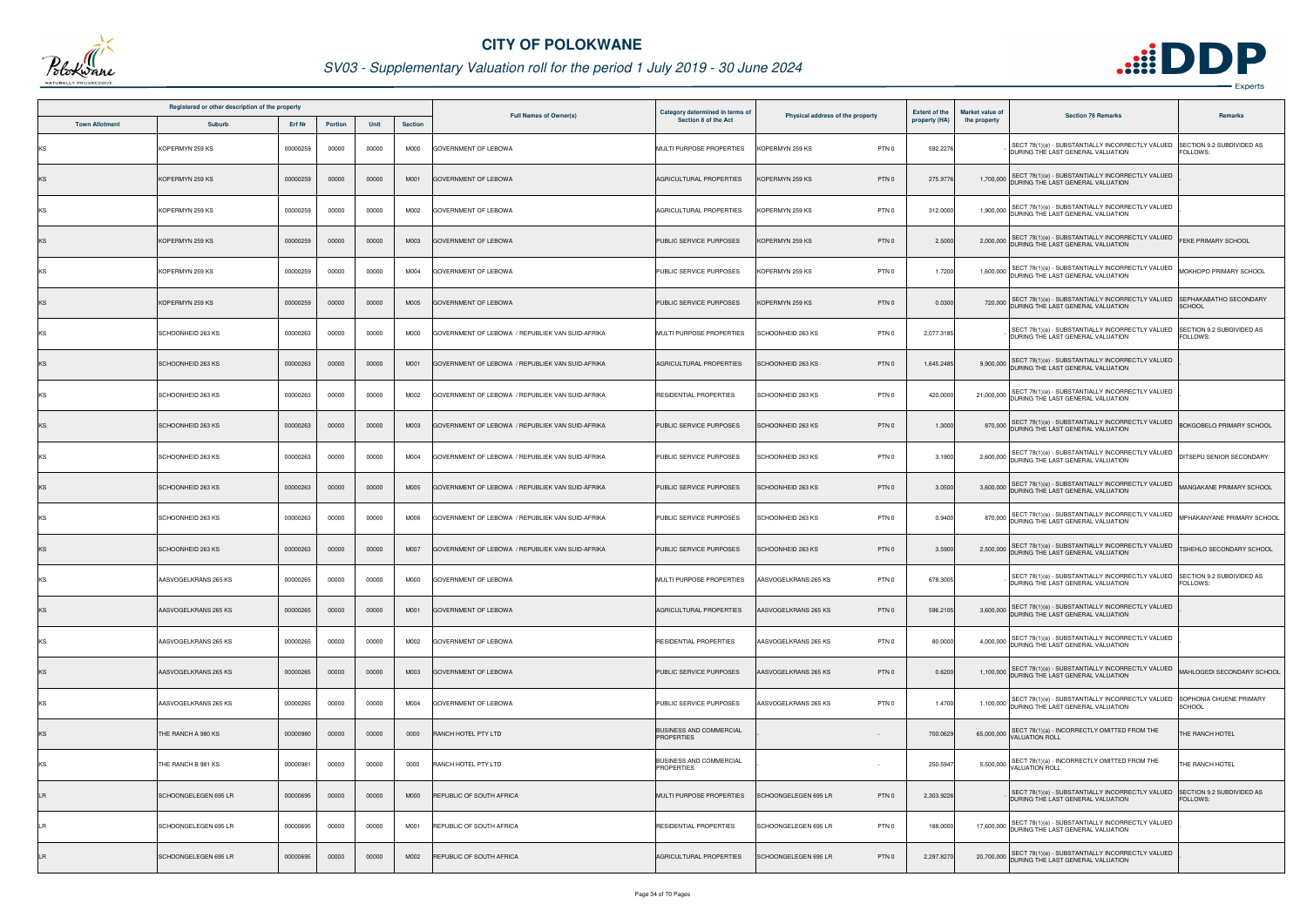# CITY OF POLOKWANE

## SV03 - Supplementary Valuation roll for the period 1 July 2019 - 30 June 2024

| Registered or other description of the property | | | | | | Full Names of Owner(s) | Category determined in terms of Section 8 of the Act | Physical address of the property | | Extent of the property (HA) | Market value of the property | Section 78 Remarks | Remarks |
|---|---|---|---|---|---|---|---|---|---|---|---|---|---|
| Town Allotment | Suburb | Erf Nr | Portion | Unit | Section | | | | | | | | |
| KS | KOPERMYN 259 KS | 00000259 | 00000 | 00000 | M000 | GOVERNMENT OF LEBOWA | MULTI PURPOSE PROPERTIES | KOPERMYN 259 KS | PTN 0 | 592.2276 | | SECT 78(1)(e) - SUBSTANTIALLY INCORRECTLY VALUED DURING THE LAST GENERAL VALUATION | SECTION 9.2 SUBDIVIDED AS FOLLOWS: |
| KS | KOPERMYN 259 KS | 00000259 | 00000 | 00000 | M001 | GOVERNMENT OF LEBOWA | AGRICULTURAL PROPERTIES | KOPERMYN 259 KS | PTN 0 | 275.9776 | 1,700,000 | SECT 78(1)(e) - SUBSTANTIALLY INCORRECTLY VALUED DURING THE LAST GENERAL VALUATION | |
| KS | KOPERMYN 259 KS | 00000259 | 00000 | 00000 | M002 | GOVERNMENT OF LEBOWA | AGRICULTURAL PROPERTIES | KOPERMYN 259 KS | PTN 0 | 312.0000 | 1,900,000 | SECT 78(1)(e) - SUBSTANTIALLY INCORRECTLY VALUED DURING THE LAST GENERAL VALUATION | |
| KS | KOPERMYN 259 KS | 00000259 | 00000 | 00000 | M003 | GOVERNMENT OF LEBOWA | PUBLIC SERVICE PURPOSES | KOPERMYN 259 KS | PTN 0 | 2.5000 | 2,000,000 | SECT 78(1)(e) - SUBSTANTIALLY INCORRECTLY VALUED DURING THE LAST GENERAL VALUATION | FEKE PRIMARY SCHOOL |
| KS | KOPERMYN 259 KS | 00000259 | 00000 | 00000 | M004 | GOVERNMENT OF LEBOWA | PUBLIC SERVICE PURPOSES | KOPERMYN 259 KS | PTN 0 | 1.7200 | 1,600,000 | SECT 78(1)(e) - SUBSTANTIALLY INCORRECTLY VALUED DURING THE LAST GENERAL VALUATION | MOKHOPO PRIMARY SCHOOL |
| KS | KOPERMYN 259 KS | 00000259 | 00000 | 00000 | M005 | GOVERNMENT OF LEBOWA | PUBLIC SERVICE PURPOSES | KOPERMYN 259 KS | PTN 0 | 0.0300 | 720,000 | SECT 78(1)(e) - SUBSTANTIALLY INCORRECTLY VALUED DURING THE LAST GENERAL VALUATION | SEPHAKABATHO SECONDARY SCHOOL |
| KS | SCHOONHEID 263 KS | 00000263 | 00000 | 00000 | M000 | GOVERNMENT OF LEBOWA / REPUBLIEK VAN SUID-AFRIKA | MULTI PURPOSE PROPERTIES | SCHOONHEID 263 KS | PTN 0 | 2,077.3185 | | SECT 78(1)(e) - SUBSTANTIALLY INCORRECTLY VALUED DURING THE LAST GENERAL VALUATION | SECTION 9.2 SUBDIVIDED AS FOLLOWS: |
| KS | SCHOONHEID 263 KS | 00000263 | 00000 | 00000 | M001 | GOVERNMENT OF LEBOWA / REPUBLIEK VAN SUID-AFRIKA | AGRICULTURAL PROPERTIES | SCHOONHEID 263 KS | PTN 0 | 1,645.2485 | 9,900,000 | SECT 78(1)(e) - SUBSTANTIALLY INCORRECTLY VALUED DURING THE LAST GENERAL VALUATION | |
| KS | SCHOONHEID 263 KS | 00000263 | 00000 | 00000 | M002 | GOVERNMENT OF LEBOWA / REPUBLIEK VAN SUID-AFRIKA | RESIDENTIAL PROPERTIES | SCHOONHEID 263 KS | PTN 0 | 420.0000 | 21,000,000 | SECT 78(1)(e) - SUBSTANTIALLY INCORRECTLY VALUED DURING THE LAST GENERAL VALUATION | |
| KS | SCHOONHEID 263 KS | 00000263 | 00000 | 00000 | M003 | GOVERNMENT OF LEBOWA / REPUBLIEK VAN SUID-AFRIKA | PUBLIC SERVICE PURPOSES | SCHOONHEID 263 KS | PTN 0 | 1.3000 | 870,000 | SECT 78(1)(e) - SUBSTANTIALLY INCORRECTLY VALUED DURING THE LAST GENERAL VALUATION | BOKGOBELO PRIMARY SCHOOL |
| KS | SCHOONHEID 263 KS | 00000263 | 00000 | 00000 | M004 | GOVERNMENT OF LEBOWA / REPUBLIEK VAN SUID-AFRIKA | PUBLIC SERVICE PURPOSES | SCHOONHEID 263 KS | PTN 0 | 3.1900 | 2,600,000 | SECT 78(1)(e) - SUBSTANTIALLY INCORRECTLY VALUED DURING THE LAST GENERAL VALUATION | DITSEPU SENIOR SECONDARY |
| KS | SCHOONHEID 263 KS | 00000263 | 00000 | 00000 | M005 | GOVERNMENT OF LEBOWA / REPUBLIEK VAN SUID-AFRIKA | PUBLIC SERVICE PURPOSES | SCHOONHEID 263 KS | PTN 0 | 3.0500 | 3,600,000 | SECT 78(1)(e) - SUBSTANTIALLY INCORRECTLY VALUED DURING THE LAST GENERAL VALUATION | MANGAKANE PRIMARY SCHOOL |
| KS | SCHOONHEID 263 KS | 00000263 | 00000 | 00000 | M006 | GOVERNMENT OF LEBOWA / REPUBLIEK VAN SUID-AFRIKA | PUBLIC SERVICE PURPOSES | SCHOONHEID 263 KS | PTN 0 | 0.9400 | 870,000 | SECT 78(1)(e) - SUBSTANTIALLY INCORRECTLY VALUED DURING THE LAST GENERAL VALUATION | MPHAKANYANE PRIMARY SCHOOL |
| KS | SCHOONHEID 263 KS | 00000263 | 00000 | 00000 | M007 | GOVERNMENT OF LEBOWA / REPUBLIEK VAN SUID-AFRIKA | PUBLIC SERVICE PURPOSES | SCHOONHEID 263 KS | PTN 0 | 3.5900 | 2,500,000 | SECT 78(1)(e) - SUBSTANTIALLY INCORRECTLY VALUED DURING THE LAST GENERAL VALUATION | TSHEHLO SECONDARY SCHOOL |
| KS | AASVOGELKRANS 265 KS | 00000265 | 00000 | 00000 | M000 | GOVERNMENT OF LEBOWA | MULTI PURPOSE PROPERTIES | AASVOGELKRANS 265 KS | PTN 0 | 678.3005 | | SECT 78(1)(e) - SUBSTANTIALLY INCORRECTLY VALUED DURING THE LAST GENERAL VALUATION | SECTION 9.2 SUBDIVIDED AS FOLLOWS: |
| KS | AASVOGELKRANS 265 KS | 00000265 | 00000 | 00000 | M001 | GOVERNMENT OF LEBOWA | AGRICULTURAL PROPERTIES | AASVOGELKRANS 265 KS | PTN 0 | 596.2105 | 3,600,000 | SECT 78(1)(e) - SUBSTANTIALLY INCORRECTLY VALUED DURING THE LAST GENERAL VALUATION | |
| KS | AASVOGELKRANS 265 KS | 00000265 | 00000 | 00000 | M002 | GOVERNMENT OF LEBOWA | RESIDENTIAL PROPERTIES | AASVOGELKRANS 265 KS | PTN 0 | 80.0000 | 4,000,000 | SECT 78(1)(e) - SUBSTANTIALLY INCORRECTLY VALUED DURING THE LAST GENERAL VALUATION | |
| KS | AASVOGELKRANS 265 KS | 00000265 | 00000 | 00000 | M003 | GOVERNMENT OF LEBOWA | PUBLIC SERVICE PURPOSES | AASVOGELKRANS 265 KS | PTN 0 | 0.6200 | 1,100,000 | SECT 78(1)(e) - SUBSTANTIALLY INCORRECTLY VALUED DURING THE LAST GENERAL VALUATION | MAHLOGEDI SECONDARY SCHOOL |
| KS | AASVOGELKRANS 265 KS | 00000265 | 00000 | 00000 | M004 | GOVERNMENT OF LEBOWA | PUBLIC SERVICE PURPOSES | AASVOGELKRANS 265 KS | PTN 0 | 1.4700 | 1,100,000 | SECT 78(1)(e) - SUBSTANTIALLY INCORRECTLY VALUED DURING THE LAST GENERAL VALUATION | SOPHONIA CHUENE PRIMARY SCHOOL |
| KS | THE RANCH A 980 KS | 00000980 | 00000 | 00000 | 0000 | RANCH HOTEL PTY LTD | BUSINESS AND COMMERCIAL PROPERTIES | - | - | 700.0629 | 65,000,000 | SECT 78(1)(a) - INCORRECTLY OMITTED FROM THE VALUATION ROLL | THE RANCH HOTEL |
| KS | THE RANCH B 981 KS | 00000981 | 00000 | 00000 | 0000 | RANCH HOTEL PTY LTD | BUSINESS AND COMMERCIAL PROPERTIES | - | - | 250.5947 | 5,500,000 | SECT 78(1)(a) - INCORRECTLY OMITTED FROM THE VALUATION ROLL | THE RANCH HOTEL |
| LR | SCHOONGELEGEN 695 LR | 00000695 | 00000 | 00000 | M000 | REPUBLIC OF SOUTH AFRICA | MULTI PURPOSE PROPERTIES | SCHOONGELEGEN 695 LR | PTN 0 | 2,303.9226 | | SECT 78(1)(e) - SUBSTANTIALLY INCORRECTLY VALUED DURING THE LAST GENERAL VALUATION | SECTION 9.2 SUBDIVIDED AS FOLLOWS: |
| LR | SCHOONGELEGEN 695 LR | 00000695 | 00000 | 00000 | M001 | REPUBLIC OF SOUTH AFRICA | RESIDENTIAL PROPERTIES | SCHOONGELEGEN 695 LR | PTN 0 | 188.0000 | 17,600,000 | SECT 78(1)(e) - SUBSTANTIALLY INCORRECTLY VALUED DURING THE LAST GENERAL VALUATION | |
| LR | SCHOONGELEGEN 695 LR | 00000695 | 00000 | 00000 | M002 | REPUBLIC OF SOUTH AFRICA | AGRICULTURAL PROPERTIES | SCHOONGELEGEN 695 LR | PTN 0 | 2,297.8270 | 20,700,000 | SECT 78(1)(e) - SUBSTANTIALLY INCORRECTLY VALUED DURING THE LAST GENERAL VALUATION | |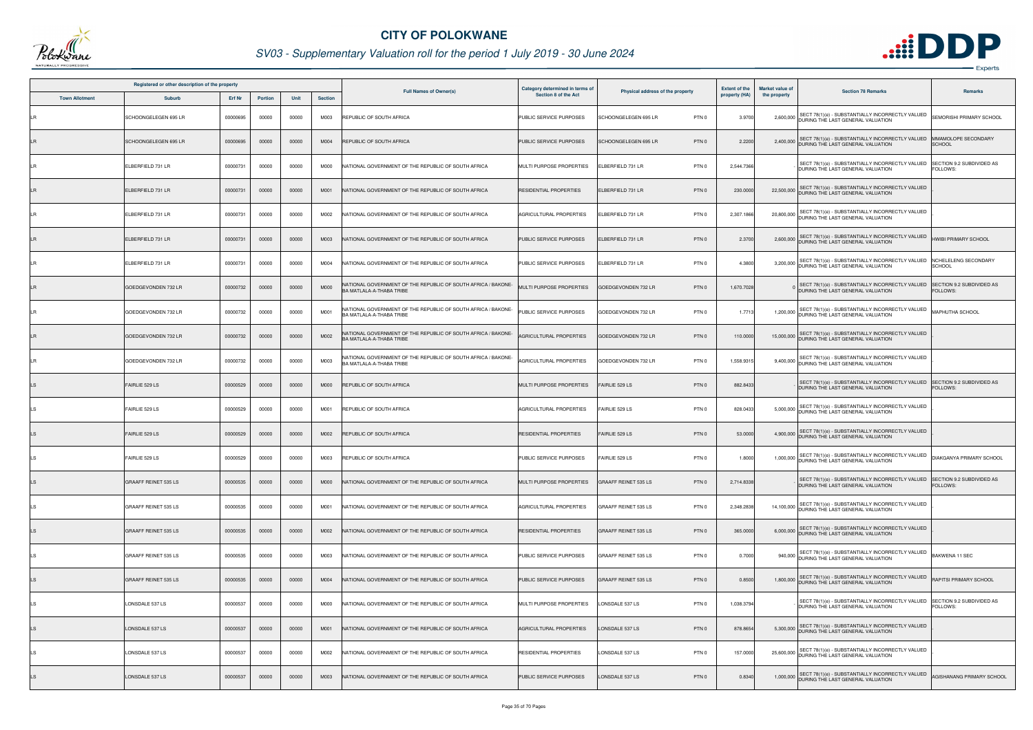# CITY OF POLOKWANE

## SV03 - Supplementary Valuation roll for the period 1 July 2019 - 30 June 2024

| Registered or other description of the property | | | | | | Full Names of Owner(s) | Category determined in terms of Section 8 of the Act | Physical address of the property | | Extent of the property (HA) | Market value of the property | Section 78 Remarks | Remarks |
|---|---|---|---|---|---|---|---|---|---|---|---|---|---|
| Town Allotment | Suburb | Erf Nr | Portion | Unit | Section | | | | | | | | |
| LR | SCHOONGELEGEN 695 LR | 00000695 | 00000 | 00000 | M003 | REPUBLIC OF SOUTH AFRICA | PUBLIC SERVICE PURPOSES | SCHOONGELEGEN 695 LR | PTN 0 | 3.9700 | 2,600,000 | SECT 78(1)(e) - SUBSTANTIALLY INCORRECTLY VALUED DURING THE LAST GENERAL VALUATION | SEMORISHI PRIMARY SCHOOL |
| LR | SCHOONGELEGEN 695 LR | 00000695 | 00000 | 00000 | M004 | REPUBLIC OF SOUTH AFRICA | PUBLIC SERVICE PURPOSES | SCHOONGELEGEN 695 LR | PTN 0 | 2.2200 | 2,400,000 | SECT 78(1)(e) - SUBSTANTIALLY INCORRECTLY VALUED DURING THE LAST GENERAL VALUATION | MMAMOLOPE SECONDARY SCHOOL |
| LR | ELBERFIELD 731 LR | 00000731 | 00000 | 00000 | M000 | NATIONAL GOVERNMENT OF THE REPUBLIC OF SOUTH AFRICA | MULTI PURPOSE PROPERTIES | ELBERFIELD 731 LR | PTN 0 | 2,544.7366 | - | SECT 78(1)(e) - SUBSTANTIALLY INCORRECTLY VALUED DURING THE LAST GENERAL VALUATION | SECTION 9.2 SUBDIVIDED AS FOLLOWS: |
| LR | ELBERFIELD 731 LR | 00000731 | 00000 | 00000 | M001 | NATIONAL GOVERNMENT OF THE REPUBLIC OF SOUTH AFRICA | RESIDENTIAL PROPERTIES | ELBERFIELD 731 LR | PTN 0 | 230.0000 | 22,500,000 | SECT 78(1)(e) - SUBSTANTIALLY INCORRECTLY VALUED DURING THE LAST GENERAL VALUATION | |
| LR | ELBERFIELD 731 LR | 00000731 | 00000 | 00000 | M002 | NATIONAL GOVERNMENT OF THE REPUBLIC OF SOUTH AFRICA | AGRICULTURAL PROPERTIES | ELBERFIELD 731 LR | PTN 0 | 2,307.1866 | 20,800,000 | SECT 78(1)(e) - SUBSTANTIALLY INCORRECTLY VALUED DURING THE LAST GENERAL VALUATION | |
| LR | ELBERFIELD 731 LR | 00000731 | 00000 | 00000 | M003 | NATIONAL GOVERNMENT OF THE REPUBLIC OF SOUTH AFRICA | PUBLIC SERVICE PURPOSES | ELBERFIELD 731 LR | PTN 0 | 2.3700 | 2,600,000 | SECT 78(1)(e) - SUBSTANTIALLY INCORRECTLY VALUED DURING THE LAST GENERAL VALUATION | HWIBI PRIMARY SCHOOL |
| LR | ELBERFIELD 731 LR | 00000731 | 00000 | 00000 | M004 | NATIONAL GOVERNMENT OF THE REPUBLIC OF SOUTH AFRICA | PUBLIC SERVICE PURPOSES | ELBERFIELD 731 LR | PTN 0 | 4.3800 | 3,200,000 | SECT 78(1)(e) - SUBSTANTIALLY INCORRECTLY VALUED DURING THE LAST GENERAL VALUATION | NCHELELENG SECONDARY SCHOOL |
| LR | GOEDGEVONDEN 732 LR | 00000732 | 00000 | 00000 | M000 | NATIONAL GOVERNMENT OF THE REPUBLIC OF SOUTH AFRICA / BAKONE-BA MATLALA-A-THABA TRIBE | MULTI PURPOSE PROPERTIES | GOEDGEVONDEN 732 LR | PTN 0 | 1,670.7028 | 0 | SECT 78(1)(e) - SUBSTANTIALLY INCORRECTLY VALUED DURING THE LAST GENERAL VALUATION | SECTION 9.2 SUBDIVIDED AS FOLLOWS: |
| LR | GOEDGEVONDEN 732 LR | 00000732 | 00000 | 00000 | M001 | NATIONAL GOVERNMENT OF THE REPUBLIC OF SOUTH AFRICA / BAKONE-BA MATLALA-A-THABA TRIBE | PUBLIC SERVICE PURPOSES | GOEDGEVONDEN 732 LR | PTN 0 | 1.7713 | 1,200,000 | SECT 78(1)(e) - SUBSTANTIALLY INCORRECTLY VALUED DURING THE LAST GENERAL VALUATION | MAPHUTHA SCHOOL |
| LR | GOEDGEVONDEN 732 LR | 00000732 | 00000 | 00000 | M002 | NATIONAL GOVERNMENT OF THE REPUBLIC OF SOUTH AFRICA / BAKONE-BA MATLALA-A-THABA TRIBE | AGRICULTURAL PROPERTIES | GOEDGEVONDEN 732 LR | PTN 0 | 110.0000 | 15,000,000 | SECT 78(1)(e) - SUBSTANTIALLY INCORRECTLY VALUED DURING THE LAST GENERAL VALUATION | |
| LR | GOEDGEVONDEN 732 LR | 00000732 | 00000 | 00000 | M003 | NATIONAL GOVERNMENT OF THE REPUBLIC OF SOUTH AFRICA / BAKONE-BA MATLALA-A-THABA TRIBE | AGRICULTURAL PROPERTIES | GOEDGEVONDEN 732 LR | PTN 0 | 1,558.9315 | 9,400,000 | SECT 78(1)(e) - SUBSTANTIALLY INCORRECTLY VALUED DURING THE LAST GENERAL VALUATION | |
| LS | FAIRLIE 529 LS | 00000529 | 00000 | 00000 | M000 | REPUBLIC OF SOUTH AFRICA | MULTI PURPOSE PROPERTIES | FAIRLIE 529 LS | PTN 0 | 882.8433 | - | SECT 78(1)(e) - SUBSTANTIALLY INCORRECTLY VALUED DURING THE LAST GENERAL VALUATION | SECTION 9.2 SUBDIVIDED AS FOLLOWS: |
| LS | FAIRLIE 529 LS | 00000529 | 00000 | 00000 | M001 | REPUBLIC OF SOUTH AFRICA | AGRICULTURAL PROPERTIES | FAIRLIE 529 LS | PTN 0 | 828.0433 | 5,000,000 | SECT 78(1)(e) - SUBSTANTIALLY INCORRECTLY VALUED DURING THE LAST GENERAL VALUATION | |
| LS | FAIRLIE 529 LS | 00000529 | 00000 | 00000 | M002 | REPUBLIC OF SOUTH AFRICA | RESIDENTIAL PROPERTIES | FAIRLIE 529 LS | PTN 0 | 53.0000 | 4,900,000 | SECT 78(1)(e) - SUBSTANTIALLY INCORRECTLY VALUED DURING THE LAST GENERAL VALUATION | |
| LS | FAIRLIE 529 LS | 00000529 | 00000 | 00000 | M003 | REPUBLIC OF SOUTH AFRICA | PUBLIC SERVICE PURPOSES | FAIRLIE 529 LS | PTN 0 | 1.8000 | 1,000,000 | SECT 78(1)(e) - SUBSTANTIALLY INCORRECTLY VALUED DURING THE LAST GENERAL VALUATION | DIAKGANYA PRIMARY SCHOOL |
| LS | GRAAFF REINET 535 LS | 00000535 | 00000 | 00000 | M000 | NATIONAL GOVERNMENT OF THE REPUBLIC OF SOUTH AFRICA | MULTI PURPOSE PROPERTIES | GRAAFF REINET 535 LS | PTN 0 | 2,714.8338 | - | SECT 78(1)(e) - SUBSTANTIALLY INCORRECTLY VALUED DURING THE LAST GENERAL VALUATION | SECTION 9.2 SUBDIVIDED AS FOLLOWS: |
| LS | GRAAFF REINET 535 LS | 00000535 | 00000 | 00000 | M001 | NATIONAL GOVERNMENT OF THE REPUBLIC OF SOUTH AFRICA | AGRICULTURAL PROPERTIES | GRAAFF REINET 535 LS | PTN 0 | 2,348.2838 | 14,100,000 | SECT 78(1)(e) - SUBSTANTIALLY INCORRECTLY VALUED DURING THE LAST GENERAL VALUATION | |
| LS | GRAAFF REINET 535 LS | 00000535 | 00000 | 00000 | M002 | NATIONAL GOVERNMENT OF THE REPUBLIC OF SOUTH AFRICA | RESIDENTIAL PROPERTIES | GRAAFF REINET 535 LS | PTN 0 | 365.0000 | 6,000,000 | SECT 78(1)(e) - SUBSTANTIALLY INCORRECTLY VALUED DURING THE LAST GENERAL VALUATION | |
| LS | GRAAFF REINET 535 LS | 00000535 | 00000 | 00000 | M003 | NATIONAL GOVERNMENT OF THE REPUBLIC OF SOUTH AFRICA | PUBLIC SERVICE PURPOSES | GRAAFF REINET 535 LS | PTN 0 | 0.7000 | 940,000 | SECT 78(1)(e) - SUBSTANTIALLY INCORRECTLY VALUED DURING THE LAST GENERAL VALUATION | BAKWENA 11 SEC |
| LS | GRAAFF REINET 535 LS | 00000535 | 00000 | 00000 | M004 | NATIONAL GOVERNMENT OF THE REPUBLIC OF SOUTH AFRICA | PUBLIC SERVICE PURPOSES | GRAAFF REINET 535 LS | PTN 0 | 0.8500 | 1,800,000 | SECT 78(1)(e) - SUBSTANTIALLY INCORRECTLY VALUED DURING THE LAST GENERAL VALUATION | RAPITSI PRIMARY SCHOOL |
| LS | LONSDALE 537 LS | 00000537 | 00000 | 00000 | M000 | NATIONAL GOVERNMENT OF THE REPUBLIC OF SOUTH AFRICA | MULTI PURPOSE PROPERTIES | LONSDALE 537 LS | PTN 0 | 1,038.3794 | - | SECT 78(1)(e) - SUBSTANTIALLY INCORRECTLY VALUED DURING THE LAST GENERAL VALUATION | SECTION 9.2 SUBDIVIDED AS FOLLOWS: |
| LS | LONSDALE 537 LS | 00000537 | 00000 | 00000 | M001 | NATIONAL GOVERNMENT OF THE REPUBLIC OF SOUTH AFRICA | AGRICULTURAL PROPERTIES | LONSDALE 537 LS | PTN 0 | 878.8654 | 5,300,000 | SECT 78(1)(e) - SUBSTANTIALLY INCORRECTLY VALUED DURING THE LAST GENERAL VALUATION | |
| LS | LONSDALE 537 LS | 00000537 | 00000 | 00000 | M002 | NATIONAL GOVERNMENT OF THE REPUBLIC OF SOUTH AFRICA | RESIDENTIAL PROPERTIES | LONSDALE 537 LS | PTN 0 | 157.0000 | 25,600,000 | SECT 78(1)(e) - SUBSTANTIALLY INCORRECTLY VALUED DURING THE LAST GENERAL VALUATION | |
| LS | LONSDALE 537 LS | 00000537 | 00000 | 00000 | M003 | NATIONAL GOVERNMENT OF THE REPUBLIC OF SOUTH AFRICA | PUBLIC SERVICE PURPOSES | LONSDALE 537 LS | PTN 0 | 0.8340 | 1,000,000 | SECT 78(1)(e) - SUBSTANTIALLY INCORRECTLY VALUED DURING THE LAST GENERAL VALUATION | AGISHANANG PRIMARY SCHOOL |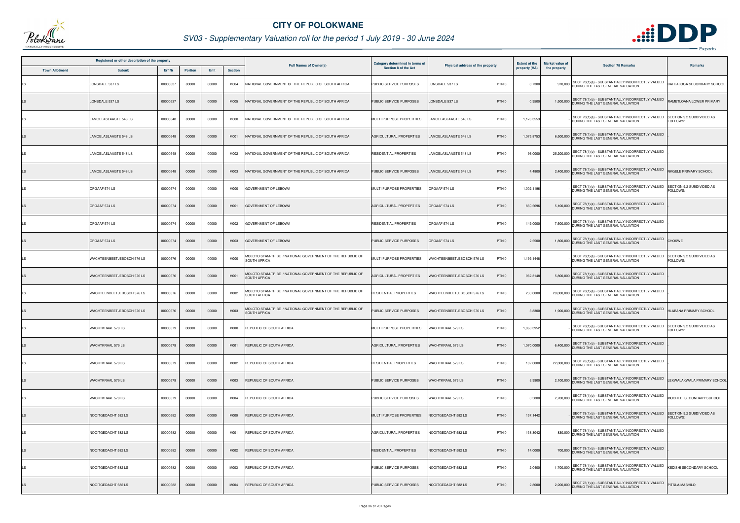# CITY OF POLOKWANE

## SV03 - Supplementary Valuation roll for the period 1 July 2019 - 30 June 2024

| Registered or other description of the property | | | | | | Full Names of Owner(s) | Category determined in terms of Section 8 of the Act | Physical address of the property | | Extent of the property (HA) | Market value of the property | Section 78 Remarks | Remarks |
|---|---|---|---|---|---|---|---|---|---|---|---|---|---|
| Town Allotment | Suburb | Erf Nr | Portion | Unit | Section | | | | | | | | |
| LS | LONSDALE 537 LS | 00000537 | 00000 | 00000 | M004 | NATIONAL GOVERNMENT OF THE REPUBLIC OF SOUTH AFRICA | PUBLIC SERVICE PURPOSES | LONSDALE 537 LS | PTN 0 | 0.7300 | 970,000 | SECT 78(1)(e) - SUBSTANTIALLY INCORRECTLY VALUED DURING THE LAST GENERAL VALUATION | BAHLALOGA SECONDARY SCHOOL |
| LS | LONSDALE 537 LS | 00000537 | 00000 | 00000 | M005 | NATIONAL GOVERNMENT OF THE REPUBLIC OF SOUTH AFRICA | PUBLIC SERVICE PURPOSES | LONSDALE 537 LS | PTN 0 | 0.9500 | 1,500,000 | SECT 78(1)(e) - SUBSTANTIALLY INCORRECTLY VALUED DURING THE LAST GENERAL VALUATION | RAMETLOANA LOWER PRIMARY |
| LS | LAMOELASLAAGTE 548 LS | 00000548 | 00000 | 00000 | M000 | NATIONAL GOVERNMENT OF THE REPUBLIC OF SOUTH AFRICA | MULTI PURPOSE PROPERTIES | LAMOELASLAAGTE 548 LS | PTN 0 | 1,176.3553 | - | SECT 78(1)(e) - SUBSTANTIALLY INCORRECTLY VALUED DURING THE LAST GENERAL VALUATION | SECTION 9.2 SUBDIVIDED AS FOLLOWS: |
| LS | LAMOELASLAAGTE 548 LS | 00000548 | 00000 | 00000 | M001 | NATIONAL GOVERNMENT OF THE REPUBLIC OF SOUTH AFRICA | AGRICULTURAL PROPERTIES | LAMOELASLAAGTE 548 LS | PTN 0 | 1,075.8753 | 6,500,000 | SECT 78(1)(e) - SUBSTANTIALLY INCORRECTLY VALUED DURING THE LAST GENERAL VALUATION | - |
| LS | LAMOELASLAAGTE 548 LS | 00000548 | 00000 | 00000 | M002 | NATIONAL GOVERNMENT OF THE REPUBLIC OF SOUTH AFRICA | RESIDENTIAL PROPERTIES | LAMOELASLAAGTE 548 LS | PTN 0 | 96.0000 | 25,200,000 | SECT 78(1)(e) - SUBSTANTIALLY INCORRECTLY VALUED DURING THE LAST GENERAL VALUATION | - |
| LS | LAMOELASLAAGTE 548 LS | 00000548 | 00000 | 00000 | M003 | NATIONAL GOVERNMENT OF THE REPUBLIC OF SOUTH AFRICA | PUBLIC SERVICE PURPOSES | LAMOELASLAAGTE 548 LS | PTN 0 | 4.4800 | 2,400,000 | SECT 78(1)(e) - SUBSTANTIALLY INCORRECTLY VALUED DURING THE LAST GENERAL VALUATION | NKGELE PRIMARY SCHOOL |
| LS | OPGAAF 574 LS | 00000574 | 00000 | 00000 | M000 | GOVERNMENT OF LEBOWA | MULTI PURPOSE PROPERTIES | OPGAAF 574 LS | PTN 0 | 1,002.1196 | - | SECT 78(1)(e) - SUBSTANTIALLY INCORRECTLY VALUED DURING THE LAST GENERAL VALUATION | SECTION 9.2 SUBDIVIDED AS FOLLOWS: |
| LS | OPGAAF 574 LS | 00000574 | 00000 | 00000 | M001 | GOVERNMENT OF LEBOWA | AGRICULTURAL PROPERTIES | OPGAAF 574 LS | PTN 0 | 850.5696 | 5,100,000 | SECT 78(1)(e) - SUBSTANTIALLY INCORRECTLY VALUED DURING THE LAST GENERAL VALUATION | - |
| LS | OPGAAF 574 LS | 00000574 | 00000 | 00000 | M002 | GOVERNMENT OF LEBOWA | RESIDENTIAL PROPERTIES | OPGAAF 574 LS | PTN 0 | 149.0000 | 7,500,000 | SECT 78(1)(e) - SUBSTANTIALLY INCORRECTLY VALUED DURING THE LAST GENERAL VALUATION | - |
| LS | OPGAAF 574 LS | 00000574 | 00000 | 00000 | M003 | GOVERNMENT OF LEBOWA | PUBLIC SERVICE PURPOSES | OPGAAF 574 LS | PTN 0 | 2.5500 | 1,800,000 | SECT 78(1)(e) - SUBSTANTIALLY INCORRECTLY VALUED DURING THE LAST GENERAL VALUATION | CHOKWE |
| LS | WACHTEENBEETJEBOSCH 576 LS | 00000576 | 00000 | 00000 | M000 | MOLOTO STAM-TRIBE / NATIONAL GOVERNMENT OF THE REPUBLIC OF SOUTH AFRICA | MULTI PURPOSE PROPERTIES | WACHTEENBEETJEBOSCH 576 LS | PTN 0 | 1,199.1448 | - | SECT 78(1)(e) - SUBSTANTIALLY INCORRECTLY VALUED DURING THE LAST GENERAL VALUATION | SECTION 9.2 SUBDIVIDED AS FOLLOWS: |
| LS | WACHTEENBEETJEBOSCH 576 LS | 00000576 | 00000 | 00000 | M001 | MOLOTO STAM-TRIBE / NATIONAL GOVERNMENT OF THE REPUBLIC OF SOUTH AFRICA | AGRICULTURAL PROPERTIES | WACHTEENBEETJEBOSCH 576 LS | PTN 0 | 962.3148 | 5,800,000 | SECT 78(1)(e) - SUBSTANTIALLY INCORRECTLY VALUED DURING THE LAST GENERAL VALUATION | - |
| LS | WACHTEENBEETJEBOSCH 576 LS | 00000576 | 00000 | 00000 | M002 | MOLOTO STAM-TRIBE / NATIONAL GOVERNMENT OF THE REPUBLIC OF SOUTH AFRICA | RESIDENTIAL PROPERTIES | WACHTEENBEETJEBOSCH 576 LS | PTN 0 | 233.0000 | 20,000,000 | SECT 78(1)(e) - SUBSTANTIALLY INCORRECTLY VALUED DURING THE LAST GENERAL VALUATION | - |
| LS | WACHTEENBEETJEBOSCH 576 LS | 00000576 | 00000 | 00000 | M003 | MOLOTO STAM-TRIBE / NATIONAL GOVERNMENT OF THE REPUBLIC OF SOUTH AFRICA | PUBLIC SERVICE PURPOSES | WACHTEENBEETJEBOSCH 576 LS | PTN 0 | 3.8300 | 1,900,000 | SECT 78(1)(e) - SUBSTANTIALLY INCORRECTLY VALUED DURING THE LAST GENERAL VALUATION | HLABANA PRIMARY SCHOOL |
| LS | WACHTKRAAL 579 LS | 00000579 | 00000 | 00000 | M000 | REPUBLIC OF SOUTH AFRICA | MULTI PURPOSE PROPERTIES | WACHTKRAAL 579 LS | PTN 0 | 1,068.3952 | - | SECT 78(1)(e) - SUBSTANTIALLY INCORRECTLY VALUED DURING THE LAST GENERAL VALUATION | SECTION 9.2 SUBDIVIDED AS FOLLOWS: |
| LS | WACHTKRAAL 579 LS | 00000579 | 00000 | 00000 | M001 | REPUBLIC OF SOUTH AFRICA | AGRICULTURAL PROPERTIES | WACHTKRAAL 579 LS | PTN 0 | 1,070.0000 | 6,400,000 | SECT 78(1)(e) - SUBSTANTIALLY INCORRECTLY VALUED DURING THE LAST GENERAL VALUATION | - |
| LS | WACHTKRAAL 579 LS | 00000579 | 00000 | 00000 | M002 | REPUBLIC OF SOUTH AFRICA | RESIDENTIAL PROPERTIES | WACHTKRAAL 579 LS | PTN 0 | 102.0000 | 22,800,000 | SECT 78(1)(e) - SUBSTANTIALLY INCORRECTLY VALUED DURING THE LAST GENERAL VALUATION | - |
| LS | WACHTKRAAL 579 LS | 00000579 | 00000 | 00000 | M003 | REPUBLIC OF SOUTH AFRICA | PUBLIC SERVICE PURPOSES | WACHTKRAAL 579 LS | PTN 0 | 3.9900 | 2,100,000 | SECT 78(1)(e) - SUBSTANTIALLY INCORRECTLY VALUED DURING THE LAST GENERAL VALUATION | LEKWALAKWALA PRIMARY SCHOOL |
| LS | WACHTKRAAL 579 LS | 00000579 | 00000 | 00000 | M004 | REPUBLIC OF SOUTH AFRICA | PUBLIC SERVICE PURPOSES | WACHTKRAAL 579 LS | PTN 0 | 3.5800 | 2,700,000 | SECT 78(1)(e) - SUBSTANTIALLY INCORRECTLY VALUED DURING THE LAST GENERAL VALUATION | MOCHEDI SECONDARY SCHOOL |
| LS | NOOITGEDACHT 582 LS | 00000582 | 00000 | 00000 | M000 | REPUBLIC OF SOUTH AFRICA | MULTI PURPOSE PROPERTIES | NOOITGEDACHT 582 LS | PTN 0 | 157.1442 | - | SECT 78(1)(e) - SUBSTANTIALLY INCORRECTLY VALUED DURING THE LAST GENERAL VALUATION | SECTION 9.2 SUBDIVIDED AS FOLLOWS: |
| LS | NOOITGEDACHT 582 LS | 00000582 | 00000 | 00000 | M001 | REPUBLIC OF SOUTH AFRICA | AGRICULTURAL PROPERTIES | NOOITGEDACHT 582 LS | PTN 0 | 138.3042 | 830,000 | SECT 78(1)(e) - SUBSTANTIALLY INCORRECTLY VALUED DURING THE LAST GENERAL VALUATION | - |
| LS | NOOITGEDACHT 582 LS | 00000582 | 00000 | 00000 | M002 | REPUBLIC OF SOUTH AFRICA | RESIDENTIAL PROPERTIES | NOOITGEDACHT 582 LS | PTN 0 | 14.0000 | 700,000 | SECT 78(1)(e) - SUBSTANTIALLY INCORRECTLY VALUED DURING THE LAST GENERAL VALUATION | - |
| LS | NOOITGEDACHT 582 LS | 00000582 | 00000 | 00000 | M003 | REPUBLIC OF SOUTH AFRICA | PUBLIC SERVICE PURPOSES | NOOITGEDACHT 582 LS | PTN 0 | 2.0400 | 1,700,000 | SECT 78(1)(e) - SUBSTANTIALLY INCORRECTLY VALUED DURING THE LAST GENERAL VALUATION | KEDISHI SECONDARY SCHOOL |
| LS | NOOITGEDACHT 582 LS | 00000582 | 00000 | 00000 | M004 | REPUBLIC OF SOUTH AFRICA | PUBLIC SERVICE PURPOSES | NOOITGEDACHT 582 LS | PTN 0 | 2.8000 | 2,200,000 | SECT 78(1)(e) - SUBSTANTIALLY INCORRECTLY VALUED DURING THE LAST GENERAL VALUATION | PITSI-A-MASHILO |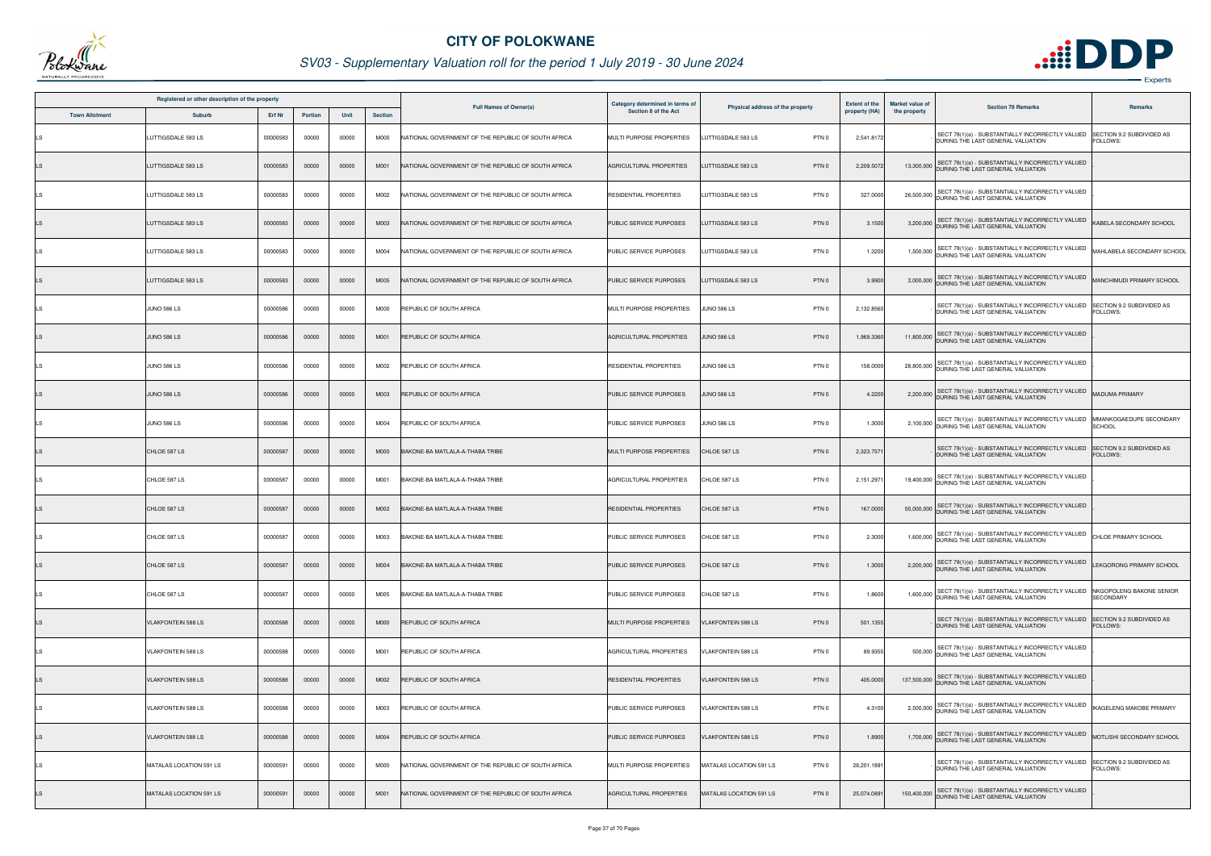# CITY OF POLOKWANE

## SV03 - Supplementary Valuation roll for the period 1 July 2019 - 30 June 2024

| Registered or other description of the property | | | | | | Full Names of Owner(s) | Category determined in terms of Section 8 of the Act | Physical address of the property | Extent of the property (HA) | Market value of the property | Section 78 Remarks | Remarks |
|---|---|---|---|---|---|---|---|---|---|---|---|---|
| Town Allotment | Suburb | Erf Nr | Portion | Unit | Section | | | | | | | |
| LS | LUTTIGSDALE 583 LS | 00000583 | 00000 | 00000 | M000 | NATIONAL GOVERNMENT OF THE REPUBLIC OF SOUTH AFRICA | MULTI PURPOSE PROPERTIES | LUTTIGSDALE 583 LS PTN 0 | 2,541.8172 | | SECT 78(1)(e) - SUBSTANTIALLY INCORRECTLY VALUED DURING THE LAST GENERAL VALUATION | SECTION 9.2 SUBDIVIDED AS FOLLOWS: |
| LS | LUTTIGSDALE 583 LS | 00000583 | 00000 | 00000 | M001 | NATIONAL GOVERNMENT OF THE REPUBLIC OF SOUTH AFRICA | AGRICULTURAL PROPERTIES | LUTTIGSDALE 583 LS PTN 0 | 2,209.5072 | 13,300,000 | SECT 78(1)(e) - SUBSTANTIALLY INCORRECTLY VALUED DURING THE LAST GENERAL VALUATION | |
| LS | LUTTIGSDALE 583 LS | 00000583 | 00000 | 00000 | M002 | NATIONAL GOVERNMENT OF THE REPUBLIC OF SOUTH AFRICA | RESIDENTIAL PROPERTIES | LUTTIGSDALE 583 LS PTN 0 | 327.0000 | 26,500,000 | SECT 78(1)(e) - SUBSTANTIALLY INCORRECTLY VALUED DURING THE LAST GENERAL VALUATION | |
| LS | LUTTIGSDALE 583 LS | 00000583 | 00000 | 00000 | M003 | NATIONAL GOVERNMENT OF THE REPUBLIC OF SOUTH AFRICA | PUBLIC SERVICE PURPOSES | LUTTIGSDALE 583 LS PTN 0 | 3.1500 | 3,200,000 | SECT 78(1)(e) - SUBSTANTIALLY INCORRECTLY VALUED DURING THE LAST GENERAL VALUATION | KABELA SECONDARY SCHOOL |
| LS | LUTTIGSDALE 583 LS | 00000583 | 00000 | 00000 | M004 | NATIONAL GOVERNMENT OF THE REPUBLIC OF SOUTH AFRICA | PUBLIC SERVICE PURPOSES | LUTTIGSDALE 583 LS PTN 0 | 1.3200 | 1,500,000 | SECT 78(1)(e) - SUBSTANTIALLY INCORRECTLY VALUED DURING THE LAST GENERAL VALUATION | MAHLABELA SECONDARY SCHOOL |
| LS | LUTTIGSDALE 583 LS | 00000583 | 00000 | 00000 | M005 | NATIONAL GOVERNMENT OF THE REPUBLIC OF SOUTH AFRICA | PUBLIC SERVICE PURPOSES | LUTTIGSDALE 583 LS PTN 0 | 3.9900 | 2,000,000 | SECT 78(1)(e) - SUBSTANTIALLY INCORRECTLY VALUED DURING THE LAST GENERAL VALUATION | MANCHIMUDI PRIMARY SCHOOL |
| LS | JUNO 586 LS | 00000586 | 00000 | 00000 | M000 | REPUBLIC OF SOUTH AFRICA | MULTI PURPOSE PROPERTIES | JUNO 586 LS PTN 0 | 2,132.8560 | | SECT 78(1)(e) - SUBSTANTIALLY INCORRECTLY VALUED DURING THE LAST GENERAL VALUATION | SECTION 9.2 SUBDIVIDED AS FOLLOWS: |
| LS | JUNO 586 LS | 00000586 | 00000 | 00000 | M001 | REPUBLIC OF SOUTH AFRICA | AGRICULTURAL PROPERTIES | JUNO 586 LS PTN 0 | 1,969.3360 | 11,800,000 | SECT 78(1)(e) - SUBSTANTIALLY INCORRECTLY VALUED DURING THE LAST GENERAL VALUATION | |
| LS | JUNO 586 LS | 00000586 | 00000 | 00000 | M002 | REPUBLIC OF SOUTH AFRICA | RESIDENTIAL PROPERTIES | JUNO 586 LS PTN 0 | 158.0000 | 28,800,000 | SECT 78(1)(e) - SUBSTANTIALLY INCORRECTLY VALUED DURING THE LAST GENERAL VALUATION | |
| LS | JUNO 586 LS | 00000586 | 00000 | 00000 | M003 | REPUBLIC OF SOUTH AFRICA | PUBLIC SERVICE PURPOSES | JUNO 586 LS PTN 0 | 4.2200 | 2,200,000 | SECT 78(1)(e) - SUBSTANTIALLY INCORRECTLY VALUED DURING THE LAST GENERAL VALUATION | MADUMA PRIMARY |
| LS | JUNO 586 LS | 00000586 | 00000 | 00000 | M004 | REPUBLIC OF SOUTH AFRICA | PUBLIC SERVICE PURPOSES | JUNO 586 LS PTN 0 | 1.3000 | 2,100,000 | SECT 78(1)(e) - SUBSTANTIALLY INCORRECTLY VALUED DURING THE LAST GENERAL VALUATION | MMANKOGAEDUPE SECONDARY SCHOOL |
| LS | CHLOE 587 LS | 00000587 | 00000 | 00000 | M000 | BAKONE-BA MATLALA-A-THABA TRIBE | MULTI PURPOSE PROPERTIES | CHLOE 587 LS PTN 0 | 2,323.7571 | | SECT 78(1)(e) - SUBSTANTIALLY INCORRECTLY VALUED DURING THE LAST GENERAL VALUATION | SECTION 9.2 SUBDIVIDED AS FOLLOWS: |
| LS | CHLOE 587 LS | 00000587 | 00000 | 00000 | M001 | BAKONE-BA MATLALA-A-THABA TRIBE | AGRICULTURAL PROPERTIES | CHLOE 587 LS PTN 0 | 2,151.2971 | 19,400,000 | SECT 78(1)(e) - SUBSTANTIALLY INCORRECTLY VALUED DURING THE LAST GENERAL VALUATION | |
| LS | CHLOE 587 LS | 00000587 | 00000 | 00000 | M002 | BAKONE-BA MATLALA-A-THABA TRIBE | RESIDENTIAL PROPERTIES | CHLOE 587 LS PTN 0 | 167.0000 | 50,000,000 | SECT 78(1)(e) - SUBSTANTIALLY INCORRECTLY VALUED DURING THE LAST GENERAL VALUATION | |
| LS | CHLOE 587 LS | 00000587 | 00000 | 00000 | M003 | BAKONE-BA MATLALA-A-THABA TRIBE | PUBLIC SERVICE PURPOSES | CHLOE 587 LS PTN 0 | 2.3000 | 1,600,000 | SECT 78(1)(e) - SUBSTANTIALLY INCORRECTLY VALUED DURING THE LAST GENERAL VALUATION | CHLOE PRIMARY SCHOOL |
| LS | CHLOE 587 LS | 00000587 | 00000 | 00000 | M004 | BAKONE-BA MATLALA-A-THABA TRIBE | PUBLIC SERVICE PURPOSES | CHLOE 587 LS PTN 0 | 1.3000 | 2,200,000 | SECT 78(1)(e) - SUBSTANTIALLY INCORRECTLY VALUED DURING THE LAST GENERAL VALUATION | LEKGORONG PRIMARY SCHOOL |
| LS | CHLOE 587 LS | 00000587 | 00000 | 00000 | M005 | BAKONE-BA MATLALA-A-THABA TRIBE | PUBLIC SERVICE PURPOSES | CHLOE 587 LS PTN 0 | 1.8600 | 1,600,000 | SECT 78(1)(e) - SUBSTANTIALLY INCORRECTLY VALUED DURING THE LAST GENERAL VALUATION | NKGOPOLENG BAKONE SENIOR SECONDARY |
| LS | VLAKFONTEIN 588 LS | 00000588 | 00000 | 00000 | M000 | REPUBLIC OF SOUTH AFRICA | MULTI PURPOSE PROPERTIES | VLAKFONTEIN 588 LS PTN 0 | 501.1355 | | SECT 78(1)(e) - SUBSTANTIALLY INCORRECTLY VALUED DURING THE LAST GENERAL VALUATION | SECTION 9.2 SUBDIVIDED AS FOLLOWS: |
| LS | VLAKFONTEIN 588 LS | 00000588 | 00000 | 00000 | M001 | REPUBLIC OF SOUTH AFRICA | AGRICULTURAL PROPERTIES | VLAKFONTEIN 588 LS PTN 0 | 89.9355 | 500,000 | SECT 78(1)(e) - SUBSTANTIALLY INCORRECTLY VALUED DURING THE LAST GENERAL VALUATION | |
| LS | VLAKFONTEIN 588 LS | 00000588 | 00000 | 00000 | M002 | REPUBLIC OF SOUTH AFRICA | RESIDENTIAL PROPERTIES | VLAKFONTEIN 588 LS PTN 0 | 405.0000 | 137,500,000 | SECT 78(1)(e) - SUBSTANTIALLY INCORRECTLY VALUED DURING THE LAST GENERAL VALUATION | |
| LS | VLAKFONTEIN 588 LS | 00000588 | 00000 | 00000 | M003 | REPUBLIC OF SOUTH AFRICA | PUBLIC SERVICE PURPOSES | VLAKFONTEIN 588 LS PTN 0 | 4.3100 | 2,500,000 | SECT 78(1)(e) - SUBSTANTIALLY INCORRECTLY VALUED DURING THE LAST GENERAL VALUATION | IKAGELENG MAKOBE PRIMARY |
| LS | VLAKFONTEIN 588 LS | 00000588 | 00000 | 00000 | M004 | REPUBLIC OF SOUTH AFRICA | PUBLIC SERVICE PURPOSES | VLAKFONTEIN 588 LS PTN 0 | 1.8900 | 1,700,000 | SECT 78(1)(e) - SUBSTANTIALLY INCORRECTLY VALUED DURING THE LAST GENERAL VALUATION | MOTLISHI SECONDARY SCHOOL |
| LS | MATALAS LOCATION 591 LS | 00000591 | 00000 | 00000 | M000 | NATIONAL GOVERNMENT OF THE REPUBLIC OF SOUTH AFRICA | MULTI PURPOSE PROPERTIES | MATALAS LOCATION 591 LS PTN 0 | 28,201.1891 | | SECT 78(1)(e) - SUBSTANTIALLY INCORRECTLY VALUED DURING THE LAST GENERAL VALUATION | SECTION 9.2 SUBDIVIDED AS FOLLOWS: |
| LS | MATALAS LOCATION 591 LS | 00000591 | 00000 | 00000 | M001 | NATIONAL GOVERNMENT OF THE REPUBLIC OF SOUTH AFRICA | AGRICULTURAL PROPERTIES | MATALAS LOCATION 591 LS PTN 0 | 25,074.0891 | 150,400,000 | SECT 78(1)(e) - SUBSTANTIALLY INCORRECTLY VALUED DURING THE LAST GENERAL VALUATION | |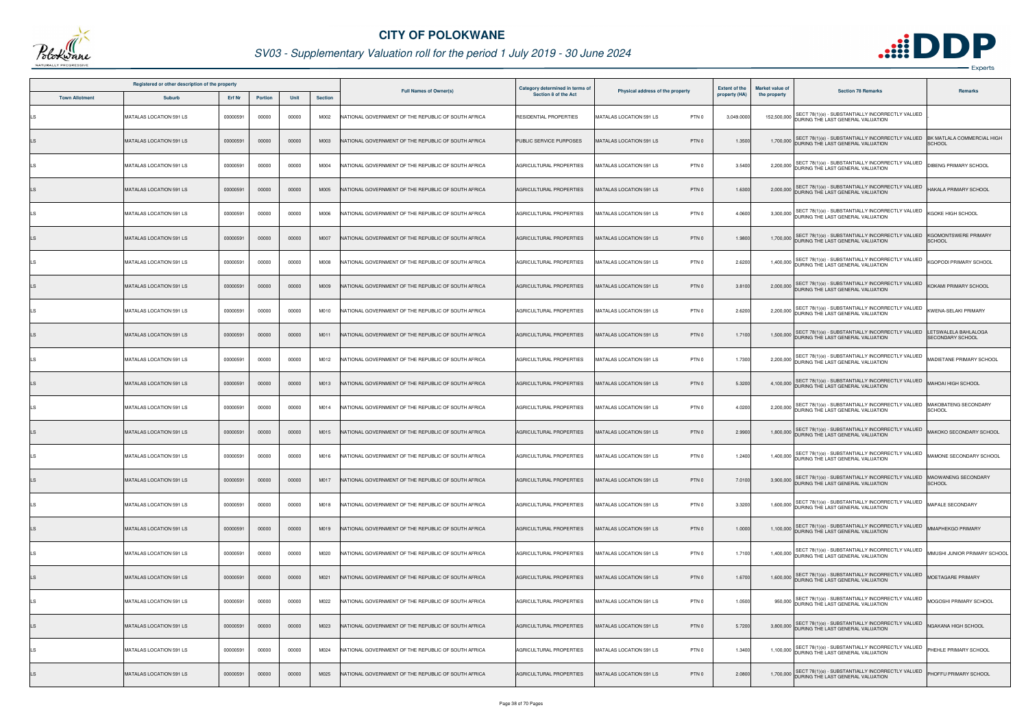# CITY OF POLOKWANE

## SV03 - Supplementary Valuation roll for the period 1 July 2019 - 30 June 2024

| Registered or other description of the property | | | | | | Full Names of Owner(s) | Category determined in terms of Section 8 of the Act | Physical address of the property | Extent of the property (HA) | Market value of the property | Section 78 Remarks | Remarks |
|---|---|---|---|---|---|---|---|---|---|---|---|---|
| Town Allotment | Suburb | Erf Nr | Portion | Unit | Section | | | | | | | |
| LS | MATALAS LOCATION 591 LS | 00000591 | 00000 | 00000 | M002 | NATIONAL GOVERNMENT OF THE REPUBLIC OF SOUTH AFRICA | RESIDENTIAL PROPERTIES | MATALAS LOCATION 591 LS PTN 0 | 3,049.0000 | 152,500,000 | SECT 78(1)(e) - SUBSTANTIALLY INCORRECTLY VALUED DURING THE LAST GENERAL VALUATION | |
| LS | MATALAS LOCATION 591 LS | 00000591 | 00000 | 00000 | M003 | NATIONAL GOVERNMENT OF THE REPUBLIC OF SOUTH AFRICA | PUBLIC SERVICE PURPOSES | MATALAS LOCATION 591 LS PTN 0 | 1.3500 | 1,700,000 | SECT 78(1)(e) - SUBSTANTIALLY INCORRECTLY VALUED DURING THE LAST GENERAL VALUATION | BK MATLALA COMMERCIAL HIGH SCHOOL |
| LS | MATALAS LOCATION 591 LS | 00000591 | 00000 | 00000 | M004 | NATIONAL GOVERNMENT OF THE REPUBLIC OF SOUTH AFRICA | AGRICULTURAL PROPERTIES | MATALAS LOCATION 591 LS PTN 0 | 3.5400 | 2,200,000 | SECT 78(1)(e) - SUBSTANTIALLY INCORRECTLY VALUED DURING THE LAST GENERAL VALUATION | DIBENG PRIMARY SCHOOL |
| LS | MATALAS LOCATION 591 LS | 00000591 | 00000 | 00000 | M005 | NATIONAL GOVERNMENT OF THE REPUBLIC OF SOUTH AFRICA | AGRICULTURAL PROPERTIES | MATALAS LOCATION 591 LS PTN 0 | 1.6300 | 2,000,000 | SECT 78(1)(e) - SUBSTANTIALLY INCORRECTLY VALUED DURING THE LAST GENERAL VALUATION | HAKALA PRIMARY SCHOOL |
| LS | MATALAS LOCATION 591 LS | 00000591 | 00000 | 00000 | M006 | NATIONAL GOVERNMENT OF THE REPUBLIC OF SOUTH AFRICA | AGRICULTURAL PROPERTIES | MATALAS LOCATION 591 LS PTN 0 | 4.0600 | 3,300,000 | SECT 78(1)(e) - SUBSTANTIALLY INCORRECTLY VALUED DURING THE LAST GENERAL VALUATION | KGOKE HIGH SCHOOL |
| LS | MATALAS LOCATION 591 LS | 00000591 | 00000 | 00000 | M007 | NATIONAL GOVERNMENT OF THE REPUBLIC OF SOUTH AFRICA | AGRICULTURAL PROPERTIES | MATALAS LOCATION 591 LS PTN 0 | 1.9800 | 1,700,000 | SECT 78(1)(e) - SUBSTANTIALLY INCORRECTLY VALUED DURING THE LAST GENERAL VALUATION | KGOMONTSWERE PRIMARY SCHOOL |
| LS | MATALAS LOCATION 591 LS | 00000591 | 00000 | 00000 | M008 | NATIONAL GOVERNMENT OF THE REPUBLIC OF SOUTH AFRICA | AGRICULTURAL PROPERTIES | MATALAS LOCATION 591 LS PTN 0 | 2.6200 | 1,400,000 | SECT 78(1)(e) - SUBSTANTIALLY INCORRECTLY VALUED DURING THE LAST GENERAL VALUATION | KGOPODI PRIMARY SCHOOL |
| LS | MATALAS LOCATION 591 LS | 00000591 | 00000 | 00000 | M009 | NATIONAL GOVERNMENT OF THE REPUBLIC OF SOUTH AFRICA | AGRICULTURAL PROPERTIES | MATALAS LOCATION 591 LS PTN 0 | 3.8100 | 2,000,000 | SECT 78(1)(e) - SUBSTANTIALLY INCORRECTLY VALUED DURING THE LAST GENERAL VALUATION | KOKAMI PRIMARY SCHOOL |
| LS | MATALAS LOCATION 591 LS | 00000591 | 00000 | 00000 | M010 | NATIONAL GOVERNMENT OF THE REPUBLIC OF SOUTH AFRICA | AGRICULTURAL PROPERTIES | MATALAS LOCATION 591 LS PTN 0 | 2.6200 | 2,200,000 | SECT 78(1)(e) - SUBSTANTIALLY INCORRECTLY VALUED DURING THE LAST GENERAL VALUATION | KWENA-SELAKI PRIMARY |
| LS | MATALAS LOCATION 591 LS | 00000591 | 00000 | 00000 | M011 | NATIONAL GOVERNMENT OF THE REPUBLIC OF SOUTH AFRICA | AGRICULTURAL PROPERTIES | MATALAS LOCATION 591 LS PTN 0 | 1.7100 | 1,500,000 | SECT 78(1)(e) - SUBSTANTIALLY INCORRECTLY VALUED DURING THE LAST GENERAL VALUATION | LETSWALELA BAHLALOGA SECONDARY SCHOOL |
| LS | MATALAS LOCATION 591 LS | 00000591 | 00000 | 00000 | M012 | NATIONAL GOVERNMENT OF THE REPUBLIC OF SOUTH AFRICA | AGRICULTURAL PROPERTIES | MATALAS LOCATION 591 LS PTN 0 | 1.7300 | 2,200,000 | SECT 78(1)(e) - SUBSTANTIALLY INCORRECTLY VALUED DURING THE LAST GENERAL VALUATION | MADIETANE PRIMARY SCHOOL |
| LS | MATALAS LOCATION 591 LS | 00000591 | 00000 | 00000 | M013 | NATIONAL GOVERNMENT OF THE REPUBLIC OF SOUTH AFRICA | AGRICULTURAL PROPERTIES | MATALAS LOCATION 591 LS PTN 0 | 5.3200 | 4,100,000 | SECT 78(1)(e) - SUBSTANTIALLY INCORRECTLY VALUED DURING THE LAST GENERAL VALUATION | MAHOAI HIGH SCHOOL |
| LS | MATALAS LOCATION 591 LS | 00000591 | 00000 | 00000 | M014 | NATIONAL GOVERNMENT OF THE REPUBLIC OF SOUTH AFRICA | AGRICULTURAL PROPERTIES | MATALAS LOCATION 591 LS PTN 0 | 4.0200 | 2,200,000 | SECT 78(1)(e) - SUBSTANTIALLY INCORRECTLY VALUED DURING THE LAST GENERAL VALUATION | MAKOBATENG SECONDARY SCHOOL |
| LS | MATALAS LOCATION 591 LS | 00000591 | 00000 | 00000 | M015 | NATIONAL GOVERNMENT OF THE REPUBLIC OF SOUTH AFRICA | AGRICULTURAL PROPERTIES | MATALAS LOCATION 591 LS PTN 0 | 2.9900 | 1,800,000 | SECT 78(1)(e) - SUBSTANTIALLY INCORRECTLY VALUED DURING THE LAST GENERAL VALUATION | MAKOKO SECONDARY SCHOOL |
| LS | MATALAS LOCATION 591 LS | 00000591 | 00000 | 00000 | M016 | NATIONAL GOVERNMENT OF THE REPUBLIC OF SOUTH AFRICA | AGRICULTURAL PROPERTIES | MATALAS LOCATION 591 LS PTN 0 | 1.2400 | 1,400,000 | SECT 78(1)(e) - SUBSTANTIALLY INCORRECTLY VALUED DURING THE LAST GENERAL VALUATION | MAMONE SECONDARY SCHOOL |
| LS | MATALAS LOCATION 591 LS | 00000591 | 00000 | 00000 | M017 | NATIONAL GOVERNMENT OF THE REPUBLIC OF SOUTH AFRICA | AGRICULTURAL PROPERTIES | MATALAS LOCATION 591 LS PTN 0 | 7.0100 | 3,900,000 | SECT 78(1)(e) - SUBSTANTIALLY INCORRECTLY VALUED DURING THE LAST GENERAL VALUATION | MAOWANENG SECONDARY SCHOOL |
| LS | MATALAS LOCATION 591 LS | 00000591 | 00000 | 00000 | M018 | NATIONAL GOVERNMENT OF THE REPUBLIC OF SOUTH AFRICA | AGRICULTURAL PROPERTIES | MATALAS LOCATION 591 LS PTN 0 | 3.3200 | 1,600,000 | SECT 78(1)(e) - SUBSTANTIALLY INCORRECTLY VALUED DURING THE LAST GENERAL VALUATION | MAPALE SECONDARY |
| LS | MATALAS LOCATION 591 LS | 00000591 | 00000 | 00000 | M019 | NATIONAL GOVERNMENT OF THE REPUBLIC OF SOUTH AFRICA | AGRICULTURAL PROPERTIES | MATALAS LOCATION 591 LS PTN 0 | 1.0000 | 1,100,000 | SECT 78(1)(e) - SUBSTANTIALLY INCORRECTLY VALUED DURING THE LAST GENERAL VALUATION | MMAPHEKGO PRIMARY |
| LS | MATALAS LOCATION 591 LS | 00000591 | 00000 | 00000 | M020 | NATIONAL GOVERNMENT OF THE REPUBLIC OF SOUTH AFRICA | AGRICULTURAL PROPERTIES | MATALAS LOCATION 591 LS PTN 0 | 1.7100 | 1,400,000 | SECT 78(1)(e) - SUBSTANTIALLY INCORRECTLY VALUED DURING THE LAST GENERAL VALUATION | MMUSHI JUNIOR PRIMARY SCHOOL |
| LS | MATALAS LOCATION 591 LS | 00000591 | 00000 | 00000 | M021 | NATIONAL GOVERNMENT OF THE REPUBLIC OF SOUTH AFRICA | AGRICULTURAL PROPERTIES | MATALAS LOCATION 591 LS PTN 0 | 1.6700 | 1,600,000 | SECT 78(1)(e) - SUBSTANTIALLY INCORRECTLY VALUED DURING THE LAST GENERAL VALUATION | MOETAGARE PRIMARY |
| LS | MATALAS LOCATION 591 LS | 00000591 | 00000 | 00000 | M022 | NATIONAL GOVERNMENT OF THE REPUBLIC OF SOUTH AFRICA | AGRICULTURAL PROPERTIES | MATALAS LOCATION 591 LS PTN 0 | 1.0500 | 950,000 | SECT 78(1)(e) - SUBSTANTIALLY INCORRECTLY VALUED DURING THE LAST GENERAL VALUATION | MOGOSHI PRIMARY SCHOOL |
| LS | MATALAS LOCATION 591 LS | 00000591 | 00000 | 00000 | M023 | NATIONAL GOVERNMENT OF THE REPUBLIC OF SOUTH AFRICA | AGRICULTURAL PROPERTIES | MATALAS LOCATION 591 LS PTN 0 | 5.7200 | 3,800,000 | SECT 78(1)(e) - SUBSTANTIALLY INCORRECTLY VALUED DURING THE LAST GENERAL VALUATION | NGAKANA HIGH SCHOOL |
| LS | MATALAS LOCATION 591 LS | 00000591 | 00000 | 00000 | M024 | NATIONAL GOVERNMENT OF THE REPUBLIC OF SOUTH AFRICA | AGRICULTURAL PROPERTIES | MATALAS LOCATION 591 LS PTN 0 | 1.3400 | 1,100,000 | SECT 78(1)(e) - SUBSTANTIALLY INCORRECTLY VALUED DURING THE LAST GENERAL VALUATION | PHEHLE PRIMARY SCHOOL |
| LS | MATALAS LOCATION 591 LS | 00000591 | 00000 | 00000 | M025 | NATIONAL GOVERNMENT OF THE REPUBLIC OF SOUTH AFRICA | AGRICULTURAL PROPERTIES | MATALAS LOCATION 591 LS PTN 0 | 2.0800 | 1,700,000 | SECT 78(1)(e) - SUBSTANTIALLY INCORRECTLY VALUED DURING THE LAST GENERAL VALUATION | PHOFFU PRIMARY SCHOOL |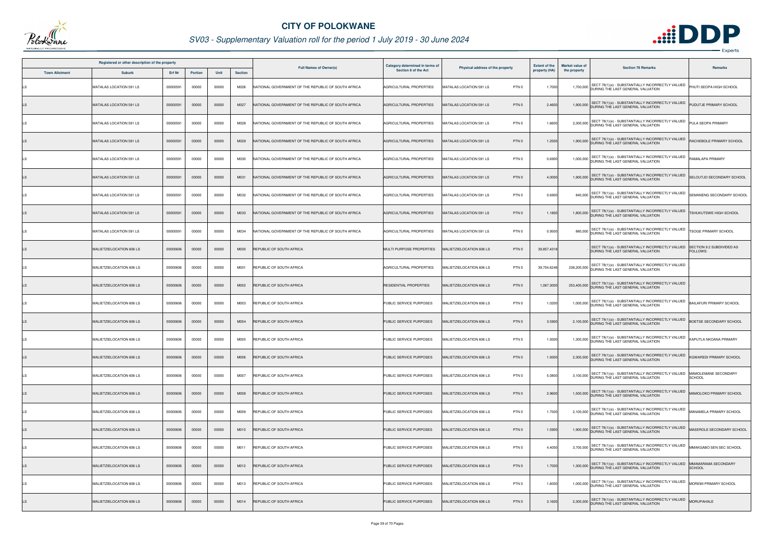# CITY OF POLOKWANE

## SV03 - Supplementary Valuation roll for the period 1 July 2019 - 30 June 2024

| Registered or other description of the property | | | | | | Full Names of Owner(s) | Category determined in terms of Section 8 of the Act | Physical address of the property | Extent of the property (HA) | Market value of the property | Section 78 Remarks | Remarks |
|---|---|---|---|---|---|---|---|---|---|---|---|---|
| Town Allotment | Suburb | Erf Nr | Portion | Unit | Section | | | | | | | |
| LS | MATALAS LOCATION 591 LS | 00000591 | 00000 | 00000 | M026 | NATIONAL GOVERNMENT OF THE REPUBLIC OF SOUTH AFRICA | AGRICULTURAL PROPERTIES | MATALAS LOCATION 591 LS PTN 0 | 1.7000 | 1,700,000 | SECT 78(1)(e) - SUBSTANTIALLY INCORRECTLY VALUED DURING THE LAST GENERAL VALUATION | PHUTI SEOPA HIGH SCHOOL |
| LS | MATALAS LOCATION 591 LS | 00000591 | 00000 | 00000 | M027 | NATIONAL GOVERNMENT OF THE REPUBLIC OF SOUTH AFRICA | AGRICULTURAL PROPERTIES | MATALAS LOCATION 591 LS PTN 0 | 2.4600 | 1,900,000 | SECT 78(1)(e) - SUBSTANTIALLY INCORRECTLY VALUED DURING THE LAST GENERAL VALUATION | PUDUTJE PRIMARY SCHOOL |
| LS | MATALAS LOCATION 591 LS | 00000591 | 00000 | 00000 | M028 | NATIONAL GOVERNMENT OF THE REPUBLIC OF SOUTH AFRICA | AGRICULTURAL PROPERTIES | MATALAS LOCATION 591 LS PTN 0 | 1.6600 | 2,300,000 | SECT 78(1)(e) - SUBSTANTIALLY INCORRECTLY VALUED DURING THE LAST GENERAL VALUATION | PULA SEOPA PRIMARY |
| LS | MATALAS LOCATION 591 LS | 00000591 | 00000 | 00000 | M029 | NATIONAL GOVERNMENT OF THE REPUBLIC OF SOUTH AFRICA | AGRICULTURAL PROPERTIES | MATALAS LOCATION 591 LS PTN 0 | 1.2500 | 1,900,000 | SECT 78(1)(e) - SUBSTANTIALLY INCORRECTLY VALUED DURING THE LAST GENERAL VALUATION | RACHEBOLE PRIMARY SCHOOL |
| LS | MATALAS LOCATION 591 LS | 00000591 | 00000 | 00000 | M030 | NATIONAL GOVERNMENT OF THE REPUBLIC OF SOUTH AFRICA | AGRICULTURAL PROPERTIES | MATALAS LOCATION 591 LS PTN 0 | 0.6900 | 1,000,000 | SECT 78(1)(e) - SUBSTANTIALLY INCORRECTLY VALUED DURING THE LAST GENERAL VALUATION | RAMALAPA PRIMARY |
| LS | MATALAS LOCATION 591 LS | 00000591 | 00000 | 00000 | M031 | NATIONAL GOVERNMENT OF THE REPUBLIC OF SOUTH AFRICA | AGRICULTURAL PROPERTIES | MATALAS LOCATION 591 LS PTN 0 | 4.0000 | 1,900,000 | SECT 78(1)(e) - SUBSTANTIALLY INCORRECTLY VALUED DURING THE LAST GENERAL VALUATION | SELOUTJO SECONDARY SCHOOL |
| LS | MATALAS LOCATION 591 LS | 00000591 | 00000 | 00000 | M032 | NATIONAL GOVERNMENT OF THE REPUBLIC OF SOUTH AFRICA | AGRICULTURAL PROPERTIES | MATALAS LOCATION 591 LS PTN 0 | 0.6900 | 840,000 | SECT 78(1)(e) - SUBSTANTIALLY INCORRECTLY VALUED DURING THE LAST GENERAL VALUATION | SEMANENG SECONDARY SCHOOL |
| LS | MATALAS LOCATION 591 LS | 00000591 | 00000 | 00000 | M033 | NATIONAL GOVERNMENT OF THE REPUBLIC OF SOUTH AFRICA | AGRICULTURAL PROPERTIES | MATALAS LOCATION 591 LS PTN 0 | 1.1800 | 1,800,000 | SECT 78(1)(e) - SUBSTANTIALLY INCORRECTLY VALUED DURING THE LAST GENERAL VALUATION | TSHUKUTSWE HIGH SCHOOL |
| LS | MATALAS LOCATION 591 LS | 00000591 | 00000 | 00000 | M034 | NATIONAL GOVERNMENT OF THE REPUBLIC OF SOUTH AFRICA | AGRICULTURAL PROPERTIES | MATALAS LOCATION 591 LS PTN 0 | 0.9500 | 880,000 | SECT 78(1)(e) - SUBSTANTIALLY INCORRECTLY VALUED DURING THE LAST GENERAL VALUATION | TSOGE PRIMARY SCHOOL |
| LS | MALIETZIELOCATION 606 LS | 00000606 | 00000 | 00000 | M000 | REPUBLIC OF SOUTH AFRICA | MULTI PURPOSE PROPERTIES | MALIETZIELOCATION 606 LS PTN 0 | 39,857.4318 | | SECT 78(1)(e) - SUBSTANTIALLY INCORRECTLY VALUED DURING THE LAST GENERAL VALUATION | SECTION 9.2 SUBDIVIDED AS FOLLOWS: |
| LS | MALIETZIELOCATION 606 LS | 00000606 | 00000 | 00000 | M001 | REPUBLIC OF SOUTH AFRICA | AGRICULTURAL PROPERTIES | MALIETZIELOCATION 606 LS PTN 0 | 39,704.6248 | 238,200,000 | SECT 78(1)(e) - SUBSTANTIALLY INCORRECTLY VALUED DURING THE LAST GENERAL VALUATION | |
| LS | MALIETZIELOCATION 606 LS | 00000606 | 00000 | 00000 | M002 | REPUBLIC OF SOUTH AFRICA | RESIDENTIAL PROPERTIES | MALIETZIELOCATION 606 LS PTN 0 | 1,067.3000 | 253,400,000 | SECT 78(1)(e) - SUBSTANTIALLY INCORRECTLY VALUED DURING THE LAST GENERAL VALUATION | |
| LS | MALIETZIELOCATION 606 LS | 00000606 | 00000 | 00000 | M003 | REPUBLIC OF SOUTH AFRICA | PUBLIC SERVICE PURPOSES | MALIETZIELOCATION 606 LS PTN 0 | 1.0200 | 1,000,000 | SECT 78(1)(e) - SUBSTANTIALLY INCORRECTLY VALUED DURING THE LAST GENERAL VALUATION | BAILAFURI PRIMARY SCHOOL |
| LS | MALIETZIELOCATION 606 LS | 00000606 | 00000 | 00000 | M004 | REPUBLIC OF SOUTH AFRICA | PUBLIC SERVICE PURPOSES | MALIETZIELOCATION 606 LS PTN 0 | 3.5900 | 2,100,000 | SECT 78(1)(e) - SUBSTANTIALLY INCORRECTLY VALUED DURING THE LAST GENERAL VALUATION | BOETSE SECONDARY SCHOOL |
| LS | MALIETZIELOCATION 606 LS | 00000606 | 00000 | 00000 | M005 | REPUBLIC OF SOUTH AFRICA | PUBLIC SERVICE PURPOSES | MALIETZIELOCATION 606 LS PTN 0 | 1.9300 | 1,300,000 | SECT 78(1)(e) - SUBSTANTIALLY INCORRECTLY VALUED DURING THE LAST GENERAL VALUATION | KAPUTLA NKOANA PRIMARY |
| LS | MALIETZIELOCATION 606 LS | 00000606 | 00000 | 00000 | M006 | REPUBLIC OF SOUTH AFRICA | PUBLIC SERVICE PURPOSES | MALIETZIELOCATION 606 LS PTN 0 | 1.9300 | 2,300,000 | SECT 78(1)(e) - SUBSTANTIALLY INCORRECTLY VALUED DURING THE LAST GENERAL VALUATION | KGWAREDI PRIMARY SCHOOL |
| LS | MALIETZIELOCATION 606 LS | 00000606 | 00000 | 00000 | M007 | REPUBLIC OF SOUTH AFRICA | PUBLIC SERVICE PURPOSES | MALIETZIELOCATION 606 LS PTN 0 | 5.0800 | 3,100,000 | SECT 78(1)(e) - SUBSTANTIALLY INCORRECTLY VALUED DURING THE LAST GENERAL VALUATION | MAMOLEMANE SECONDARY SCHOOL |
| LS | MALIETZIELOCATION 606 LS | 00000606 | 00000 | 00000 | M008 | REPUBLIC OF SOUTH AFRICA | PUBLIC SERVICE PURPOSES | MALIETZIELOCATION 606 LS PTN 0 | 2.9600 | 1,500,000 | SECT 78(1)(e) - SUBSTANTIALLY INCORRECTLY VALUED DURING THE LAST GENERAL VALUATION | MAMOLOKO PRIMARY SCHOOL |
| LS | MALIETZIELOCATION 606 LS | 00000606 | 00000 | 00000 | M009 | REPUBLIC OF SOUTH AFRICA | PUBLIC SERVICE PURPOSES | MALIETZIELOCATION 606 LS PTN 0 | 1.7500 | 2,100,000 | SECT 78(1)(e) - SUBSTANTIALLY INCORRECTLY VALUED DURING THE LAST GENERAL VALUATION | MANAMELA PRIMARY SCHOOL |
| LS | MALIETZIELOCATION 606 LS | 00000606 | 00000 | 00000 | M010 | REPUBLIC OF SOUTH AFRICA | PUBLIC SERVICE PURPOSES | MALIETZIELOCATION 606 LS PTN 0 | 1.5900 | 1,900,000 | SECT 78(1)(e) - SUBSTANTIALLY INCORRECTLY VALUED DURING THE LAST GENERAL VALUATION | MASEROLE SECONDARY SCHOOL |
| LS | MALIETZIELOCATION 606 LS | 00000606 | 00000 | 00000 | M011 | REPUBLIC OF SOUTH AFRICA | PUBLIC SERVICE PURPOSES | MALIETZIELOCATION 606 LS PTN 0 | 4.4000 | 3,700,000 | SECT 78(1)(e) - SUBSTANTIALLY INCORRECTLY VALUED DURING THE LAST GENERAL VALUATION | MMAKGABO SEN SEC SCHOOL |
| LS | MALIETZIELOCATION 606 LS | 00000606 | 00000 | 00000 | M012 | REPUBLIC OF SOUTH AFRICA | PUBLIC SERVICE PURPOSES | MALIETZIELOCATION 606 LS PTN 0 | 1.7000 | 1,300,000 | SECT 78(1)(e) - SUBSTANTIALLY INCORRECTLY VALUED DURING THE LAST GENERAL VALUATION | MMAMARAMA SECONDARY SCHOOL |
| LS | MALIETZIELOCATION 606 LS | 00000606 | 00000 | 00000 | M013 | REPUBLIC OF SOUTH AFRICA | PUBLIC SERVICE PURPOSES | MALIETZIELOCATION 606 LS PTN 0 | 1.6000 | 1,000,000 | SECT 78(1)(e) - SUBSTANTIALLY INCORRECTLY VALUED DURING THE LAST GENERAL VALUATION | MOREMI PRIMARY SCHOOL |
| LS | MALIETZIELOCATION 606 LS | 00000606 | 00000 | 00000 | M014 | REPUBLIC OF SOUTH AFRICA | PUBLIC SERVICE PURPOSES | MALIETZIELOCATION 606 LS PTN 0 | 3.1600 | 2,300,000 | SECT 78(1)(e) - SUBSTANTIALLY INCORRECTLY VALUED DURING THE LAST GENERAL VALUATION | MORUPAHALE |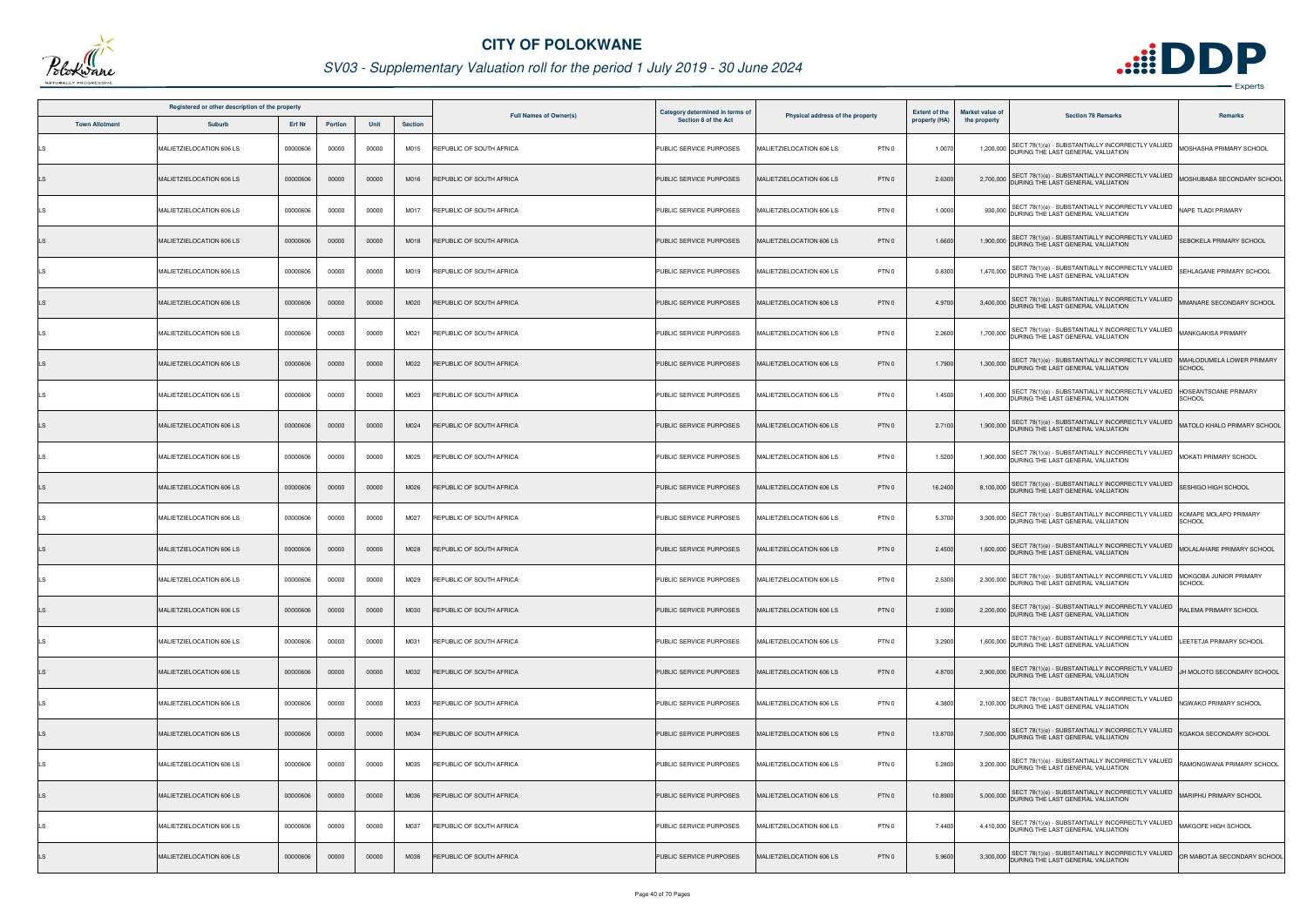# CITY OF POLOKWANE

## SV03 - Supplementary Valuation roll for the period 1 July 2019 - 30 June 2024

| Registered or other description of the property | | | | | | Full Names of Owner(s) | Category determined in terms of Section 8 of the Act | Physical address of the property | Extent of the property (HA) | Market value of the property | Section 78 Remarks | Remarks |
|---|---|---|---|---|---|---|---|---|---|---|---|---|
| Town Allotment | Suburb | Erf Nr | Portion | Unit | Section | | | | | | | |
| LS | MALIETZIELOCATION 606 LS | 00000606 | 00000 | 00000 | M015 | REPUBLIC OF SOUTH AFRICA | PUBLIC SERVICE PURPOSES | MALIETZIELOCATION 606 LS PTN 0 | 1.0070 | 1,200,000 | SECT 78(1)(e) - SUBSTANTIALLY INCORRECTLY VALUED DURING THE LAST GENERAL VALUATION | MOSHASHA PRIMARY SCHOOL |
| LS | MALIETZIELOCATION 606 LS | 00000606 | 00000 | 00000 | M016 | REPUBLIC OF SOUTH AFRICA | PUBLIC SERVICE PURPOSES | MALIETZIELOCATION 606 LS PTN 0 | 2.6300 | 2,700,000 | SECT 78(1)(e) - SUBSTANTIALLY INCORRECTLY VALUED DURING THE LAST GENERAL VALUATION | MOSHUBABA SECONDARY SCHOOL |
| LS | MALIETZIELOCATION 606 LS | 00000606 | 00000 | 00000 | M017 | REPUBLIC OF SOUTH AFRICA | PUBLIC SERVICE PURPOSES | MALIETZIELOCATION 606 LS PTN 0 | 1.0000 | 930,000 | SECT 78(1)(e) - SUBSTANTIALLY INCORRECTLY VALUED DURING THE LAST GENERAL VALUATION | NAPE TLADI PRIMARY |
| LS | MALIETZIELOCATION 606 LS | 00000606 | 00000 | 00000 | M018 | REPUBLIC OF SOUTH AFRICA | PUBLIC SERVICE PURPOSES | MALIETZIELOCATION 606 LS PTN 0 | 1.6600 | 1,900,000 | SECT 78(1)(e) - SUBSTANTIALLY INCORRECTLY VALUED DURING THE LAST GENERAL VALUATION | SEBOKELA PRIMARY SCHOOL |
| LS | MALIETZIELOCATION 606 LS | 00000606 | 00000 | 00000 | M019 | REPUBLIC OF SOUTH AFRICA | PUBLIC SERVICE PURPOSES | MALIETZIELOCATION 606 LS PTN 0 | 0.8300 | 1,470,000 | SECT 78(1)(e) - SUBSTANTIALLY INCORRECTLY VALUED DURING THE LAST GENERAL VALUATION | SEHLAGANE PRIMARY SCHOOL |
| LS | MALIETZIELOCATION 606 LS | 00000606 | 00000 | 00000 | M020 | REPUBLIC OF SOUTH AFRICA | PUBLIC SERVICE PURPOSES | MALIETZIELOCATION 606 LS PTN 0 | 4.9700 | 3,400,000 | SECT 78(1)(e) - SUBSTANTIALLY INCORRECTLY VALUED DURING THE LAST GENERAL VALUATION | MMANARE SECONDARY SCHOOL |
| LS | MALIETZIELOCATION 606 LS | 00000606 | 00000 | 00000 | M021 | REPUBLIC OF SOUTH AFRICA | PUBLIC SERVICE PURPOSES | MALIETZIELOCATION 606 LS PTN 0 | 2.2600 | 1,700,000 | SECT 78(1)(e) - SUBSTANTIALLY INCORRECTLY VALUED DURING THE LAST GENERAL VALUATION | MANKGAKISA PRIMARY |
| LS | MALIETZIELOCATION 606 LS | 00000606 | 00000 | 00000 | M022 | REPUBLIC OF SOUTH AFRICA | PUBLIC SERVICE PURPOSES | MALIETZIELOCATION 606 LS PTN 0 | 1.7900 | 1,300,000 | SECT 78(1)(e) - SUBSTANTIALLY INCORRECTLY VALUED DURING THE LAST GENERAL VALUATION | MAHLODUMELA LOWER PRIMARY SCHOOL |
| LS | MALIETZIELOCATION 606 LS | 00000606 | 00000 | 00000 | M023 | REPUBLIC OF SOUTH AFRICA | PUBLIC SERVICE PURPOSES | MALIETZIELOCATION 606 LS PTN 0 | 1.4500 | 1,400,000 | SECT 78(1)(e) - SUBSTANTIALLY INCORRECTLY VALUED DURING THE LAST GENERAL VALUATION | HOSEANTSOANE PRIMARY SCHOOL |
| LS | MALIETZIELOCATION 606 LS | 00000606 | 00000 | 00000 | M024 | REPUBLIC OF SOUTH AFRICA | PUBLIC SERVICE PURPOSES | MALIETZIELOCATION 606 LS PTN 0 | 2.7100 | 1,900,000 | SECT 78(1)(e) - SUBSTANTIALLY INCORRECTLY VALUED DURING THE LAST GENERAL VALUATION | MATOLO KHALO PRIMARY SCHOOL |
| LS | MALIETZIELOCATION 606 LS | 00000606 | 00000 | 00000 | M025 | REPUBLIC OF SOUTH AFRICA | PUBLIC SERVICE PURPOSES | MALIETZIELOCATION 606 LS PTN 0 | 1.5200 | 1,900,000 | SECT 78(1)(e) - SUBSTANTIALLY INCORRECTLY VALUED DURING THE LAST GENERAL VALUATION | MOKATI PRIMARY SCHOOL |
| LS | MALIETZIELOCATION 606 LS | 00000606 | 00000 | 00000 | M026 | REPUBLIC OF SOUTH AFRICA | PUBLIC SERVICE PURPOSES | MALIETZIELOCATION 606 LS PTN 0 | 16.2400 | 8,100,000 | SECT 78(1)(e) - SUBSTANTIALLY INCORRECTLY VALUED DURING THE LAST GENERAL VALUATION | SESHIGO HIGH SCHOOL |
| LS | MALIETZIELOCATION 606 LS | 00000606 | 00000 | 00000 | M027 | REPUBLIC OF SOUTH AFRICA | PUBLIC SERVICE PURPOSES | MALIETZIELOCATION 606 LS PTN 0 | 5.3700 | 3,300,000 | SECT 78(1)(e) - SUBSTANTIALLY INCORRECTLY VALUED DURING THE LAST GENERAL VALUATION | KOMAPE MOLAPO PRIMARY SCHOOL |
| LS | MALIETZIELOCATION 606 LS | 00000606 | 00000 | 00000 | M028 | REPUBLIC OF SOUTH AFRICA | PUBLIC SERVICE PURPOSES | MALIETZIELOCATION 606 LS PTN 0 | 2.4500 | 1,600,000 | SECT 78(1)(e) - SUBSTANTIALLY INCORRECTLY VALUED DURING THE LAST GENERAL VALUATION | MOLALAHARE PRIMARY SCHOOL |
| LS | MALIETZIELOCATION 606 LS | 00000606 | 00000 | 00000 | M029 | REPUBLIC OF SOUTH AFRICA | PUBLIC SERVICE PURPOSES | MALIETZIELOCATION 606 LS PTN 0 | 2.5300 | 2,300,000 | SECT 78(1)(e) - SUBSTANTIALLY INCORRECTLY VALUED DURING THE LAST GENERAL VALUATION | MOKGOBA JUNIOR PRIMARY SCHOOL |
| LS | MALIETZIELOCATION 606 LS | 00000606 | 00000 | 00000 | M030 | REPUBLIC OF SOUTH AFRICA | PUBLIC SERVICE PURPOSES | MALIETZIELOCATION 606 LS PTN 0 | 2.9300 | 2,200,000 | SECT 78(1)(e) - SUBSTANTIALLY INCORRECTLY VALUED DURING THE LAST GENERAL VALUATION | RALEMA PRIMARY SCHOOL |
| LS | MALIETZIELOCATION 606 LS | 00000606 | 00000 | 00000 | M031 | REPUBLIC OF SOUTH AFRICA | PUBLIC SERVICE PURPOSES | MALIETZIELOCATION 606 LS PTN 0 | 3.2900 | 1,600,000 | SECT 78(1)(e) - SUBSTANTIALLY INCORRECTLY VALUED DURING THE LAST GENERAL VALUATION | LEETETJA PRIMARY SCHOOL |
| LS | MALIETZIELOCATION 606 LS | 00000606 | 00000 | 00000 | M032 | REPUBLIC OF SOUTH AFRICA | PUBLIC SERVICE PURPOSES | MALIETZIELOCATION 606 LS PTN 0 | 4.8700 | 2,900,000 | SECT 78(1)(e) - SUBSTANTIALLY INCORRECTLY VALUED DURING THE LAST GENERAL VALUATION | JH MOLOTO SECONDARY SCHOOL |
| LS | MALIETZIELOCATION 606 LS | 00000606 | 00000 | 00000 | M033 | REPUBLIC OF SOUTH AFRICA | PUBLIC SERVICE PURPOSES | MALIETZIELOCATION 606 LS PTN 0 | 4.3800 | 2,100,000 | SECT 78(1)(e) - SUBSTANTIALLY INCORRECTLY VALUED DURING THE LAST GENERAL VALUATION | NGWAKO PRIMARY SCHOOL |
| LS | MALIETZIELOCATION 606 LS | 00000606 | 00000 | 00000 | M034 | REPUBLIC OF SOUTH AFRICA | PUBLIC SERVICE PURPOSES | MALIETZIELOCATION 606 LS PTN 0 | 13.8700 | 7,500,000 | SECT 78(1)(e) - SUBSTANTIALLY INCORRECTLY VALUED DURING THE LAST GENERAL VALUATION | KGAKOA SECONDARY SCHOOL |
| LS | MALIETZIELOCATION 606 LS | 00000606 | 00000 | 00000 | M035 | REPUBLIC OF SOUTH AFRICA | PUBLIC SERVICE PURPOSES | MALIETZIELOCATION 606 LS PTN 0 | 5.2800 | 3,200,000 | SECT 78(1)(e) - SUBSTANTIALLY INCORRECTLY VALUED DURING THE LAST GENERAL VALUATION | RAMONGWANA PRIMARY SCHOOL |
| LS | MALIETZIELOCATION 606 LS | 00000606 | 00000 | 00000 | M036 | REPUBLIC OF SOUTH AFRICA | PUBLIC SERVICE PURPOSES | MALIETZIELOCATION 606 LS PTN 0 | 10.8900 | 5,000,000 | SECT 78(1)(e) - SUBSTANTIALLY INCORRECTLY VALUED DURING THE LAST GENERAL VALUATION | MARIPHU PRIMARY SCHOOL |
| LS | MALIETZIELOCATION 606 LS | 00000606 | 00000 | 00000 | M037 | REPUBLIC OF SOUTH AFRICA | PUBLIC SERVICE PURPOSES | MALIETZIELOCATION 606 LS PTN 0 | 7.4400 | 4,410,000 | SECT 78(1)(e) - SUBSTANTIALLY INCORRECTLY VALUED DURING THE LAST GENERAL VALUATION | MAKGOFE HIGH SCHOOL |
| LS | MALIETZIELOCATION 606 LS | 00000606 | 00000 | 00000 | M038 | REPUBLIC OF SOUTH AFRICA | PUBLIC SERVICE PURPOSES | MALIETZIELOCATION 606 LS PTN 0 | 5.9600 | 3,300,000 | SECT 78(1)(e) - SUBSTANTIALLY INCORRECTLY VALUED DURING THE LAST GENERAL VALUATION | OR MABOTJA SECONDARY SCHOOL |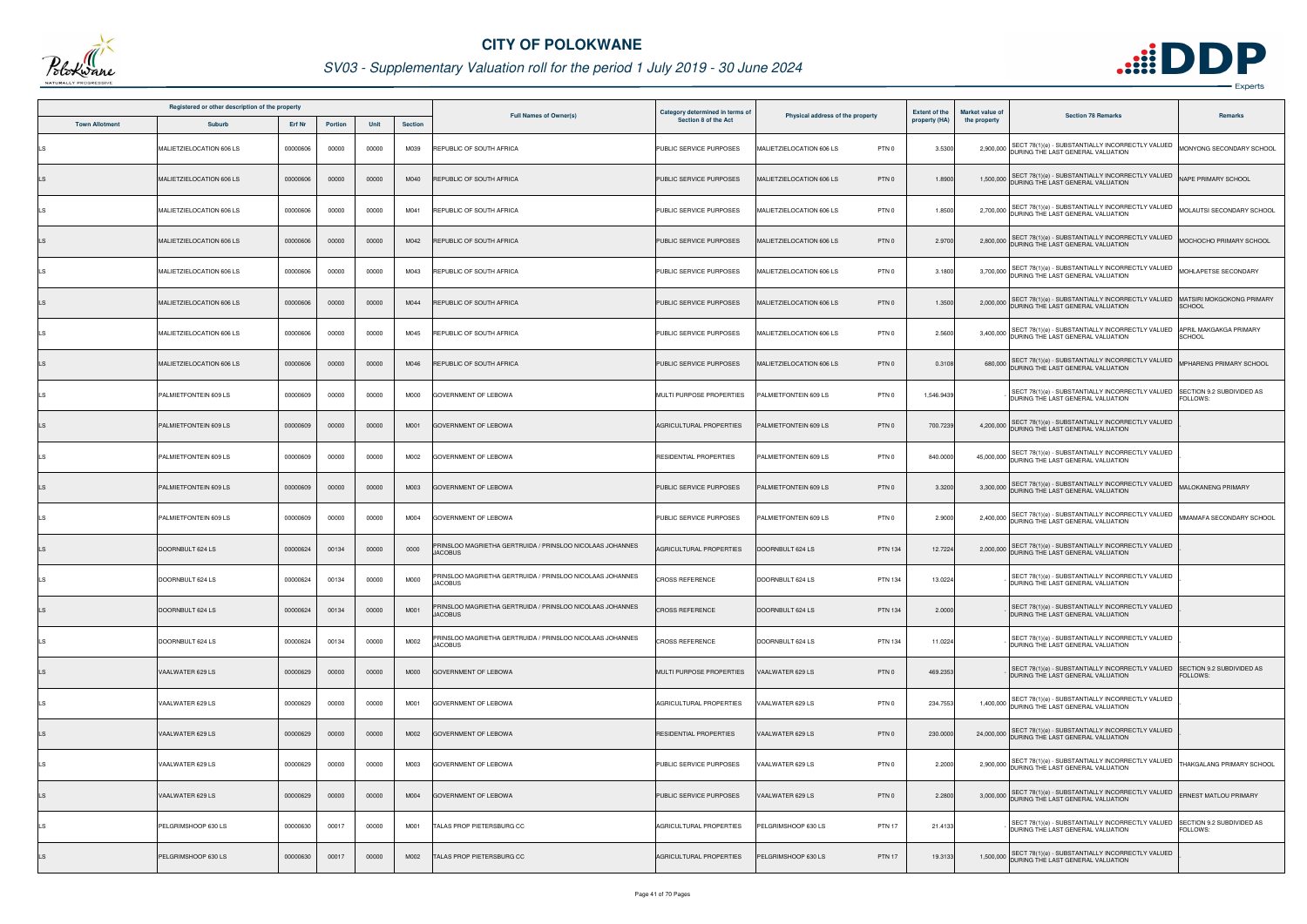# CITY OF POLOKWANE

## SV03 - Supplementary Valuation roll for the period 1 July 2019 - 30 June 2024

| Registered or other description of the property | | | | | | Full Names of Owner(s) | Category determined in terms of Section 8 of the Act | Physical address of the property | Extent of the property (HA) | Market value of the property | Section 78 Remarks | Remarks |
|---|---|---|---|---|---|---|---|---|---|---|---|---|
| Town Allotment | Suburb | Erf Nr | Portion | Unit | Section | | | | | | | |
| LS | MALIETZIELOCATION 606 LS | 00000606 | 00000 | 00000 | M039 | REPUBLIC OF SOUTH AFRICA | PUBLIC SERVICE PURPOSES | MALIETZIELOCATION 606 LS PTN 0 | 3.5300 | 2,900,000 | SECT 78(1)(e) - SUBSTANTIALLY INCORRECTLY VALUED DURING THE LAST GENERAL VALUATION | MONYONG SECONDARY SCHOOL |
| LS | MALIETZIELOCATION 606 LS | 00000606 | 00000 | 00000 | M040 | REPUBLIC OF SOUTH AFRICA | PUBLIC SERVICE PURPOSES | MALIETZIELOCATION 606 LS PTN 0 | 1.8900 | 1,500,000 | SECT 78(1)(e) - SUBSTANTIALLY INCORRECTLY VALUED DURING THE LAST GENERAL VALUATION | NAPE PRIMARY SCHOOL |
| LS | MALIETZIELOCATION 606 LS | 00000606 | 00000 | 00000 | M041 | REPUBLIC OF SOUTH AFRICA | PUBLIC SERVICE PURPOSES | MALIETZIELOCATION 606 LS PTN 0 | 1.8500 | 2,700,000 | SECT 78(1)(e) - SUBSTANTIALLY INCORRECTLY VALUED DURING THE LAST GENERAL VALUATION | MOLAUTSI SECONDARY SCHOOL |
| LS | MALIETZIELOCATION 606 LS | 00000606 | 00000 | 00000 | M042 | REPUBLIC OF SOUTH AFRICA | PUBLIC SERVICE PURPOSES | MALIETZIELOCATION 606 LS PTN 0 | 2.9700 | 2,800,000 | SECT 78(1)(e) - SUBSTANTIALLY INCORRECTLY VALUED DURING THE LAST GENERAL VALUATION | MOCHOCHO PRIMARY SCHOOL |
| LS | MALIETZIELOCATION 606 LS | 00000606 | 00000 | 00000 | M043 | REPUBLIC OF SOUTH AFRICA | PUBLIC SERVICE PURPOSES | MALIETZIELOCATION 606 LS PTN 0 | 3.1800 | 3,700,000 | SECT 78(1)(e) - SUBSTANTIALLY INCORRECTLY VALUED DURING THE LAST GENERAL VALUATION | MOHLAPETSE SECONDARY |
| LS | MALIETZIELOCATION 606 LS | 00000606 | 00000 | 00000 | M044 | REPUBLIC OF SOUTH AFRICA | PUBLIC SERVICE PURPOSES | MALIETZIELOCATION 606 LS PTN 0 | 1.3500 | 2,000,000 | SECT 78(1)(e) - SUBSTANTIALLY INCORRECTLY VALUED DURING THE LAST GENERAL VALUATION | MATSIRI MOKGOKONG PRIMARY SCHOOL |
| LS | MALIETZIELOCATION 606 LS | 00000606 | 00000 | 00000 | M045 | REPUBLIC OF SOUTH AFRICA | PUBLIC SERVICE PURPOSES | MALIETZIELOCATION 606 LS PTN 0 | 2.5600 | 3,400,000 | SECT 78(1)(e) - SUBSTANTIALLY INCORRECTLY VALUED DURING THE LAST GENERAL VALUATION | APRIL MAKGAKGA PRIMARY SCHOOL |
| LS | MALIETZIELOCATION 606 LS | 00000606 | 00000 | 00000 | M046 | REPUBLIC OF SOUTH AFRICA | PUBLIC SERVICE PURPOSES | MALIETZIELOCATION 606 LS PTN 0 | 0.3108 | 680,000 | SECT 78(1)(e) - SUBSTANTIALLY INCORRECTLY VALUED DURING THE LAST GENERAL VALUATION | MPHARENG PRIMARY SCHOOL |
| LS | PALMIETFONTEIN 609 LS | 00000609 | 00000 | 00000 | M000 | GOVERNMENT OF LEBOWA | MULTI PURPOSE PROPERTIES | PALMIETFONTEIN 609 LS PTN 0 | 1,546.9439 | | SECT 78(1)(e) - SUBSTANTIALLY INCORRECTLY VALUED DURING THE LAST GENERAL VALUATION | SECTION 9.2 SUBDIVIDED AS FOLLOWS: |
| LS | PALMIETFONTEIN 609 LS | 00000609 | 00000 | 00000 | M001 | GOVERNMENT OF LEBOWA | AGRICULTURAL PROPERTIES | PALMIETFONTEIN 609 LS PTN 0 | 700.7239 | 4,200,000 | SECT 78(1)(e) - SUBSTANTIALLY INCORRECTLY VALUED DURING THE LAST GENERAL VALUATION | |
| LS | PALMIETFONTEIN 609 LS | 00000609 | 00000 | 00000 | M002 | GOVERNMENT OF LEBOWA | RESIDENTIAL PROPERTIES | PALMIETFONTEIN 609 LS PTN 0 | 840.0000 | 45,000,000 | SECT 78(1)(e) - SUBSTANTIALLY INCORRECTLY VALUED DURING THE LAST GENERAL VALUATION | |
| LS | PALMIETFONTEIN 609 LS | 00000609 | 00000 | 00000 | M003 | GOVERNMENT OF LEBOWA | PUBLIC SERVICE PURPOSES | PALMIETFONTEIN 609 LS PTN 0 | 3.3200 | 3,300,000 | SECT 78(1)(e) - SUBSTANTIALLY INCORRECTLY VALUED DURING THE LAST GENERAL VALUATION | MALOKANENG PRIMARY |
| LS | PALMIETFONTEIN 609 LS | 00000609 | 00000 | 00000 | M004 | GOVERNMENT OF LEBOWA | PUBLIC SERVICE PURPOSES | PALMIETFONTEIN 609 LS PTN 0 | 2.9000 | 2,400,000 | SECT 78(1)(e) - SUBSTANTIALLY INCORRECTLY VALUED DURING THE LAST GENERAL VALUATION | MMAMAFA SECONDARY SCHOOL |
| LS | DOORNBULT 624 LS | 00000624 | 00134 | 00000 | 0000 | PRINSLOO MAGRIETHA GERTRUIDA / PRINSLOO NICOLAAS JOHANNES JACOBUS | AGRICULTURAL PROPERTIES | DOORNBULT 624 LS PTN 134 | 12.7224 | 2,000,000 | SECT 78(1)(e) - SUBSTANTIALLY INCORRECTLY VALUED DURING THE LAST GENERAL VALUATION | |
| LS | DOORNBULT 624 LS | 00000624 | 00134 | 00000 | M000 | PRINSLOO MAGRIETHA GERTRUIDA / PRINSLOO NICOLAAS JOHANNES JACOBUS | CROSS REFERENCE | DOORNBULT 624 LS PTN 134 | 13.0224 | | SECT 78(1)(e) - SUBSTANTIALLY INCORRECTLY VALUED DURING THE LAST GENERAL VALUATION | |
| LS | DOORNBULT 624 LS | 00000624 | 00134 | 00000 | M001 | PRINSLOO MAGRIETHA GERTRUIDA / PRINSLOO NICOLAAS JOHANNES JACOBUS | CROSS REFERENCE | DOORNBULT 624 LS PTN 134 | 2.0000 | | SECT 78(1)(e) - SUBSTANTIALLY INCORRECTLY VALUED DURING THE LAST GENERAL VALUATION | |
| LS | DOORNBULT 624 LS | 00000624 | 00134 | 00000 | M002 | PRINSLOO MAGRIETHA GERTRUIDA / PRINSLOO NICOLAAS JOHANNES JACOBUS | CROSS REFERENCE | DOORNBULT 624 LS PTN 134 | 11.0224 | | SECT 78(1)(e) - SUBSTANTIALLY INCORRECTLY VALUED DURING THE LAST GENERAL VALUATION | |
| LS | VAALWATER 629 LS | 00000629 | 00000 | 00000 | M000 | GOVERNMENT OF LEBOWA | MULTI PURPOSE PROPERTIES | VAALWATER 629 LS PTN 0 | 469.2353 | | SECT 78(1)(e) - SUBSTANTIALLY INCORRECTLY VALUED DURING THE LAST GENERAL VALUATION | SECTION 9.2 SUBDIVIDED AS FOLLOWS: |
| LS | VAALWATER 629 LS | 00000629 | 00000 | 00000 | M001 | GOVERNMENT OF LEBOWA | AGRICULTURAL PROPERTIES | VAALWATER 629 LS PTN 0 | 234.7553 | 1,400,000 | SECT 78(1)(e) - SUBSTANTIALLY INCORRECTLY VALUED DURING THE LAST GENERAL VALUATION | |
| LS | VAALWATER 629 LS | 00000629 | 00000 | 00000 | M002 | GOVERNMENT OF LEBOWA | RESIDENTIAL PROPERTIES | VAALWATER 629 LS PTN 0 | 230.0000 | 24,000,000 | SECT 78(1)(e) - SUBSTANTIALLY INCORRECTLY VALUED DURING THE LAST GENERAL VALUATION | |
| LS | VAALWATER 629 LS | 00000629 | 00000 | 00000 | M003 | GOVERNMENT OF LEBOWA | PUBLIC SERVICE PURPOSES | VAALWATER 629 LS PTN 0 | 2.2000 | 2,900,000 | SECT 78(1)(e) - SUBSTANTIALLY INCORRECTLY VALUED DURING THE LAST GENERAL VALUATION | THAKGALANG PRIMARY SCHOOL |
| LS | VAALWATER 629 LS | 00000629 | 00000 | 00000 | M004 | GOVERNMENT OF LEBOWA | PUBLIC SERVICE PURPOSES | VAALWATER 629 LS PTN 0 | 2.2800 | 3,000,000 | SECT 78(1)(e) - SUBSTANTIALLY INCORRECTLY VALUED DURING THE LAST GENERAL VALUATION | ERNEST MATLOU PRIMARY |
| LS | PELGRIMSHOOP 630 LS | 00000630 | 00017 | 00000 | M001 | TALAS PROP PIETERSBURG CC | AGRICULTURAL PROPERTIES | PELGRIMSHOOP 630 LS PTN 17 | 21.4133 | | SECT 78(1)(e) - SUBSTANTIALLY INCORRECTLY VALUED DURING THE LAST GENERAL VALUATION | SECTION 9.2 SUBDIVIDED AS FOLLOWS: |
| LS | PELGRIMSHOOP 630 LS | 00000630 | 00017 | 00000 | M002 | TALAS PROP PIETERSBURG CC | AGRICULTURAL PROPERTIES | PELGRIMSHOOP 630 LS PTN 17 | 19.3133 | 1,500,000 | SECT 78(1)(e) - SUBSTANTIALLY INCORRECTLY VALUED DURING THE LAST GENERAL VALUATION | |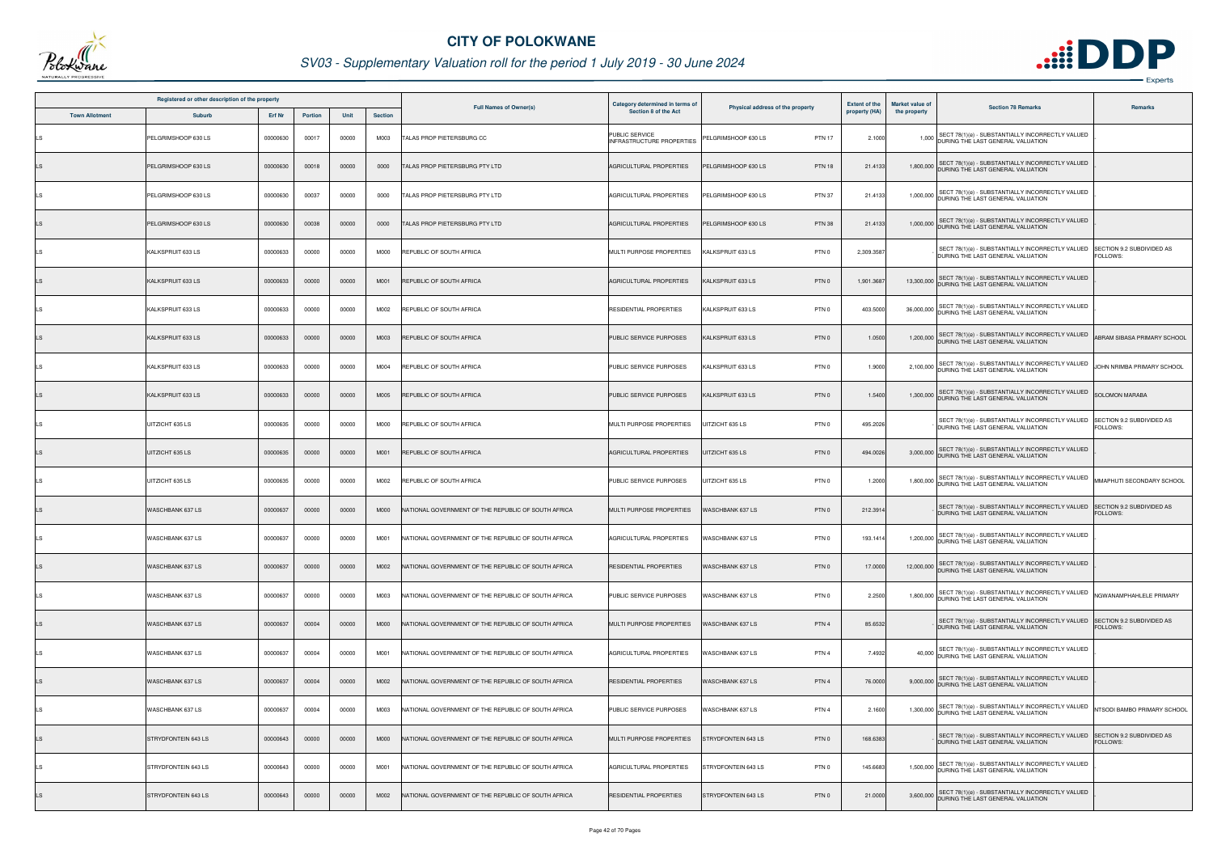# CITY OF POLOKWANE

## SV03 - Supplementary Valuation roll for the period 1 July 2019 - 30 June 2024

| Registered or other description of the property | | | | | | Full Names of Owner(s) | Category determined in terms of Section 8 of the Act | Physical address of the property | Extent of the property (HA) | Market value of the property | Section 78 Remarks | Remarks |
|---|---|---|---|---|---|---|---|---|---|---|---|---|
| Town Allotment | Suburb | Erf Nr | Portion | Unit | Section | | | | | | | |
| LS | PELGRIMSHOOP 630 LS | 00000630 | 00017 | 00000 | M003 | TALAS PROP PIETERSBURG CC | PUBLIC SERVICE INFRASTRUCTURE PROPERTIES | PELGRIMSHOOP 630 LS PTN 17 | 2.1000 | 1,000 | SECT 78(1)(e) - SUBSTANTIALLY INCORRECTLY VALUED DURING THE LAST GENERAL VALUATION | |
| LS | PELGRIMSHOOP 630 LS | 00000630 | 00018 | 00000 | 0000 | TALAS PROP PIETERSBURG PTY LTD | AGRICULTURAL PROPERTIES | PELGRIMSHOOP 630 LS PTN 18 | 21.4133 | 1,800,000 | SECT 78(1)(e) - SUBSTANTIALLY INCORRECTLY VALUED DURING THE LAST GENERAL VALUATION | |
| LS | PELGRIMSHOOP 630 LS | 00000630 | 00037 | 00000 | 0000 | TALAS PROP PIETERSBURG PTY LTD | AGRICULTURAL PROPERTIES | PELGRIMSHOOP 630 LS PTN 37 | 21.4133 | 1,000,000 | SECT 78(1)(e) - SUBSTANTIALLY INCORRECTLY VALUED DURING THE LAST GENERAL VALUATION | |
| LS | PELGRIMSHOOP 630 LS | 00000630 | 00038 | 00000 | 0000 | TALAS PROP PIETERSBURG PTY LTD | AGRICULTURAL PROPERTIES | PELGRIMSHOOP 630 LS PTN 38 | 21.4133 | 1,000,000 | SECT 78(1)(e) - SUBSTANTIALLY INCORRECTLY VALUED DURING THE LAST GENERAL VALUATION | |
| LS | KALKSPRUIT 633 LS | 00000633 | 00000 | 00000 | M000 | REPUBLIC OF SOUTH AFRICA | MULTI PURPOSE PROPERTIES | KALKSPRUIT 633 LS PTN 0 | 2,309.3587 | | SECT 78(1)(e) - SUBSTANTIALLY INCORRECTLY VALUED DURING THE LAST GENERAL VALUATION | SECTION 9.2 SUBDIVIDED AS FOLLOWS: |
| LS | KALKSPRUIT 633 LS | 00000633 | 00000 | 00000 | M001 | REPUBLIC OF SOUTH AFRICA | AGRICULTURAL PROPERTIES | KALKSPRUIT 633 LS PTN 0 | 1,901.3687 | 13,300,000 | SECT 78(1)(e) - SUBSTANTIALLY INCORRECTLY VALUED DURING THE LAST GENERAL VALUATION | |
| LS | KALKSPRUIT 633 LS | 00000633 | 00000 | 00000 | M002 | REPUBLIC OF SOUTH AFRICA | RESIDENTIAL PROPERTIES | KALKSPRUIT 633 LS PTN 0 | 403.5000 | 36,000,000 | SECT 78(1)(e) - SUBSTANTIALLY INCORRECTLY VALUED DURING THE LAST GENERAL VALUATION | |
| LS | KALKSPRUIT 633 LS | 00000633 | 00000 | 00000 | M003 | REPUBLIC OF SOUTH AFRICA | PUBLIC SERVICE PURPOSES | KALKSPRUIT 633 LS PTN 0 | 1.0500 | 1,200,000 | SECT 78(1)(e) - SUBSTANTIALLY INCORRECTLY VALUED DURING THE LAST GENERAL VALUATION | ABRAM SIBASA PRIMARY SCHOOL |
| LS | KALKSPRUIT 633 LS | 00000633 | 00000 | 00000 | M004 | REPUBLIC OF SOUTH AFRICA | PUBLIC SERVICE PURPOSES | KALKSPRUIT 633 LS PTN 0 | 1.9000 | 2,100,000 | SECT 78(1)(e) - SUBSTANTIALLY INCORRECTLY VALUED DURING THE LAST GENERAL VALUATION | JOHN NRIMBA PRIMARY SCHOOL |
| LS | KALKSPRUIT 633 LS | 00000633 | 00000 | 00000 | M005 | REPUBLIC OF SOUTH AFRICA | PUBLIC SERVICE PURPOSES | KALKSPRUIT 633 LS PTN 0 | 1.5400 | 1,300,000 | SECT 78(1)(e) - SUBSTANTIALLY INCORRECTLY VALUED DURING THE LAST GENERAL VALUATION | SOLOMON MARABA |
| LS | UITZICHT 635 LS | 00000635 | 00000 | 00000 | M000 | REPUBLIC OF SOUTH AFRICA | MULTI PURPOSE PROPERTIES | UITZICHT 635 LS PTN 0 | 495.2026 | | SECT 78(1)(e) - SUBSTANTIALLY INCORRECTLY VALUED DURING THE LAST GENERAL VALUATION | SECTION 9.2 SUBDIVIDED AS FOLLOWS: |
| LS | UITZICHT 635 LS | 00000635 | 00000 | 00000 | M001 | REPUBLIC OF SOUTH AFRICA | AGRICULTURAL PROPERTIES | UITZICHT 635 LS PTN 0 | 494.0026 | 3,000,000 | SECT 78(1)(e) - SUBSTANTIALLY INCORRECTLY VALUED DURING THE LAST GENERAL VALUATION | |
| LS | UITZICHT 635 LS | 00000635 | 00000 | 00000 | M002 | REPUBLIC OF SOUTH AFRICA | PUBLIC SERVICE PURPOSES | UITZICHT 635 LS PTN 0 | 1.2000 | 1,800,000 | SECT 78(1)(e) - SUBSTANTIALLY INCORRECTLY VALUED DURING THE LAST GENERAL VALUATION | MMAPHUTI SECONDARY SCHOOL |
| LS | WASCHBANK 637 LS | 00000637 | 00000 | 00000 | M000 | NATIONAL GOVERNMENT OF THE REPUBLIC OF SOUTH AFRICA | MULTI PURPOSE PROPERTIES | WASCHBANK 637 LS PTN 0 | 212.3914 | | SECT 78(1)(e) - SUBSTANTIALLY INCORRECTLY VALUED DURING THE LAST GENERAL VALUATION | SECTION 9.2 SUBDIVIDED AS FOLLOWS: |
| LS | WASCHBANK 637 LS | 00000637 | 00000 | 00000 | M001 | NATIONAL GOVERNMENT OF THE REPUBLIC OF SOUTH AFRICA | AGRICULTURAL PROPERTIES | WASCHBANK 637 LS PTN 0 | 193.1414 | 1,200,000 | SECT 78(1)(e) - SUBSTANTIALLY INCORRECTLY VALUED DURING THE LAST GENERAL VALUATION | |
| LS | WASCHBANK 637 LS | 00000637 | 00000 | 00000 | M002 | NATIONAL GOVERNMENT OF THE REPUBLIC OF SOUTH AFRICA | RESIDENTIAL PROPERTIES | WASCHBANK 637 LS PTN 0 | 17.0000 | 12,000,000 | SECT 78(1)(e) - SUBSTANTIALLY INCORRECTLY VALUED DURING THE LAST GENERAL VALUATION | |
| LS | WASCHBANK 637 LS | 00000637 | 00000 | 00000 | M003 | NATIONAL GOVERNMENT OF THE REPUBLIC OF SOUTH AFRICA | PUBLIC SERVICE PURPOSES | WASCHBANK 637 LS PTN 0 | 2.2500 | 1,800,000 | SECT 78(1)(e) - SUBSTANTIALLY INCORRECTLY VALUED DURING THE LAST GENERAL VALUATION | NGWANAMPHAHLELE PRIMARY |
| LS | WASCHBANK 637 LS | 00000637 | 00004 | 00000 | M000 | NATIONAL GOVERNMENT OF THE REPUBLIC OF SOUTH AFRICA | MULTI PURPOSE PROPERTIES | WASCHBANK 637 LS PTN 4 | 85.6532 | | SECT 78(1)(e) - SUBSTANTIALLY INCORRECTLY VALUED DURING THE LAST GENERAL VALUATION | SECTION 9.2 SUBDIVIDED AS FOLLOWS: |
| LS | WASCHBANK 637 LS | 00000637 | 00004 | 00000 | M001 | NATIONAL GOVERNMENT OF THE REPUBLIC OF SOUTH AFRICA | AGRICULTURAL PROPERTIES | WASCHBANK 637 LS PTN 4 | 7.4932 | 40,000 | SECT 78(1)(e) - SUBSTANTIALLY INCORRECTLY VALUED DURING THE LAST GENERAL VALUATION | |
| LS | WASCHBANK 637 LS | 00000637 | 00004 | 00000 | M002 | NATIONAL GOVERNMENT OF THE REPUBLIC OF SOUTH AFRICA | RESIDENTIAL PROPERTIES | WASCHBANK 637 LS PTN 4 | 76.0000 | 9,000,000 | SECT 78(1)(e) - SUBSTANTIALLY INCORRECTLY VALUED DURING THE LAST GENERAL VALUATION | |
| LS | WASCHBANK 637 LS | 00000637 | 00004 | 00000 | M003 | NATIONAL GOVERNMENT OF THE REPUBLIC OF SOUTH AFRICA | PUBLIC SERVICE PURPOSES | WASCHBANK 637 LS PTN 4 | 2.1600 | 1,300,000 | SECT 78(1)(e) - SUBSTANTIALLY INCORRECTLY VALUED DURING THE LAST GENERAL VALUATION | NTSODI BAMBO PRIMARY SCHOOL |
| LS | STRYDFONTEIN 643 LS | 00000643 | 00000 | 00000 | M000 | NATIONAL GOVERNMENT OF THE REPUBLIC OF SOUTH AFRICA | MULTI PURPOSE PROPERTIES | STRYDFONTEIN 643 LS PTN 0 | 168.6383 | | SECT 78(1)(e) - SUBSTANTIALLY INCORRECTLY VALUED DURING THE LAST GENERAL VALUATION | SECTION 9.2 SUBDIVIDED AS FOLLOWS: |
| LS | STRYDFONTEIN 643 LS | 00000643 | 00000 | 00000 | M001 | NATIONAL GOVERNMENT OF THE REPUBLIC OF SOUTH AFRICA | AGRICULTURAL PROPERTIES | STRYDFONTEIN 643 LS PTN 0 | 145.6683 | 1,500,000 | SECT 78(1)(e) - SUBSTANTIALLY INCORRECTLY VALUED DURING THE LAST GENERAL VALUATION | |
| LS | STRYDFONTEIN 643 LS | 00000643 | 00000 | 00000 | M002 | NATIONAL GOVERNMENT OF THE REPUBLIC OF SOUTH AFRICA | RESIDENTIAL PROPERTIES | STRYDFONTEIN 643 LS PTN 0 | 21.0000 | 3,600,000 | SECT 78(1)(e) - SUBSTANTIALLY INCORRECTLY VALUED DURING THE LAST GENERAL VALUATION | |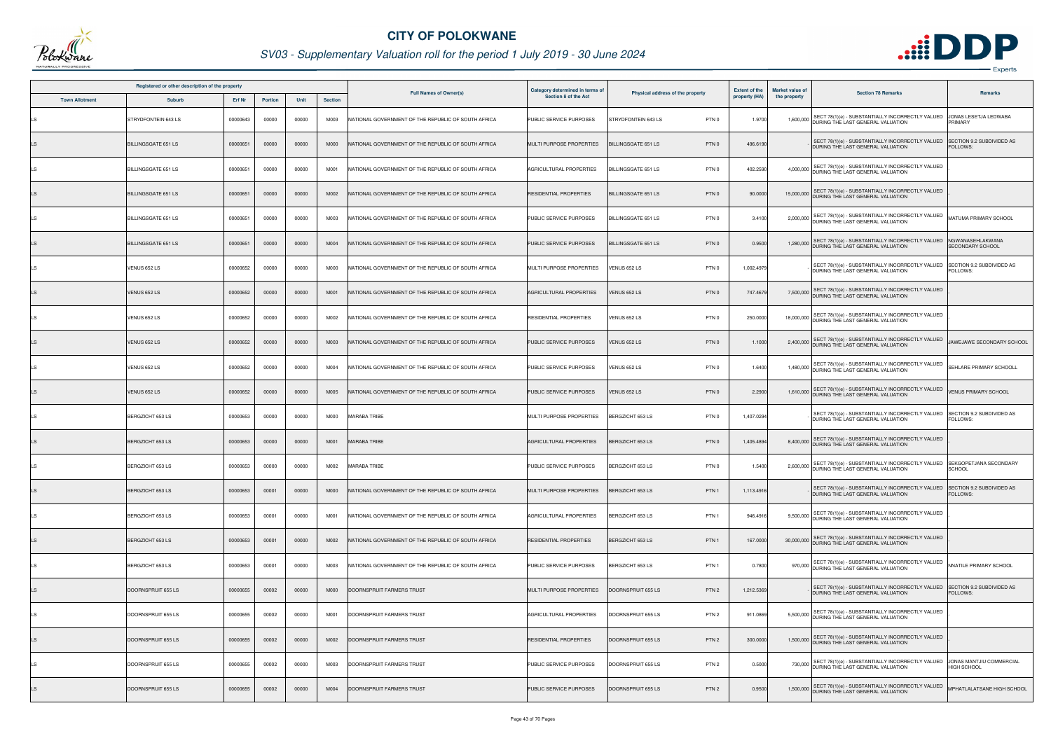# CITY OF POLOKWANE

## SV03 - Supplementary Valuation roll for the period 1 July 2019 - 30 June 2024

| Registered or other description of the property | | | | | | Full Names of Owner(s) | Category determined in terms of Section 8 of the Act | Physical address of the property | Extent of the property (HA) | Market value of the property | Section 78 Remarks | Remarks |
|---|---|---|---|---|---|---|---|---|---|---|---|---|
| Town Allotment | Suburb | Erf Nr | Portion | Unit | Section | | | | | | | |
| LS | STRYDFONTEIN 643 LS | 00000643 | 00000 | 00000 | M003 | NATIONAL GOVERNMENT OF THE REPUBLIC OF SOUTH AFRICA | PUBLIC SERVICE PURPOSES | STRYDFONTEIN 643 LS PTN 0 | 1.9700 | 1,600,000 | SECT 78(1)(e) - SUBSTANTIALLY INCORRECTLY VALUED DURING THE LAST GENERAL VALUATION | JONAS LESETJA LEDWABA PRIMARY |
| LS | BILLINGSGATE 651 LS | 00000651 | 00000 | 00000 | M000 | NATIONAL GOVERNMENT OF THE REPUBLIC OF SOUTH AFRICA | MULTI PURPOSE PROPERTIES | BILLINGSGATE 651 LS PTN 0 | 496.6190 | - | SECT 78(1)(e) - SUBSTANTIALLY INCORRECTLY VALUED DURING THE LAST GENERAL VALUATION | SECTION 9.2 SUBDIVIDED AS FOLLOWS: |
| LS | BILLINGSGATE 651 LS | 00000651 | 00000 | 00000 | M001 | NATIONAL GOVERNMENT OF THE REPUBLIC OF SOUTH AFRICA | AGRICULTURAL PROPERTIES | BILLINGSGATE 651 LS PTN 0 | 402.2590 | 4,000,000 | SECT 78(1)(e) - SUBSTANTIALLY INCORRECTLY VALUED DURING THE LAST GENERAL VALUATION | - |
| LS | BILLINGSGATE 651 LS | 00000651 | 00000 | 00000 | M002 | NATIONAL GOVERNMENT OF THE REPUBLIC OF SOUTH AFRICA | RESIDENTIAL PROPERTIES | BILLINGSGATE 651 LS PTN 0 | 90.0000 | 15,000,000 | SECT 78(1)(e) - SUBSTANTIALLY INCORRECTLY VALUED DURING THE LAST GENERAL VALUATION | - |
| LS | BILLINGSGATE 651 LS | 00000651 | 00000 | 00000 | M003 | NATIONAL GOVERNMENT OF THE REPUBLIC OF SOUTH AFRICA | PUBLIC SERVICE PURPOSES | BILLINGSGATE 651 LS PTN 0 | 3.4100 | 2,000,000 | SECT 78(1)(e) - SUBSTANTIALLY INCORRECTLY VALUED DURING THE LAST GENERAL VALUATION | MATUMA PRIMARY SCHOOL |
| LS | BILLINGSGATE 651 LS | 00000651 | 00000 | 00000 | M004 | NATIONAL GOVERNMENT OF THE REPUBLIC OF SOUTH AFRICA | PUBLIC SERVICE PURPOSES | BILLINGSGATE 651 LS PTN 0 | 0.9500 | 1,280,000 | SECT 78(1)(e) - SUBSTANTIALLY INCORRECTLY VALUED DURING THE LAST GENERAL VALUATION | NGWANASEHLAKWANA SECONDARY SCHOOL |
| LS | VENUS 652 LS | 00000652 | 00000 | 00000 | M000 | NATIONAL GOVERNMENT OF THE REPUBLIC OF SOUTH AFRICA | MULTI PURPOSE PROPERTIES | VENUS 652 LS PTN 0 | 1,002.4979 | - | SECT 78(1)(e) - SUBSTANTIALLY INCORRECTLY VALUED DURING THE LAST GENERAL VALUATION | SECTION 9.2 SUBDIVIDED AS FOLLOWS: |
| LS | VENUS 652 LS | 00000652 | 00000 | 00000 | M001 | NATIONAL GOVERNMENT OF THE REPUBLIC OF SOUTH AFRICA | AGRICULTURAL PROPERTIES | VENUS 652 LS PTN 0 | 747.4679 | 7,500,000 | SECT 78(1)(e) - SUBSTANTIALLY INCORRECTLY VALUED DURING THE LAST GENERAL VALUATION | - |
| LS | VENUS 652 LS | 00000652 | 00000 | 00000 | M002 | NATIONAL GOVERNMENT OF THE REPUBLIC OF SOUTH AFRICA | RESIDENTIAL PROPERTIES | VENUS 652 LS PTN 0 | 250.0000 | 18,000,000 | SECT 78(1)(e) - SUBSTANTIALLY INCORRECTLY VALUED DURING THE LAST GENERAL VALUATION | - |
| LS | VENUS 652 LS | 00000652 | 00000 | 00000 | M003 | NATIONAL GOVERNMENT OF THE REPUBLIC OF SOUTH AFRICA | PUBLIC SERVICE PURPOSES | VENUS 652 LS PTN 0 | 1.1000 | 2,400,000 | SECT 78(1)(e) - SUBSTANTIALLY INCORRECTLY VALUED DURING THE LAST GENERAL VALUATION | JAWEJAWE SECONDARY SCHOOL |
| LS | VENUS 652 LS | 00000652 | 00000 | 00000 | M004 | NATIONAL GOVERNMENT OF THE REPUBLIC OF SOUTH AFRICA | PUBLIC SERVICE PURPOSES | VENUS 652 LS PTN 0 | 1.6400 | 1,480,000 | SECT 78(1)(e) - SUBSTANTIALLY INCORRECTLY VALUED DURING THE LAST GENERAL VALUATION | SEHLARE PRIMARY SCHOOLL |
| LS | VENUS 652 LS | 00000652 | 00000 | 00000 | M005 | NATIONAL GOVERNMENT OF THE REPUBLIC OF SOUTH AFRICA | PUBLIC SERVICE PURPOSES | VENUS 652 LS PTN 0 | 2.2900 | 1,610,000 | SECT 78(1)(e) - SUBSTANTIALLY INCORRECTLY VALUED DURING THE LAST GENERAL VALUATION | VENUS PRIMARY SCHOOL |
| LS | BERGZICHT 653 LS | 00000653 | 00000 | 00000 | M000 | MARABA TRIBE | MULTI PURPOSE PROPERTIES | BERGZICHT 653 LS PTN 0 | 1,407.0294 | - | SECT 78(1)(e) - SUBSTANTIALLY INCORRECTLY VALUED DURING THE LAST GENERAL VALUATION | SECTION 9.2 SUBDIVIDED AS FOLLOWS: |
| LS | BERGZICHT 653 LS | 00000653 | 00000 | 00000 | M001 | MARABA TRIBE | AGRICULTURAL PROPERTIES | BERGZICHT 653 LS PTN 0 | 1,405.4894 | 8,400,000 | SECT 78(1)(e) - SUBSTANTIALLY INCORRECTLY VALUED DURING THE LAST GENERAL VALUATION | - |
| LS | BERGZICHT 653 LS | 00000653 | 00000 | 00000 | M002 | MARABA TRIBE | PUBLIC SERVICE PURPOSES | BERGZICHT 653 LS PTN 0 | 1.5400 | 2,600,000 | SECT 78(1)(e) - SUBSTANTIALLY INCORRECTLY VALUED DURING THE LAST GENERAL VALUATION | SEKGOPETJANA SECONDARY SCHOOL |
| LS | BERGZICHT 653 LS | 00000653 | 00001 | 00000 | M000 | NATIONAL GOVERNMENT OF THE REPUBLIC OF SOUTH AFRICA | MULTI PURPOSE PROPERTIES | BERGZICHT 653 LS PTN 1 | 1,113.4916 | - | SECT 78(1)(e) - SUBSTANTIALLY INCORRECTLY VALUED DURING THE LAST GENERAL VALUATION | SECTION 9.2 SUBDIVIDED AS FOLLOWS: |
| LS | BERGZICHT 653 LS | 00000653 | 00001 | 00000 | M001 | NATIONAL GOVERNMENT OF THE REPUBLIC OF SOUTH AFRICA | AGRICULTURAL PROPERTIES | BERGZICHT 653 LS PTN 1 | 946.4916 | 9,500,000 | SECT 78(1)(e) - SUBSTANTIALLY INCORRECTLY VALUED DURING THE LAST GENERAL VALUATION | - |
| LS | BERGZICHT 653 LS | 00000653 | 00001 | 00000 | M002 | NATIONAL GOVERNMENT OF THE REPUBLIC OF SOUTH AFRICA | RESIDENTIAL PROPERTIES | BERGZICHT 653 LS PTN 1 | 167.0000 | 30,000,000 | SECT 78(1)(e) - SUBSTANTIALLY INCORRECTLY VALUED DURING THE LAST GENERAL VALUATION | - |
| LS | BERGZICHT 653 LS | 00000653 | 00001 | 00000 | M003 | NATIONAL GOVERNMENT OF THE REPUBLIC OF SOUTH AFRICA | PUBLIC SERVICE PURPOSES | BERGZICHT 653 LS PTN 1 | 0.7800 | 970,000 | SECT 78(1)(e) - SUBSTANTIALLY INCORRECTLY VALUED DURING THE LAST GENERAL VALUATION | NNATILE PRIMARY SCHOOL |
| LS | DOORNSPRUIT 655 LS | 00000655 | 00002 | 00000 | M000 | DOORNSPRUIT FARMERS TRUST | MULTI PURPOSE PROPERTIES | DOORNSPRUIT 655 LS PTN 2 | 1,212.5369 | - | SECT 78(1)(e) - SUBSTANTIALLY INCORRECTLY VALUED DURING THE LAST GENERAL VALUATION | SECTION 9.2 SUBDIVIDED AS FOLLOWS: |
| LS | DOORNSPRUIT 655 LS | 00000655 | 00002 | 00000 | M001 | DOORNSPRUIT FARMERS TRUST | AGRICULTURAL PROPERTIES | DOORNSPRUIT 655 LS PTN 2 | 911.0869 | 5,500,000 | SECT 78(1)(e) - SUBSTANTIALLY INCORRECTLY VALUED DURING THE LAST GENERAL VALUATION | - |
| LS | DOORNSPRUIT 655 LS | 00000655 | 00002 | 00000 | M002 | DOORNSPRUIT FARMERS TRUST | RESIDENTIAL PROPERTIES | DOORNSPRUIT 655 LS PTN 2 | 300.0000 | 1,500,000 | SECT 78(1)(e) - SUBSTANTIALLY INCORRECTLY VALUED DURING THE LAST GENERAL VALUATION | - |
| LS | DOORNSPRUIT 655 LS | 00000655 | 00002 | 00000 | M003 | DOORNSPRUIT FARMERS TRUST | PUBLIC SERVICE PURPOSES | DOORNSPRUIT 655 LS PTN 2 | 0.5000 | 730,000 | SECT 78(1)(e) - SUBSTANTIALLY INCORRECTLY VALUED DURING THE LAST GENERAL VALUATION | JONAS MANTJIU COMMERCIAL HIGH SCHOOL |
| LS | DOORNSPRUIT 655 LS | 00000655 | 00002 | 00000 | M004 | DOORNSPRUIT FARMERS TRUST | PUBLIC SERVICE PURPOSES | DOORNSPRUIT 655 LS PTN 2 | 0.9500 | 1,500,000 | SECT 78(1)(e) - SUBSTANTIALLY INCORRECTLY VALUED DURING THE LAST GENERAL VALUATION | MPHATLALATSANE HIGH SCHOOL |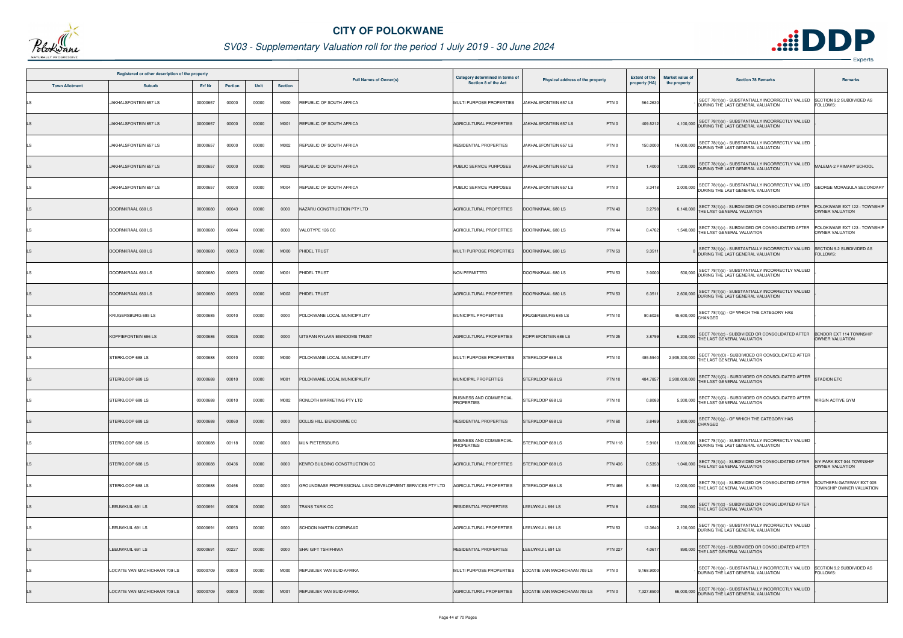# CITY OF POLOKWANE

## SV03 - Supplementary Valuation roll for the period 1 July 2019 - 30 June 2024

| Registered or other description of the property | | | | | | Full Names of Owner(s) | Category determined in terms of Section 8 of the Act | Physical address of the property | Extent of the property (HA) | Market value of the property | Section 78 Remarks | Remarks |
|---|---|---|---|---|---|---|---|---|---|---|---|---|
| Town Allotment | Suburb | Erf Nr | Portion | Unit | Section | | | | | | | |
| LS | JAKHALSFONTEIN 657 LS | 00000657 | 00000 | 00000 | M000 | REPUBLIC OF SOUTH AFRICA | MULTI PURPOSE PROPERTIES | JAKHALSFONTEIN 657 LS PTN 0 | 564.2630 | | SECT 78(1)(e) - SUBSTANTIALLY INCORRECTLY VALUED DURING THE LAST GENERAL VALUATION | SECTION 9.2 SUBDIVIDED AS FOLLOWS: |
| LS | JAKHALSFONTEIN 657 LS | 00000657 | 00000 | 00000 | M001 | REPUBLIC OF SOUTH AFRICA | AGRICULTURAL PROPERTIES | JAKHALSFONTEIN 657 LS PTN 0 | 409.5212 | 4,100,000 | SECT 78(1)(e) - SUBSTANTIALLY INCORRECTLY VALUED DURING THE LAST GENERAL VALUATION | |
| LS | JAKHALSFONTEIN 657 LS | 00000657 | 00000 | 00000 | M002 | REPUBLIC OF SOUTH AFRICA | RESIDENTIAL PROPERTIES | JAKHALSFONTEIN 657 LS PTN 0 | 150.0000 | 16,000,000 | SECT 78(1)(e) - SUBSTANTIALLY INCORRECTLY VALUED DURING THE LAST GENERAL VALUATION | |
| LS | JAKHALSFONTEIN 657 LS | 00000657 | 00000 | 00000 | M003 | REPUBLIC OF SOUTH AFRICA | PUBLIC SERVICE PURPOSES | JAKHALSFONTEIN 657 LS PTN 0 | 1.4000 | 1,200,000 | SECT 78(1)(e) - SUBSTANTIALLY INCORRECTLY VALUED DURING THE LAST GENERAL VALUATION | MALEMA-2 PRIMARY SCHOOL |
| LS | JAKHALSFONTEIN 657 LS | 00000657 | 00000 | 00000 | M004 | REPUBLIC OF SOUTH AFRICA | PUBLIC SERVICE PURPOSES | JAKHALSFONTEIN 657 LS PTN 0 | 3.3418 | 2,000,000 | SECT 78(1)(e) - SUBSTANTIALLY INCORRECTLY VALUED DURING THE LAST GENERAL VALUATION | GEORGE MORAGULA SECONDARY |
| LS | DOORNKRAAL 680 LS | 00000680 | 00043 | 00000 | 0000 | NAZARU CONSTRUCTION PTY LTD | AGRICULTURAL PROPERTIES | DOORNKRAAL 680 LS PTN 43 | 3.2798 | 6,140,000 | SECT 78(1)(c) - SUBDIVIDED OR CONSOLIDATED AFTER THE LAST GENERAL VALUATION | POLOKWANE EXT 122 - TOWNSHIP OWNER VALUATION |
| LS | DOORNKRAAL 680 LS | 00000680 | 00044 | 00000 | 0000 | VALOTYPE 126 CC | AGRICULTURAL PROPERTIES | DOORNKRAAL 680 LS PTN 44 | 0.4762 | 1,540,000 | SECT 78(1)(c) - SUBDIVIDED OR CONSOLIDATED AFTER THE LAST GENERAL VALUATION | POLOKWANE EXT 123 - TOWNSHIP OWNER VALUATION |
| LS | DOORNKRAAL 680 LS | 00000680 | 00053 | 00000 | M000 | PHIDEL TRUST | MULTI PURPOSE PROPERTIES | DOORNKRAAL 680 LS PTN 53 | 9.3511 | 0 | SECT 78(1)(e) - SUBSTANTIALLY INCORRECTLY VALUED DURING THE LAST GENERAL VALUATION | SECTION 9.2 SUBDIVIDED AS FOLLOWS: |
| LS | DOORNKRAAL 680 LS | 00000680 | 00053 | 00000 | M001 | PHIDEL TRUST | NON PERMITTED | DOORNKRAAL 680 LS PTN 53 | 3.0000 | 500,000 | SECT 78(1)(e) - SUBSTANTIALLY INCORRECTLY VALUED DURING THE LAST GENERAL VALUATION | |
| LS | DOORNKRAAL 680 LS | 00000680 | 00053 | 00000 | M002 | PHIDEL TRUST | AGRICULTURAL PROPERTIES | DOORNKRAAL 680 LS PTN 53 | 6.3511 | 2,600,000 | SECT 78(1)(e) - SUBSTANTIALLY INCORRECTLY VALUED DURING THE LAST GENERAL VALUATION | |
| LS | KRUGERSBURG 685 LS | 00000685 | 00010 | 00000 | 0000 | POLOKWANE LOCAL MUNICIPALITY | MUNICIPAL PROPERTIES | KRUGERSBURG 685 LS PTN 10 | 90.6026 | 45,600,000 | SECT 78(1)(g) - OF WHICH THE CATEGORY HAS CHANGED | |
| LS | KOPPIEFONTEIN 686 LS | 00000686 | 00025 | 00000 | 0000 | UITSPAN RYLAAN EIENDOMS TRUST | AGRICULTURAL PROPERTIES | KOPPIEFONTEIN 686 LS PTN 25 | 3.8799 | 6,200,000 | SECT 78(1)(c) - SUBDIVIDED OR CONSOLIDATED AFTER THE LAST GENERAL VALUATION | BENDOR EXT 114 TOWNSHIP OWNER VALUATION |
| LS | STERKLOOP 688 LS | 00000688 | 00010 | 00000 | M000 | POLOKWANE LOCAL MUNICIPALITY | MULTI PURPOSE PROPERTIES | STERKLOOP 688 LS PTN 10 | 485.5940 | 2,905,300,000 | SECT 78(1)(C) - SUBDIVIDED OR CONSOLIDATED AFTER THE LAST GENERAL VALUATION | |
| LS | STERKLOOP 688 LS | 00000688 | 00010 | 00000 | M001 | POLOKWANE LOCAL MUNICIPALITY | MUNICIPAL PROPERTIES | STERKLOOP 688 LS PTN 10 | 484.7857 | 2,900,000,000 | SECT 78(1)(C) - SUBDIVIDED OR CONSOLIDATED AFTER THE LAST GENERAL VALUATION | STADION ETC |
| LS | STERKLOOP 688 LS | 00000688 | 00010 | 00000 | M002 | RONLOTH MARKETING PTY LTD | BUSINESS AND COMMERCIAL PROPERTIES | STERKLOOP 688 LS PTN 10 | 0.8083 | 5,300,000 | SECT 78(1)(C) - SUBDIVIDED OR CONSOLIDATED AFTER THE LAST GENERAL VALUATION | VIRGIN ACTIVE GYM |
| LS | STERKLOOP 688 LS | 00000688 | 00060 | 00000 | 0000 | DOLLIS HILL EIENDOMME CC | RESIDENTIAL PROPERTIES | STERKLOOP 688 LS PTN 60 | 3.8489 | 3,800,000 | SECT 78(1)(g) - OF WHICH THE CATEGORY HAS CHANGED | |
| LS | STERKLOOP 688 LS | 00000688 | 00118 | 00000 | 0000 | MUN PIETERSBURG | BUSINESS AND COMMERCIAL PROPERTIES | STERKLOOP 688 LS PTN 118 | 5.9101 | 13,000,000 | SECT 78(1)(e) - SUBSTANTIALLY INCORRECTLY VALUED DURING THE LAST GENERAL VALUATION | |
| LS | STERKLOOP 688 LS | 00000688 | 00436 | 00000 | 0000 | KENRO BUILDING CONSTRUCTION CC | AGRICULTURAL PROPERTIES | STERKLOOP 688 LS PTN 436 | 0.5353 | 1,040,000 | SECT 78(1)(c) - SUBDIVIDED OR CONSOLIDATED AFTER THE LAST GENERAL VALUATION | IVY PARK EXT 044 TOWNSHIP OWNER VALUATION |
| LS | STERKLOOP 688 LS | 00000688 | 00466 | 00000 | 0000 | GROUNDBASE PROFESSIONAL LAND DEVELOPMENT SERVICES PTY LTD | AGRICULTURAL PROPERTIES | STERKLOOP 688 LS PTN 466 | 8.1986 | 12,000,000 | SECT 78(1)(c) - SUBDIVIDED OR CONSOLIDATED AFTER THE LAST GENERAL VALUATION | SOUTHERN GATEWAY EXT 005 TOWNSHIP OWNER VALUATION |
| LS | LEEUWKUIL 691 LS | 00000691 | 00008 | 00000 | 0000 | TRANS TARIK CC | RESIDENTIAL PROPERTIES | LEEUWKUIL 691 LS PTN 8 | 4.5036 | 230,000 | SECT 78(1)(c) - SUBDIVIDED OR CONSOLIDATED AFTER THE LAST GENERAL VALUATION | |
| LS | LEEUWKUIL 691 LS | 00000691 | 00053 | 00000 | 0000 | SCHOON MARTIN COENRAAD | AGRICULTURAL PROPERTIES | LEEUWKUIL 691 LS PTN 53 | 12.3640 | 2,100,000 | SECT 78(1)(e) - SUBSTANTIALLY INCORRECTLY VALUED DURING THE LAST GENERAL VALUATION | |
| LS | LEEUWKUIL 691 LS | 00000691 | 00227 | 00000 | 0000 | SHAI GIFT TSHIFHIWA | RESIDENTIAL PROPERTIES | LEEUWKUIL 691 LS PTN 227 | 4.0617 | 890,000 | SECT 78(1)(c) - SUBDIVIDED OR CONSOLIDATED AFTER THE LAST GENERAL VALUATION | |
| LS | LOCATIE VAN MACHICHAAN 709 LS | 00000709 | 00000 | 00000 | M000 | REPUBLIEK VAN SUID-AFRIKA | MULTI PURPOSE PROPERTIES | LOCATIE VAN MACHICHAAN 709 LS PTN 0 | 9,168.9000 | | SECT 78(1)(e) - SUBSTANTIALLY INCORRECTLY VALUED DURING THE LAST GENERAL VALUATION | SECTION 9.2 SUBDIVIDED AS FOLLOWS: |
| LS | LOCATIE VAN MACHICHAAN 709 LS | 00000709 | 00000 | 00000 | M001 | REPUBLIEK VAN SUID-AFRIKA | AGRICULTURAL PROPERTIES | LOCATIE VAN MACHICHAAN 709 LS PTN 0 | 7,327.8500 | 66,000,000 | SECT 78(1)(e) - SUBSTANTIALLY INCORRECTLY VALUED DURING THE LAST GENERAL VALUATION | |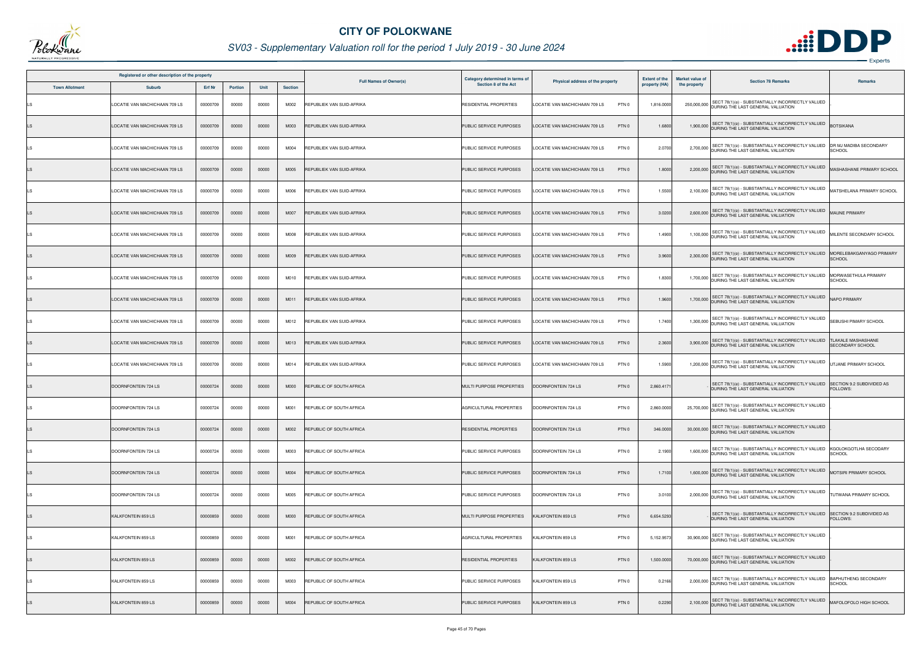# CITY OF POLOKWANE

## SV03 - Supplementary Valuation roll for the period 1 July 2019 - 30 June 2024

| Registered or other description of the property | | | | | | Full Names of Owner(s) | Category determined in terms of Section 8 of the Act | Physical address of the property | Extent of the property (HA) | Market value of the property | Section 78 Remarks | Remarks |
|---|---|---|---|---|---|---|---|---|---|---|---|---|
| Town Allotment | Suburb | Erf Nr | Portion | Unit | Section | | | | | | | |
| LS | LOCATIE VAN MACHICHAAN 709 LS | 00000709 | 00000 | 00000 | M002 | REPUBLIEK VAN SUID-AFRIKA | RESIDENTIAL PROPERTIES | LOCATIE VAN MACHICHAAN 709 LS PTN 0 | 1,816.0000 | 250,000,000 | SECT 78(1)(e) - SUBSTANTIALLY INCORRECTLY VALUED DURING THE LAST GENERAL VALUATION | |
| LS | LOCATIE VAN MACHICHAAN 709 LS | 00000709 | 00000 | 00000 | M003 | REPUBLIEK VAN SUID-AFRIKA | PUBLIC SERVICE PURPOSES | LOCATIE VAN MACHICHAAN 709 LS PTN 0 | 1.6800 | 1,900,000 | SECT 78(1)(e) - SUBSTANTIALLY INCORRECTLY VALUED DURING THE LAST GENERAL VALUATION | BOTSIKANA |
| LS | LOCATIE VAN MACHICHAAN 709 LS | 00000709 | 00000 | 00000 | M004 | REPUBLIEK VAN SUID-AFRIKA | PUBLIC SERVICE PURPOSES | LOCATIE VAN MACHICHAAN 709 LS PTN 0 | 2.0700 | 2,700,000 | SECT 78(1)(e) - SUBSTANTIALLY INCORRECTLY VALUED DURING THE LAST GENERAL VALUATION | DR MJ MADIBA SECONDARY SCHOOL |
| LS | LOCATIE VAN MACHICHAAN 709 LS | 00000709 | 00000 | 00000 | M005 | REPUBLIEK VAN SUID-AFRIKA | PUBLIC SERVICE PURPOSES | LOCATIE VAN MACHICHAAN 709 LS PTN 0 | 1.8000 | 2,200,000 | SECT 78(1)(e) - SUBSTANTIALLY INCORRECTLY VALUED DURING THE LAST GENERAL VALUATION | MASHASHANE PRIMARY SCHOOL |
| LS | LOCATIE VAN MACHICHAAN 709 LS | 00000709 | 00000 | 00000 | M006 | REPUBLIEK VAN SUID-AFRIKA | PUBLIC SERVICE PURPOSES | LOCATIE VAN MACHICHAAN 709 LS PTN 0 | 1.5500 | 2,100,000 | SECT 78(1)(e) - SUBSTANTIALLY INCORRECTLY VALUED DURING THE LAST GENERAL VALUATION | MATSHELANA PRIMARY SCHOOL |
| LS | LOCATIE VAN MACHICHAAN 709 LS | 00000709 | 00000 | 00000 | M007 | REPUBLIEK VAN SUID-AFRIKA | PUBLIC SERVICE PURPOSES | LOCATIE VAN MACHICHAAN 709 LS PTN 0 | 3.0200 | 2,600,000 | SECT 78(1)(e) - SUBSTANTIALLY INCORRECTLY VALUED DURING THE LAST GENERAL VALUATION | MAUNE PRIMARY |
| LS | LOCATIE VAN MACHICHAAN 709 LS | 00000709 | 00000 | 00000 | M008 | REPUBLIEK VAN SUID-AFRIKA | PUBLIC SERVICE PURPOSES | LOCATIE VAN MACHICHAAN 709 LS PTN 0 | 1.4900 | 1,100,000 | SECT 78(1)(e) - SUBSTANTIALLY INCORRECTLY VALUED DURING THE LAST GENERAL VALUATION | MILENTE SECONDARY SCHOOL |
| LS | LOCATIE VAN MACHICHAAN 709 LS | 00000709 | 00000 | 00000 | M009 | REPUBLIEK VAN SUID-AFRIKA | PUBLIC SERVICE PURPOSES | LOCATIE VAN MACHICHAAN 709 LS PTN 0 | 3.9600 | 2,300,000 | SECT 78(1)(e) - SUBSTANTIALLY INCORRECTLY VALUED DURING THE LAST GENERAL VALUATION | MORELEBAKGANYAGO PRIMARY SCHOOL |
| LS | LOCATIE VAN MACHICHAAN 709 LS | 00000709 | 00000 | 00000 | M010 | REPUBLIEK VAN SUID-AFRIKA | PUBLIC SERVICE PURPOSES | LOCATIE VAN MACHICHAAN 709 LS PTN 0 | 1.8300 | 1,700,000 | SECT 78(1)(e) - SUBSTANTIALLY INCORRECTLY VALUED DURING THE LAST GENERAL VALUATION | MORWASETHULA PRIMARY SCHOOL |
| LS | LOCATIE VAN MACHICHAAN 709 LS | 00000709 | 00000 | 00000 | M011 | REPUBLIEK VAN SUID-AFRIKA | PUBLIC SERVICE PURPOSES | LOCATIE VAN MACHICHAAN 709 LS PTN 0 | 1.9600 | 1,700,000 | SECT 78(1)(e) - SUBSTANTIALLY INCORRECTLY VALUED DURING THE LAST GENERAL VALUATION | NAPO PRIMARY |
| LS | LOCATIE VAN MACHICHAAN 709 LS | 00000709 | 00000 | 00000 | M012 | REPUBLIEK VAN SUID-AFRIKA | PUBLIC SERVICE PURPOSES | LOCATIE VAN MACHICHAAN 709 LS PTN 0 | 1.7400 | 1,300,000 | SECT 78(1)(e) - SUBSTANTIALLY INCORRECTLY VALUED DURING THE LAST GENERAL VALUATION | SEBUSHI PIMARY SCHOOL |
| LS | LOCATIE VAN MACHICHAAN 709 LS | 00000709 | 00000 | 00000 | M013 | REPUBLIEK VAN SUID-AFRIKA | PUBLIC SERVICE PURPOSES | LOCATIE VAN MACHICHAAN 709 LS PTN 0 | 2.3600 | 3,900,000 | SECT 78(1)(e) - SUBSTANTIALLY INCORRECTLY VALUED DURING THE LAST GENERAL VALUATION | TLAKALE MASHASHANE SECONDARY SCHOOL |
| LS | LOCATIE VAN MACHICHAAN 709 LS | 00000709 | 00000 | 00000 | M014 | REPUBLIEK VAN SUID-AFRIKA | PUBLIC SERVICE PURPOSES | LOCATIE VAN MACHICHAAN 709 LS PTN 0 | 1.5900 | 1,200,000 | SECT 78(1)(e) - SUBSTANTIALLY INCORRECTLY VALUED DURING THE LAST GENERAL VALUATION | UTJANE PRIMARY SCHOOL |
| LS | DOORNFONTEIN 724 LS | 00000724 | 00000 | 00000 | M000 | REPUBLIC OF SOUTH AFRICA | MULTI PURPOSE PROPERTIES | DOORNFONTEIN 724 LS PTN 0 | 2,860.4171 | - | SECT 78(1)(e) - SUBSTANTIALLY INCORRECTLY VALUED DURING THE LAST GENERAL VALUATION | SECTION 9.2 SUBDIVIDED AS FOLLOWS: |
| LS | DOORNFONTEIN 724 LS | 00000724 | 00000 | 00000 | M001 | REPUBLIC OF SOUTH AFRICA | AGRICULTURAL PROPERTIES | DOORNFONTEIN 724 LS PTN 0 | 2,860.0000 | 25,700,000 | SECT 78(1)(e) - SUBSTANTIALLY INCORRECTLY VALUED DURING THE LAST GENERAL VALUATION | |
| LS | DOORNFONTEIN 724 LS | 00000724 | 00000 | 00000 | M002 | REPUBLIC OF SOUTH AFRICA | RESIDENTIAL PROPERTIES | DOORNFONTEIN 724 LS PTN 0 | 346.0000 | 30,000,000 | SECT 78(1)(e) - SUBSTANTIALLY INCORRECTLY VALUED DURING THE LAST GENERAL VALUATION | |
| LS | DOORNFONTEIN 724 LS | 00000724 | 00000 | 00000 | M003 | REPUBLIC OF SOUTH AFRICA | PUBLIC SERVICE PURPOSES | DOORNFONTEIN 724 LS PTN 0 | 2.1900 | 1,600,000 | SECT 78(1)(e) - SUBSTANTIALLY INCORRECTLY VALUED DURING THE LAST GENERAL VALUATION | KGOLOKGOTLHA SECODARY SCHOOL |
| LS | DOORNFONTEIN 724 LS | 00000724 | 00000 | 00000 | M004 | REPUBLIC OF SOUTH AFRICA | PUBLIC SERVICE PURPOSES | DOORNFONTEIN 724 LS PTN 0 | 1.7100 | 1,600,000 | SECT 78(1)(e) - SUBSTANTIALLY INCORRECTLY VALUED DURING THE LAST GENERAL VALUATION | MOTSIRI PRIMARY SCHOOL |
| LS | DOORNFONTEIN 724 LS | 00000724 | 00000 | 00000 | M005 | REPUBLIC OF SOUTH AFRICA | PUBLIC SERVICE PURPOSES | DOORNFONTEIN 724 LS PTN 0 | 3.0100 | 2,000,000 | SECT 78(1)(e) - SUBSTANTIALLY INCORRECTLY VALUED DURING THE LAST GENERAL VALUATION | TUTWANA PRIMARY SCHOOL |
| LS | KALKFONTEIN 859 LS | 00000859 | 00000 | 00000 | M000 | REPUBLIC OF SOUTH AFRICA | MULTI PURPOSE PROPERTIES | KALKFONTEIN 859 LS PTN 0 | 6,654.5293 | - | SECT 78(1)(e) - SUBSTANTIALLY INCORRECTLY VALUED DURING THE LAST GENERAL VALUATION | SECTION 9.2 SUBDIVIDED AS FOLLOWS: |
| LS | KALKFONTEIN 859 LS | 00000859 | 00000 | 00000 | M001 | REPUBLIC OF SOUTH AFRICA | AGRICULTURAL PROPERTIES | KALKFONTEIN 859 LS PTN 0 | 5,152.9573 | 30,900,000 | SECT 78(1)(e) - SUBSTANTIALLY INCORRECTLY VALUED DURING THE LAST GENERAL VALUATION | |
| LS | KALKFONTEIN 859 LS | 00000859 | 00000 | 00000 | M002 | REPUBLIC OF SOUTH AFRICA | RESIDENTIAL PROPERTIES | KALKFONTEIN 859 LS PTN 0 | 1,500.0000 | 70,000,000 | SECT 78(1)(e) - SUBSTANTIALLY INCORRECTLY VALUED DURING THE LAST GENERAL VALUATION | |
| LS | KALKFONTEIN 859 LS | 00000859 | 00000 | 00000 | M003 | REPUBLIC OF SOUTH AFRICA | PUBLIC SERVICE PURPOSES | KALKFONTEIN 859 LS PTN 0 | 0.2166 | 2,000,000 | SECT 78(1)(e) - SUBSTANTIALLY INCORRECTLY VALUED DURING THE LAST GENERAL VALUATION | BAPHUTHENG SECONDARY SCHOOL |
| LS | KALKFONTEIN 859 LS | 00000859 | 00000 | 00000 | M004 | REPUBLIC OF SOUTH AFRICA | PUBLIC SERVICE PURPOSES | KALKFONTEIN 859 LS PTN 0 | 0.2290 | 2,100,000 | SECT 78(1)(e) - SUBSTANTIALLY INCORRECTLY VALUED DURING THE LAST GENERAL VALUATION | MAFOLOFOLO HIGH SCHOOL |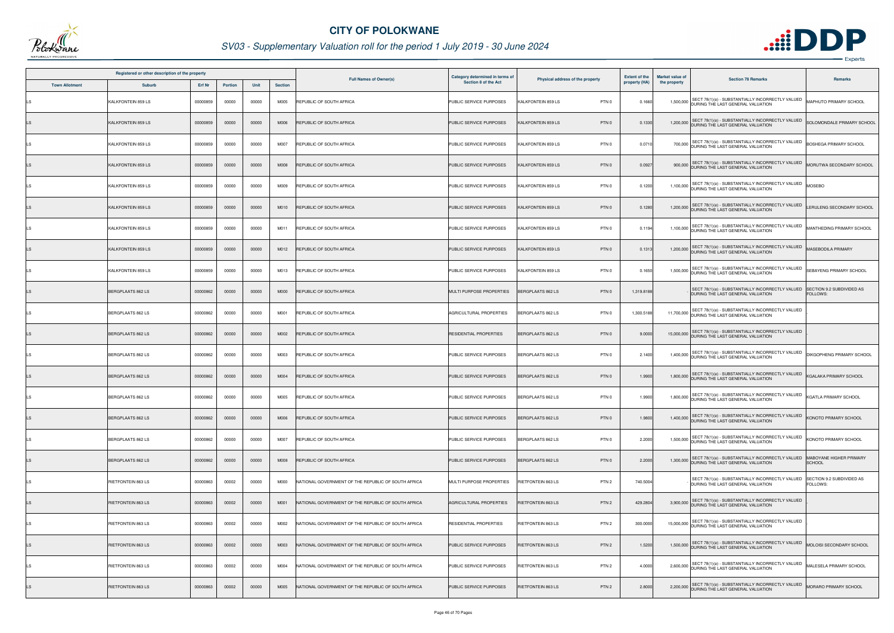# CITY OF POLOKWANE

## SV03 - Supplementary Valuation roll for the period 1 July 2019 - 30 June 2024

| Registered or other description of the property | | | | | | Full Names of Owner(s) | Category determined in terms of Section 8 of the Act | Physical address of the property | Extent of the property (HA) | Market value of the property | Section 78 Remarks | Remarks |
|---|---|---|---|---|---|---|---|---|---|---|---|---|
| Town Allotment | Suburb | Erf Nr | Portion | Unit | Section | | | | | | | |
| LS | KALKFONTEIN 859 LS | 00000859 | 00000 | 00000 | M005 | REPUBLIC OF SOUTH AFRICA | PUBLIC SERVICE PURPOSES | KALKFONTEIN 859 LS PTN 0 | 0.1660 | 1,500,000 | SECT 78(1)(e) - SUBSTANTIALLY INCORRECTLY VALUED DURING THE LAST GENERAL VALUATION | MAPHUTO PRIMARY SCHOOL |
| LS | KALKFONTEIN 859 LS | 00000859 | 00000 | 00000 | M006 | REPUBLIC OF SOUTH AFRICA | PUBLIC SERVICE PURPOSES | KALKFONTEIN 859 LS PTN 0 | 0.1330 | 1,200,000 | SECT 78(1)(e) - SUBSTANTIALLY INCORRECTLY VALUED DURING THE LAST GENERAL VALUATION | SOLOMONDALE PRIMARY SCHOOL |
| LS | KALKFONTEIN 859 LS | 00000859 | 00000 | 00000 | M007 | REPUBLIC OF SOUTH AFRICA | PUBLIC SERVICE PURPOSES | KALKFONTEIN 859 LS PTN 0 | 0.0710 | 700,000 | SECT 78(1)(e) - SUBSTANTIALLY INCORRECTLY VALUED DURING THE LAST GENERAL VALUATION | BOSHEGA PRIMARY SCHOOL |
| LS | KALKFONTEIN 859 LS | 00000859 | 00000 | 00000 | M008 | REPUBLIC OF SOUTH AFRICA | PUBLIC SERVICE PURPOSES | KALKFONTEIN 859 LS PTN 0 | 0.0927 | 900,000 | SECT 78(1)(e) - SUBSTANTIALLY INCORRECTLY VALUED DURING THE LAST GENERAL VALUATION | MORUTWA SECONDARY SCHOOL |
| LS | KALKFONTEIN 859 LS | 00000859 | 00000 | 00000 | M009 | REPUBLIC OF SOUTH AFRICA | PUBLIC SERVICE PURPOSES | KALKFONTEIN 859 LS PTN 0 | 0.1200 | 1,100,000 | SECT 78(1)(e) - SUBSTANTIALLY INCORRECTLY VALUED DURING THE LAST GENERAL VALUATION | MOSEBO |
| LS | KALKFONTEIN 859 LS | 00000859 | 00000 | 00000 | M010 | REPUBLIC OF SOUTH AFRICA | PUBLIC SERVICE PURPOSES | KALKFONTEIN 859 LS PTN 0 | 0.1280 | 1,200,000 | SECT 78(1)(e) - SUBSTANTIALLY INCORRECTLY VALUED DURING THE LAST GENERAL VALUATION | LERULENG SECONDARY SCHOOL |
| LS | KALKFONTEIN 859 LS | 00000859 | 00000 | 00000 | M011 | REPUBLIC OF SOUTH AFRICA | PUBLIC SERVICE PURPOSES | KALKFONTEIN 859 LS PTN 0 | 0.1194 | 1,100,000 | SECT 78(1)(e) - SUBSTANTIALLY INCORRECTLY VALUED DURING THE LAST GENERAL VALUATION | MANTHEDING PRIMARY SCHOOL |
| LS | KALKFONTEIN 859 LS | 00000859 | 00000 | 00000 | M012 | REPUBLIC OF SOUTH AFRICA | PUBLIC SERVICE PURPOSES | KALKFONTEIN 859 LS PTN 0 | 0.1313 | 1,200,000 | SECT 78(1)(e) - SUBSTANTIALLY INCORRECTLY VALUED DURING THE LAST GENERAL VALUATION | MASEBODILA PRIMARY |
| LS | KALKFONTEIN 859 LS | 00000859 | 00000 | 00000 | M013 | REPUBLIC OF SOUTH AFRICA | PUBLIC SERVICE PURPOSES | KALKFONTEIN 859 LS PTN 0 | 0.1650 | 1,500,000 | SECT 78(1)(e) - SUBSTANTIALLY INCORRECTLY VALUED DURING THE LAST GENERAL VALUATION | SEBAYENG PRIMARY SCHOOL |
| LS | BERGPLAATS 862 LS | 00000862 | 00000 | 00000 | M000 | REPUBLIC OF SOUTH AFRICA | MULTI PURPOSE PROPERTIES | BERGPLAATS 862 LS PTN 0 | 1,319.8188 | | SECT 78(1)(e) - SUBSTANTIALLY INCORRECTLY VALUED DURING THE LAST GENERAL VALUATION | SECTION 9.2 SUBDIVIDED AS FOLLOWS: |
| LS | BERGPLAATS 862 LS | 00000862 | 00000 | 00000 | M001 | REPUBLIC OF SOUTH AFRICA | AGRICULTURAL PROPERTIES | BERGPLAATS 862 LS PTN 0 | 1,300.5188 | 11,700,000 | SECT 78(1)(e) - SUBSTANTIALLY INCORRECTLY VALUED DURING THE LAST GENERAL VALUATION | |
| LS | BERGPLAATS 862 LS | 00000862 | 00000 | 00000 | M002 | REPUBLIC OF SOUTH AFRICA | RESIDENTIAL PROPERTIES | BERGPLAATS 862 LS PTN 0 | 9.0000 | 15,000,000 | SECT 78(1)(e) - SUBSTANTIALLY INCORRECTLY VALUED DURING THE LAST GENERAL VALUATION | |
| LS | BERGPLAATS 862 LS | 00000862 | 00000 | 00000 | M003 | REPUBLIC OF SOUTH AFRICA | PUBLIC SERVICE PURPOSES | BERGPLAATS 862 LS PTN 0 | 2.1400 | 1,400,000 | SECT 78(1)(e) - SUBSTANTIALLY INCORRECTLY VALUED DURING THE LAST GENERAL VALUATION | DIKGOPHENG PRIMARY SCHOOL |
| LS | BERGPLAATS 862 LS | 00000862 | 00000 | 00000 | M004 | REPUBLIC OF SOUTH AFRICA | PUBLIC SERVICE PURPOSES | BERGPLAATS 862 LS PTN 0 | 1.9900 | 1,800,000 | SECT 78(1)(e) - SUBSTANTIALLY INCORRECTLY VALUED DURING THE LAST GENERAL VALUATION | KGALAKA PRIMARY SCHOOL |
| LS | BERGPLAATS 862 LS | 00000862 | 00000 | 00000 | M005 | REPUBLIC OF SOUTH AFRICA | PUBLIC SERVICE PURPOSES | BERGPLAATS 862 LS PTN 0 | 1.9900 | 1,800,000 | SECT 78(1)(e) - SUBSTANTIALLY INCORRECTLY VALUED DURING THE LAST GENERAL VALUATION | KGATLA PRIMARY SCHOOL |
| LS | BERGPLAATS 862 LS | 00000862 | 00000 | 00000 | M006 | REPUBLIC OF SOUTH AFRICA | PUBLIC SERVICE PURPOSES | BERGPLAATS 862 LS PTN 0 | 1.9800 | 1,400,000 | SECT 78(1)(e) - SUBSTANTIALLY INCORRECTLY VALUED DURING THE LAST GENERAL VALUATION | KONOTO PRIMARY SCHOOL |
| LS | BERGPLAATS 862 LS | 00000862 | 00000 | 00000 | M007 | REPUBLIC OF SOUTH AFRICA | PUBLIC SERVICE PURPOSES | BERGPLAATS 862 LS PTN 0 | 2.2000 | 1,500,000 | SECT 78(1)(e) - SUBSTANTIALLY INCORRECTLY VALUED DURING THE LAST GENERAL VALUATION | KONOTO PRIMARY SCHOOL |
| LS | BERGPLAATS 862 LS | 00000862 | 00000 | 00000 | M008 | REPUBLIC OF SOUTH AFRICA | PUBLIC SERVICE PURPOSES | BERGPLAATS 862 LS PTN 0 | 2.2000 | 1,300,000 | SECT 78(1)(e) - SUBSTANTIALLY INCORRECTLY VALUED DURING THE LAST GENERAL VALUATION | MABOYANE HIGHER PRIMARY SCHOOL |
| LS | RIETFONTEIN 863 LS | 00000863 | 00002 | 00000 | M000 | NATIONAL GOVERNMENT OF THE REPUBLIC OF SOUTH AFRICA | MULTI PURPOSE PROPERTIES | RIETFONTEIN 863 LS PTN 2 | 740.5004 | | SECT 78(1)(e) - SUBSTANTIALLY INCORRECTLY VALUED DURING THE LAST GENERAL VALUATION | SECTION 9.2 SUBDIVIDED AS FOLLOWS: |
| LS | RIETFONTEIN 863 LS | 00000863 | 00002 | 00000 | M001 | NATIONAL GOVERNMENT OF THE REPUBLIC OF SOUTH AFRICA | AGRICULTURAL PROPERTIES | RIETFONTEIN 863 LS PTN 2 | 429.2804 | 3,900,000 | SECT 78(1)(e) - SUBSTANTIALLY INCORRECTLY VALUED DURING THE LAST GENERAL VALUATION | |
| LS | RIETFONTEIN 863 LS | 00000863 | 00002 | 00000 | M002 | NATIONAL GOVERNMENT OF THE REPUBLIC OF SOUTH AFRICA | RESIDENTIAL PROPERTIES | RIETFONTEIN 863 LS PTN 2 | 300.0000 | 15,000,000 | SECT 78(1)(e) - SUBSTANTIALLY INCORRECTLY VALUED DURING THE LAST GENERAL VALUATION | |
| LS | RIETFONTEIN 863 LS | 00000863 | 00002 | 00000 | M003 | NATIONAL GOVERNMENT OF THE REPUBLIC OF SOUTH AFRICA | PUBLIC SERVICE PURPOSES | RIETFONTEIN 863 LS PTN 2 | 1.5200 | 1,500,000 | SECT 78(1)(e) - SUBSTANTIALLY INCORRECTLY VALUED DURING THE LAST GENERAL VALUATION | MOLOISI SECONDARY SCHOOL |
| LS | RIETFONTEIN 863 LS | 00000863 | 00002 | 00000 | M004 | NATIONAL GOVERNMENT OF THE REPUBLIC OF SOUTH AFRICA | PUBLIC SERVICE PURPOSES | RIETFONTEIN 863 LS PTN 2 | 4.0000 | 2,600,000 | SECT 78(1)(e) - SUBSTANTIALLY INCORRECTLY VALUED DURING THE LAST GENERAL VALUATION | MALESELA PRIMARY SCHOOL |
| LS | RIETFONTEIN 863 LS | 00000863 | 00002 | 00000 | M005 | NATIONAL GOVERNMENT OF THE REPUBLIC OF SOUTH AFRICA | PUBLIC SERVICE PURPOSES | RIETFONTEIN 863 LS PTN 2 | 2.8000 | 2,200,000 | SECT 78(1)(e) - SUBSTANTIALLY INCORRECTLY VALUED DURING THE LAST GENERAL VALUATION | MORARO PRIMARY SCHOOL |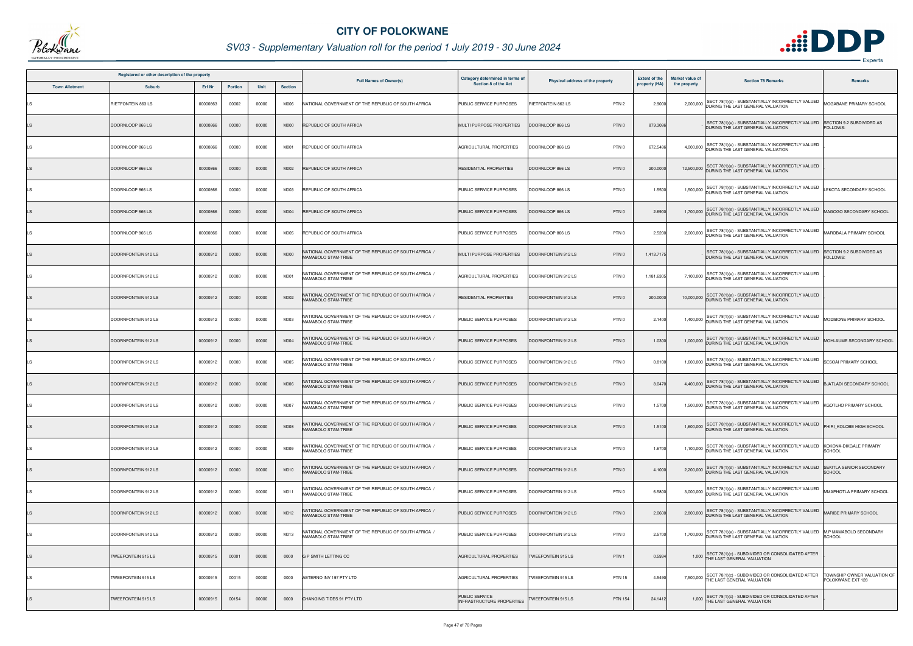# CITY OF POLOKWANE

## SV03 - Supplementary Valuation roll for the period 1 July 2019 - 30 June 2024

| Registered or other description of the property | | | | | | Full Names of Owner(s) | Category determined in terms of Section 8 of the Act | Physical address of the property | Extent of the property (HA) | Market value of the property | Section 78 Remarks | Remarks |
|---|---|---|---|---|---|---|---|---|---|---|---|---|
| Town Allotment | Suburb | Erf Nr | Portion | Unit | Section | | | | | | | |
| LS | RIETFONTEIN 863 LS | 00000863 | 00002 | 00000 | M006 | NATIONAL GOVERNMENT OF THE REPUBLIC OF SOUTH AFRICA | PUBLIC SERVICE PURPOSES | RIETFONTEIN 863 LS PTN 2 | 2.9000 | 2,000,000 | SECT 78(1)(e) - SUBSTANTIALLY INCORRECTLY VALUED DURING THE LAST GENERAL VALUATION | MOGABANE PRIMARY SCHOOL |
| LS | DOORNLOOP 866 LS | 00000866 | 00000 | 00000 | M000 | REPUBLIC OF SOUTH AFRICA | MULTI PURPOSE PROPERTIES | DOORNLOOP 866 LS PTN 0 | 879.3086 | - | SECT 78(1)(e) - SUBSTANTIALLY INCORRECTLY VALUED DURING THE LAST GENERAL VALUATION | SECTION 9.2 SUBDIVIDED AS FOLLOWS: |
| LS | DOORNLOOP 866 LS | 00000866 | 00000 | 00000 | M001 | REPUBLIC OF SOUTH AFRICA | AGRICULTURAL PROPERTIES | DOORNLOOP 866 LS PTN 0 | 672.5486 | 4,000,000 | SECT 78(1)(e) - SUBSTANTIALLY INCORRECTLY VALUED DURING THE LAST GENERAL VALUATION | - |
| LS | DOORNLOOP 866 LS | 00000866 | 00000 | 00000 | M002 | REPUBLIC OF SOUTH AFRICA | RESIDENTIAL PROPERTIES | DOORNLOOP 866 LS PTN 0 | 200.0000 | 12,500,000 | SECT 78(1)(e) - SUBSTANTIALLY INCORRECTLY VALUED DURING THE LAST GENERAL VALUATION | - |
| LS | DOORNLOOP 866 LS | 00000866 | 00000 | 00000 | M003 | REPUBLIC OF SOUTH AFRICA | PUBLIC SERVICE PURPOSES | DOORNLOOP 866 LS PTN 0 | 1.5500 | 1,500,000 | SECT 78(1)(e) - SUBSTANTIALLY INCORRECTLY VALUED DURING THE LAST GENERAL VALUATION | LEKOTA SECONDARY SCHOOL |
| LS | DOORNLOOP 866 LS | 00000866 | 00000 | 00000 | M004 | REPUBLIC OF SOUTH AFRICA | PUBLIC SERVICE PURPOSES | DOORNLOOP 866 LS PTN 0 | 2.6900 | 1,700,000 | SECT 78(1)(e) - SUBSTANTIALLY INCORRECTLY VALUED DURING THE LAST GENERAL VALUATION | MAGOGO SECONDARY SCHOOL |
| LS | DOORNLOOP 866 LS | 00000866 | 00000 | 00000 | M005 | REPUBLIC OF SOUTH AFRICA | PUBLIC SERVICE PURPOSES | DOORNLOOP 866 LS PTN 0 | 2.5200 | 2,000,000 | SECT 78(1)(e) - SUBSTANTIALLY INCORRECTLY VALUED DURING THE LAST GENERAL VALUATION | MAROBALA PRIMARY SCHOOL |
| LS | DOORNFONTEIN 912 LS | 00000912 | 00000 | 00000 | M000 | NATIONAL GOVERNMENT OF THE REPUBLIC OF SOUTH AFRICA / MAMABOLO STAM-TRIBE | MULTI PURPOSE PROPERTIES | DOORNFONTEIN 912 LS PTN 0 | 1,413.7175 | - | SECT 78(1)(e) - SUBSTANTIALLY INCORRECTLY VALUED DURING THE LAST GENERAL VALUATION | SECTION 9.2 SUBDIVIDED AS FOLLOWS: |
| LS | DOORNFONTEIN 912 LS | 00000912 | 00000 | 00000 | M001 | NATIONAL GOVERNMENT OF THE REPUBLIC OF SOUTH AFRICA / MAMABOLO STAM-TRIBE | AGRICULTURAL PROPERTIES | DOORNFONTEIN 912 LS PTN 0 | 1,181.6305 | 7,100,000 | SECT 78(1)(e) - SUBSTANTIALLY INCORRECTLY VALUED DURING THE LAST GENERAL VALUATION | - |
| LS | DOORNFONTEIN 912 LS | 00000912 | 00000 | 00000 | M002 | NATIONAL GOVERNMENT OF THE REPUBLIC OF SOUTH AFRICA / MAMABOLO STAM-TRIBE | RESIDENTIAL PROPERTIES | DOORNFONTEIN 912 LS PTN 0 | 200.0000 | 10,000,000 | SECT 78(1)(e) - SUBSTANTIALLY INCORRECTLY VALUED DURING THE LAST GENERAL VALUATION | |
| LS | DOORNFONTEIN 912 LS | 00000912 | 00000 | 00000 | M003 | NATIONAL GOVERNMENT OF THE REPUBLIC OF SOUTH AFRICA / MAMABOLO STAM-TRIBE | PUBLIC SERVICE PURPOSES | DOORNFONTEIN 912 LS PTN 0 | 2.1400 | 1,400,000 | SECT 78(1)(e) - SUBSTANTIALLY INCORRECTLY VALUED DURING THE LAST GENERAL VALUATION | MODIBONE PRIMARY SCHOOL |
| LS | DOORNFONTEIN 912 LS | 00000912 | 00000 | 00000 | M004 | NATIONAL GOVERNMENT OF THE REPUBLIC OF SOUTH AFRICA / MAMABOLO STAM-TRIBE | PUBLIC SERVICE PURPOSES | DOORNFONTEIN 912 LS PTN 0 | 1.0300 | 1,000,000 | SECT 78(1)(e) - SUBSTANTIALLY INCORRECTLY VALUED DURING THE LAST GENERAL VALUATION | MOHLAUME SECONDARY SCHOOL |
| LS | DOORNFONTEIN 912 LS | 00000912 | 00000 | 00000 | M005 | NATIONAL GOVERNMENT OF THE REPUBLIC OF SOUTH AFRICA / MAMABOLO STAM-TRIBE | PUBLIC SERVICE PURPOSES | DOORNFONTEIN 912 LS PTN 0 | 0.8100 | 1,600,000 | SECT 78(1)(e) - SUBSTANTIALLY INCORRECTLY VALUED DURING THE LAST GENERAL VALUATION | SESOAI PRIMARY SCHOOL |
| LS | DOORNFONTEIN 912 LS | 00000912 | 00000 | 00000 | M006 | NATIONAL GOVERNMENT OF THE REPUBLIC OF SOUTH AFRICA / MAMABOLO STAM-TRIBE | PUBLIC SERVICE PURPOSES | DOORNFONTEIN 912 LS PTN 0 | 8.0470 | 4,400,000 | SECT 78(1)(e) - SUBSTANTIALLY INCORRECTLY VALUED DURING THE LAST GENERAL VALUATION | BJATLADI SECONDARY SCHOOL |
| LS | DOORNFONTEIN 912 LS | 00000912 | 00000 | 00000 | M007 | NATIONAL GOVERNMENT OF THE REPUBLIC OF SOUTH AFRICA / MAMABOLO STAM-TRIBE | PUBLIC SERVICE PURPOSES | DOORNFONTEIN 912 LS PTN 0 | 1.5700 | 1,500,000 | SECT 78(1)(e) - SUBSTANTIALLY INCORRECTLY VALUED DURING THE LAST GENERAL VALUATION | KGOTLHO PRIMARY SCHOOL |
| LS | DOORNFONTEIN 912 LS | 00000912 | 00000 | 00000 | M008 | NATIONAL GOVERNMENT OF THE REPUBLIC OF SOUTH AFRICA / MAMABOLO STAM-TRIBE | PUBLIC SERVICE PURPOSES | DOORNFONTEIN 912 LS PTN 0 | 1.5100 | 1,600,000 | SECT 78(1)(e) - SUBSTANTIALLY INCORRECTLY VALUED DURING THE LAST GENERAL VALUATION | PHIRI_KOLOBE HIGH SCHOOL |
| LS | DOORNFONTEIN 912 LS | 00000912 | 00000 | 00000 | M009 | NATIONAL GOVERNMENT OF THE REPUBLIC OF SOUTH AFRICA / MAMABOLO STAM-TRIBE | PUBLIC SERVICE PURPOSES | DOORNFONTEIN 912 LS PTN 0 | 1.6700 | 1,100,000 | SECT 78(1)(e) - SUBSTANTIALLY INCORRECTLY VALUED DURING THE LAST GENERAL VALUATION | KOKONA-DIKGALE PRIMARY SCHOOL |
| LS | DOORNFONTEIN 912 LS | 00000912 | 00000 | 00000 | M010 | NATIONAL GOVERNMENT OF THE REPUBLIC OF SOUTH AFRICA / MAMABOLO STAM-TRIBE | PUBLIC SERVICE PURPOSES | DOORNFONTEIN 912 LS PTN 0 | 4.1000 | 2,200,000 | SECT 78(1)(e) - SUBSTANTIALLY INCORRECTLY VALUED DURING THE LAST GENERAL VALUATION | SEKITLA SENIOR SECONDARY SCHOOL |
| LS | DOORNFONTEIN 912 LS | 00000912 | 00000 | 00000 | M011 | NATIONAL GOVERNMENT OF THE REPUBLIC OF SOUTH AFRICA / MAMABOLO STAM-TRIBE | PUBLIC SERVICE PURPOSES | DOORNFONTEIN 912 LS PTN 0 | 6.5800 | 3,000,000 | SECT 78(1)(e) - SUBSTANTIALLY INCORRECTLY VALUED DURING THE LAST GENERAL VALUATION | MMAPHOTLA PRIMARY SCHOOL |
| LS | DOORNFONTEIN 912 LS | 00000912 | 00000 | 00000 | M012 | NATIONAL GOVERNMENT OF THE REPUBLIC OF SOUTH AFRICA / MAMABOLO STAM-TRIBE | PUBLIC SERVICE PURPOSES | DOORNFONTEIN 912 LS PTN 0 | 2.0600 | 2,800,000 | SECT 78(1)(e) - SUBSTANTIALLY INCORRECTLY VALUED DURING THE LAST GENERAL VALUATION | MARIBE PRIMARY SCHOOL |
| LS | DOORNFONTEIN 912 LS | 00000912 | 00000 | 00000 | M013 | NATIONAL GOVERNMENT OF THE REPUBLIC OF SOUTH AFRICA / MAMABOLO STAM-TRIBE | PUBLIC SERVICE PURPOSES | DOORNFONTEIN 912 LS PTN 0 | 2.5700 | 1,700,000 | SECT 78(1)(e) - SUBSTANTIALLY INCORRECTLY VALUED DURING THE LAST GENERAL VALUATION | M.P MAMABOLO SECONDARY SCHOOL |
| LS | TWEEFONTEIN 915 LS | 00000915 | 00001 | 00000 | 0000 | G P SMITH LETTING CC | AGRICULTURAL PROPERTIES | TWEEFONTEIN 915 LS PTN 1 | 0.5934 | 1,000 | SECT 78(1)(c) - SUBDIVIDED OR CONSOLIDATED AFTER THE LAST GENERAL VALUATION | - |
| LS | TWEEFONTEIN 915 LS | 00000915 | 00015 | 00000 | 0000 | AETERNO INV 197 PTY LTD | AGRICULTURAL PROPERTIES | TWEEFONTEIN 915 LS PTN 15 | 4.5490 | 7,500,000 | SECT 78(1)(c) - SUBDIVIDED OR CONSOLIDATED AFTER THE LAST GENERAL VALUATION | TOWNSHIP OWNER VALUATION OF POLOKWANE EXT 128 |
| LS | TWEEFONTEIN 915 LS | 00000915 | 00154 | 00000 | 0000 | CHANGING TIDES 91 PTY LTD | PUBLIC SERVICE INFRASTRUCTURE PROPERTIES | TWEEFONTEIN 915 LS PTN 154 | 24.1412 | 1,000 | SECT 78(1)(c) - SUBDIVIDED OR CONSOLIDATED AFTER THE LAST GENERAL VALUATION | - |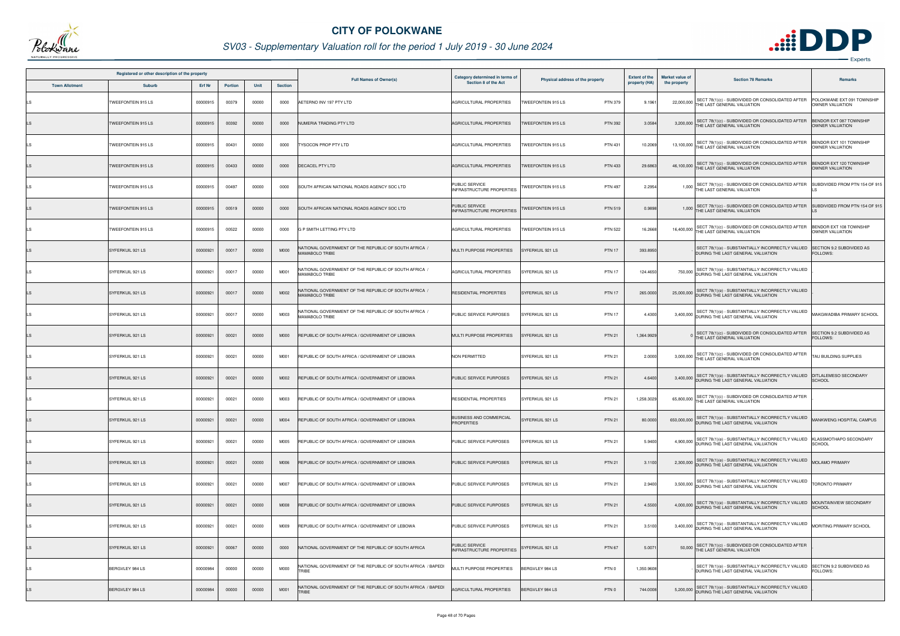# CITY OF POLOKWANE

## SV03 - Supplementary Valuation roll for the period 1 July 2019 - 30 June 2024

| Registered or other description of the property | | | | | | Full Names of Owner(s) | Category determined in terms of Section 8 of the Act | Physical address of the property | Extent of the property (HA) | Market value of the property | Section 78 Remarks | Remarks |
|---|---|---|---|---|---|---|---|---|---|---|---|---|
| Town Allotment | Suburb | Erf Nr | Portion | Unit | Section | | | | | | | |
| LS | TWEEFONTEIN 915 LS | 00000915 | 00379 | 00000 | 0000 | AETERNO INV 197 PTY LTD | AGRICULTURAL PROPERTIES | TWEEFONTEIN 915 LS PTN 379 | 9.1961 | 22,000,000 | SECT 78(1)(c) - SUBDIVIDED OR CONSOLIDATED AFTER THE LAST GENERAL VALUATION | POLOKWANE EXT 091 TOWNSHIP OWNER VALUATION |
| LS | TWEEFONTEIN 915 LS | 00000915 | 00392 | 00000 | 0000 | NUMERIA TRADING PTY LTD | AGRICULTURAL PROPERTIES | TWEEFONTEIN 915 LS PTN 392 | 3.0584 | 3,200,000 | SECT 78(1)(c) - SUBDIVIDED OR CONSOLIDATED AFTER THE LAST GENERAL VALUATION | BENDOR EXT 087 TOWNSHIP OWNER VALUATION |
| LS | TWEEFONTEIN 915 LS | 00000915 | 00431 | 00000 | 0000 | TYSOCON PROP PTY LTD | AGRICULTURAL PROPERTIES | TWEEFONTEIN 915 LS PTN 431 | 10.2069 | 13,100,000 | SECT 78(1)(c) - SUBDIVIDED OR CONSOLIDATED AFTER THE LAST GENERAL VALUATION | BENDOR EXT 101 TOWNSHIP OWNER VALUATION |
| LS | TWEEFONTEIN 915 LS | 00000915 | 00433 | 00000 | 0000 | DECACEL PTY LTD | AGRICULTURAL PROPERTIES | TWEEFONTEIN 915 LS PTN 433 | 29.6863 | 46,100,000 | SECT 78(1)(c) - SUBDIVIDED OR CONSOLIDATED AFTER THE LAST GENERAL VALUATION | BENDOR EXT 120 TOWNSHIP OWNER VALUATION |
| LS | TWEEFONTEIN 915 LS | 00000915 | 00497 | 00000 | 0000 | SOUTH AFRICAN NATIONAL ROADS AGENCY SOC LTD | PUBLIC SERVICE INFRASTRUCTURE PROPERTIES | TWEEFONTEIN 915 LS PTN 497 | 2.2954 | 1,000 | SECT 78(1)(c) - SUBDIVIDED OR CONSOLIDATED AFTER THE LAST GENERAL VALUATION | SUBDIVIDED FROM PTN 154 OF 915 LS |
| LS | TWEEFONTEIN 915 LS | 00000915 | 00519 | 00000 | 0000 | SOUTH AFRICAN NATIONAL ROADS AGENCY SOC LTD | PUBLIC SERVICE INFRASTRUCTURE PROPERTIES | TWEEFONTEIN 915 LS PTN 519 | 0.9898 | 1,000 | SECT 78(1)(c) - SUBDIVIDED OR CONSOLIDATED AFTER THE LAST GENERAL VALUATION | SUBDIVIDED FROM PTN 154 OF 915 LS |
| LS | TWEEFONTEIN 915 LS | 00000915 | 00522 | 00000 | 0000 | G P SMITH LETTING PTY LTD | AGRICULTURAL PROPERTIES | TWEEFONTEIN 915 LS PTN 522 | 16.2668 | 16,400,000 | SECT 78(1)(c) - SUBDIVIDED OR CONSOLIDATED AFTER THE LAST GENERAL VALUATION | BENDOR EXT 108 TOWNSHIP OWNER VALUATION |
| LS | SYFERKUIL 921 LS | 00000921 | 00017 | 00000 | M000 | NATIONAL GOVERNMENT OF THE REPUBLIC OF SOUTH AFRICA / MAMABOLO TRIBE | MULTI PURPOSE PROPERTIES | SYFERKUIL 921 LS PTN 17 | 393.8950 | | SECT 78(1)(e) - SUBSTANTIALLY INCORRECTLY VALUED DURING THE LAST GENERAL VALUATION | SECTION 9.2 SUBDIVIDED AS FOLLOWS: |
| LS | SYFERKUIL 921 LS | 00000921 | 00017 | 00000 | M001 | NATIONAL GOVERNMENT OF THE REPUBLIC OF SOUTH AFRICA / MAMABOLO TRIBE | AGRICULTURAL PROPERTIES | SYFERKUIL 921 LS PTN 17 | 124.4650 | 750,000 | SECT 78(1)(e) - SUBSTANTIALLY INCORRECTLY VALUED DURING THE LAST GENERAL VALUATION | |
| LS | SYFERKUIL 921 LS | 00000921 | 00017 | 00000 | M002 | NATIONAL GOVERNMENT OF THE REPUBLIC OF SOUTH AFRICA / MAMABOLO TRIBE | RESIDENTIAL PROPERTIES | SYFERKUIL 921 LS PTN 17 | 265.0000 | 25,000,000 | SECT 78(1)(e) - SUBSTANTIALLY INCORRECTLY VALUED DURING THE LAST GENERAL VALUATION | |
| LS | SYFERKUIL 921 LS | 00000921 | 00017 | 00000 | M003 | NATIONAL GOVERNMENT OF THE REPUBLIC OF SOUTH AFRICA / MAMABOLO TRIBE | PUBLIC SERVICE PURPOSES | SYFERKUIL 921 LS PTN 17 | 4.4300 | 3,400,000 | SECT 78(1)(e) - SUBSTANTIALLY INCORRECTLY VALUED DURING THE LAST GENERAL VALUATION | MAKGWADIBA PRIMARY SCHOOL |
| LS | SYFERKUIL 921 LS | 00000921 | 00021 | 00000 | M000 | REPUBLIC OF SOUTH AFRICA / GOVERNMENT OF LEBOWA | MULTI PURPOSE PROPERTIES | SYFERKUIL 921 LS PTN 21 | 1,364.9929 | 0 | SECT 78(1)(c) - SUBDIVIDED OR CONSOLIDATED AFTER THE LAST GENERAL VALUATION | SECTION 9.2 SUBDIVIDED AS FOLLOWS: |
| LS | SYFERKUIL 921 LS | 00000921 | 00021 | 00000 | M001 | REPUBLIC OF SOUTH AFRICA / GOVERNMENT OF LEBOWA | NON PERMITTED | SYFERKUIL 921 LS PTN 21 | 2.0000 | 3,000,000 | SECT 78(1)(c) - SUBDIVIDED OR CONSOLIDATED AFTER THE LAST GENERAL VALUATION | TAU BUILDING SUPPLIES |
| LS | SYFERKUIL 921 LS | 00000921 | 00021 | 00000 | M002 | REPUBLIC OF SOUTH AFRICA / GOVERNMENT OF LEBOWA | PUBLIC SERVICE PURPOSES | SYFERKUIL 921 LS PTN 21 | 4.6400 | 3,400,000 | SECT 78(1)(e) - SUBSTANTIALLY INCORRECTLY VALUED DURING THE LAST GENERAL VALUATION | DITLALEMESO SECONDARY SCHOOL |
| LS | SYFERKUIL 921 LS | 00000921 | 00021 | 00000 | M003 | REPUBLIC OF SOUTH AFRICA / GOVERNMENT OF LEBOWA | RESIDENTIAL PROPERTIES | SYFERKUIL 921 LS PTN 21 | 1,258.3029 | 65,800,000 | SECT 78(1)(c) - SUBDIVIDED OR CONSOLIDATED AFTER THE LAST GENERAL VALUATION | |
| LS | SYFERKUIL 921 LS | 00000921 | 00021 | 00000 | M004 | REPUBLIC OF SOUTH AFRICA / GOVERNMENT OF LEBOWA | BUSINESS AND COMMERCIAL PROPERTIES | SYFERKUIL 921 LS PTN 21 | 80.0000 | 650,000,000 | SECT 78(1)(e) - SUBSTANTIALLY INCORRECTLY VALUED DURING THE LAST GENERAL VALUATION | MANKWENG HOSPITAL CAMPUS |
| LS | SYFERKUIL 921 LS | 00000921 | 00021 | 00000 | M005 | REPUBLIC OF SOUTH AFRICA / GOVERNMENT OF LEBOWA | PUBLIC SERVICE PURPOSES | SYFERKUIL 921 LS PTN 21 | 5.9400 | 4,900,000 | SECT 78(1)(e) - SUBSTANTIALLY INCORRECTLY VALUED DURING THE LAST GENERAL VALUATION | KLASSMOTHAPO SECONDARY SCHOOL |
| LS | SYFERKUIL 921 LS | 00000921 | 00021 | 00000 | M006 | REPUBLIC OF SOUTH AFRICA / GOVERNMENT OF LEBOWA | PUBLIC SERVICE PURPOSES | SYFERKUIL 921 LS PTN 21 | 3.1100 | 2,300,000 | SECT 78(1)(e) - SUBSTANTIALLY INCORRECTLY VALUED DURING THE LAST GENERAL VALUATION | MOLAMO PRIMARY |
| LS | SYFERKUIL 921 LS | 00000921 | 00021 | 00000 | M007 | REPUBLIC OF SOUTH AFRICA / GOVERNMENT OF LEBOWA | PUBLIC SERVICE PURPOSES | SYFERKUIL 921 LS PTN 21 | 2.9400 | 3,500,000 | SECT 78(1)(e) - SUBSTANTIALLY INCORRECTLY VALUED DURING THE LAST GENERAL VALUATION | TORONTO PRIMARY |
| LS | SYFERKUIL 921 LS | 00000921 | 00021 | 00000 | M008 | REPUBLIC OF SOUTH AFRICA / GOVERNMENT OF LEBOWA | PUBLIC SERVICE PURPOSES | SYFERKUIL 921 LS PTN 21 | 4.5500 | 4,000,000 | SECT 78(1)(e) - SUBSTANTIALLY INCORRECTLY VALUED DURING THE LAST GENERAL VALUATION | MOUNTAINVIEW SECONDARY SCHOOL |
| LS | SYFERKUIL 921 LS | 00000921 | 00021 | 00000 | M009 | REPUBLIC OF SOUTH AFRICA / GOVERNMENT OF LEBOWA | PUBLIC SERVICE PURPOSES | SYFERKUIL 921 LS PTN 21 | 3.5100 | 3,400,000 | SECT 78(1)(e) - SUBSTANTIALLY INCORRECTLY VALUED DURING THE LAST GENERAL VALUATION | MORITING PRIMARY SCHOOL |
| LS | SYFERKUIL 921 LS | 00000921 | 00067 | 00000 | 0000 | NATIONAL GOVERNMENT OF THE REPUBLIC OF SOUTH AFRICA | PUBLIC SERVICE INFRASTRUCTURE PROPERTIES | SYFERKUIL 921 LS PTN 67 | 5.0071 | 50,000 | SECT 78(1)(c) - SUBDIVIDED OR CONSOLIDATED AFTER THE LAST GENERAL VALUATION | |
| LS | BERGVLEY 984 LS | 00000984 | 00000 | 00000 | M000 | NATIONAL GOVERNMENT OF THE REPUBLIC OF SOUTH AFRICA / BAPEDI TRIBE | MULTI PURPOSE PROPERTIES | BERGVLEY 984 LS PTN 0 | 1,350.9608 | | SECT 78(1)(e) - SUBSTANTIALLY INCORRECTLY VALUED DURING THE LAST GENERAL VALUATION | SECTION 9.2 SUBDIVIDED AS FOLLOWS: |
| LS | BERGVLEY 984 LS | 00000984 | 00000 | 00000 | M001 | NATIONAL GOVERNMENT OF THE REPUBLIC OF SOUTH AFRICA / BAPEDI TRIBE | AGRICULTURAL PROPERTIES | BERGVLEY 984 LS PTN 0 | 744.0008 | 5,200,000 | SECT 78(1)(e) - SUBSTANTIALLY INCORRECTLY VALUED DURING THE LAST GENERAL VALUATION | |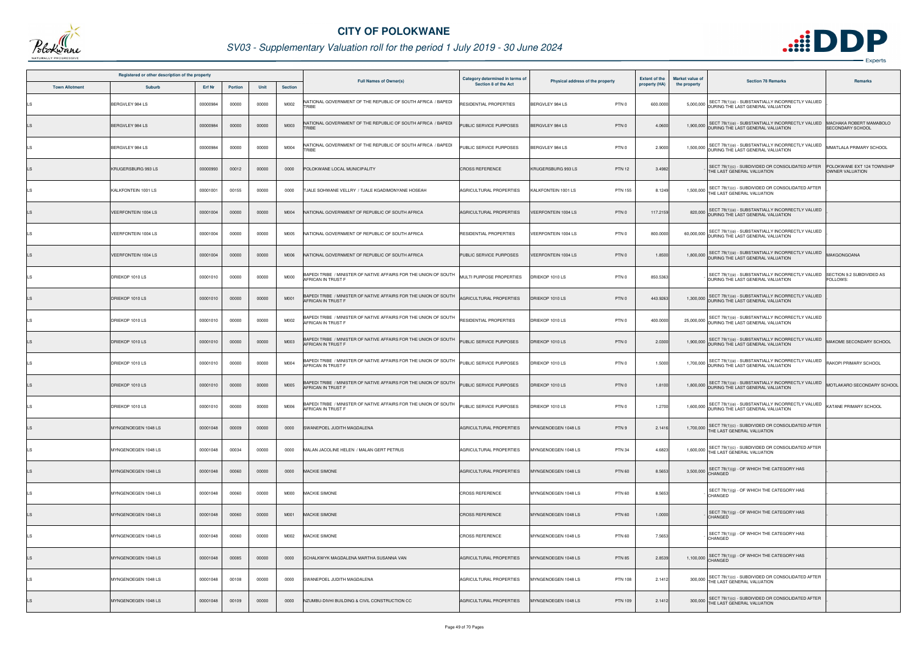# CITY OF POLOKWANE

## SV03 - Supplementary Valuation roll for the period 1 July 2019 - 30 June 2024

| Registered or other description of the property | | | | | | Full Names of Owner(s) | Category determined in terms of Section 8 of the Act | Physical address of the property | Extent of the property (HA) | Market value of the property | Section 78 Remarks | Remarks |
|---|---|---|---|---|---|---|---|---|---|---|---|---|
| Town Allotment | Suburb | Erf Nr | Portion | Unit | Section | | | | | | | |
| LS | BERGVLEY 984 LS | 00000984 | 00000 | 00000 | M002 | NATIONAL GOVERNMENT OF THE REPUBLIC OF SOUTH AFRICA / BAPEDI TRIBE | RESIDENTIAL PROPERTIES | BERGVLEY 984 LS PTN 0 | 600.0000 | 5,000,000 | SECT 78(1)(e) - SUBSTANTIALLY INCORRECTLY VALUED DURING THE LAST GENERAL VALUATION | |
| LS | BERGVLEY 984 LS | 00000984 | 00000 | 00000 | M003 | NATIONAL GOVERNMENT OF THE REPUBLIC OF SOUTH AFRICA / BAPEDI TRIBE | PUBLIC SERVICE PURPOSES | BERGVLEY 984 LS PTN 0 | 4.0600 | 1,900,000 | SECT 78(1)(e) - SUBSTANTIALLY INCORRECTLY VALUED DURING THE LAST GENERAL VALUATION | MACHAKA ROBERT MAMABOLO SECONDARY SCHOOL |
| LS | BERGVLEY 984 LS | 00000984 | 00000 | 00000 | M004 | NATIONAL GOVERNMENT OF THE REPUBLIC OF SOUTH AFRICA / BAPEDI TRIBE | PUBLIC SERVICE PURPOSES | BERGVLEY 984 LS PTN 0 | 2.9000 | 1,500,000 | SECT 78(1)(e) - SUBSTANTIALLY INCORRECTLY VALUED DURING THE LAST GENERAL VALUATION | MMATLALA PRIMARY SCHOOL |
| LS | KRUGERSBURG 993 LS | 00000993 | 00012 | 00000 | 0000 | POLOKWANE LOCAL MUNICIPALITY | CROSS REFERENCE | KRUGERSBURG 993 LS PTN 12 | 3.4982 | | SECT 78(1)(c) - SUBDIVIDED OR CONSOLIDATED AFTER THE LAST GENERAL VALUATION | POLOKWANE EXT 124 TOWNSHIP OWNER VALUATION |
| LS | KALKFONTEIN 1001 LS | 00001001 | 00155 | 00000 | 0000 | TJALE SOHWANE VELLRY / TJALE KGADIMONYANE HOSEAH | AGRICULTURAL PROPERTIES | KALKFONTEIN 1001 LS PTN 155 | 8.1249 | 1,500,000 | SECT 78(1)(c) - SUBDIVIDED OR CONSOLIDATED AFTER THE LAST GENERAL VALUATION | |
| LS | VEERFONTEIN 1004 LS | 00001004 | 00000 | 00000 | M004 | NATIONAL GOVERNMENT OF REPUBLIC OF SOUTH AFRICA | AGRICULTURAL PROPERTIES | VEERFONTEIN 1004 LS PTN 0 | 117.2159 | 820,000 | SECT 78(1)(e) - SUBSTANTIALLY INCORRECTLY VALUED DURING THE LAST GENERAL VALUATION | |
| LS | VEERFONTEIN 1004 LS | 00001004 | 00000 | 00000 | M005 | NATIONAL GOVERNMENT OF REPUBLIC OF SOUTH AFRICA | RESIDENTIAL PROPERTIES | VEERFONTEIN 1004 LS PTN 0 | 800.0000 | 60,000,000 | SECT 78(1)(e) - SUBSTANTIALLY INCORRECTLY VALUED DURING THE LAST GENERAL VALUATION | |
| LS | VEERFONTEIN 1004 LS | 00001004 | 00000 | 00000 | M006 | NATIONAL GOVERNMENT OF REPUBLIC OF SOUTH AFRICA | PUBLIC SERVICE PURPOSES | VEERFONTEIN 1004 LS PTN 0 | 1.8500 | 1,800,000 | SECT 78(1)(e) - SUBSTANTIALLY INCORRECTLY VALUED DURING THE LAST GENERAL VALUATION | MAKGONGOANA |
| LS | DRIEKOP 1010 LS | 00001010 | 00000 | 00000 | M000 | BAPEDI TRIBE / MINISTER OF NATIVE AFFAIRS FOR THE UNION OF SOUTH AFRICAN IN TRUST F | MULTI PURPOSE PROPERTIES | DRIEKOP 1010 LS PTN 0 | 850.5363 | | SECT 78(1)(e) - SUBSTANTIALLY INCORRECTLY VALUED DURING THE LAST GENERAL VALUATION | SECTION 9.2 SUBDIVIDED AS FOLLOWS: |
| LS | DRIEKOP 1010 LS | 00001010 | 00000 | 00000 | M001 | BAPEDI TRIBE / MINISTER OF NATIVE AFFAIRS FOR THE UNION OF SOUTH AFRICAN IN TRUST F | AGRICULTURAL PROPERTIES | DRIEKOP 1010 LS PTN 0 | 443.9263 | 1,300,000 | SECT 78(1)(e) - SUBSTANTIALLY INCORRECTLY VALUED DURING THE LAST GENERAL VALUATION | |
| LS | DRIEKOP 1010 LS | 00001010 | 00000 | 00000 | M002 | BAPEDI TRIBE / MINISTER OF NATIVE AFFAIRS FOR THE UNION OF SOUTH AFRICAN IN TRUST F | RESIDENTIAL PROPERTIES | DRIEKOP 1010 LS PTN 0 | 400.0000 | 25,000,000 | SECT 78(1)(e) - SUBSTANTIALLY INCORRECTLY VALUED DURING THE LAST GENERAL VALUATION | |
| LS | DRIEKOP 1010 LS | 00001010 | 00000 | 00000 | M003 | BAPEDI TRIBE / MINISTER OF NATIVE AFFAIRS FOR THE UNION OF SOUTH AFRICAN IN TRUST F | PUBLIC SERVICE PURPOSES | DRIEKOP 1010 LS PTN 0 | 2.0300 | 1,900,000 | SECT 78(1)(e) - SUBSTANTIALLY INCORRECTLY VALUED DURING THE LAST GENERAL VALUATION | MAKOME SECONDARY SCHOOL |
| LS | DRIEKOP 1010 LS | 00001010 | 00000 | 00000 | M004 | BAPEDI TRIBE / MINISTER OF NATIVE AFFAIRS FOR THE UNION OF SOUTH AFRICAN IN TRUST F | PUBLIC SERVICE PURPOSES | DRIEKOP 1010 LS PTN 0 | 1.5000 | 1,700,000 | SECT 78(1)(e) - SUBSTANTIALLY INCORRECTLY VALUED DURING THE LAST GENERAL VALUATION | RAKOPI PRIMARY SCHOOL |
| LS | DRIEKOP 1010 LS | 00001010 | 00000 | 00000 | M005 | BAPEDI TRIBE / MINISTER OF NATIVE AFFAIRS FOR THE UNION OF SOUTH AFRICAN IN TRUST F | PUBLIC SERVICE PURPOSES | DRIEKOP 1010 LS PTN 0 | 1.8100 | 1,800,000 | SECT 78(1)(e) - SUBSTANTIALLY INCORRECTLY VALUED DURING THE LAST GENERAL VALUATION | MOTLAKARO SECONDARY SCHOOL |
| LS | DRIEKOP 1010 LS | 00001010 | 00000 | 00000 | M006 | BAPEDI TRIBE / MINISTER OF NATIVE AFFAIRS FOR THE UNION OF SOUTH AFRICAN IN TRUST F | PUBLIC SERVICE PURPOSES | DRIEKOP 1010 LS PTN 0 | 1.2700 | 1,600,000 | SECT 78(1)(e) - SUBSTANTIALLY INCORRECTLY VALUED DURING THE LAST GENERAL VALUATION | KATANE PRIMARY SCHOOL |
| LS | MYNGENOEGEN 1048 LS | 00001048 | 00009 | 00000 | 0000 | SWANEPOEL JUDITH MAGDALENA | AGRICULTURAL PROPERTIES | MYNGENOEGEN 1048 LS PTN 9 | 2.1416 | 1,700,000 | SECT 78(1)(c) - SUBDIVIDED OR CONSOLIDATED AFTER THE LAST GENERAL VALUATION | |
| LS | MYNGENOEGEN 1048 LS | 00001048 | 00034 | 00000 | 0000 | MALAN JACOLINE HELEN / MALAN GERT PETRUS | AGRICULTURAL PROPERTIES | MYNGENOEGEN 1048 LS PTN 34 | 4.6823 | 1,600,000 | SECT 78(1)(c) - SUBDIVIDED OR CONSOLIDATED AFTER THE LAST GENERAL VALUATION | |
| LS | MYNGENOEGEN 1048 LS | 00001048 | 00060 | 00000 | 0000 | MACKIE SIMONE | AGRICULTURAL PROPERTIES | MYNGENOEGEN 1048 LS PTN 60 | 8.5653 | 3,500,000 | SECT 78(1)(g) - OF WHICH THE CATEGORY HAS CHANGED | |
| LS | MYNGENOEGEN 1048 LS | 00001048 | 00060 | 00000 | M000 | MACKIE SIMONE | CROSS REFERENCE | MYNGENOEGEN 1048 LS PTN 60 | 8.5653 | | SECT 78(1)(g) - OF WHICH THE CATEGORY HAS CHANGED | |
| LS | MYNGENOEGEN 1048 LS | 00001048 | 00060 | 00000 | M001 | MACKIE SIMONE | CROSS REFERENCE | MYNGENOEGEN 1048 LS PTN 60 | 1.0000 | | SECT 78(1)(g) - OF WHICH THE CATEGORY HAS CHANGED | |
| LS | MYNGENOEGEN 1048 LS | 00001048 | 00060 | 00000 | M002 | MACKIE SIMONE | CROSS REFERENCE | MYNGENOEGEN 1048 LS PTN 60 | 7.5653 | | SECT 78(1)(g) - OF WHICH THE CATEGORY HAS CHANGED | |
| LS | MYNGENOEGEN 1048 LS | 00001048 | 00085 | 00000 | 0000 | SCHALKWYK MAGDALENA MARTHA SUSANNA VAN | AGRICULTURAL PROPERTIES | MYNGENOEGEN 1048 LS PTN 85 | 2.8539 | 1,100,000 | SECT 78(1)(g) - OF WHICH THE CATEGORY HAS CHANGED | |
| LS | MYNGENOEGEN 1048 LS | 00001048 | 00108 | 00000 | 0000 | SWANEPOEL JUDITH MAGDALENA | AGRICULTURAL PROPERTIES | MYNGENOEGEN 1048 LS PTN 108 | 2.1412 | 300,000 | SECT 78(1)(c) - SUBDIVIDED OR CONSOLIDATED AFTER THE LAST GENERAL VALUATION | |
| LS | MYNGENOEGEN 1048 LS | 00001048 | 00109 | 00000 | 0000 | NZUMBU-DIVHI BUILDING & CIVIL CONSTRUCTION CC | AGRICULTURAL PROPERTIES | MYNGENOEGEN 1048 LS PTN 109 | 2.1412 | 300,000 | SECT 78(1)(c) - SUBDIVIDED OR CONSOLIDATED AFTER THE LAST GENERAL VALUATION | |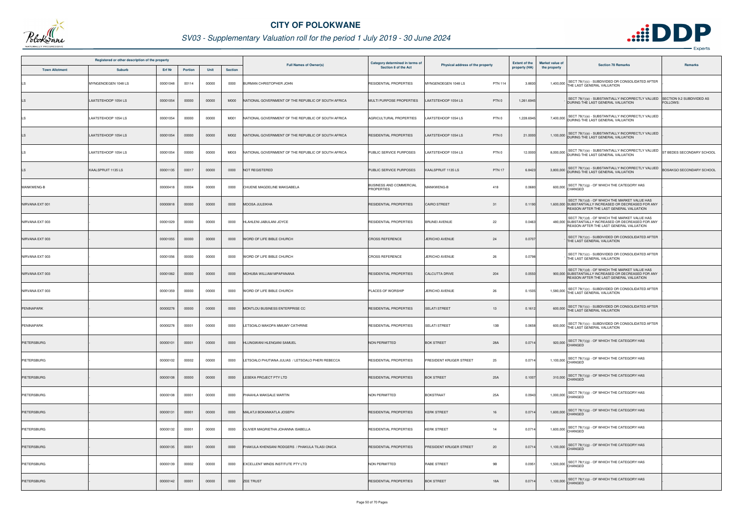# CITY OF POLOKWANE

## SV03 - Supplementary Valuation roll for the period 1 July 2019 - 30 June 2024

| Registered or other description of the property | | | | | | Full Names of Owner(s) | Category determined in terms of Section 8 of the Act | Physical address of the property | | Extent of the property (HA) | Market value of the property | Section 78 Remarks | Remarks |
|---|---|---|---|---|---|---|---|---|---|---|---|---|---|
| Town Allotment | Suburb | Erf Nr | Portion | Unit | Section | | | | | | | | |
| LS | MYNGENOEGEN 1048 LS | 00001048 | 00114 | 00000 | 0000 | BURMAN CHRISTOPHER JOHN | RESIDENTIAL PROPERTIES | MYNGENOEGEN 1048 LS | PTN 114 | 3.8830 | 1,400,000 | SECT 78(1)(c) - SUBDIVIDED OR CONSOLIDATED AFTER THE LAST GENERAL VALUATION | |
| LS | LAATSTEHOOP 1054 LS | 00001054 | 00000 | 00000 | M000 | NATIONAL GOVERNMENT OF THE REPUBLIC OF SOUTH AFRICA | MULTI PURPOSE PROPERTIES | LAATSTEHOOP 1054 LS | PTN 0 | 1,261.6945 | - | SECT 78(1)(e) - SUBSTANTIALLY INCORRECTLY VALUED DURING THE LAST GENERAL VALUATION | SECTION 9.2 SUBDIVIDED AS FOLLOWS: |
| LS | LAATSTEHOOP 1054 LS | 00001054 | 00000 | 00000 | M001 | NATIONAL GOVERNMENT OF THE REPUBLIC OF SOUTH AFRICA | AGRICULTURAL PROPERTIES | LAATSTEHOOP 1054 LS | PTN 0 | 1,228.6945 | 7,400,000 | SECT 78(1)(e) - SUBSTANTIALLY INCORRECTLY VALUED DURING THE LAST GENERAL VALUATION | |
| LS | LAATSTEHOOP 1054 LS | 00001054 | 00000 | 00000 | M002 | NATIONAL GOVERNMENT OF THE REPUBLIC OF SOUTH AFRICA | RESIDENTIAL PROPERTIES | LAATSTEHOOP 1054 LS | PTN 0 | 21.0000 | 1,100,000 | SECT 78(1)(e) - SUBSTANTIALLY INCORRECTLY VALUED DURING THE LAST GENERAL VALUATION | |
| LS | LAATSTEHOOP 1054 LS | 00001054 | 00000 | 00000 | M003 | NATIONAL GOVERNMENT OF THE REPUBLIC OF SOUTH AFRICA | PUBLIC SERVICE PURPOSES | LAATSTEHOOP 1054 LS | PTN 0 | 12.0000 | 8,000,000 | SECT 78(1)(e) - SUBSTANTIALLY INCORRECTLY VALUED DURING THE LAST GENERAL VALUATION | ST BEDES SECONDARY SCHOOL |
| LS | KAALSPRUIT 1135 LS | 00001135 | 00017 | 00000 | 0000 | NOT REGISTERED | PUBLIC SERVICE PURPOSES | KAALSPRUIT 1135 LS | PTN 17 | 6.8423 | 3,800,000 | SECT 78(1)(e) - SUBSTANTIALLY INCORRECTLY VALUED DURING THE LAST GENERAL VALUATION | BOSAKGO SECONDARY SCHOOL |
| MANKWENG-B | - | 00000418 | 00004 | 00000 | 0000 | CHUENE MAGDELINE MAKGABELA | BUSINESS AND COMMERCIAL PROPERTIES | MANKWENG-B | 418 | 0.0680 | 600,000 | SECT 78(1)(g) - OF WHICH THE CATEGORY HAS CHANGED | - |
| NIRVANA EXT 001 | - | 00000818 | 00000 | 00000 | 0000 | MOOSA JULEIKHA | RESIDENTIAL PROPERTIES | CAIRO STREET | 31 | 0.1190 | 1,600,000 | SECT 78(1)(d) - OF WHICH THE MARKET VALUE HAS SUBSTANTIALLY INCREASED OR DECREASED FOR ANY REASON AFTER THE LAST GENERAL VALUATION | - |
| NIRVANA EXT 003 | - | 00001029 | 00000 | 00000 | 0000 | HLAHLENI JABULANI JOYCE | RESIDENTIAL PROPERTIES | BRUNEI AVENUE | 22 | 0.0463 | 480,000 | SECT 78(1)(d) - OF WHICH THE MARKET VALUE HAS SUBSTANTIALLY INCREASED OR DECREASED FOR ANY REASON AFTER THE LAST GENERAL VALUATION | - |
| NIRVANA EXT 003 | - | 00001055 | 00000 | 00000 | 0000 | WORD OF LIFE BIBLE CHURCH | CROSS REFERENCE | JERICHO AVENUE | 24 | 0.0707 | - | SECT 78(1)(c) - SUBDIVIDED OR CONSOLIDATED AFTER THE LAST GENERAL VALUATION | - |
| NIRVANA EXT 003 | - | 00001056 | 00000 | 00000 | 0000 | WORD OF LIFE BIBLE CHURCH | CROSS REFERENCE | JERICHO AVENUE | 26 | 0.0798 | - | SECT 78(1)(c) - SUBDIVIDED OR CONSOLIDATED AFTER THE LAST GENERAL VALUATION | - |
| NIRVANA EXT 003 | - | 00001062 | 00000 | 00000 | 0000 | MOHUBA WILLIAM MPAPANANA | RESIDENTIAL PROPERTIES | CALCUTTA DRIVE | 204 | 0.0550 | 900,000 | SECT 78(1)(d) - OF WHICH THE MARKET VALUE HAS SUBSTANTIALLY INCREASED OR DECREASED FOR ANY REASON AFTER THE LAST GENERAL VALUATION | - |
| NIRVANA EXT 003 | - | 00001359 | 00000 | 00000 | 0000 | WORD OF LIFE BIBLE CHURCH | PLACES OF WORSHIP | JERICHO AVENUE | 26 | 0.1505 | 1,580,000 | SECT 78(1)(c) - SUBDIVIDED OR CONSOLIDATED AFTER THE LAST GENERAL VALUATION | - |
| PENINAPARK | - | 00000278 | 00000 | 00000 | 0000 | MONTLOU BUSINESS ENTERPRISE CC | RESIDENTIAL PROPERTIES | SELATI STREET | 13 | 0.1612 | 600,000 | SECT 78(1)(c) - SUBDIVIDED OR CONSOLIDATED AFTER THE LAST GENERAL VALUATION | - |
| PENINAPARK | - | 00000278 | 00001 | 00000 | 0000 | LETSOALO MAKOPA MMUMY CATHRINE | RESIDENTIAL PROPERTIES | SELATI STREET | 13B | 0.0658 | 600,000 | SECT 78(1)(c) - SUBDIVIDED OR CONSOLIDATED AFTER THE LAST GENERAL VALUATION | - |
| PIETERSBURG | - | 00000101 | 00001 | 00000 | 0000 | HLUNGWANI HLENGANI SAMUEL | NON PERMITTED | BOK STREET | 28A | 0.0714 | 920,000 | SECT 78(1)(g) - OF WHICH THE CATEGORY HAS CHANGED | - |
| PIETERSBURG | - | 00000102 | 00002 | 00000 | 0000 | LETSOALO PHUTIANA JULIAS / LETSOALO PHERI REBECCA | RESIDENTIAL PROPERTIES | PRESIDENT KRUGER STREET | 25 | 0.0714 | 1,100,000 | SECT 78(1)(g) - OF WHICH THE CATEGORY HAS CHANGED | - |
| PIETERSBURG | - | 00000108 | 00000 | 00000 | 0000 | LESEKA PROJECT PTY LTD | RESIDENTIAL PROPERTIES | BOK STREET | 25A | 0.1007 | 310,000 | SECT 78(1)(g) - OF WHICH THE CATEGORY HAS CHANGED | - |
| PIETERSBURG | - | 00000108 | 00001 | 00000 | 0000 | PHAAHLA MAKGALE MARTIN | NON PERMITTED | BOKSTRAAT | 25A | 0.0943 | 1,000,000 | SECT 78(1)(g) - OF WHICH THE CATEGORY HAS CHANGED | - |
| PIETERSBURG | - | 00000131 | 00001 | 00000 | 0000 | MALATJI BOKANKATLA JOSEPH | RESIDENTIAL PROPERTIES | KERK STREET | 16 | 0.0714 | 1,600,000 | SECT 78(1)(g) - OF WHICH THE CATEGORY HAS CHANGED | - |
| PIETERSBURG | - | 00000132 | 00001 | 00000 | 0000 | OLIVIER MAGRIETHA JOHANNA ISABELLA | RESIDENTIAL PROPERTIES | KERK STREET | 14 | 0.0714 | 1,600,000 | SECT 78(1)(g) - OF WHICH THE CATEGORY HAS CHANGED | - |
| PIETERSBURG | - | 00000135 | 00001 | 00000 | 0000 | PHAKULA KHENSANI RODGERS / PHAKULA TILASI ONICA | RESIDENTIAL PROPERTIES | PRESIDENT KRUGER STREET | 20 | 0.0714 | 1,100,000 | SECT 78(1)(g) - OF WHICH THE CATEGORY HAS CHANGED | - |
| PIETERSBURG | - | 00000139 | 00002 | 00000 | 0000 | EXCELLENT MINDS INSTITUTE PTY LTD | NON PERMITTED | RABE STREET | 9B | 0.0951 | 1,500,000 | SECT 78(1)(g) - OF WHICH THE CATEGORY HAS CHANGED | - |
| PIETERSBURG | - | 00000142 | 00001 | 00000 | 0000 | ZEE TRUST | RESIDENTIAL PROPERTIES | BOK STREET | 18A | 0.0714 | 1,100,000 | SECT 78(1)(g) - OF WHICH THE CATEGORY HAS CHANGED | - |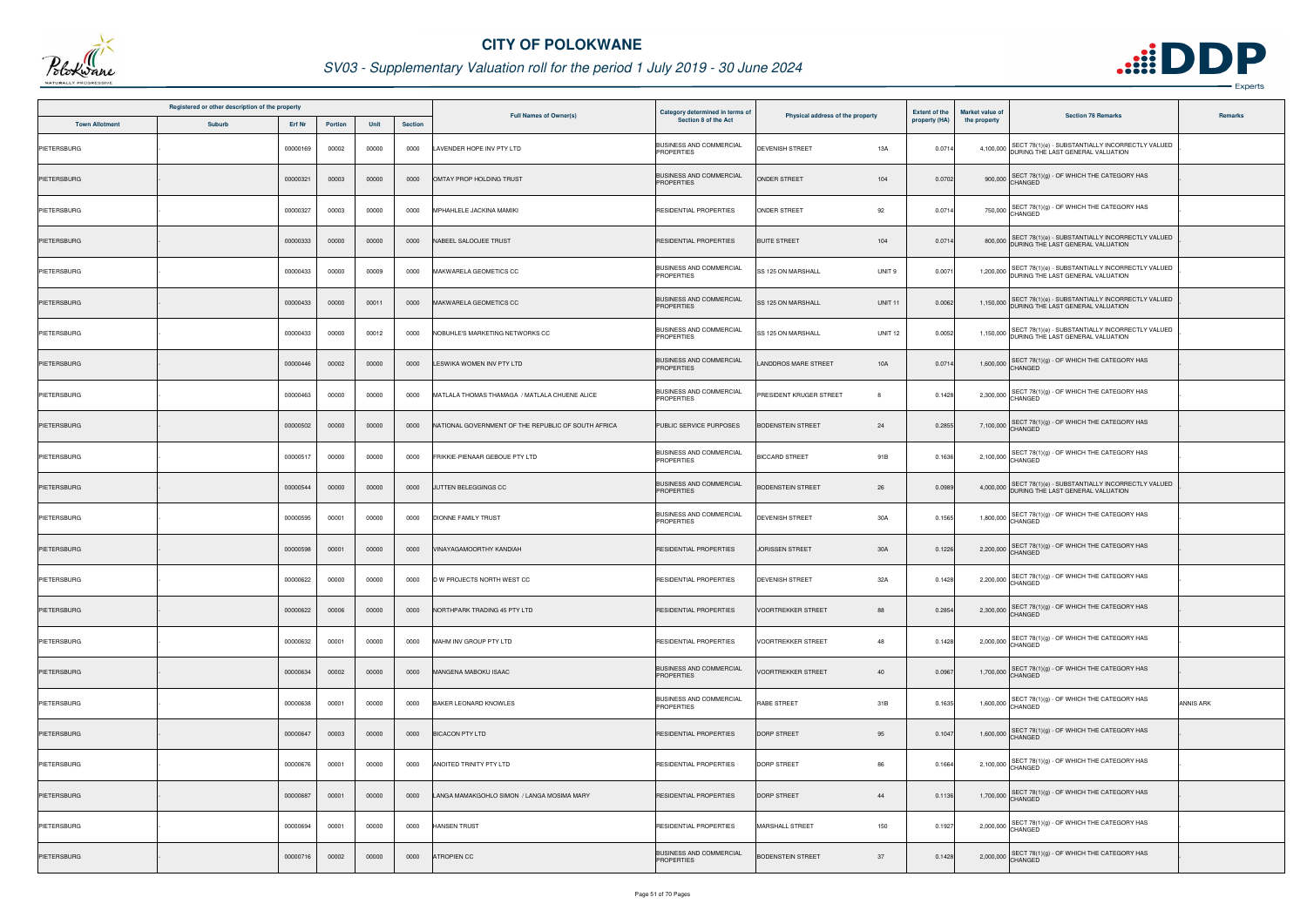# CITY OF POLOKWANE

## SV03 - Supplementary Valuation roll for the period 1 July 2019 - 30 June 2024

| Registered or other description of the property | | | | | | Full Names of Owner(s) | Category determined in terms of Section 8 of the Act | Physical address of the property | | Extent of the property (HA) | Market value of the property | Section 78 Remarks | Remarks |
|---|---|---|---|---|---|---|---|---|---|---|---|---|---|
| Town Allotment | Suburb | Erf Nr | Portion | Unit | Section | | | | | | | | |
| PIETERSBURG | - | 00000169 | 00002 | 00000 | 0000 | LAVENDER HOPE INV PTY LTD | BUSINESS AND COMMERCIAL PROPERTIES | DEVENISH STREET | 13A | 0.0714 | 4,100,000 | SECT 78(1)(e) - SUBSTANTIALLY INCORRECTLY VALUED DURING THE LAST GENERAL VALUATION | - |
| PIETERSBURG | - | 00000321 | 00003 | 00000 | 0000 | OMTAY PROP HOLDING TRUST | BUSINESS AND COMMERCIAL PROPERTIES | ONDER STREET | 104 | 0.0702 | 900,000 | SECT 78(1)(g) - OF WHICH THE CATEGORY HAS CHANGED | - |
| PIETERSBURG | - | 00000327 | 00003 | 00000 | 0000 | MPHAHLELE JACKINA MAMIKI | RESIDENTIAL PROPERTIES | ONDER STREET | 92 | 0.0714 | 750,000 | SECT 78(1)(g) - OF WHICH THE CATEGORY HAS CHANGED | - |
| PIETERSBURG | - | 00000333 | 00000 | 00000 | 0000 | NABEEL SALOOJEE TRUST | RESIDENTIAL PROPERTIES | BUITE STREET | 104 | 0.0714 | 800,000 | SECT 78(1)(e) - SUBSTANTIALLY INCORRECTLY VALUED DURING THE LAST GENERAL VALUATION | - |
| PIETERSBURG | - | 00000433 | 00000 | 00009 | 0000 | MAKWARELA GEOMETICS CC | BUSINESS AND COMMERCIAL PROPERTIES | SS 125 ON MARSHALL | UNIT 9 | 0.0071 | 1,200,000 | SECT 78(1)(e) - SUBSTANTIALLY INCORRECTLY VALUED DURING THE LAST GENERAL VALUATION | - |
| PIETERSBURG | - | 00000433 | 00000 | 00011 | 0000 | MAKWARELA GEOMETICS CC | BUSINESS AND COMMERCIAL PROPERTIES | SS 125 ON MARSHALL | UNIT 11 | 0.0062 | 1,150,000 | SECT 78(1)(e) - SUBSTANTIALLY INCORRECTLY VALUED DURING THE LAST GENERAL VALUATION | - |
| PIETERSBURG | - | 00000433 | 00000 | 00012 | 0000 | NOBUHLE'S MARKETING NETWORKS CC | BUSINESS AND COMMERCIAL PROPERTIES | SS 125 ON MARSHALL | UNIT 12 | 0.0052 | 1,150,000 | SECT 78(1)(e) - SUBSTANTIALLY INCORRECTLY VALUED DURING THE LAST GENERAL VALUATION | - |
| PIETERSBURG | - | 00000446 | 00002 | 00000 | 0000 | LESWIKA WOMEN INV PTY LTD | BUSINESS AND COMMERCIAL PROPERTIES | LANDDROS MARE STREET | 10A | 0.0714 | 1,600,000 | SECT 78(1)(g) - OF WHICH THE CATEGORY HAS CHANGED | - |
| PIETERSBURG | - | 00000463 | 00000 | 00000 | 0000 | MATLALA THOMAS THAMAGA / MATLALA CHUENE ALICE | BUSINESS AND COMMERCIAL PROPERTIES | PRESIDENT KRUGER STREET | 8 | 0.1428 | 2,300,000 | SECT 78(1)(g) - OF WHICH THE CATEGORY HAS CHANGED | - |
| PIETERSBURG | - | 00000502 | 00000 | 00000 | 0000 | NATIONAL GOVERNMENT OF THE REPUBLIC OF SOUTH AFRICA | PUBLIC SERVICE PURPOSES | BODENSTEIN STREET | 24 | 0.2855 | 7,100,000 | SECT 78(1)(g) - OF WHICH THE CATEGORY HAS CHANGED | - |
| PIETERSBURG | - | 00000517 | 00000 | 00000 | 0000 | FRIKKIE-PIENAAR GEBOUE PTY LTD | BUSINESS AND COMMERCIAL PROPERTIES | BICCARD STREET | 91B | 0.1636 | 2,100,000 | SECT 78(1)(g) - OF WHICH THE CATEGORY HAS CHANGED | - |
| PIETERSBURG | - | 00000544 | 00000 | 00000 | 0000 | JUTTEN BELEGGINGS CC | BUSINESS AND COMMERCIAL PROPERTIES | BODENSTEIN STREET | 26 | 0.0989 | 4,000,000 | SECT 78(1)(e) - SUBSTANTIALLY INCORRECTLY VALUED DURING THE LAST GENERAL VALUATION | - |
| PIETERSBURG | - | 00000595 | 00001 | 00000 | 0000 | DIONNE FAMILY TRUST | BUSINESS AND COMMERCIAL PROPERTIES | DEVENISH STREET | 30A | 0.1565 | 1,800,000 | SECT 78(1)(g) - OF WHICH THE CATEGORY HAS CHANGED | - |
| PIETERSBURG | - | 00000598 | 00001 | 00000 | 0000 | VINAYAGAMOORTHY KANDIAH | RESIDENTIAL PROPERTIES | JORISSEN STREET | 30A | 0.1226 | 2,200,000 | SECT 78(1)(g) - OF WHICH THE CATEGORY HAS CHANGED | - |
| PIETERSBURG | - | 00000622 | 00000 | 00000 | 0000 | D W PROJECTS NORTH WEST CC | RESIDENTIAL PROPERTIES | DEVENISH STREET | 32A | 0.1428 | 2,200,000 | SECT 78(1)(g) - OF WHICH THE CATEGORY HAS CHANGED | - |
| PIETERSBURG | - | 00000622 | 00006 | 00000 | 0000 | NORTHPARK TRADING 45 PTY LTD | RESIDENTIAL PROPERTIES | VOORTREKKER STREET | 88 | 0.2854 | 2,300,000 | SECT 78(1)(g) - OF WHICH THE CATEGORY HAS CHANGED | - |
| PIETERSBURG | - | 00000632 | 00001 | 00000 | 0000 | MAHM INV GROUP PTY LTD | RESIDENTIAL PROPERTIES | VOORTREKKER STREET | 48 | 0.1428 | 2,000,000 | SECT 78(1)(g) - OF WHICH THE CATEGORY HAS CHANGED | - |
| PIETERSBURG | - | 00000634 | 00002 | 00000 | 0000 | MANGENA MABOKU ISAAC | BUSINESS AND COMMERCIAL PROPERTIES | VOORTREKKER STREET | 40 | 0.0967 | 1,700,000 | SECT 78(1)(g) - OF WHICH THE CATEGORY HAS CHANGED | - |
| PIETERSBURG | - | 00000638 | 00001 | 00000 | 0000 | BAKER LEONARD KNOWLES | BUSINESS AND COMMERCIAL PROPERTIES | RABE STREET | 31B | 0.1635 | 1,600,000 | SECT 78(1)(g) - OF WHICH THE CATEGORY HAS CHANGED | ANNIS ARK |
| PIETERSBURG | - | 00000647 | 00003 | 00000 | 0000 | BICACON PTY LTD | RESIDENTIAL PROPERTIES | DORP STREET | 95 | 0.1047 | 1,600,000 | SECT 78(1)(g) - OF WHICH THE CATEGORY HAS CHANGED | - |
| PIETERSBURG | - | 00000676 | 00001 | 00000 | 0000 | ANOITED TRINITY PTY LTD | RESIDENTIAL PROPERTIES | DORP STREET | 86 | 0.1664 | 2,100,000 | SECT 78(1)(g) - OF WHICH THE CATEGORY HAS CHANGED | - |
| PIETERSBURG | - | 00000687 | 00001 | 00000 | 0000 | LANGA MAMAKGOHLO SIMON / LANGA MOSIMA MARY | RESIDENTIAL PROPERTIES | DORP STREET | 44 | 0.1136 | 1,700,000 | SECT 78(1)(g) - OF WHICH THE CATEGORY HAS CHANGED | - |
| PIETERSBURG | - | 00000694 | 00001 | 00000 | 0000 | HANSEN TRUST | RESIDENTIAL PROPERTIES | MARSHALL STREET | 150 | 0.1927 | 2,000,000 | SECT 78(1)(g) - OF WHICH THE CATEGORY HAS CHANGED | - |
| PIETERSBURG | - | 00000716 | 00002 | 00000 | 0000 | ATROPIEN CC | BUSINESS AND COMMERCIAL PROPERTIES | BODENSTEIN STREET | 37 | 0.1428 | 2,000,000 | SECT 78(1)(g) - OF WHICH THE CATEGORY HAS CHANGED | - |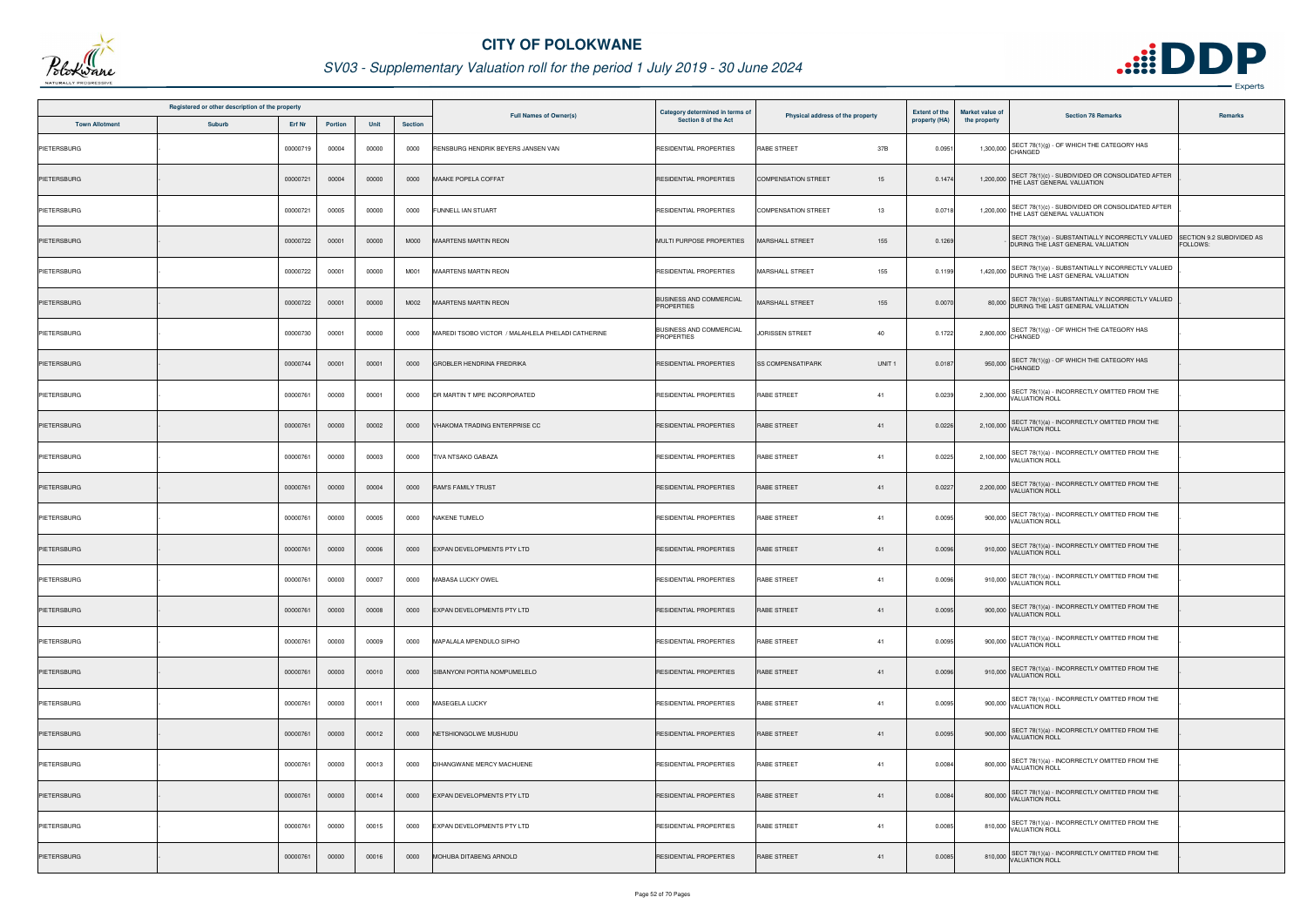# CITY OF POLOKWANE

## SV03 - Supplementary Valuation roll for the period 1 July 2019 - 30 June 2024

| Registered or other description of the property | | | | | | Full Names of Owner(s) | Category determined in terms of Section 8 of the Act | Physical address of the property | | Extent of the property (HA) | Market value of the property | Section 78 Remarks | Remarks |
|---|---|---|---|---|---|---|---|---|---|---|---|---|---|
| Town Allotment | Suburb | Erf Nr | Portion | Unit | Section | | | | | | | | |
| PIETERSBURG | - | 00000719 | 00004 | 00000 | 0000 | RENSBURG HENDRIK BEYERS JANSEN VAN | RESIDENTIAL PROPERTIES | RABE STREET | 37B | 0.0951 | 1,300,000 | SECT 78(1)(g) - OF WHICH THE CATEGORY HAS CHANGED | - |
| PIETERSBURG | - | 00000721 | 00004 | 00000 | 0000 | MAAKE POPELA COFFAT | RESIDENTIAL PROPERTIES | COMPENSATION STREET | 15 | 0.1474 | 1,200,000 | SECT 78(1)(c) - SUBDIVIDED OR CONSOLIDATED AFTER THE LAST GENERAL VALUATION | - |
| PIETERSBURG | - | 00000721 | 00005 | 00000 | 0000 | FUNNELL IAN STUART | RESIDENTIAL PROPERTIES | COMPENSATION STREET | 13 | 0.0718 | 1,200,000 | SECT 78(1)(c) - SUBDIVIDED OR CONSOLIDATED AFTER THE LAST GENERAL VALUATION | - |
| PIETERSBURG | - | 00000722 | 00001 | 00000 | M000 | MAARTENS MARTIN REON | MULTI PURPOSE PROPERTIES | MARSHALL STREET | 155 | 0.1269 | | SECT 78(1)(e) - SUBSTANTIALLY INCORRECTLY VALUED DURING THE LAST GENERAL VALUATION | SECTION 9.2 SUBDIVIDED AS FOLLOWS: |
| PIETERSBURG | - | 00000722 | 00001 | 00000 | M001 | MAARTENS MARTIN REON | RESIDENTIAL PROPERTIES | MARSHALL STREET | 155 | 0.1199 | 1,420,000 | SECT 78(1)(e) - SUBSTANTIALLY INCORRECTLY VALUED DURING THE LAST GENERAL VALUATION | - |
| PIETERSBURG | - | 00000722 | 00001 | 00000 | M002 | MAARTENS MARTIN REON | BUSINESS AND COMMERCIAL PROPERTIES | MARSHALL STREET | 155 | 0.0070 | 80,000 | SECT 78(1)(e) - SUBSTANTIALLY INCORRECTLY VALUED DURING THE LAST GENERAL VALUATION | - |
| PIETERSBURG | - | 00000730 | 00001 | 00000 | 0000 | MAREDI TSOBO VICTOR / MALAHLELA PHELADI CATHERINE | BUSINESS AND COMMERCIAL PROPERTIES | JORISSEN STREET | 40 | 0.1722 | 2,800,000 | SECT 78(1)(g) - OF WHICH THE CATEGORY HAS CHANGED | - |
| PIETERSBURG | - | 00000744 | 00001 | 00001 | 0000 | GROBLER HENDRINA FREDRIKA | RESIDENTIAL PROPERTIES | SS COMPENSATIPARK | UNIT 1 | 0.0187 | 960,000 | SECT 78(1)(g) - OF WHICH THE CATEGORY HAS CHANGED | - |
| PIETERSBURG | - | 00000761 | 00000 | 00001 | 0000 | DR MARTIN T MPE INCORPORATED | RESIDENTIAL PROPERTIES | RABE STREET | 41 | 0.0239 | 2,300,000 | SECT 78(1)(a) - INCORRECTLY OMITTED FROM THE VALUATION ROLL | - |
| PIETERSBURG | - | 00000761 | 00000 | 00002 | 0000 | VHAKOMA TRADING ENTERPRISE CC | RESIDENTIAL PROPERTIES | RABE STREET | 41 | 0.0226 | 2,100,000 | SECT 78(1)(a) - INCORRECTLY OMITTED FROM THE VALUATION ROLL | - |
| PIETERSBURG | - | 00000761 | 00000 | 00003 | 0000 | TIVA NTSAKO GABAZA | RESIDENTIAL PROPERTIES | RABE STREET | 41 | 0.0225 | 2,100,000 | SECT 78(1)(a) - INCORRECTLY OMITTED FROM THE VALUATION ROLL | - |
| PIETERSBURG | - | 00000761 | 00000 | 00004 | 0000 | RAM'S FAMILY TRUST | RESIDENTIAL PROPERTIES | RABE STREET | 41 | 0.0227 | 2,200,000 | SECT 78(1)(a) - INCORRECTLY OMITTED FROM THE VALUATION ROLL | - |
| PIETERSBURG | - | 00000761 | 00000 | 00005 | 0000 | NAKENE TUMELO | RESIDENTIAL PROPERTIES | RABE STREET | 41 | 0.0095 | 900,000 | SECT 78(1)(a) - INCORRECTLY OMITTED FROM THE VALUATION ROLL | - |
| PIETERSBURG | - | 00000761 | 00000 | 00006 | 0000 | EXPAN DEVELOPMENTS PTY LTD | RESIDENTIAL PROPERTIES | RABE STREET | 41 | 0.0096 | 910,000 | SECT 78(1)(a) - INCORRECTLY OMITTED FROM THE VALUATION ROLL | - |
| PIETERSBURG | - | 00000761 | 00000 | 00007 | 0000 | MABASA LUCKY OWEL | RESIDENTIAL PROPERTIES | RABE STREET | 41 | 0.0096 | 910,000 | SECT 78(1)(a) - INCORRECTLY OMITTED FROM THE VALUATION ROLL | - |
| PIETERSBURG | - | 00000761 | 00000 | 00008 | 0000 | EXPAN DEVELOPMENTS PTY LTD | RESIDENTIAL PROPERTIES | RABE STREET | 41 | 0.0095 | 900,000 | SECT 78(1)(a) - INCORRECTLY OMITTED FROM THE VALUATION ROLL | - |
| PIETERSBURG | - | 00000761 | 00000 | 00009 | 0000 | MAPALALA MPENDULO SIPHO | RESIDENTIAL PROPERTIES | RABE STREET | 41 | 0.0095 | 900,000 | SECT 78(1)(a) - INCORRECTLY OMITTED FROM THE VALUATION ROLL | - |
| PIETERSBURG | - | 00000761 | 00000 | 00010 | 0000 | SIBANYONI PORTIA NOMPUMELELO | RESIDENTIAL PROPERTIES | RABE STREET | 41 | 0.0096 | 910,000 | SECT 78(1)(a) - INCORRECTLY OMITTED FROM THE VALUATION ROLL | - |
| PIETERSBURG | - | 00000761 | 00000 | 00011 | 0000 | MASEGELA LUCKY | RESIDENTIAL PROPERTIES | RABE STREET | 41 | 0.0095 | 900,000 | SECT 78(1)(a) - INCORRECTLY OMITTED FROM THE VALUATION ROLL | - |
| PIETERSBURG | - | 00000761 | 00000 | 00012 | 0000 | NETSHIONGOLWE MUSHUDU | RESIDENTIAL PROPERTIES | RABE STREET | 41 | 0.0095 | 900,000 | SECT 78(1)(a) - INCORRECTLY OMITTED FROM THE VALUATION ROLL | - |
| PIETERSBURG | - | 00000761 | 00000 | 00013 | 0000 | DIHANGWANE MERCY MACHUENE | RESIDENTIAL PROPERTIES | RABE STREET | 41 | 0.0084 | 800,000 | SECT 78(1)(a) - INCORRECTLY OMITTED FROM THE VALUATION ROLL | - |
| PIETERSBURG | - | 00000761 | 00000 | 00014 | 0000 | EXPAN DEVELOPMENTS PTY LTD | RESIDENTIAL PROPERTIES | RABE STREET | 41 | 0.0084 | 800,000 | SECT 78(1)(a) - INCORRECTLY OMITTED FROM THE VALUATION ROLL | - |
| PIETERSBURG | - | 00000761 | 00000 | 00015 | 0000 | EXPAN DEVELOPMENTS PTY LTD | RESIDENTIAL PROPERTIES | RABE STREET | 41 | 0.0085 | 810,000 | SECT 78(1)(a) - INCORRECTLY OMITTED FROM THE VALUATION ROLL | - |
| PIETERSBURG | - | 00000761 | 00000 | 00016 | 0000 | MOHUBA DITABENG ARNOLD | RESIDENTIAL PROPERTIES | RABE STREET | 41 | 0.0085 | 810,000 | SECT 78(1)(a) - INCORRECTLY OMITTED FROM THE VALUATION ROLL | - |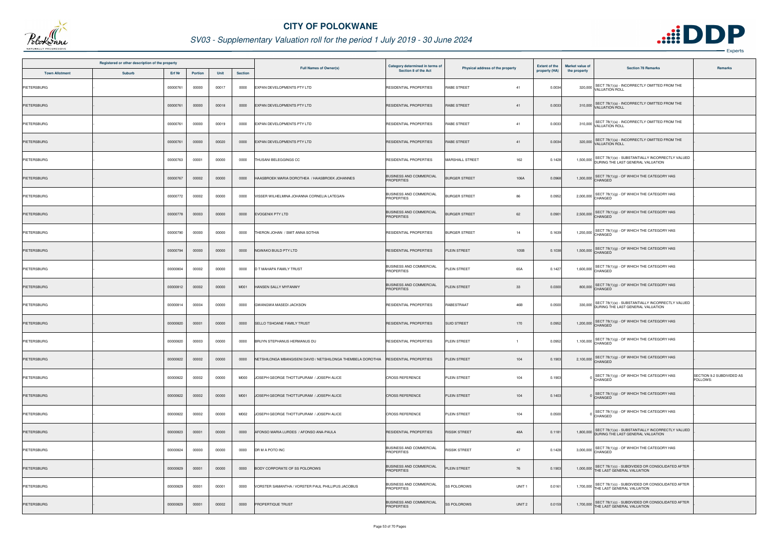# CITY OF POLOKWANE

## SV03 - Supplementary Valuation roll for the period 1 July 2019 - 30 June 2024

| Registered or other description of the property | | | | | | Full Names of Owner(s) | Category determined in terms of Section 8 of the Act | Physical address of the property | | Extent of the property (HA) | Market value of the property | Section 78 Remarks | Remarks |
|---|---|---|---|---|---|---|---|---|---|---|---|---|---|
| Town Allotment | Suburb | Erf Nr | Portion | Unit | Section | | | | | | | | |
| PIETERSBURG | - | 00000761 | 00000 | 00017 | 0000 | EXPAN DEVELOPMENTS PTY LTD | RESIDENTIAL PROPERTIES | RABE STREET | 41 | 0.0034 | 320,000 | SECT 78(1)(a) - INCORRECTLY OMITTED FROM THE VALUATION ROLL | - |
| PIETERSBURG | - | 00000761 | 00000 | 00018 | 0000 | EXPAN DEVELOPMENTS PTY LTD | RESIDENTIAL PROPERTIES | RABE STREET | 41 | 0.0033 | 310,000 | SECT 78(1)(a) - INCORRECTLY OMITTED FROM THE VALUATION ROLL | - |
| PIETERSBURG | - | 00000761 | 00000 | 00019 | 0000 | EXPAN DEVELOPMENTS PTY LTD | RESIDENTIAL PROPERTIES | RABE STREET | 41 | 0.0033 | 310,000 | SECT 78(1)(a) - INCORRECTLY OMITTED FROM THE VALUATION ROLL | - |
| PIETERSBURG | - | 00000761 | 00000 | 00020 | 0000 | EXPAN DEVELOPMENTS PTY LTD | RESIDENTIAL PROPERTIES | RABE STREET | 41 | 0.0034 | 320,000 | SECT 78(1)(a) - INCORRECTLY OMITTED FROM THE VALUATION ROLL | - |
| PIETERSBURG | - | 00000763 | 00001 | 00000 | 0000 | THUSANI BELEGGINGS CC | RESIDENTIAL PROPERTIES | MARSHALL STREET | 162 | 0.1428 | 1,500,000 | SECT 78(1)(e) - SUBSTANTIALLY INCORRECTLY VALUED DURING THE LAST GENERAL VALUATION | - |
| PIETERSBURG | - | 00000767 | 00002 | 00000 | 0000 | HAASBROEK MARIA DOROTHEA / HAASBROEK JOHANNES | BUSINESS AND COMMERCIAL PROPERTIES | BURGER STREET | 106A | 0.0968 | 1,300,000 | SECT 78(1)(g) - OF WHICH THE CATEGORY HAS CHANGED | - |
| PIETERSBURG | - | 00000772 | 00002 | 00000 | 0000 | VISSER WILHELMINA JOHANNA CORNELIA LATEGAN- | BUSINESS AND COMMERCIAL PROPERTIES | BURGER STREET | 86 | 0.0952 | 2,000,000 | SECT 78(1)(g) - OF WHICH THE CATEGORY HAS CHANGED | - |
| PIETERSBURG | - | 00000778 | 00003 | 00000 | 0000 | EVOGENIX PTY LTD | BUSINESS AND COMMERCIAL PROPERTIES | BURGER STREET | 62 | 0.0901 | 2,500,000 | SECT 78(1)(g) - OF WHICH THE CATEGORY HAS CHANGED | - |
| PIETERSBURG | - | 00000790 | 00000 | 00000 | 0000 | THERON JOHAN / SMIT ANNA SOTHIA | RESIDENTIAL PROPERTIES | BURGER STREET | 14 | 0.1639 | 1,250,000 | SECT 78(1)(g) - OF WHICH THE CATEGORY HAS CHANGED | - |
| PIETERSBURG | - | 00000794 | 00000 | 00000 | 0000 | NGWAKO BUILD PTY LTD | RESIDENTIAL PROPERTIES | PLEIN STREET | 105B | 0.1038 | 1,500,000 | SECT 78(1)(g) - OF WHICH THE CATEGORY HAS CHANGED | - |
| PIETERSBURG | - | 00000804 | 00002 | 00000 | 0000 | D T MAHAPA FAMILY TRUST | BUSINESS AND COMMERCIAL PROPERTIES | PLEIN STREET | 65A | 0.1427 | 1,600,000 | SECT 78(1)(g) - OF WHICH THE CATEGORY HAS CHANGED | - |
| PIETERSBURG | - | 00000812 | 00002 | 00000 | M001 | HANSEN SALLY MYFANWY | BUSINESS AND COMMERCIAL PROPERTIES | PLEIN STREET | 33 | 0.0300 | 800,000 | SECT 78(1)(g) - OF WHICH THE CATEGORY HAS CHANGED | - |
| PIETERSBURG | - | 00000814 | 00004 | 00000 | 0000 | GWANGWA MASEDI JACKSON | RESIDENTIAL PROPERTIES | RABESTRAAT | 46B | 0.0500 | 330,000 | SECT 78(1)(e) - SUBSTANTIALLY INCORRECTLY VALUED DURING THE LAST GENERAL VALUATION | - |
| PIETERSBURG | - | 00000820 | 00001 | 00000 | 0000 | SELLO TSHOANE FAMILY TRUST | RESIDENTIAL PROPERTIES | SUID STREET | 170 | 0.0952 | 1,200,000 | SECT 78(1)(g) - OF WHICH THE CATEGORY HAS CHANGED | - |
| PIETERSBURG | - | 00000820 | 00003 | 00000 | 0000 | BRUYN STEPHANUS HERMANUS DU | RESIDENTIAL PROPERTIES | PLEIN STREET | 1 | 0.0952 | 1,100,000 | SECT 78(1)(g) - OF WHICH THE CATEGORY HAS CHANGED | - |
| PIETERSBURG | - | 00000822 | 00002 | 00000 | 0000 | NETSHILONGA MBANGISENI DAVID / NETSHILONGA THEMBELA DOROTHIA | RESIDENTIAL PROPERTIES | PLEIN STREET | 104 | 0.1903 | 2,100,000 | SECT 78(1)(g) - OF WHICH THE CATEGORY HAS CHANGED | - |
| PIETERSBURG | - | 00000822 | 00002 | 00000 | M000 | JOSEPH GEORGE THOTTUPURAM / JOSEPH ALICE | CROSS REFERENCE | PLEIN STREET | 104 | 0.1903 | 0 | SECT 78(1)(g) - OF WHICH THE CATEGORY HAS CHANGED | SECTION 9.2 SUBDIVIDED AS FOLLOWS: |
| PIETERSBURG | - | 00000822 | 00002 | 00000 | M001 | JOSEPH GEORGE THOTTUPURAM / JOSEPH ALICE | CROSS REFERENCE | PLEIN STREET | 104 | 0.1403 | 0 | SECT 78(1)(g) - OF WHICH THE CATEGORY HAS CHANGED | - |
| PIETERSBURG | - | 00000822 | 00002 | 00000 | M002 | JOSEPH GEORGE THOTTUPURAM / JOSEPH ALICE | CROSS REFERENCE | PLEIN STREET | 104 | 0.0500 | 0 | SECT 78(1)(g) - OF WHICH THE CATEGORY HAS CHANGED | - |
| PIETERSBURG | - | 00000823 | 00001 | 00000 | 0000 | AFONSO MARIA LURDES / AFONSO ANA-PAULA | RESIDENTIAL PROPERTIES | RISSIK STREET | 48A | 0.1181 | 1,800,000 | SECT 78(1)(e) - SUBSTANTIALLY INCORRECTLY VALUED DURING THE LAST GENERAL VALUATION | - |
| PIETERSBURG | - | 00000824 | 00000 | 00000 | 0000 | DR M A POTO INC | BUSINESS AND COMMERCIAL PROPERTIES | RISSIK STREET | 47 | 0.1428 | 3,000,000 | SECT 78(1)(g) - OF WHICH THE CATEGORY HAS CHANGED | - |
| PIETERSBURG | - | 00000829 | 00001 | 00000 | 0000 | BODY CORPORATE OF SS POLOROWS | BUSINESS AND COMMERCIAL PROPERTIES | PLEIN STREET | 76 | 0.1903 | 1,000,000 | SECT 78(1)(c) - SUBDIVIDED OR CONSOLIDATED AFTER THE LAST GENERAL VALUATION | - |
| PIETERSBURG | - | 00000829 | 00001 | 00001 | 0000 | VORSTER SAMANTHA / VORSTER PAUL PHILLIPUS JACOBUS | BUSINESS AND COMMERCIAL PROPERTIES | SS POLOROWS | UNIT 1 | 0.0161 | 1,700,000 | SECT 78(1)(c) - SUBDIVIDED OR CONSOLIDATED AFTER THE LAST GENERAL VALUATION | - |
| PIETERSBURG | - | 00000829 | 00001 | 00002 | 0000 | PROPERTIQUE TRUST | BUSINESS AND COMMERCIAL PROPERTIES | SS POLOROWS | UNIT 2 | 0.0159 | 1,700,000 | SECT 78(1)(c) - SUBDIVIDED OR CONSOLIDATED AFTER THE LAST GENERAL VALUATION | - |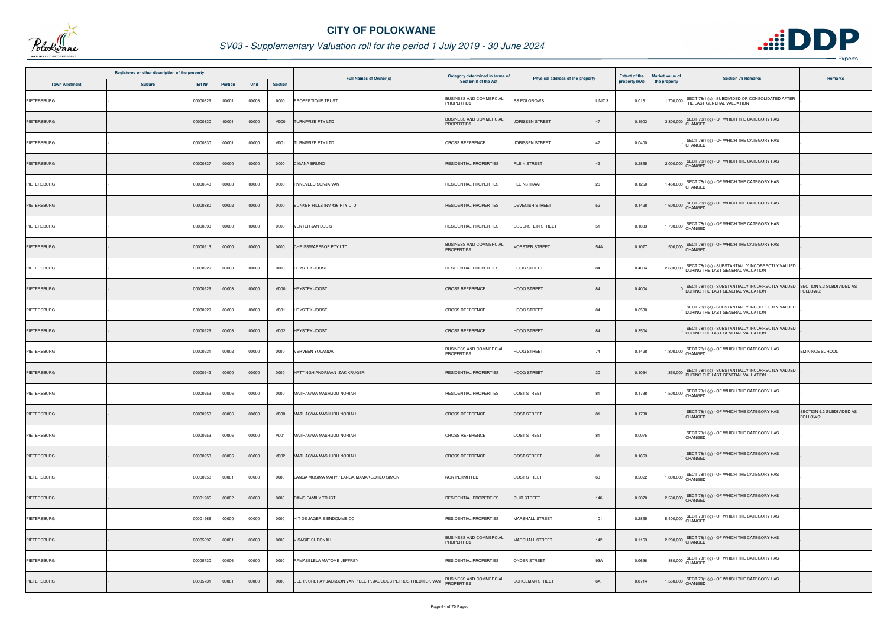# CITY OF POLOKWANE

## SV03 - Supplementary Valuation roll for the period 1 July 2019 - 30 June 2024

| Registered or other description of the property | | | | | | Full Names of Owner(s) | Category determined in terms of Section 8 of the Act | Physical address of the property | | Extent of the property (HA) | Market value of the property | Section 78 Remarks | Remarks |
|---|---|---|---|---|---|---|---|---|---|---|---|---|---|
| Town Allotment | Suburb | Erf Nr | Portion | Unit | Section | | | | | | | | |
| PIETERSBURG | - | 00000829 | 00001 | 00003 | 0000 | PROPERTIQUE TRUST | BUSINESS AND COMMERCIAL PROPERTIES | SS POLOROWS | UNIT 3 | 0.0161 | 1,700,000 | SECT 78(1)(c) - SUBDIVIDED OR CONSOLIDATED AFTER THE LAST GENERAL VALUATION | - |
| PIETERSBURG | - | 00000830 | 00001 | 00000 | M000 | TURNIWIZE PTY LTD | BUSINESS AND COMMERCIAL PROPERTIES | JORISSEN STREET | 47 | 0.1903 | 3,300,000 | SECT 78(1)(g) - OF WHICH THE CATEGORY HAS CHANGED | - |
| PIETERSBURG | - | 00000830 | 00001 | 00000 | M001 | TURNIWIZE PTY LTD | CROSS REFERENCE | JORISSEN STREET | 47 | 0.0400 | - | SECT 78(1)(g) - OF WHICH THE CATEGORY HAS CHANGED | - |
| PIETERSBURG | - | 00000837 | 00000 | 00000 | 0000 | CIGANA BRUNO | RESIDENTIAL PROPERTIES | PLEIN STREET | 42 | 0.2855 | 2,000,000 | SECT 78(1)(g) - OF WHICH THE CATEGORY HAS CHANGED | - |
| PIETERSBURG | - | 00000843 | 00003 | 00000 | 0000 | RYNEVELD SONJA VAN | RESIDENTIAL PROPERTIES | PLEINSTRAAT | 20 | 0.1250 | 1,450,000 | SECT 78(1)(g) - OF WHICH THE CATEGORY HAS CHANGED | - |
| PIETERSBURG | - | 00000880 | 00002 | 00000 | 0000 | BUNKER HILLS INV 436 PTY LTD | RESIDENTIAL PROPERTIES | DEVENISH STREET | 52 | 0.1428 | 1,600,000 | SECT 78(1)(g) - OF WHICH THE CATEGORY HAS CHANGED | - |
| PIETERSBURG | - | 00000893 | 00000 | 00000 | 0000 | VENTER JAN LOUIS | RESIDENTIAL PROPERTIES | BODENSTEIN STREET | 51 | 0.1833 | 1,700,000 | SECT 78(1)(g) - OF WHICH THE CATEGORY HAS CHANGED | - |
| PIETERSBURG | - | 00000913 | 00000 | 00000 | 0000 | CHRISSWAPPROP PTY LTD | BUSINESS AND COMMERCIAL PROPERTIES | VORSTER STREET | 54A | 0.1077 | 1,500,000 | SECT 78(1)(g) - OF WHICH THE CATEGORY HAS CHANGED | - |
| PIETERSBURG | - | 00000929 | 00003 | 00000 | 0000 | HEYSTEK JOOST | RESIDENTIAL PROPERTIES | HOOG STREET | 84 | 0.4004 | 2,600,000 | SECT 78(1)(e) - SUBSTANTIALLY INCORRECTLY VALUED DURING THE LAST GENERAL VALUATION | - |
| PIETERSBURG | - | 00000929 | 00003 | 00000 | M000 | HEYSTEK JOOST | CROSS REFERENCE | HOOG STREET | 84 | 0.4004 | 0 | SECT 78(1)(e) - SUBSTANTIALLY INCORRECTLY VALUED DURING THE LAST GENERAL VALUATION | SECTION 9.2 SUBDIVIDED AS FOLLOWS: |
| PIETERSBURG | - | 00000929 | 00003 | 00000 | M001 | HEYSTEK JOOST | CROSS REFERENCE | HOOG STREET | 84 | 0.0500 | - | SECT 78(1)(e) - SUBSTANTIALLY INCORRECTLY VALUED DURING THE LAST GENERAL VALUATION | - |
| PIETERSBURG | - | 00000929 | 00003 | 00000 | M002 | HEYSTEK JOOST | CROSS REFERENCE | HOOG STREET | 84 | 0.3504 | - | SECT 78(1)(e) - SUBSTANTIALLY INCORRECTLY VALUED DURING THE LAST GENERAL VALUATION | - |
| PIETERSBURG | - | 00000931 | 00002 | 00000 | 0000 | VERVEEN YOLANDA | BUSINESS AND COMMERCIAL PROPERTIES | HOOG STREET | 74 | 0.1428 | 1,800,000 | SECT 78(1)(g) - OF WHICH THE CATEGORY HAS CHANGED | EMININCE SCHOOL |
| PIETERSBURG | - | 00000942 | 00000 | 00000 | 0000 | HATTINGH ANDRIAAN IZAK KRUGER | RESIDENTIAL PROPERTIES | HOOG STREET | 30 | 0.1034 | 1,350,000 | SECT 78(1)(e) - SUBSTANTIALLY INCORRECTLY VALUED DURING THE LAST GENERAL VALUATION | - |
| PIETERSBURG | - | 00000953 | 00006 | 00000 | 0000 | MATHAGWA MASHUDU NORIAH | RESIDENTIAL PROPERTIES | OOST STREET | 81 | 0.1738 | 1,500,000 | SECT 78(1)(g) - OF WHICH THE CATEGORY HAS CHANGED | - |
| PIETERSBURG | - | 00000953 | 00006 | 00000 | M000 | MATHAGWA MASHUDU NORIAH | CROSS REFERENCE | OOST STREET | 81 | 0.1738 | - | SECT 78(1)(g) - OF WHICH THE CATEGORY HAS CHANGED | SECTION 9.2 SUBDIVIDED AS FOLLOWS: |
| PIETERSBURG | - | 00000953 | 00006 | 00000 | M001 | MATHAGWA MASHUDU NORIAH | CROSS REFERENCE | OOST STREET | 81 | 0.0075 | - | SECT 78(1)(g) - OF WHICH THE CATEGORY HAS CHANGED | - |
| PIETERSBURG | - | 00000953 | 00006 | 00000 | M002 | MATHAGWA MASHUDU NORIAH | CROSS REFERENCE | OOST STREET | 81 | 0.1663 | - | SECT 78(1)(g) - OF WHICH THE CATEGORY HAS CHANGED | - |
| PIETERSBURG | - | 00000958 | 00001 | 00000 | 0000 | LANGA MOSIMA MARY / LANGA MAMAKGOHLO SIMON | NON PERMITTED | OOST STREET | 63 | 0.2022 | 1,800,000 | SECT 78(1)(g) - OF WHICH THE CATEGORY HAS CHANGED | - |
| PIETERSBURG | - | 00001965 | 00002 | 00000 | 0000 | RAMS FAMILY TRUST | RESIDENTIAL PROPERTIES | SUID STREET | 146 | 0.2070 | 2,500,000 | SECT 78(1)(g) - OF WHICH THE CATEGORY HAS CHANGED | - |
| PIETERSBURG | - | 00001966 | 00000 | 00000 | 0000 | H T DE JAGER EIENDOMME CC | RESIDENTIAL PROPERTIES | MARSHALL STREET | 101 | 0.2855 | 5,400,000 | SECT 78(1)(g) - OF WHICH THE CATEGORY HAS CHANGED | - |
| PIETERSBURG | - | 00005692 | 00001 | 00000 | 0000 | VISAGIE SURONAH | BUSINESS AND COMMERCIAL PROPERTIES | MARSHALL STREET | 142 | 0.1163 | 2,200,000 | SECT 78(1)(g) - OF WHICH THE CATEGORY HAS CHANGED | - |
| PIETERSBURG | - | 00005730 | 00006 | 00000 | 0000 | RAMASELELA MATOME JEFFREY | RESIDENTIAL PROPERTIES | ONDER STREET | 93A | 0.0698 | 880,000 | SECT 78(1)(g) - OF WHICH THE CATEGORY HAS CHANGED | - |
| PIETERSBURG | - | 00005731 | 00001 | 00000 | 0000 | BLERK CHERAY JACKSON VAN / BLERK JACQUES PETRUS FREDRICK VAN | BUSINESS AND COMMERCIAL PROPERTIES | SCHOEMAN STREET | 6A | 0.0714 | 1,550,000 | SECT 78(1)(g) - OF WHICH THE CATEGORY HAS CHANGED | - |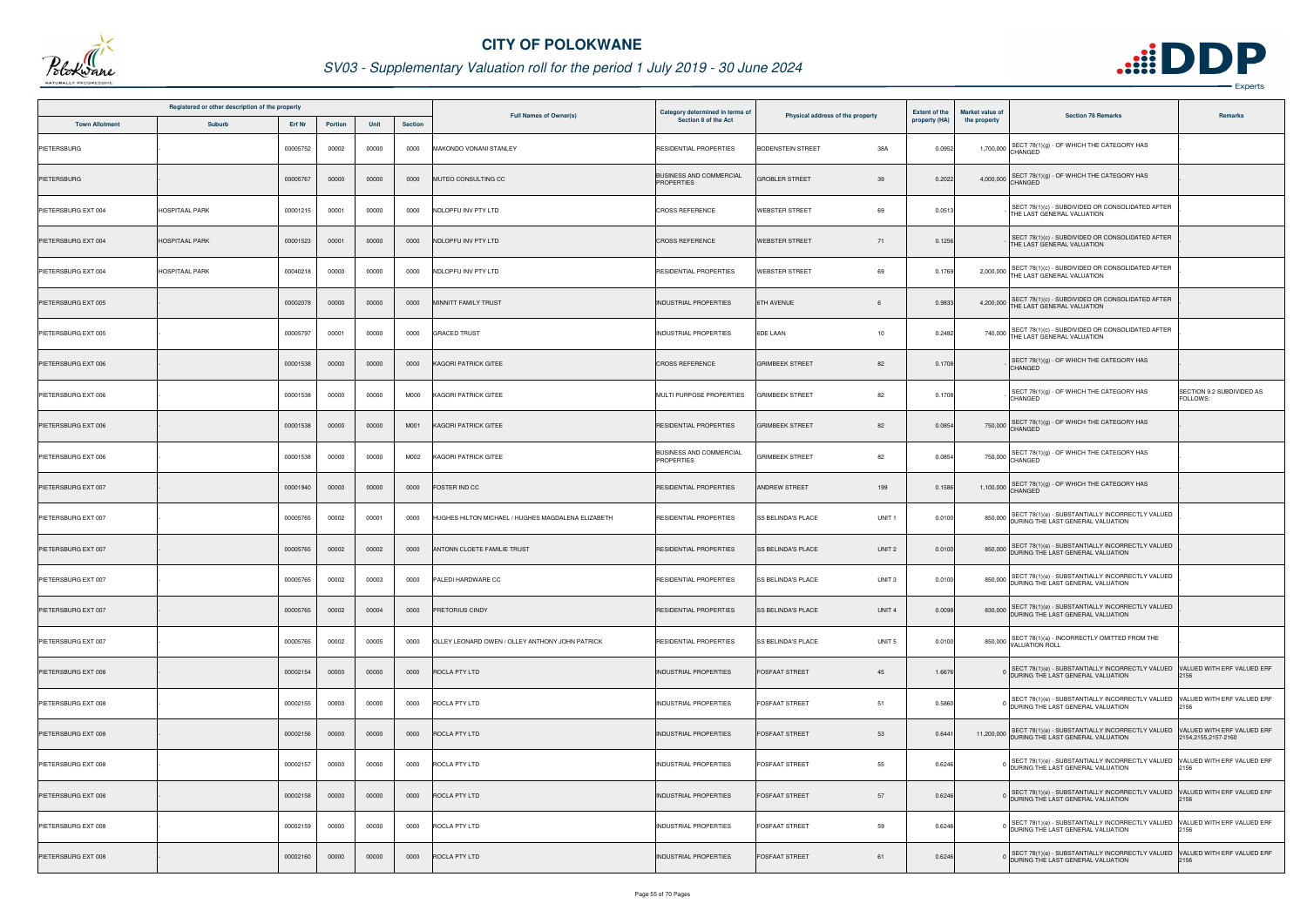# CITY OF POLOKWANE

## SV03 - Supplementary Valuation roll for the period 1 July 2019 - 30 June 2024

| Registered or other description of the property | | | | | | Full Names of Owner(s) | Category determined in terms of Section 8 of the Act | Physical address of the property | | Extent of the property (HA) | Market value of the property | Section 78 Remarks | Remarks |
|---|---|---|---|---|---|---|---|---|---|---|---|---|---|
| Town Allotment | Suburb | Erf Nr | Portion | Unit | Section | | | | | | | | |
| PIETERSBURG | - | 00005752 | 00002 | 00000 | 0000 | MAKONDO VONANI STANLEY | RESIDENTIAL PROPERTIES | BODENSTEIN STREET | 38A | 0.0952 | 1,700,000 | SECT 78(1)(g) - OF WHICH THE CATEGORY HAS CHANGED | - |
| PIETERSBURG | - | 00005767 | 00000 | 00000 | 0000 | MUTEO CONSULTING CC | BUSINESS AND COMMERCIAL PROPERTIES | GROBLER STREET | 39 | 0.2022 | 4,000,000 | SECT 78(1)(g) - OF WHICH THE CATEGORY HAS CHANGED | - |
| PIETERSBURG EXT 004 | HOSPITAAL PARK | 00001215 | 00001 | 00000 | 0000 | NDLOPFU INV PTY LTD | CROSS REFERENCE | WEBSTER STREET | 69 | 0.0513 | - | SECT 78(1)(c) - SUBDIVIDED OR CONSOLIDATED AFTER THE LAST GENERAL VALUATION | - |
| PIETERSBURG EXT 004 | HOSPITAAL PARK | 00001523 | 00001 | 00000 | 0000 | NDLOPFU INV PTY LTD | CROSS REFERENCE | WEBSTER STREET | 71 | 0.1256 | - | SECT 78(1)(c) - SUBDIVIDED OR CONSOLIDATED AFTER THE LAST GENERAL VALUATION | - |
| PIETERSBURG EXT 004 | HOSPITAAL PARK | 00040218 | 00000 | 00000 | 0000 | NDLOPFU INV PTY LTD | RESIDENTIAL PROPERTIES | WEBSTER STREET | 69 | 0.1769 | 2,000,000 | SECT 78(1)(c) - SUBDIVIDED OR CONSOLIDATED AFTER THE LAST GENERAL VALUATION | - |
| PIETERSBURG EXT 005 | - | 00002078 | 00000 | 00000 | 0000 | MINNITT FAMILY TRUST | INDUSTRIAL PROPERTIES | 6TH AVENUE | 6 | 0.9833 | 4,200,000 | SECT 78(1)(c) - SUBDIVIDED OR CONSOLIDATED AFTER THE LAST GENERAL VALUATION | - |
| PIETERSBURG EXT 005 | - | 00005797 | 00001 | 00000 | 0000 | GRACED TRUST | INDUSTRIAL PROPERTIES | 6DE LAAN | 10 | 0.2482 | 740,000 | SECT 78(1)(c) - SUBDIVIDED OR CONSOLIDATED AFTER THE LAST GENERAL VALUATION | - |
| PIETERSBURG EXT 006 | - | 00001538 | 00000 | 00000 | 0000 | KAGORI PATRICK GITEE | CROSS REFERENCE | GRIMBEEK STREET | 82 | 0.1708 | - | SECT 78(1)(g) - OF WHICH THE CATEGORY HAS CHANGED | - |
| PIETERSBURG EXT 006 | - | 00001538 | 00000 | 00000 | M000 | KAGORI PATRICK GITEE | MULTI PURPOSE PROPERTIES | GRIMBEEK STREET | 82 | 0.1708 | - | SECT 78(1)(g) - OF WHICH THE CATEGORY HAS CHANGED | SECTION 9.2 SUBDIVIDED AS FOLLOWS: |
| PIETERSBURG EXT 006 | - | 00001538 | 00000 | 00000 | M001 | KAGORI PATRICK GITEE | RESIDENTIAL PROPERTIES | GRIMBEEK STREET | 82 | 0.0854 | 750,000 | SECT 78(1)(g) - OF WHICH THE CATEGORY HAS CHANGED | - |
| PIETERSBURG EXT 006 | - | 00001538 | 00000 | 00000 | M002 | KAGORI PATRICK GITEE | BUSINESS AND COMMERCIAL PROPERTIES | GRIMBEEK STREET | 82 | 0.0854 | 750,000 | SECT 78(1)(g) - OF WHICH THE CATEGORY HAS CHANGED | - |
| PIETERSBURG EXT 007 | - | 00001940 | 00000 | 00000 | 0000 | FOSTER IND CC | RESIDENTIAL PROPERTIES | ANDREW STREET | 199 | 0.1586 | 1,100,000 | SECT 78(1)(g) - OF WHICH THE CATEGORY HAS CHANGED | - |
| PIETERSBURG EXT 007 | - | 00005765 | 00002 | 00001 | 0000 | HUGHES HILTON MICHAEL / HUGHES MAGDALENA ELIZABETH | RESIDENTIAL PROPERTIES | SS BELINDA'S PLACE | UNIT 1 | 0.0100 | 850,000 | SECT 78(1)(e) - SUBSTANTIALLY INCORRECTLY VALUED DURING THE LAST GENERAL VALUATION | - |
| PIETERSBURG EXT 007 | - | 00005765 | 00002 | 00002 | 0000 | ANTONN CLOETE FAMILIE TRUST | RESIDENTIAL PROPERTIES | SS BELINDA'S PLACE | UNIT 2 | 0.0100 | 850,000 | SECT 78(1)(e) - SUBSTANTIALLY INCORRECTLY VALUED DURING THE LAST GENERAL VALUATION | - |
| PIETERSBURG EXT 007 | - | 00005765 | 00002 | 00003 | 0000 | PALEDI HARDWARE CC | RESIDENTIAL PROPERTIES | SS BELINDA'S PLACE | UNIT 3 | 0.0100 | 850,000 | SECT 78(1)(e) - SUBSTANTIALLY INCORRECTLY VALUED DURING THE LAST GENERAL VALUATION | - |
| PIETERSBURG EXT 007 | - | 00005765 | 00002 | 00004 | 0000 | PRETORIUS CINDY | RESIDENTIAL PROPERTIES | SS BELINDA'S PLACE | UNIT 4 | 0.0098 | 830,000 | SECT 78(1)(e) - SUBSTANTIALLY INCORRECTLY VALUED DURING THE LAST GENERAL VALUATION | - |
| PIETERSBURG EXT 007 | - | 00005765 | 00002 | 00005 | 0000 | OLLEY LEONARD OWEN / OLLEY ANTHONY JOHN PATRICK | RESIDENTIAL PROPERTIES | SS BELINDA'S PLACE | UNIT 5 | 0.0100 | 850,000 | SECT 78(1)(a) - INCORRECTLY OMITTED FROM THE VALUATION ROLL | - |
| PIETERSBURG EXT 008 | - | 00002154 | 00000 | 00000 | 0000 | ROCLA PTY LTD | INDUSTRIAL PROPERTIES | FOSFAAT STREET | 45 | 1.6676 | 0 | SECT 78(1)(e) - SUBSTANTIALLY INCORRECTLY VALUED DURING THE LAST GENERAL VALUATION | VALUED WITH ERF VALUED ERF 2156 |
| PIETERSBURG EXT 008 | - | 00002155 | 00000 | 00000 | 0000 | ROCLA PTY LTD | INDUSTRIAL PROPERTIES | FOSFAAT STREET | 51 | 0.5860 | 0 | SECT 78(1)(e) - SUBSTANTIALLY INCORRECTLY VALUED DURING THE LAST GENERAL VALUATION | VALUED WITH ERF VALUED ERF 2156 |
| PIETERSBURG EXT 008 | - | 00002156 | 00000 | 00000 | 0000 | ROCLA PTY LTD | INDUSTRIAL PROPERTIES | FOSFAAT STREET | 53 | 0.6441 | 11,200,000 | SECT 78(1)(e) - SUBSTANTIALLY INCORRECTLY VALUED DURING THE LAST GENERAL VALUATION | VALUED WITH ERF VALUED ERF 2154,2155,2157-2160 |
| PIETERSBURG EXT 008 | - | 00002157 | 00000 | 00000 | 0000 | ROCLA PTY LTD | INDUSTRIAL PROPERTIES | FOSFAAT STREET | 55 | 0.6246 | 0 | SECT 78(1)(e) - SUBSTANTIALLY INCORRECTLY VALUED DURING THE LAST GENERAL VALUATION | VALUED WITH ERF VALUED ERF 2156 |
| PIETERSBURG EXT 008 | - | 00002158 | 00000 | 00000 | 0000 | ROCLA PTY LTD | INDUSTRIAL PROPERTIES | FOSFAAT STREET | 57 | 0.6246 | 0 | SECT 78(1)(e) - SUBSTANTIALLY INCORRECTLY VALUED DURING THE LAST GENERAL VALUATION | VALUED WITH ERF VALUED ERF 2156 |
| PIETERSBURG EXT 008 | - | 00002159 | 00000 | 00000 | 0000 | ROCLA PTY LTD | INDUSTRIAL PROPERTIES | FOSFAAT STREET | 59 | 0.6246 | 0 | SECT 78(1)(e) - SUBSTANTIALLY INCORRECTLY VALUED DURING THE LAST GENERAL VALUATION | VALUED WITH ERF VALUED ERF 2156 |
| PIETERSBURG EXT 008 | - | 00002160 | 00000 | 00000 | 0000 | ROCLA PTY LTD | INDUSTRIAL PROPERTIES | FOSFAAT STREET | 61 | 0.6246 | 0 | SECT 78(1)(e) - SUBSTANTIALLY INCORRECTLY VALUED DURING THE LAST GENERAL VALUATION | VALUED WITH ERF VALUED ERF 2156 |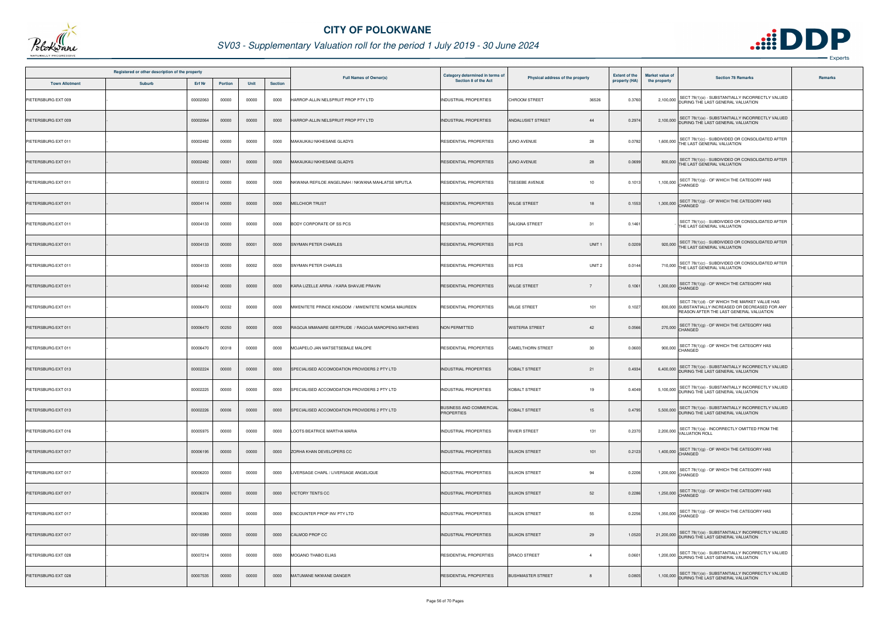# CITY OF POLOKWANE

## SV03 - Supplementary Valuation roll for the period 1 July 2019 - 30 June 2024

| Registered or other description of the property | | | | | | Full Names of Owner(s) | Category determined in terms of Section 8 of the Act | Physical address of the property | | Extent of the property (HA) | Market value of the property | Section 78 Remarks | Remarks |
|---|---|---|---|---|---|---|---|---|---|---|---|---|---|
| Town Allotment | Suburb | Erf Nr | Portion | Unit | Section | | | | | | | | |
| PIETERSBURG EXT 009 | - | 00002063 | 00000 | 00000 | 0000 | HARROP-ALLIN NELSPRUIT PROP PTY LTD | INDUSTRIAL PROPERTIES | CHROOM STREET | 36526 | 0.3760 | 2,100,000 | SECT 78(1)(e) - SUBSTANTIALLY INCORRECTLY VALUED DURING THE LAST GENERAL VALUATION | - |
| PIETERSBURG EXT 009 | - | 00002064 | 00000 | 00000 | 0000 | HARROP-ALLIN NELSPRUIT PROP PTY LTD | INDUSTRIAL PROPERTIES | ANDALUSIET STREET | 44 | 0.2974 | 2,100,000 | SECT 78(1)(e) - SUBSTANTIALLY INCORRECTLY VALUED DURING THE LAST GENERAL VALUATION | - |
| PIETERSBURG EXT 011 | - | 00002482 | 00000 | 00000 | 0000 | MAKAUKAU NKHESANE GLADYS | RESIDENTIAL PROPERTIES | JUNO AVENUE | 28 | 0.0782 | 1,600,000 | SECT 78(1)(c) - SUBDIVIDED OR CONSOLIDATED AFTER THE LAST GENERAL VALUATION | - |
| PIETERSBURG EXT 011 | - | 00002482 | 00001 | 00000 | 0000 | MAKAUKAU NKHESANE GLADYS | RESIDENTIAL PROPERTIES | JUNO AVENUE | 28 | 0.0699 | 800,000 | SECT 78(1)(c) - SUBDIVIDED OR CONSOLIDATED AFTER THE LAST GENERAL VALUATION | - |
| PIETERSBURG EXT 011 | - | 00003512 | 00000 | 00000 | 0000 | NKWANA REFILOE ANGELINAH / NKWANA MAHLATSE MPUTLA | RESIDENTIAL PROPERTIES | TSESEBE AVENUE | 10 | 0.1013 | 1,100,000 | SECT 78(1)(g) - OF WHICH THE CATEGORY HAS CHANGED | - |
| PIETERSBURG EXT 011 | - | 00004114 | 00000 | 00000 | 0000 | MELCHIOR TRUST | RESIDENTIAL PROPERTIES | WILGE STREET | 18 | 0.1553 | 1,300,000 | SECT 78(1)(g) - OF WHICH THE CATEGORY HAS CHANGED | - |
| PIETERSBURG EXT 011 | - | 00004133 | 00000 | 00000 | 0000 | BODY CORPORATE OF SS PCS | RESIDENTIAL PROPERTIES | SALIGNA STREET | 31 | 0.1461 | - | SECT 78(1)(c) - SUBDIVIDED OR CONSOLIDATED AFTER THE LAST GENERAL VALUATION | - |
| PIETERSBURG EXT 011 | - | 00004133 | 00000 | 00001 | 0000 | SNYMAN PETER CHARLES | RESIDENTIAL PROPERTIES | SS PCS | UNIT 1 | 0.0209 | 920,000 | SECT 78(1)(c) - SUBDIVIDED OR CONSOLIDATED AFTER THE LAST GENERAL VALUATION | - |
| PIETERSBURG EXT 011 | - | 00004133 | 00000 | 00002 | 0000 | SNYMAN PETER CHARLES | RESIDENTIAL PROPERTIES | SS PCS | UNIT 2 | 0.0144 | 710,000 | SECT 78(1)(c) - SUBDIVIDED OR CONSOLIDATED AFTER THE LAST GENERAL VALUATION | - |
| PIETERSBURG EXT 011 | - | 00004142 | 00000 | 00000 | 0000 | KARA LIZELLE ARRIA / KARA SHAVJIE PRAVIN | RESIDENTIAL PROPERTIES | WILGE STREET | 7 | 0.1061 | 1,300,000 | SECT 78(1)(g) - OF WHICH THE CATEGORY HAS CHANGED | - |
| PIETERSBURG EXT 011 | - | 00006470 | 00032 | 00000 | 0000 | MWENITETE PRINCE KINGDOM / MWENITETE NOMSA MAUREEN | RESIDENTIAL PROPERTIES | MILGE STREET | 101 | 0.1027 | 830,000 | SECT 78(1)(d) - OF WHICH THE MARKET VALUE HAS SUBSTANTIALLY INCREASED OR DECREASED FOR ANY REASON AFTER THE LAST GENERAL VALUATION | - |
| PIETERSBURG EXT 011 | - | 00006470 | 00250 | 00000 | 0000 | RAGOJA MMANARE GERTRUDE / RAGOJA MAROPENG MATHEWS | NON PERMITTED | WISTERIA STREET | 42 | 0.0566 | 270,000 | SECT 78(1)(g) - OF WHICH THE CATEGORY HAS CHANGED | - |
| PIETERSBURG EXT 011 | - | 00006470 | 00318 | 00000 | 0000 | MOJAPELO JAN MATSETSEBALE MALOPE | RESIDENTIAL PROPERTIES | CAMELTHORN STREET | 30 | 0.0600 | 900,000 | SECT 78(1)(g) - OF WHICH THE CATEGORY HAS CHANGED | - |
| PIETERSBURG EXT 013 | - | 00002224 | 00000 | 00000 | 0000 | SPECIALISED ACCOMODATION PROVIDERS 2 PTY LTD | INDUSTRIAL PROPERTIES | KOBALT STREET | 21 | 0.4934 | 6,400,000 | SECT 78(1)(e) - SUBSTANTIALLY INCORRECTLY VALUED DURING THE LAST GENERAL VALUATION | - |
| PIETERSBURG EXT 013 | - | 00002225 | 00000 | 00000 | 0000 | SPECIALISED ACCOMODATION PROVIDERS 2 PTY LTD | INDUSTRIAL PROPERTIES | KOBALT STREET | 19 | 0.4049 | 5,100,000 | SECT 78(1)(e) - SUBSTANTIALLY INCORRECTLY VALUED DURING THE LAST GENERAL VALUATION | - |
| PIETERSBURG EXT 013 | - | 00002226 | 00006 | 00000 | 0000 | SPECIALISED ACCOMODATION PROVIDERS 2 PTY LTD | BUSINESS AND COMMERCIAL PROPERTIES | KOBALT STREET | 15 | 0.4795 | 5,500,000 | SECT 78(1)(e) - SUBSTANTIALLY INCORRECTLY VALUED DURING THE LAST GENERAL VALUATION | - |
| PIETERSBURG EXT 016 | - | 00005975 | 00000 | 00000 | 0000 | LOOTS BEATRICE MARTHA MARIA | INDUSTRIAL PROPERTIES | RIVIER STREET | 131 | 0.2370 | 2,200,000 | SECT 78(1)(a) - INCORRECTLY OMITTED FROM THE VALUATION ROLL | - |
| PIETERSBURG EXT 017 | - | 00006195 | 00000 | 00000 | 0000 | ZORHA KHAN DEVELOPERS CC | INDUSTRIAL PROPERTIES | SILIKON STREET | 101 | 0.2123 | 1,400,000 | SECT 78(1)(g) - OF WHICH THE CATEGORY HAS CHANGED | - |
| PIETERSBURG EXT 017 | - | 00006203 | 00000 | 00000 | 0000 | LIVERSAGE CHARL / LIVERSAGE ANGELIQUE | INDUSTRIAL PROPERTIES | SILIKON STREET | 94 | 0.2206 | 1,200,000 | SECT 78(1)(g) - OF WHICH THE CATEGORY HAS CHANGED | - |
| PIETERSBURG EXT 017 | - | 00006374 | 00000 | 00000 | 0000 | VICTORY TENTS CC | INDUSTRIAL PROPERTIES | SILIKON STREET | 52 | 0.2286 | 1,250,000 | SECT 78(1)(g) - OF WHICH THE CATEGORY HAS CHANGED | - |
| PIETERSBURG EXT 017 | - | 00006383 | 00000 | 00000 | 0000 | ENCOUNTER PROP INV PTY LTD | INDUSTRIAL PROPERTIES | SILIKON STREET | 55 | 0.2256 | 1,350,000 | SECT 78(1)(g) - OF WHICH THE CATEGORY HAS CHANGED | - |
| PIETERSBURG EXT 017 | - | 00010589 | 00000 | 00000 | 0000 | CALMOD PROP CC | INDUSTRIAL PROPERTIES | SILIKON STREET | 29 | 1.0520 | 21,200,000 | SECT 78(1)(e) - SUBSTANTIALLY INCORRECTLY VALUED DURING THE LAST GENERAL VALUATION | - |
| PIETERSBURG EXT 028 | - | 00007214 | 00000 | 00000 | 0000 | MOGANO THABO ELIAS | RESIDENTIAL PROPERTIES | DRACO STREET | 4 | 0.0601 | 1,200,000 | SECT 78(1)(e) - SUBSTANTIALLY INCORRECTLY VALUED DURING THE LAST GENERAL VALUATION | - |
| PIETERSBURG EXT 028 | - | 00007535 | 00000 | 00000 | 0000 | MATUMANE NKWANE DANGER | RESIDENTIAL PROPERTIES | BUSHMASTER STREET | 8 | 0.0805 | 1,100,000 | SECT 78(1)(e) - SUBSTANTIALLY INCORRECTLY VALUED DURING THE LAST GENERAL VALUATION | - |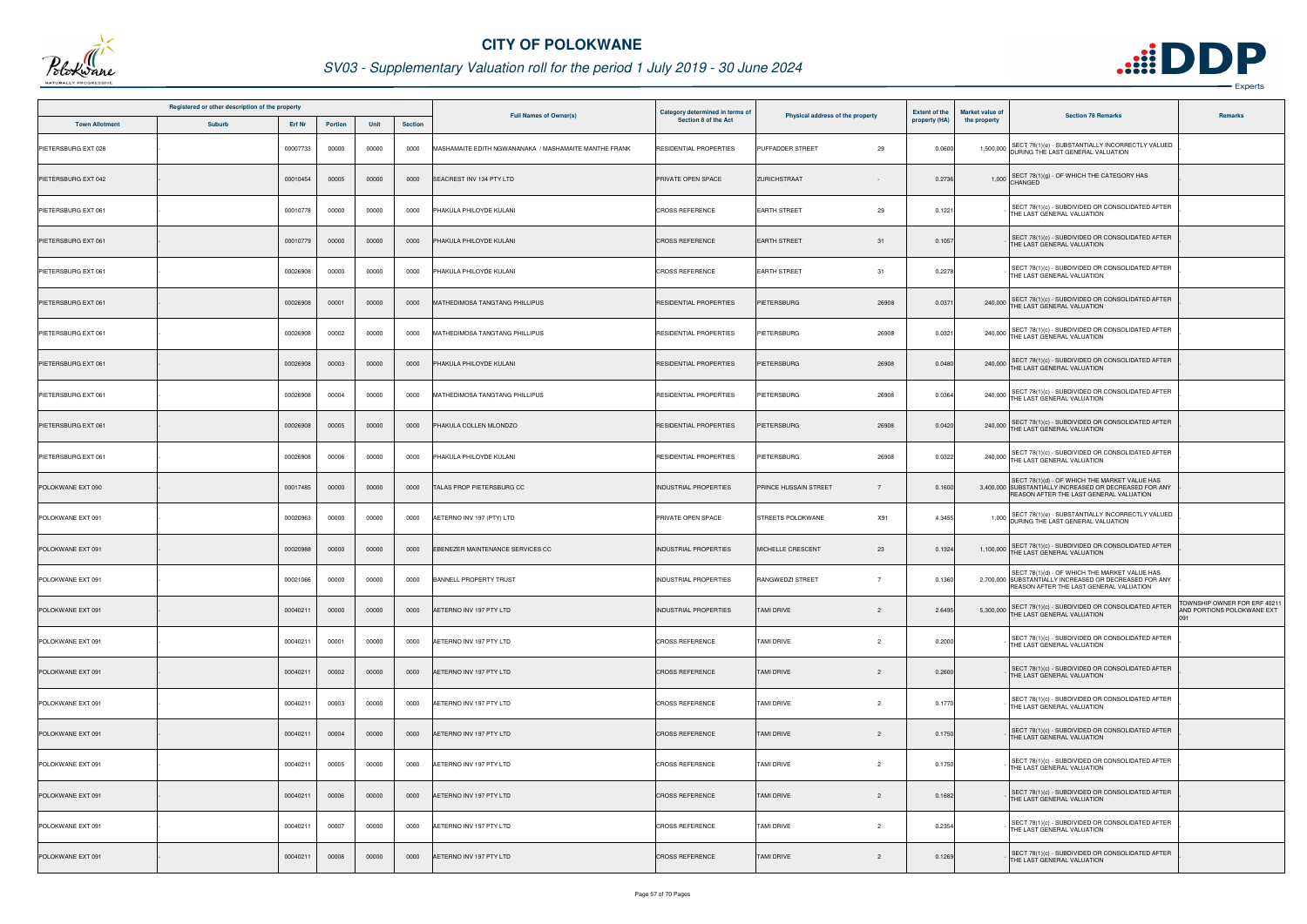# CITY OF POLOKWANE

## SV03 - Supplementary Valuation roll for the period 1 July 2019 - 30 June 2024

| Registered or other description of the property | | | | | | Full Names of Owner(s) | Category determined in terms of Section 8 of the Act | Physical address of the property | | Extent of the property (HA) | Market value of the property | Section 78 Remarks | Remarks |
|---|---|---|---|---|---|---|---|---|---|---|---|---|---|
| Town Allotment | Suburb | Erf Nr | Portion | Unit | Section | | | | | | | | |
| PIETERSBURG EXT 028 | - | 00007733 | 00000 | 00000 | 0000 | MASHAMAITE EDITH NGWANANAKA / MASHAMAITE MANTHE FRANK | RESIDENTIAL PROPERTIES | PUFFADDER STREET | 29 | 0.0600 | 1,500,000 | SECT 78(1)(e) - SUBSTANTIALLY INCORRECTLY VALUED DURING THE LAST GENERAL VALUATION | - |
| PIETERSBURG EXT 042 | - | 00010454 | 00005 | 00000 | 0000 | SEACREST INV 134 PTY LTD | PRIVATE OPEN SPACE | ZURICHSTRAAT | - | 0.2736 | 1,000 | SECT 78(1)(g) - OF WHICH THE CATEGORY HAS CHANGED | - |
| PIETERSBURG EXT 061 | - | 00010778 | 00000 | 00000 | 0000 | PHAKULA PHILOYDE KULANI | CROSS REFERENCE | EARTH STREET | 29 | 0.1221 | - | SECT 78(1)(c) - SUBDIVIDED OR CONSOLIDATED AFTER THE LAST GENERAL VALUATION | - |
| PIETERSBURG EXT 061 | - | 00010779 | 00000 | 00000 | 0000 | PHAKULA PHILOYDE KULANI | CROSS REFERENCE | EARTH STREET | 31 | 0.1057 | - | SECT 78(1)(c) - SUBDIVIDED OR CONSOLIDATED AFTER THE LAST GENERAL VALUATION | - |
| PIETERSBURG EXT 061 | - | 00026908 | 00000 | 00000 | 0000 | PHAKULA PHILOYDE KULANI | CROSS REFERENCE | EARTH STREET | 31 | 0.2278 | - | SECT 78(1)(c) - SUBDIVIDED OR CONSOLIDATED AFTER THE LAST GENERAL VALUATION | - |
| PIETERSBURG EXT 061 | - | 00026908 | 00001 | 00000 | 0000 | MATHEDIMOSA TANGTANG PHILLIPUS | RESIDENTIAL PROPERTIES | PIETERSBURG | 26908 | 0.0371 | 240,000 | SECT 78(1)(c) - SUBDIVIDED OR CONSOLIDATED AFTER THE LAST GENERAL VALUATION | - |
| PIETERSBURG EXT 061 | - | 00026908 | 00002 | 00000 | 0000 | MATHEDIMOSA TANGTANG PHILLIPUS | RESIDENTIAL PROPERTIES | PIETERSBURG | 26908 | 0.0321 | 240,000 | SECT 78(1)(c) - SUBDIVIDED OR CONSOLIDATED AFTER THE LAST GENERAL VALUATION | - |
| PIETERSBURG EXT 061 | - | 00026908 | 00003 | 00000 | 0000 | PHAKULA PHILOYDE KULANI | RESIDENTIAL PROPERTIES | PIETERSBURG | 26908 | 0.0480 | 240,000 | SECT 78(1)(c) - SUBDIVIDED OR CONSOLIDATED AFTER THE LAST GENERAL VALUATION | - |
| PIETERSBURG EXT 061 | - | 00026908 | 00004 | 00000 | 0000 | MATHEDIMOSA TANGTANG PHILLIPUS | RESIDENTIAL PROPERTIES | PIETERSBURG | 26908 | 0.0364 | 240,000 | SECT 78(1)(c) - SUBDIVIDED OR CONSOLIDATED AFTER THE LAST GENERAL VALUATION | - |
| PIETERSBURG EXT 061 | - | 00026908 | 00005 | 00000 | 0000 | PHAKULA COLLEN MLONDZO | RESIDENTIAL PROPERTIES | PIETERSBURG | 26908 | 0.0420 | 240,000 | SECT 78(1)(c) - SUBDIVIDED OR CONSOLIDATED AFTER THE LAST GENERAL VALUATION | - |
| PIETERSBURG EXT 061 | - | 00026908 | 00006 | 00000 | 0000 | PHAKULA PHILOYDE KULANI | RESIDENTIAL PROPERTIES | PIETERSBURG | 26908 | 0.0322 | 240,000 | SECT 78(1)(c) - SUBDIVIDED OR CONSOLIDATED AFTER THE LAST GENERAL VALUATION | - |
| POLOKWANE EXT 090 | - | 00017485 | 00000 | 00000 | 0000 | TALAS PROP PIETERSBURG CC | INDUSTRIAL PROPERTIES | PRINCE HUSSAIN STREET | 7 | 0.1600 | 3,400,000 | SECT 78(1)(d) - OF WHICH THE MARKET VALUE HAS SUBSTANTIALLY INCREASED OR DECREASED FOR ANY REASON AFTER THE LAST GENERAL VALUATION | - |
| POLOKWANE EXT 091 | - | 00020963 | 00000 | 00000 | 0000 | AETERNO INV 197 (PTY) LTD | PRIVATE OPEN SPACE | STREETS POLOKWANE | X91 | 4.3455 | 1,000 | SECT 78(1)(e) - SUBSTANTIALLY INCORRECTLY VALUED DURING THE LAST GENERAL VALUATION | - |
| POLOKWANE EXT 091 | - | 00020988 | 00000 | 00000 | 0000 | EBENEZER MAINTENANCE SERVICES CC | INDUSTRIAL PROPERTIES | MICHELLE CRESCENT | 23 | 0.1324 | 1,100,000 | SECT 78(1)(c) - SUBDIVIDED OR CONSOLIDATED AFTER THE LAST GENERAL VALUATION | - |
| POLOKWANE EXT 091 | - | 00021066 | 00000 | 00000 | 0000 | BANNELL PROPERTY TRUST | INDUSTRIAL PROPERTIES | RANGWEDZI STREET | 7 | 0.1360 | 2,700,000 | SECT 78(1)(d) - OF WHICH THE MARKET VALUE HAS SUBSTANTIALLY INCREASED OR DECREASED FOR ANY REASON AFTER THE LAST GENERAL VALUATION | - |
| POLOKWANE EXT 091 | - | 00040211 | 00000 | 00000 | 0000 | AETERNO INV 197 PTY LTD | INDUSTRIAL PROPERTIES | TAMI DRIVE | 2 | 2.6495 | 5,300,000 | SECT 78(1)(c) - SUBDIVIDED OR CONSOLIDATED AFTER THE LAST GENERAL VALUATION | TOWNSHIP OWNER FOR ERF 40211 AND PORTIONS POLOKWANE EXT 091 |
| POLOKWANE EXT 091 | - | 00040211 | 00001 | 00000 | 0000 | AETERNO INV 197 PTY LTD | CROSS REFERENCE | TAMI DRIVE | 2 | 0.2000 | - | SECT 78(1)(c) - SUBDIVIDED OR CONSOLIDATED AFTER THE LAST GENERAL VALUATION | - |
| POLOKWANE EXT 091 | - | 00040211 | 00002 | 00000 | 0000 | AETERNO INV 197 PTY LTD | CROSS REFERENCE | TAMI DRIVE | 2 | 0.2600 | - | SECT 78(1)(c) - SUBDIVIDED OR CONSOLIDATED AFTER THE LAST GENERAL VALUATION | - |
| POLOKWANE EXT 091 | - | 00040211 | 00003 | 00000 | 0000 | AETERNO INV 197 PTY LTD | CROSS REFERENCE | TAMI DRIVE | 2 | 0.1770 | - | SECT 78(1)(c) - SUBDIVIDED OR CONSOLIDATED AFTER THE LAST GENERAL VALUATION | - |
| POLOKWANE EXT 091 | - | 00040211 | 00004 | 00000 | 0000 | AETERNO INV 197 PTY LTD | CROSS REFERENCE | TAMI DRIVE | 2 | 0.1750 | - | SECT 78(1)(c) - SUBDIVIDED OR CONSOLIDATED AFTER THE LAST GENERAL VALUATION | - |
| POLOKWANE EXT 091 | - | 00040211 | 00005 | 00000 | 0000 | AETERNO INV 197 PTY LTD | CROSS REFERENCE | TAMI DRIVE | 2 | 0.1750 | - | SECT 78(1)(c) - SUBDIVIDED OR CONSOLIDATED AFTER THE LAST GENERAL VALUATION | - |
| POLOKWANE EXT 091 | - | 00040211 | 00006 | 00000 | 0000 | AETERNO INV 197 PTY LTD | CROSS REFERENCE | TAMI DRIVE | 2 | 0.1682 | - | SECT 78(1)(c) - SUBDIVIDED OR CONSOLIDATED AFTER THE LAST GENERAL VALUATION | - |
| POLOKWANE EXT 091 | - | 00040211 | 00007 | 00000 | 0000 | AETERNO INV 197 PTY LTD | CROSS REFERENCE | TAMI DRIVE | 2 | 0.2354 | - | SECT 78(1)(c) - SUBDIVIDED OR CONSOLIDATED AFTER THE LAST GENERAL VALUATION | - |
| POLOKWANE EXT 091 | - | 00040211 | 00008 | 00000 | 0000 | AETERNO INV 197 PTY LTD | CROSS REFERENCE | TAMI DRIVE | 2 | 0.1269 | - | SECT 78(1)(c) - SUBDIVIDED OR CONSOLIDATED AFTER THE LAST GENERAL VALUATION | - |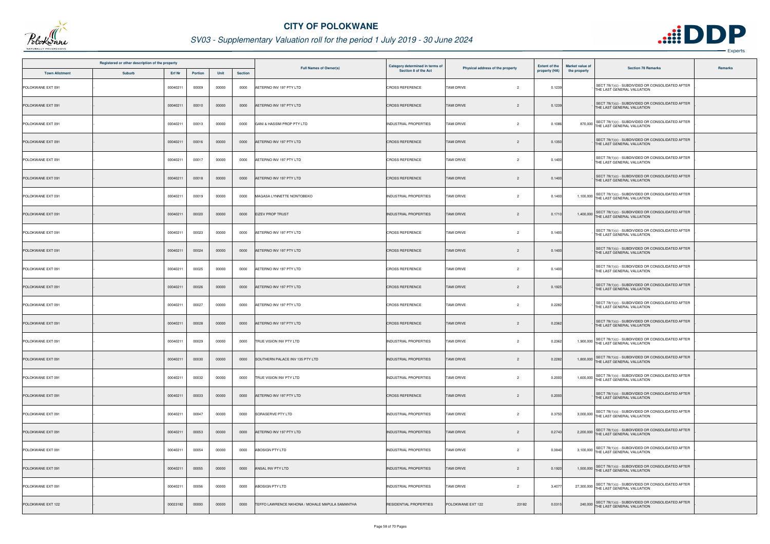# CITY OF POLOKWANE

## SV03 - Supplementary Valuation roll for the period 1 July 2019 - 30 June 2024

| Registered or other description of the property | | | | | | Full Names of Owner(s) | Category determined in terms of Section 8 of the Act | Physical address of the property | Extent of the property (HA) | Market value of the property | Section 78 Remarks | Remarks |
|---|---|---|---|---|---|---|---|---|---|---|---|---|
| Town Allotment | Suburb | Erf Nr | Portion | Unit | Section | | | | | | | |
| POLOKWANE EXT 091 | - | 00040211 | 00009 | 00000 | 0000 | AETERNO INV 197 PTY LTD | CROSS REFERENCE | TAMI DRIVE 2 | 0.1239 | - | SECT 78(1)(c) - SUBDIVIDED OR CONSOLIDATED AFTER THE LAST GENERAL VALUATION | - |
| POLOKWANE EXT 091 | - | 00040211 | 00010 | 00000 | 0000 | AETERNO INV 197 PTY LTD | CROSS REFERENCE | TAMI DRIVE 2 | 0.1239 | - | SECT 78(1)(c) - SUBDIVIDED OR CONSOLIDATED AFTER THE LAST GENERAL VALUATION | - |
| POLOKWANE EXT 091 | - | 00040211 | 00013 | 00000 | 0000 | GANI & HASSIM PROP PTY LTD | INDUSTRIAL PROPERTIES | TAMI DRIVE 2 | 0.1086 | 870,000 | SECT 78(1)(c) - SUBDIVIDED OR CONSOLIDATED AFTER THE LAST GENERAL VALUATION | - |
| POLOKWANE EXT 091 | - | 00040211 | 00016 | 00000 | 0000 | AETERNO INV 197 PTY LTD | CROSS REFERENCE | TAMI DRIVE 2 | 0.1350 | - | SECT 78(1)(c) - SUBDIVIDED OR CONSOLIDATED AFTER THE LAST GENERAL VALUATION | - |
| POLOKWANE EXT 091 | - | 00040211 | 00017 | 00000 | 0000 | AETERNO INV 197 PTY LTD | CROSS REFERENCE | TAMI DRIVE 2 | 0.1400 | - | SECT 78(1)(c) - SUBDIVIDED OR CONSOLIDATED AFTER THE LAST GENERAL VALUATION | - |
| POLOKWANE EXT 091 | - | 00040211 | 00018 | 00000 | 0000 | AETERNO INV 197 PTY LTD | CROSS REFERENCE | TAMI DRIVE 2 | 0.1400 | - | SECT 78(1)(c) - SUBDIVIDED OR CONSOLIDATED AFTER THE LAST GENERAL VALUATION | - |
| POLOKWANE EXT 091 | - | 00040211 | 00019 | 00000 | 0000 | MAGASA LYNNETTE NONTOBEKO | INDUSTRIAL PROPERTIES | TAMI DRIVE 2 | 0.1400 | 1,100,000 | SECT 78(1)(c) - SUBDIVIDED OR CONSOLIDATED AFTER THE LAST GENERAL VALUATION | - |
| POLOKWANE EXT 091 | - | 00040211 | 00020 | 00000 | 0000 | EIZEV PROP TRUST | INDUSTRIAL PROPERTIES | TAMI DRIVE 2 | 0.1710 | 1,400,000 | SECT 78(1)(c) - SUBDIVIDED OR CONSOLIDATED AFTER THE LAST GENERAL VALUATION | - |
| POLOKWANE EXT 091 | - | 00040211 | 00023 | 00000 | 0000 | AETERNO INV 197 PTY LTD | CROSS REFERENCE | TAMI DRIVE 2 | 0.1400 | - | SECT 78(1)(c) - SUBDIVIDED OR CONSOLIDATED AFTER THE LAST GENERAL VALUATION | - |
| POLOKWANE EXT 091 | - | 00040211 | 00024 | 00000 | 0000 | AETERNO INV 197 PTY LTD | CROSS REFERENCE | TAMI DRIVE 2 | 0.1400 | - | SECT 78(1)(c) - SUBDIVIDED OR CONSOLIDATED AFTER THE LAST GENERAL VALUATION | - |
| POLOKWANE EXT 091 | - | 00040211 | 00025 | 00000 | 0000 | AETERNO INV 197 PTY LTD | CROSS REFERENCE | TAMI DRIVE 2 | 0.1400 | - | SECT 78(1)(c) - SUBDIVIDED OR CONSOLIDATED AFTER THE LAST GENERAL VALUATION | - |
| POLOKWANE EXT 091 | - | 00040211 | 00026 | 00000 | 0000 | AETERNO INV 197 PTY LTD | CROSS REFERENCE | TAMI DRIVE 2 | 0.1925 | - | SECT 78(1)(c) - SUBDIVIDED OR CONSOLIDATED AFTER THE LAST GENERAL VALUATION | - |
| POLOKWANE EXT 091 | - | 00040211 | 00027 | 00000 | 0000 | AETERNO INV 197 PTY LTD | CROSS REFERENCE | TAMI DRIVE 2 | 0.2282 | - | SECT 78(1)(c) - SUBDIVIDED OR CONSOLIDATED AFTER THE LAST GENERAL VALUATION | - |
| POLOKWANE EXT 091 | - | 00040211 | 00028 | 00000 | 0000 | AETERNO INV 197 PTY LTD | CROSS REFERENCE | TAMI DRIVE 2 | 0.2362 | - | SECT 78(1)(c) - SUBDIVIDED OR CONSOLIDATED AFTER THE LAST GENERAL VALUATION | - |
| POLOKWANE EXT 091 | - | 00040211 | 00029 | 00000 | 0000 | TRUE VISION INV PTY LTD | INDUSTRIAL PROPERTIES | TAMI DRIVE 2 | 0.2362 | 1,900,000 | SECT 78(1)(c) - SUBDIVIDED OR CONSOLIDATED AFTER THE LAST GENERAL VALUATION | - |
| POLOKWANE EXT 091 | - | 00040211 | 00030 | 00000 | 0000 | SOUTHERN PALACE INV 135 PTY LTD | INDUSTRIAL PROPERTIES | TAMI DRIVE 2 | 0.2282 | 1,800,000 | SECT 78(1)(c) - SUBDIVIDED OR CONSOLIDATED AFTER THE LAST GENERAL VALUATION | - |
| POLOKWANE EXT 091 | - | 00040211 | 00032 | 00000 | 0000 | TRUE VISION INV PTY LTD | INDUSTRIAL PROPERTIES | TAMI DRIVE 2 | 0.2000 | 1,600,000 | SECT 78(1)(c) - SUBDIVIDED OR CONSOLIDATED AFTER THE LAST GENERAL VALUATION | - |
| POLOKWANE EXT 091 | - | 00040211 | 00033 | 00000 | 0000 | AETERNO INV 197 PTY LTD | CROSS REFERENCE | TAMI DRIVE 2 | 0.2000 | - | SECT 78(1)(c) - SUBDIVIDED OR CONSOLIDATED AFTER THE LAST GENERAL VALUATION | - |
| POLOKWANE EXT 091 | - | 00040211 | 00047 | 00000 | 0000 | SORASERVE PTY LTD | INDUSTRIAL PROPERTIES | TAMI DRIVE 2 | 0.3750 | 3,000,000 | SECT 78(1)(c) - SUBDIVIDED OR CONSOLIDATED AFTER THE LAST GENERAL VALUATION | - |
| POLOKWANE EXT 091 | - | 00040211 | 00053 | 00000 | 0000 | AETERNO INV 197 PTY LTD | INDUSTRIAL PROPERTIES | TAMI DRIVE 2 | 0.2743 | 2,200,000 | SECT 78(1)(c) - SUBDIVIDED OR CONSOLIDATED AFTER THE LAST GENERAL VALUATION | - |
| POLOKWANE EXT 091 | - | 00040211 | 00054 | 00000 | 0000 | ABOSIGN PTY LTD | INDUSTRIAL PROPERTIES | TAMI DRIVE 2 | 0.3840 | 3,100,000 | SECT 78(1)(c) - SUBDIVIDED OR CONSOLIDATED AFTER THE LAST GENERAL VALUATION | - |
| POLOKWANE EXT 091 | - | 00040211 | 00055 | 00000 | 0000 | ANSAL INV PTY LTD | INDUSTRIAL PROPERTIES | TAMI DRIVE 2 | 0.1920 | 1,500,000 | SECT 78(1)(c) - SUBDIVIDED OR CONSOLIDATED AFTER THE LAST GENERAL VALUATION | - |
| POLOKWANE EXT 091 | - | 00040211 | 00056 | 00000 | 0000 | ABOSIGN PTY LTD | INDUSTRIAL PROPERTIES | TAMI DRIVE 2 | 3.4077 | 27,300,000 | SECT 78(1)(c) - SUBDIVIDED OR CONSOLIDATED AFTER THE LAST GENERAL VALUATION | - |
| POLOKWANE EXT 122 | - | 00023182 | 00000 | 00000 | 0000 | TEFFO LAWRENCE NKHONA / MOHALE MAPULA SAMANTHA | RESIDENTIAL PROPERTIES | POLOKWANE EXT 122 23182 | 0.0315 | 240,000 | SECT 78(1)(c) - SUBDIVIDED OR CONSOLIDATED AFTER THE LAST GENERAL VALUATION | - |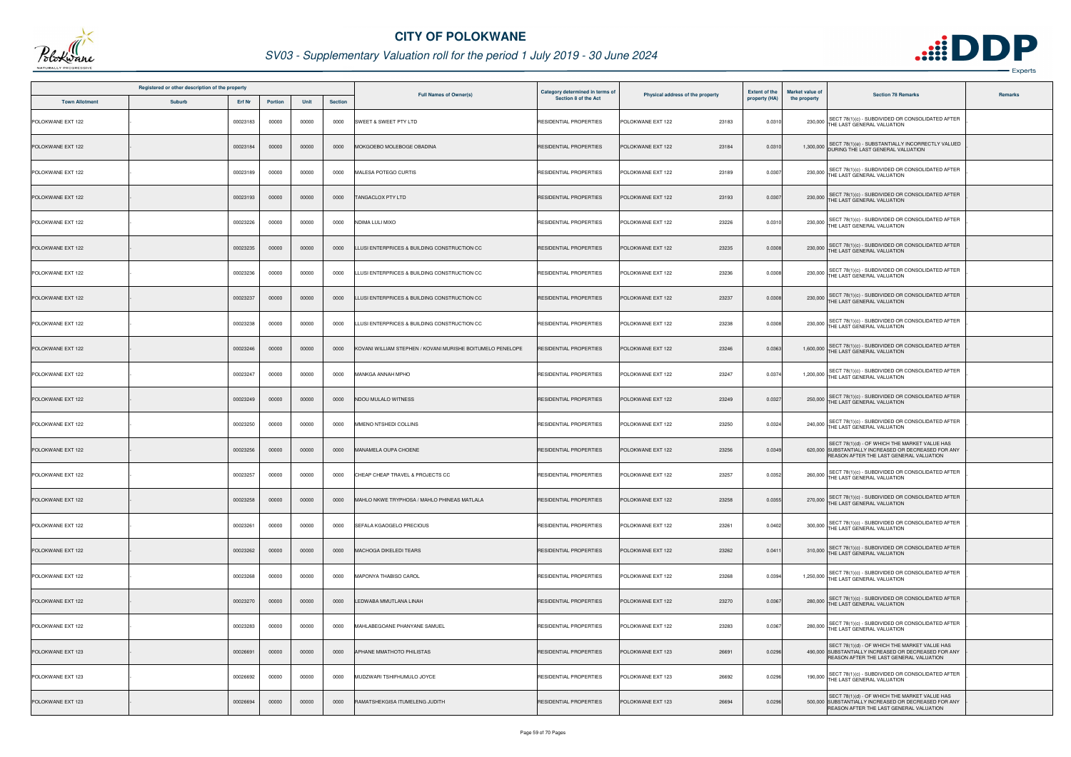# CITY OF POLOKWANE

## SV03 - Supplementary Valuation roll for the period 1 July 2019 - 30 June 2024

| Registered or other description of the property | | | | | | Full Names of Owner(s) | Category determined in terms of Section 8 of the Act | Physical address of the property | Extent of the property (HA) | Market value of the property | Section 78 Remarks | Remarks |
|---|---|---|---|---|---|---|---|---|---|---|---|---|
| Town Allotment | Suburb | Erf Nr | Portion | Unit | Section | | | | | | | |
| POLOKWANE EXT 122 | - | 00023183 | 00000 | 00000 | 0000 | SWEET & SWEET PTY LTD | RESIDENTIAL PROPERTIES | POLOKWANE EXT 122 23183 | 0.0310 | 230,000 | SECT 78(1)(c) - SUBDIVIDED OR CONSOLIDATED AFTER THE LAST GENERAL VALUATION | . |
| POLOKWANE EXT 122 | - | 00023184 | 00000 | 00000 | 0000 | MOKGOEBO MOLEBOGE OBADINA | RESIDENTIAL PROPERTIES | POLOKWANE EXT 122 23184 | 0.0310 | 1,300,000 | SECT 78(1)(e) - SUBSTANTIALLY INCORRECTLY VALUED DURING THE LAST GENERAL VALUATION | . |
| POLOKWANE EXT 122 | - | 00023189 | 00000 | 00000 | 0000 | MALESA POTEGO CURTIS | RESIDENTIAL PROPERTIES | POLOKWANE EXT 122 23189 | 0.0307 | 230,000 | SECT 78(1)(c) - SUBDIVIDED OR CONSOLIDATED AFTER THE LAST GENERAL VALUATION | . |
| POLOKWANE EXT 122 | - | 00023193 | 00000 | 00000 | 0000 | TANGACLOX PTY LTD | RESIDENTIAL PROPERTIES | POLOKWANE EXT 122 23193 | 0.0307 | 230,000 | SECT 78(1)(c) - SUBDIVIDED OR CONSOLIDATED AFTER THE LAST GENERAL VALUATION | . |
| POLOKWANE EXT 122 | - | 00023226 | 00000 | 00000 | 0000 | NDIMA LULI MIXO | RESIDENTIAL PROPERTIES | POLOKWANE EXT 122 23226 | 0.0310 | 230,000 | SECT 78(1)(c) - SUBDIVIDED OR CONSOLIDATED AFTER THE LAST GENERAL VALUATION | . |
| POLOKWANE EXT 122 | - | 00023235 | 00000 | 00000 | 0000 | LLUSI ENTERPRICES & BUILDING CONSTRUCTION CC | RESIDENTIAL PROPERTIES | POLOKWANE EXT 122 23235 | 0.0308 | 230,000 | SECT 78(1)(c) - SUBDIVIDED OR CONSOLIDATED AFTER THE LAST GENERAL VALUATION | . |
| POLOKWANE EXT 122 | - | 00023236 | 00000 | 00000 | 0000 | LLUSI ENTERPRICES & BUILDING CONSTRUCTION CC | RESIDENTIAL PROPERTIES | POLOKWANE EXT 122 23236 | 0.0308 | 230,000 | SECT 78(1)(c) - SUBDIVIDED OR CONSOLIDATED AFTER THE LAST GENERAL VALUATION | . |
| POLOKWANE EXT 122 | - | 00023237 | 00000 | 00000 | 0000 | LLUSI ENTERPRICES & BUILDING CONSTRUCTION CC | RESIDENTIAL PROPERTIES | POLOKWANE EXT 122 23237 | 0.0308 | 230,000 | SECT 78(1)(c) - SUBDIVIDED OR CONSOLIDATED AFTER THE LAST GENERAL VALUATION | . |
| POLOKWANE EXT 122 | - | 00023238 | 00000 | 00000 | 0000 | LLUSI ENTERPRICES & BUILDING CONSTRUCTION CC | RESIDENTIAL PROPERTIES | POLOKWANE EXT 122 23238 | 0.0308 | 230,000 | SECT 78(1)(c) - SUBDIVIDED OR CONSOLIDATED AFTER THE LAST GENERAL VALUATION | . |
| POLOKWANE EXT 122 | - | 00023246 | 00000 | 00000 | 0000 | KOVANI WILLIAM STEPHEN / KOVANI MURISHE BOITUMELO PENELOPE | RESIDENTIAL PROPERTIES | POLOKWANE EXT 122 23246 | 0.0363 | 1,600,000 | SECT 78(1)(c) - SUBDIVIDED OR CONSOLIDATED AFTER THE LAST GENERAL VALUATION | . |
| POLOKWANE EXT 122 | - | 00023247 | 00000 | 00000 | 0000 | MANKGA ANNAH MPHO | RESIDENTIAL PROPERTIES | POLOKWANE EXT 122 23247 | 0.0374 | 1,200,000 | SECT 78(1)(c) - SUBDIVIDED OR CONSOLIDATED AFTER THE LAST GENERAL VALUATION | . |
| POLOKWANE EXT 122 | - | 00023249 | 00000 | 00000 | 0000 | NDOU MULALO WITNESS | RESIDENTIAL PROPERTIES | POLOKWANE EXT 122 23249 | 0.0327 | 250,000 | SECT 78(1)(c) - SUBDIVIDED OR CONSOLIDATED AFTER THE LAST GENERAL VALUATION | . |
| POLOKWANE EXT 122 | - | 00023250 | 00000 | 00000 | 0000 | MMENO NTSHEDI COLLINS | RESIDENTIAL PROPERTIES | POLOKWANE EXT 122 23250 | 0.0324 | 240,000 | SECT 78(1)(c) - SUBDIVIDED OR CONSOLIDATED AFTER THE LAST GENERAL VALUATION | . |
| POLOKWANE EXT 122 | - | 00023256 | 00000 | 00000 | 0000 | MANAMELA OUPA CHOENE | RESIDENTIAL PROPERTIES | POLOKWANE EXT 122 23256 | 0.0349 | 620,000 | SECT 78(1)(d) - OF WHICH THE MARKET VALUE HAS SUBSTANTIALLY INCREASED OR DECREASED FOR ANY REASON AFTER THE LAST GENERAL VALUATION | . |
| POLOKWANE EXT 122 | - | 00023257 | 00000 | 00000 | 0000 | CHEAP CHEAP TRAVEL & PROJECTS CC | RESIDENTIAL PROPERTIES | POLOKWANE EXT 122 23257 | 0.0352 | 260,000 | SECT 78(1)(c) - SUBDIVIDED OR CONSOLIDATED AFTER THE LAST GENERAL VALUATION | . |
| POLOKWANE EXT 122 | - | 00023258 | 00000 | 00000 | 0000 | MAHLO NKWE TRYPHOSA / MAHLO PHINEAS MATLALA | RESIDENTIAL PROPERTIES | POLOKWANE EXT 122 23258 | 0.0355 | 270,000 | SECT 78(1)(c) - SUBDIVIDED OR CONSOLIDATED AFTER THE LAST GENERAL VALUATION | . |
| POLOKWANE EXT 122 | - | 00023261 | 00000 | 00000 | 0000 | SEFALA KGAOGELO PRECIOUS | RESIDENTIAL PROPERTIES | POLOKWANE EXT 122 23261 | 0.0402 | 300,000 | SECT 78(1)(c) - SUBDIVIDED OR CONSOLIDATED AFTER THE LAST GENERAL VALUATION | . |
| POLOKWANE EXT 122 | - | 00023262 | 00000 | 00000 | 0000 | MACHOGA DIKELEDI TEARS | RESIDENTIAL PROPERTIES | POLOKWANE EXT 122 23262 | 0.0411 | 310,000 | SECT 78(1)(c) - SUBDIVIDED OR CONSOLIDATED AFTER THE LAST GENERAL VALUATION | . |
| POLOKWANE EXT 122 | - | 00023268 | 00000 | 00000 | 0000 | MAPONYA THABISO CAROL | RESIDENTIAL PROPERTIES | POLOKWANE EXT 122 23268 | 0.0394 | 1,250,000 | SECT 78(1)(c) - SUBDIVIDED OR CONSOLIDATED AFTER THE LAST GENERAL VALUATION | . |
| POLOKWANE EXT 122 | - | 00023270 | 00000 | 00000 | 0000 | LEDWABA MMUTLANA LINAH | RESIDENTIAL PROPERTIES | POLOKWANE EXT 122 23270 | 0.0367 | 280,000 | SECT 78(1)(c) - SUBDIVIDED OR CONSOLIDATED AFTER THE LAST GENERAL VALUATION | . |
| POLOKWANE EXT 122 | - | 00023283 | 00000 | 00000 | 0000 | MAHLABEGOANE PHANYANE SAMUEL | RESIDENTIAL PROPERTIES | POLOKWANE EXT 122 23283 | 0.0367 | 280,000 | SECT 78(1)(c) - SUBDIVIDED OR CONSOLIDATED AFTER THE LAST GENERAL VALUATION | . |
| POLOKWANE EXT 123 | - | 00026691 | 00000 | 00000 | 0000 | APHANE MMATHOTO PHILISTAS | RESIDENTIAL PROPERTIES | POLOKWANE EXT 123 26691 | 0.0296 | 490,000 | SECT 78(1)(d) - OF WHICH THE MARKET VALUE HAS SUBSTANTIALLY INCREASED OR DECREASED FOR ANY REASON AFTER THE LAST GENERAL VALUATION | . |
| POLOKWANE EXT 123 | - | 00026692 | 00000 | 00000 | 0000 | MUDZWARI TSHIFHUMULO JOYCE | RESIDENTIAL PROPERTIES | POLOKWANE EXT 123 26692 | 0.0296 | 190,000 | SECT 78(1)(c) - SUBDIVIDED OR CONSOLIDATED AFTER THE LAST GENERAL VALUATION | . |
| POLOKWANE EXT 123 | - | 00026694 | 00000 | 00000 | 0000 | RAMATSHEKGISA ITUMELENG JUDITH | RESIDENTIAL PROPERTIES | POLOKWANE EXT 123 26694 | 0.0296 | 500,000 | SECT 78(1)(d) - OF WHICH THE MARKET VALUE HAS SUBSTANTIALLY INCREASED OR DECREASED FOR ANY REASON AFTER THE LAST GENERAL VALUATION | . |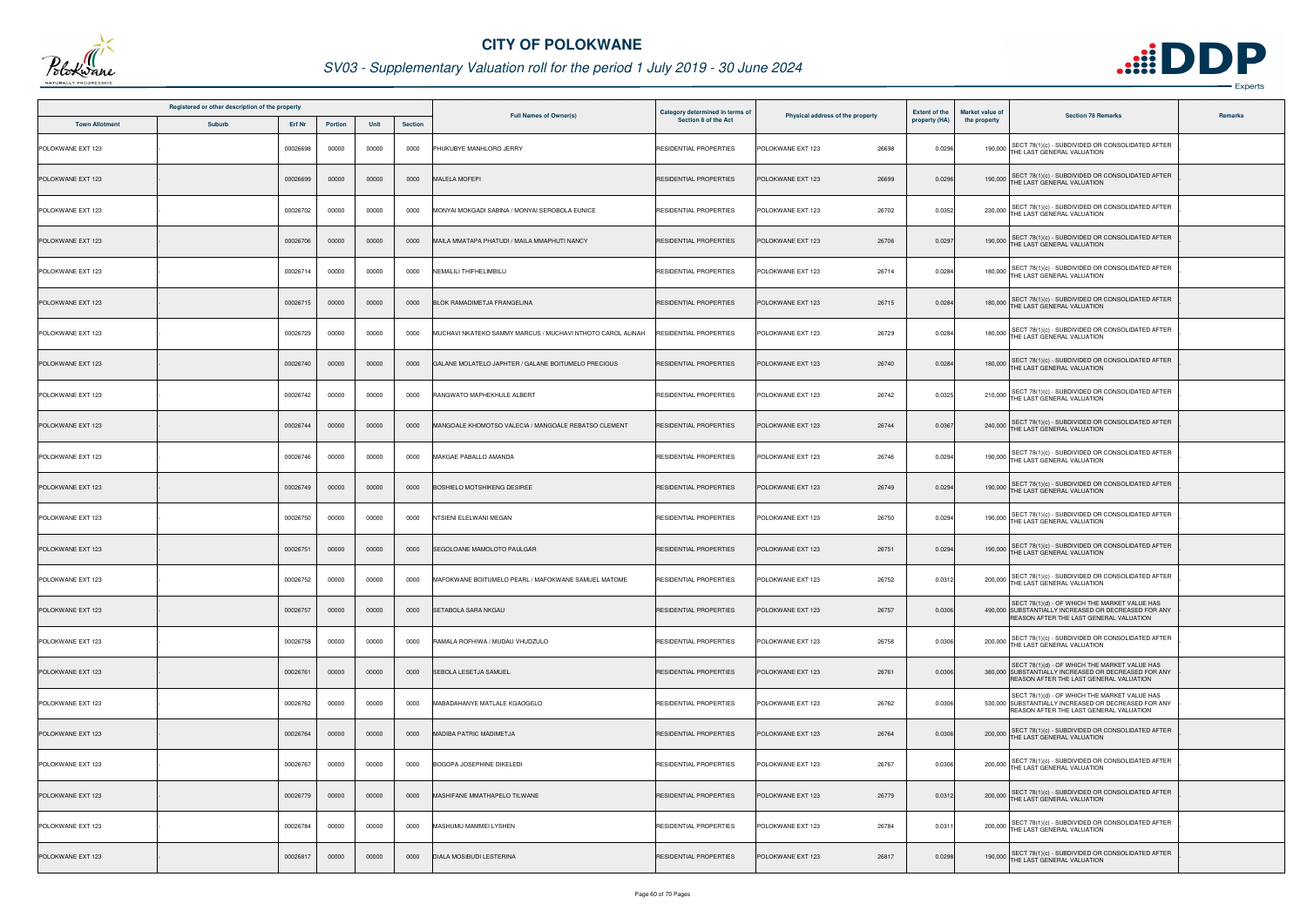# CITY OF POLOKWANE

## SV03 - Supplementary Valuation roll for the period 1 July 2019 - 30 June 2024

| Registered or other description of the property | | | | | | Full Names of Owner(s) | Category determined in terms of Section 8 of the Act | Physical address of the property | Extent of the property (HA) | Market value of the property | Section 78 Remarks | Remarks |
|---|---|---|---|---|---|---|---|---|---|---|---|---|
| Town Allotment | Suburb | Erf Nr | Portion | Unit | Section | | | | | | | |
| POLOKWANE EXT 123 | - | 00026698 | 00000 | 00000 | 0000 | PHUKUBYE MANHLORO JERRY | RESIDENTIAL PROPERTIES | POLOKWANE EXT 123 26698 | 0.0296 | 190,000 | SECT 78(1)(c) - SUBDIVIDED OR CONSOLIDATED AFTER THE LAST GENERAL VALUATION | . |
| POLOKWANE EXT 123 | - | 00026699 | 00000 | 00000 | 0000 | MALELA MOFEPI | RESIDENTIAL PROPERTIES | POLOKWANE EXT 123 26699 | 0.0296 | 190,000 | SECT 78(1)(c) - SUBDIVIDED OR CONSOLIDATED AFTER THE LAST GENERAL VALUATION | . |
| POLOKWANE EXT 123 | - | 00026702 | 00000 | 00000 | 0000 | MONYAI MOKGADI SABINA / MONYAI SEROBOLA EUNICE | RESIDENTIAL PROPERTIES | POLOKWANE EXT 123 26702 | 0.0352 | 230,000 | SECT 78(1)(c) - SUBDIVIDED OR CONSOLIDATED AFTER THE LAST GENERAL VALUATION | . |
| POLOKWANE EXT 123 | - | 00026706 | 00000 | 00000 | 0000 | MAILA MMATAPA PHATUDI / MAILA MMAPHUTI NANCY | RESIDENTIAL PROPERTIES | POLOKWANE EXT 123 26706 | 0.0297 | 190,000 | SECT 78(1)(c) - SUBDIVIDED OR CONSOLIDATED AFTER THE LAST GENERAL VALUATION | . |
| POLOKWANE EXT 123 | - | 00026714 | 00000 | 00000 | 0000 | NEMALILI THIFHELIMBILU | RESIDENTIAL PROPERTIES | POLOKWANE EXT 123 26714 | 0.0284 | 180,000 | SECT 78(1)(c) - SUBDIVIDED OR CONSOLIDATED AFTER THE LAST GENERAL VALUATION | . |
| POLOKWANE EXT 123 | - | 00026715 | 00000 | 00000 | 0000 | BLOK RAMADIMETJA FRANGELINA | RESIDENTIAL PROPERTIES | POLOKWANE EXT 123 26715 | 0.0284 | 180,000 | SECT 78(1)(c) - SUBDIVIDED OR CONSOLIDATED AFTER THE LAST GENERAL VALUATION | . |
| POLOKWANE EXT 123 | - | 00026729 | 00000 | 00000 | 0000 | MUCHAVI NKATEKO SAMMY MARCUS / MUCHAVI NTHOTO CAROL ALINAH | RESIDENTIAL PROPERTIES | POLOKWANE EXT 123 26729 | 0.0284 | 180,000 | SECT 78(1)(c) - SUBDIVIDED OR CONSOLIDATED AFTER THE LAST GENERAL VALUATION | . |
| POLOKWANE EXT 123 | - | 00026740 | 00000 | 00000 | 0000 | GALANE MOLATELO JAPHTER / GALANE BOITUMELO PRECIOUS | RESIDENTIAL PROPERTIES | POLOKWANE EXT 123 26740 | 0.0284 | 180,000 | SECT 78(1)(c) - SUBDIVIDED OR CONSOLIDATED AFTER THE LAST GENERAL VALUATION | . |
| POLOKWANE EXT 123 | - | 00026742 | 00000 | 00000 | 0000 | RANGWATO MAPHEKHULE ALBERT | RESIDENTIAL PROPERTIES | POLOKWANE EXT 123 26742 | 0.0325 | 210,000 | SECT 78(1)(c) - SUBDIVIDED OR CONSOLIDATED AFTER THE LAST GENERAL VALUATION | . |
| POLOKWANE EXT 123 | - | 00026744 | 00000 | 00000 | 0000 | MANGOALE KHOMOTSO VALECIA / MANGOALE REBATSO CLEMENT | RESIDENTIAL PROPERTIES | POLOKWANE EXT 123 26744 | 0.0367 | 240,000 | SECT 78(1)(c) - SUBDIVIDED OR CONSOLIDATED AFTER THE LAST GENERAL VALUATION | . |
| POLOKWANE EXT 123 | - | 00026746 | 00000 | 00000 | 0000 | MAKGAE PABALLO AMANDA | RESIDENTIAL PROPERTIES | POLOKWANE EXT 123 26746 | 0.0294 | 190,000 | SECT 78(1)(c) - SUBDIVIDED OR CONSOLIDATED AFTER THE LAST GENERAL VALUATION | . |
| POLOKWANE EXT 123 | - | 00026749 | 00000 | 00000 | 0000 | BOSHIELO MOTSHIKENG DESIREE | RESIDENTIAL PROPERTIES | POLOKWANE EXT 123 26749 | 0.0294 | 190,000 | SECT 78(1)(c) - SUBDIVIDED OR CONSOLIDATED AFTER THE LAST GENERAL VALUATION | . |
| POLOKWANE EXT 123 | - | 00026750 | 00000 | 00000 | 0000 | NTSIENI ELELWANI MEGAN | RESIDENTIAL PROPERTIES | POLOKWANE EXT 123 26750 | 0.0294 | 190,000 | SECT 78(1)(c) - SUBDIVIDED OR CONSOLIDATED AFTER THE LAST GENERAL VALUATION | . |
| POLOKWANE EXT 123 | - | 00026751 | 00000 | 00000 | 0000 | SEGOLOANE MAMOLOTO PAULGAR | RESIDENTIAL PROPERTIES | POLOKWANE EXT 123 26751 | 0.0294 | 190,000 | SECT 78(1)(c) - SUBDIVIDED OR CONSOLIDATED AFTER THE LAST GENERAL VALUATION | . |
| POLOKWANE EXT 123 | - | 00026752 | 00000 | 00000 | 0000 | MAFOKWANE BOITUMELO PEARL / MAFOKWANE SAMUEL MATOME | RESIDENTIAL PROPERTIES | POLOKWANE EXT 123 26752 | 0.0312 | 200,000 | SECT 78(1)(c) - SUBDIVIDED OR CONSOLIDATED AFTER THE LAST GENERAL VALUATION | . |
| POLOKWANE EXT 123 | - | 00026757 | 00000 | 00000 | 0000 | SETABOLA SARA NKGAU | RESIDENTIAL PROPERTIES | POLOKWANE EXT 123 26757 | 0.0306 | 490,000 | SECT 78(1)(d) - OF WHICH THE MARKET VALUE HAS SUBSTANTIALLY INCREASED OR DECREASED FOR ANY REASON AFTER THE LAST GENERAL VALUATION | . |
| POLOKWANE EXT 123 | - | 00026758 | 00000 | 00000 | 0000 | RAMALA ROFHIWA / MUDAU VHUDZULO | RESIDENTIAL PROPERTIES | POLOKWANE EXT 123 26758 | 0.0306 | 200,000 | SECT 78(1)(c) - SUBDIVIDED OR CONSOLIDATED AFTER THE LAST GENERAL VALUATION | . |
| POLOKWANE EXT 123 | - | 00026761 | 00000 | 00000 | 0000 | SEBOLA LESETJA SAMUEL | RESIDENTIAL PROPERTIES | POLOKWANE EXT 123 26761 | 0.0306 | 380,000 | SECT 78(1)(d) - OF WHICH THE MARKET VALUE HAS SUBSTANTIALLY INCREASED OR DECREASED FOR ANY REASON AFTER THE LAST GENERAL VALUATION | . |
| POLOKWANE EXT 123 | - | 00026762 | 00000 | 00000 | 0000 | MABADAHANYE MATLALE KGAOGELO | RESIDENTIAL PROPERTIES | POLOKWANE EXT 123 26762 | 0.0306 | 530,000 | SECT 78(1)(d) - OF WHICH THE MARKET VALUE HAS SUBSTANTIALLY INCREASED OR DECREASED FOR ANY REASON AFTER THE LAST GENERAL VALUATION | . |
| POLOKWANE EXT 123 | - | 00026764 | 00000 | 00000 | 0000 | MADIBA PATRIC MADIMETJA | RESIDENTIAL PROPERTIES | POLOKWANE EXT 123 26764 | 0.0306 | 200,000 | SECT 78(1)(c) - SUBDIVIDED OR CONSOLIDATED AFTER THE LAST GENERAL VALUATION | . |
| POLOKWANE EXT 123 | - | 00026767 | 00000 | 00000 | 0000 | BOGOPA JOSEPHINE DIKELEDI | RESIDENTIAL PROPERTIES | POLOKWANE EXT 123 26767 | 0.0306 | 200,000 | SECT 78(1)(c) - SUBDIVIDED OR CONSOLIDATED AFTER THE LAST GENERAL VALUATION | . |
| POLOKWANE EXT 123 | - | 00026779 | 00000 | 00000 | 0000 | MASHIFANE MMATHAPELO TILWANE | RESIDENTIAL PROPERTIES | POLOKWANE EXT 123 26779 | 0.0312 | 200,000 | SECT 78(1)(c) - SUBDIVIDED OR CONSOLIDATED AFTER THE LAST GENERAL VALUATION | . |
| POLOKWANE EXT 123 | - | 00026784 | 00000 | 00000 | 0000 | MASHUMU MAMMEI LYSHEN | RESIDENTIAL PROPERTIES | POLOKWANE EXT 123 26784 | 0.0311 | 200,000 | SECT 78(1)(c) - SUBDIVIDED OR CONSOLIDATED AFTER THE LAST GENERAL VALUATION | . |
| POLOKWANE EXT 123 | - | 00026817 | 00000 | 00000 | 0000 | DIALA MOSIBUDI LESTERINA | RESIDENTIAL PROPERTIES | POLOKWANE EXT 123 26817 | 0.0298 | 190,000 | SECT 78(1)(c) - SUBDIVIDED OR CONSOLIDATED AFTER THE LAST GENERAL VALUATION | . |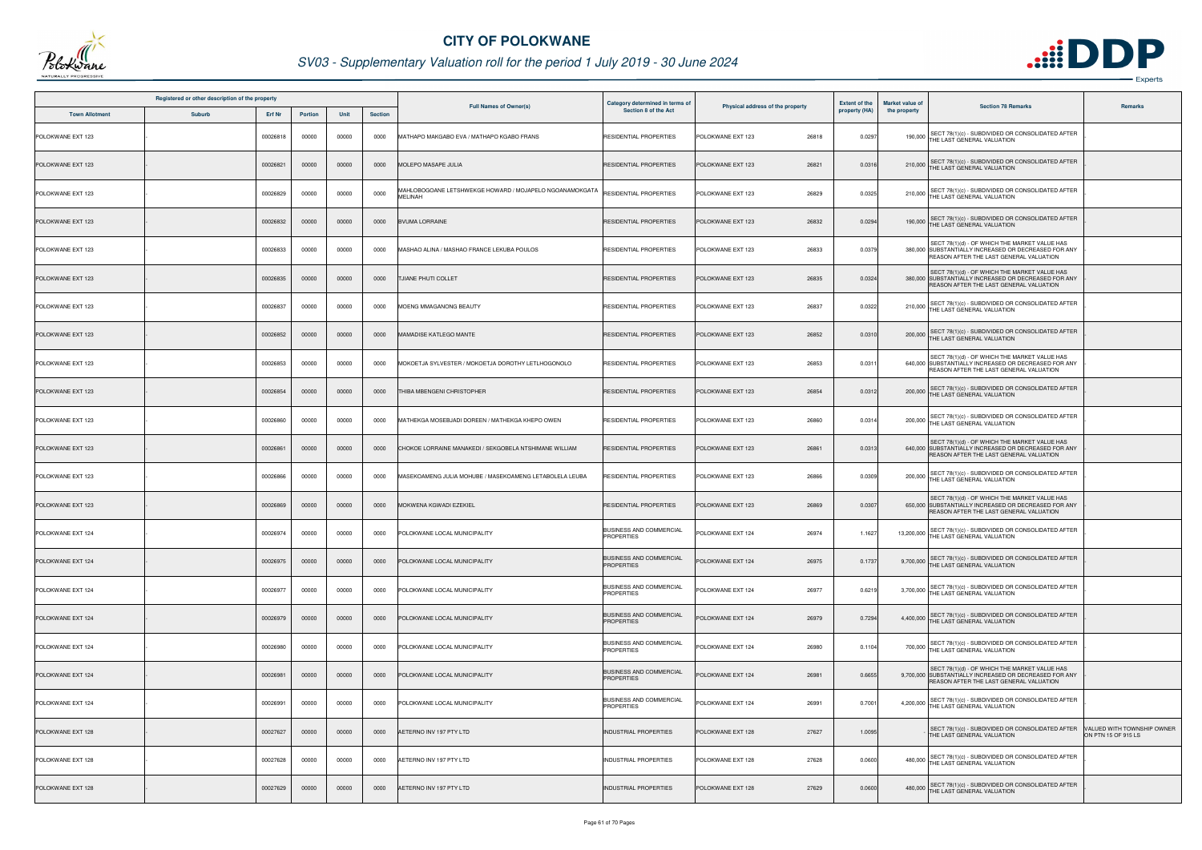# CITY OF POLOKWANE

## SV03 - Supplementary Valuation roll for the period 1 July 2019 - 30 June 2024

| Registered or other description of the property | | | | | | Full Names of Owner(s) | Category determined in terms of Section 8 of the Act | Physical address of the property | Extent of the property (HA) | Market value of the property | Section 78 Remarks | Remarks |
|---|---|---|---|---|---|---|---|---|---|---|---|---|
| Town Allotment | Suburb | Erf Nr | Portion | Unit | Section | | | | | | | |
| POLOKWANE EXT 123 | - | 00026818 | 00000 | 00000 | 0000 | MATHAPO MAKGABO EVA / MATHAPO KGABO FRANS | RESIDENTIAL PROPERTIES | POLOKWANE EXT 123 26818 | 0.0297 | 190,000 | SECT 78(1)(c) - SUBDIVIDED OR CONSOLIDATED AFTER THE LAST GENERAL VALUATION | - |
| POLOKWANE EXT 123 | - | 00026821 | 00000 | 00000 | 0000 | MOLEPO MASAPE JULIA | RESIDENTIAL PROPERTIES | POLOKWANE EXT 123 26821 | 0.0316 | 210,000 | SECT 78(1)(c) - SUBDIVIDED OR CONSOLIDATED AFTER THE LAST GENERAL VALUATION | - |
| POLOKWANE EXT 123 | - | 00026829 | 00000 | 00000 | 0000 | MAHLOBOGOANE LETSHWEKGE HOWARD / MOJAPELO NGOANAMOKGATA MELINAH | RESIDENTIAL PROPERTIES | POLOKWANE EXT 123 26829 | 0.0325 | 210,000 | SECT 78(1)(c) - SUBDIVIDED OR CONSOLIDATED AFTER THE LAST GENERAL VALUATION | - |
| POLOKWANE EXT 123 | - | 00026832 | 00000 | 00000 | 0000 | BVUMA LORRAINE | RESIDENTIAL PROPERTIES | POLOKWANE EXT 123 26832 | 0.0294 | 190,000 | SECT 78(1)(c) - SUBDIVIDED OR CONSOLIDATED AFTER THE LAST GENERAL VALUATION | - |
| POLOKWANE EXT 123 | - | 00026833 | 00000 | 00000 | 0000 | MASHAO ALINA / MASHAO FRANCE LEKUBA POULOS | RESIDENTIAL PROPERTIES | POLOKWANE EXT 123 26833 | 0.0379 | 380,000 | SECT 78(1)(d) - OF WHICH THE MARKET VALUE HAS SUBSTANTIALLY INCREASED OR DECREASED FOR ANY REASON AFTER THE LAST GENERAL VALUATION | - |
| POLOKWANE EXT 123 | - | 00026835 | 00000 | 00000 | 0000 | TJIANE PHUTI COLLET | RESIDENTIAL PROPERTIES | POLOKWANE EXT 123 26835 | 0.0324 | 380,000 | SECT 78(1)(d) - OF WHICH THE MARKET VALUE HAS SUBSTANTIALLY INCREASED OR DECREASED FOR ANY REASON AFTER THE LAST GENERAL VALUATION | - |
| POLOKWANE EXT 123 | - | 00026837 | 00000 | 00000 | 0000 | MOENG MMAGANONG BEAUTY | RESIDENTIAL PROPERTIES | POLOKWANE EXT 123 26837 | 0.0322 | 210,000 | SECT 78(1)(c) - SUBDIVIDED OR CONSOLIDATED AFTER THE LAST GENERAL VALUATION | - |
| POLOKWANE EXT 123 | - | 00026852 | 00000 | 00000 | 0000 | MAMADISE KATLEGO MANTE | RESIDENTIAL PROPERTIES | POLOKWANE EXT 123 26852 | 0.0310 | 200,000 | SECT 78(1)(c) - SUBDIVIDED OR CONSOLIDATED AFTER THE LAST GENERAL VALUATION | - |
| POLOKWANE EXT 123 | - | 00026853 | 00000 | 00000 | 0000 | MOKOETJA SYLVESTER / MOKOETJA DOROTHY LETLHOGONOLO | RESIDENTIAL PROPERTIES | POLOKWANE EXT 123 26853 | 0.0311 | 640,000 | SECT 78(1)(d) - OF WHICH THE MARKET VALUE HAS SUBSTANTIALLY INCREASED OR DECREASED FOR ANY REASON AFTER THE LAST GENERAL VALUATION | - |
| POLOKWANE EXT 123 | - | 00026854 | 00000 | 00000 | 0000 | THIBA MBENGENI CHRISTOPHER | RESIDENTIAL PROPERTIES | POLOKWANE EXT 123 26854 | 0.0312 | 200,000 | SECT 78(1)(c) - SUBDIVIDED OR CONSOLIDATED AFTER THE LAST GENERAL VALUATION | - |
| POLOKWANE EXT 123 | - | 00026860 | 00000 | 00000 | 0000 | MATHEKGA MOSEBJADI DOREEN / MATHEKGA KHEPO OWEN | RESIDENTIAL PROPERTIES | POLOKWANE EXT 123 26860 | 0.0314 | 200,000 | SECT 78(1)(c) - SUBDIVIDED OR CONSOLIDATED AFTER THE LAST GENERAL VALUATION | - |
| POLOKWANE EXT 123 | - | 00026861 | 00000 | 00000 | 0000 | CHOKOE LORRAINE MANAKEDI / SEKGOBELA NTSHIMANE WILLIAM | RESIDENTIAL PROPERTIES | POLOKWANE EXT 123 26861 | 0.0313 | 640,000 | SECT 78(1)(d) - OF WHICH THE MARKET VALUE HAS SUBSTANTIALLY INCREASED OR DECREASED FOR ANY REASON AFTER THE LAST GENERAL VALUATION | - |
| POLOKWANE EXT 123 | - | 00026866 | 00000 | 00000 | 0000 | MASEKOAMENG JULIA MOHUBE / MASEKOAMENG LETABOLELA LEUBA | RESIDENTIAL PROPERTIES | POLOKWANE EXT 123 26866 | 0.0309 | 200,000 | SECT 78(1)(c) - SUBDIVIDED OR CONSOLIDATED AFTER THE LAST GENERAL VALUATION | - |
| POLOKWANE EXT 123 | - | 00026869 | 00000 | 00000 | 0000 | MOKWENA KGWADI EZEKIEL | RESIDENTIAL PROPERTIES | POLOKWANE EXT 123 26869 | 0.0307 | 650,000 | SECT 78(1)(d) - OF WHICH THE MARKET VALUE HAS SUBSTANTIALLY INCREASED OR DECREASED FOR ANY REASON AFTER THE LAST GENERAL VALUATION | - |
| POLOKWANE EXT 124 | - | 00026974 | 00000 | 00000 | 0000 | POLOKWANE LOCAL MUNICIPALITY | BUSINESS AND COMMERCIAL PROPERTIES | POLOKWANE EXT 124 26974 | 1.1627 | 13,200,000 | SECT 78(1)(c) - SUBDIVIDED OR CONSOLIDATED AFTER THE LAST GENERAL VALUATION | - |
| POLOKWANE EXT 124 | - | 00026975 | 00000 | 00000 | 0000 | POLOKWANE LOCAL MUNICIPALITY | BUSINESS AND COMMERCIAL PROPERTIES | POLOKWANE EXT 124 26975 | 0.1737 | 9,700,000 | SECT 78(1)(c) - SUBDIVIDED OR CONSOLIDATED AFTER THE LAST GENERAL VALUATION | - |
| POLOKWANE EXT 124 | - | 00026977 | 00000 | 00000 | 0000 | POLOKWANE LOCAL MUNICIPALITY | BUSINESS AND COMMERCIAL PROPERTIES | POLOKWANE EXT 124 26977 | 0.6219 | 3,700,000 | SECT 78(1)(c) - SUBDIVIDED OR CONSOLIDATED AFTER THE LAST GENERAL VALUATION | - |
| POLOKWANE EXT 124 | - | 00026979 | 00000 | 00000 | 0000 | POLOKWANE LOCAL MUNICIPALITY | BUSINESS AND COMMERCIAL PROPERTIES | POLOKWANE EXT 124 26979 | 0.7294 | 4,400,000 | SECT 78(1)(c) - SUBDIVIDED OR CONSOLIDATED AFTER THE LAST GENERAL VALUATION | - |
| POLOKWANE EXT 124 | - | 00026980 | 00000 | 00000 | 0000 | POLOKWANE LOCAL MUNICIPALITY | BUSINESS AND COMMERCIAL PROPERTIES | POLOKWANE EXT 124 26980 | 0.1104 | 700,000 | SECT 78(1)(c) - SUBDIVIDED OR CONSOLIDATED AFTER THE LAST GENERAL VALUATION | - |
| POLOKWANE EXT 124 | - | 00026981 | 00000 | 00000 | 0000 | POLOKWANE LOCAL MUNICIPALITY | BUSINESS AND COMMERCIAL PROPERTIES | POLOKWANE EXT 124 26981 | 0.6655 | 9,700,000 | SECT 78(1)(d) - OF WHICH THE MARKET VALUE HAS SUBSTANTIALLY INCREASED OR DECREASED FOR ANY REASON AFTER THE LAST GENERAL VALUATION | - |
| POLOKWANE EXT 124 | - | 00026991 | 00000 | 00000 | 0000 | POLOKWANE LOCAL MUNICIPALITY | BUSINESS AND COMMERCIAL PROPERTIES | POLOKWANE EXT 124 26991 | 0.7001 | 4,200,000 | SECT 78(1)(c) - SUBDIVIDED OR CONSOLIDATED AFTER THE LAST GENERAL VALUATION | - |
| POLOKWANE EXT 128 | - | 00027627 | 00000 | 00000 | 0000 | AETERNO INV 197 PTY LTD | INDUSTRIAL PROPERTIES | POLOKWANE EXT 128 27627 | 1.0095 | - | SECT 78(1)(c) - SUBDIVIDED OR CONSOLIDATED AFTER THE LAST GENERAL VALUATION | VALUED WITH TOWNSHIP OWNER ON PTN 15 OF 915 LS |
| POLOKWANE EXT 128 | - | 00027628 | 00000 | 00000 | 0000 | AETERNO INV 197 PTY LTD | INDUSTRIAL PROPERTIES | POLOKWANE EXT 128 27628 | 0.0600 | 480,000 | SECT 78(1)(c) - SUBDIVIDED OR CONSOLIDATED AFTER THE LAST GENERAL VALUATION | - |
| POLOKWANE EXT 128 | - | 00027629 | 00000 | 00000 | 0000 | AETERNO INV 197 PTY LTD | INDUSTRIAL PROPERTIES | POLOKWANE EXT 128 27629 | 0.0600 | 480,000 | SECT 78(1)(c) - SUBDIVIDED OR CONSOLIDATED AFTER THE LAST GENERAL VALUATION | - |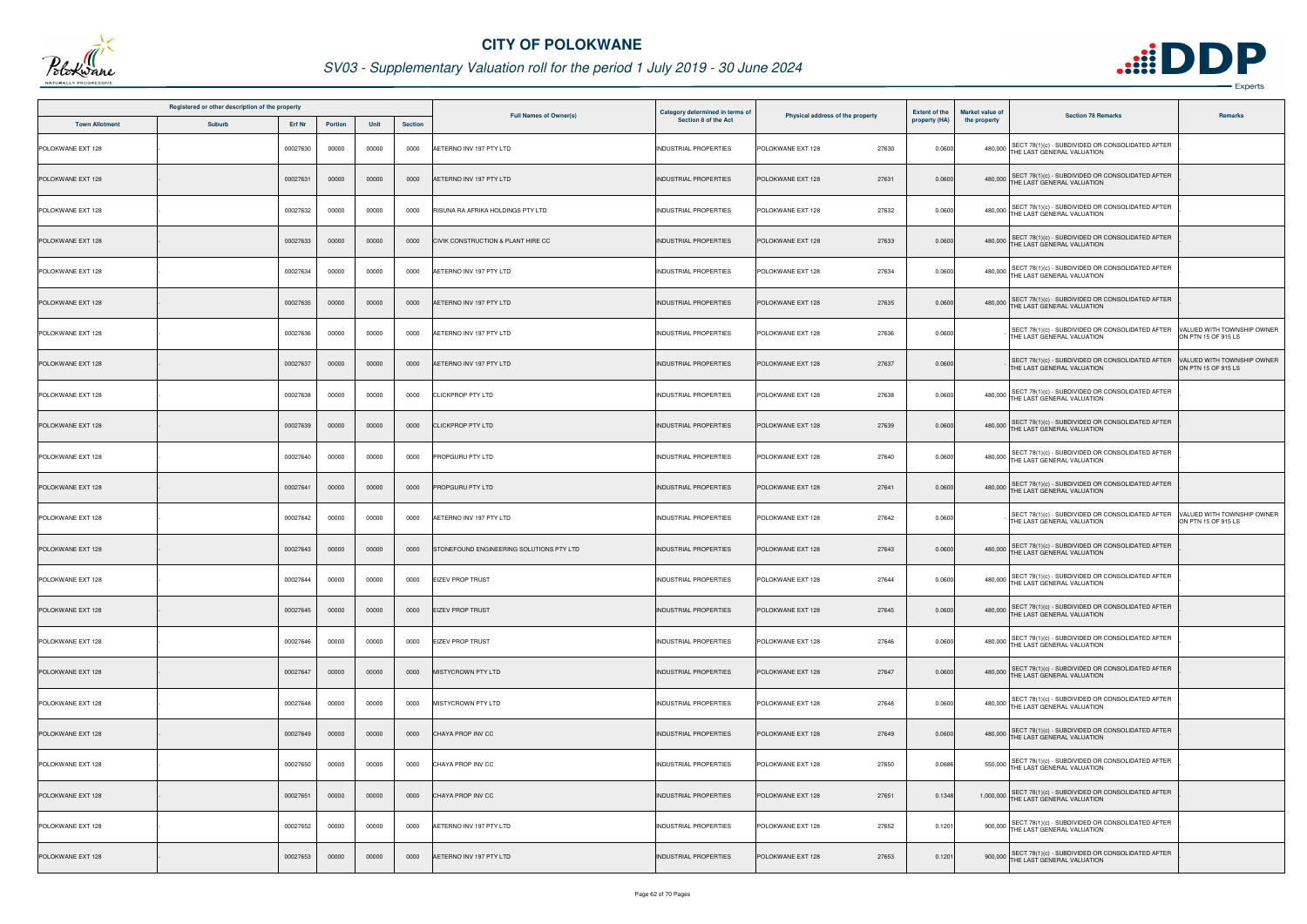# CITY OF POLOKWANE

## SV03 - Supplementary Valuation roll for the period 1 July 2019 - 30 June 2024

| Registered or other description of the property | | | | | | Full Names of Owner(s) | Category determined in terms of Section 8 of the Act | Physical address of the property | Extent of the property (HA) | Market value of the property | Section 78 Remarks | Remarks |
|---|---|---|---|---|---|---|---|---|---|---|---|---|
| Town Allotment | Suburb | Erf Nr | Portion | Unit | Section | | | | | | | |
| POLOKWANE EXT 128 | - | 00027630 | 00000 | 00000 | 0000 | AETERNO INV 197 PTY LTD | INDUSTRIAL PROPERTIES | POLOKWANE EXT 128 27630 | 0.0600 | 480,000 | SECT 78(1)(c) - SUBDIVIDED OR CONSOLIDATED AFTER THE LAST GENERAL VALUATION | - |
| POLOKWANE EXT 128 | - | 00027631 | 00000 | 00000 | 0000 | AETERNO INV 197 PTY LTD | INDUSTRIAL PROPERTIES | POLOKWANE EXT 128 27631 | 0.0600 | 480,000 | SECT 78(1)(c) - SUBDIVIDED OR CONSOLIDATED AFTER THE LAST GENERAL VALUATION | - |
| POLOKWANE EXT 128 | - | 00027632 | 00000 | 00000 | 0000 | RISUNA RA AFRIKA HOLDINGS PTY LTD | INDUSTRIAL PROPERTIES | POLOKWANE EXT 128 27632 | 0.0600 | 480,000 | SECT 78(1)(c) - SUBDIVIDED OR CONSOLIDATED AFTER THE LAST GENERAL VALUATION | - |
| POLOKWANE EXT 128 | - | 00027633 | 00000 | 00000 | 0000 | CIVIK CONSTRUCTION & PLANT HIRE CC | INDUSTRIAL PROPERTIES | POLOKWANE EXT 128 27633 | 0.0600 | 480,000 | SECT 78(1)(c) - SUBDIVIDED OR CONSOLIDATED AFTER THE LAST GENERAL VALUATION | - |
| POLOKWANE EXT 128 | - | 00027634 | 00000 | 00000 | 0000 | AETERNO INV 197 PTY LTD | INDUSTRIAL PROPERTIES | POLOKWANE EXT 128 27634 | 0.0600 | 480,000 | SECT 78(1)(c) - SUBDIVIDED OR CONSOLIDATED AFTER THE LAST GENERAL VALUATION | - |
| POLOKWANE EXT 128 | - | 00027635 | 00000 | 00000 | 0000 | AETERNO INV 197 PTY LTD | INDUSTRIAL PROPERTIES | POLOKWANE EXT 128 27635 | 0.0600 | 480,000 | SECT 78(1)(c) - SUBDIVIDED OR CONSOLIDATED AFTER THE LAST GENERAL VALUATION | - |
| POLOKWANE EXT 128 | - | 00027636 | 00000 | 00000 | 0000 | AETERNO INV 197 PTY LTD | INDUSTRIAL PROPERTIES | POLOKWANE EXT 128 27636 | 0.0600 | - | SECT 78(1)(c) - SUBDIVIDED OR CONSOLIDATED AFTER THE LAST GENERAL VALUATION | VALUED WITH TOWNSHIP OWNER ON PTN 15 OF 915 LS |
| POLOKWANE EXT 128 | - | 00027637 | 00000 | 00000 | 0000 | AETERNO INV 197 PTY LTD | INDUSTRIAL PROPERTIES | POLOKWANE EXT 128 27637 | 0.0600 | - | SECT 78(1)(c) - SUBDIVIDED OR CONSOLIDATED AFTER THE LAST GENERAL VALUATION | VALUED WITH TOWNSHIP OWNER ON PTN 15 OF 915 LS |
| POLOKWANE EXT 128 | - | 00027638 | 00000 | 00000 | 0000 | CLICKPROP PTY LTD | INDUSTRIAL PROPERTIES | POLOKWANE EXT 128 27638 | 0.0600 | 480,000 | SECT 78(1)(c) - SUBDIVIDED OR CONSOLIDATED AFTER THE LAST GENERAL VALUATION | - |
| POLOKWANE EXT 128 | - | 00027639 | 00000 | 00000 | 0000 | CLICKPROP PTY LTD | INDUSTRIAL PROPERTIES | POLOKWANE EXT 128 27639 | 0.0600 | 480,000 | SECT 78(1)(c) - SUBDIVIDED OR CONSOLIDATED AFTER THE LAST GENERAL VALUATION | - |
| POLOKWANE EXT 128 | - | 00027640 | 00000 | 00000 | 0000 | PROPGURU PTY LTD | INDUSTRIAL PROPERTIES | POLOKWANE EXT 128 27640 | 0.0600 | 480,000 | SECT 78(1)(c) - SUBDIVIDED OR CONSOLIDATED AFTER THE LAST GENERAL VALUATION | - |
| POLOKWANE EXT 128 | - | 00027641 | 00000 | 00000 | 0000 | PROPGURU PTY LTD | INDUSTRIAL PROPERTIES | POLOKWANE EXT 128 27641 | 0.0600 | 480,000 | SECT 78(1)(c) - SUBDIVIDED OR CONSOLIDATED AFTER THE LAST GENERAL VALUATION | - |
| POLOKWANE EXT 128 | - | 00027642 | 00000 | 00000 | 0000 | AETERNO INV 197 PTY LTD | INDUSTRIAL PROPERTIES | POLOKWANE EXT 128 27642 | 0.0600 | - | SECT 78(1)(c) - SUBDIVIDED OR CONSOLIDATED AFTER THE LAST GENERAL VALUATION | VALUED WITH TOWNSHIP OWNER ON PTN 15 OF 915 LS |
| POLOKWANE EXT 128 | - | 00027643 | 00000 | 00000 | 0000 | STONEFOUND ENGINEERING SOLUTIONS PTY LTD | INDUSTRIAL PROPERTIES | POLOKWANE EXT 128 27643 | 0.0600 | 480,000 | SECT 78(1)(c) - SUBDIVIDED OR CONSOLIDATED AFTER THE LAST GENERAL VALUATION | - |
| POLOKWANE EXT 128 | - | 00027644 | 00000 | 00000 | 0000 | EIZEV PROP TRUST | INDUSTRIAL PROPERTIES | POLOKWANE EXT 128 27644 | 0.0600 | 480,000 | SECT 78(1)(c) - SUBDIVIDED OR CONSOLIDATED AFTER THE LAST GENERAL VALUATION | - |
| POLOKWANE EXT 128 | - | 00027645 | 00000 | 00000 | 0000 | EIZEV PROP TRUST | INDUSTRIAL PROPERTIES | POLOKWANE EXT 128 27645 | 0.0600 | 480,000 | SECT 78(1)(c) - SUBDIVIDED OR CONSOLIDATED AFTER THE LAST GENERAL VALUATION | - |
| POLOKWANE EXT 128 | - | 00027646 | 00000 | 00000 | 0000 | EIZEV PROP TRUST | INDUSTRIAL PROPERTIES | POLOKWANE EXT 128 27646 | 0.0600 | 480,000 | SECT 78(1)(c) - SUBDIVIDED OR CONSOLIDATED AFTER THE LAST GENERAL VALUATION | - |
| POLOKWANE EXT 128 | - | 00027647 | 00000 | 00000 | 0000 | MISTYCROWN PTY LTD | INDUSTRIAL PROPERTIES | POLOKWANE EXT 128 27647 | 0.0600 | 480,000 | SECT 78(1)(c) - SUBDIVIDED OR CONSOLIDATED AFTER THE LAST GENERAL VALUATION | - |
| POLOKWANE EXT 128 | - | 00027648 | 00000 | 00000 | 0000 | MISTYCROWN PTY LTD | INDUSTRIAL PROPERTIES | POLOKWANE EXT 128 27648 | 0.0600 | 480,000 | SECT 78(1)(c) - SUBDIVIDED OR CONSOLIDATED AFTER THE LAST GENERAL VALUATION | - |
| POLOKWANE EXT 128 | - | 00027649 | 00000 | 00000 | 0000 | CHAYA PROP INV CC | INDUSTRIAL PROPERTIES | POLOKWANE EXT 128 27649 | 0.0600 | 480,000 | SECT 78(1)(c) - SUBDIVIDED OR CONSOLIDATED AFTER THE LAST GENERAL VALUATION | - |
| POLOKWANE EXT 128 | - | 00027650 | 00000 | 00000 | 0000 | CHAYA PROP INV CC | INDUSTRIAL PROPERTIES | POLOKWANE EXT 128 27650 | 0.0686 | 550,000 | SECT 78(1)(c) - SUBDIVIDED OR CONSOLIDATED AFTER THE LAST GENERAL VALUATION | - |
| POLOKWANE EXT 128 | - | 00027651 | 00000 | 00000 | 0000 | CHAYA PROP INV CC | INDUSTRIAL PROPERTIES | POLOKWANE EXT 128 27651 | 0.1348 | 1,000,000 | SECT 78(1)(c) - SUBDIVIDED OR CONSOLIDATED AFTER THE LAST GENERAL VALUATION | - |
| POLOKWANE EXT 128 | - | 00027652 | 00000 | 00000 | 0000 | AETERNO INV 197 PTY LTD | INDUSTRIAL PROPERTIES | POLOKWANE EXT 128 27652 | 0.1201 | 900,000 | SECT 78(1)(c) - SUBDIVIDED OR CONSOLIDATED AFTER THE LAST GENERAL VALUATION | - |
| POLOKWANE EXT 128 | - | 00027653 | 00000 | 00000 | 0000 | AETERNO INV 197 PTY LTD | INDUSTRIAL PROPERTIES | POLOKWANE EXT 128 27653 | 0.1201 | 900,000 | SECT 78(1)(c) - SUBDIVIDED OR CONSOLIDATED AFTER THE LAST GENERAL VALUATION | - |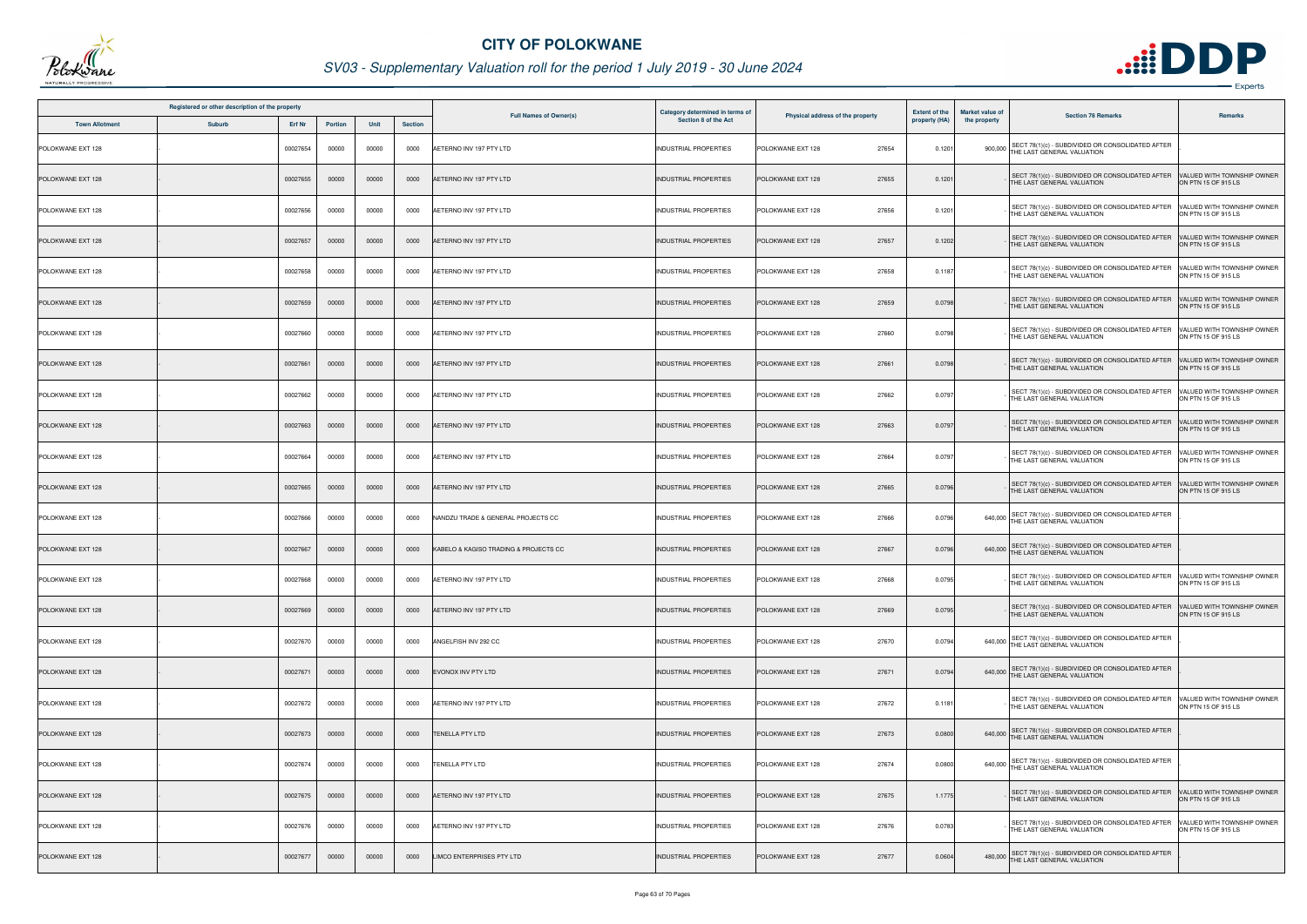# CITY OF POLOKWANE

## SV03 - Supplementary Valuation roll for the period 1 July 2019 - 30 June 2024

| Registered or other description of the property | | | | | | Full Names of Owner(s) | Category determined in terms of Section 8 of the Act | Physical address of the property | Extent of the property (HA) | Market value of the property | Section 78 Remarks | Remarks |
|---|---|---|---|---|---|---|---|---|---|---|---|---|
| Town Allotment | Suburb | Erf Nr | Portion | Unit | Section | | | | | | | |
| POLOKWANE EXT 128 | - | 00027654 | 00000 | 00000 | 0000 | AETERNO INV 197 PTY LTD | INDUSTRIAL PROPERTIES | POLOKWANE EXT 128 27654 | 0.1201 | 900,000 | SECT 78(1)(c) - SUBDIVIDED OR CONSOLIDATED AFTER THE LAST GENERAL VALUATION | |
| POLOKWANE EXT 128 | - | 00027655 | 00000 | 00000 | 0000 | AETERNO INV 197 PTY LTD | INDUSTRIAL PROPERTIES | POLOKWANE EXT 128 27655 | 0.1201 | - | SECT 78(1)(c) - SUBDIVIDED OR CONSOLIDATED AFTER THE LAST GENERAL VALUATION | VALUED WITH TOWNSHIP OWNER ON PTN 15 OF 915 LS |
| POLOKWANE EXT 128 | - | 00027656 | 00000 | 00000 | 0000 | AETERNO INV 197 PTY LTD | INDUSTRIAL PROPERTIES | POLOKWANE EXT 128 27656 | 0.1201 | - | SECT 78(1)(c) - SUBDIVIDED OR CONSOLIDATED AFTER THE LAST GENERAL VALUATION | VALUED WITH TOWNSHIP OWNER ON PTN 15 OF 915 LS |
| POLOKWANE EXT 128 | - | 00027657 | 00000 | 00000 | 0000 | AETERNO INV 197 PTY LTD | INDUSTRIAL PROPERTIES | POLOKWANE EXT 128 27657 | 0.1202 | - | SECT 78(1)(c) - SUBDIVIDED OR CONSOLIDATED AFTER THE LAST GENERAL VALUATION | VALUED WITH TOWNSHIP OWNER ON PTN 15 OF 915 LS |
| POLOKWANE EXT 128 | - | 00027658 | 00000 | 00000 | 0000 | AETERNO INV 197 PTY LTD | INDUSTRIAL PROPERTIES | POLOKWANE EXT 128 27658 | 0.1187 | - | SECT 78(1)(c) - SUBDIVIDED OR CONSOLIDATED AFTER THE LAST GENERAL VALUATION | VALUED WITH TOWNSHIP OWNER ON PTN 15 OF 915 LS |
| POLOKWANE EXT 128 | - | 00027659 | 00000 | 00000 | 0000 | AETERNO INV 197 PTY LTD | INDUSTRIAL PROPERTIES | POLOKWANE EXT 128 27659 | 0.0798 | - | SECT 78(1)(c) - SUBDIVIDED OR CONSOLIDATED AFTER THE LAST GENERAL VALUATION | VALUED WITH TOWNSHIP OWNER ON PTN 15 OF 915 LS |
| POLOKWANE EXT 128 | - | 00027660 | 00000 | 00000 | 0000 | AETERNO INV 197 PTY LTD | INDUSTRIAL PROPERTIES | POLOKWANE EXT 128 27660 | 0.0798 | - | SECT 78(1)(c) - SUBDIVIDED OR CONSOLIDATED AFTER THE LAST GENERAL VALUATION | VALUED WITH TOWNSHIP OWNER ON PTN 15 OF 915 LS |
| POLOKWANE EXT 128 | - | 00027661 | 00000 | 00000 | 0000 | AETERNO INV 197 PTY LTD | INDUSTRIAL PROPERTIES | POLOKWANE EXT 128 27661 | 0.0798 | - | SECT 78(1)(c) - SUBDIVIDED OR CONSOLIDATED AFTER THE LAST GENERAL VALUATION | VALUED WITH TOWNSHIP OWNER ON PTN 15 OF 915 LS |
| POLOKWANE EXT 128 | - | 00027662 | 00000 | 00000 | 0000 | AETERNO INV 197 PTY LTD | INDUSTRIAL PROPERTIES | POLOKWANE EXT 128 27662 | 0.0797 | - | SECT 78(1)(c) - SUBDIVIDED OR CONSOLIDATED AFTER THE LAST GENERAL VALUATION | VALUED WITH TOWNSHIP OWNER ON PTN 15 OF 915 LS |
| POLOKWANE EXT 128 | - | 00027663 | 00000 | 00000 | 0000 | AETERNO INV 197 PTY LTD | INDUSTRIAL PROPERTIES | POLOKWANE EXT 128 27663 | 0.0797 | - | SECT 78(1)(c) - SUBDIVIDED OR CONSOLIDATED AFTER THE LAST GENERAL VALUATION | VALUED WITH TOWNSHIP OWNER ON PTN 15 OF 915 LS |
| POLOKWANE EXT 128 | - | 00027664 | 00000 | 00000 | 0000 | AETERNO INV 197 PTY LTD | INDUSTRIAL PROPERTIES | POLOKWANE EXT 128 27664 | 0.0797 | - | SECT 78(1)(c) - SUBDIVIDED OR CONSOLIDATED AFTER THE LAST GENERAL VALUATION | VALUED WITH TOWNSHIP OWNER ON PTN 15 OF 915 LS |
| POLOKWANE EXT 128 | - | 00027665 | 00000 | 00000 | 0000 | AETERNO INV 197 PTY LTD | INDUSTRIAL PROPERTIES | POLOKWANE EXT 128 27665 | 0.0796 | - | SECT 78(1)(c) - SUBDIVIDED OR CONSOLIDATED AFTER THE LAST GENERAL VALUATION | VALUED WITH TOWNSHIP OWNER ON PTN 15 OF 915 LS |
| POLOKWANE EXT 128 | - | 00027666 | 00000 | 00000 | 0000 | NANDZU TRADE & GENERAL PROJECTS CC | INDUSTRIAL PROPERTIES | POLOKWANE EXT 128 27666 | 0.0796 | 640,000 | SECT 78(1)(c) - SUBDIVIDED OR CONSOLIDATED AFTER THE LAST GENERAL VALUATION | |
| POLOKWANE EXT 128 | - | 00027667 | 00000 | 00000 | 0000 | KABELO & KAGISO TRADING & PROJECTS CC | INDUSTRIAL PROPERTIES | POLOKWANE EXT 128 27667 | 0.0796 | 640,000 | SECT 78(1)(c) - SUBDIVIDED OR CONSOLIDATED AFTER THE LAST GENERAL VALUATION | |
| POLOKWANE EXT 128 | - | 00027668 | 00000 | 00000 | 0000 | AETERNO INV 197 PTY LTD | INDUSTRIAL PROPERTIES | POLOKWANE EXT 128 27668 | 0.0795 | - | SECT 78(1)(c) - SUBDIVIDED OR CONSOLIDATED AFTER THE LAST GENERAL VALUATION | VALUED WITH TOWNSHIP OWNER ON PTN 15 OF 915 LS |
| POLOKWANE EXT 128 | - | 00027669 | 00000 | 00000 | 0000 | AETERNO INV 197 PTY LTD | INDUSTRIAL PROPERTIES | POLOKWANE EXT 128 27669 | 0.0795 | - | SECT 78(1)(c) - SUBDIVIDED OR CONSOLIDATED AFTER THE LAST GENERAL VALUATION | VALUED WITH TOWNSHIP OWNER ON PTN 15 OF 915 LS |
| POLOKWANE EXT 128 | - | 00027670 | 00000 | 00000 | 0000 | ANGELFISH INV 292 CC | INDUSTRIAL PROPERTIES | POLOKWANE EXT 128 27670 | 0.0794 | 640,000 | SECT 78(1)(c) - SUBDIVIDED OR CONSOLIDATED AFTER THE LAST GENERAL VALUATION | |
| POLOKWANE EXT 128 | - | 00027671 | 00000 | 00000 | 0000 | EVONOX INV PTY LTD | INDUSTRIAL PROPERTIES | POLOKWANE EXT 128 27671 | 0.0794 | 640,000 | SECT 78(1)(c) - SUBDIVIDED OR CONSOLIDATED AFTER THE LAST GENERAL VALUATION | |
| POLOKWANE EXT 128 | - | 00027672 | 00000 | 00000 | 0000 | AETERNO INV 197 PTY LTD | INDUSTRIAL PROPERTIES | POLOKWANE EXT 128 27672 | 0.1181 | - | SECT 78(1)(c) - SUBDIVIDED OR CONSOLIDATED AFTER THE LAST GENERAL VALUATION | VALUED WITH TOWNSHIP OWNER ON PTN 15 OF 915 LS |
| POLOKWANE EXT 128 | - | 00027673 | 00000 | 00000 | 0000 | TENELLA PTY LTD | INDUSTRIAL PROPERTIES | POLOKWANE EXT 128 27673 | 0.0800 | 640,000 | SECT 78(1)(c) - SUBDIVIDED OR CONSOLIDATED AFTER THE LAST GENERAL VALUATION | |
| POLOKWANE EXT 128 | - | 00027674 | 00000 | 00000 | 0000 | TENELLA PTY LTD | INDUSTRIAL PROPERTIES | POLOKWANE EXT 128 27674 | 0.0800 | 640,000 | SECT 78(1)(c) - SUBDIVIDED OR CONSOLIDATED AFTER THE LAST GENERAL VALUATION | |
| POLOKWANE EXT 128 | - | 00027675 | 00000 | 00000 | 0000 | AETERNO INV 197 PTY LTD | INDUSTRIAL PROPERTIES | POLOKWANE EXT 128 27675 | 1.1775 | - | SECT 78(1)(c) - SUBDIVIDED OR CONSOLIDATED AFTER THE LAST GENERAL VALUATION | VALUED WITH TOWNSHIP OWNER ON PTN 15 OF 915 LS |
| POLOKWANE EXT 128 | - | 00027676 | 00000 | 00000 | 0000 | AETERNO INV 197 PTY LTD | INDUSTRIAL PROPERTIES | POLOKWANE EXT 128 27676 | 0.0783 | - | SECT 78(1)(c) - SUBDIVIDED OR CONSOLIDATED AFTER THE LAST GENERAL VALUATION | VALUED WITH TOWNSHIP OWNER ON PTN 15 OF 915 LS |
| POLOKWANE EXT 128 | - | 00027677 | 00000 | 00000 | 0000 | LIMCO ENTERPRISES PTY LTD | INDUSTRIAL PROPERTIES | POLOKWANE EXT 128 27677 | 0.0604 | 480,000 | SECT 78(1)(c) - SUBDIVIDED OR CONSOLIDATED AFTER THE LAST GENERAL VALUATION | |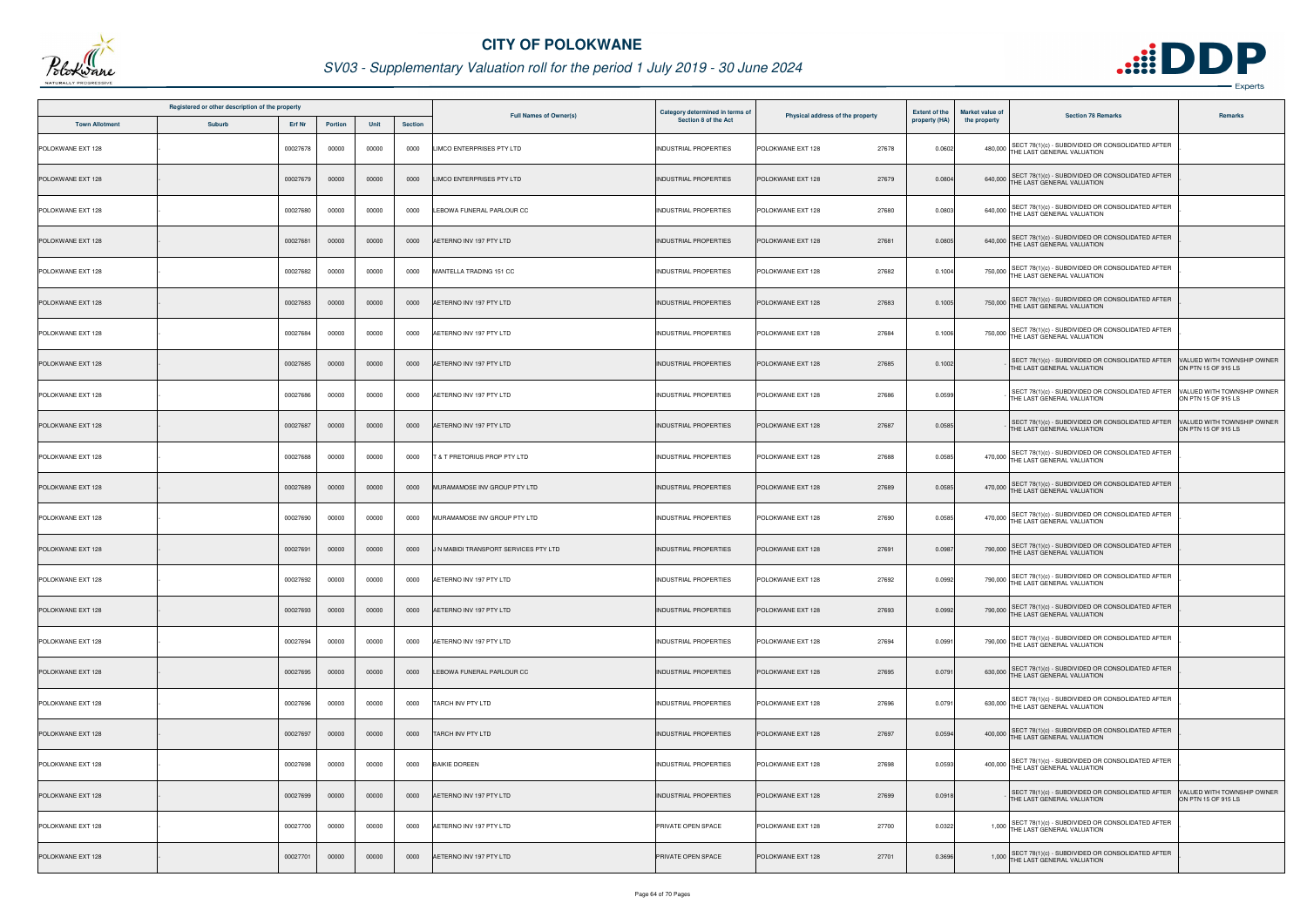# CITY OF POLOKWANE

## SV03 - Supplementary Valuation roll for the period 1 July 2019 - 30 June 2024

| Registered or other description of the property | | | | | | Full Names of Owner(s) | Category determined in terms of Section 8 of the Act | Physical address of the property | Extent of the property (HA) | Market value of the property | Section 78 Remarks | Remarks |
|---|---|---|---|---|---|---|---|---|---|---|---|---|
| Town Allotment | Suburb | Erf Nr | Portion | Unit | Section | | | | | | | |
| POLOKWANE EXT 128 | - | 00027678 | 00000 | 00000 | 0000 | LIMCO ENTERPRISES PTY LTD | INDUSTRIAL PROPERTIES | POLOKWANE EXT 128 27678 | 0.0602 | 480,000 | SECT 78(1)(c) - SUBDIVIDED OR CONSOLIDATED AFTER THE LAST GENERAL VALUATION | - |
| POLOKWANE EXT 128 | - | 00027679 | 00000 | 00000 | 0000 | LIMCO ENTERPRISES PTY LTD | INDUSTRIAL PROPERTIES | POLOKWANE EXT 128 27679 | 0.0804 | 640,000 | SECT 78(1)(c) - SUBDIVIDED OR CONSOLIDATED AFTER THE LAST GENERAL VALUATION | - |
| POLOKWANE EXT 128 | - | 00027680 | 00000 | 00000 | 0000 | LEBOWA FUNERAL PARLOUR CC | INDUSTRIAL PROPERTIES | POLOKWANE EXT 128 27680 | 0.0803 | 640,000 | SECT 78(1)(c) - SUBDIVIDED OR CONSOLIDATED AFTER THE LAST GENERAL VALUATION | - |
| POLOKWANE EXT 128 | - | 00027681 | 00000 | 00000 | 0000 | AETERNO INV 197 PTY LTD | INDUSTRIAL PROPERTIES | POLOKWANE EXT 128 27681 | 0.0805 | 640,000 | SECT 78(1)(c) - SUBDIVIDED OR CONSOLIDATED AFTER THE LAST GENERAL VALUATION | - |
| POLOKWANE EXT 128 | - | 00027682 | 00000 | 00000 | 0000 | MANTELLA TRADING 151 CC | INDUSTRIAL PROPERTIES | POLOKWANE EXT 128 27682 | 0.1004 | 750,000 | SECT 78(1)(c) - SUBDIVIDED OR CONSOLIDATED AFTER THE LAST GENERAL VALUATION | - |
| POLOKWANE EXT 128 | - | 00027683 | 00000 | 00000 | 0000 | AETERNO INV 197 PTY LTD | INDUSTRIAL PROPERTIES | POLOKWANE EXT 128 27683 | 0.1005 | 750,000 | SECT 78(1)(c) - SUBDIVIDED OR CONSOLIDATED AFTER THE LAST GENERAL VALUATION | - |
| POLOKWANE EXT 128 | - | 00027684 | 00000 | 00000 | 0000 | AETERNO INV 197 PTY LTD | INDUSTRIAL PROPERTIES | POLOKWANE EXT 128 27684 | 0.1006 | 750,000 | SECT 78(1)(c) - SUBDIVIDED OR CONSOLIDATED AFTER THE LAST GENERAL VALUATION | - |
| POLOKWANE EXT 128 | - | 00027685 | 00000 | 00000 | 0000 | AETERNO INV 197 PTY LTD | INDUSTRIAL PROPERTIES | POLOKWANE EXT 128 27685 | 0.1002 | - | SECT 78(1)(c) - SUBDIVIDED OR CONSOLIDATED AFTER THE LAST GENERAL VALUATION | VALUED WITH TOWNSHIP OWNER ON PTN 15 OF 915 LS |
| POLOKWANE EXT 128 | - | 00027686 | 00000 | 00000 | 0000 | AETERNO INV 197 PTY LTD | INDUSTRIAL PROPERTIES | POLOKWANE EXT 128 27686 | 0.0599 | - | SECT 78(1)(c) - SUBDIVIDED OR CONSOLIDATED AFTER THE LAST GENERAL VALUATION | VALUED WITH TOWNSHIP OWNER ON PTN 15 OF 915 LS |
| POLOKWANE EXT 128 | - | 00027687 | 00000 | 00000 | 0000 | AETERNO INV 197 PTY LTD | INDUSTRIAL PROPERTIES | POLOKWANE EXT 128 27687 | 0.0585 | - | SECT 78(1)(c) - SUBDIVIDED OR CONSOLIDATED AFTER THE LAST GENERAL VALUATION | VALUED WITH TOWNSHIP OWNER ON PTN 15 OF 915 LS |
| POLOKWANE EXT 128 | - | 00027688 | 00000 | 00000 | 0000 | T & T PRETORIUS PROP PTY LTD | INDUSTRIAL PROPERTIES | POLOKWANE EXT 128 27688 | 0.0585 | 470,000 | SECT 78(1)(c) - SUBDIVIDED OR CONSOLIDATED AFTER THE LAST GENERAL VALUATION | - |
| POLOKWANE EXT 128 | - | 00027689 | 00000 | 00000 | 0000 | MURAMAMOSE INV GROUP PTY LTD | INDUSTRIAL PROPERTIES | POLOKWANE EXT 128 27689 | 0.0585 | 470,000 | SECT 78(1)(c) - SUBDIVIDED OR CONSOLIDATED AFTER THE LAST GENERAL VALUATION | - |
| POLOKWANE EXT 128 | - | 00027690 | 00000 | 00000 | 0000 | MURAMAMOSE INV GROUP PTY LTD | INDUSTRIAL PROPERTIES | POLOKWANE EXT 128 27690 | 0.0585 | 470,000 | SECT 78(1)(c) - SUBDIVIDED OR CONSOLIDATED AFTER THE LAST GENERAL VALUATION | - |
| POLOKWANE EXT 128 | - | 00027691 | 00000 | 00000 | 0000 | J N MABIDI TRANSPORT SERVICES PTY LTD | INDUSTRIAL PROPERTIES | POLOKWANE EXT 128 27691 | 0.0987 | 790,000 | SECT 78(1)(c) - SUBDIVIDED OR CONSOLIDATED AFTER THE LAST GENERAL VALUATION | - |
| POLOKWANE EXT 128 | - | 00027692 | 00000 | 00000 | 0000 | AETERNO INV 197 PTY LTD | INDUSTRIAL PROPERTIES | POLOKWANE EXT 128 27692 | 0.0992 | 790,000 | SECT 78(1)(c) - SUBDIVIDED OR CONSOLIDATED AFTER THE LAST GENERAL VALUATION | - |
| POLOKWANE EXT 128 | - | 00027693 | 00000 | 00000 | 0000 | AETERNO INV 197 PTY LTD | INDUSTRIAL PROPERTIES | POLOKWANE EXT 128 27693 | 0.0992 | 790,000 | SECT 78(1)(c) - SUBDIVIDED OR CONSOLIDATED AFTER THE LAST GENERAL VALUATION | - |
| POLOKWANE EXT 128 | - | 00027694 | 00000 | 00000 | 0000 | AETERNO INV 197 PTY LTD | INDUSTRIAL PROPERTIES | POLOKWANE EXT 128 27694 | 0.0991 | 790,000 | SECT 78(1)(c) - SUBDIVIDED OR CONSOLIDATED AFTER THE LAST GENERAL VALUATION | - |
| POLOKWANE EXT 128 | - | 00027695 | 00000 | 00000 | 0000 | LEBOWA FUNERAL PARLOUR CC | INDUSTRIAL PROPERTIES | POLOKWANE EXT 128 27695 | 0.0791 | 630,000 | SECT 78(1)(c) - SUBDIVIDED OR CONSOLIDATED AFTER THE LAST GENERAL VALUATION | - |
| POLOKWANE EXT 128 | - | 00027696 | 00000 | 00000 | 0000 | TARCH INV PTY LTD | INDUSTRIAL PROPERTIES | POLOKWANE EXT 128 27696 | 0.0791 | 630,000 | SECT 78(1)(c) - SUBDIVIDED OR CONSOLIDATED AFTER THE LAST GENERAL VALUATION | - |
| POLOKWANE EXT 128 | - | 00027697 | 00000 | 00000 | 0000 | TARCH INV PTY LTD | INDUSTRIAL PROPERTIES | POLOKWANE EXT 128 27697 | 0.0594 | 400,000 | SECT 78(1)(c) - SUBDIVIDED OR CONSOLIDATED AFTER THE LAST GENERAL VALUATION | - |
| POLOKWANE EXT 128 | - | 00027698 | 00000 | 00000 | 0000 | BAIKIE DOREEN | INDUSTRIAL PROPERTIES | POLOKWANE EXT 128 27698 | 0.0593 | 400,000 | SECT 78(1)(c) - SUBDIVIDED OR CONSOLIDATED AFTER THE LAST GENERAL VALUATION | - |
| POLOKWANE EXT 128 | - | 00027699 | 00000 | 00000 | 0000 | AETERNO INV 197 PTY LTD | INDUSTRIAL PROPERTIES | POLOKWANE EXT 128 27699 | 0.0918 | - | SECT 78(1)(c) - SUBDIVIDED OR CONSOLIDATED AFTER THE LAST GENERAL VALUATION | VALUED WITH TOWNSHIP OWNER ON PTN 15 OF 915 LS |
| POLOKWANE EXT 128 | - | 00027700 | 00000 | 00000 | 0000 | AETERNO INV 197 PTY LTD | PRIVATE OPEN SPACE | POLOKWANE EXT 128 27700 | 0.0322 | 1,000 | SECT 78(1)(c) - SUBDIVIDED OR CONSOLIDATED AFTER THE LAST GENERAL VALUATION | - |
| POLOKWANE EXT 128 | - | 00027701 | 00000 | 00000 | 0000 | AETERNO INV 197 PTY LTD | PRIVATE OPEN SPACE | POLOKWANE EXT 128 27701 | 0.3696 | 1,000 | SECT 78(1)(c) - SUBDIVIDED OR CONSOLIDATED AFTER THE LAST GENERAL VALUATION | - |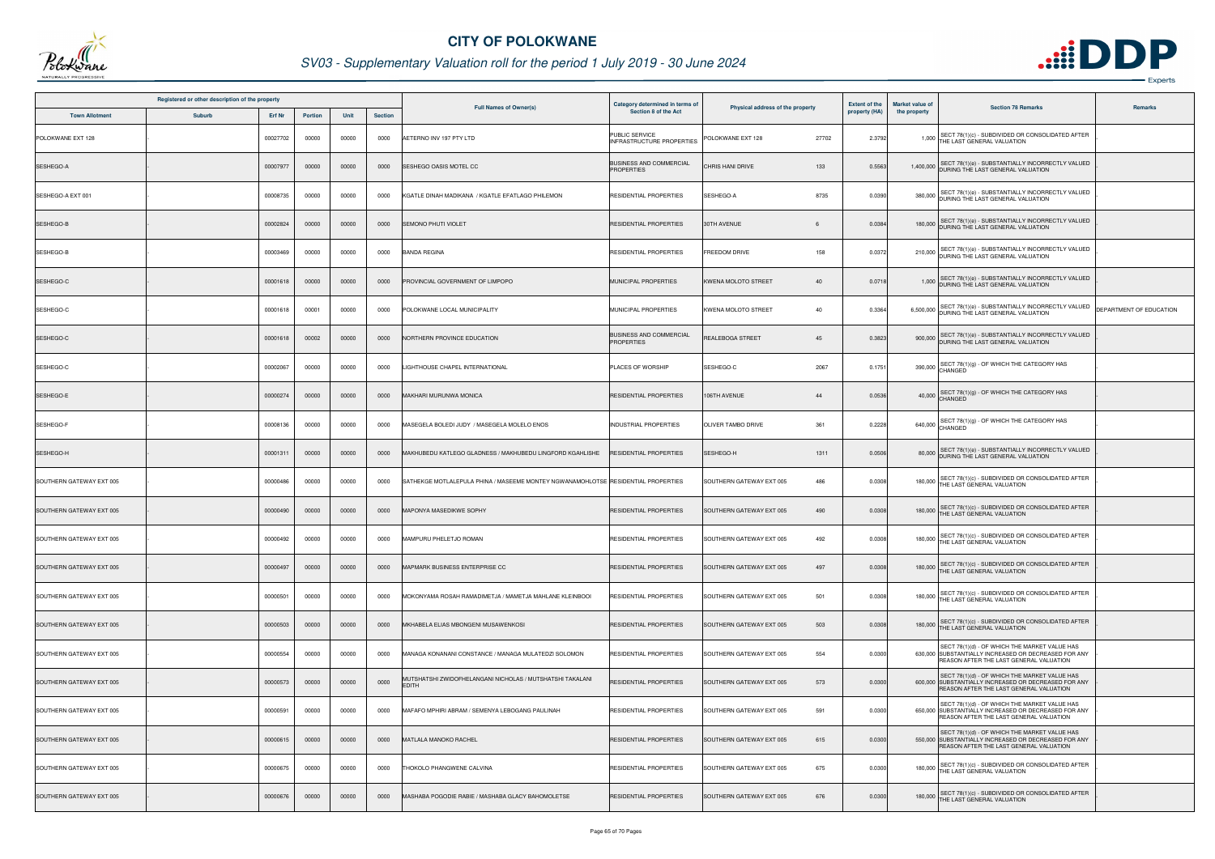# CITY OF POLOKWANE

## SV03 - Supplementary Valuation roll for the period 1 July 2019 - 30 June 2024

| Registered or other description of the property | | | | | | Full Names of Owner(s) | Category determined in terms of Section 8 of the Act | Physical address of the property | | Extent of the property (HA) | Market value of the property | Section 78 Remarks | Remarks |
|---|---|---|---|---|---|---|---|---|---|---|---|---|---|
| Town Allotment | Suburb | Erf Nr | Portion | Unit | Section | | | | | | | | |
| POLOKWANE EXT 128 | - | 00027702 | 00000 | 00000 | 0000 | AETERNO INV 197 PTY LTD | PUBLIC SERVICE INFRASTRUCTURE PROPERTIES | POLOKWANE EXT 128 | 27702 | 2.3792 | 1,000 | SECT 78(1)(c) - SUBDIVIDED OR CONSOLIDATED AFTER THE LAST GENERAL VALUATION | - |
| SESHEGO-A | - | 00007977 | 00000 | 00000 | 0000 | SESHEGO OASIS MOTEL CC | BUSINESS AND COMMERCIAL PROPERTIES | CHRIS HANI DRIVE | 133 | 0.5563 | 1,400,000 | SECT 78(1)(e) - SUBSTANTIALLY INCORRECTLY VALUED DURING THE LAST GENERAL VALUATION | - |
| SESHEGO-A EXT 001 | - | 00008735 | 00000 | 00000 | 0000 | KGATLE DINAH MADIKANA / KGATLE EFATLAGO PHILEMON | RESIDENTIAL PROPERTIES | SESHEGO-A | 8735 | 0.0390 | 380,000 | SECT 78(1)(e) - SUBSTANTIALLY INCORRECTLY VALUED DURING THE LAST GENERAL VALUATION | - |
| SESHEGO-B | - | 00002824 | 00000 | 00000 | 0000 | SEMONO PHUTI VIOLET | RESIDENTIAL PROPERTIES | 30TH AVENUE | 6 | 0.0384 | 180,000 | SECT 78(1)(e) - SUBSTANTIALLY INCORRECTLY VALUED DURING THE LAST GENERAL VALUATION | - |
| SESHEGO-B | - | 00003469 | 00000 | 00000 | 0000 | BANDA REGINA | RESIDENTIAL PROPERTIES | FREEDOM DRIVE | 158 | 0.0372 | 210,000 | SECT 78(1)(e) - SUBSTANTIALLY INCORRECTLY VALUED DURING THE LAST GENERAL VALUATION | - |
| SESHEGO-C | - | 00001618 | 00000 | 00000 | 0000 | PROVINCIAL GOVERNMENT OF LIMPOPO | MUNICIPAL PROPERTIES | KWENA MOLOTO STREET | 40 | 0.0718 | 1,000 | SECT 78(1)(e) - SUBSTANTIALLY INCORRECTLY VALUED DURING THE LAST GENERAL VALUATION | - |
| SESHEGO-C | - | 00001618 | 00001 | 00000 | 0000 | POLOKWANE LOCAL MUNICIPALITY | MUNICIPAL PROPERTIES | KWENA MOLOTO STREET | 40 | 0.3364 | 6,500,000 | SECT 78(1)(e) - SUBSTANTIALLY INCORRECTLY VALUED DURING THE LAST GENERAL VALUATION | DEPARTMENT OF EDUCATION |
| SESHEGO-C | - | 00001618 | 00002 | 00000 | 0000 | NORTHERN PROVINCE EDUCATION | BUSINESS AND COMMERCIAL PROPERTIES | REALEBOGA STREET | 45 | 0.3823 | 900,000 | SECT 78(1)(e) - SUBSTANTIALLY INCORRECTLY VALUED DURING THE LAST GENERAL VALUATION | - |
| SESHEGO-C | - | 00002067 | 00000 | 00000 | 0000 | LIGHTHOUSE CHAPEL INTERNATIONAL | PLACES OF WORSHIP | SESHEGO-C | 2067 | 0.1751 | 390,000 | SECT 78(1)(g) - OF WHICH THE CATEGORY HAS CHANGED | - |
| SESHEGO-E | - | 00000274 | 00000 | 00000 | 0000 | MAKHARI MURUNWA MONICA | RESIDENTIAL PROPERTIES | 106TH AVENUE | 44 | 0.0536 | 40,000 | SECT 78(1)(g) - OF WHICH THE CATEGORY HAS CHANGED | - |
| SESHEGO-F | - | 00008136 | 00000 | 00000 | 0000 | MASEGELA BOLEDI JUDY / MASEGELA MOLELO ENOS | INDUSTRIAL PROPERTIES | OLIVER TAMBO DRIVE | 361 | 0.2228 | 640,000 | SECT 78(1)(g) - OF WHICH THE CATEGORY HAS CHANGED | - |
| SESHEGO-H | - | 00001311 | 00000 | 00000 | 0000 | MAKHUBEDU KATLEGO GLADNESS / MAKHUBEDU LINGFORD KGAHLISHE | RESIDENTIAL PROPERTIES | SESHEGO-H | 1311 | 0.0506 | 80,000 | SECT 78(1)(e) - SUBSTANTIALLY INCORRECTLY VALUED DURING THE LAST GENERAL VALUATION | - |
| SOUTHERN GATEWAY EXT 005 | - | 00000486 | 00000 | 00000 | 0000 | SATHEKGE MOTLALEPULA PHINA / MASEEME MONTEY NGWANAMOHLOTSE | RESIDENTIAL PROPERTIES | SOUTHERN GATEWAY EXT 005 | 486 | 0.0308 | 180,000 | SECT 78(1)(c) - SUBDIVIDED OR CONSOLIDATED AFTER THE LAST GENERAL VALUATION | - |
| SOUTHERN GATEWAY EXT 005 | - | 00000490 | 00000 | 00000 | 0000 | MAPONYA MASEDIKWE SOPHY | RESIDENTIAL PROPERTIES | SOUTHERN GATEWAY EXT 005 | 490 | 0.0308 | 180,000 | SECT 78(1)(c) - SUBDIVIDED OR CONSOLIDATED AFTER THE LAST GENERAL VALUATION | - |
| SOUTHERN GATEWAY EXT 005 | - | 00000492 | 00000 | 00000 | 0000 | MAMPURU PHELETJO ROMAN | RESIDENTIAL PROPERTIES | SOUTHERN GATEWAY EXT 005 | 492 | 0.0308 | 180,000 | SECT 78(1)(c) - SUBDIVIDED OR CONSOLIDATED AFTER THE LAST GENERAL VALUATION | - |
| SOUTHERN GATEWAY EXT 005 | - | 00000497 | 00000 | 00000 | 0000 | MAPMARK BUSINESS ENTERPRISE CC | RESIDENTIAL PROPERTIES | SOUTHERN GATEWAY EXT 005 | 497 | 0.0308 | 180,000 | SECT 78(1)(c) - SUBDIVIDED OR CONSOLIDATED AFTER THE LAST GENERAL VALUATION | - |
| SOUTHERN GATEWAY EXT 005 | - | 00000501 | 00000 | 00000 | 0000 | MOKONYAMA ROSAH RAMADIMETJA / MAMETJA MAHLANE KLEINBOOI | RESIDENTIAL PROPERTIES | SOUTHERN GATEWAY EXT 005 | 501 | 0.0308 | 180,000 | SECT 78(1)(c) - SUBDIVIDED OR CONSOLIDATED AFTER THE LAST GENERAL VALUATION | - |
| SOUTHERN GATEWAY EXT 005 | - | 00000503 | 00000 | 00000 | 0000 | MKHABELA ELIAS MBONGENI MUSAWENKOSI | RESIDENTIAL PROPERTIES | SOUTHERN GATEWAY EXT 005 | 503 | 0.0308 | 180,000 | SECT 78(1)(c) - SUBDIVIDED OR CONSOLIDATED AFTER THE LAST GENERAL VALUATION | - |
| SOUTHERN GATEWAY EXT 005 | - | 00000554 | 00000 | 00000 | 0000 | MANAGA KONANANI CONSTANCE / MANAGA MULATEDZI SOLOMON | RESIDENTIAL PROPERTIES | SOUTHERN GATEWAY EXT 005 | 554 | 0.0300 | 630,000 | SECT 78(1)(d) - OF WHICH THE MARKET VALUE HAS SUBSTANTIALLY INCREASED OR DECREASED FOR ANY REASON AFTER THE LAST GENERAL VALUATION | - |
| SOUTHERN GATEWAY EXT 005 | - | 00000573 | 00000 | 00000 | 0000 | MUTSHATSHI ZWIDOFHELANGANI NICHOLAS / MUTSHATSHI TAKALANI EDITH | RESIDENTIAL PROPERTIES | SOUTHERN GATEWAY EXT 005 | 573 | 0.0300 | 600,000 | SECT 78(1)(d) - OF WHICH THE MARKET VALUE HAS SUBSTANTIALLY INCREASED OR DECREASED FOR ANY REASON AFTER THE LAST GENERAL VALUATION | - |
| SOUTHERN GATEWAY EXT 005 | - | 00000591 | 00000 | 00000 | 0000 | MAFAFO MPHIRI ABRAM / SEMENYA LEBOGANG PAULINAH | RESIDENTIAL PROPERTIES | SOUTHERN GATEWAY EXT 005 | 591 | 0.0300 | 650,000 | SECT 78(1)(d) - OF WHICH THE MARKET VALUE HAS SUBSTANTIALLY INCREASED OR DECREASED FOR ANY REASON AFTER THE LAST GENERAL VALUATION | - |
| SOUTHERN GATEWAY EXT 005 | - | 00000615 | 00000 | 00000 | 0000 | MATLALA MANOKO RACHEL | RESIDENTIAL PROPERTIES | SOUTHERN GATEWAY EXT 005 | 615 | 0.0300 | 550,000 | SECT 78(1)(d) - OF WHICH THE MARKET VALUE HAS SUBSTANTIALLY INCREASED OR DECREASED FOR ANY REASON AFTER THE LAST GENERAL VALUATION | - |
| SOUTHERN GATEWAY EXT 005 | - | 00000675 | 00000 | 00000 | 0000 | THOKOLO PHANGWENE CALVINA | RESIDENTIAL PROPERTIES | SOUTHERN GATEWAY EXT 005 | 675 | 0.0300 | 180,000 | SECT 78(1)(c) - SUBDIVIDED OR CONSOLIDATED AFTER THE LAST GENERAL VALUATION | - |
| SOUTHERN GATEWAY EXT 005 | - | 00000676 | 00000 | 00000 | 0000 | MASHABA POGODIE RABIE / MASHABA GLACY BAHOMOLETSE | RESIDENTIAL PROPERTIES | SOUTHERN GATEWAY EXT 005 | 676 | 0.0300 | 180,000 | SECT 78(1)(c) - SUBDIVIDED OR CONSOLIDATED AFTER THE LAST GENERAL VALUATION | - |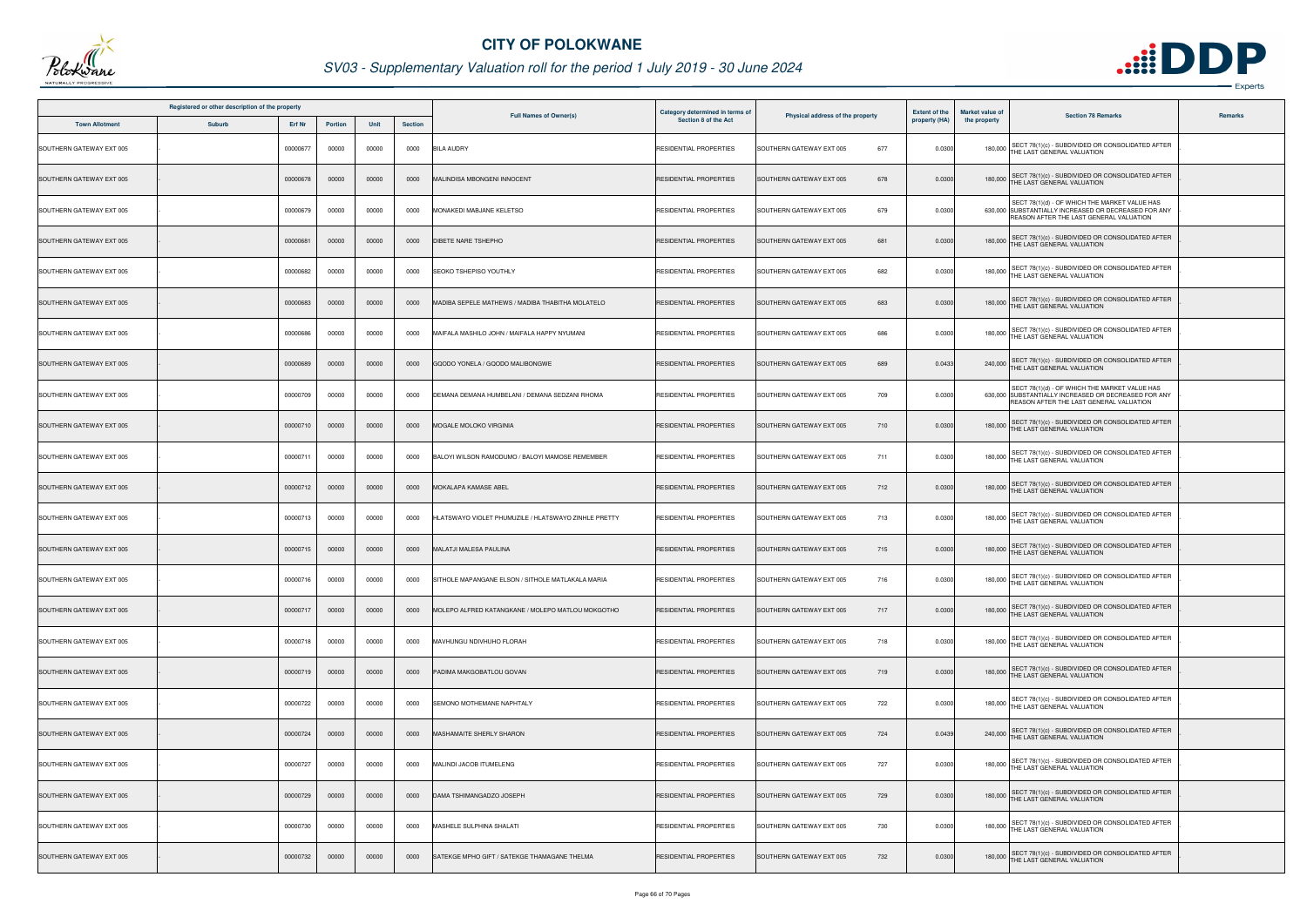# CITY OF POLOKWANE

## SV03 - Supplementary Valuation roll for the period 1 July 2019 - 30 June 2024

| Registered or other description of the property | | | | | | Full Names of Owner(s) | Category determined in terms of Section 8 of the Act | Physical address of the property | Extent of the property (HA) | Market value of the property | Section 78 Remarks | Remarks |
|---|---|---|---|---|---|---|---|---|---|---|---|---|
| Town Allotment | Suburb | Erf Nr | Portion | Unit | Section | | | | | | | |
| SOUTHERN GATEWAY EXT 005 | - | 00000677 | 00000 | 00000 | 0000 | BILA AUDRY | RESIDENTIAL PROPERTIES | SOUTHERN GATEWAY EXT 005 677 | 0.0300 | 180,000 | SECT 78(1)(c) - SUBDIVIDED OR CONSOLIDATED AFTER THE LAST GENERAL VALUATION | - |
| SOUTHERN GATEWAY EXT 005 | - | 00000678 | 00000 | 00000 | 0000 | MALINDISA MBONGENI INNOCENT | RESIDENTIAL PROPERTIES | SOUTHERN GATEWAY EXT 005 678 | 0.0300 | 180,000 | SECT 78(1)(c) - SUBDIVIDED OR CONSOLIDATED AFTER THE LAST GENERAL VALUATION | - |
| SOUTHERN GATEWAY EXT 005 | - | 00000679 | 00000 | 00000 | 0000 | MONAKEDI MABJANE KELETSO | RESIDENTIAL PROPERTIES | SOUTHERN GATEWAY EXT 005 679 | 0.0300 | 630,000 | SECT 78(1)(d) - OF WHICH THE MARKET VALUE HAS SUBSTANTIALLY INCREASED OR DECREASED FOR ANY REASON AFTER THE LAST GENERAL VALUATION | - |
| SOUTHERN GATEWAY EXT 005 | - | 00000681 | 00000 | 00000 | 0000 | DIBETE NARE TSHEPHO | RESIDENTIAL PROPERTIES | SOUTHERN GATEWAY EXT 005 681 | 0.0300 | 180,000 | SECT 78(1)(c) - SUBDIVIDED OR CONSOLIDATED AFTER THE LAST GENERAL VALUATION | - |
| SOUTHERN GATEWAY EXT 005 | - | 00000682 | 00000 | 00000 | 0000 | SEOKO TSHEPISO YOUTHLY | RESIDENTIAL PROPERTIES | SOUTHERN GATEWAY EXT 005 682 | 0.0300 | 180,000 | SECT 78(1)(c) - SUBDIVIDED OR CONSOLIDATED AFTER THE LAST GENERAL VALUATION | - |
| SOUTHERN GATEWAY EXT 005 | - | 00000683 | 00000 | 00000 | 0000 | MADIBA SEPELE MATHEWS / MADIBA THABITHA MOLATELO | RESIDENTIAL PROPERTIES | SOUTHERN GATEWAY EXT 005 683 | 0.0300 | 180,000 | SECT 78(1)(c) - SUBDIVIDED OR CONSOLIDATED AFTER THE LAST GENERAL VALUATION | - |
| SOUTHERN GATEWAY EXT 005 | - | 00000686 | 00000 | 00000 | 0000 | MAIFALA MASHILO JOHN / MAIFALA HAPPY NYUMANI | RESIDENTIAL PROPERTIES | SOUTHERN GATEWAY EXT 005 686 | 0.0300 | 180,000 | SECT 78(1)(c) - SUBDIVIDED OR CONSOLIDATED AFTER THE LAST GENERAL VALUATION | - |
| SOUTHERN GATEWAY EXT 005 | - | 00000689 | 00000 | 00000 | 0000 | GQODO YONELA / GQODO MALIBONGWE | RESIDENTIAL PROPERTIES | SOUTHERN GATEWAY EXT 005 689 | 0.0433 | 240,000 | SECT 78(1)(c) - SUBDIVIDED OR CONSOLIDATED AFTER THE LAST GENERAL VALUATION | - |
| SOUTHERN GATEWAY EXT 005 | - | 00000709 | 00000 | 00000 | 0000 | DEMANA DEMANA HUMBELANI / DEMANA SEDZANI RHOMA | RESIDENTIAL PROPERTIES | SOUTHERN GATEWAY EXT 005 709 | 0.0300 | 630,000 | SECT 78(1)(d) - OF WHICH THE MARKET VALUE HAS SUBSTANTIALLY INCREASED OR DECREASED FOR ANY REASON AFTER THE LAST GENERAL VALUATION | - |
| SOUTHERN GATEWAY EXT 005 | - | 00000710 | 00000 | 00000 | 0000 | MOGALE MOLOKO VIRGINIA | RESIDENTIAL PROPERTIES | SOUTHERN GATEWAY EXT 005 710 | 0.0300 | 180,000 | SECT 78(1)(c) - SUBDIVIDED OR CONSOLIDATED AFTER THE LAST GENERAL VALUATION | - |
| SOUTHERN GATEWAY EXT 005 | - | 00000711 | 00000 | 00000 | 0000 | BALOYI WILSON RAMODUMO / BALOYI MAMOSE REMEMBER | RESIDENTIAL PROPERTIES | SOUTHERN GATEWAY EXT 005 711 | 0.0300 | 180,000 | SECT 78(1)(c) - SUBDIVIDED OR CONSOLIDATED AFTER THE LAST GENERAL VALUATION | - |
| SOUTHERN GATEWAY EXT 005 | - | 00000712 | 00000 | 00000 | 0000 | MOKALAPA KAMASE ABEL | RESIDENTIAL PROPERTIES | SOUTHERN GATEWAY EXT 005 712 | 0.0300 | 180,000 | SECT 78(1)(c) - SUBDIVIDED OR CONSOLIDATED AFTER THE LAST GENERAL VALUATION | - |
| SOUTHERN GATEWAY EXT 005 | - | 00000713 | 00000 | 00000 | 0000 | HLATSWAYO VIOLET PHUMUZILE / HLATSWAYO ZINHLE PRETTY | RESIDENTIAL PROPERTIES | SOUTHERN GATEWAY EXT 005 713 | 0.0300 | 180,000 | SECT 78(1)(c) - SUBDIVIDED OR CONSOLIDATED AFTER THE LAST GENERAL VALUATION | - |
| SOUTHERN GATEWAY EXT 005 | - | 00000715 | 00000 | 00000 | 0000 | MALATJI MALESA PAULINA | RESIDENTIAL PROPERTIES | SOUTHERN GATEWAY EXT 005 715 | 0.0300 | 180,000 | SECT 78(1)(c) - SUBDIVIDED OR CONSOLIDATED AFTER THE LAST GENERAL VALUATION | - |
| SOUTHERN GATEWAY EXT 005 | - | 00000716 | 00000 | 00000 | 0000 | SITHOLE MAPANGANE ELSON / SITHOLE MATLAKALA MARIA | RESIDENTIAL PROPERTIES | SOUTHERN GATEWAY EXT 005 716 | 0.0300 | 180,000 | SECT 78(1)(c) - SUBDIVIDED OR CONSOLIDATED AFTER THE LAST GENERAL VALUATION | - |
| SOUTHERN GATEWAY EXT 005 | - | 00000717 | 00000 | 00000 | 0000 | MOLEPO ALFRED KATANGKANE / MOLEPO MATLOU MOKGOTHO | RESIDENTIAL PROPERTIES | SOUTHERN GATEWAY EXT 005 717 | 0.0300 | 180,000 | SECT 78(1)(c) - SUBDIVIDED OR CONSOLIDATED AFTER THE LAST GENERAL VALUATION | - |
| SOUTHERN GATEWAY EXT 005 | - | 00000718 | 00000 | 00000 | 0000 | MAVHUNGU NDIVHUHO FLORAH | RESIDENTIAL PROPERTIES | SOUTHERN GATEWAY EXT 005 718 | 0.0300 | 180,000 | SECT 78(1)(c) - SUBDIVIDED OR CONSOLIDATED AFTER THE LAST GENERAL VALUATION | - |
| SOUTHERN GATEWAY EXT 005 | - | 00000719 | 00000 | 00000 | 0000 | PADIMA MAKGOBATLOU GOVAN | RESIDENTIAL PROPERTIES | SOUTHERN GATEWAY EXT 005 719 | 0.0300 | 180,000 | SECT 78(1)(c) - SUBDIVIDED OR CONSOLIDATED AFTER THE LAST GENERAL VALUATION | - |
| SOUTHERN GATEWAY EXT 005 | - | 00000722 | 00000 | 00000 | 0000 | SEMONO MOTHEMANE NAPHTALY | RESIDENTIAL PROPERTIES | SOUTHERN GATEWAY EXT 005 722 | 0.0300 | 180,000 | SECT 78(1)(c) - SUBDIVIDED OR CONSOLIDATED AFTER THE LAST GENERAL VALUATION | - |
| SOUTHERN GATEWAY EXT 005 | - | 00000724 | 00000 | 00000 | 0000 | MASHAMAITE SHERLY SHARON | RESIDENTIAL PROPERTIES | SOUTHERN GATEWAY EXT 005 724 | 0.0439 | 240,000 | SECT 78(1)(c) - SUBDIVIDED OR CONSOLIDATED AFTER THE LAST GENERAL VALUATION | - |
| SOUTHERN GATEWAY EXT 005 | - | 00000727 | 00000 | 00000 | 0000 | MALINDI JACOB ITUMELENG | RESIDENTIAL PROPERTIES | SOUTHERN GATEWAY EXT 005 727 | 0.0300 | 180,000 | SECT 78(1)(c) - SUBDIVIDED OR CONSOLIDATED AFTER THE LAST GENERAL VALUATION | - |
| SOUTHERN GATEWAY EXT 005 | - | 00000729 | 00000 | 00000 | 0000 | DAMA TSHIMANGADZO JOSEPH | RESIDENTIAL PROPERTIES | SOUTHERN GATEWAY EXT 005 729 | 0.0300 | 180,000 | SECT 78(1)(c) - SUBDIVIDED OR CONSOLIDATED AFTER THE LAST GENERAL VALUATION | - |
| SOUTHERN GATEWAY EXT 005 | - | 00000730 | 00000 | 00000 | 0000 | MASHELE SULPHINA SHALATI | RESIDENTIAL PROPERTIES | SOUTHERN GATEWAY EXT 005 730 | 0.0300 | 180,000 | SECT 78(1)(c) - SUBDIVIDED OR CONSOLIDATED AFTER THE LAST GENERAL VALUATION | - |
| SOUTHERN GATEWAY EXT 005 | - | 00000732 | 00000 | 00000 | 0000 | SATEKGE MPHO GIFT / SATEKGE THAMAGANE THELMA | RESIDENTIAL PROPERTIES | SOUTHERN GATEWAY EXT 005 732 | 0.0300 | 180,000 | SECT 78(1)(c) - SUBDIVIDED OR CONSOLIDATED AFTER THE LAST GENERAL VALUATION | - |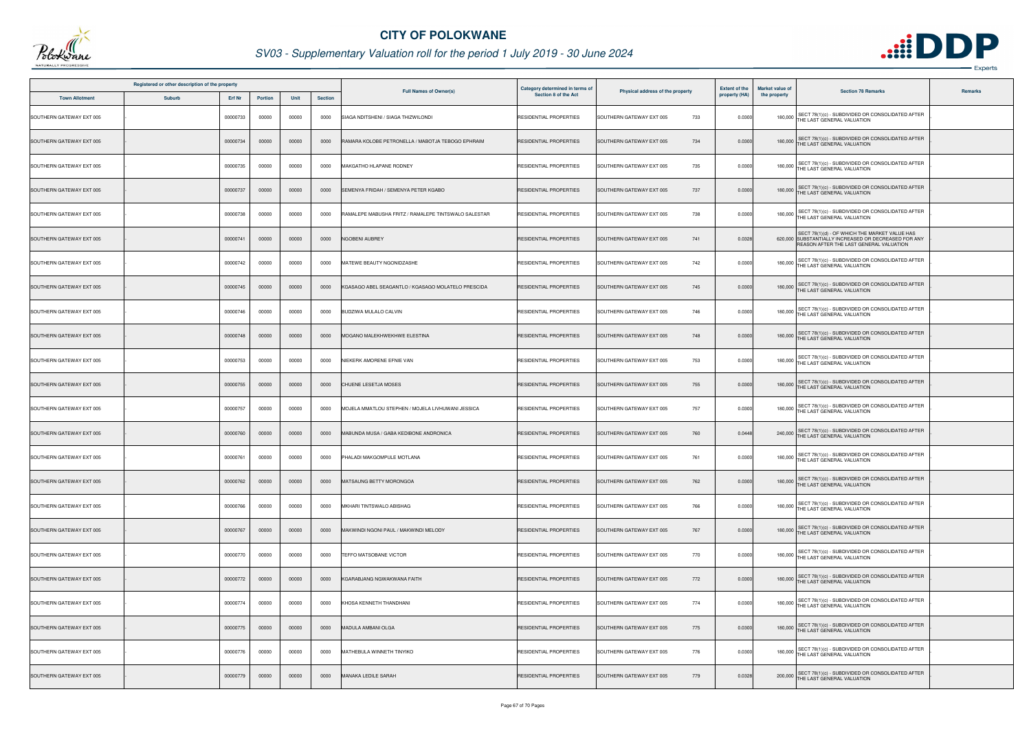# CITY OF POLOKWANE

## SV03 - Supplementary Valuation roll for the period 1 July 2019 - 30 June 2024

| Registered or other description of the property | | | | | | Full Names of Owner(s) | Category determined in terms of Section 8 of the Act | Physical address of the property | Extent of the property (HA) | Market value of the property | Section 78 Remarks | Remarks |
|---|---|---|---|---|---|---|---|---|---|---|---|---|
| Town Allotment | Suburb | Erf Nr | Portion | Unit | Section | | | | | | | |
| SOUTHERN GATEWAY EXT 005 | - | 00000733 | 00000 | 00000 | 0000 | SIAGA NDITSHENI / SIAGA THIZWILONDI | RESIDENTIAL PROPERTIES | SOUTHERN GATEWAY EXT 005 733 | 0.0300 | 180,000 | SECT 78(1)(c) - SUBDIVIDED OR CONSOLIDATED AFTER THE LAST GENERAL VALUATION | - |
| SOUTHERN GATEWAY EXT 005 | - | 00000734 | 00000 | 00000 | 0000 | RAMARA KOLOBE PETRONELLA / MABOTJA TEBOGO EPHRAIM | RESIDENTIAL PROPERTIES | SOUTHERN GATEWAY EXT 005 734 | 0.0300 | 180,000 | SECT 78(1)(c) - SUBDIVIDED OR CONSOLIDATED AFTER THE LAST GENERAL VALUATION | - |
| SOUTHERN GATEWAY EXT 005 | - | 00000735 | 00000 | 00000 | 0000 | MAKGATHO HLAPANE RODNEY | RESIDENTIAL PROPERTIES | SOUTHERN GATEWAY EXT 005 735 | 0.0300 | 180,000 | SECT 78(1)(c) - SUBDIVIDED OR CONSOLIDATED AFTER THE LAST GENERAL VALUATION | - |
| SOUTHERN GATEWAY EXT 005 | - | 00000737 | 00000 | 00000 | 0000 | SEMENYA FRIDAH / SEMENYA PETER KGABO | RESIDENTIAL PROPERTIES | SOUTHERN GATEWAY EXT 005 737 | 0.0300 | 180,000 | SECT 78(1)(c) - SUBDIVIDED OR CONSOLIDATED AFTER THE LAST GENERAL VALUATION | - |
| SOUTHERN GATEWAY EXT 005 | - | 00000738 | 00000 | 00000 | 0000 | RAMALEPE MABUSHA FRITZ / RAMALEPE TINTSWALO SALESTAR | RESIDENTIAL PROPERTIES | SOUTHERN GATEWAY EXT 005 738 | 0.0300 | 180,000 | SECT 78(1)(c) - SUBDIVIDED OR CONSOLIDATED AFTER THE LAST GENERAL VALUATION | - |
| SOUTHERN GATEWAY EXT 005 | - | 00000741 | 00000 | 00000 | 0000 | NGOBENI AUBREY | RESIDENTIAL PROPERTIES | SOUTHERN GATEWAY EXT 005 741 | 0.0328 | 620,000 | SECT 78(1)(d) - OF WHICH THE MARKET VALUE HAS SUBSTANTIALLY INCREASED OR DECREASED FOR ANY REASON AFTER THE LAST GENERAL VALUATION | - |
| SOUTHERN GATEWAY EXT 005 | - | 00000742 | 00000 | 00000 | 0000 | MATEWE BEAUTY NGONIDZASHE | RESIDENTIAL PROPERTIES | SOUTHERN GATEWAY EXT 005 742 | 0.0300 | 180,000 | SECT 78(1)(c) - SUBDIVIDED OR CONSOLIDATED AFTER THE LAST GENERAL VALUATION | - |
| SOUTHERN GATEWAY EXT 005 | - | 00000745 | 00000 | 00000 | 0000 | KGASAGO ABEL SEAGANTLO / KGASAGO MOLATELO PRESCIDA | RESIDENTIAL PROPERTIES | SOUTHERN GATEWAY EXT 005 745 | 0.0300 | 180,000 | SECT 78(1)(c) - SUBDIVIDED OR CONSOLIDATED AFTER THE LAST GENERAL VALUATION | - |
| SOUTHERN GATEWAY EXT 005 | - | 00000746 | 00000 | 00000 | 0000 | BUDZIWA MULALO CALVIN | RESIDENTIAL PROPERTIES | SOUTHERN GATEWAY EXT 005 746 | 0.0300 | 180,000 | SECT 78(1)(c) - SUBDIVIDED OR CONSOLIDATED AFTER THE LAST GENERAL VALUATION | - |
| SOUTHERN GATEWAY EXT 005 | - | 00000748 | 00000 | 00000 | 0000 | MOGANO MALEKHWEKHWE ELESTINA | RESIDENTIAL PROPERTIES | SOUTHERN GATEWAY EXT 005 748 | 0.0300 | 180,000 | SECT 78(1)(c) - SUBDIVIDED OR CONSOLIDATED AFTER THE LAST GENERAL VALUATION | - |
| SOUTHERN GATEWAY EXT 005 | - | 00000753 | 00000 | 00000 | 0000 | NIEKERK AMORENE EFNIE VAN | RESIDENTIAL PROPERTIES | SOUTHERN GATEWAY EXT 005 753 | 0.0300 | 180,000 | SECT 78(1)(c) - SUBDIVIDED OR CONSOLIDATED AFTER THE LAST GENERAL VALUATION | - |
| SOUTHERN GATEWAY EXT 005 | - | 00000755 | 00000 | 00000 | 0000 | CHUENE LESETJA MOSES | RESIDENTIAL PROPERTIES | SOUTHERN GATEWAY EXT 005 755 | 0.0300 | 180,000 | SECT 78(1)(c) - SUBDIVIDED OR CONSOLIDATED AFTER THE LAST GENERAL VALUATION | - |
| SOUTHERN GATEWAY EXT 005 | - | 00000757 | 00000 | 00000 | 0000 | MOJELA MMATLOU STEPHEN / MOJELA LIVHUWANI JESSICA | RESIDENTIAL PROPERTIES | SOUTHERN GATEWAY EXT 005 757 | 0.0300 | 180,000 | SECT 78(1)(c) - SUBDIVIDED OR CONSOLIDATED AFTER THE LAST GENERAL VALUATION | - |
| SOUTHERN GATEWAY EXT 005 | - | 00000760 | 00000 | 00000 | 0000 | MABUNDA MUSA / GABA KEDIBONE ANDRONICA | RESIDENTIAL PROPERTIES | SOUTHERN GATEWAY EXT 005 760 | 0.0448 | 240,000 | SECT 78(1)(c) - SUBDIVIDED OR CONSOLIDATED AFTER THE LAST GENERAL VALUATION | - |
| SOUTHERN GATEWAY EXT 005 | - | 00000761 | 00000 | 00000 | 0000 | PHALADI MAKGOMPULE MOTLANA | RESIDENTIAL PROPERTIES | SOUTHERN GATEWAY EXT 005 761 | 0.0300 | 180,000 | SECT 78(1)(c) - SUBDIVIDED OR CONSOLIDATED AFTER THE LAST GENERAL VALUATION | - |
| SOUTHERN GATEWAY EXT 005 | - | 00000762 | 00000 | 00000 | 0000 | MATSAUNG BETTY MORONGOA | RESIDENTIAL PROPERTIES | SOUTHERN GATEWAY EXT 005 762 | 0.0300 | 180,000 | SECT 78(1)(c) - SUBDIVIDED OR CONSOLIDATED AFTER THE LAST GENERAL VALUATION | - |
| SOUTHERN GATEWAY EXT 005 | - | 00000766 | 00000 | 00000 | 0000 | MKHARI TINTSWALO ABISHAG | RESIDENTIAL PROPERTIES | SOUTHERN GATEWAY EXT 005 766 | 0.0300 | 180,000 | SECT 78(1)(c) - SUBDIVIDED OR CONSOLIDATED AFTER THE LAST GENERAL VALUATION | - |
| SOUTHERN GATEWAY EXT 005 | - | 00000767 | 00000 | 00000 | 0000 | MAKWINDI NGONI PAUL / MAKWINDI MELODY | RESIDENTIAL PROPERTIES | SOUTHERN GATEWAY EXT 005 767 | 0.0300 | 180,000 | SECT 78(1)(c) - SUBDIVIDED OR CONSOLIDATED AFTER THE LAST GENERAL VALUATION | - |
| SOUTHERN GATEWAY EXT 005 | - | 00000770 | 00000 | 00000 | 0000 | TEFFO MATSOBANE VICTOR | RESIDENTIAL PROPERTIES | SOUTHERN GATEWAY EXT 005 770 | 0.0300 | 180,000 | SECT 78(1)(c) - SUBDIVIDED OR CONSOLIDATED AFTER THE LAST GENERAL VALUATION | - |
| SOUTHERN GATEWAY EXT 005 | - | 00000772 | 00000 | 00000 | 0000 | KGARABJANG NGWAKWANA FAITH | RESIDENTIAL PROPERTIES | SOUTHERN GATEWAY EXT 005 772 | 0.0300 | 180,000 | SECT 78(1)(c) - SUBDIVIDED OR CONSOLIDATED AFTER THE LAST GENERAL VALUATION | - |
| SOUTHERN GATEWAY EXT 005 | - | 00000774 | 00000 | 00000 | 0000 | KHOSA KENNETH THANDHANI | RESIDENTIAL PROPERTIES | SOUTHERN GATEWAY EXT 005 774 | 0.0300 | 180,000 | SECT 78(1)(c) - SUBDIVIDED OR CONSOLIDATED AFTER THE LAST GENERAL VALUATION | - |
| SOUTHERN GATEWAY EXT 005 | - | 00000775 | 00000 | 00000 | 0000 | MADULA AMBANI OLGA | RESIDENTIAL PROPERTIES | SOUTHERN GATEWAY EXT 005 775 | 0.0300 | 180,000 | SECT 78(1)(c) - SUBDIVIDED OR CONSOLIDATED AFTER THE LAST GENERAL VALUATION | - |
| SOUTHERN GATEWAY EXT 005 | - | 00000776 | 00000 | 00000 | 0000 | MATHEBULA WINNETH TINYIKO | RESIDENTIAL PROPERTIES | SOUTHERN GATEWAY EXT 005 776 | 0.0300 | 180,000 | SECT 78(1)(c) - SUBDIVIDED OR CONSOLIDATED AFTER THE LAST GENERAL VALUATION | - |
| SOUTHERN GATEWAY EXT 005 | - | 00000779 | 00000 | 00000 | 0000 | MANAKA LEDILE SARAH | RESIDENTIAL PROPERTIES | SOUTHERN GATEWAY EXT 005 779 | 0.0328 | 200,000 | SECT 78(1)(c) - SUBDIVIDED OR CONSOLIDATED AFTER THE LAST GENERAL VALUATION | - |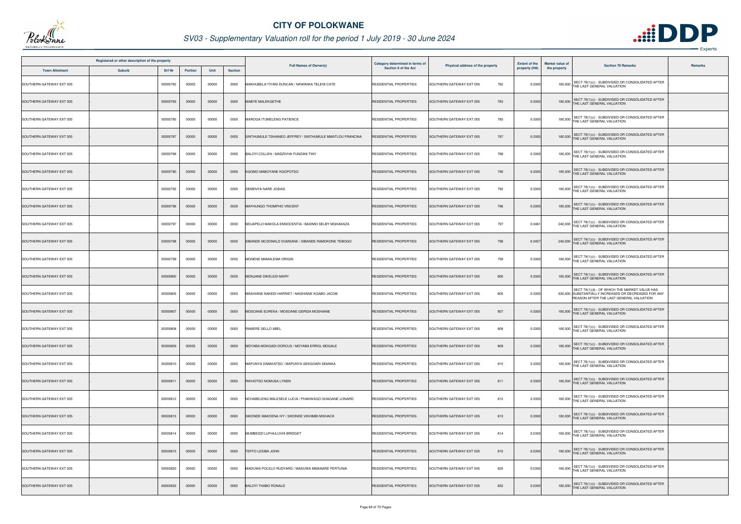# CITY OF POLOKWANE

## SV03 - Supplementary Valuation roll for the period 1 July 2019 - 30 June 2024

| Registered or other description of the property | | | | | | Full Names of Owner(s) | Category determined in terms of Section 8 of the Act | Physical address of the property | Extent of the property (HA) | Market value of the property | Section 78 Remarks | Remarks |
|---|---|---|---|---|---|---|---|---|---|---|---|---|
| Town Allotment | Suburb | Erf Nr | Portion | Unit | Section | | | | | | | |
| SOUTHERN GATEWAY EXT 005 | - | 00000782 | 00000 | 00000 | 0000 | MAKHUBELA TIYANI DUNCAN / NKWINIKA TELENI CATE | RESIDENTIAL PROPERTIES | SOUTHERN GATEWAY EXT 005 782 | 0.0300 | 180,000 | SECT 78(1)(c) - SUBDIVIDED OR CONSOLIDATED AFTER THE LAST GENERAL VALUATION | . |
| SOUTHERN GATEWAY EXT 005 | - | 00000783 | 00000 | 00000 | 0000 | MABYE MALEKGETHE | RESIDENTIAL PROPERTIES | SOUTHERN GATEWAY EXT 005 783 | 0.0300 | 180,000 | SECT 78(1)(c) - SUBDIVIDED OR CONSOLIDATED AFTER THE LAST GENERAL VALUATION | . |
| SOUTHERN GATEWAY EXT 005 | - | 00000785 | 00000 | 00000 | 0000 | MAROGA ITUMELENG PATIENCE | RESIDENTIAL PROPERTIES | SOUTHERN GATEWAY EXT 005 785 | 0.0300 | 180,000 | SECT 78(1)(c) - SUBDIVIDED OR CONSOLIDATED AFTER THE LAST GENERAL VALUATION | . |
| SOUTHERN GATEWAY EXT 005 | - | 00000787 | 00000 | 00000 | 0000 | SINTHUMULE TSHIANEO JEFFREY / SINTHUMULE MMATLOU FRANCINA | RESIDENTIAL PROPERTIES | SOUTHERN GATEWAY EXT 005 787 | 0.0300 | 180,000 | SECT 78(1)(c) - SUBDIVIDED OR CONSOLIDATED AFTER THE LAST GENERAL VALUATION | . |
| SOUTHERN GATEWAY EXT 005 | - | 00000788 | 00000 | 00000 | 0000 | BALOYI COLLEN / MADZIVHA FUNZANI TINY | RESIDENTIAL PROPERTIES | SOUTHERN GATEWAY EXT 005 788 | 0.0300 | 180,000 | SECT 78(1)(c) - SUBDIVIDED OR CONSOLIDATED AFTER THE LAST GENERAL VALUATION | . |
| SOUTHERN GATEWAY EXT 005 | - | 00000790 | 00000 | 00000 | 0000 | KGOMO MABOYANE KGOPOTSO | RESIDENTIAL PROPERTIES | SOUTHERN GATEWAY EXT 005 790 | 0.0300 | 180,000 | SECT 78(1)(c) - SUBDIVIDED OR CONSOLIDATED AFTER THE LAST GENERAL VALUATION | . |
| SOUTHERN GATEWAY EXT 005 | - | 00000792 | 00000 | 00000 | 0000 | SEMENYA NARE JOSIAS | RESIDENTIAL PROPERTIES | SOUTHERN GATEWAY EXT 005 792 | 0.0300 | 180,000 | SECT 78(1)(c) - SUBDIVIDED OR CONSOLIDATED AFTER THE LAST GENERAL VALUATION | . |
| SOUTHERN GATEWAY EXT 005 | - | 00000796 | 00000 | 00000 | 0000 | MAFHUNGO THOMPHO VINCENT | RESIDENTIAL PROPERTIES | SOUTHERN GATEWAY EXT 005 796 | 0.0300 | 180,000 | SECT 78(1)(c) - SUBDIVIDED OR CONSOLIDATED AFTER THE LAST GENERAL VALUATION | . |
| SOUTHERN GATEWAY EXT 005 | - | 00000797 | 00000 | 00000 | 0000 | MOJAPELO MAKOLA ENNOCENTIA / BADIMO SELBY MOHAKAZA | RESIDENTIAL PROPERTIES | SOUTHERN GATEWAY EXT 005 797 | 0.0461 | 240,000 | SECT 78(1)(c) - SUBDIVIDED OR CONSOLIDATED AFTER THE LAST GENERAL VALUATION | . |
| SOUTHERN GATEWAY EXT 005 | - | 00000798 | 00000 | 00000 | 0000 | SIBANDE MCDONALD DUMSANE / SIBANDE RAMOKONE TEBOGO | RESIDENTIAL PROPERTIES | SOUTHERN GATEWAY EXT 005 798 | 0.0457 | 240,000 | SECT 78(1)(c) - SUBDIVIDED OR CONSOLIDATED AFTER THE LAST GENERAL VALUATION | . |
| SOUTHERN GATEWAY EXT 005 | - | 00000799 | 00000 | 00000 | 0000 | MONENE MAMALEMA ORIGIN | RESIDENTIAL PROPERTIES | SOUTHERN GATEWAY EXT 005 799 | 0.0300 | 180,000 | SECT 78(1)(c) - SUBDIVIDED OR CONSOLIDATED AFTER THE LAST GENERAL VALUATION | . |
| SOUTHERN GATEWAY EXT 005 | - | 00000800 | 00000 | 00000 | 0000 | MONJANE DIKELEDI MARY | RESIDENTIAL PROPERTIES | SOUTHERN GATEWAY EXT 005 800 | 0.0300 | 180,000 | SECT 78(1)(c) - SUBDIVIDED OR CONSOLIDATED AFTER THE LAST GENERAL VALUATION | . |
| SOUTHERN GATEWAY EXT 005 | - | 00000805 | 00000 | 00000 | 0000 | MASHIANE NAKEDI HARRIET / MASHIANE KGABO JACOB | RESIDENTIAL PROPERTIES | SOUTHERN GATEWAY EXT 005 805 | 0.0300 | 630,000 | SECT 78(1)(d) - OF WHICH THE MARKET VALUE HAS SUBSTANTIALLY INCREASED OR DECREASED FOR ANY REASON AFTER THE LAST GENERAL VALUATION | . |
| SOUTHERN GATEWAY EXT 005 | - | 00000807 | 00000 | 00000 | 0000 | MOSOANE EUREKA / MOSOANE GERIDA MOSHIANE | RESIDENTIAL PROPERTIES | SOUTHERN GATEWAY EXT 005 807 | 0.0300 | 180,000 | SECT 78(1)(c) - SUBDIVIDED OR CONSOLIDATED AFTER THE LAST GENERAL VALUATION | . |
| SOUTHERN GATEWAY EXT 005 | - | 00000808 | 00000 | 00000 | 0000 | RAMERE SELLO ABEL | RESIDENTIAL PROPERTIES | SOUTHERN GATEWAY EXT 005 808 | 0.0300 | 180,000 | SECT 78(1)(c) - SUBDIVIDED OR CONSOLIDATED AFTER THE LAST GENERAL VALUATION | . |
| SOUTHERN GATEWAY EXT 005 | - | 00000809 | 00000 | 00000 | 0000 | MOYABA MOKGADI DORCUS / MOYABA ERROL MOGALE | RESIDENTIAL PROPERTIES | SOUTHERN GATEWAY EXT 005 809 | 0.0300 | 180,000 | SECT 78(1)(c) - SUBDIVIDED OR CONSOLIDATED AFTER THE LAST GENERAL VALUATION | . |
| SOUTHERN GATEWAY EXT 005 | - | 00000810 | 00000 | 00000 | 0000 | MAPUNYA DIMAKATSO / MAPUNYA SEKGOARI SEMAKA | RESIDENTIAL PROPERTIES | SOUTHERN GATEWAY EXT 005 810 | 0.0300 | 180,000 | SECT 78(1)(c) - SUBDIVIDED OR CONSOLIDATED AFTER THE LAST GENERAL VALUATION | . |
| SOUTHERN GATEWAY EXT 005 | - | 00000811 | 00000 | 00000 | 0000 | RIKHOTSO NOMUSA LYNEN | RESIDENTIAL PROPERTIES | SOUTHERN GATEWAY EXT 005 811 | 0.0300 | 180,000 | SECT 78(1)(c) - SUBDIVIDED OR CONSOLIDATED AFTER THE LAST GENERAL VALUATION | . |
| SOUTHERN GATEWAY EXT 005 | - | 00000812 | 00000 | 00000 | 0000 | NCHABELENG MALESELE LUCIA / PHAKWAGO GHAGANE LONARD | RESIDENTIAL PROPERTIES | SOUTHERN GATEWAY EXT 005 812 | 0.0300 | 180,000 | SECT 78(1)(c) - SUBDIVIDED OR CONSOLIDATED AFTER THE LAST GENERAL VALUATION | . |
| SOUTHERN GATEWAY EXT 005 | - | 00000813 | 00000 | 00000 | 0000 | SIKONDE MAKOENA IVY / SIKONDE VIKHIMBI MISHACK | RESIDENTIAL PROPERTIES | SOUTHERN GATEWAY EXT 005 813 | 0.0300 | 180,000 | SECT 78(1)(c) - SUBDIVIDED OR CONSOLIDATED AFTER THE LAST GENERAL VALUATION | . |
| SOUTHERN GATEWAY EXT 005 | - | 00000814 | 00000 | 00000 | 0000 | MUMBEDZI LUFHULUVHI BRIDGET | RESIDENTIAL PROPERTIES | SOUTHERN GATEWAY EXT 005 814 | 0.0300 | 180,000 | SECT 78(1)(c) - SUBDIVIDED OR CONSOLIDATED AFTER THE LAST GENERAL VALUATION | . |
| SOUTHERN GATEWAY EXT 005 | - | 00000815 | 00000 | 00000 | 0000 | TEFFO LESIBA JOHN | RESIDENTIAL PROPERTIES | SOUTHERN GATEWAY EXT 005 815 | 0.0300 | 180,000 | SECT 78(1)(c) - SUBDIVIDED OR CONSOLIDATED AFTER THE LAST GENERAL VALUATION | . |
| SOUTHERN GATEWAY EXT 005 | - | 00000820 | 00000 | 00000 | 0000 | MADUWA POLELO RUDYARD / MADUWA MMANARE PERTUNIA | RESIDENTIAL PROPERTIES | SOUTHERN GATEWAY EXT 005 820 | 0.0300 | 180,000 | SECT 78(1)(c) - SUBDIVIDED OR CONSOLIDATED AFTER THE LAST GENERAL VALUATION | . |
| SOUTHERN GATEWAY EXT 005 | - | 00000832 | 00000 | 00000 | 0000 | BALOYI THABO RONALD | RESIDENTIAL PROPERTIES | SOUTHERN GATEWAY EXT 005 832 | 0.0300 | 180,000 | SECT 78(1)(c) - SUBDIVIDED OR CONSOLIDATED AFTER THE LAST GENERAL VALUATION | . |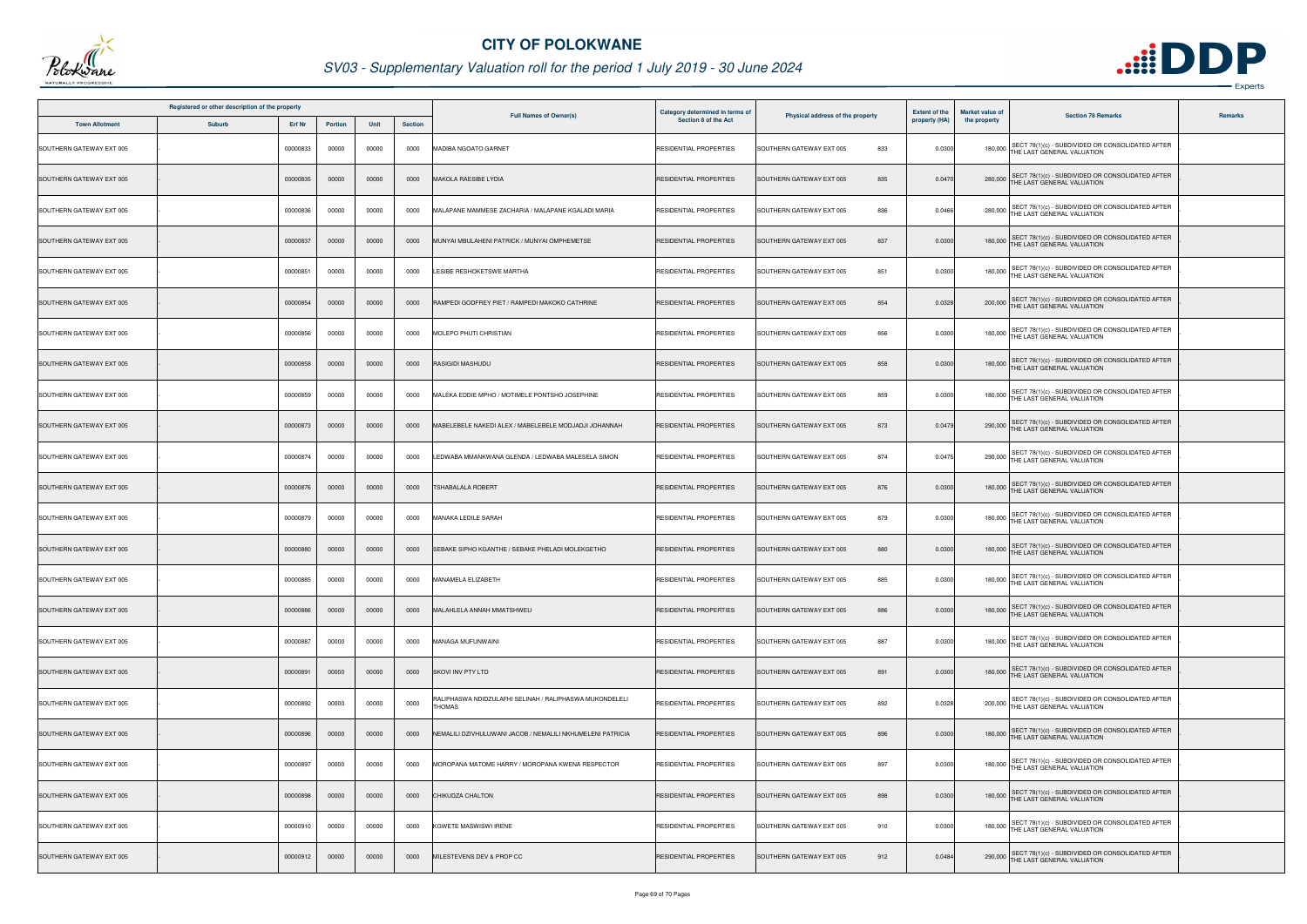# CITY OF POLOKWANE

## SV03 - Supplementary Valuation roll for the period 1 July 2019 - 30 June 2024

| Registered or other description of the property | | | | | | Full Names of Owner(s) | Category determined in terms of Section 8 of the Act | Physical address of the property | Extent of the property (HA) | Market value of the property | Section 78 Remarks | Remarks |
|---|---|---|---|---|---|---|---|---|---|---|---|---|
| Town Allotment | Suburb | Erf Nr | Portion | Unit | Section | | | | | | | |
| SOUTHERN GATEWAY EXT 005 | - | 00000833 | 00000 | 00000 | 0000 | MADIBA NGOATO GARNET | RESIDENTIAL PROPERTIES | SOUTHERN GATEWAY EXT 005 833 | 0.0300 | 180,000 | SECT 78(1)(c) - SUBDIVIDED OR CONSOLIDATED AFTER THE LAST GENERAL VALUATION | - |
| SOUTHERN GATEWAY EXT 005 | - | 00000835 | 00000 | 00000 | 0000 | MAKOLA RAESIBE LYDIA | RESIDENTIAL PROPERTIES | SOUTHERN GATEWAY EXT 005 835 | 0.0470 | 280,000 | SECT 78(1)(c) - SUBDIVIDED OR CONSOLIDATED AFTER THE LAST GENERAL VALUATION | - |
| SOUTHERN GATEWAY EXT 005 | - | 00000836 | 00000 | 00000 | 0000 | MALAPANE MAMMESE ZACHARIA / MALAPANE KGALADI MARIA | RESIDENTIAL PROPERTIES | SOUTHERN GATEWAY EXT 005 836 | 0.0466 | 280,000 | SECT 78(1)(c) - SUBDIVIDED OR CONSOLIDATED AFTER THE LAST GENERAL VALUATION | - |
| SOUTHERN GATEWAY EXT 005 | - | 00000837 | 00000 | 00000 | 0000 | MUNYAI MBULAHENI PATRICK / MUNYAI OMPHEMETSE | RESIDENTIAL PROPERTIES | SOUTHERN GATEWAY EXT 005 837 | 0.0300 | 180,000 | SECT 78(1)(c) - SUBDIVIDED OR CONSOLIDATED AFTER THE LAST GENERAL VALUATION | - |
| SOUTHERN GATEWAY EXT 005 | - | 00000851 | 00000 | 00000 | 0000 | LESIBE RESHOKETSWE MARTHA | RESIDENTIAL PROPERTIES | SOUTHERN GATEWAY EXT 005 851 | 0.0300 | 180,000 | SECT 78(1)(c) - SUBDIVIDED OR CONSOLIDATED AFTER THE LAST GENERAL VALUATION | - |
| SOUTHERN GATEWAY EXT 005 | - | 00000854 | 00000 | 00000 | 0000 | RAMPEDI GODFREY PIET / RAMPEDI MAKOKO CATHRINE | RESIDENTIAL PROPERTIES | SOUTHERN GATEWAY EXT 005 854 | 0.0328 | 200,000 | SECT 78(1)(c) - SUBDIVIDED OR CONSOLIDATED AFTER THE LAST GENERAL VALUATION | - |
| SOUTHERN GATEWAY EXT 005 | - | 00000856 | 00000 | 00000 | 0000 | MOLEPO PHUTI CHRISTIAN | RESIDENTIAL PROPERTIES | SOUTHERN GATEWAY EXT 005 856 | 0.0300 | 180,000 | SECT 78(1)(c) - SUBDIVIDED OR CONSOLIDATED AFTER THE LAST GENERAL VALUATION | - |
| SOUTHERN GATEWAY EXT 005 | - | 00000858 | 00000 | 00000 | 0000 | RASIGIDI MASHUDU | RESIDENTIAL PROPERTIES | SOUTHERN GATEWAY EXT 005 858 | 0.0300 | 180,000 | SECT 78(1)(c) - SUBDIVIDED OR CONSOLIDATED AFTER THE LAST GENERAL VALUATION | - |
| SOUTHERN GATEWAY EXT 005 | - | 00000859 | 00000 | 00000 | 0000 | MALEKA EDDIE MPHO / MOTIMELE PONTSHO JOSEPHINE | RESIDENTIAL PROPERTIES | SOUTHERN GATEWAY EXT 005 859 | 0.0300 | 180,000 | SECT 78(1)(c) - SUBDIVIDED OR CONSOLIDATED AFTER THE LAST GENERAL VALUATION | - |
| SOUTHERN GATEWAY EXT 005 | - | 00000873 | 00000 | 00000 | 0000 | MABELEBELE NAKEDI ALEX / MABELEBELE MODJADJI JOHANNAH | RESIDENTIAL PROPERTIES | SOUTHERN GATEWAY EXT 005 873 | 0.0479 | 290,000 | SECT 78(1)(c) - SUBDIVIDED OR CONSOLIDATED AFTER THE LAST GENERAL VALUATION | - |
| SOUTHERN GATEWAY EXT 005 | - | 00000874 | 00000 | 00000 | 0000 | LEDWABA MMANKWANA GLENDA / LEDWABA MALESELA SIMON | RESIDENTIAL PROPERTIES | SOUTHERN GATEWAY EXT 005 874 | 0.0475 | 290,000 | SECT 78(1)(c) - SUBDIVIDED OR CONSOLIDATED AFTER THE LAST GENERAL VALUATION | - |
| SOUTHERN GATEWAY EXT 005 | - | 00000876 | 00000 | 00000 | 0000 | TSHABALALA ROBERT | RESIDENTIAL PROPERTIES | SOUTHERN GATEWAY EXT 005 876 | 0.0300 | 180,000 | SECT 78(1)(c) - SUBDIVIDED OR CONSOLIDATED AFTER THE LAST GENERAL VALUATION | - |
| SOUTHERN GATEWAY EXT 005 | - | 00000879 | 00000 | 00000 | 0000 | MANAKA LEDILE SARAH | RESIDENTIAL PROPERTIES | SOUTHERN GATEWAY EXT 005 879 | 0.0300 | 180,000 | SECT 78(1)(c) - SUBDIVIDED OR CONSOLIDATED AFTER THE LAST GENERAL VALUATION | - |
| SOUTHERN GATEWAY EXT 005 | - | 00000880 | 00000 | 00000 | 0000 | SEBAKE SIPHO KGANTHE / SEBAKE PHELADI MOLEKGETHO | RESIDENTIAL PROPERTIES | SOUTHERN GATEWAY EXT 005 880 | 0.0300 | 180,000 | SECT 78(1)(c) - SUBDIVIDED OR CONSOLIDATED AFTER THE LAST GENERAL VALUATION | - |
| SOUTHERN GATEWAY EXT 005 | - | 00000885 | 00000 | 00000 | 0000 | MANAMELA ELIZABETH | RESIDENTIAL PROPERTIES | SOUTHERN GATEWAY EXT 005 885 | 0.0300 | 180,000 | SECT 78(1)(c) - SUBDIVIDED OR CONSOLIDATED AFTER THE LAST GENERAL VALUATION | - |
| SOUTHERN GATEWAY EXT 005 | - | 00000886 | 00000 | 00000 | 0000 | MALAHLELA ANNAH MMATSHWEU | RESIDENTIAL PROPERTIES | SOUTHERN GATEWAY EXT 005 886 | 0.0300 | 180,000 | SECT 78(1)(c) - SUBDIVIDED OR CONSOLIDATED AFTER THE LAST GENERAL VALUATION | - |
| SOUTHERN GATEWAY EXT 005 | - | 00000887 | 00000 | 00000 | 0000 | MANAGA MUFUNWAINI | RESIDENTIAL PROPERTIES | SOUTHERN GATEWAY EXT 005 887 | 0.0300 | 180,000 | SECT 78(1)(c) - SUBDIVIDED OR CONSOLIDATED AFTER THE LAST GENERAL VALUATION | - |
| SOUTHERN GATEWAY EXT 005 | - | 00000891 | 00000 | 00000 | 0000 | SKOVI INV PTY LTD | RESIDENTIAL PROPERTIES | SOUTHERN GATEWAY EXT 005 891 | 0.0300 | 180,000 | SECT 78(1)(c) - SUBDIVIDED OR CONSOLIDATED AFTER THE LAST GENERAL VALUATION | - |
| SOUTHERN GATEWAY EXT 005 | - | 00000892 | 00000 | 00000 | 0000 | RALIPHASWA NDIDZULAFHI SELINAH / RALIPHASWA MUKONDELELI THOMAS | RESIDENTIAL PROPERTIES | SOUTHERN GATEWAY EXT 005 892 | 0.0328 | 200,000 | SECT 78(1)(c) - SUBDIVIDED OR CONSOLIDATED AFTER THE LAST GENERAL VALUATION | - |
| SOUTHERN GATEWAY EXT 005 | - | 00000896 | 00000 | 00000 | 0000 | NEMALILI DZIVHULUWANI JACOB / NEMALILI NKHUMELENI PATRICIA | RESIDENTIAL PROPERTIES | SOUTHERN GATEWAY EXT 005 896 | 0.0300 | 180,000 | SECT 78(1)(c) - SUBDIVIDED OR CONSOLIDATED AFTER THE LAST GENERAL VALUATION | - |
| SOUTHERN GATEWAY EXT 005 | - | 00000897 | 00000 | 00000 | 0000 | MOROPANA MATOME HARRY / MOROPANA KWENA RESPECTOR | RESIDENTIAL PROPERTIES | SOUTHERN GATEWAY EXT 005 897 | 0.0300 | 180,000 | SECT 78(1)(c) - SUBDIVIDED OR CONSOLIDATED AFTER THE LAST GENERAL VALUATION | - |
| SOUTHERN GATEWAY EXT 005 | - | 00000898 | 00000 | 00000 | 0000 | CHIKUDZA CHALTON | RESIDENTIAL PROPERTIES | SOUTHERN GATEWAY EXT 005 898 | 0.0300 | 180,000 | SECT 78(1)(c) - SUBDIVIDED OR CONSOLIDATED AFTER THE LAST GENERAL VALUATION | - |
| SOUTHERN GATEWAY EXT 005 | - | 00000910 | 00000 | 00000 | 0000 | KGWETE MASWISWI IRENE | RESIDENTIAL PROPERTIES | SOUTHERN GATEWAY EXT 005 910 | 0.0300 | 180,000 | SECT 78(1)(c) - SUBDIVIDED OR CONSOLIDATED AFTER THE LAST GENERAL VALUATION | - |
| SOUTHERN GATEWAY EXT 005 | - | 00000912 | 00000 | 00000 | 0000 | MILESTEVENS DEV & PROP CC | RESIDENTIAL PROPERTIES | SOUTHERN GATEWAY EXT 005 912 | 0.0484 | 290,000 | SECT 78(1)(c) - SUBDIVIDED OR CONSOLIDATED AFTER THE LAST GENERAL VALUATION | - |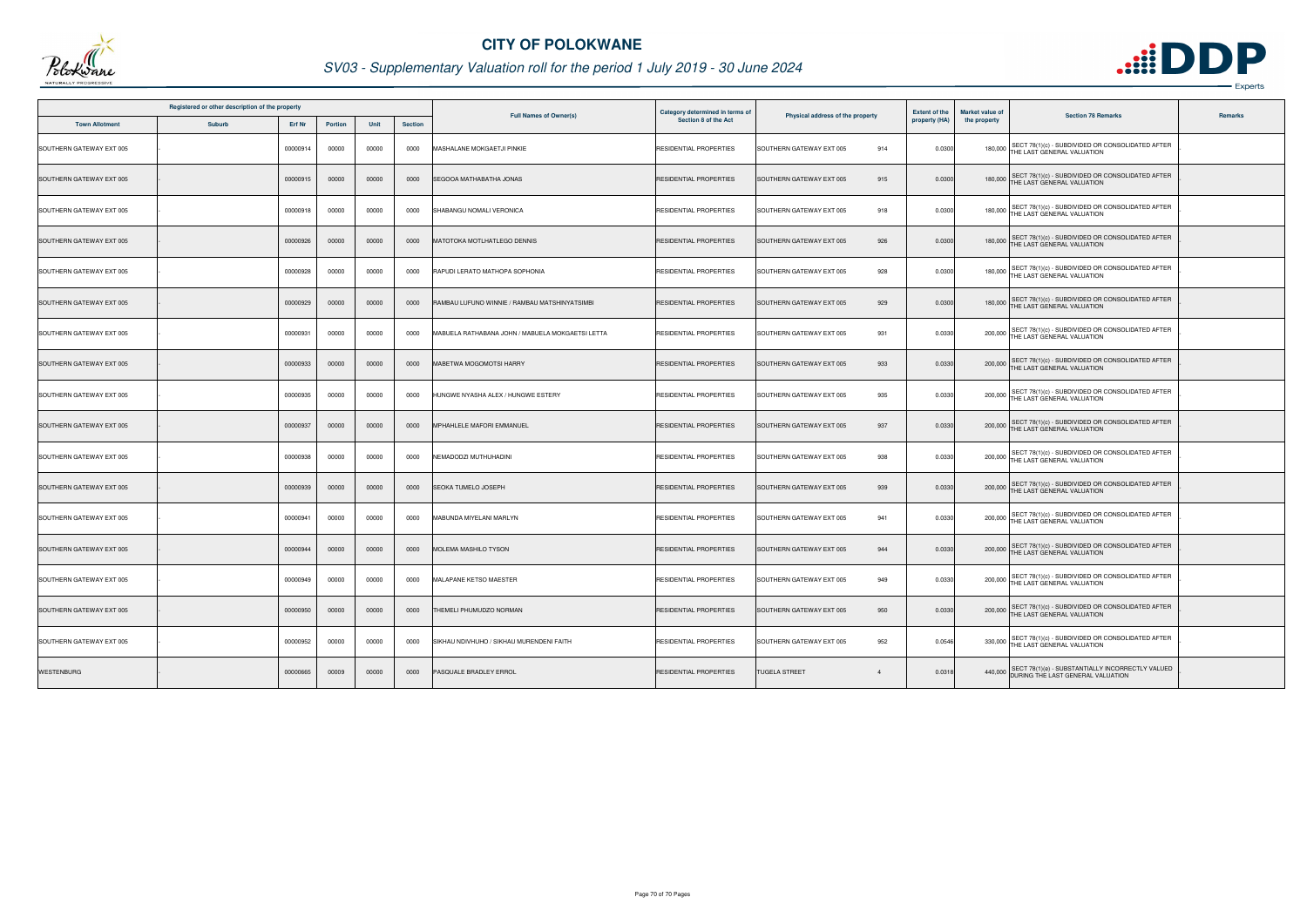# CITY OF POLOKWANE

## SV03 - Supplementary Valuation roll for the period 1 July 2019 - 30 June 2024

| Registered or other description of the property | | | | | | Full Names of Owner(s) | Category determined in terms of Section 8 of the Act | Physical address of the property | Extent of the property (HA) | Market value of the property | Section 78 Remarks | Remarks |
|---|---|---|---|---|---|---|---|---|---|---|---|---|
| Town Allotment | Suburb | Erf Nr | Portion | Unit | Section | | | | | | | |
| SOUTHERN GATEWAY EXT 005 | - | 00000914 | 00000 | 00000 | 0000 | MASHALANE MOKGAETJI PINKIE | RESIDENTIAL PROPERTIES | SOUTHERN GATEWAY EXT 005 914 | 0.0300 | 180,000 | SECT 78(1)(c) - SUBDIVIDED OR CONSOLIDATED AFTER THE LAST GENERAL VALUATION | - |
| SOUTHERN GATEWAY EXT 005 | - | 00000915 | 00000 | 00000 | 0000 | SEGOOA MATHABATHA JONAS | RESIDENTIAL PROPERTIES | SOUTHERN GATEWAY EXT 005 915 | 0.0300 | 180,000 | SECT 78(1)(c) - SUBDIVIDED OR CONSOLIDATED AFTER THE LAST GENERAL VALUATION | - |
| SOUTHERN GATEWAY EXT 005 | - | 00000918 | 00000 | 00000 | 0000 | SHABANGU NOMALI VERONICA | RESIDENTIAL PROPERTIES | SOUTHERN GATEWAY EXT 005 918 | 0.0300 | 180,000 | SECT 78(1)(c) - SUBDIVIDED OR CONSOLIDATED AFTER THE LAST GENERAL VALUATION | - |
| SOUTHERN GATEWAY EXT 005 | - | 00000926 | 00000 | 00000 | 0000 | MATOTOKA MOTLHATLEGO DENNIS | RESIDENTIAL PROPERTIES | SOUTHERN GATEWAY EXT 005 926 | 0.0300 | 180,000 | SECT 78(1)(c) - SUBDIVIDED OR CONSOLIDATED AFTER THE LAST GENERAL VALUATION | - |
| SOUTHERN GATEWAY EXT 005 | - | 00000928 | 00000 | 00000 | 0000 | RAPUDI LERATO MATHOPA SOPHONIA | RESIDENTIAL PROPERTIES | SOUTHERN GATEWAY EXT 005 928 | 0.0300 | 180,000 | SECT 78(1)(c) - SUBDIVIDED OR CONSOLIDATED AFTER THE LAST GENERAL VALUATION | - |
| SOUTHERN GATEWAY EXT 005 | - | 00000929 | 00000 | 00000 | 0000 | RAMBAU LUFUNO WINNIE / RAMBAU MATSHINYATSIMBI | RESIDENTIAL PROPERTIES | SOUTHERN GATEWAY EXT 005 929 | 0.0300 | 180,000 | SECT 78(1)(c) - SUBDIVIDED OR CONSOLIDATED AFTER THE LAST GENERAL VALUATION | - |
| SOUTHERN GATEWAY EXT 005 | - | 00000931 | 00000 | 00000 | 0000 | MABUELA RATHABANA JOHN / MABUELA MOKGAETSI LETTA | RESIDENTIAL PROPERTIES | SOUTHERN GATEWAY EXT 005 931 | 0.0330 | 200,000 | SECT 78(1)(c) - SUBDIVIDED OR CONSOLIDATED AFTER THE LAST GENERAL VALUATION | - |
| SOUTHERN GATEWAY EXT 005 | - | 00000933 | 00000 | 00000 | 0000 | MABETWA MOGOMOTSI HARRY | RESIDENTIAL PROPERTIES | SOUTHERN GATEWAY EXT 005 933 | 0.0330 | 200,000 | SECT 78(1)(c) - SUBDIVIDED OR CONSOLIDATED AFTER THE LAST GENERAL VALUATION | - |
| SOUTHERN GATEWAY EXT 005 | - | 00000935 | 00000 | 00000 | 0000 | HUNGWE NYASHA ALEX / HUNGWE ESTERY | RESIDENTIAL PROPERTIES | SOUTHERN GATEWAY EXT 005 935 | 0.0330 | 200,000 | SECT 78(1)(c) - SUBDIVIDED OR CONSOLIDATED AFTER THE LAST GENERAL VALUATION | - |
| SOUTHERN GATEWAY EXT 005 | - | 00000937 | 00000 | 00000 | 0000 | MPHAHLELE MAFORI EMMANUEL | RESIDENTIAL PROPERTIES | SOUTHERN GATEWAY EXT 005 937 | 0.0330 | 200,000 | SECT 78(1)(c) - SUBDIVIDED OR CONSOLIDATED AFTER THE LAST GENERAL VALUATION | - |
| SOUTHERN GATEWAY EXT 005 | - | 00000938 | 00000 | 00000 | 0000 | NEMADODZI MUTHUHADINI | RESIDENTIAL PROPERTIES | SOUTHERN GATEWAY EXT 005 938 | 0.0330 | 200,000 | SECT 78(1)(c) - SUBDIVIDED OR CONSOLIDATED AFTER THE LAST GENERAL VALUATION | - |
| SOUTHERN GATEWAY EXT 005 | - | 00000939 | 00000 | 00000 | 0000 | SEOKA TUMELO JOSEPH | RESIDENTIAL PROPERTIES | SOUTHERN GATEWAY EXT 005 939 | 0.0330 | 200,000 | SECT 78(1)(c) - SUBDIVIDED OR CONSOLIDATED AFTER THE LAST GENERAL VALUATION | - |
| SOUTHERN GATEWAY EXT 005 | - | 00000941 | 00000 | 00000 | 0000 | MABUNDA MIYELANI MARLYN | RESIDENTIAL PROPERTIES | SOUTHERN GATEWAY EXT 005 941 | 0.0330 | 200,000 | SECT 78(1)(c) - SUBDIVIDED OR CONSOLIDATED AFTER THE LAST GENERAL VALUATION | - |
| SOUTHERN GATEWAY EXT 005 | - | 00000944 | 00000 | 00000 | 0000 | MOLEMA MASHILO TYSON | RESIDENTIAL PROPERTIES | SOUTHERN GATEWAY EXT 005 944 | 0.0330 | 200,000 | SECT 78(1)(c) - SUBDIVIDED OR CONSOLIDATED AFTER THE LAST GENERAL VALUATION | - |
| SOUTHERN GATEWAY EXT 005 | - | 00000949 | 00000 | 00000 | 0000 | MALAPANE KETSO MAESTER | RESIDENTIAL PROPERTIES | SOUTHERN GATEWAY EXT 005 949 | 0.0330 | 200,000 | SECT 78(1)(c) - SUBDIVIDED OR CONSOLIDATED AFTER THE LAST GENERAL VALUATION | - |
| SOUTHERN GATEWAY EXT 005 | - | 00000950 | 00000 | 00000 | 0000 | THEMELI PHUMUDZO NORMAN | RESIDENTIAL PROPERTIES | SOUTHERN GATEWAY EXT 005 950 | 0.0330 | 200,000 | SECT 78(1)(c) - SUBDIVIDED OR CONSOLIDATED AFTER THE LAST GENERAL VALUATION | - |
| SOUTHERN GATEWAY EXT 005 | - | 00000952 | 00000 | 00000 | 0000 | SIKHAU NDIVHUHO / SIKHAU MURENDENI FAITH | RESIDENTIAL PROPERTIES | SOUTHERN GATEWAY EXT 005 952 | 0.0546 | 330,000 | SECT 78(1)(c) - SUBDIVIDED OR CONSOLIDATED AFTER THE LAST GENERAL VALUATION | - |
| WESTENBURG | - | 00000665 | 00009 | 00000 | 0000 | PASQUALE BRADLEY ERROL | RESIDENTIAL PROPERTIES | TUGELA STREET 4 | 0.0318 | 440,000 | SECT 78(1)(e) - SUBSTANTIALLY INCORRECTLY VALUED DURING THE LAST GENERAL VALUATION | - |